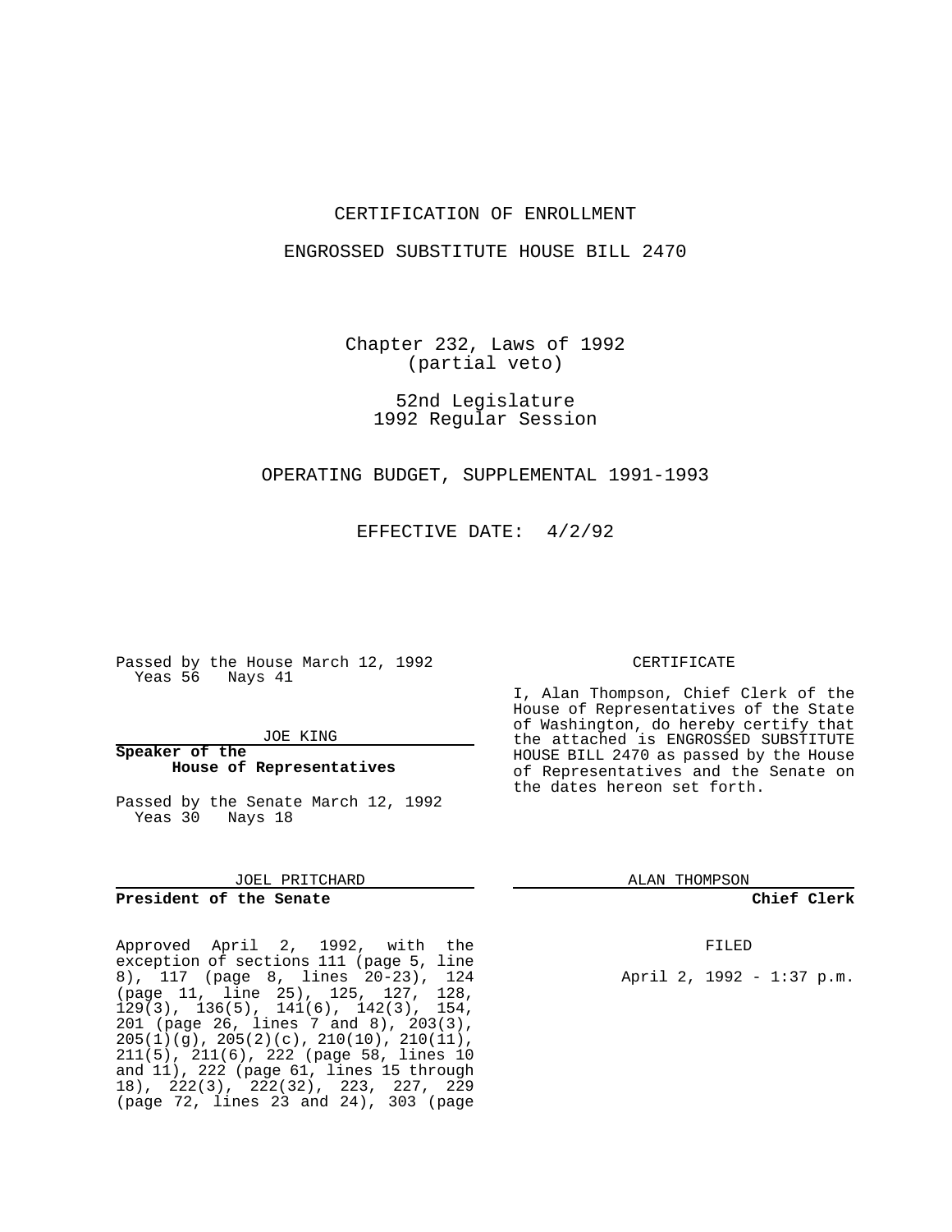# CERTIFICATION OF ENROLLMENT

## ENGROSSED SUBSTITUTE HOUSE BILL 2470

Chapter 232, Laws of 1992
(partial veto)

52nd Legislature
1992 Regular Session

OPERATING BUDGET, SUPPLEMENTAL 1991-1993

EFFECTIVE DATE: 4/2/92

Passed by the House March 12, 1992
Yeas 56 Nays 41

JOE KING

**Speaker of the House of Representatives**

Passed by the Senate March 12, 1992
Yeas 30 Nays 18

JOEL PRITCHARD

**President of the Senate**

Approved April 2, 1992, with the exception of sections 111 (page 5, line 8), 117 (page 8, lines 20-23), 124 (page 11, line 25), 125, 127, 128, 129(3), 136(5), 141(6), 142(3), 154, 201 (page 26, lines 7 and 8), 203(3), 205(1)(g), 205(2)(c), 210(10), 210(11), 211(5), 211(6), 222 (page 58, lines 10 and 11), 222 (page 61, lines 15 through 18), 222(3), 222(32), 223, 227, 229 (page 72, lines 23 and 24), 303 (page

CERTIFICATE

I, Alan Thompson, Chief Clerk of the House of Representatives of the State of Washington, do hereby certify that the attached is ENGROSSED SUBSTITUTE HOUSE BILL 2470 as passed by the House of Representatives and the Senate on the dates hereon set forth.

ALAN THOMPSON

**Chief Clerk**

FILED

April 2, 1992 - 1:37 p.m.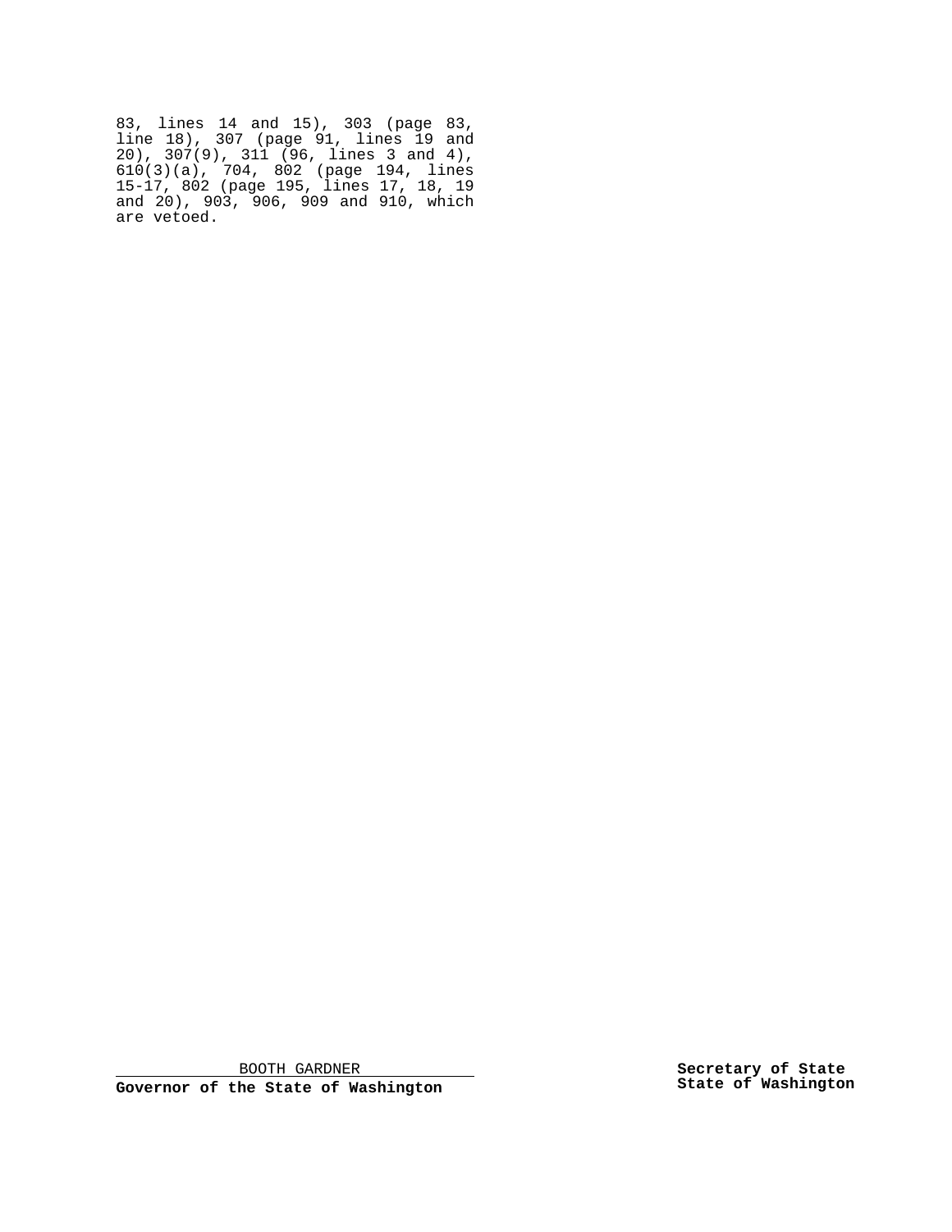83, lines 14 and 15), 303 (page 83, line 18), 307 (page 91, lines 19 and 20), 307(9), 311 (96, lines 3 and 4), 610(3)(a), 704, 802 (page 194, lines 15-17, 802 (page 195, lines 17, 18, 19 and 20), 903, 906, 909 and 910, which are vetoed.

BOOTH GARDNER

**Governor of the State of Washington**

**Secretary of State**
**State of Washington**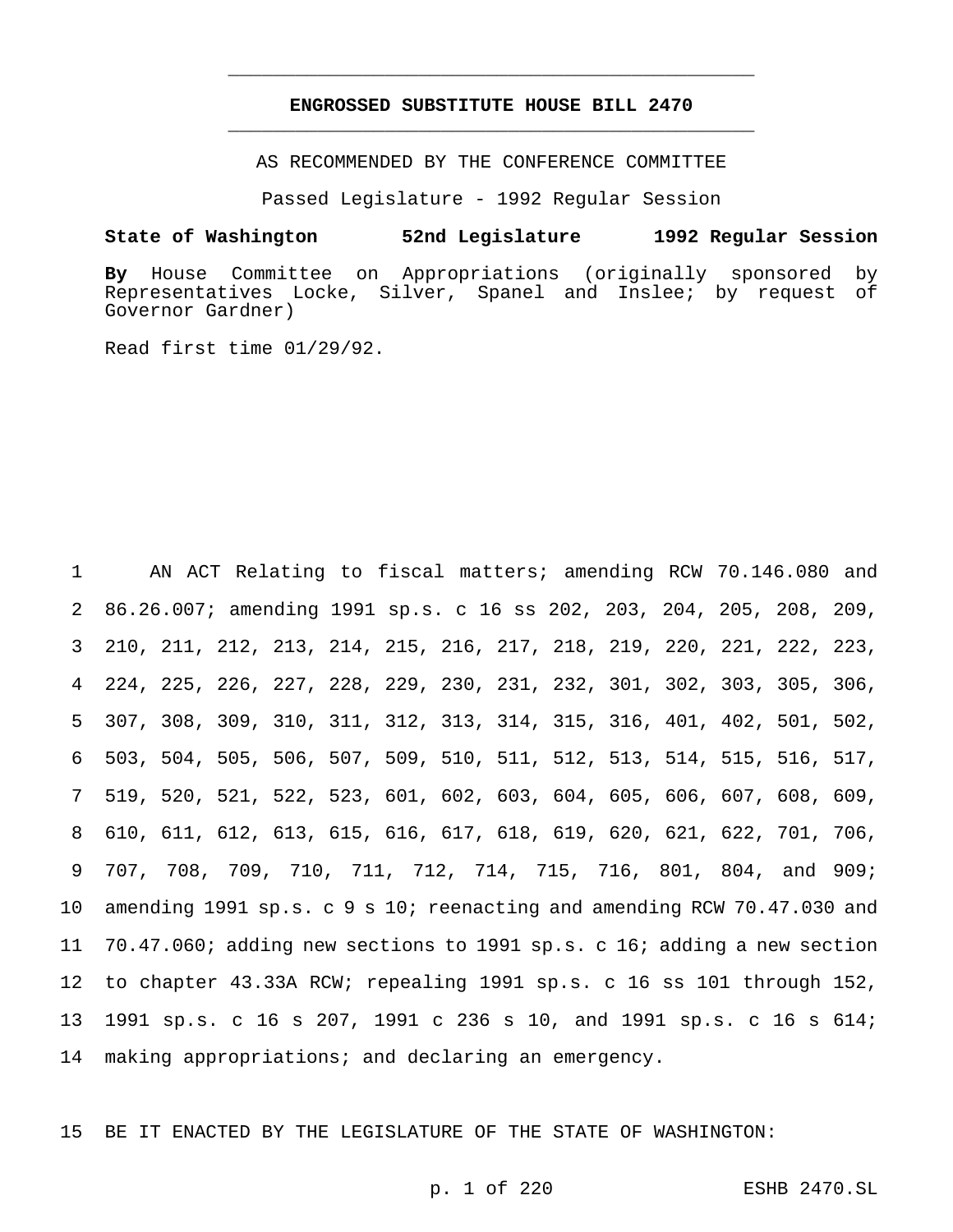# ENGROSSED SUBSTITUTE HOUSE BILL 2470

AS RECOMMENDED BY THE CONFERENCE COMMITTEE

Passed Legislature - 1992 Regular Session

**State of Washington 52nd Legislature 1992 Regular Session**

**By** House Committee on Appropriations (originally sponsored by Representatives Locke, Silver, Spanel and Inslee; by request of Governor Gardner)

Read first time 01/29/92.

AN ACT Relating to fiscal matters; amending RCW 70.146.080 and 86.26.007; amending 1991 sp.s. c 16 ss 202, 203, 204, 205, 208, 209, 210, 211, 212, 213, 214, 215, 216, 217, 218, 219, 220, 221, 222, 223, 224, 225, 226, 227, 228, 229, 230, 231, 232, 301, 302, 303, 305, 306, 307, 308, 309, 310, 311, 312, 313, 314, 315, 316, 401, 402, 501, 502, 503, 504, 505, 506, 507, 509, 510, 511, 512, 513, 514, 515, 516, 517, 519, 520, 521, 522, 523, 601, 602, 603, 604, 605, 606, 607, 608, 609, 610, 611, 612, 613, 615, 616, 617, 618, 619, 620, 621, 622, 701, 706, 707, 708, 709, 710, 711, 712, 714, 715, 716, 801, 804, and 909; amending 1991 sp.s. c 9 s 10; reenacting and amending RCW 70.47.030 and 70.47.060; adding new sections to 1991 sp.s. c 16; adding a new section to chapter 43.33A RCW; repealing 1991 sp.s. c 16 ss 101 through 152, 1991 sp.s. c 16 s 207, 1991 c 236 s 10, and 1991 sp.s. c 16 s 614; making appropriations; and declaring an emergency.

BE IT ENACTED BY THE LEGISLATURE OF THE STATE OF WASHINGTON: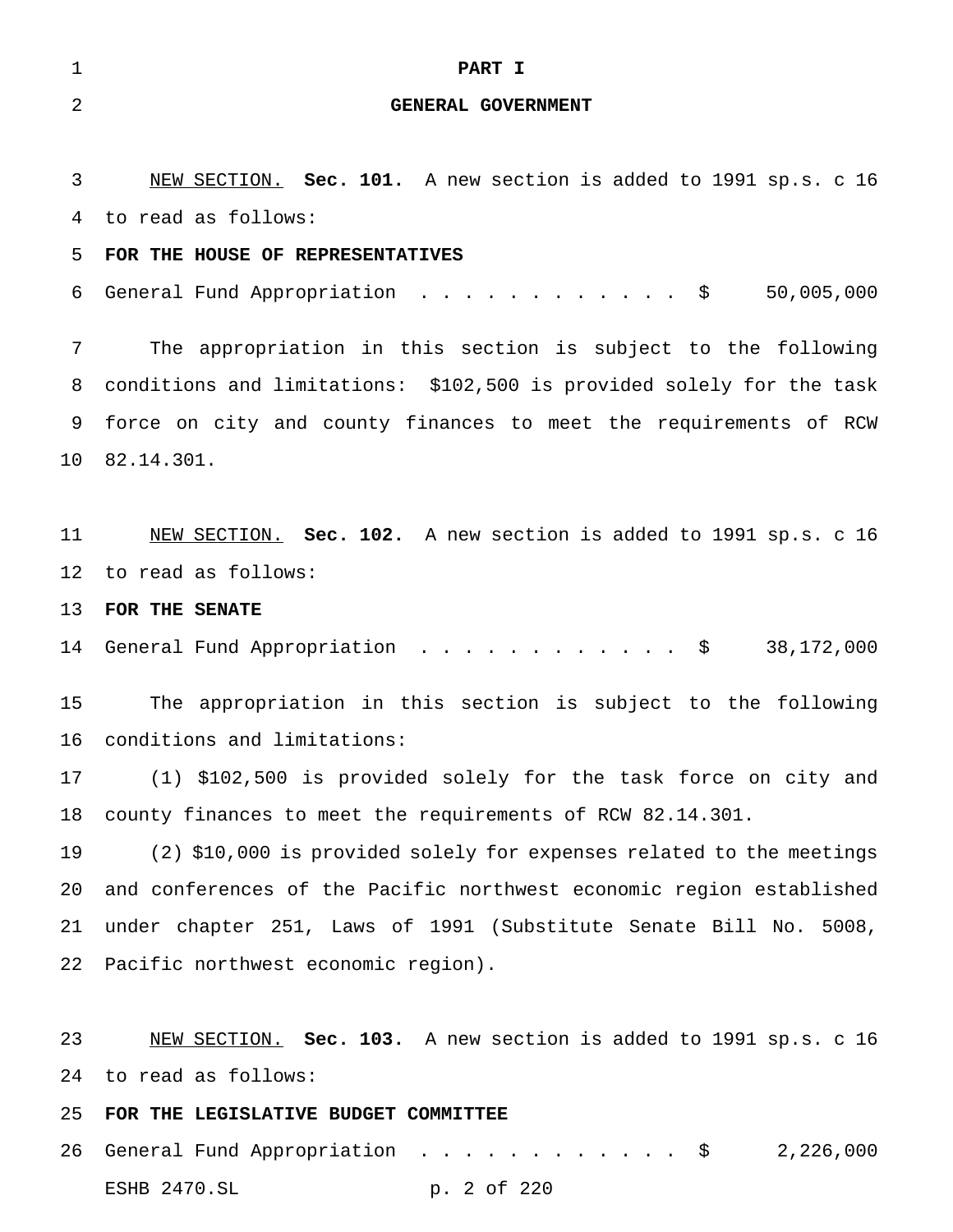# PART I

## GENERAL GOVERNMENT

NEW SECTION. **Sec. 101.** A new section is added to 1991 sp.s. c 16 to read as follows:

**FOR THE HOUSE OF REPRESENTATIVES**

General Fund Appropriation . . . . . . . . . . . . $ 50,005,000

The appropriation in this section is subject to the following conditions and limitations: $102,500 is provided solely for the task force on city and county finances to meet the requirements of RCW 82.14.301.

NEW SECTION. **Sec. 102.** A new section is added to 1991 sp.s. c 16 to read as follows:

**FOR THE SENATE**

General Fund Appropriation . . . . . . . . . . . . $ 38,172,000

The appropriation in this section is subject to the following conditions and limitations:

(1) $102,500 is provided solely for the task force on city and county finances to meet the requirements of RCW 82.14.301.

(2) $10,000 is provided solely for expenses related to the meetings and conferences of the Pacific northwest economic region established under chapter 251, Laws of 1991 (Substitute Senate Bill No. 5008, Pacific northwest economic region).

NEW SECTION. **Sec. 103.** A new section is added to 1991 sp.s. c 16 to read as follows:

**FOR THE LEGISLATIVE BUDGET COMMITTEE**

General Fund Appropriation . . . . . . . . . . . . $ 2,226,000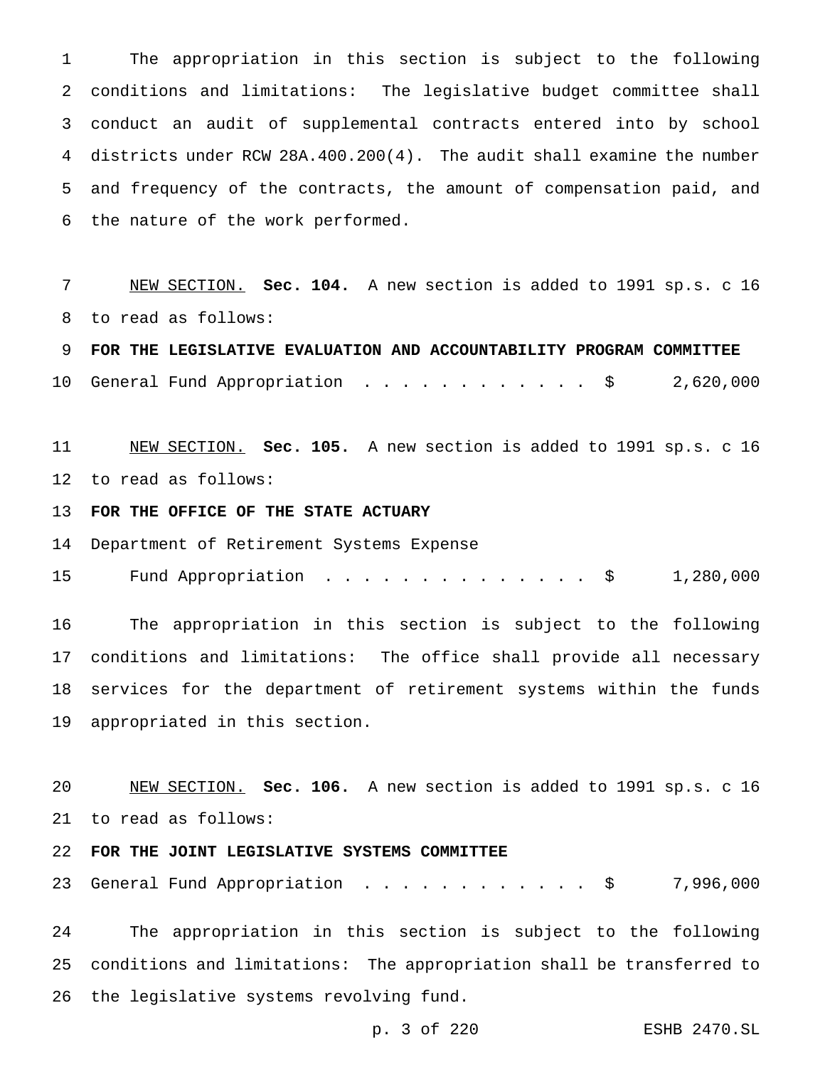The appropriation in this section is subject to the following conditions and limitations: The legislative budget committee shall conduct an audit of supplemental contracts entered into by school districts under RCW 28A.400.200(4). The audit shall examine the number and frequency of the contracts, the amount of compensation paid, and the nature of the work performed.

NEW SECTION. **Sec. 104.** A new section is added to 1991 sp.s. c 16 to read as follows:

**FOR THE LEGISLATIVE EVALUATION AND ACCOUNTABILITY PROGRAM COMMITTEE**

General Fund Appropriation . . . . . . . . . . . . $ 2,620,000

NEW SECTION. **Sec. 105.** A new section is added to 1991 sp.s. c 16 to read as follows:

**FOR THE OFFICE OF THE STATE ACTUARY**

Department of Retirement Systems Expense Fund Appropriation . . . . . . . . . . . . . . $ 1,280,000

The appropriation in this section is subject to the following conditions and limitations: The office shall provide all necessary services for the department of retirement systems within the funds appropriated in this section.

NEW SECTION. **Sec. 106.** A new section is added to 1991 sp.s. c 16 to read as follows:

**FOR THE JOINT LEGISLATIVE SYSTEMS COMMITTEE**

General Fund Appropriation . . . . . . . . . . . . $ 7,996,000

The appropriation in this section is subject to the following conditions and limitations: The appropriation shall be transferred to the legislative systems revolving fund.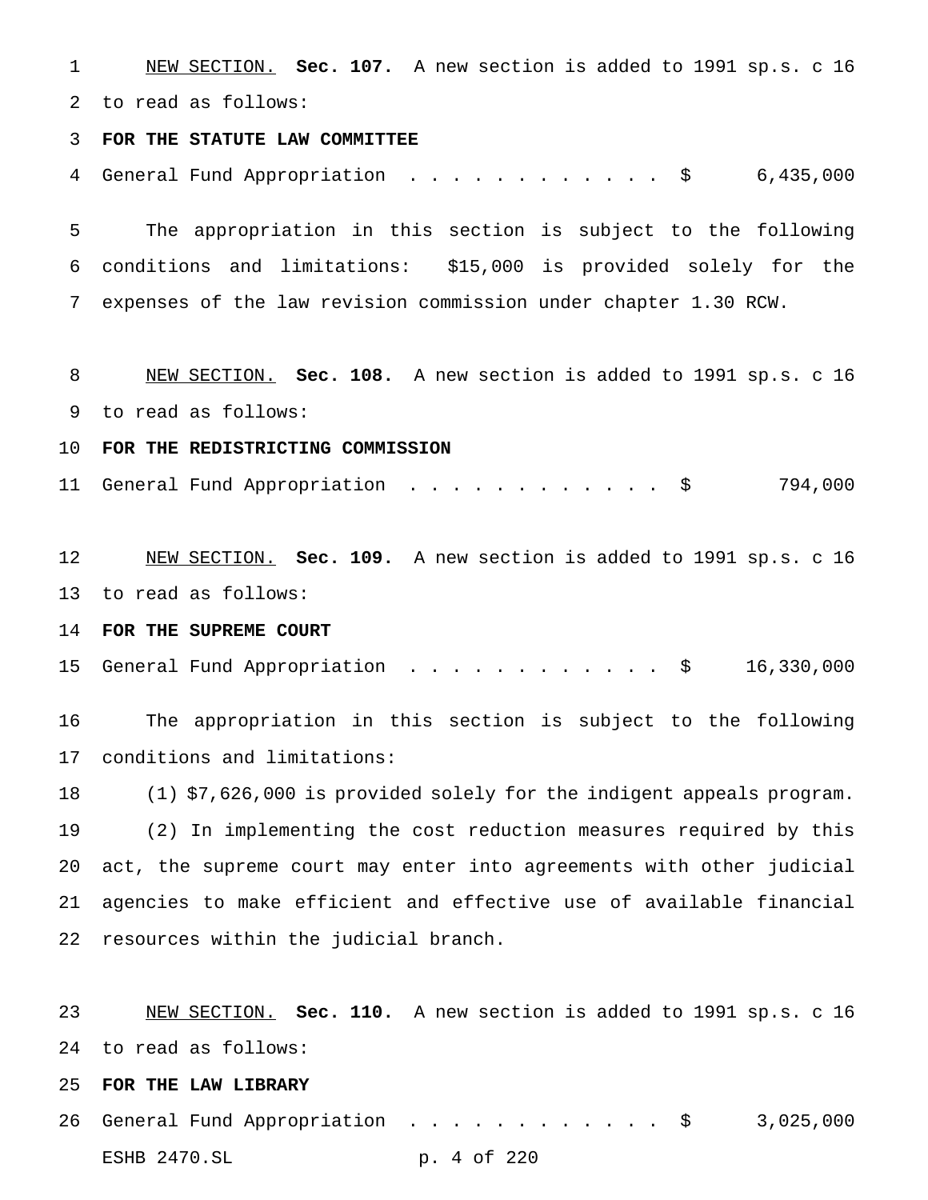NEW SECTION. **Sec. 107.** A new section is added to 1991 sp.s. c 16 to read as follows:

**FOR THE STATUTE LAW COMMITTEE**

General Fund Appropriation . . . . . . . . . . . . $ 6,435,000

The appropriation in this section is subject to the following conditions and limitations: $15,000 is provided solely for the expenses of the law revision commission under chapter 1.30 RCW.

NEW SECTION. **Sec. 108.** A new section is added to 1991 sp.s. c 16 to read as follows:

**FOR THE REDISTRICTING COMMISSION**

General Fund Appropriation . . . . . . . . . . . . $ 794,000

NEW SECTION. **Sec. 109.** A new section is added to 1991 sp.s. c 16 to read as follows:

**FOR THE SUPREME COURT**

General Fund Appropriation . . . . . . . . . . . . $ 16,330,000

The appropriation in this section is subject to the following conditions and limitations:

(1) $7,626,000 is provided solely for the indigent appeals program.

(2) In implementing the cost reduction measures required by this act, the supreme court may enter into agreements with other judicial agencies to make efficient and effective use of available financial resources within the judicial branch.

NEW SECTION. **Sec. 110.** A new section is added to 1991 sp.s. c 16 to read as follows:

**FOR THE LAW LIBRARY**

General Fund Appropriation . . . . . . . . . . . . $ 3,025,000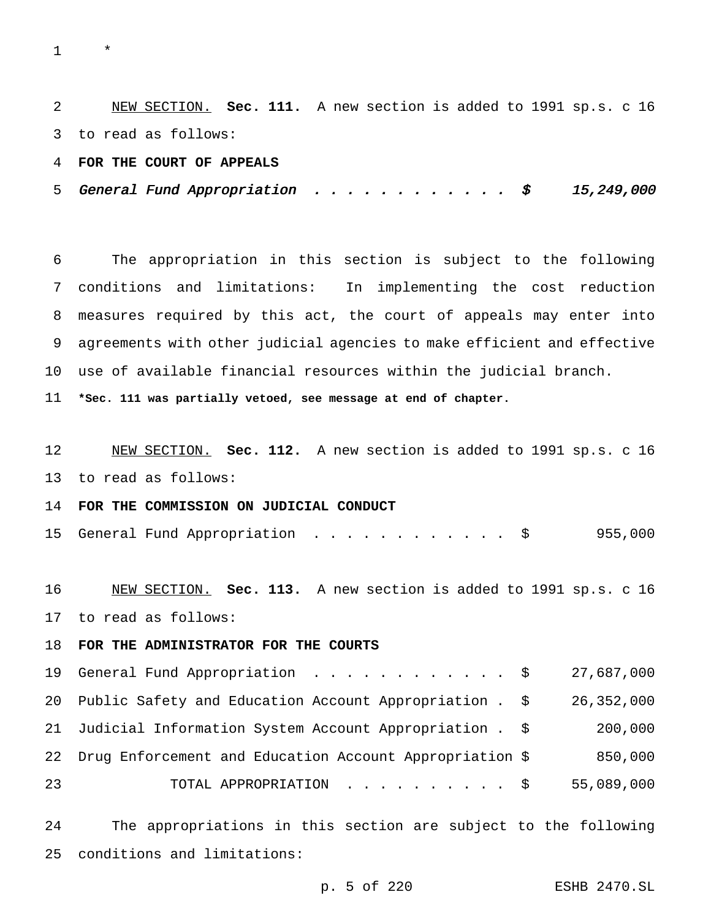*

NEW SECTION. **Sec. 111.** A new section is added to 1991 sp.s. c 16 to read as follows:

**FOR THE COURT OF APPEALS**

*General Fund Appropriation . . . . . . . . . . . . $ 15,249,000*

The appropriation in this section is subject to the following conditions and limitations: In implementing the cost reduction measures required by this act, the court of appeals may enter into agreements with other judicial agencies to make efficient and effective use of available financial resources within the judicial branch.

**\*Sec. 111 was partially vetoed, see message at end of chapter.**

NEW SECTION. **Sec. 112.** A new section is added to 1991 sp.s. c 16 to read as follows:

**FOR THE COMMISSION ON JUDICIAL CONDUCT**

General Fund Appropriation . . . . . . . . . . . . $ 955,000

NEW SECTION. **Sec. 113.** A new section is added to 1991 sp.s. c 16 to read as follows:

**FOR THE ADMINISTRATOR FOR THE COURTS**

| | |
|---|---|
| General Fund Appropriation . . . . . . . . . . . . | $ 27,687,000 |
| Public Safety and Education Account Appropriation . | $ 26,352,000 |
| Judicial Information System Account Appropriation . | $ 200,000 |
| Drug Enforcement and Education Account Appropriation | $ 850,000 |
| TOTAL APPROPRIATION . . . . . . . . . . | $ 55,089,000 |

The appropriations in this section are subject to the following conditions and limitations: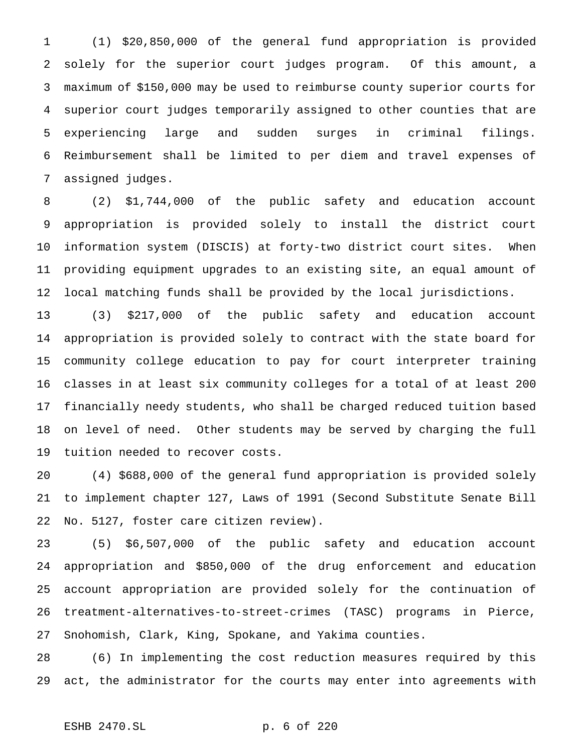(1) $20,850,000 of the general fund appropriation is provided solely for the superior court judges program. Of this amount, a maximum of $150,000 may be used to reimburse county superior courts for superior court judges temporarily assigned to other counties that are experiencing large and sudden surges in criminal filings. Reimbursement shall be limited to per diem and travel expenses of assigned judges.

(2) $1,744,000 of the public safety and education account appropriation is provided solely to install the district court information system (DISCIS) at forty-two district court sites. When providing equipment upgrades to an existing site, an equal amount of local matching funds shall be provided by the local jurisdictions.

(3) $217,000 of the public safety and education account appropriation is provided solely to contract with the state board for community college education to pay for court interpreter training classes in at least six community colleges for a total of at least 200 financially needy students, who shall be charged reduced tuition based on level of need. Other students may be served by charging the full tuition needed to recover costs.

(4) $688,000 of the general fund appropriation is provided solely to implement chapter 127, Laws of 1991 (Second Substitute Senate Bill No. 5127, foster care citizen review).

(5) $6,507,000 of the public safety and education account appropriation and $850,000 of the drug enforcement and education account appropriation are provided solely for the continuation of treatment-alternatives-to-street-crimes (TASC) programs in Pierce, Snohomish, Clark, King, Spokane, and Yakima counties.

(6) In implementing the cost reduction measures required by this act, the administrator for the courts may enter into agreements with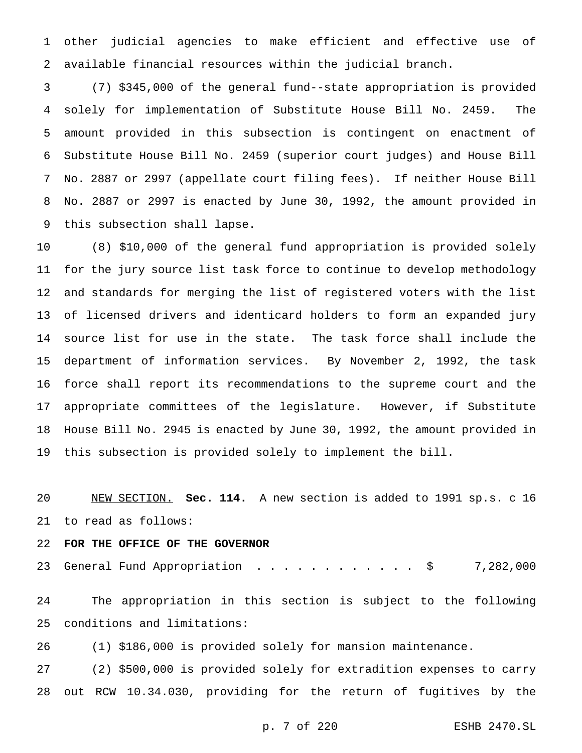other judicial agencies to make efficient and effective use of available financial resources within the judicial branch.

(7) $345,000 of the general fund--state appropriation is provided solely for implementation of Substitute House Bill No. 2459. The amount provided in this subsection is contingent on enactment of Substitute House Bill No. 2459 (superior court judges) and House Bill No. 2887 or 2997 (appellate court filing fees). If neither House Bill No. 2887 or 2997 is enacted by June 30, 1992, the amount provided in this subsection shall lapse.

(8) $10,000 of the general fund appropriation is provided solely for the jury source list task force to continue to develop methodology and standards for merging the list of registered voters with the list of licensed drivers and identicard holders to form an expanded jury source list for use in the state. The task force shall include the department of information services. By November 2, 1992, the task force shall report its recommendations to the supreme court and the appropriate committees of the legislature. However, if Substitute House Bill No. 2945 is enacted by June 30, 1992, the amount provided in this subsection is provided solely to implement the bill.

NEW SECTION. **Sec. 114.** A new section is added to 1991 sp.s. c 16 to read as follows:

**FOR THE OFFICE OF THE GOVERNOR**

General Fund Appropriation . . . . . . . . . . . . $ 7,282,000

The appropriation in this section is subject to the following conditions and limitations:

(1) $186,000 is provided solely for mansion maintenance.

(2) $500,000 is provided solely for extradition expenses to carry out RCW 10.34.030, providing for the return of fugitives by the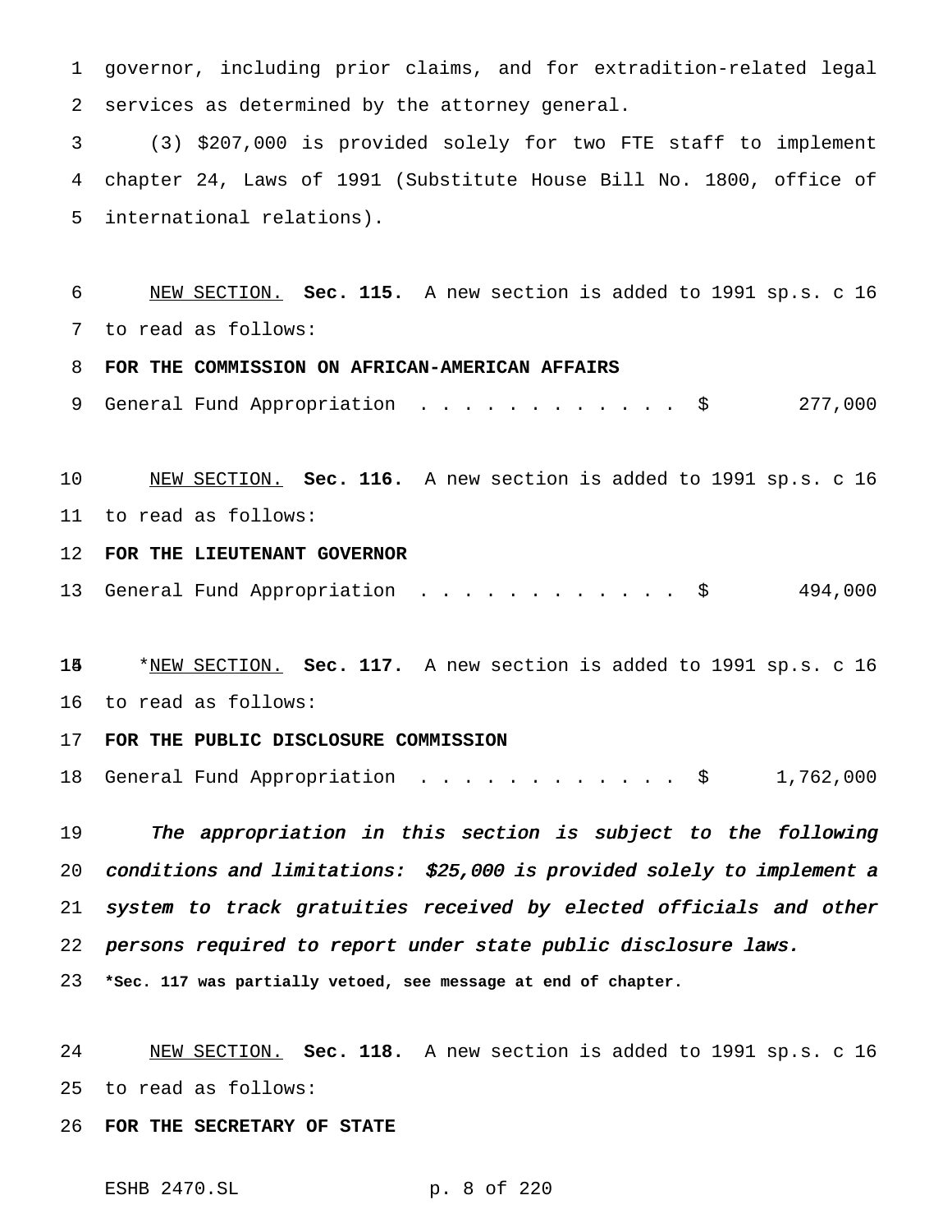governor, including prior claims, and for extradition-related legal services as determined by the attorney general.

(3) $207,000 is provided solely for two FTE staff to implement chapter 24, Laws of 1991 (Substitute House Bill No. 1800, office of international relations).

NEW SECTION. **Sec. 115.** A new section is added to 1991 sp.s. c 16 to read as follows:

**FOR THE COMMISSION ON AFRICAN-AMERICAN AFFAIRS**

General Fund Appropriation . . . . . . . . . . . . . $ 277,000

NEW SECTION. **Sec. 116.** A new section is added to 1991 sp.s. c 16 to read as follows:

**FOR THE LIEUTENANT GOVERNOR**

General Fund Appropriation . . . . . . . . . . . . . $ 494,000

*NEW SECTION. **Sec. 117.** A new section is added to 1991 sp.s. c 16 to read as follows:

**FOR THE PUBLIC DISCLOSURE COMMISSION**

General Fund Appropriation . . . . . . . . . . . . . $ 1,762,000

*The appropriation in this section is subject to the following conditions and limitations: $25,000 is provided solely to implement a system to track gratuities received by elected officials and other persons required to report under state public disclosure laws.*

**\*Sec. 117 was partially vetoed, see message at end of chapter.**

NEW SECTION. **Sec. 118.** A new section is added to 1991 sp.s. c 16 to read as follows:

**FOR THE SECRETARY OF STATE**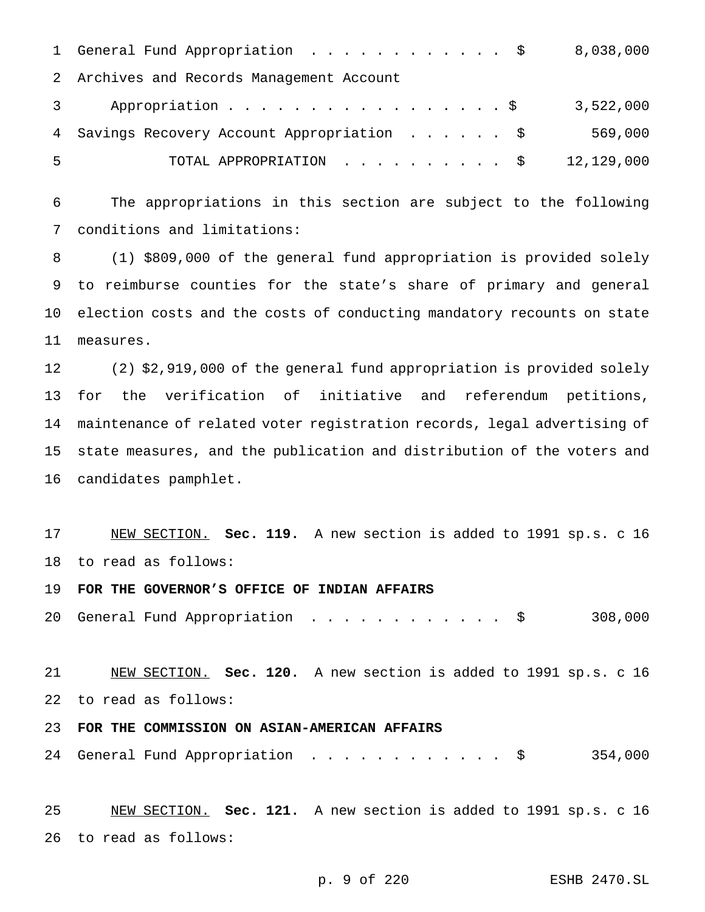| | | |
|---|---|---|
| General Fund Appropriation | $ | 8,038,000 |
| Archives and Records Management Account Appropriation | $ | 3,522,000 |
| Savings Recovery Account Appropriation | $ | 569,000 |
| TOTAL APPROPRIATION | $ | 12,129,000 |

The appropriations in this section are subject to the following conditions and limitations:

(1) $809,000 of the general fund appropriation is provided solely to reimburse counties for the state's share of primary and general election costs and the costs of conducting mandatory recounts on state measures.

(2) $2,919,000 of the general fund appropriation is provided solely for the verification of initiative and referendum petitions, maintenance of related voter registration records, legal advertising of state measures, and the publication and distribution of the voters and candidates pamphlet.

NEW SECTION. **Sec. 119.** A new section is added to 1991 sp.s. c 16 to read as follows:

**FOR THE GOVERNOR'S OFFICE OF INDIAN AFFAIRS**

| | | |
|---|---|---|
| General Fund Appropriation | $ | 308,000 |

NEW SECTION. **Sec. 120.** A new section is added to 1991 sp.s. c 16 to read as follows:

**FOR THE COMMISSION ON ASIAN-AMERICAN AFFAIRS**

| | | |
|---|---|---|
| General Fund Appropriation | $ | 354,000 |

NEW SECTION. **Sec. 121.** A new section is added to 1991 sp.s. c 16 to read as follows: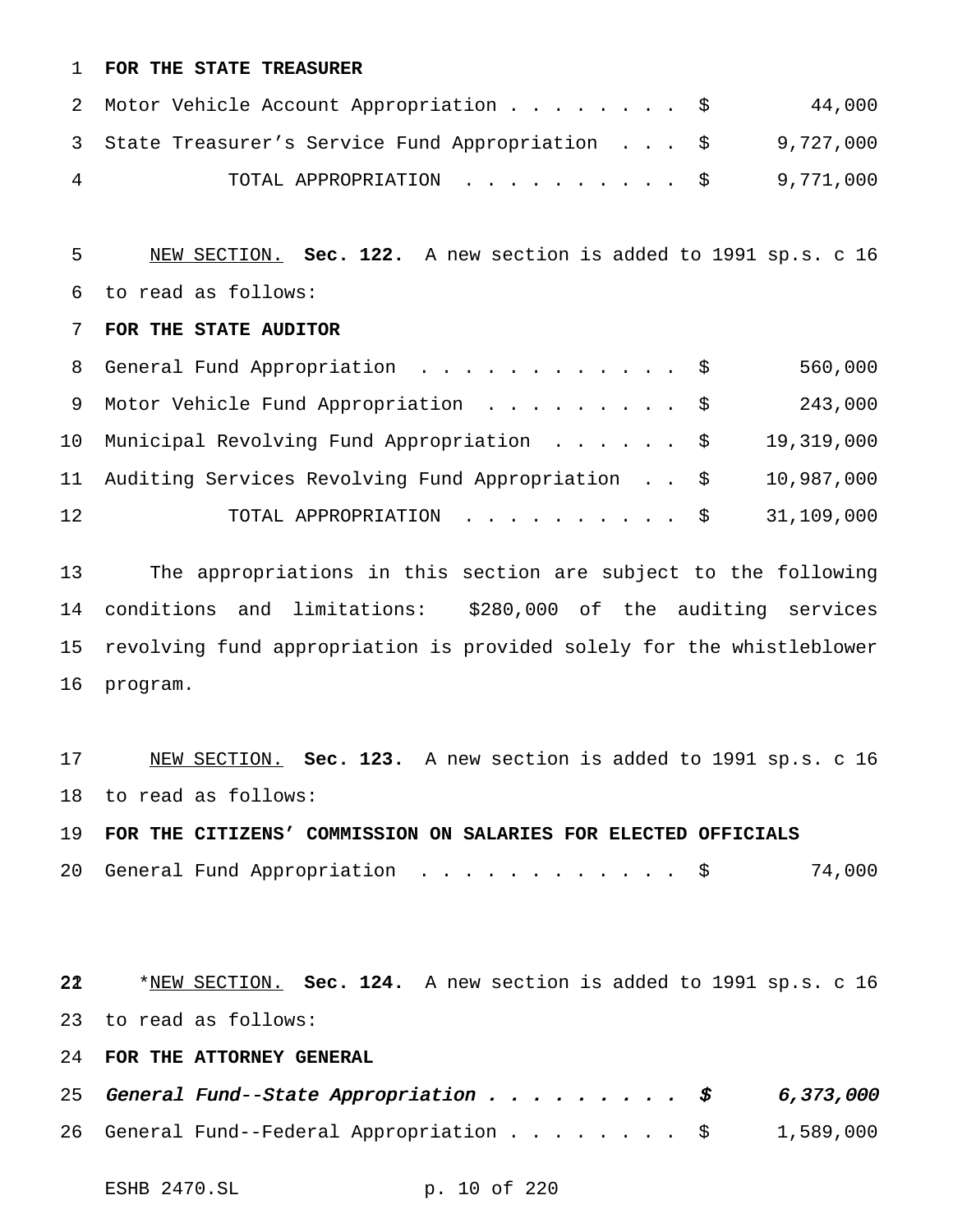**FOR THE STATE TREASURER**

| | | |
|---|---|---|
| Motor Vehicle Account Appropriation | $ | 44,000 |
| State Treasurer's Service Fund Appropriation | $ | 9,727,000 |
| TOTAL APPROPRIATION | $ | 9,771,000 |

NEW SECTION. **Sec. 122.** A new section is added to 1991 sp.s. c 16 to read as follows:

**FOR THE STATE AUDITOR**

| | | |
|---|---|---|
| General Fund Appropriation | $ | 560,000 |
| Motor Vehicle Fund Appropriation | $ | 243,000 |
| Municipal Revolving Fund Appropriation | $ | 19,319,000 |
| Auditing Services Revolving Fund Appropriation | $ | 10,987,000 |
| TOTAL APPROPRIATION | $ | 31,109,000 |

The appropriations in this section are subject to the following conditions and limitations: $280,000 of the auditing services revolving fund appropriation is provided solely for the whistleblower program.

NEW SECTION. **Sec. 123.** A new section is added to 1991 sp.s. c 16 to read as follows:

**FOR THE CITIZENS' COMMISSION ON SALARIES FOR ELECTED OFFICIALS**

| | | |
|---|---|---|
| General Fund Appropriation | $ | 74,000 |

*NEW SECTION. **Sec. 124.** A new section is added to 1991 sp.s. c 16 to read as follows:

**FOR THE ATTORNEY GENERAL**

| | | |
|---|---|---|
| *General Fund--State Appropriation* | *$* | *6,373,000* |
| General Fund--Federal Appropriation | $ | 1,589,000 |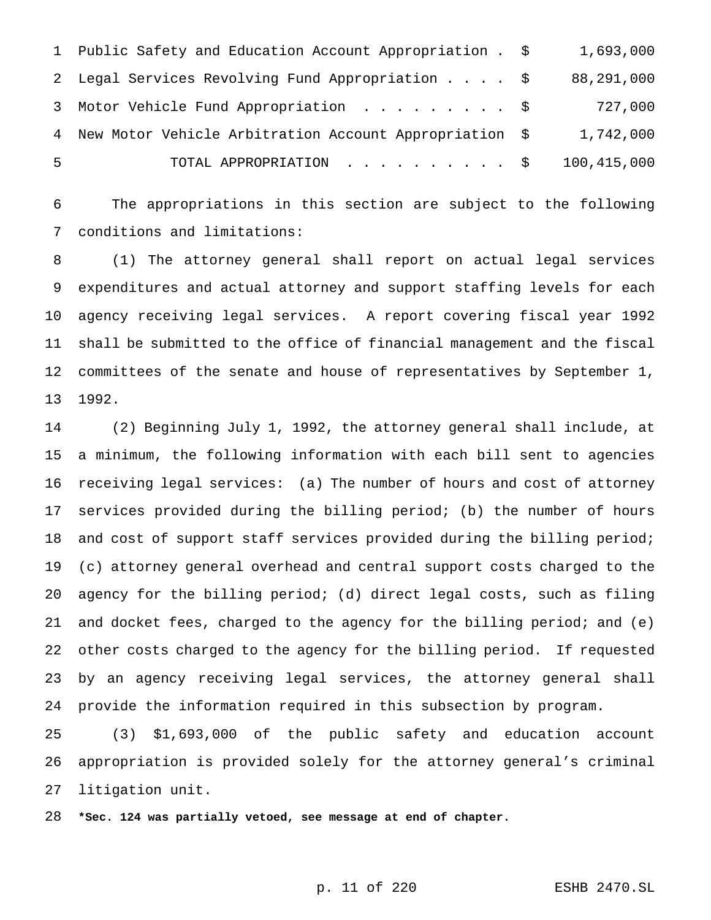| | | |
|---|---|---|
| Public Safety and Education Account Appropriation | $ | 1,693,000 |
| Legal Services Revolving Fund Appropriation | $ | 88,291,000 |
| Motor Vehicle Fund Appropriation | $ | 727,000 |
| New Motor Vehicle Arbitration Account Appropriation | $ | 1,742,000 |
| TOTAL APPROPRIATION | $ | 100,415,000 |

The appropriations in this section are subject to the following conditions and limitations:

(1) The attorney general shall report on actual legal services expenditures and actual attorney and support staffing levels for each agency receiving legal services. A report covering fiscal year 1992 shall be submitted to the office of financial management and the fiscal committees of the senate and house of representatives by September 1, 1992.

(2) Beginning July 1, 1992, the attorney general shall include, at a minimum, the following information with each bill sent to agencies receiving legal services: (a) The number of hours and cost of attorney services provided during the billing period; (b) the number of hours and cost of support staff services provided during the billing period; (c) attorney general overhead and central support costs charged to the agency for the billing period; (d) direct legal costs, such as filing and docket fees, charged to the agency for the billing period; and (e) other costs charged to the agency for the billing period. If requested by an agency receiving legal services, the attorney general shall provide the information required in this subsection by program.

(3) $1,693,000 of the public safety and education account appropriation is provided solely for the attorney general's criminal litigation unit.

**\*Sec. 124 was partially vetoed, see message at end of chapter.**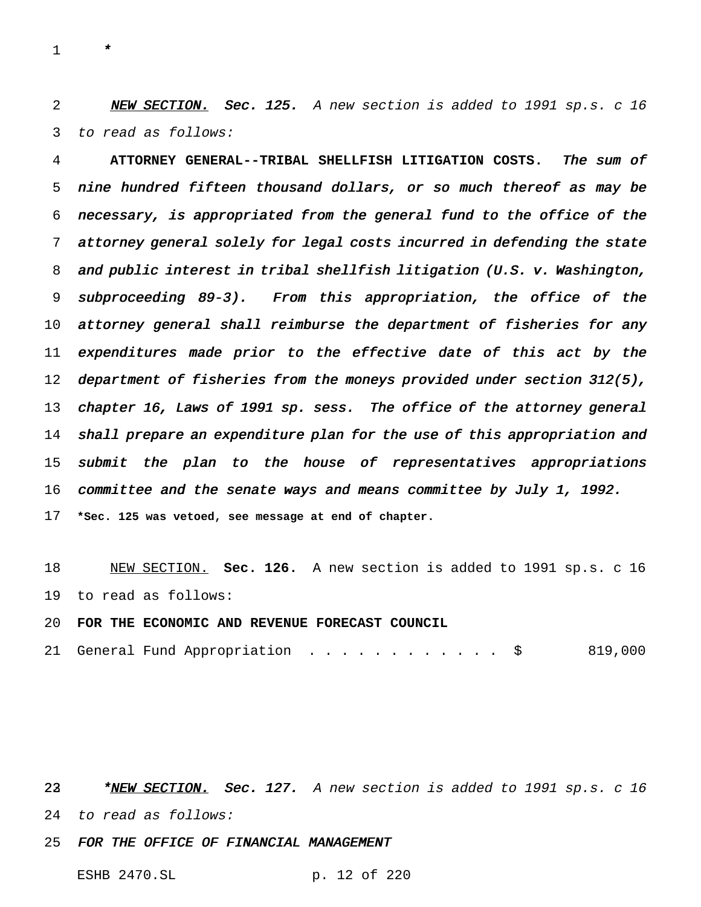*

*__NEW SECTION.__ **Sec. 125.** A new section is added to 1991 sp.s. c 16 to read as follows:*

**ATTORNEY GENERAL--TRIBAL SHELLFISH LITIGATION COSTS.** *The sum of nine hundred fifteen thousand dollars, or so much thereof as may be necessary, is appropriated from the general fund to the office of the attorney general solely for legal costs incurred in defending the state and public interest in tribal shellfish litigation (U.S. v. Washington, subproceeding 89-3). From this appropriation, the office of the attorney general shall reimburse the department of fisheries for any expenditures made prior to the effective date of this act by the department of fisheries from the moneys provided under section 312(5), chapter 16, Laws of 1991 sp. sess. The office of the attorney general shall prepare an expenditure plan for the use of this appropriation and submit the plan to the house of representatives appropriations committee and the senate ways and means committee by July 1, 1992.*

**\*Sec. 125 was vetoed, see message at end of chapter.**

__NEW SECTION.__ **Sec. 126.** A new section is added to 1991 sp.s. c 16 to read as follows:

**FOR THE ECONOMIC AND REVENUE FORECAST COUNCIL**

| | |
|---|---|
| General Fund Appropriation . . . . . . . . . . . . $ | 819,000 |

*\*__NEW SECTION.__ **Sec. 127.** A new section is added to 1991 sp.s. c 16 to read as follows:*

***FOR THE OFFICE OF FINANCIAL MANAGEMENT***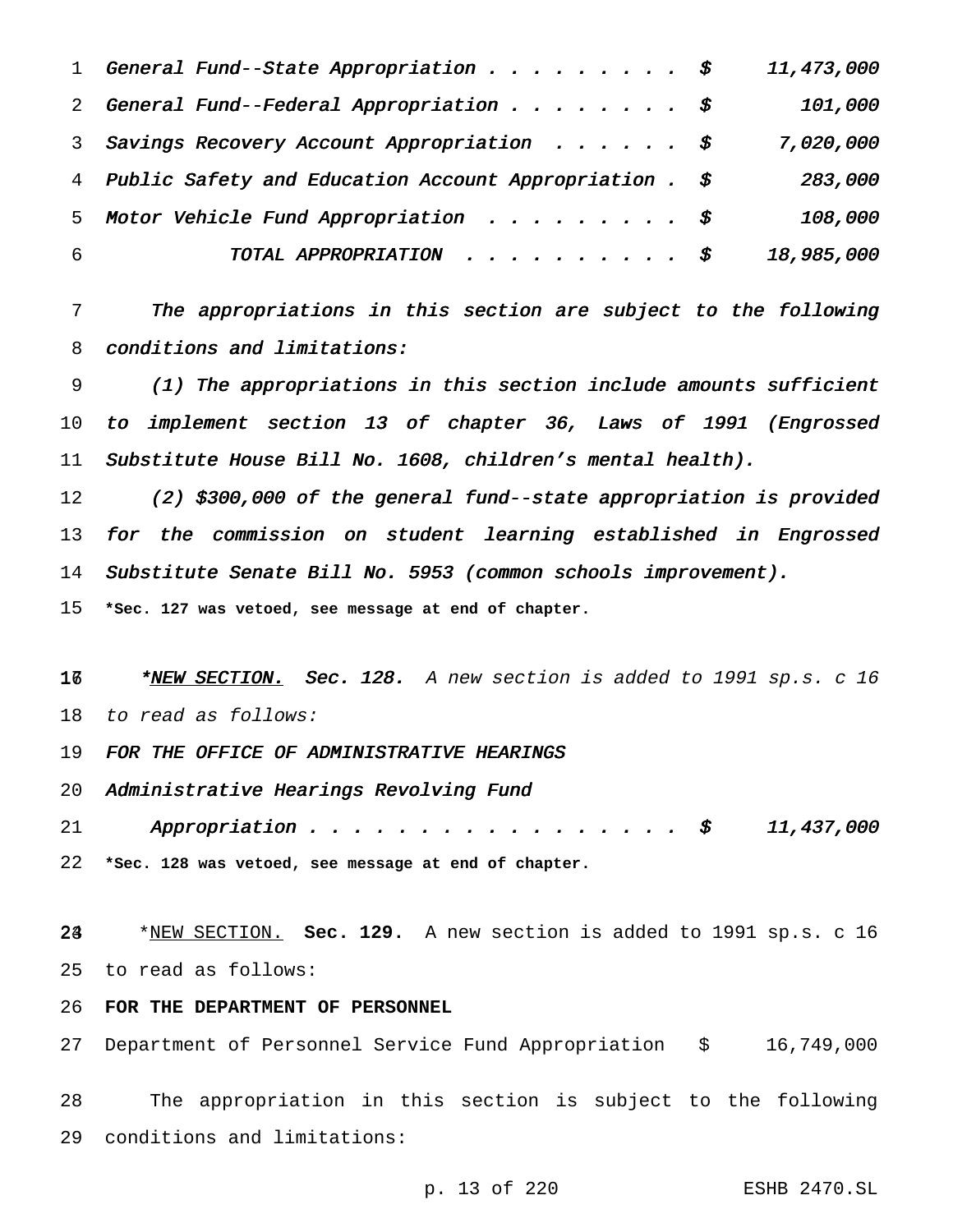*General Fund--State Appropriation . . . . . . . . . $ 11,473,000*
*General Fund--Federal Appropriation . . . . . . . . $ 101,000*
*Savings Recovery Account Appropriation . . . . . . $ 7,020,000*
*Public Safety and Education Account Appropriation . $ 283,000*
*Motor Vehicle Fund Appropriation . . . . . . . . . $ 108,000*
*TOTAL APPROPRIATION . . . . . . . . . . $ 18,985,000*

*The appropriations in this section are subject to the following conditions and limitations:*

*(1) The appropriations in this section include amounts sufficient to implement section 13 of chapter 36, Laws of 1991 (Engrossed Substitute House Bill No. 1608, children's mental health).*

*(2) $300,000 of the general fund--state appropriation is provided for the commission on student learning established in Engrossed Substitute Senate Bill No. 5953 (common schools improvement).*

**\*Sec. 127 was vetoed, see message at end of chapter.**

*\*NEW SECTION. **Sec. 128.** A new section is added to 1991 sp.s. c 16 to read as follows:*

*FOR THE OFFICE OF ADMINISTRATIVE HEARINGS*

*Administrative Hearings Revolving Fund Appropriation . . . . . . . . . . . . . . . . . $ 11,437,000*

**\*Sec. 128 was vetoed, see message at end of chapter.**

\*NEW SECTION. **Sec. 129.** A new section is added to 1991 sp.s. c 16 to read as follows:

**FOR THE DEPARTMENT OF PERSONNEL**

Department of Personnel Service Fund Appropriation $ 16,749,000

The appropriation in this section is subject to the following conditions and limitations: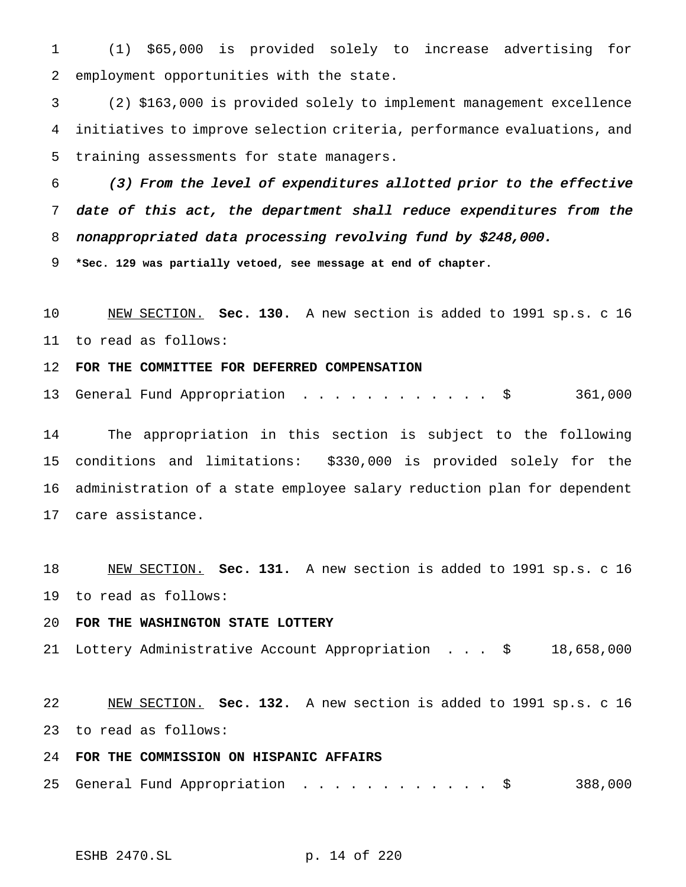(1) $65,000 is provided solely to increase advertising for employment opportunities with the state.

(2) $163,000 is provided solely to implement management excellence initiatives to improve selection criteria, performance evaluations, and training assessments for state managers.

*(3) From the level of expenditures allotted prior to the effective date of this act, the department shall reduce expenditures from the nonappropriated data processing revolving fund by $248,000.*

***Sec. 129 was partially vetoed, see message at end of chapter.**

NEW SECTION. **Sec. 130.** A new section is added to 1991 sp.s. c 16 to read as follows:

**FOR THE COMMITTEE FOR DEFERRED COMPENSATION**

General Fund Appropriation . . . . . . . . . . . . $ 361,000

The appropriation in this section is subject to the following conditions and limitations: $330,000 is provided solely for the administration of a state employee salary reduction plan for dependent care assistance.

NEW SECTION. **Sec. 131.** A new section is added to 1991 sp.s. c 16 to read as follows:

**FOR THE WASHINGTON STATE LOTTERY**

Lottery Administrative Account Appropriation . . . $ 18,658,000

NEW SECTION. **Sec. 132.** A new section is added to 1991 sp.s. c 16 to read as follows:

**FOR THE COMMISSION ON HISPANIC AFFAIRS**

General Fund Appropriation . . . . . . . . . . . . $ 388,000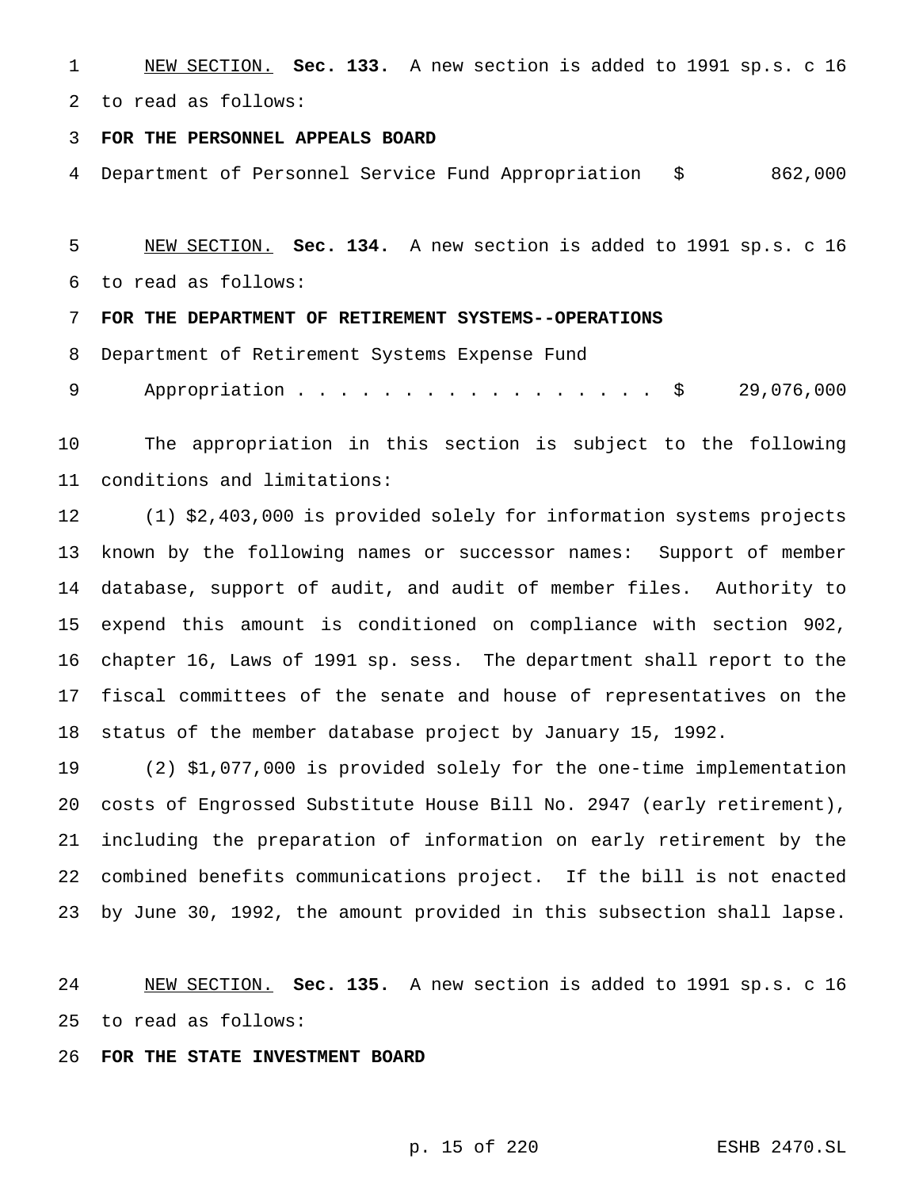NEW SECTION. **Sec. 133.** A new section is added to 1991 sp.s. c 16 to read as follows:

**FOR THE PERSONNEL APPEALS BOARD**

Department of Personnel Service Fund Appropriation $ 862,000

NEW SECTION. **Sec. 134.** A new section is added to 1991 sp.s. c 16 to read as follows:

**FOR THE DEPARTMENT OF RETIREMENT SYSTEMS--OPERATIONS**

Department of Retirement Systems Expense Fund
Appropriation . . . . . . . . . . . . . . . . . $ 29,076,000

The appropriation in this section is subject to the following conditions and limitations:

(1) $2,403,000 is provided solely for information systems projects known by the following names or successor names: Support of member database, support of audit, and audit of member files. Authority to expend this amount is conditioned on compliance with section 902, chapter 16, Laws of 1991 sp. sess. The department shall report to the fiscal committees of the senate and house of representatives on the status of the member database project by January 15, 1992.

(2) $1,077,000 is provided solely for the one-time implementation costs of Engrossed Substitute House Bill No. 2947 (early retirement), including the preparation of information on early retirement by the combined benefits communications project. If the bill is not enacted by June 30, 1992, the amount provided in this subsection shall lapse.

NEW SECTION. **Sec. 135.** A new section is added to 1991 sp.s. c 16 to read as follows:

**FOR THE STATE INVESTMENT BOARD**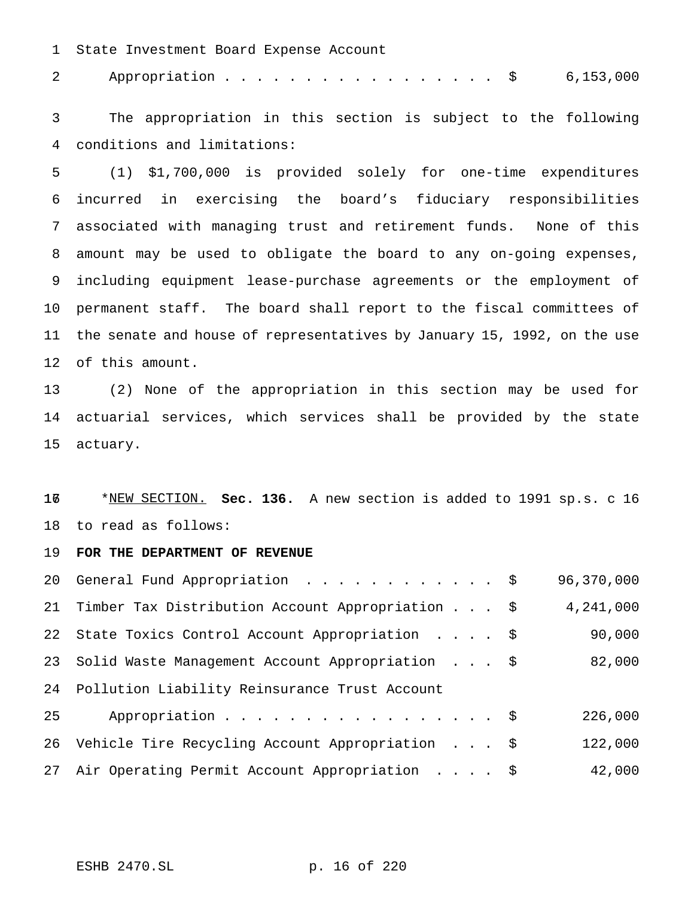State Investment Board Expense Account

| | | |
|---|---|---|
| Appropriation . . . . . . . . . . . . . . . . . . | $ | 6,153,000 |

The appropriation in this section is subject to the following conditions and limitations:

(1) $1,700,000 is provided solely for one-time expenditures incurred in exercising the board's fiduciary responsibilities associated with managing trust and retirement funds. None of this amount may be used to obligate the board to any on-going expenses, including equipment lease-purchase agreements or the employment of permanent staff. The board shall report to the fiscal committees of the senate and house of representatives by January 15, 1992, on the use of this amount.

(2) None of the appropriation in this section may be used for actuarial services, which services shall be provided by the state actuary.

*NEW SECTION. **Sec. 136.** A new section is added to 1991 sp.s. c 16 to read as follows:

**FOR THE DEPARTMENT OF REVENUE**

| | | |
|---|---|---|
| General Fund Appropriation . . . . . . . . . . . . . | $ | 96,370,000 |
| Timber Tax Distribution Account Appropriation . . . | $ | 4,241,000 |
| State Toxics Control Account Appropriation . . . . | $ | 90,000 |
| Solid Waste Management Account Appropriation . . . | $ | 82,000 |
| Pollution Liability Reinsurance Trust Account Appropriation . . . . . . . . . . . . . . . . . . | $ | 226,000 |
| Vehicle Tire Recycling Account Appropriation . . . | $ | 122,000 |
| Air Operating Permit Account Appropriation . . . . | $ | 42,000 |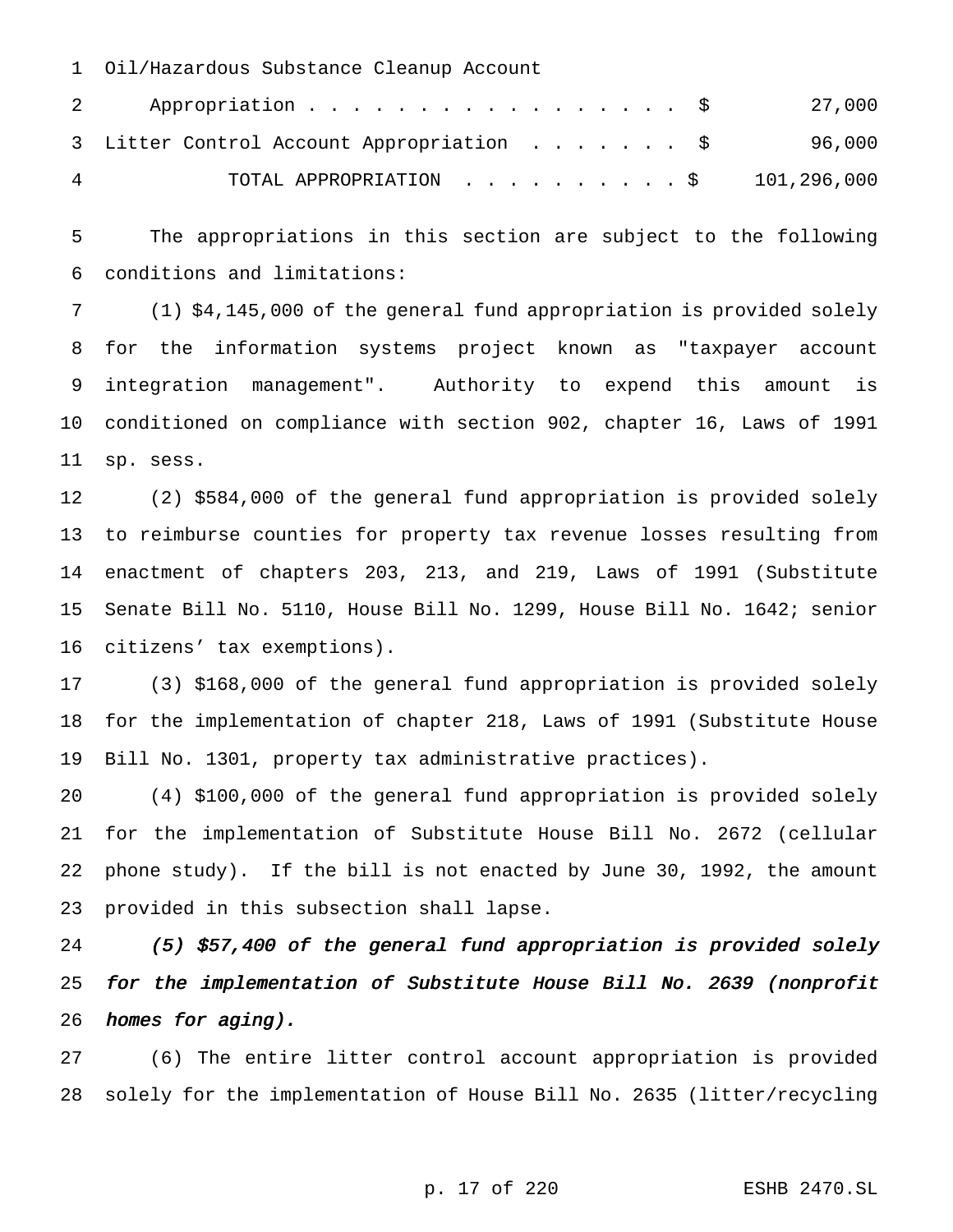Oil/Hazardous Substance Cleanup Account

| | | |
|---|---|---|
| Appropriation . . . . . . . . . . . . . . . . . . | $ | 27,000 |
| Litter Control Account Appropriation . . . . . . . | $ | 96,000 |
| TOTAL APPROPRIATION . . . . . . . . . . | $ | 101,296,000 |

The appropriations in this section are subject to the following conditions and limitations:

(1) $4,145,000 of the general fund appropriation is provided solely for the information systems project known as "taxpayer account integration management". Authority to expend this amount is conditioned on compliance with section 902, chapter 16, Laws of 1991 sp. sess.

(2) $584,000 of the general fund appropriation is provided solely to reimburse counties for property tax revenue losses resulting from enactment of chapters 203, 213, and 219, Laws of 1991 (Substitute Senate Bill No. 5110, House Bill No. 1299, House Bill No. 1642; senior citizens' tax exemptions).

(3) $168,000 of the general fund appropriation is provided solely for the implementation of chapter 218, Laws of 1991 (Substitute House Bill No. 1301, property tax administrative practices).

(4) $100,000 of the general fund appropriation is provided solely for the implementation of Substitute House Bill No. 2672 (cellular phone study). If the bill is not enacted by June 30, 1992, the amount provided in this subsection shall lapse.

***(5) $57,400 of the general fund appropriation is provided solely for the implementation of Substitute House Bill No. 2639 (nonprofit homes for aging).***

(6) The entire litter control account appropriation is provided solely for the implementation of House Bill No. 2635 (litter/recycling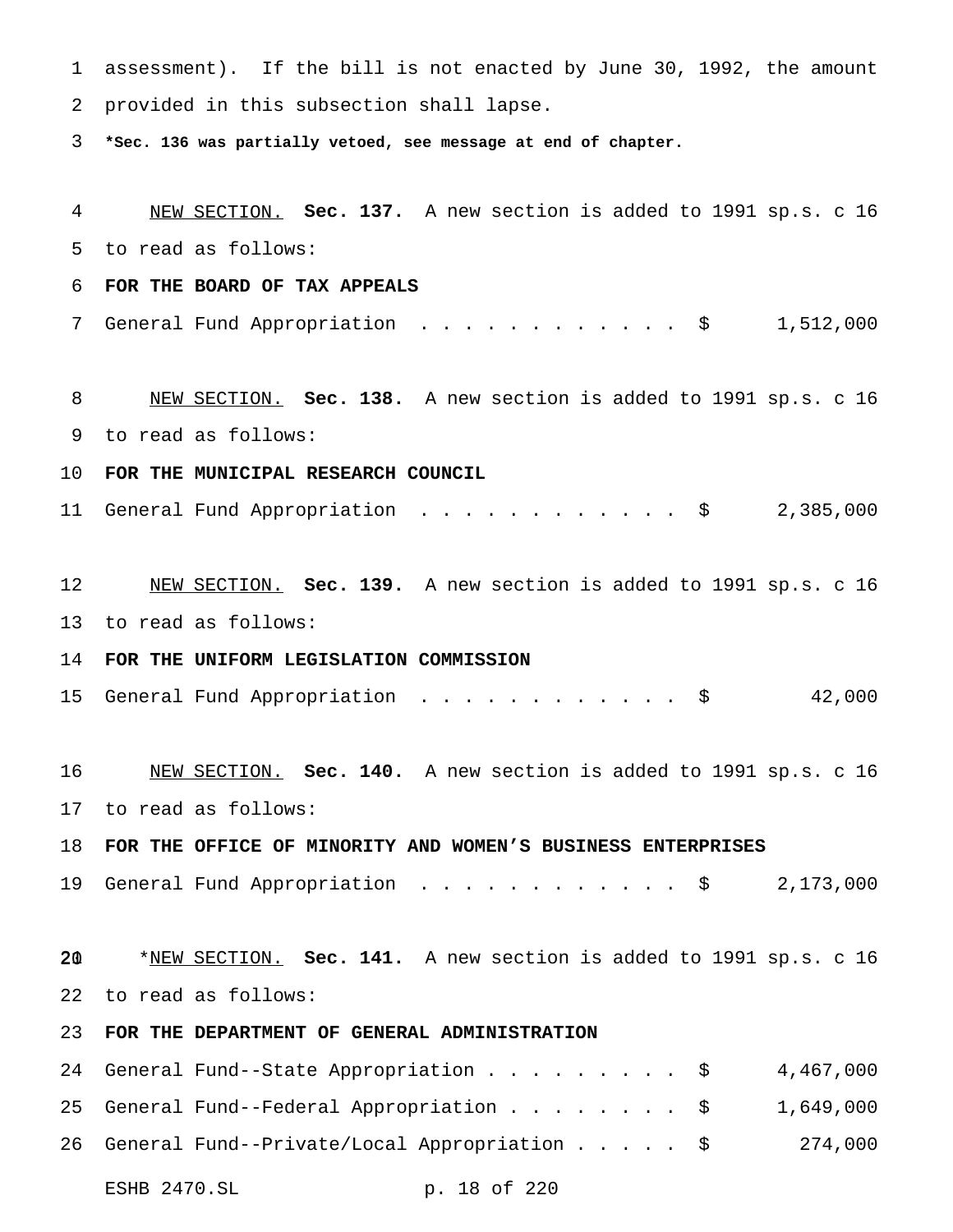assessment). If the bill is not enacted by June 30, 1992, the amount provided in this subsection shall lapse.

***Sec. 136 was partially vetoed, see message at end of chapter.**

NEW SECTION. **Sec. 137.** A new section is added to 1991 sp.s. c 16 to read as follows:

**FOR THE BOARD OF TAX APPEALS**

General Fund Appropriation . . . . . . . . . . . . $ 1,512,000

NEW SECTION. **Sec. 138.** A new section is added to 1991 sp.s. c 16 to read as follows:

**FOR THE MUNICIPAL RESEARCH COUNCIL**

General Fund Appropriation . . . . . . . . . . . . $ 2,385,000

NEW SECTION. **Sec. 139.** A new section is added to 1991 sp.s. c 16 to read as follows:

**FOR THE UNIFORM LEGISLATION COMMISSION**

General Fund Appropriation . . . . . . . . . . . . $ 42,000

NEW SECTION. **Sec. 140.** A new section is added to 1991 sp.s. c 16 to read as follows:

**FOR THE OFFICE OF MINORITY AND WOMEN'S BUSINESS ENTERPRISES**

General Fund Appropriation . . . . . . . . . . . . $ 2,173,000

*NEW SECTION. **Sec. 141.** A new section is added to 1991 sp.s. c 16 to read as follows:

**FOR THE DEPARTMENT OF GENERAL ADMINISTRATION**

General Fund--State Appropriation . . . . . . . . . $ 4,467,000
General Fund--Federal Appropriation . . . . . . . . $ 1,649,000
General Fund--Private/Local Appropriation . . . . . $ 274,000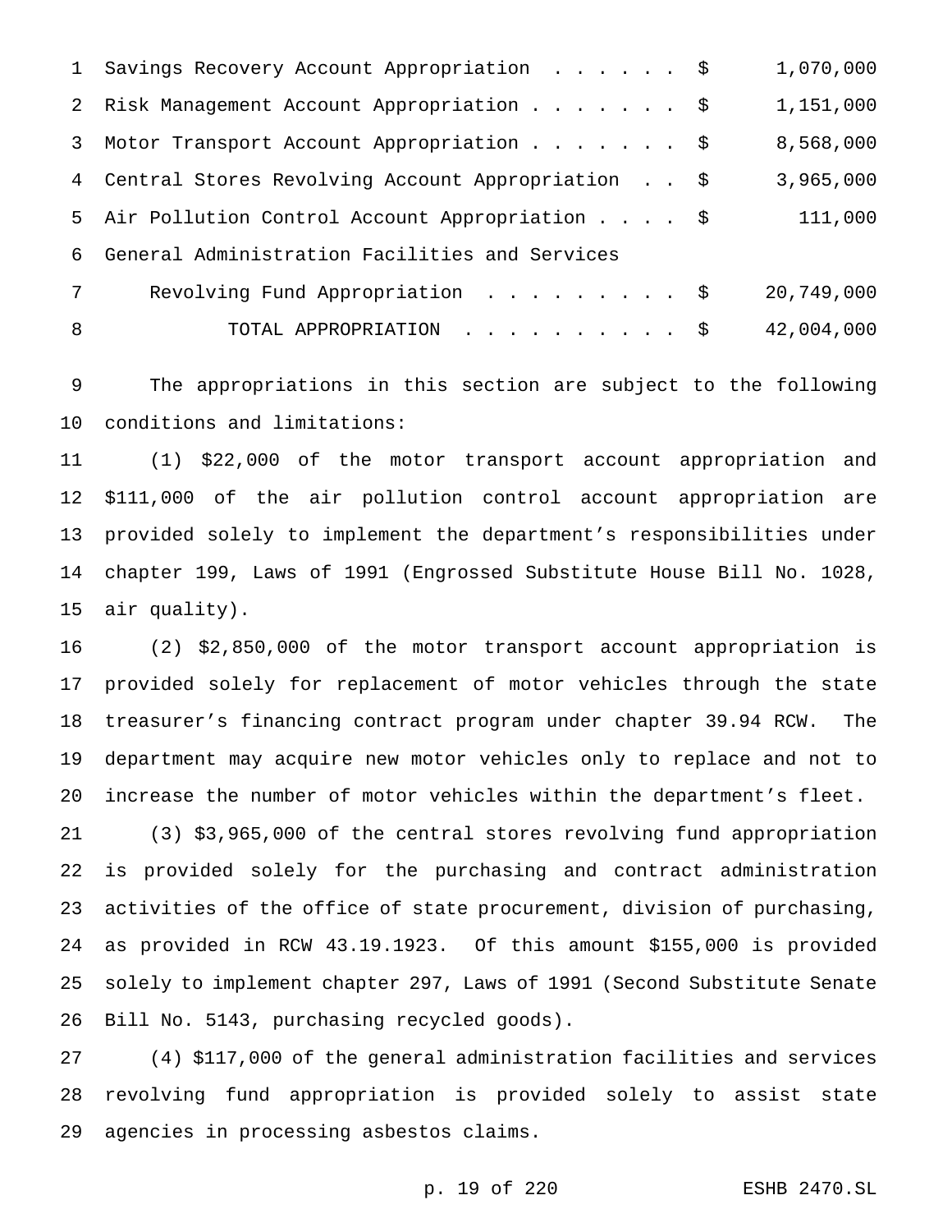| | | |
|---|---|---|
| Savings Recovery Account Appropriation | $ | 1,070,000 |
| Risk Management Account Appropriation | $ | 1,151,000 |
| Motor Transport Account Appropriation | $ | 8,568,000 |
| Central Stores Revolving Account Appropriation | $ | 3,965,000 |
| Air Pollution Control Account Appropriation | $ | 111,000 |
| General Administration Facilities and Services Revolving Fund Appropriation | $ | 20,749,000 |
| TOTAL APPROPRIATION | $ | 42,004,000 |

The appropriations in this section are subject to the following conditions and limitations:

(1) $22,000 of the motor transport account appropriation and $111,000 of the air pollution control account appropriation are provided solely to implement the department's responsibilities under chapter 199, Laws of 1991 (Engrossed Substitute House Bill No. 1028, air quality).

(2) $2,850,000 of the motor transport account appropriation is provided solely for replacement of motor vehicles through the state treasurer's financing contract program under chapter 39.94 RCW. The department may acquire new motor vehicles only to replace and not to increase the number of motor vehicles within the department's fleet.

(3) $3,965,000 of the central stores revolving fund appropriation is provided solely for the purchasing and contract administration activities of the office of state procurement, division of purchasing, as provided in RCW 43.19.1923. Of this amount $155,000 is provided solely to implement chapter 297, Laws of 1991 (Second Substitute Senate Bill No. 5143, purchasing recycled goods).

(4) $117,000 of the general administration facilities and services revolving fund appropriation is provided solely to assist state agencies in processing asbestos claims.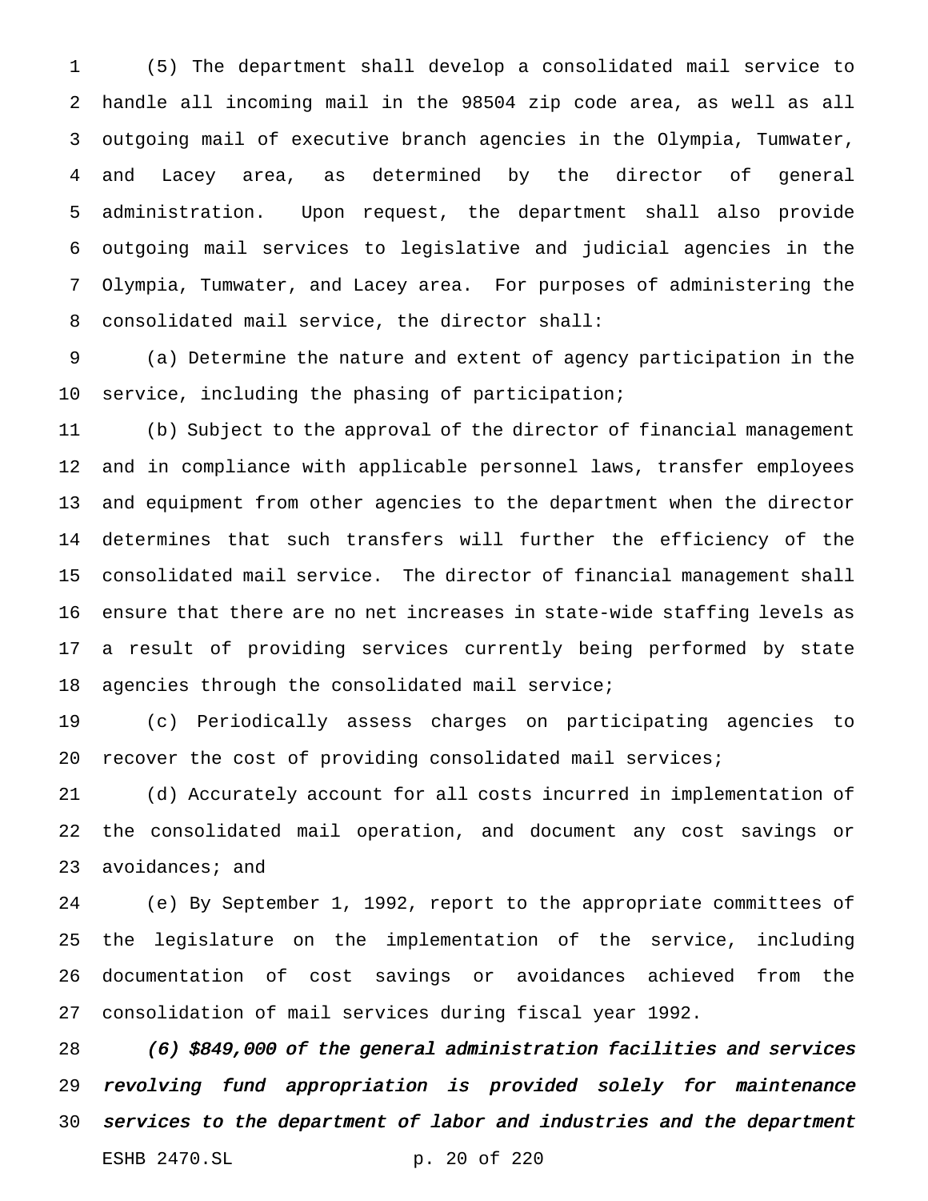(5) The department shall develop a consolidated mail service to handle all incoming mail in the 98504 zip code area, as well as all outgoing mail of executive branch agencies in the Olympia, Tumwater, and Lacey area, as determined by the director of general administration. Upon request, the department shall also provide outgoing mail services to legislative and judicial agencies in the Olympia, Tumwater, and Lacey area. For purposes of administering the consolidated mail service, the director shall:

(a) Determine the nature and extent of agency participation in the service, including the phasing of participation;

(b) Subject to the approval of the director of financial management and in compliance with applicable personnel laws, transfer employees and equipment from other agencies to the department when the director determines that such transfers will further the efficiency of the consolidated mail service. The director of financial management shall ensure that there are no net increases in state-wide staffing levels as a result of providing services currently being performed by state agencies through the consolidated mail service;

(c) Periodically assess charges on participating agencies to recover the cost of providing consolidated mail services;

(d) Accurately account for all costs incurred in implementation of the consolidated mail operation, and document any cost savings or avoidances; and

(e) By September 1, 1992, report to the appropriate committees of the legislature on the implementation of the service, including documentation of cost savings or avoidances achieved from the consolidation of mail services during fiscal year 1992.

*(6) $849,000 of the general administration facilities and services revolving fund appropriation is provided solely for maintenance services to the department of labor and industries and the department*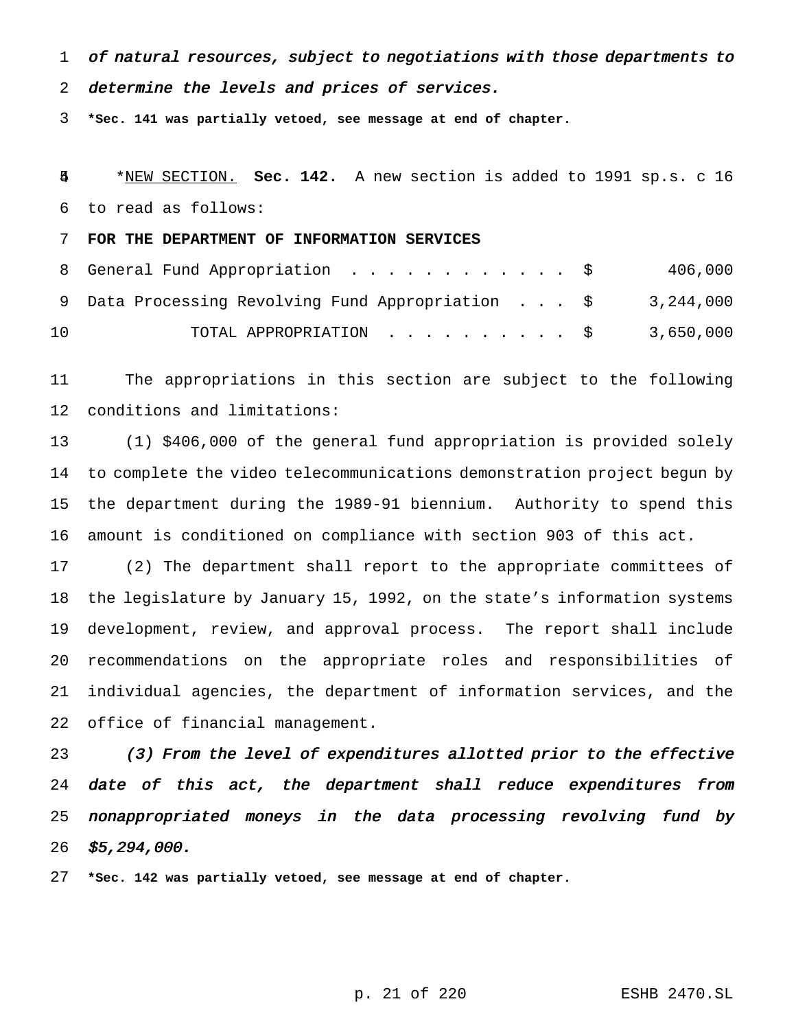*of natural resources, subject to negotiations with those departments to determine the levels and prices of services.*

**\*Sec. 141 was partially vetoed, see message at end of chapter.**

\*<u>NEW SECTION.</u> **Sec. 142.** A new section is added to 1991 sp.s. c 16 to read as follows:

**FOR THE DEPARTMENT OF INFORMATION SERVICES**

| | | |
|---|---|---|
| General Fund Appropriation . . . . . . . . . . . . . | $ | 406,000 |
| Data Processing Revolving Fund Appropriation . . . | $ | 3,244,000 |
| TOTAL APPROPRIATION . . . . . . . . . . | $ | 3,650,000 |

The appropriations in this section are subject to the following conditions and limitations:

(1) $406,000 of the general fund appropriation is provided solely to complete the video telecommunications demonstration project begun by the department during the 1989-91 biennium. Authority to spend this amount is conditioned on compliance with section 903 of this act.

(2) The department shall report to the appropriate committees of the legislature by January 15, 1992, on the state's information systems development, review, and approval process. The report shall include recommendations on the appropriate roles and responsibilities of individual agencies, the department of information services, and the office of financial management.

*(3) From the level of expenditures allotted prior to the effective date of this act, the department shall reduce expenditures from nonappropriated moneys in the data processing revolving fund by $5,294,000.*

**\*Sec. 142 was partially vetoed, see message at end of chapter.**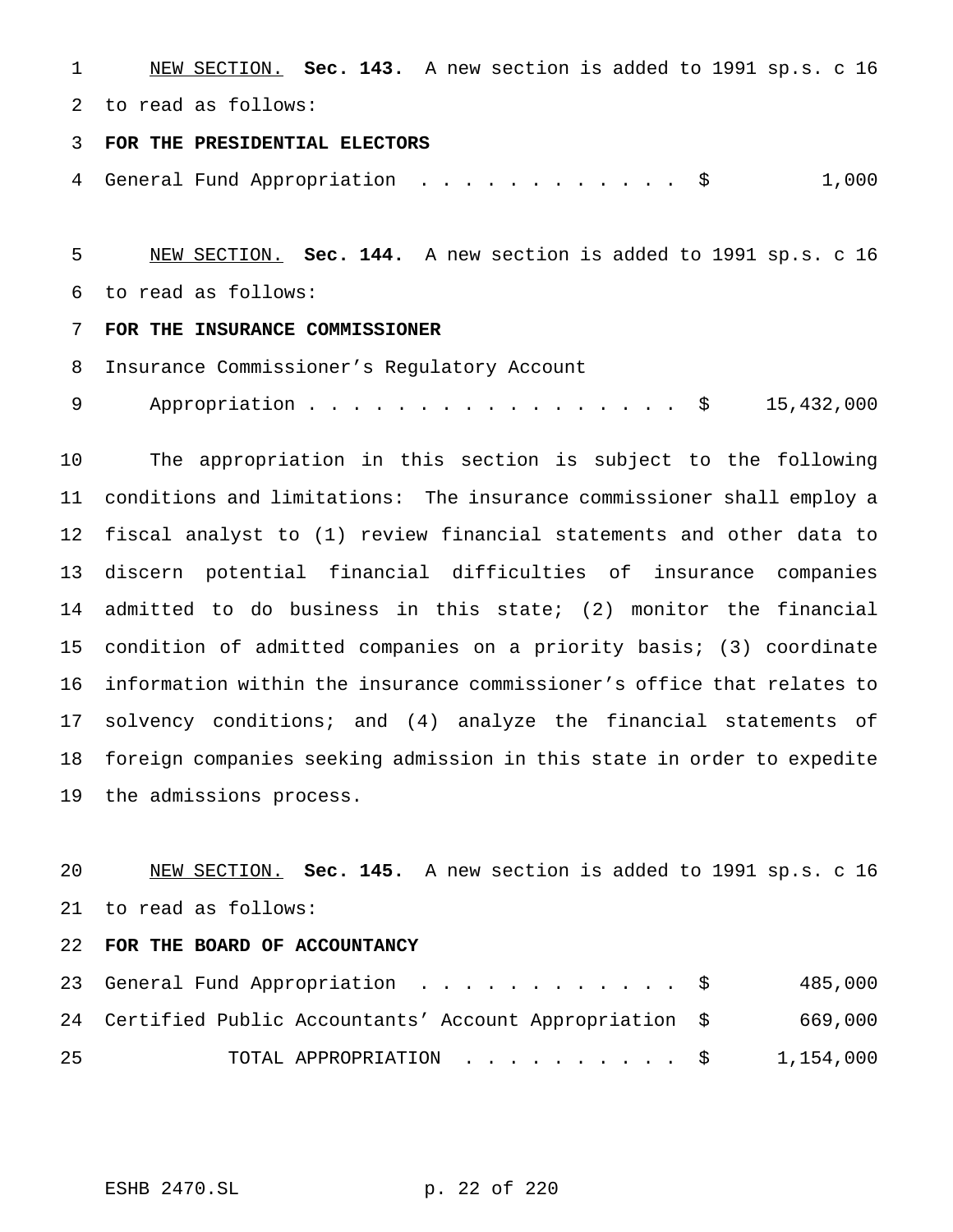NEW SECTION. **Sec. 143.** A new section is added to 1991 sp.s. c 16 to read as follows:

**FOR THE PRESIDENTIAL ELECTORS**

| | | |
|---|---|---|
| General Fund Appropriation . . . . . . . . . . . . | $ | 1,000 |

NEW SECTION. **Sec. 144.** A new section is added to 1991 sp.s. c 16 to read as follows:

**FOR THE INSURANCE COMMISSIONER**

| | | |
|---|---|---|
| Insurance Commissioner's Regulatory Account Appropriation . . . . . . . . . . . . . . . . . | $ | 15,432,000 |

The appropriation in this section is subject to the following conditions and limitations: The insurance commissioner shall employ a fiscal analyst to (1) review financial statements and other data to discern potential financial difficulties of insurance companies admitted to do business in this state; (2) monitor the financial condition of admitted companies on a priority basis; (3) coordinate information within the insurance commissioner's office that relates to solvency conditions; and (4) analyze the financial statements of foreign companies seeking admission in this state in order to expedite the admissions process.

NEW SECTION. **Sec. 145.** A new section is added to 1991 sp.s. c 16 to read as follows:

**FOR THE BOARD OF ACCOUNTANCY**

| | | |
|---|---|---|
| General Fund Appropriation . . . . . . . . . . . . | $ | 485,000 |
| Certified Public Accountants' Account Appropriation | $ | 669,000 |
| TOTAL APPROPRIATION . . . . . . . . . . | $ | 1,154,000 |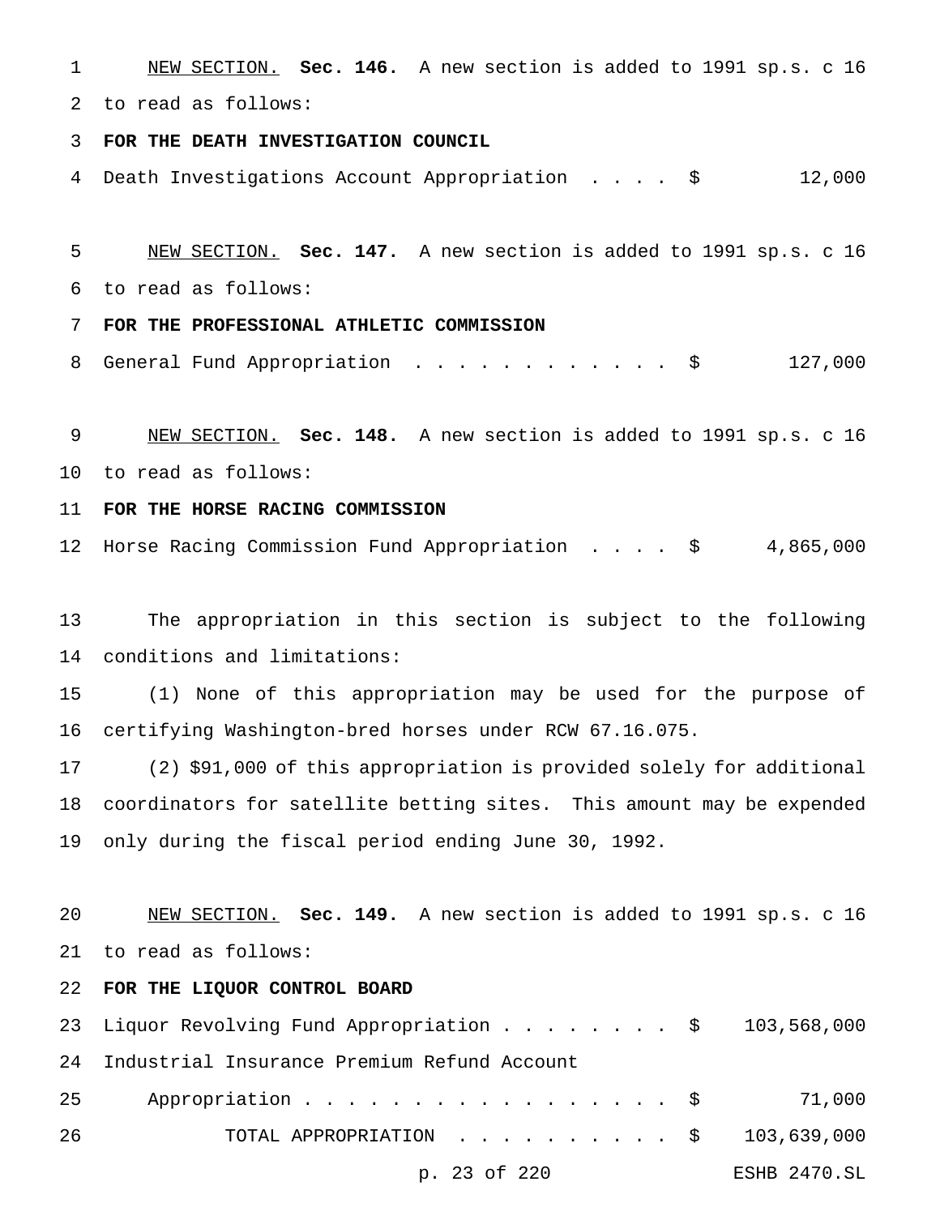NEW SECTION. **Sec. 146.** A new section is added to 1991 sp.s. c 16 to read as follows:

**FOR THE DEATH INVESTIGATION COUNCIL**

| | | |
|---|---|---|
| Death Investigations Account Appropriation . . . . | $ | 12,000 |

NEW SECTION. **Sec. 147.** A new section is added to 1991 sp.s. c 16 to read as follows:

**FOR THE PROFESSIONAL ATHLETIC COMMISSION**

| | | |
|---|---|---|
| General Fund Appropriation . . . . . . . . . . . . | $ | 127,000 |

NEW SECTION. **Sec. 148.** A new section is added to 1991 sp.s. c 16 to read as follows:

**FOR THE HORSE RACING COMMISSION**

| | | |
|---|---|---|
| Horse Racing Commission Fund Appropriation . . . . | $ | 4,865,000 |

The appropriation in this section is subject to the following conditions and limitations:

(1) None of this appropriation may be used for the purpose of certifying Washington-bred horses under RCW 67.16.075.

(2) $91,000 of this appropriation is provided solely for additional coordinators for satellite betting sites. This amount may be expended only during the fiscal period ending June 30, 1992.

NEW SECTION. **Sec. 149.** A new section is added to 1991 sp.s. c 16 to read as follows:

**FOR THE LIQUOR CONTROL BOARD**

| | | |
|---|---|---|
| Liquor Revolving Fund Appropriation . . . . . . . . | $ | 103,568,000 |
| Industrial Insurance Premium Refund Account Appropriation . . . . . . . . . . . . . . . . . . | $ | 71,000 |
| TOTAL APPROPRIATION . . . . . . . . . . | $ | 103,639,000 |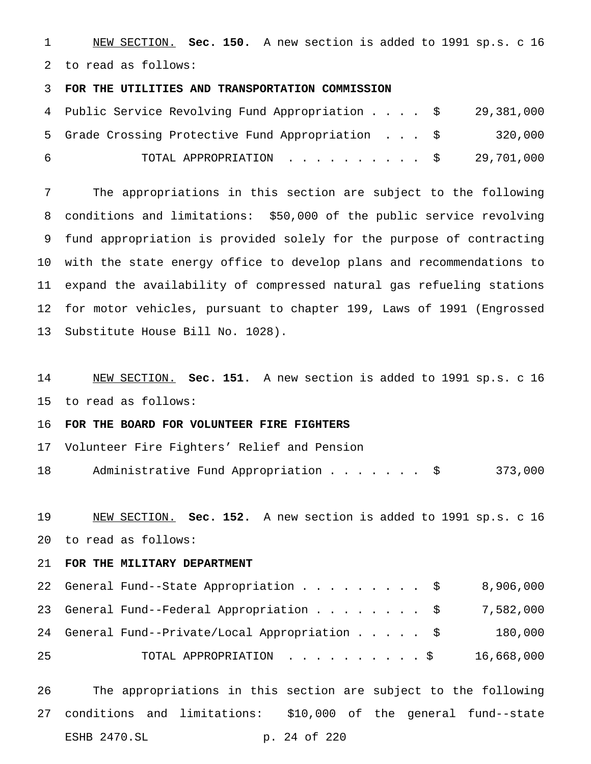NEW SECTION. **Sec. 150.** A new section is added to 1991 sp.s. c 16 to read as follows:

**FOR THE UTILITIES AND TRANSPORTATION COMMISSION**

| | | |
|---|---|---|
| Public Service Revolving Fund Appropriation . . . . | $ | 29,381,000 |
| Grade Crossing Protective Fund Appropriation . . . | $ | 320,000 |
| TOTAL APPROPRIATION . . . . . . . . . . | $ | 29,701,000 |

The appropriations in this section are subject to the following conditions and limitations: $50,000 of the public service revolving fund appropriation is provided solely for the purpose of contracting with the state energy office to develop plans and recommendations to expand the availability of compressed natural gas refueling stations for motor vehicles, pursuant to chapter 199, Laws of 1991 (Engrossed Substitute House Bill No. 1028).

NEW SECTION. **Sec. 151.** A new section is added to 1991 sp.s. c 16 to read as follows:

**FOR THE BOARD FOR VOLUNTEER FIRE FIGHTERS**

| | | |
|---|---|---|
| Volunteer Fire Fighters' Relief and Pension Administrative Fund Appropriation . . . . . . . | $ | 373,000 |

NEW SECTION. **Sec. 152.** A new section is added to 1991 sp.s. c 16 to read as follows:

**FOR THE MILITARY DEPARTMENT**

| | | |
|---|---|---|
| General Fund--State Appropriation . . . . . . . . . | $ | 8,906,000 |
| General Fund--Federal Appropriation . . . . . . . . | $ | 7,582,000 |
| General Fund--Private/Local Appropriation . . . . . | $ | 180,000 |
| TOTAL APPROPRIATION . . . . . . . . . . | $ | 16,668,000 |

The appropriations in this section are subject to the following conditions and limitations: $10,000 of the general fund--state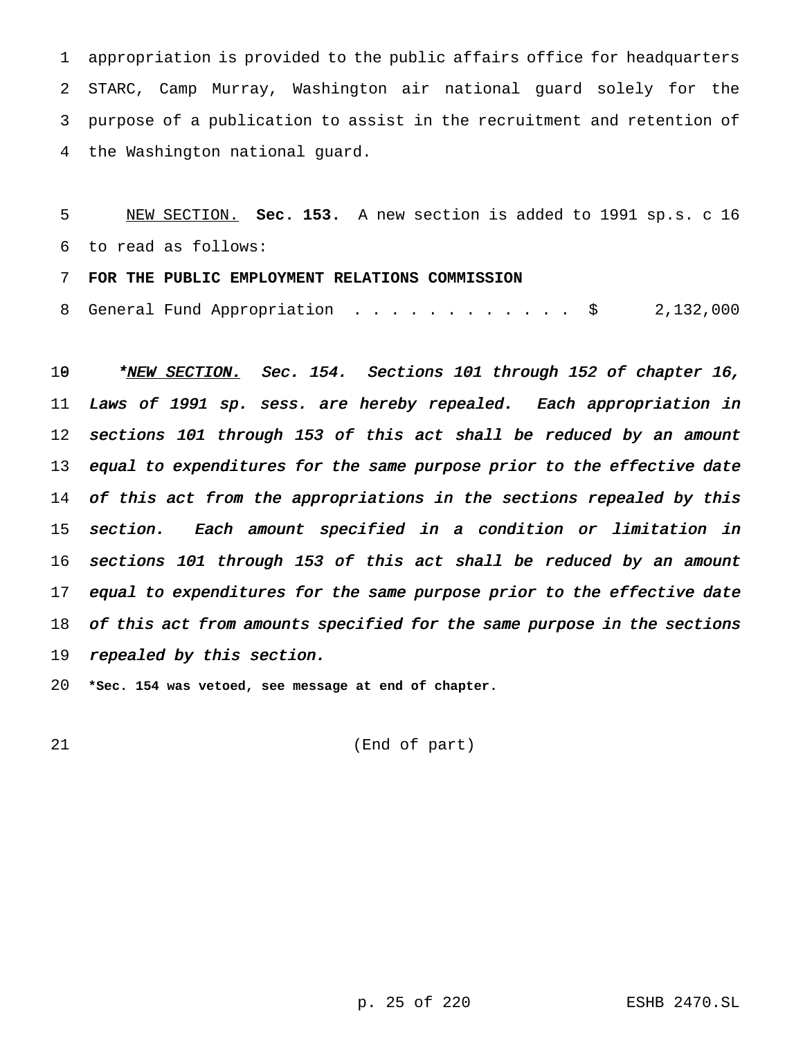appropriation is provided to the public affairs office for headquarters STARC, Camp Murray, Washington air national guard solely for the purpose of a publication to assist in the recruitment and retention of the Washington national guard.

NEW SECTION. **Sec. 153.** A new section is added to 1991 sp.s. c 16 to read as follows:

**FOR THE PUBLIC EMPLOYMENT RELATIONS COMMISSION**

General Fund Appropriation . . . . . . . . . . . . $ 2,132,000

*\*NEW SECTION. Sec. 154. Sections 101 through 152 of chapter 16, Laws of 1991 sp. sess. are hereby repealed. Each appropriation in sections 101 through 153 of this act shall be reduced by an amount equal to expenditures for the same purpose prior to the effective date of this act from the appropriations in the sections repealed by this section. Each amount specified in a condition or limitation in sections 101 through 153 of this act shall be reduced by an amount equal to expenditures for the same purpose prior to the effective date of this act from amounts specified for the same purpose in the sections repealed by this section.*

**\*Sec. 154 was vetoed, see message at end of chapter.**

(End of part)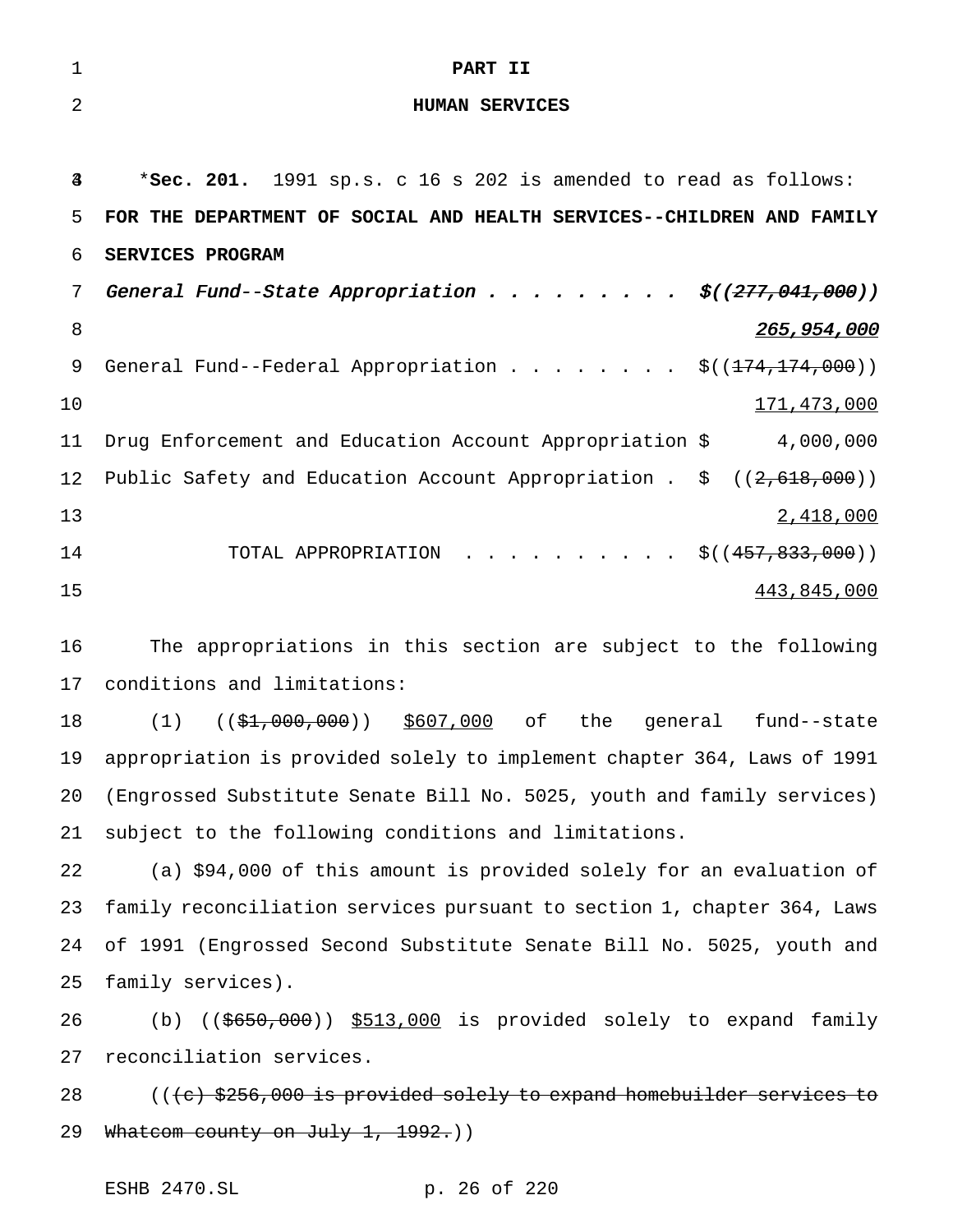**PART II**

**HUMAN SERVICES**

\***Sec. 201.** 1991 sp.s. c 16 s 202 is amended to read as follows:

**FOR THE DEPARTMENT OF SOCIAL AND HEALTH SERVICES--CHILDREN AND FAMILY SERVICES PROGRAM**

| | |
|---|---|
| *General Fund--State Appropriation . . . . . . . . .* | *$((~~277,041,000~~))* |
| | ***265,954,000*** |
| General Fund--Federal Appropriation . . . . . . . . | $((~~174,174,000~~)) |
| | 171,473,000 |
| Drug Enforcement and Education Account Appropriation | $ 4,000,000 |
| Public Safety and Education Account Appropriation . | $ ((~~2,618,000~~)) |
| | 2,418,000 |
| TOTAL APPROPRIATION . . . . . . . . . . | $((~~457,833,000~~)) |
| | 443,845,000 |

The appropriations in this section are subject to the following conditions and limitations:

(1) ((~~$1,000,000~~)) $607,000 of the general fund--state appropriation is provided solely to implement chapter 364, Laws of 1991 (Engrossed Substitute Senate Bill No. 5025, youth and family services) subject to the following conditions and limitations.

(a) $94,000 of this amount is provided solely for an evaluation of family reconciliation services pursuant to section 1, chapter 364, Laws of 1991 (Engrossed Second Substitute Senate Bill No. 5025, youth and family services).

(b) ((~~$650,000~~)) $513,000 is provided solely to expand family reconciliation services.

((~~(c) $256,000 is provided solely to expand homebuilder services to Whatcom county on July 1, 1992.~~))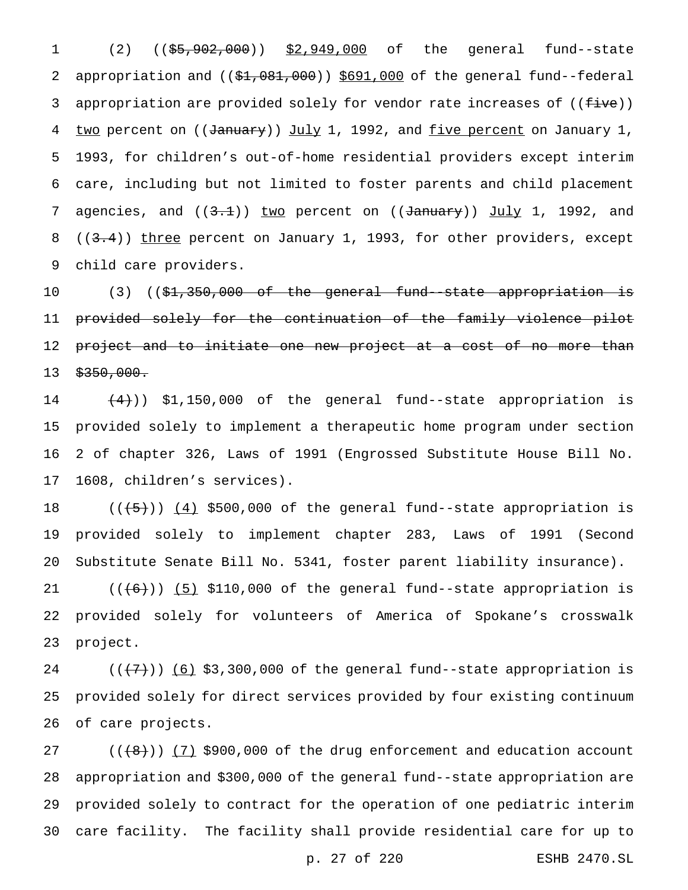(2) (($5,902,000)) $2,949,000 of the general fund--state appropriation and (($1,081,000)) $691,000 of the general fund--federal appropriation are provided solely for vendor rate increases of ((five)) two percent on ((January)) July 1, 1992, and five percent on January 1, 1993, for children's out-of-home residential providers except interim care, including but not limited to foster parents and child placement agencies, and ((3.1)) two percent on ((January)) July 1, 1992, and ((3.4)) three percent on January 1, 1993, for other providers, except child care providers.

(3) (($1,350,000 of the general fund--state appropriation is provided solely for the continuation of the family violence pilot project and to initiate one new project at a cost of no more than $350,000.

(4))) $1,150,000 of the general fund--state appropriation is provided solely to implement a therapeutic home program under section 2 of chapter 326, Laws of 1991 (Engrossed Substitute House Bill No. 1608, children's services).

(((5))) (4) $500,000 of the general fund--state appropriation is provided solely to implement chapter 283, Laws of 1991 (Second Substitute Senate Bill No. 5341, foster parent liability insurance).

(((6))) (5) $110,000 of the general fund--state appropriation is provided solely for volunteers of America of Spokane's crosswalk project.

(((7))) (6) $3,300,000 of the general fund--state appropriation is provided solely for direct services provided by four existing continuum of care projects.

(((8))) (7) $900,000 of the drug enforcement and education account appropriation and $300,000 of the general fund--state appropriation are provided solely to contract for the operation of one pediatric interim care facility. The facility shall provide residential care for up to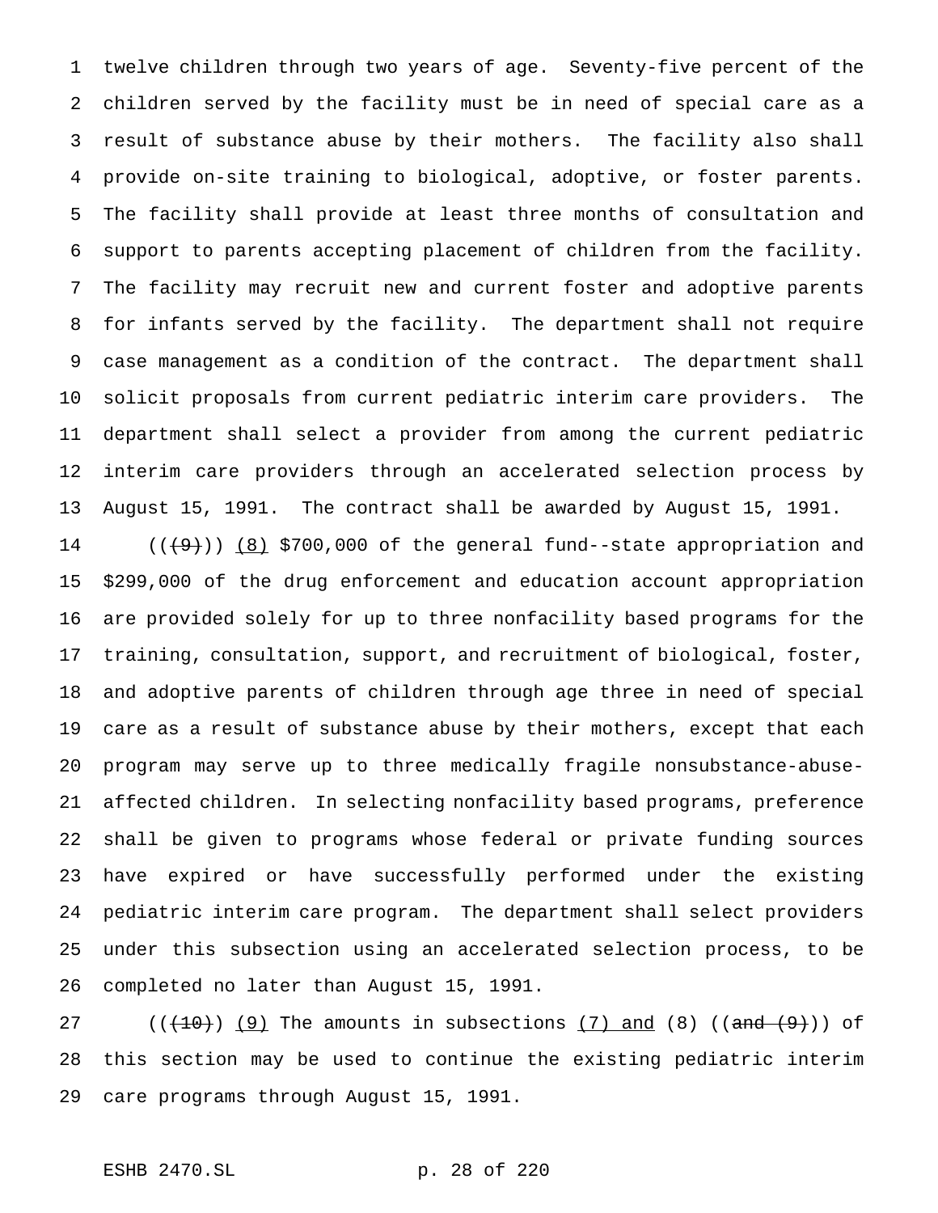twelve children through two years of age. Seventy-five percent of the children served by the facility must be in need of special care as a result of substance abuse by their mothers. The facility also shall provide on-site training to biological, adoptive, or foster parents. The facility shall provide at least three months of consultation and support to parents accepting placement of children from the facility. The facility may recruit new and current foster and adoptive parents for infants served by the facility. The department shall not require case management as a condition of the contract. The department shall solicit proposals from current pediatric interim care providers. The department shall select a provider from among the current pediatric interim care providers through an accelerated selection process by August 15, 1991. The contract shall be awarded by August 15, 1991.

(((9))) (8) $700,000 of the general fund--state appropriation and $299,000 of the drug enforcement and education account appropriation are provided solely for up to three nonfacility based programs for the training, consultation, support, and recruitment of biological, foster, and adoptive parents of children through age three in need of special care as a result of substance abuse by their mothers, except that each program may serve up to three medically fragile nonsubstance-abuse-affected children. In selecting nonfacility based programs, preference shall be given to programs whose federal or private funding sources have expired or have successfully performed under the existing pediatric interim care program. The department shall select providers under this subsection using an accelerated selection process, to be completed no later than August 15, 1991.

(((10))) (9) The amounts in subsections (7) and (8) ((and (9))) of this section may be used to continue the existing pediatric interim care programs through August 15, 1991.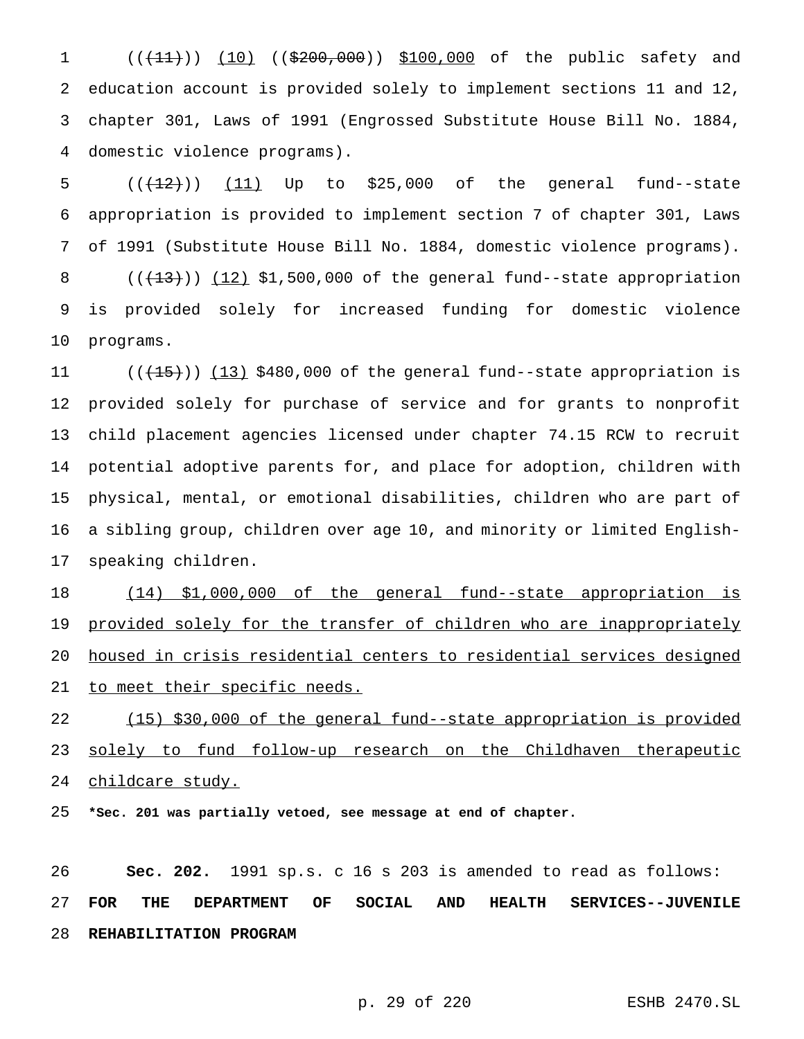((~~(11)~~)) <u>(10)</u> ((~~$200,000~~)) <u>$100,000</u> of the public safety and education account is provided solely to implement sections 11 and 12, chapter 301, Laws of 1991 (Engrossed Substitute House Bill No. 1884, domestic violence programs).

((~~(12)~~)) <u>(11)</u> Up to $25,000 of the general fund--state appropriation is provided to implement section 7 of chapter 301, Laws of 1991 (Substitute House Bill No. 1884, domestic violence programs).

((~~(13)~~)) <u>(12)</u> $1,500,000 of the general fund--state appropriation is provided solely for increased funding for domestic violence programs.

((~~(15)~~)) <u>(13)</u> $480,000 of the general fund--state appropriation is provided solely for purchase of service and for grants to nonprofit child placement agencies licensed under chapter 74.15 RCW to recruit potential adoptive parents for, and place for adoption, children with physical, mental, or emotional disabilities, children who are part of a sibling group, children over age 10, and minority or limited English-speaking children.

<u>(14) $1,000,000 of the general fund--state appropriation is provided solely for the transfer of children who are inappropriately housed in crisis residential centers to residential services designed to meet their specific needs.</u>

<u>(15) $30,000 of the general fund--state appropriation is provided solely to fund follow-up research on the Childhaven therapeutic childcare study.</u>

**\*Sec. 201 was partially vetoed, see message at end of chapter.**

**Sec. 202.** 1991 sp.s. c 16 s 203 is amended to read as follows:

**FOR THE DEPARTMENT OF SOCIAL AND HEALTH SERVICES--JUVENILE REHABILITATION PROGRAM**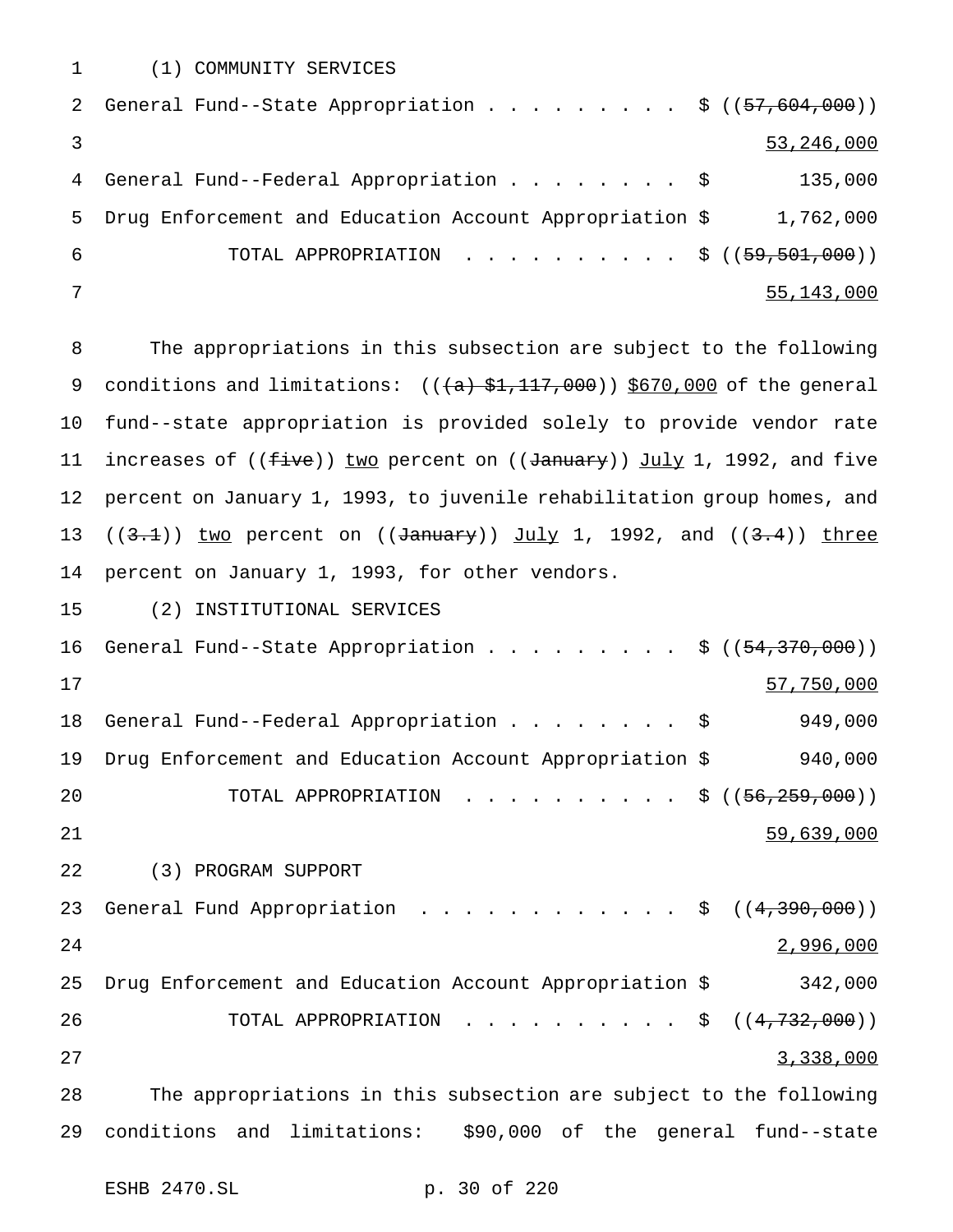(1) COMMUNITY SERVICES

| | |
|---|---|
| General Fund--State Appropriation . . . . . . . . . | $ ((~~57,604,000~~)) 53,246,000 |
| General Fund--Federal Appropriation . . . . . . . . | $ 135,000 |
| Drug Enforcement and Education Account Appropriation | $ 1,762,000 |
| TOTAL APPROPRIATION . . . . . . . . . . | $ ((~~59,501,000~~)) 55,143,000 |

The appropriations in this subsection are subject to the following conditions and limitations: ((~~(a) $1,117,000~~)) $670,000 of the general fund--state appropriation is provided solely to provide vendor rate increases of ((~~five~~)) two percent on ((~~January~~)) July 1, 1992, and five percent on January 1, 1993, to juvenile rehabilitation group homes, and ((~~3.1~~)) two percent on ((~~January~~)) July 1, 1992, and ((~~3.4~~)) three percent on January 1, 1993, for other vendors.

(2) INSTITUTIONAL SERVICES

| | |
|---|---|
| General Fund--State Appropriation . . . . . . . . . | $ ((~~54,370,000~~)) 57,750,000 |
| General Fund--Federal Appropriation . . . . . . . . | $ 949,000 |
| Drug Enforcement and Education Account Appropriation | $ 940,000 |
| TOTAL APPROPRIATION . . . . . . . . . . | $ ((~~56,259,000~~)) 59,639,000 |

(3) PROGRAM SUPPORT

| | |
|---|---|
| General Fund Appropriation . . . . . . . . . . . . | $ ((~~4,390,000~~)) 2,996,000 |
| Drug Enforcement and Education Account Appropriation | $ 342,000 |
| TOTAL APPROPRIATION . . . . . . . . . . | $ ((~~4,732,000~~)) 3,338,000 |

The appropriations in this subsection are subject to the following conditions and limitations: $90,000 of the general fund--state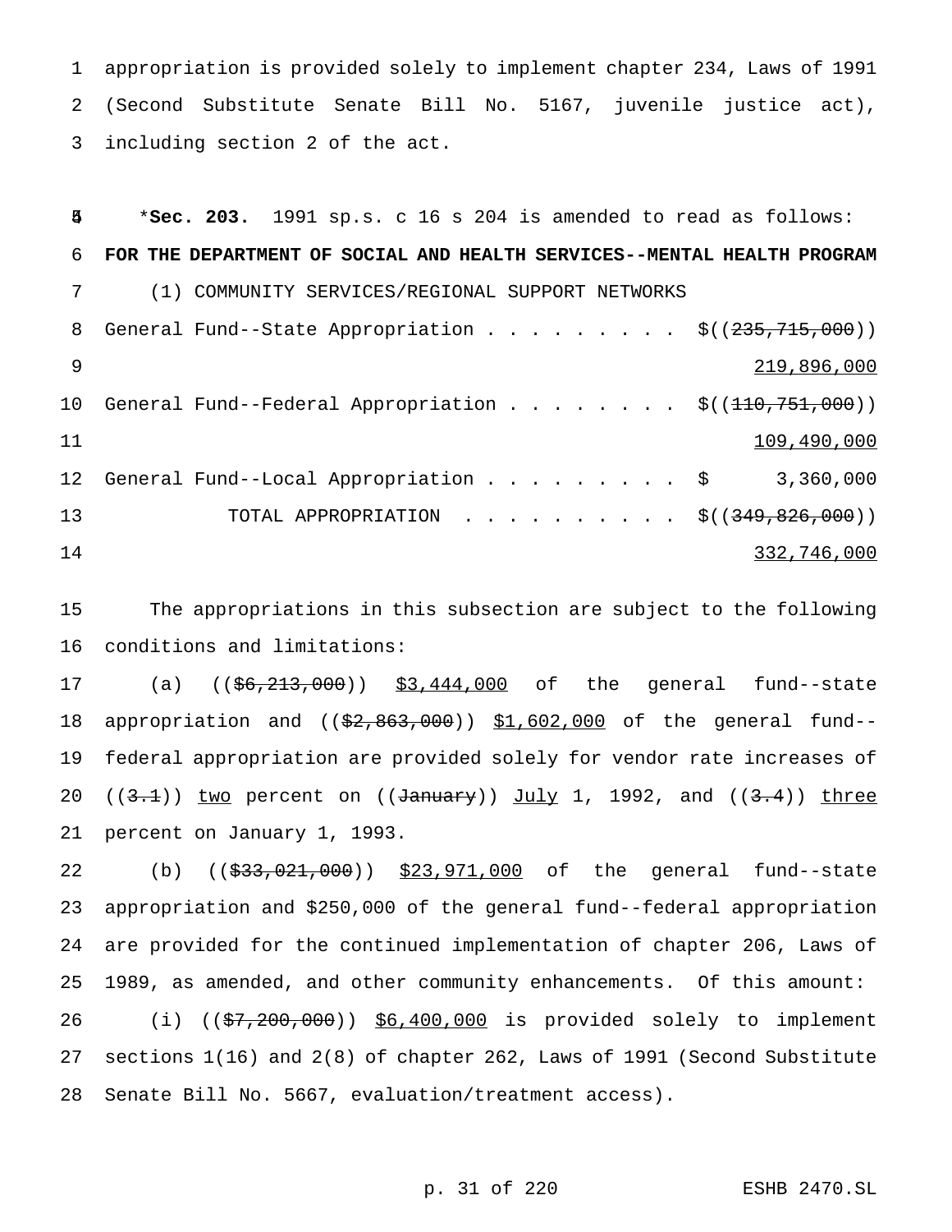appropriation is provided solely to implement chapter 234, Laws of 1991 (Second Substitute Senate Bill No. 5167, juvenile justice act), including section 2 of the act.

*__Sec. 203.__ 1991 sp.s. c 16 s 204 is amended to read as follows:

**FOR THE DEPARTMENT OF SOCIAL AND HEALTH SERVICES--MENTAL HEALTH PROGRAM**

(1) COMMUNITY SERVICES/REGIONAL SUPPORT NETWORKS

| | |
|---|---|
| General Fund--State Appropriation . . . . . . . . . | $((~~235,715,000~~)) 219,896,000 |
| General Fund--Federal Appropriation . . . . . . . . | $((~~110,751,000~~)) 109,490,000 |
| General Fund--Local Appropriation . . . . . . . . . | $ 3,360,000 |
| TOTAL APPROPRIATION . . . . . . . . . . | $((~~349,826,000~~)) 332,746,000 |

The appropriations in this subsection are subject to the following conditions and limitations:

(a) ((~~$6,213,000~~)) $3,444,000 of the general fund--state appropriation and ((~~$2,863,000~~)) $1,602,000 of the general fund--federal appropriation are provided solely for vendor rate increases of ((~~3.1~~)) two percent on ((~~January~~)) July 1, 1992, and ((~~3.4~~)) three percent on January 1, 1993.

(b) ((~~$33,021,000~~)) $23,971,000 of the general fund--state appropriation and $250,000 of the general fund--federal appropriation are provided for the continued implementation of chapter 206, Laws of 1989, as amended, and other community enhancements. Of this amount:

(i) ((~~$7,200,000~~)) $6,400,000 is provided solely to implement sections 1(16) and 2(8) of chapter 262, Laws of 1991 (Second Substitute Senate Bill No. 5667, evaluation/treatment access).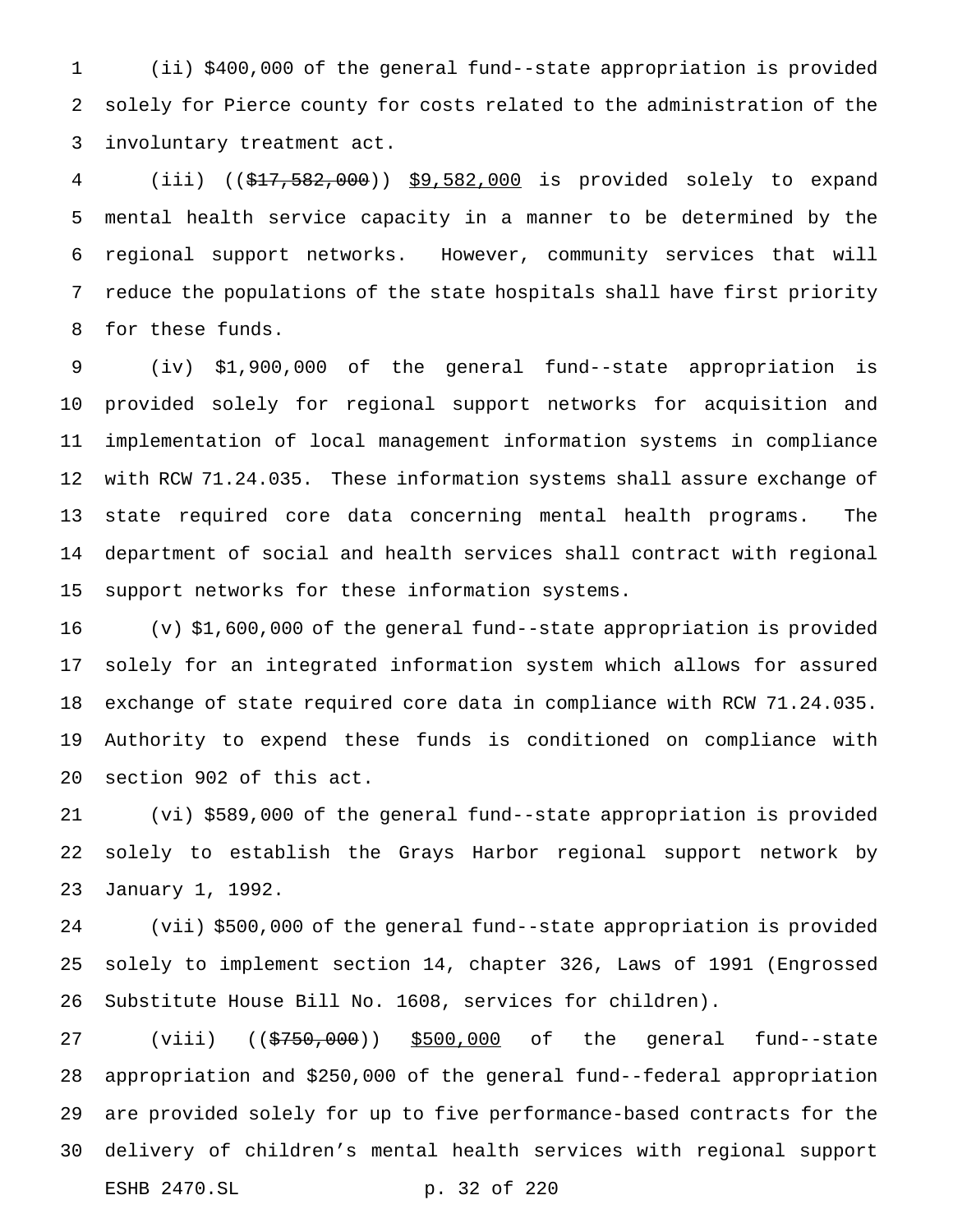(ii) $400,000 of the general fund--state appropriation is provided solely for Pierce county for costs related to the administration of the involuntary treatment act.

(iii) ((~~$17,582,000~~)) <u>$9,582,000</u> is provided solely to expand mental health service capacity in a manner to be determined by the regional support networks. However, community services that will reduce the populations of the state hospitals shall have first priority for these funds.

(iv) $1,900,000 of the general fund--state appropriation is provided solely for regional support networks for acquisition and implementation of local management information systems in compliance with RCW 71.24.035. These information systems shall assure exchange of state required core data concerning mental health programs. The department of social and health services shall contract with regional support networks for these information systems.

(v) $1,600,000 of the general fund--state appropriation is provided solely for an integrated information system which allows for assured exchange of state required core data in compliance with RCW 71.24.035. Authority to expend these funds is conditioned on compliance with section 902 of this act.

(vi) $589,000 of the general fund--state appropriation is provided solely to establish the Grays Harbor regional support network by January 1, 1992.

(vii) $500,000 of the general fund--state appropriation is provided solely to implement section 14, chapter 326, Laws of 1991 (Engrossed Substitute House Bill No. 1608, services for children).

(viii) ((~~$750,000~~)) <u>$500,000</u> of the general fund--state appropriation and $250,000 of the general fund--federal appropriation are provided solely for up to five performance-based contracts for the delivery of children's mental health services with regional support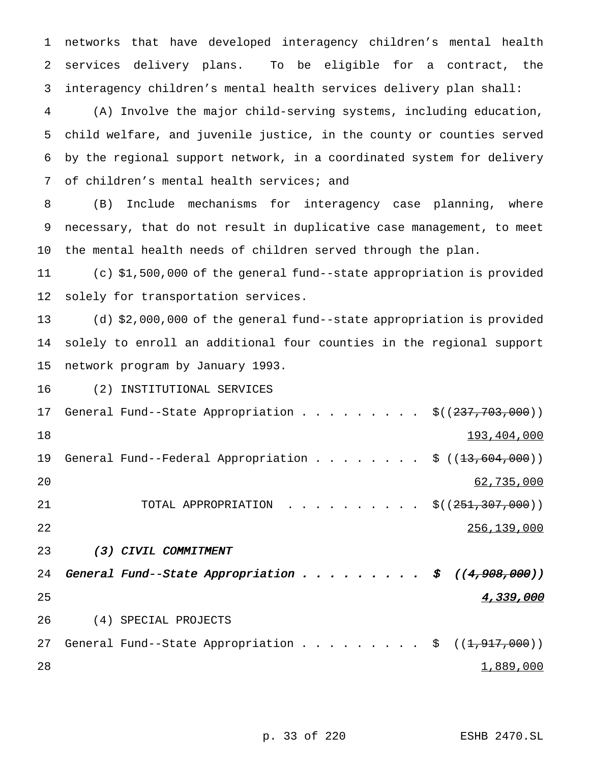networks that have developed interagency children's mental health services delivery plans. To be eligible for a contract, the interagency children's mental health services delivery plan shall:

(A) Involve the major child-serving systems, including education, child welfare, and juvenile justice, in the county or counties served by the regional support network, in a coordinated system for delivery of children's mental health services; and

(B) Include mechanisms for interagency case planning, where necessary, that do not result in duplicative case management, to meet the mental health needs of children served through the plan.

(c) $1,500,000 of the general fund--state appropriation is provided solely for transportation services.

(d) $2,000,000 of the general fund--state appropriation is provided solely to enroll an additional four counties in the regional support network program by January 1993.

(2) INSTITUTIONAL SERVICES

General Fund--State Appropriation . . . . . . . . . $((~~237,703,000~~))
193,404,000

General Fund--Federal Appropriation . . . . . . . . $ ((~~13,604,000~~))
62,735,000

TOTAL APPROPRIATION . . . . . . . . . . $((~~251,307,000~~))
256,139,000

*(3) CIVIL COMMITMENT*

***General Fund--State Appropriation . . . . . . . . . $ ((~~4,908,000~~))***
***4,339,000***

(4) SPECIAL PROJECTS

General Fund--State Appropriation . . . . . . . . . $ ((~~1,917,000~~))
1,889,000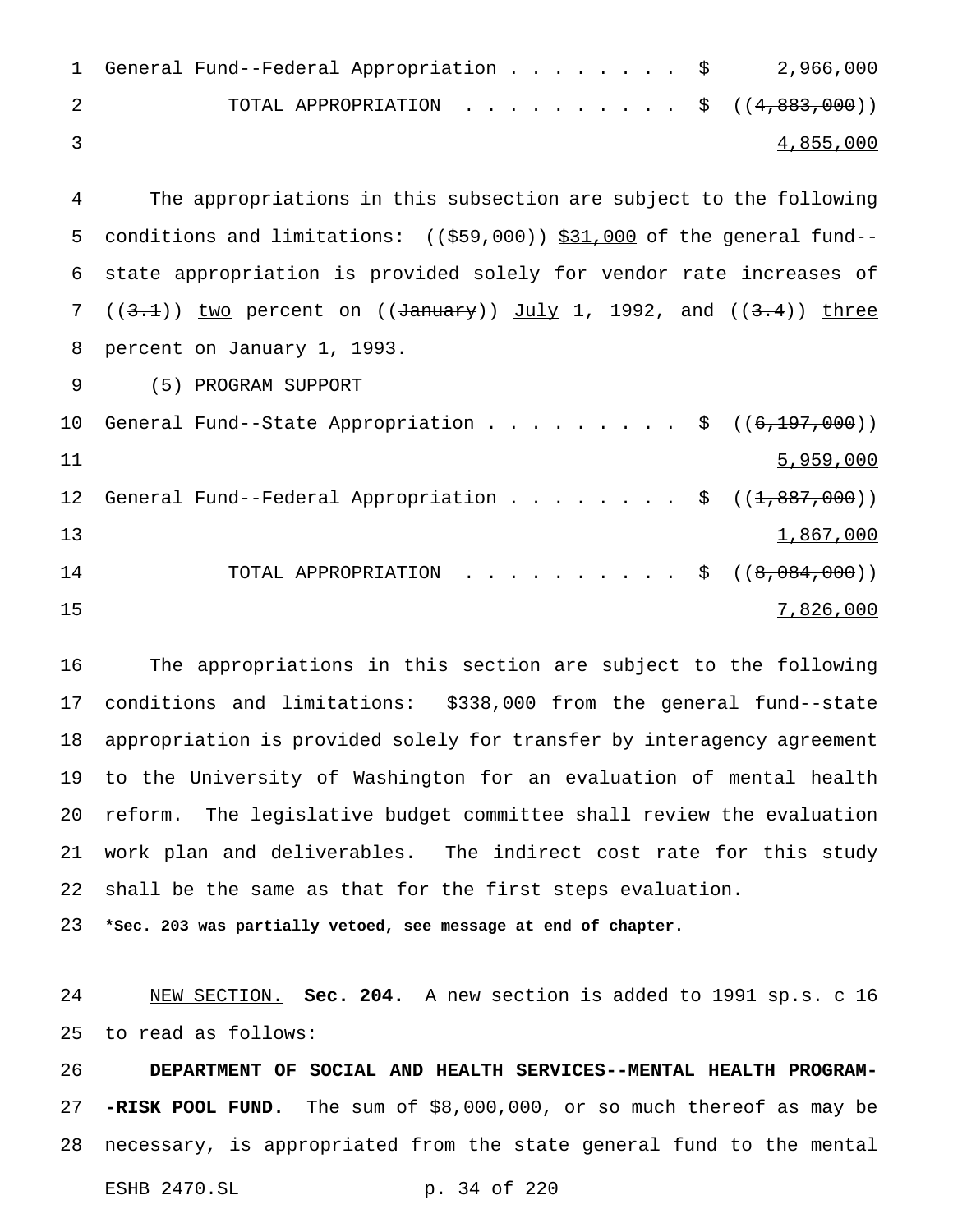General Fund--Federal Appropriation . . . . . . . . $ 2,966,000

TOTAL APPROPRIATION . . . . . . . . . . $ ((~~4,883,000~~))
4,855,000

The appropriations in this subsection are subject to the following conditions and limitations: ((~~$59,000~~)) $31,000 of the general fund--state appropriation is provided solely for vendor rate increases of ((~~3.1~~)) two percent on ((~~January~~)) July 1, 1992, and ((~~3.4~~)) three percent on January 1, 1993.

(5) PROGRAM SUPPORT

General Fund--State Appropriation . . . . . . . . . $ ((~~6,197,000~~))
5,959,000

General Fund--Federal Appropriation . . . . . . . . $ ((~~1,887,000~~))
1,867,000

TOTAL APPROPRIATION . . . . . . . . . . $ ((~~8,084,000~~))
7,826,000

The appropriations in this section are subject to the following conditions and limitations: $338,000 from the general fund--state appropriation is provided solely for transfer by interagency agreement to the University of Washington for an evaluation of mental health reform. The legislative budget committee shall review the evaluation work plan and deliverables. The indirect cost rate for this study shall be the same as that for the first steps evaluation.

**\*Sec. 203 was partially vetoed, see message at end of chapter.**

NEW SECTION. **Sec. 204.** A new section is added to 1991 sp.s. c 16 to read as follows:

**DEPARTMENT OF SOCIAL AND HEALTH SERVICES--MENTAL HEALTH PROGRAM--RISK POOL FUND.** The sum of $8,000,000, or so much thereof as may be necessary, is appropriated from the state general fund to the mental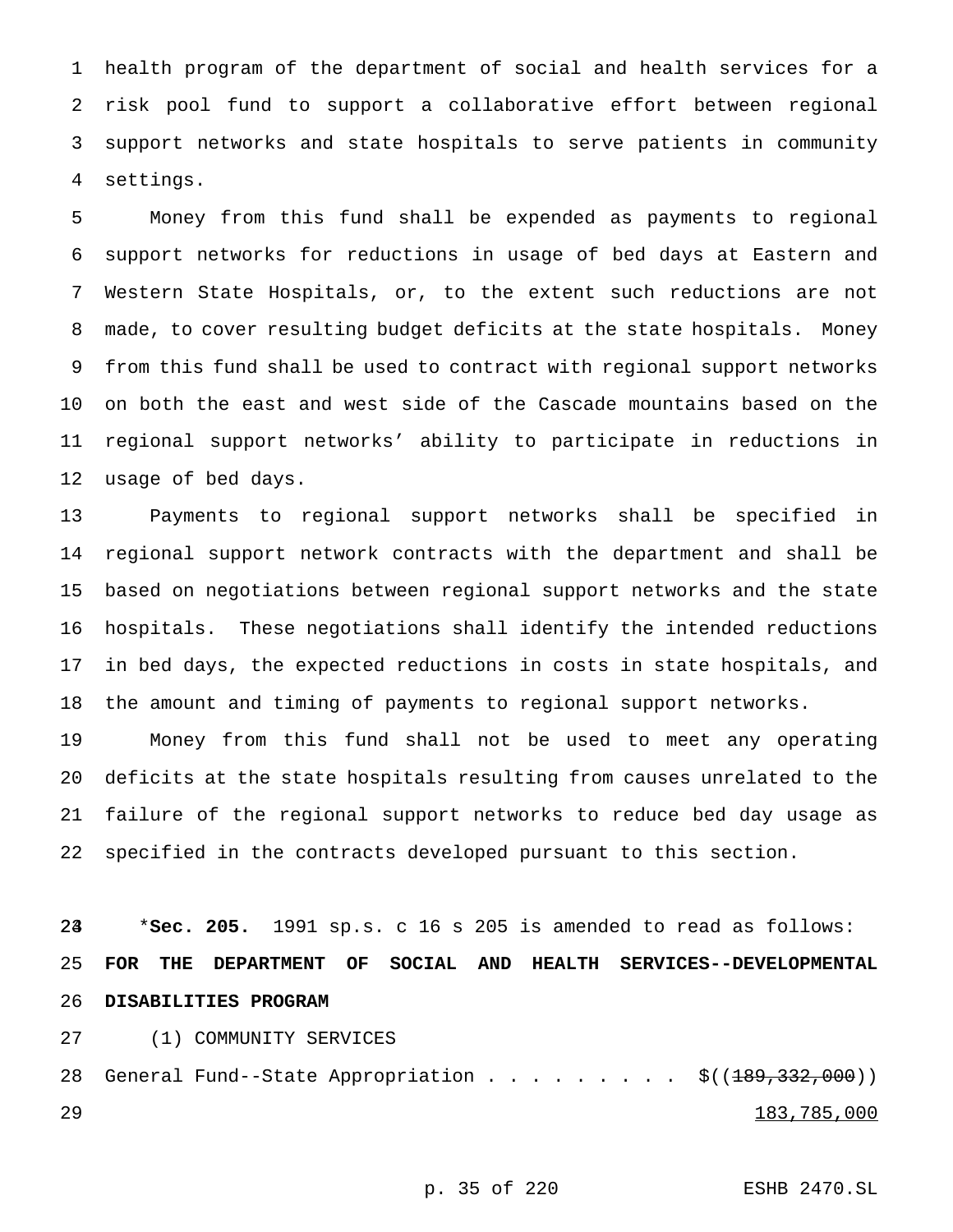health program of the department of social and health services for a risk pool fund to support a collaborative effort between regional support networks and state hospitals to serve patients in community settings.

Money from this fund shall be expended as payments to regional support networks for reductions in usage of bed days at Eastern and Western State Hospitals, or, to the extent such reductions are not made, to cover resulting budget deficits at the state hospitals. Money from this fund shall be used to contract with regional support networks on both the east and west side of the Cascade mountains based on the regional support networks' ability to participate in reductions in usage of bed days.

Payments to regional support networks shall be specified in regional support network contracts with the department and shall be based on negotiations between regional support networks and the state hospitals. These negotiations shall identify the intended reductions in bed days, the expected reductions in costs in state hospitals, and the amount and timing of payments to regional support networks.

Money from this fund shall not be used to meet any operating deficits at the state hospitals resulting from causes unrelated to the failure of the regional support networks to reduce bed day usage as specified in the contracts developed pursuant to this section.

*__Sec. 205.__ 1991 sp.s. c 16 s 205 is amended to read as follows:

**FOR THE DEPARTMENT OF SOCIAL AND HEALTH SERVICES--DEVELOPMENTAL DISABILITIES PROGRAM**

(1) COMMUNITY SERVICES

General Fund--State Appropriation . . . . . . . . . $((~~189,332,000~~))
<u>183,785,000</u>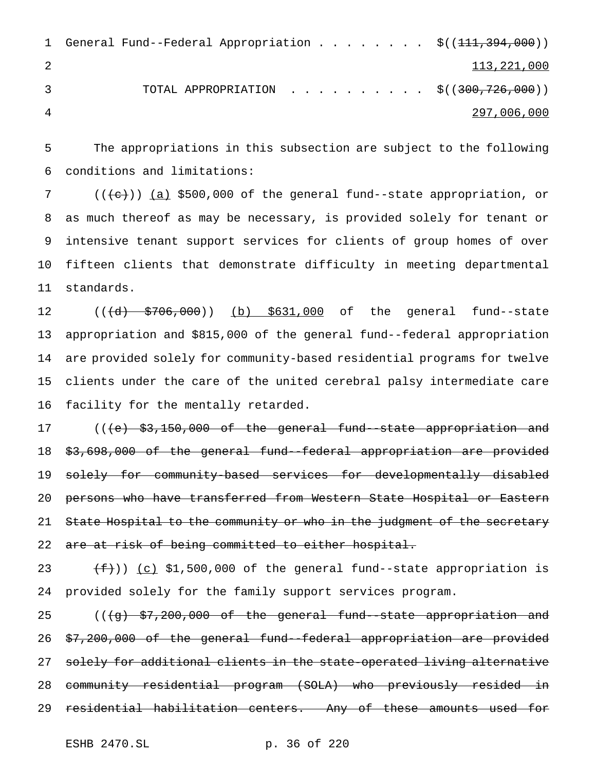General Fund--Federal Appropriation . . . . . . . . $((~~111,394,000~~))
113,221,000

TOTAL APPROPRIATION . . . . . . . . . . $((~~300,726,000~~))
297,006,000

The appropriations in this subsection are subject to the following conditions and limitations:

((~~(c)~~)) (a) $500,000 of the general fund--state appropriation, or as much thereof as may be necessary, is provided solely for tenant or intensive tenant support services for clients of group homes of over fifteen clients that demonstrate difficulty in meeting departmental standards.

((~~(d) $706,000~~)) (b) $631,000 of the general fund--state appropriation and $815,000 of the general fund--federal appropriation are provided solely for community-based residential programs for twelve clients under the care of the united cerebral palsy intermediate care facility for the mentally retarded.

((~~(e) $3,150,000 of the general fund--state appropriation and $3,698,000 of the general fund--federal appropriation are provided solely for community-based services for developmentally disabled persons who have transferred from Western State Hospital or Eastern State Hospital to the community or who in the judgment of the secretary are at risk of being committed to either hospital.~~

~~(f)~~)) (c) $1,500,000 of the general fund--state appropriation is provided solely for the family support services program.

((~~(g) $7,200,000 of the general fund--state appropriation and $7,200,000 of the general fund--federal appropriation are provided solely for additional clients in the state-operated living alternative community residential program (SOLA) who previously resided in residential habilitation centers. Any of these amounts used for~~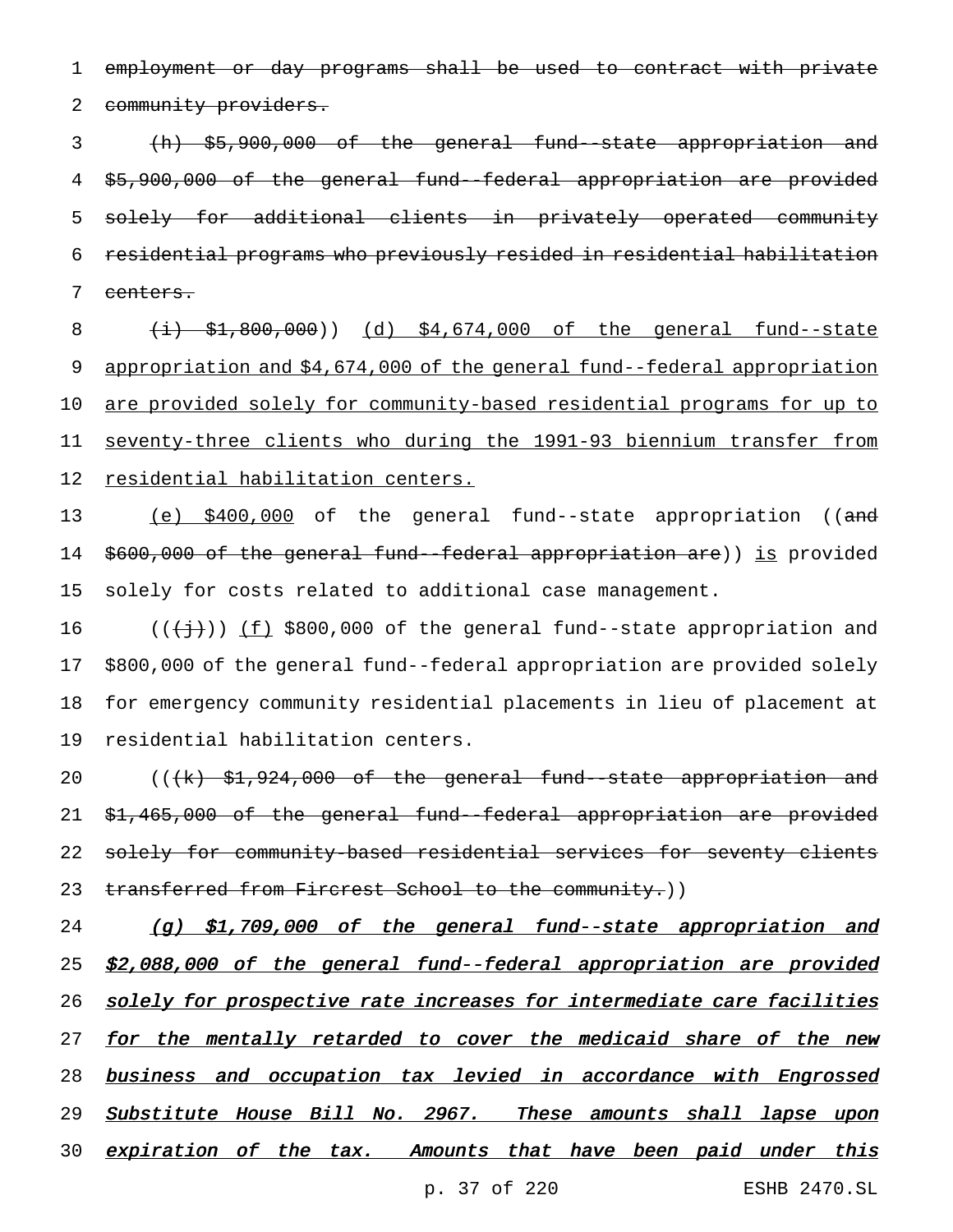~~employment or day programs shall be used to contract with private community providers.~~

~~(h) $5,900,000 of the general fund--state appropriation and $5,900,000 of the general fund--federal appropriation are provided solely for additional clients in privately operated community residential programs who previously resided in residential habilitation centers.~~

~~(i) $1,800,000~~)) (d) $4,674,000 of the general fund--state appropriation and $4,674,000 of the general fund--federal appropriation are provided solely for community-based residential programs for up to seventy-three clients who during the 1991-93 biennium transfer from residential habilitation centers.

(e) $400,000 of the general fund--state appropriation ((~~and $600,000 of the general fund--federal appropriation are~~)) is provided solely for costs related to additional case management.

((~~(j)~~)) (f) $800,000 of the general fund--state appropriation and $800,000 of the general fund--federal appropriation are provided solely for emergency community residential placements in lieu of placement at residential habilitation centers.

((~~(k) $1,924,000 of the general fund--state appropriation and $1,465,000 of the general fund--federal appropriation are provided solely for community-based residential services for seventy clients transferred from Fircrest School to the community.~~))

*(g) $1,709,000 of the general fund--state appropriation and $2,088,000 of the general fund--federal appropriation are provided solely for prospective rate increases for intermediate care facilities for the mentally retarded to cover the medicaid share of the new business and occupation tax levied in accordance with Engrossed Substitute House Bill No. 2967. These amounts shall lapse upon expiration of the tax. Amounts that have been paid under this*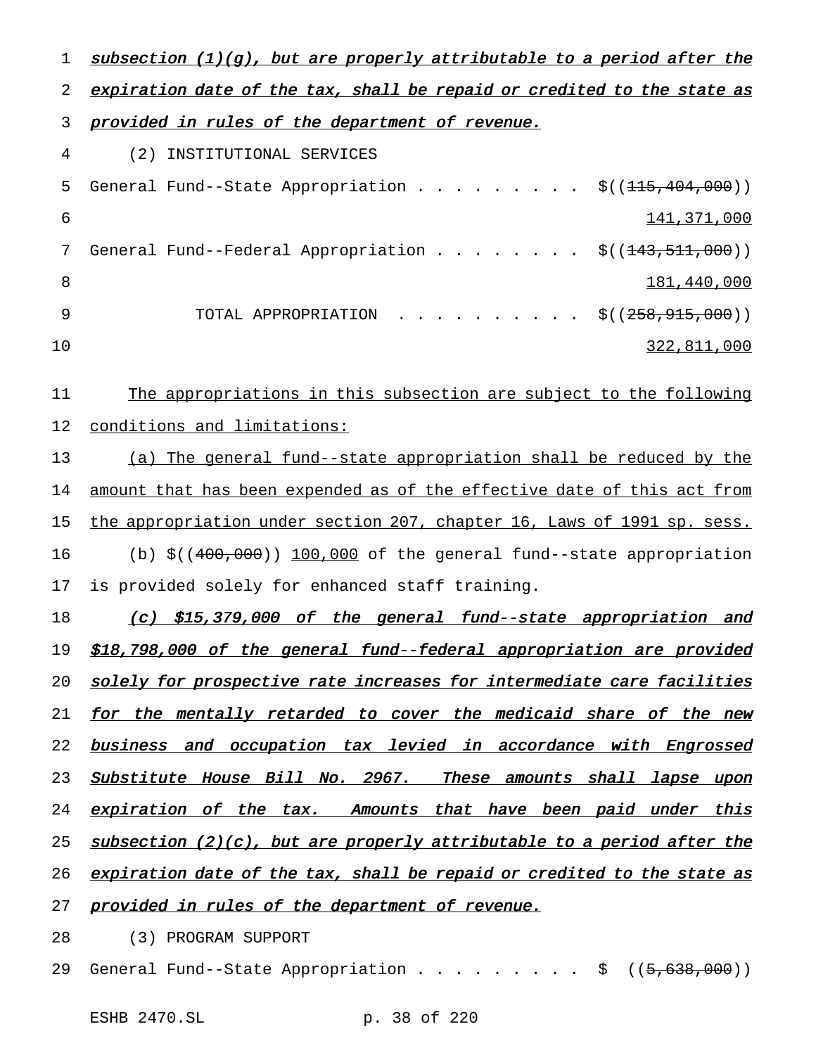subsection (1)(g), but are properly attributable to a period after the expiration date of the tax, shall be repaid or credited to the state as provided in rules of the department of revenue.

(2) INSTITUTIONAL SERVICES

General Fund--State Appropriation . . . . . . . . . $((115,404,000))
141,371,000

General Fund--Federal Appropriation . . . . . . . . $((143,511,000))
181,440,000

TOTAL APPROPRIATION . . . . . . . . . . $((258,915,000))
322,811,000

The appropriations in this subsection are subject to the following conditions and limitations:

(a) The general fund--state appropriation shall be reduced by the amount that has been expended as of the effective date of this act from the appropriation under section 207, chapter 16, Laws of 1991 sp. sess.

(b) $((400,000)) 100,000 of the general fund--state appropriation is provided solely for enhanced staff training.

*(c) $15,379,000 of the general fund--state appropriation and $18,798,000 of the general fund--federal appropriation are provided solely for prospective rate increases for intermediate care facilities for the mentally retarded to cover the medicaid share of the new business and occupation tax levied in accordance with Engrossed Substitute House Bill No. 2967. These amounts shall lapse upon expiration of the tax. Amounts that have been paid under this subsection (2)(c), but are properly attributable to a period after the expiration date of the tax, shall be repaid or credited to the state as provided in rules of the department of revenue.*

(3) PROGRAM SUPPORT

General Fund--State Appropriation . . . . . . . . . $ ((5,638,000))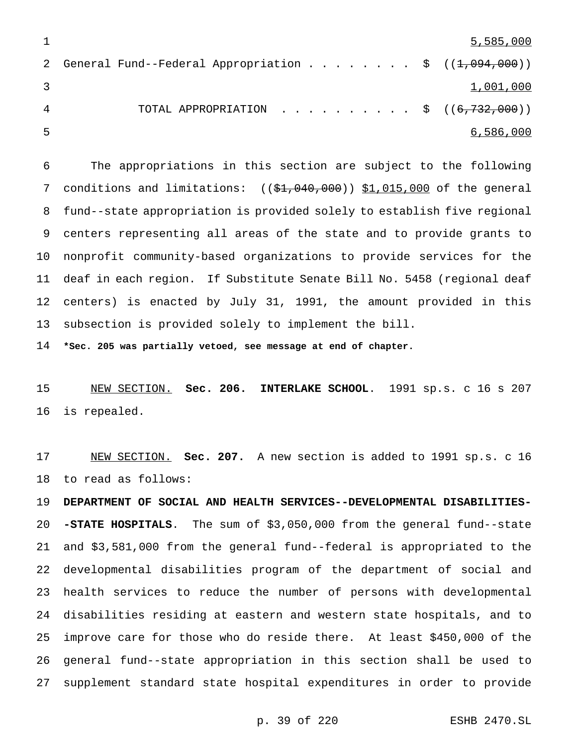5,585,000

General Fund--Federal Appropriation . . . . . . . . $ ((~~1,094,000~~))
1,001,000

TOTAL APPROPRIATION . . . . . . . . . . $ ((~~6,732,000~~))
6,586,000

The appropriations in this section are subject to the following conditions and limitations: ((~~$1,040,000~~)) $1,015,000 of the general fund--state appropriation is provided solely to establish five regional centers representing all areas of the state and to provide grants to nonprofit community-based organizations to provide services for the deaf in each region. If Substitute Senate Bill No. 5458 (regional deaf centers) is enacted by July 31, 1991, the amount provided in this subsection is provided solely to implement the bill.

***Sec. 205 was partially vetoed, see message at end of chapter.**

NEW SECTION. **Sec. 206. INTERLAKE SCHOOL**. 1991 sp.s. c 16 s 207 is repealed.

NEW SECTION. **Sec. 207.** A new section is added to 1991 sp.s. c 16 to read as follows:

**DEPARTMENT OF SOCIAL AND HEALTH SERVICES--DEVELOPMENTAL DISABILITIES--STATE HOSPITALS**. The sum of $3,050,000 from the general fund--state and $3,581,000 from the general fund--federal is appropriated to the developmental disabilities program of the department of social and health services to reduce the number of persons with developmental disabilities residing at eastern and western state hospitals, and to improve care for those who do reside there. At least $450,000 of the general fund--state appropriation in this section shall be used to supplement standard state hospital expenditures in order to provide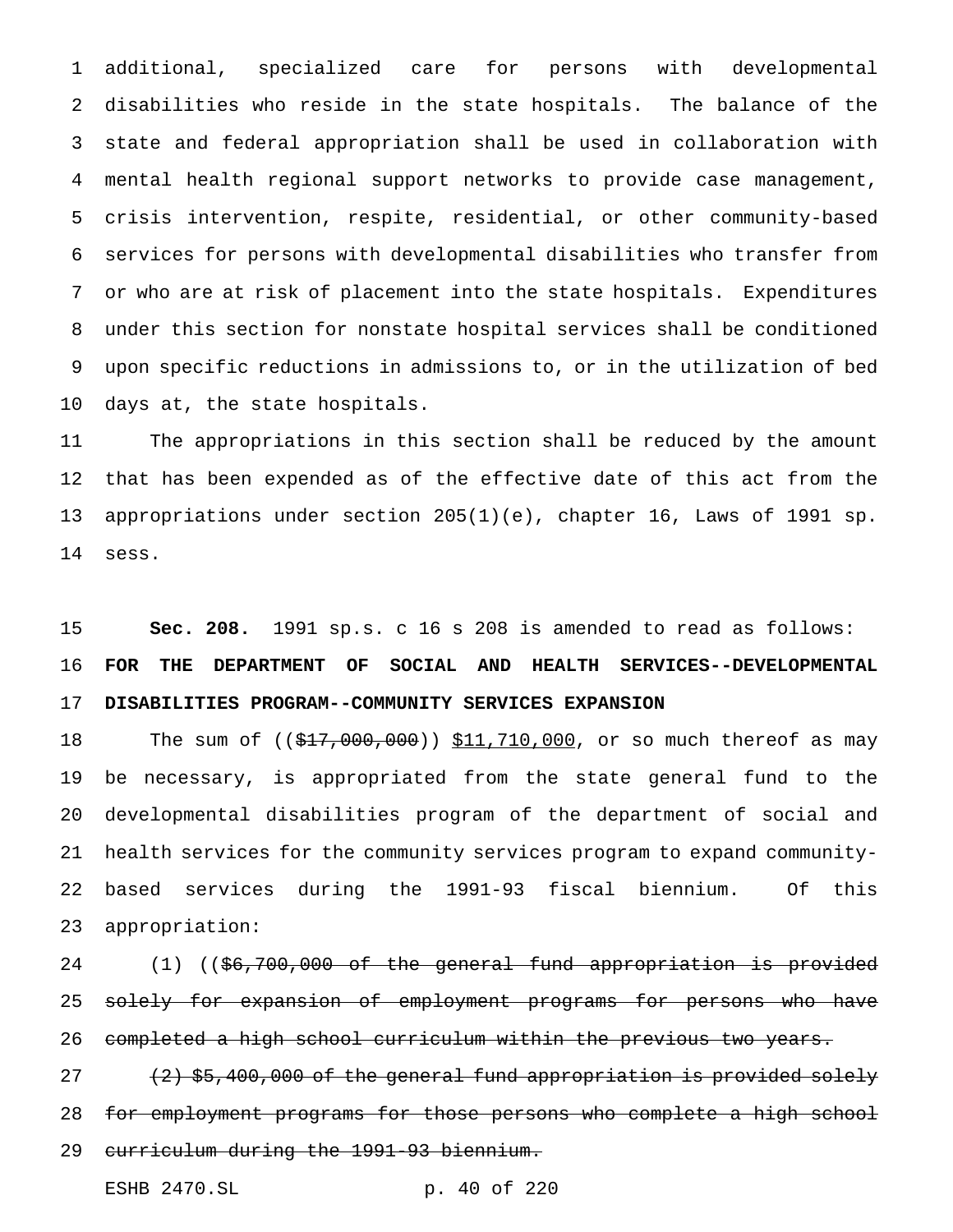additional, specialized care for persons with developmental disabilities who reside in the state hospitals. The balance of the state and federal appropriation shall be used in collaboration with mental health regional support networks to provide case management, crisis intervention, respite, residential, or other community-based services for persons with developmental disabilities who transfer from or who are at risk of placement into the state hospitals. Expenditures under this section for nonstate hospital services shall be conditioned upon specific reductions in admissions to, or in the utilization of bed days at, the state hospitals.

The appropriations in this section shall be reduced by the amount that has been expended as of the effective date of this act from the appropriations under section 205(1)(e), chapter 16, Laws of 1991 sp. sess.

**Sec. 208.** 1991 sp.s. c 16 s 208 is amended to read as follows:

**FOR THE DEPARTMENT OF SOCIAL AND HEALTH SERVICES--DEVELOPMENTAL DISABILITIES PROGRAM--COMMUNITY SERVICES EXPANSION**

The sum of ((~~$17,000,000~~)) <u>$11,710,000</u>, or so much thereof as may be necessary, is appropriated from the state general fund to the developmental disabilities program of the department of social and health services for the community services program to expand community-based services during the 1991-93 fiscal biennium. Of this appropriation:

(1) ((~~$6,700,000 of the general fund appropriation is provided solely for expansion of employment programs for persons who have completed a high school curriculum within the previous two years.~~

~~(2) $5,400,000 of the general fund appropriation is provided solely for employment programs for those persons who complete a high school curriculum during the 1991-93 biennium.~~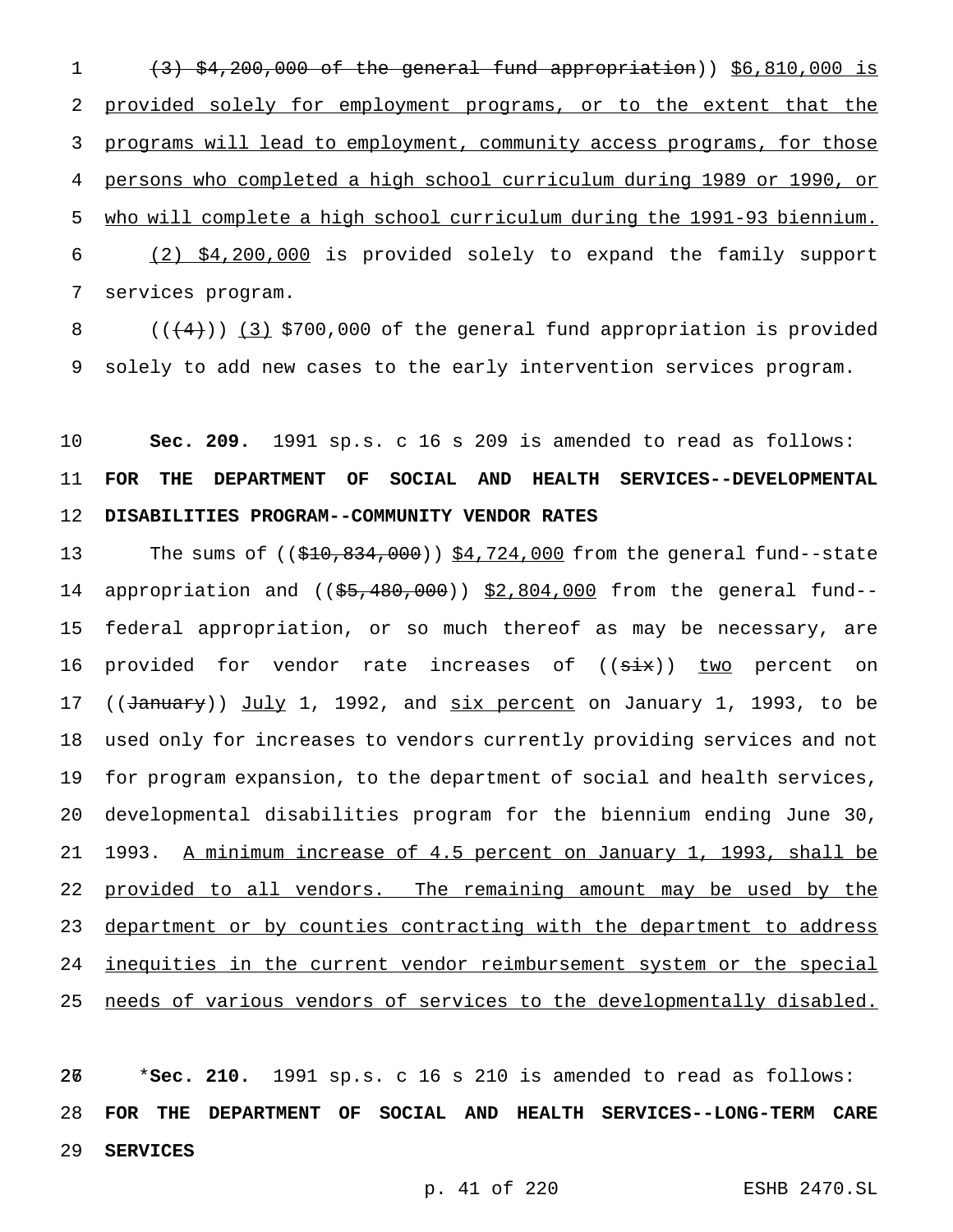~~(3) $4,200,000 of the general fund appropriation~~)) <u>$6,810,000 is provided solely for employment programs, or to the extent that the programs will lead to employment, community access programs, for those persons who completed a high school curriculum during 1989 or 1990, or who will complete a high school curriculum during the 1991-93 biennium.</u>

<u>(2) $4,200,000</u> is provided solely to expand the family support services program.

((~~(4)~~)) <u>(3)</u> $700,000 of the general fund appropriation is provided solely to add new cases to the early intervention services program.

**Sec. 209.** 1991 sp.s. c 16 s 209 is amended to read as follows:

**FOR THE DEPARTMENT OF SOCIAL AND HEALTH SERVICES--DEVELOPMENTAL DISABILITIES PROGRAM--COMMUNITY VENDOR RATES**

The sums of ((~~$10,834,000~~)) <u>$4,724,000</u> from the general fund--state appropriation and ((~~$5,480,000~~)) <u>$2,804,000</u> from the general fund--federal appropriation, or so much thereof as may be necessary, are provided for vendor rate increases of ((~~six~~)) <u>two</u> percent on ((~~January~~)) <u>July</u> 1, 1992, and <u>six percent</u> on January 1, 1993, to be used only for increases to vendors currently providing services and not for program expansion, to the department of social and health services, developmental disabilities program for the biennium ending June 30, 1993. <u>A minimum increase of 4.5 percent on January 1, 1993, shall be provided to all vendors. The remaining amount may be used by the department or by counties contracting with the department to address inequities in the current vendor reimbursement system or the special needs of various vendors of services to the developmentally disabled.</u>

\***Sec. 210.** 1991 sp.s. c 16 s 210 is amended to read as follows:

**FOR THE DEPARTMENT OF SOCIAL AND HEALTH SERVICES--LONG-TERM CARE SERVICES**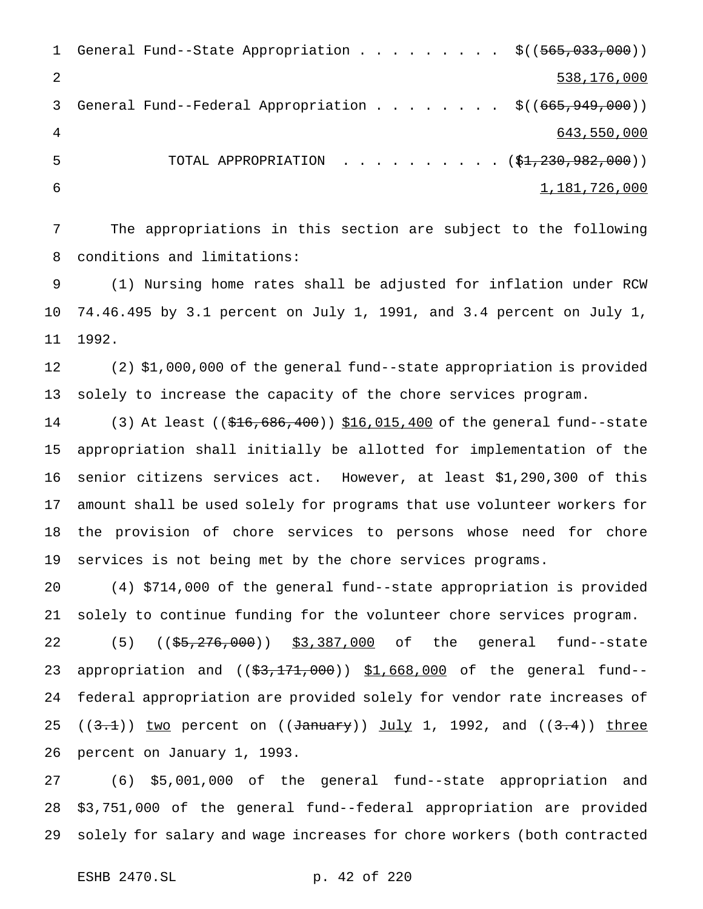General Fund--State Appropriation . . . . . . . . . $((~~565,033,000~~))
538,176,000

General Fund--Federal Appropriation . . . . . . . . $((~~665,949,000~~))
643,550,000

TOTAL APPROPRIATION . . . . . . . . . . . (~~$1,230,982,000~~))
1,181,726,000

The appropriations in this section are subject to the following conditions and limitations:

(1) Nursing home rates shall be adjusted for inflation under RCW 74.46.495 by 3.1 percent on July 1, 1991, and 3.4 percent on July 1, 1992.

(2) $1,000,000 of the general fund--state appropriation is provided solely to increase the capacity of the chore services program.

(3) At least ((~~$16,686,400~~)) $16,015,400 of the general fund--state appropriation shall initially be allotted for implementation of the senior citizens services act. However, at least $1,290,300 of this amount shall be used solely for programs that use volunteer workers for the provision of chore services to persons whose need for chore services is not being met by the chore services programs.

(4) $714,000 of the general fund--state appropriation is provided solely to continue funding for the volunteer chore services program.

(5) ((~~$5,276,000~~)) $3,387,000 of the general fund--state appropriation and ((~~$3,171,000~~)) $1,668,000 of the general fund--federal appropriation are provided solely for vendor rate increases of ((~~3.1~~)) two percent on ((~~January~~)) July 1, 1992, and ((~~3.4~~)) three percent on January 1, 1993.

(6) $5,001,000 of the general fund--state appropriation and $3,751,000 of the general fund--federal appropriation are provided solely for salary and wage increases for chore workers (both contracted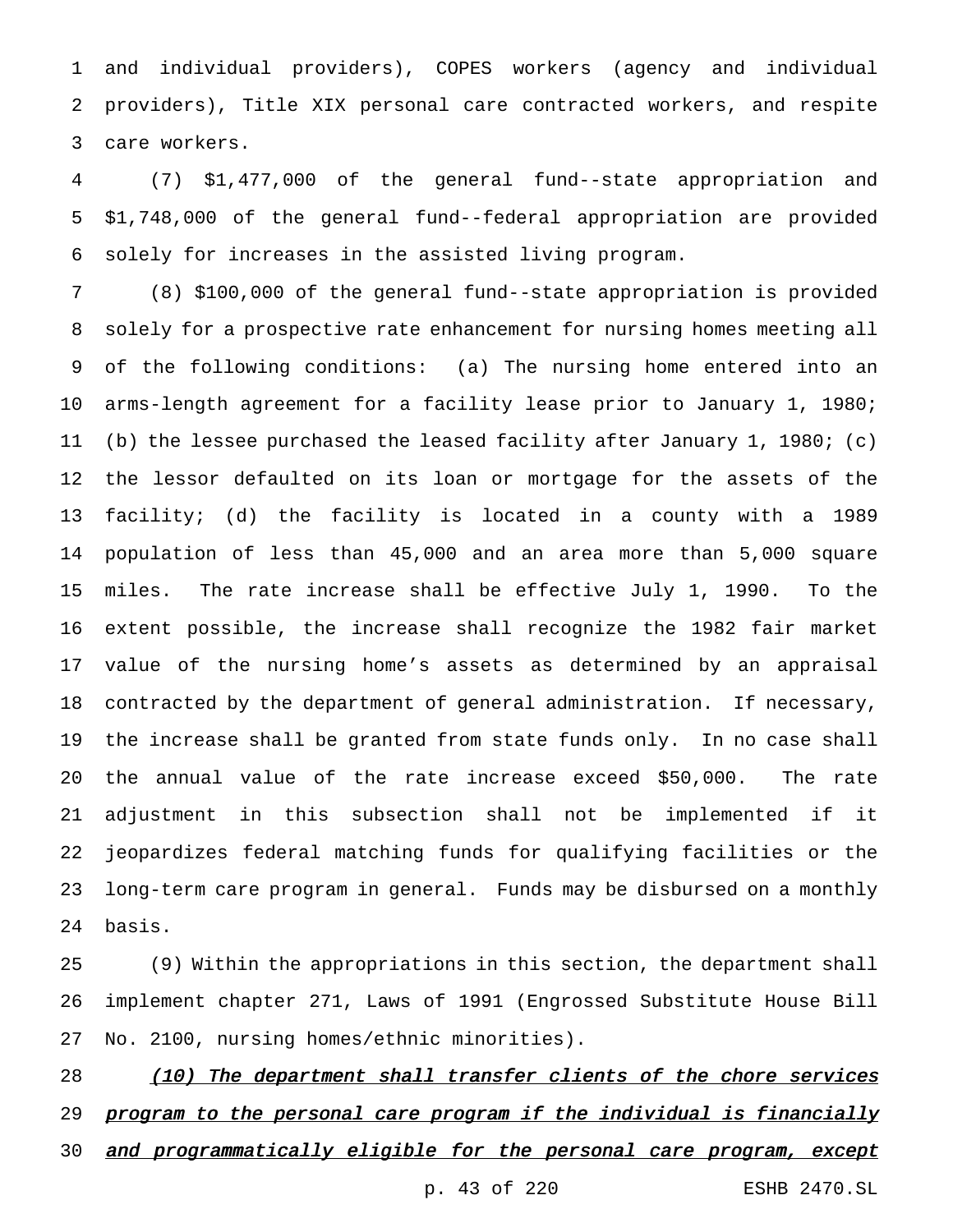and individual providers), COPES workers (agency and individual providers), Title XIX personal care contracted workers, and respite care workers.

(7) $1,477,000 of the general fund--state appropriation and $1,748,000 of the general fund--federal appropriation are provided solely for increases in the assisted living program.

(8) $100,000 of the general fund--state appropriation is provided solely for a prospective rate enhancement for nursing homes meeting all of the following conditions: (a) The nursing home entered into an arms-length agreement for a facility lease prior to January 1, 1980; (b) the lessee purchased the leased facility after January 1, 1980; (c) the lessor defaulted on its loan or mortgage for the assets of the facility; (d) the facility is located in a county with a 1989 population of less than 45,000 and an area more than 5,000 square miles. The rate increase shall be effective July 1, 1990. To the extent possible, the increase shall recognize the 1982 fair market value of the nursing home's assets as determined by an appraisal contracted by the department of general administration. If necessary, the increase shall be granted from state funds only. In no case shall the annual value of the rate increase exceed $50,000. The rate adjustment in this subsection shall not be implemented if it jeopardizes federal matching funds for qualifying facilities or the long-term care program in general. Funds may be disbursed on a monthly basis.

(9) Within the appropriations in this section, the department shall implement chapter 271, Laws of 1991 (Engrossed Substitute House Bill No. 2100, nursing homes/ethnic minorities).

*(10) The department shall transfer clients of the chore services program to the personal care program if the individual is financially and programmatically eligible for the personal care program, except*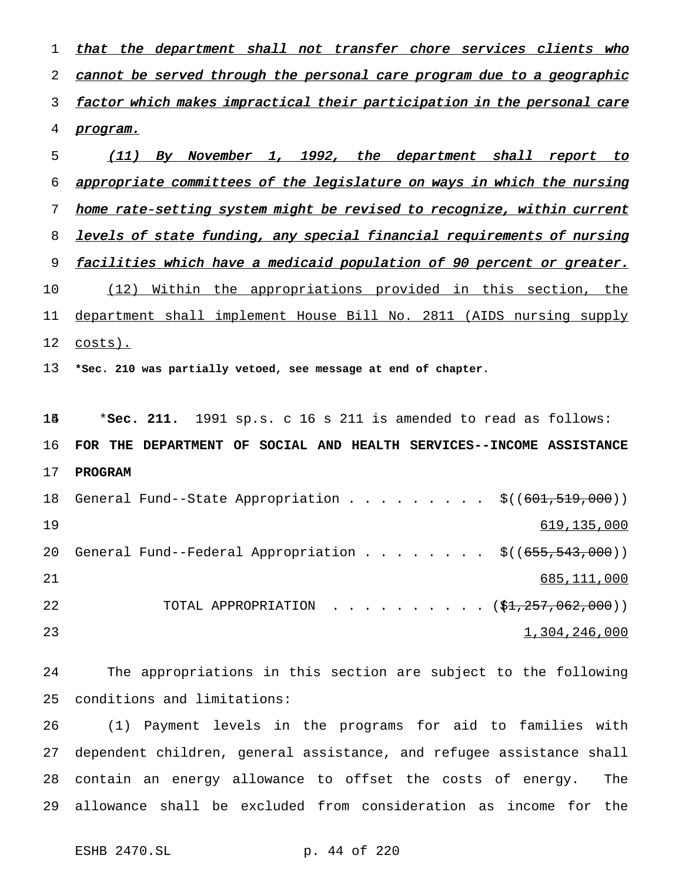*that the department shall not transfer chore services clients who cannot be served through the personal care program due to a geographic factor which makes impractical their participation in the personal care program.*

*(11) By November 1, 1992, the department shall report to appropriate committees of the legislature on ways in which the nursing home rate-setting system might be revised to recognize, within current levels of state funding, any special financial requirements of nursing facilities which have a medicaid population of 90 percent or greater.*

(12) Within the appropriations provided in this section, the department shall implement House Bill No. 2811 (AIDS nursing supply costs).

**\*Sec. 210 was partially vetoed, see message at end of chapter.**

\***Sec. 211.** 1991 sp.s. c 16 s 211 is amended to read as follows:

**FOR THE DEPARTMENT OF SOCIAL AND HEALTH SERVICES--INCOME ASSISTANCE PROGRAM**

| | |
|---|---|
| General Fund--State Appropriation . . . . . . . . . | $((~~601,519,000~~)) 619,135,000 |
| General Fund--Federal Appropriation . . . . . . . . | $((~~655,543,000~~)) 685,111,000 |
| TOTAL APPROPRIATION . . . . . . . . . . | (($~~1,257,062,000~~)) 1,304,246,000 |

The appropriations in this section are subject to the following conditions and limitations:

(1) Payment levels in the programs for aid to families with dependent children, general assistance, and refugee assistance shall contain an energy allowance to offset the costs of energy. The allowance shall be excluded from consideration as income for the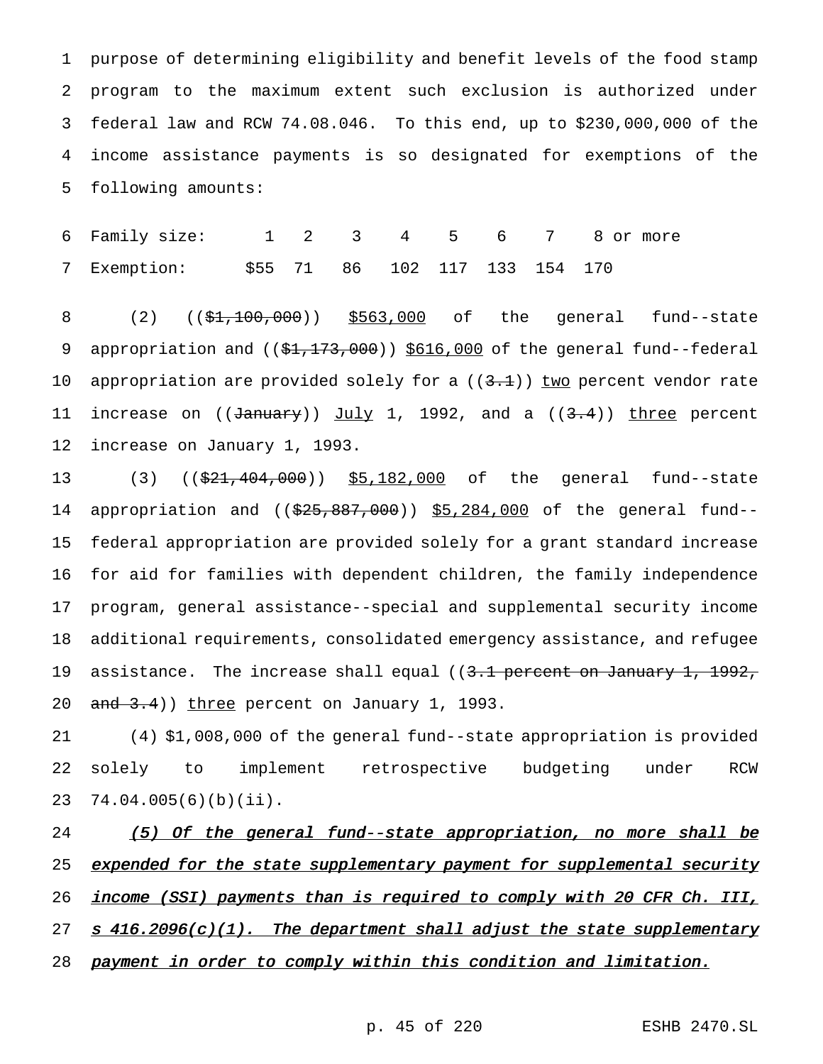purpose of determining eligibility and benefit levels of the food stamp program to the maximum extent such exclusion is authorized under federal law and RCW 74.08.046. To this end, up to $230,000,000 of the income assistance payments is so designated for exemptions of the following amounts:

| Family size: | 1 | 2 | 3 | 4 | 5 | 6 | 7 | 8 or more |
|---|---|---|---|---|---|---|---|---|
| Exemption: | $55 | 71 | 86 | 102 | 117 | 133 | 154 | 170 |

(2) ((~~$1,100,000~~)) <u>$563,000</u> of the general fund--state appropriation and ((~~$1,173,000~~)) <u>$616,000</u> of the general fund--federal appropriation are provided solely for a ((~~3.1~~)) <u>two</u> percent vendor rate increase on ((~~January~~)) <u>July</u> 1, 1992, and a ((~~3.4~~)) <u>three</u> percent increase on January 1, 1993.

(3) ((~~$21,404,000~~)) <u>$5,182,000</u> of the general fund--state appropriation and ((~~$25,887,000~~)) <u>$5,284,000</u> of the general fund--federal appropriation are provided solely for a grant standard increase for aid for families with dependent children, the family independence program, general assistance--special and supplemental security income additional requirements, consolidated emergency assistance, and refugee assistance. The increase shall equal ((~~3.1 percent on January 1, 1992, and 3.4~~)) <u>three</u> percent on January 1, 1993.

(4) $1,008,000 of the general fund--state appropriation is provided solely to implement retrospective budgeting under RCW 74.04.005(6)(b)(ii).

<u>*(5) Of the general fund--state appropriation, no more shall be expended for the state supplementary payment for supplemental security income (SSI) payments than is required to comply with 20 CFR Ch. III, s 416.2096(c)(1). The department shall adjust the state supplementary payment in order to comply within this condition and limitation.*</u>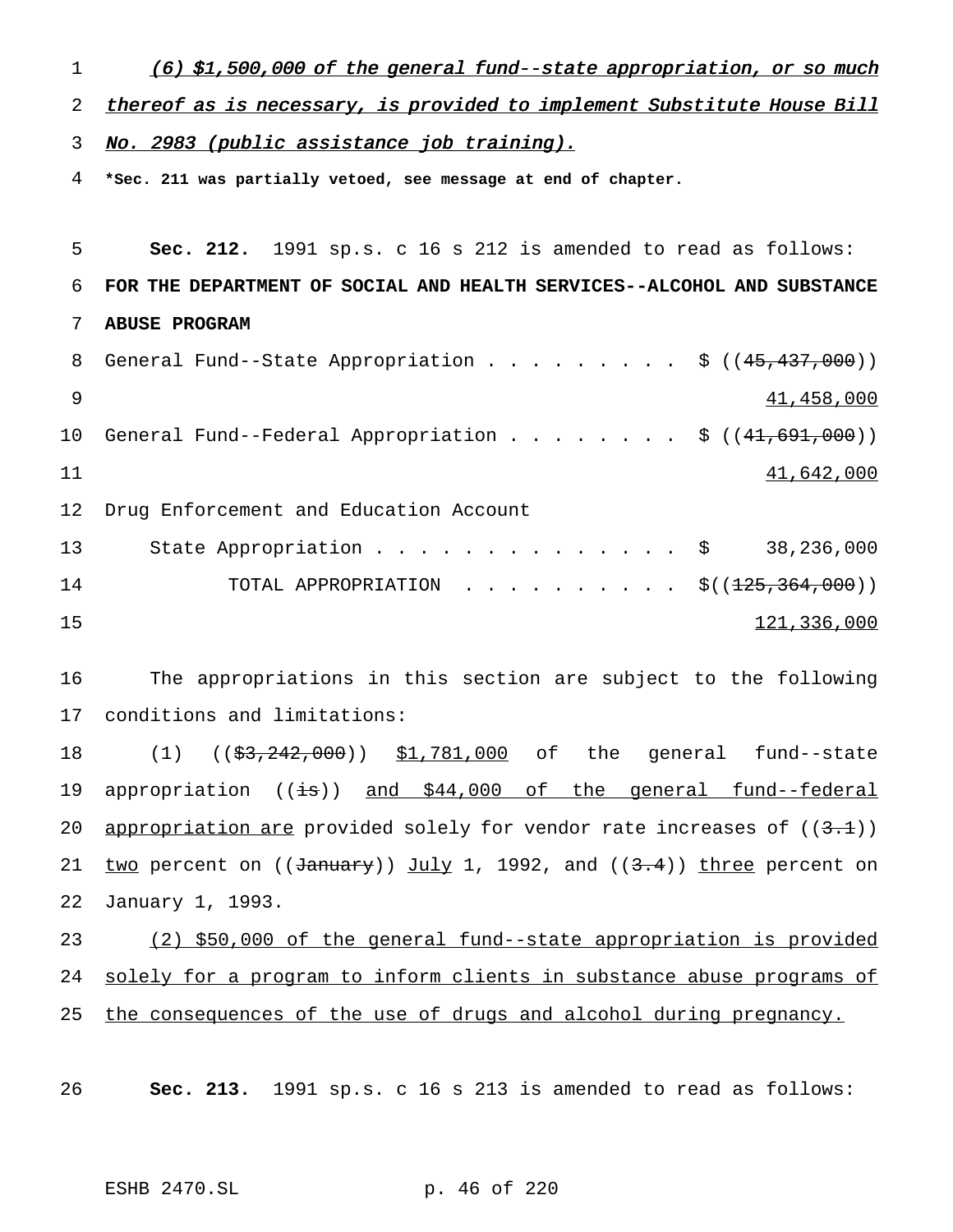*(6) $1,500,000 of the general fund--state appropriation, or so much thereof as is necessary, is provided to implement Substitute House Bill No. 2983 (public assistance job training).*

**\*Sec. 211 was partially vetoed, see message at end of chapter.**

**Sec. 212.** 1991 sp.s. c 16 s 212 is amended to read as follows:

**FOR THE DEPARTMENT OF SOCIAL AND HEALTH SERVICES--ALCOHOL AND SUBSTANCE ABUSE PROGRAM**

| | |
|---|---|
| General Fund--State Appropriation . . . . . . . . . | $ ((~~45,437,000~~)) |
| | 41,458,000 |
| General Fund--Federal Appropriation . . . . . . . . | $ ((~~41,691,000~~)) |
| | 41,642,000 |
| Drug Enforcement and Education Account | |
| State Appropriation . . . . . . . . . . . . . . . | $ 38,236,000 |
| TOTAL APPROPRIATION . . . . . . . . . . . | $((~~125,364,000~~)) |
| | 121,336,000 |

The appropriations in this section are subject to the following conditions and limitations:

(1) ((~~$3,242,000~~)) $1,781,000 of the general fund--state appropriation ((~~is~~)) and $44,000 of the general fund--federal appropriation are provided solely for vendor rate increases of ((~~3.1~~)) two percent on ((~~January~~)) July 1, 1992, and ((~~3.4~~)) three percent on January 1, 1993.

(2) $50,000 of the general fund--state appropriation is provided solely for a program to inform clients in substance abuse programs of the consequences of the use of drugs and alcohol during pregnancy.

**Sec. 213.** 1991 sp.s. c 16 s 213 is amended to read as follows: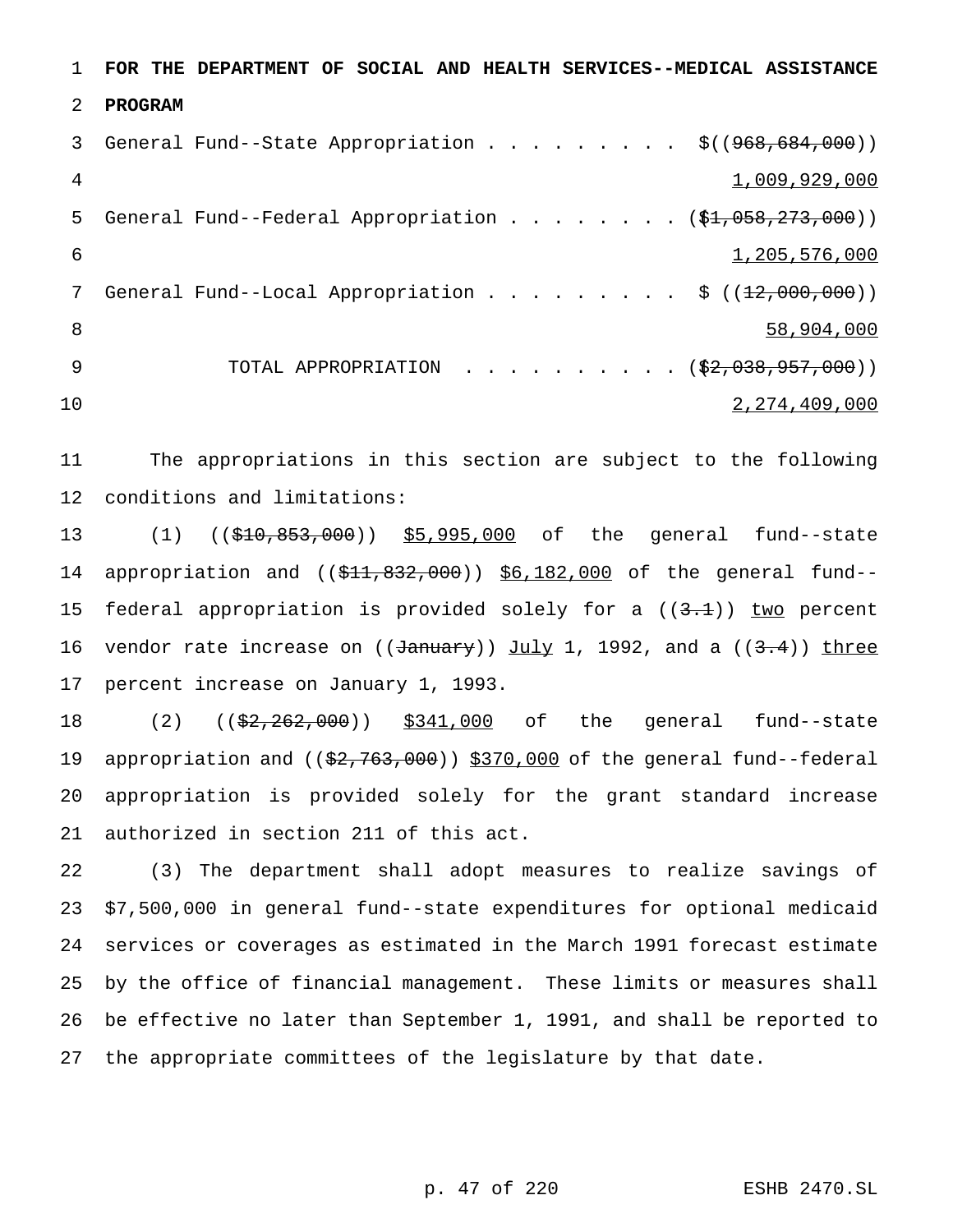**FOR THE DEPARTMENT OF SOCIAL AND HEALTH SERVICES--MEDICAL ASSISTANCE PROGRAM**

General Fund--State Appropriation . . . . . . . . . $((968,684,000))
1,009,929,000

General Fund--Federal Appropriation . . . . . . . . ($1,058,273,000))
1,205,576,000

General Fund--Local Appropriation . . . . . . . . . $ ((12,000,000))
58,904,000

TOTAL APPROPRIATION . . . . . . . . . . ($2,038,957,000))
2,274,409,000

The appropriations in this section are subject to the following conditions and limitations:

(1) (($10,853,000)) $5,995,000 of the general fund--state appropriation and (($11,832,000)) $6,182,000 of the general fund--federal appropriation is provided solely for a ((3.1)) two percent vendor rate increase on ((January)) July 1, 1992, and a ((3.4)) three percent increase on January 1, 1993.

(2) (($2,262,000)) $341,000 of the general fund--state appropriation and (($2,763,000)) $370,000 of the general fund--federal appropriation is provided solely for the grant standard increase authorized in section 211 of this act.

(3) The department shall adopt measures to realize savings of $7,500,000 in general fund--state expenditures for optional medicaid services or coverages as estimated in the March 1991 forecast estimate by the office of financial management. These limits or measures shall be effective no later than September 1, 1991, and shall be reported to the appropriate committees of the legislature by that date.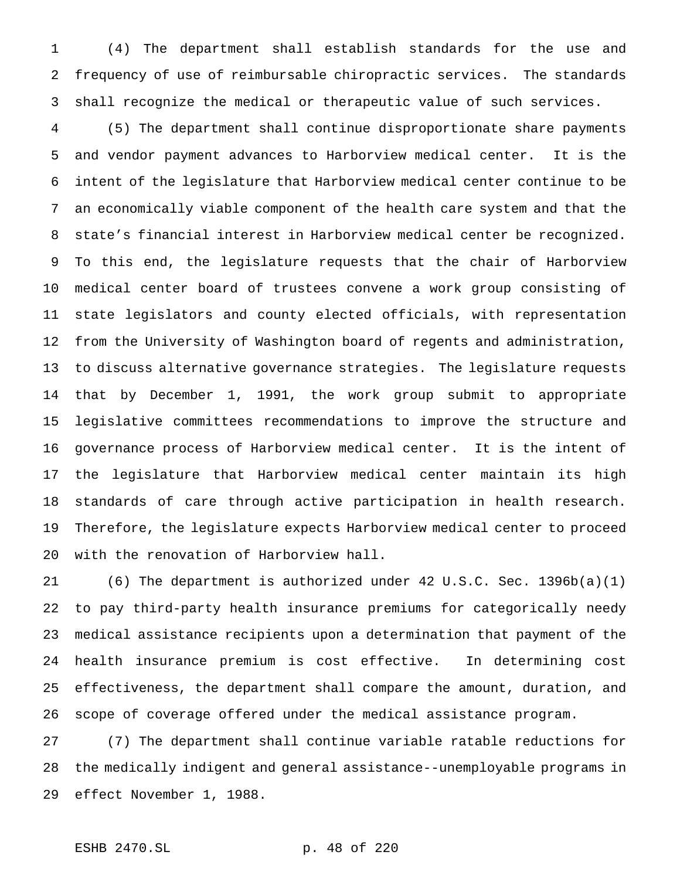(4) The department shall establish standards for the use and frequency of use of reimbursable chiropractic services. The standards shall recognize the medical or therapeutic value of such services.

(5) The department shall continue disproportionate share payments and vendor payment advances to Harborview medical center. It is the intent of the legislature that Harborview medical center continue to be an economically viable component of the health care system and that the state's financial interest in Harborview medical center be recognized. To this end, the legislature requests that the chair of Harborview medical center board of trustees convene a work group consisting of state legislators and county elected officials, with representation from the University of Washington board of regents and administration, to discuss alternative governance strategies. The legislature requests that by December 1, 1991, the work group submit to appropriate legislative committees recommendations to improve the structure and governance process of Harborview medical center. It is the intent of the legislature that Harborview medical center maintain its high standards of care through active participation in health research. Therefore, the legislature expects Harborview medical center to proceed with the renovation of Harborview hall.

(6) The department is authorized under 42 U.S.C. Sec. 1396b(a)(1) to pay third-party health insurance premiums for categorically needy medical assistance recipients upon a determination that payment of the health insurance premium is cost effective. In determining cost effectiveness, the department shall compare the amount, duration, and scope of coverage offered under the medical assistance program.

(7) The department shall continue variable ratable reductions for the medically indigent and general assistance--unemployable programs in effect November 1, 1988.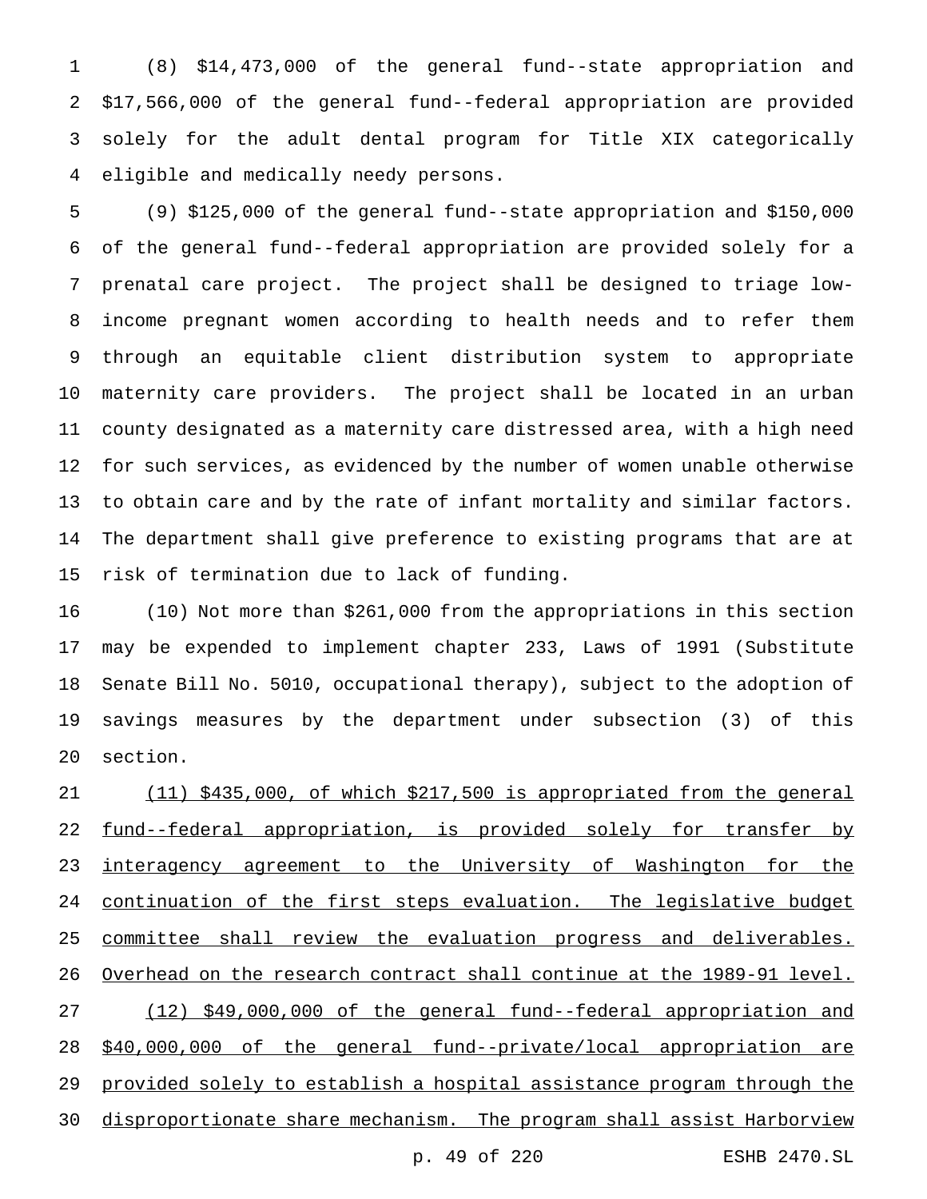(8) $14,473,000 of the general fund--state appropriation and $17,566,000 of the general fund--federal appropriation are provided solely for the adult dental program for Title XIX categorically eligible and medically needy persons.

(9) $125,000 of the general fund--state appropriation and $150,000 of the general fund--federal appropriation are provided solely for a prenatal care project. The project shall be designed to triage low-income pregnant women according to health needs and to refer them through an equitable client distribution system to appropriate maternity care providers. The project shall be located in an urban county designated as a maternity care distressed area, with a high need for such services, as evidenced by the number of women unable otherwise to obtain care and by the rate of infant mortality and similar factors. The department shall give preference to existing programs that are at risk of termination due to lack of funding.

(10) Not more than $261,000 from the appropriations in this section may be expended to implement chapter 233, Laws of 1991 (Substitute Senate Bill No. 5010, occupational therapy), subject to the adoption of savings measures by the department under subsection (3) of this section.

(11) $435,000, of which $217,500 is appropriated from the general fund--federal appropriation, is provided solely for transfer by interagency agreement to the University of Washington for the continuation of the first steps evaluation. The legislative budget committee shall review the evaluation progress and deliverables. Overhead on the research contract shall continue at the 1989-91 level.

(12) $49,000,000 of the general fund--federal appropriation and $40,000,000 of the general fund--private/local appropriation are provided solely to establish a hospital assistance program through the disproportionate share mechanism. The program shall assist Harborview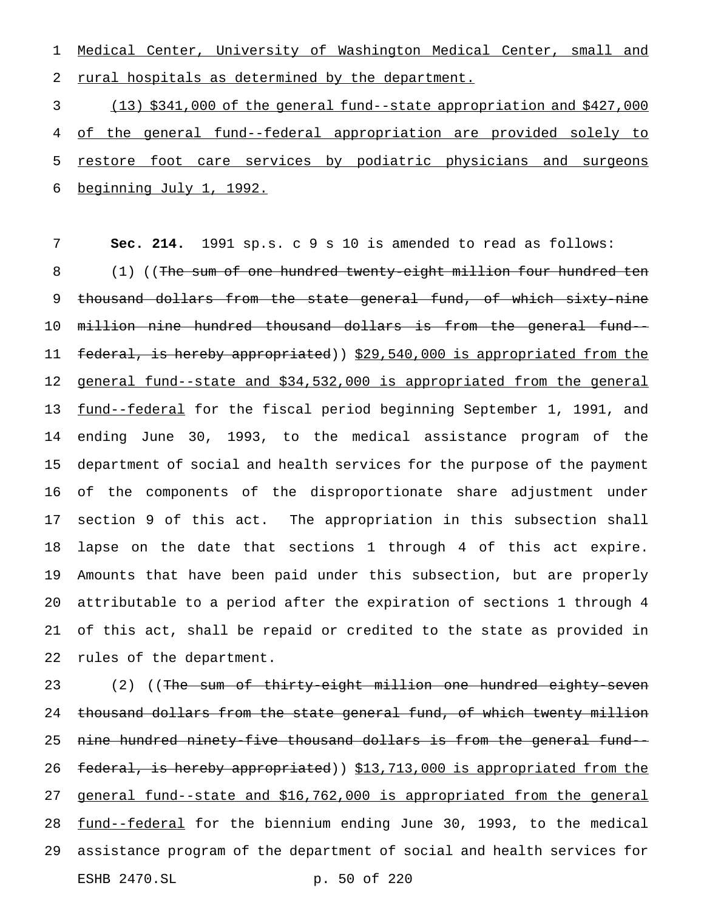Medical Center, University of Washington Medical Center, small and rural hospitals as determined by the department.

(13) $341,000 of the general fund--state appropriation and $427,000 of the general fund--federal appropriation are provided solely to restore foot care services by podiatric physicians and surgeons beginning July 1, 1992.

**Sec. 214.** 1991 sp.s. c 9 s 10 is amended to read as follows:

(1) ((The sum of one hundred twenty-eight million four hundred ten thousand dollars from the state general fund, of which sixty-nine million nine hundred thousand dollars is from the general fund--federal, is hereby appropriated)) $29,540,000 is appropriated from the general fund--state and $34,532,000 is appropriated from the general fund--federal for the fiscal period beginning September 1, 1991, and ending June 30, 1993, to the medical assistance program of the department of social and health services for the purpose of the payment of the components of the disproportionate share adjustment under section 9 of this act. The appropriation in this subsection shall lapse on the date that sections 1 through 4 of this act expire. Amounts that have been paid under this subsection, but are properly attributable to a period after the expiration of sections 1 through 4 of this act, shall be repaid or credited to the state as provided in rules of the department.

(2) ((The sum of thirty-eight million one hundred eighty-seven thousand dollars from the state general fund, of which twenty million nine hundred ninety-five thousand dollars is from the general fund--federal, is hereby appropriated)) $13,713,000 is appropriated from the general fund--state and $16,762,000 is appropriated from the general fund--federal for the biennium ending June 30, 1993, to the medical assistance program of the department of social and health services for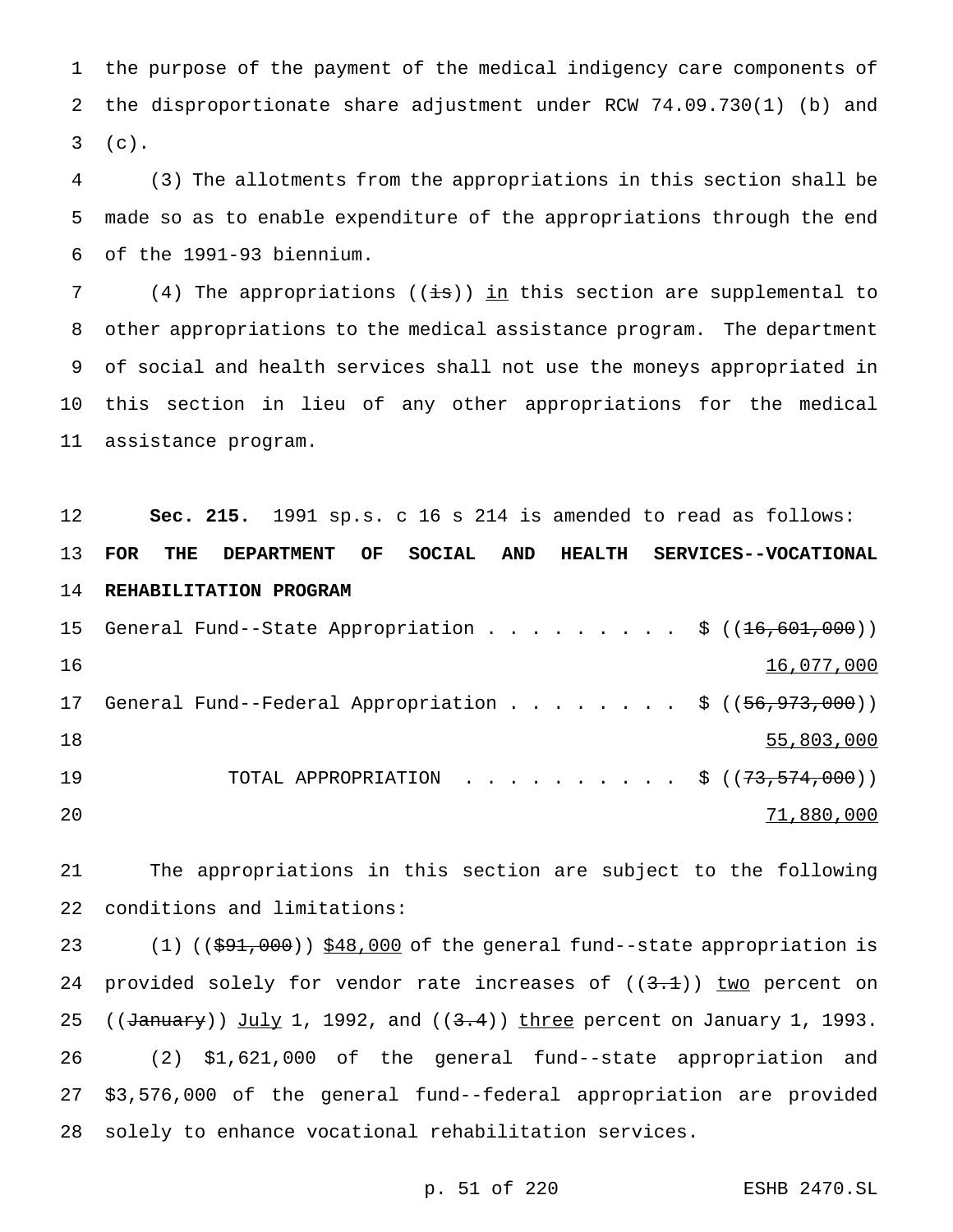the purpose of the payment of the medical indigency care components of the disproportionate share adjustment under RCW 74.09.730(1) (b) and (c).

(3) The allotments from the appropriations in this section shall be made so as to enable expenditure of the appropriations through the end of the 1991-93 biennium.

(4) The appropriations ((~~is~~)) in this section are supplemental to other appropriations to the medical assistance program. The department of social and health services shall not use the moneys appropriated in this section in lieu of any other appropriations for the medical assistance program.

**Sec. 215.** 1991 sp.s. c 16 s 214 is amended to read as follows:

**FOR THE DEPARTMENT OF SOCIAL AND HEALTH SERVICES--VOCATIONAL REHABILITATION PROGRAM**

General Fund--State Appropriation . . . . . . . . . $ ((~~16,601,000~~)) 16,077,000

General Fund--Federal Appropriation . . . . . . . . $ ((~~56,973,000~~)) 55,803,000

TOTAL APPROPRIATION . . . . . . . . . . $ ((~~73,574,000~~)) 71,880,000

The appropriations in this section are subject to the following conditions and limitations:

(1) ((~~$91,000~~)) $48,000 of the general fund--state appropriation is provided solely for vendor rate increases of ((~~3.1~~)) two percent on ((~~January~~)) July 1, 1992, and ((~~3.4~~)) three percent on January 1, 1993.

(2) $1,621,000 of the general fund--state appropriation and $3,576,000 of the general fund--federal appropriation are provided solely to enhance vocational rehabilitation services.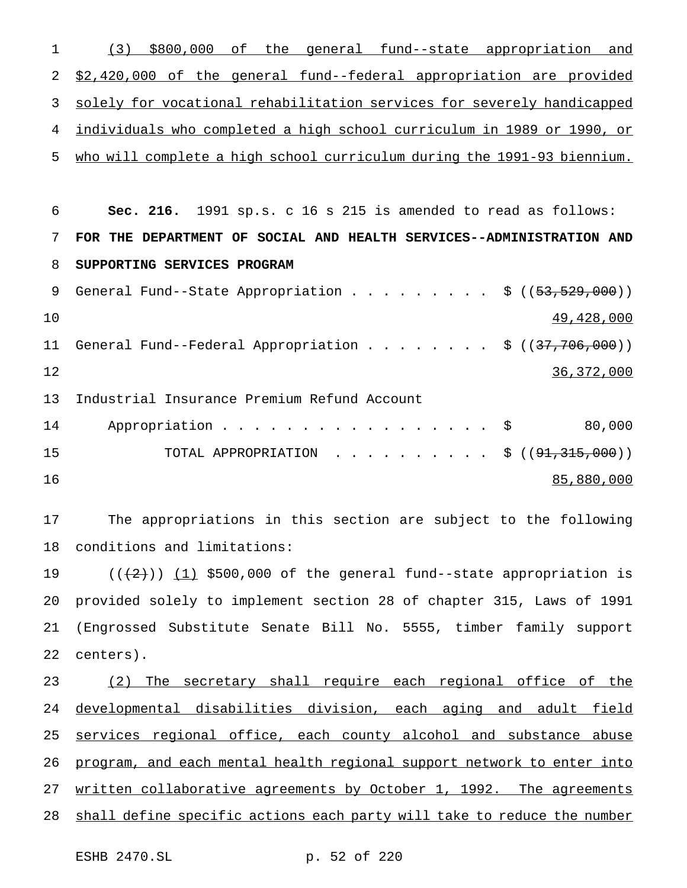(3) $800,000 of the general fund--state appropriation and $2,420,000 of the general fund--federal appropriation are provided solely for vocational rehabilitation services for severely handicapped individuals who completed a high school curriculum in 1989 or 1990, or who will complete a high school curriculum during the 1991-93 biennium.

**Sec. 216.** 1991 sp.s. c 16 s 215 is amended to read as follows:

**FOR THE DEPARTMENT OF SOCIAL AND HEALTH SERVICES--ADMINISTRATION AND SUPPORTING SERVICES PROGRAM**

| | |
|---|---|
| General Fund--State Appropriation . . . . . . . . . | $ ((~~53,529,000~~)) 49,428,000 |
| General Fund--Federal Appropriation . . . . . . . . | $ ((~~37,706,000~~)) 36,372,000 |
| Industrial Insurance Premium Refund Account Appropriation . . . . . . . . . . . . . . . . . . | $ 80,000 |
| TOTAL APPROPRIATION . . . . . . . . . . | $ ((~~91,315,000~~)) 85,880,000 |

The appropriations in this section are subject to the following conditions and limitations:

((~~(2)~~)) (1) $500,000 of the general fund--state appropriation is provided solely to implement section 28 of chapter 315, Laws of 1991 (Engrossed Substitute Senate Bill No. 5555, timber family support centers).

(2) The secretary shall require each regional office of the developmental disabilities division, each aging and adult field services regional office, each county alcohol and substance abuse program, and each mental health regional support network to enter into written collaborative agreements by October 1, 1992. The agreements shall define specific actions each party will take to reduce the number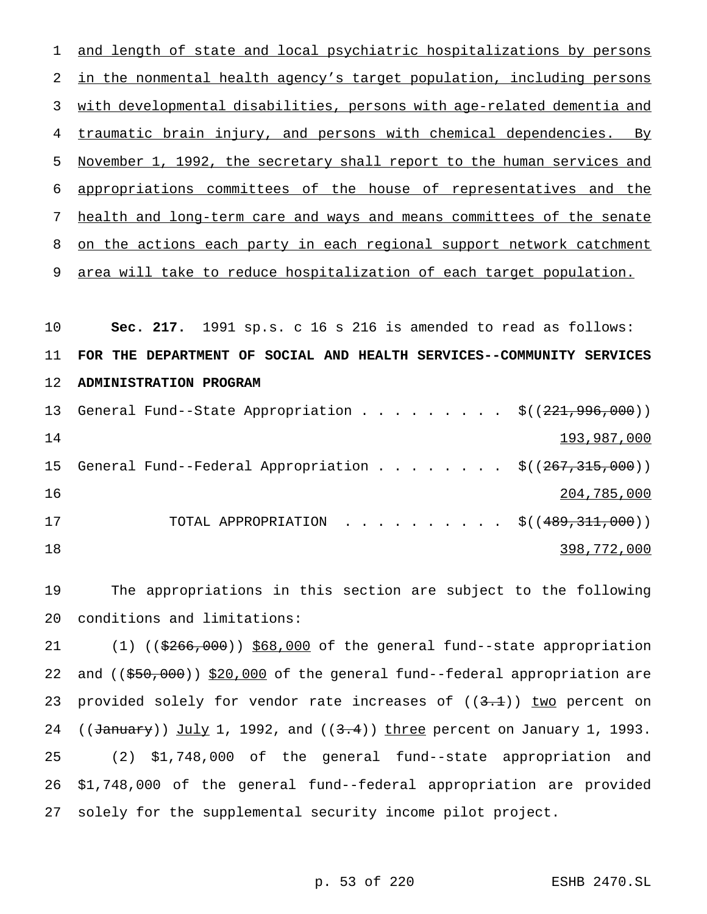and length of state and local psychiatric hospitalizations by persons in the nonmental health agency's target population, including persons with developmental disabilities, persons with age-related dementia and traumatic brain injury, and persons with chemical dependencies. By November 1, 1992, the secretary shall report to the human services and appropriations committees of the house of representatives and the health and long-term care and ways and means committees of the senate on the actions each party in each regional support network catchment area will take to reduce hospitalization of each target population.

**Sec. 217.** 1991 sp.s. c 16 s 216 is amended to read as follows:

**FOR THE DEPARTMENT OF SOCIAL AND HEALTH SERVICES--COMMUNITY SERVICES ADMINISTRATION PROGRAM**

| | |
|---|---|
| General Fund--State Appropriation . . . . . . . . . | $((221,996,000)) 193,987,000 |
| General Fund--Federal Appropriation . . . . . . . . | $((267,315,000)) 204,785,000 |
| TOTAL APPROPRIATION . . . . . . . . . . | $((489,311,000)) 398,772,000 |

The appropriations in this section are subject to the following conditions and limitations:

(1) (($266,000)) $68,000 of the general fund--state appropriation and (($50,000)) $20,000 of the general fund--federal appropriation are provided solely for vendor rate increases of ((3.1)) two percent on ((January)) July 1, 1992, and ((3.4)) three percent on January 1, 1993.

(2) $1,748,000 of the general fund--state appropriation and $1,748,000 of the general fund--federal appropriation are provided solely for the supplemental security income pilot project.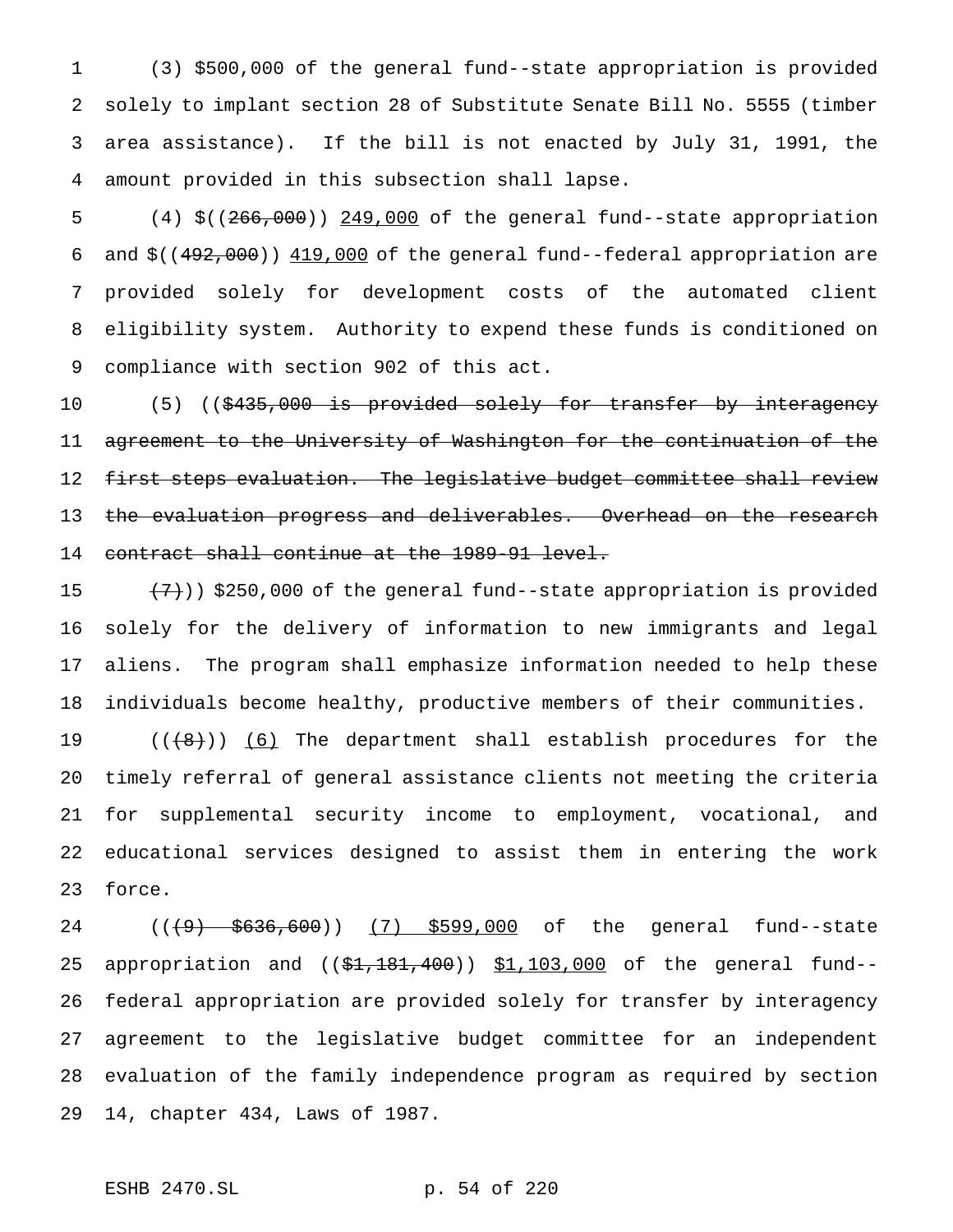(3) $500,000 of the general fund--state appropriation is provided solely to implant section 28 of Substitute Senate Bill No. 5555 (timber area assistance). If the bill is not enacted by July 31, 1991, the amount provided in this subsection shall lapse.

(4) $((~~266,000~~)) <u>249,000</u> of the general fund--state appropriation and $((~~492,000~~)) <u>419,000</u> of the general fund--federal appropriation are provided solely for development costs of the automated client eligibility system. Authority to expend these funds is conditioned on compliance with section 902 of this act.

(5) ((~~$435,000 is provided solely for transfer by interagency agreement to the University of Washington for the continuation of the first steps evaluation. The legislative budget committee shall review the evaluation progress and deliverables. Overhead on the research contract shall continue at the 1989-91 level.~~

~~(7)~~)) $250,000 of the general fund--state appropriation is provided solely for the delivery of information to new immigrants and legal aliens. The program shall emphasize information needed to help these individuals become healthy, productive members of their communities.

((~~(8)~~)) <u>(6)</u> The department shall establish procedures for the timely referral of general assistance clients not meeting the criteria for supplemental security income to employment, vocational, and educational services designed to assist them in entering the work force.

((~~(9) $636,600~~)) <u>(7) $599,000</u> of the general fund--state appropriation and ((~~$1,181,400~~)) <u>$1,103,000</u> of the general fund--federal appropriation are provided solely for transfer by interagency agreement to the legislative budget committee for an independent evaluation of the family independence program as required by section 14, chapter 434, Laws of 1987.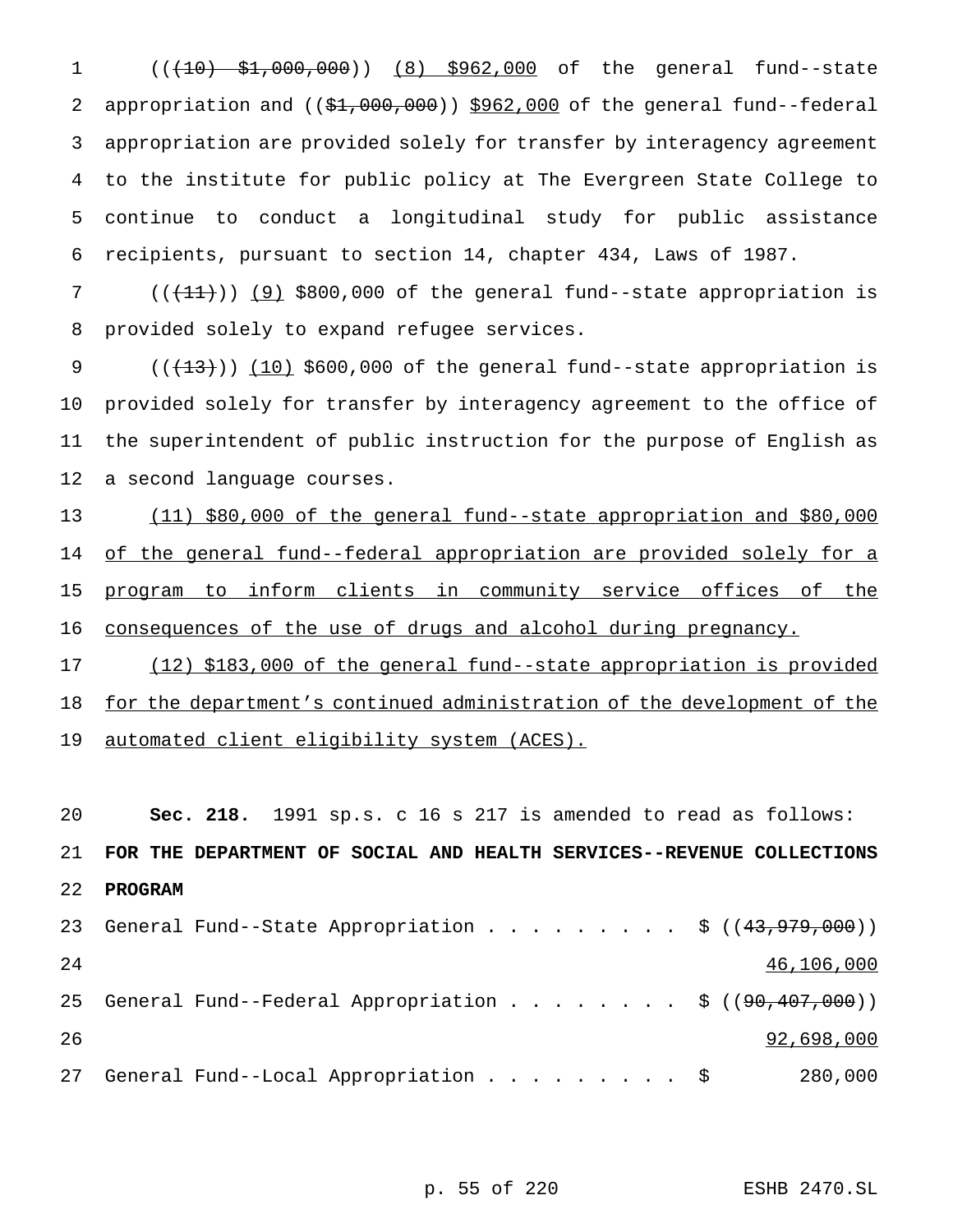(((10) $1,000,000)) (8) $962,000 of the general fund--state appropriation and (($1,000,000)) $962,000 of the general fund--federal appropriation are provided solely for transfer by interagency agreement to the institute for public policy at The Evergreen State College to continue to conduct a longitudinal study for public assistance recipients, pursuant to section 14, chapter 434, Laws of 1987.

(((11))) (9) $800,000 of the general fund--state appropriation is provided solely to expand refugee services.

(((13))) (10) $600,000 of the general fund--state appropriation is provided solely for transfer by interagency agreement to the office of the superintendent of public instruction for the purpose of English as a second language courses.

(11) $80,000 of the general fund--state appropriation and $80,000 of the general fund--federal appropriation are provided solely for a program to inform clients in community service offices of the consequences of the use of drugs and alcohol during pregnancy.

(12) $183,000 of the general fund--state appropriation is provided for the department's continued administration of the development of the automated client eligibility system (ACES).

**Sec. 218.** 1991 sp.s. c 16 s 217 is amended to read as follows:

**FOR THE DEPARTMENT OF SOCIAL AND HEALTH SERVICES--REVENUE COLLECTIONS PROGRAM**

General Fund--State Appropriation . . . . . . . . . $ ((43,979,000)) 46,106,000

General Fund--Federal Appropriation . . . . . . . . $ ((90,407,000)) 92,698,000

General Fund--Local Appropriation . . . . . . . . . $ 280,000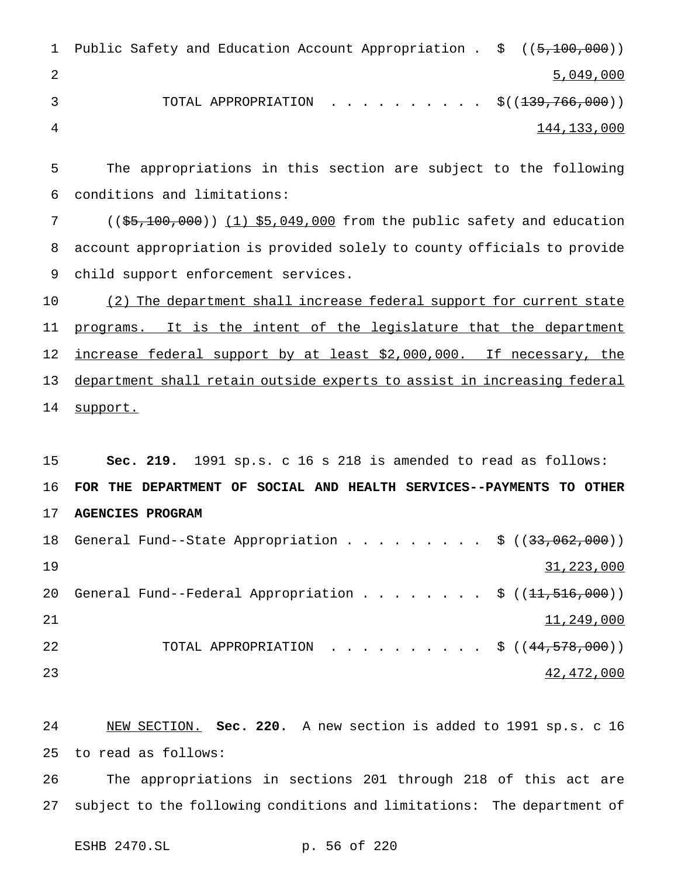Public Safety and Education Account Appropriation . $ ((~~5,100,000~~))
5,049,000

TOTAL APPROPRIATION . . . . . . . . . . $((~~139,766,000~~))
144,133,000

The appropriations in this section are subject to the following conditions and limitations:

((~~$5,100,000~~)) (1) $5,049,000 from the public safety and education account appropriation is provided solely to county officials to provide child support enforcement services.

(2) The department shall increase federal support for current state programs. It is the intent of the legislature that the department increase federal support by at least $2,000,000. If necessary, the department shall retain outside experts to assist in increasing federal support.

**Sec. 219.** 1991 sp.s. c 16 s 218 is amended to read as follows:

**FOR THE DEPARTMENT OF SOCIAL AND HEALTH SERVICES--PAYMENTS TO OTHER AGENCIES PROGRAM**

General Fund--State Appropriation . . . . . . . . . $ ((~~33,062,000~~))
31,223,000

General Fund--Federal Appropriation . . . . . . . . $ ((~~11,516,000~~))
11,249,000

TOTAL APPROPRIATION . . . . . . . . . . $ ((~~44,578,000~~))
42,472,000

NEW SECTION. **Sec. 220.** A new section is added to 1991 sp.s. c 16 to read as follows:

The appropriations in sections 201 through 218 of this act are subject to the following conditions and limitations: The department of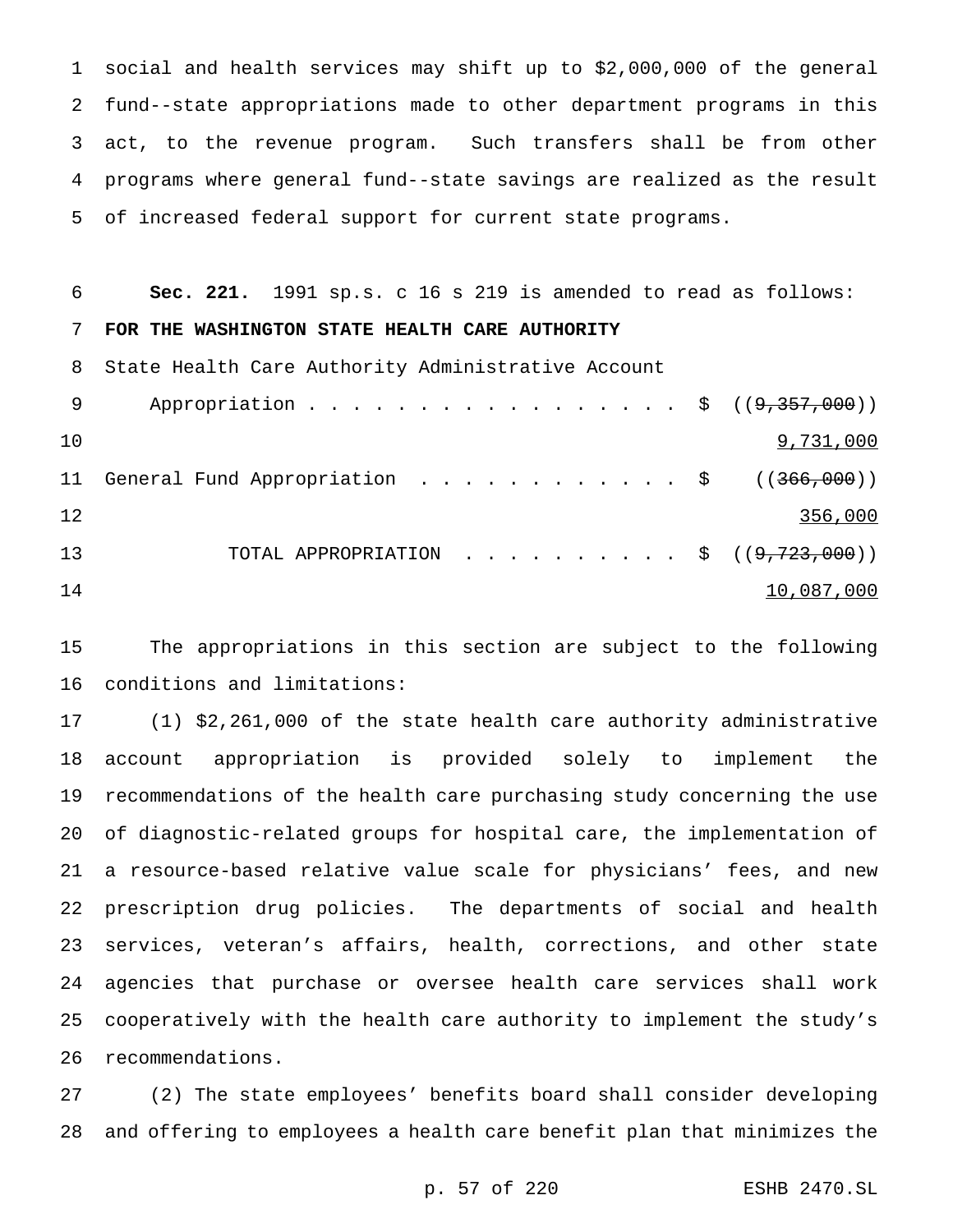social and health services may shift up to $2,000,000 of the general fund--state appropriations made to other department programs in this act, to the revenue program. Such transfers shall be from other programs where general fund--state savings are realized as the result of increased federal support for current state programs.

**Sec. 221.** 1991 sp.s. c 16 s 219 is amended to read as follows:

**FOR THE WASHINGTON STATE HEALTH CARE AUTHORITY**

| | | |
|---|---|---|
| State Health Care Authority Administrative Account Appropriation | $ | ((~~9,357,000~~)) <u>9,731,000</u> |
| General Fund Appropriation | $ | ((~~366,000~~)) <u>356,000</u> |
| TOTAL APPROPRIATION | $ | ((~~9,723,000~~)) <u>10,087,000</u> |

The appropriations in this section are subject to the following conditions and limitations:

(1) $2,261,000 of the state health care authority administrative account appropriation is provided solely to implement the recommendations of the health care purchasing study concerning the use of diagnostic-related groups for hospital care, the implementation of a resource-based relative value scale for physicians' fees, and new prescription drug policies. The departments of social and health services, veteran's affairs, health, corrections, and other state agencies that purchase or oversee health care services shall work cooperatively with the health care authority to implement the study's recommendations.

(2) The state employees' benefits board shall consider developing and offering to employees a health care benefit plan that minimizes the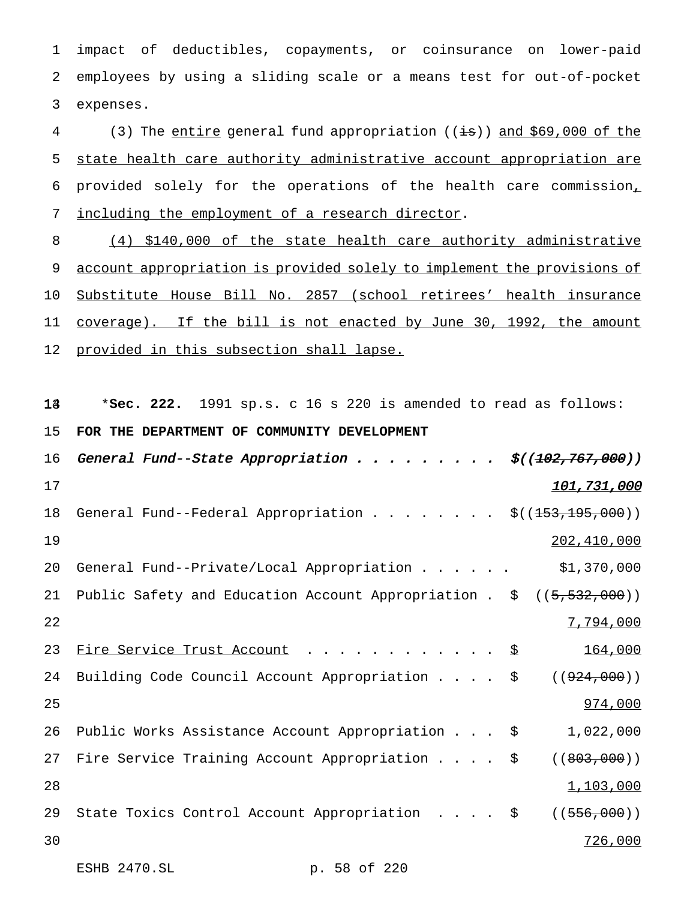impact of deductibles, copayments, or coinsurance on lower-paid employees by using a sliding scale or a means test for out-of-pocket expenses.

(3) The entire general fund appropriation ((is)) and $69,000 of the state health care authority administrative account appropriation are provided solely for the operations of the health care commission, including the employment of a research director.

(4) $140,000 of the state health care authority administrative account appropriation is provided solely to implement the provisions of Substitute House Bill No. 2857 (school retirees' health insurance coverage). If the bill is not enacted by June 30, 1992, the amount provided in this subsection shall lapse.

*Sec. 222. 1991 sp.s. c 16 s 220 is amended to read as follows:

**FOR THE DEPARTMENT OF COMMUNITY DEVELOPMENT**

| | |
|---|---|
| *General Fund--State Appropriation* | *$((102,767,000))* |
| | ***101,731,000*** |
| General Fund--Federal Appropriation | $((153,195,000)) |
| | 202,410,000 |
| General Fund--Private/Local Appropriation | $1,370,000 |
| Public Safety and Education Account Appropriation | $ ((5,532,000)) |
| | 7,794,000 |
| Fire Service Trust Account | $ 164,000 |
| Building Code Council Account Appropriation | $ ((924,000)) |
| | 974,000 |
| Public Works Assistance Account Appropriation | $ 1,022,000 |
| Fire Service Training Account Appropriation | $ ((803,000)) |
| | 1,103,000 |
| State Toxics Control Account Appropriation | $ ((556,000)) |
| | 726,000 |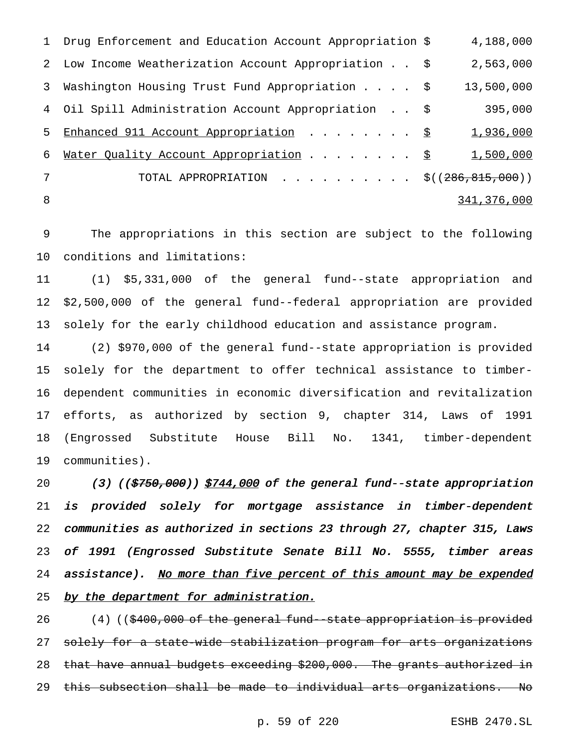| | | |
|---|---|---|
| Drug Enforcement and Education Account Appropriation | $ | 4,188,000 |
| Low Income Weatherization Account Appropriation . . | $ | 2,563,000 |
| Washington Housing Trust Fund Appropriation . . . . | $ | 13,500,000 |
| Oil Spill Administration Account Appropriation . . | $ | 395,000 |
| Enhanced 911 Account Appropriation . . . . . . . . | $ | 1,936,000 |
| Water Quality Account Appropriation . . . . . . . . | $ | 1,500,000 |
| TOTAL APPROPRIATION . . . . . . . . . . | $ | ((~~286,815,000~~)) 341,376,000 |

The appropriations in this section are subject to the following conditions and limitations:

(1) $5,331,000 of the general fund--state appropriation and $2,500,000 of the general fund--federal appropriation are provided solely for the early childhood education and assistance program.

(2) $970,000 of the general fund--state appropriation is provided solely for the department to offer technical assistance to timber-dependent communities in economic diversification and revitalization efforts, as authorized by section 9, chapter 314, Laws of 1991 (Engrossed Substitute House Bill No. 1341, timber-dependent communities).

*(3) ((~~$750,000~~)) $744,000 of the general fund--state appropriation is provided solely for mortgage assistance in timber-dependent communities as authorized in sections 23 through 27, chapter 315, Laws of 1991 (Engrossed Substitute Senate Bill No. 5555, timber areas assistance). No more than five percent of this amount may be expended by the department for administration.*

(4) ((~~$400,000 of the general fund--state appropriation is provided solely for a state-wide stabilization program for arts organizations that have annual budgets exceeding $200,000. The grants authorized in this subsection shall be made to individual arts organizations. No~~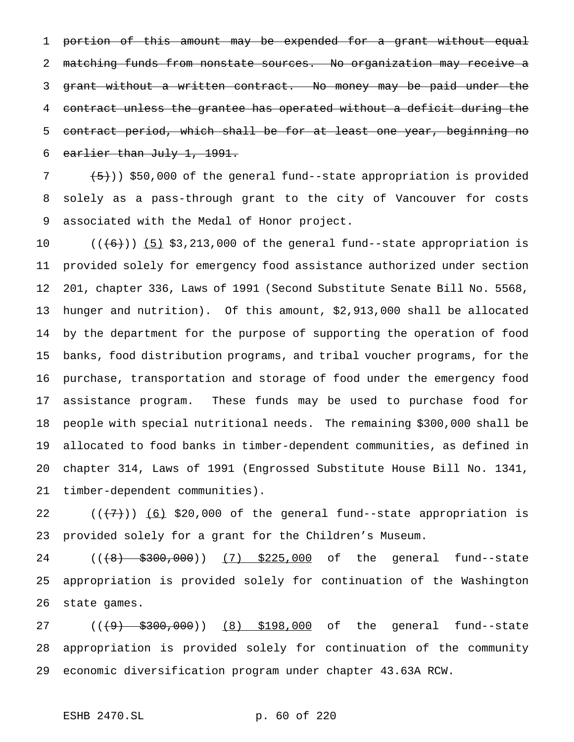~~portion of this amount may be expended for a grant without equal matching funds from nonstate sources. No organization may receive a grant without a written contract. No money may be paid under the contract unless the grantee has operated without a deficit during the contract period, which shall be for at least one year, beginning no earlier than July 1, 1991.~~

~~(5)~~)) $50,000 of the general fund--state appropriation is provided solely as a pass-through grant to the city of Vancouver for costs associated with the Medal of Honor project.

((~~(6)~~)) <u>(5)</u> $3,213,000 of the general fund--state appropriation is provided solely for emergency food assistance authorized under section 201, chapter 336, Laws of 1991 (Second Substitute Senate Bill No. 5568, hunger and nutrition). Of this amount, $2,913,000 shall be allocated by the department for the purpose of supporting the operation of food banks, food distribution programs, and tribal voucher programs, for the purchase, transportation and storage of food under the emergency food assistance program. These funds may be used to purchase food for people with special nutritional needs. The remaining $300,000 shall be allocated to food banks in timber-dependent communities, as defined in chapter 314, Laws of 1991 (Engrossed Substitute House Bill No. 1341, timber-dependent communities).

((~~(7)~~)) <u>(6)</u> $20,000 of the general fund--state appropriation is provided solely for a grant for the Children's Museum.

((~~(8) $300,000~~)) <u>(7) $225,000</u> of the general fund--state appropriation is provided solely for continuation of the Washington state games.

((~~(9) $300,000~~)) <u>(8) $198,000</u> of the general fund--state appropriation is provided solely for continuation of the community economic diversification program under chapter 43.63A RCW.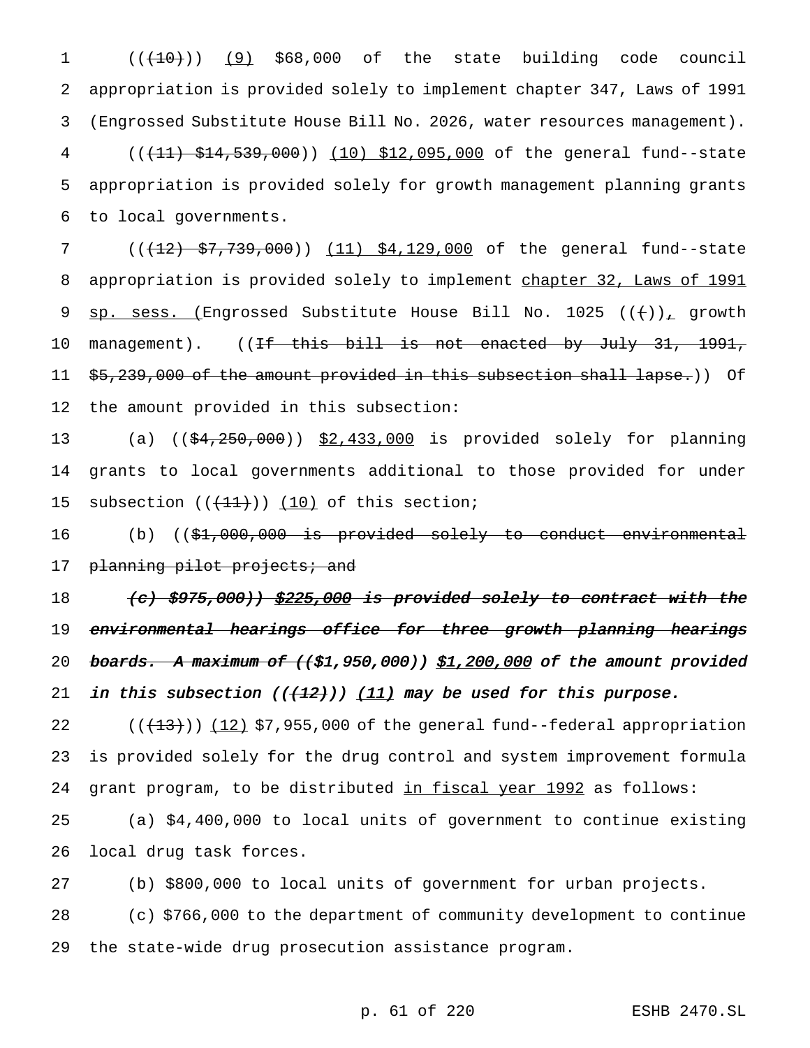((~~(10)~~)) <u>(9)</u> $68,000 of the state building code council appropriation is provided solely to implement chapter 347, Laws of 1991 (Engrossed Substitute House Bill No. 2026, water resources management).

((~~(11) $14,539,000~~)) <u>(10) $12,095,000</u> of the general fund--state appropriation is provided solely for growth management planning grants to local governments.

((~~(12) $7,739,000~~)) <u>(11) $4,129,000</u> of the general fund--state appropriation is provided solely to implement <u>chapter 32, Laws of 1991 sp. sess. (</u>Engrossed Substitute House Bill No. 1025 ((~~(~~))<u>,</u> growth management). ((~~If this bill is not enacted by July 31, 1991, $5,239,000 of the amount provided in this subsection shall lapse.~~)) Of the amount provided in this subsection:

(a) ((~~$4,250,000~~)) <u>$2,433,000</u> is provided solely for planning grants to local governments additional to those provided for under subsection ((~~(11)~~)) <u>(10)</u> of this section;

(b) ((~~$1,000,000 is provided solely to conduct environmental planning pilot projects; and~~

***~~(c) $975,000)) <u>$225,000</u> is provided solely to contract with the environmental hearings office for three growth planning hearings boards. A maximum of (($1,950,000)) <u>$1,200,000</u> of the amount provided in this subsection (((12))) <u>(11)</u> may be used for this purpose.~~***

((~~(13)~~)) <u>(12)</u> $7,955,000 of the general fund--federal appropriation is provided solely for the drug control and system improvement formula grant program, to be distributed <u>in fiscal year 1992</u> as follows:

(a) $4,400,000 to local units of government to continue existing local drug task forces.

(b) $800,000 to local units of government for urban projects.

(c) $766,000 to the department of community development to continue the state-wide drug prosecution assistance program.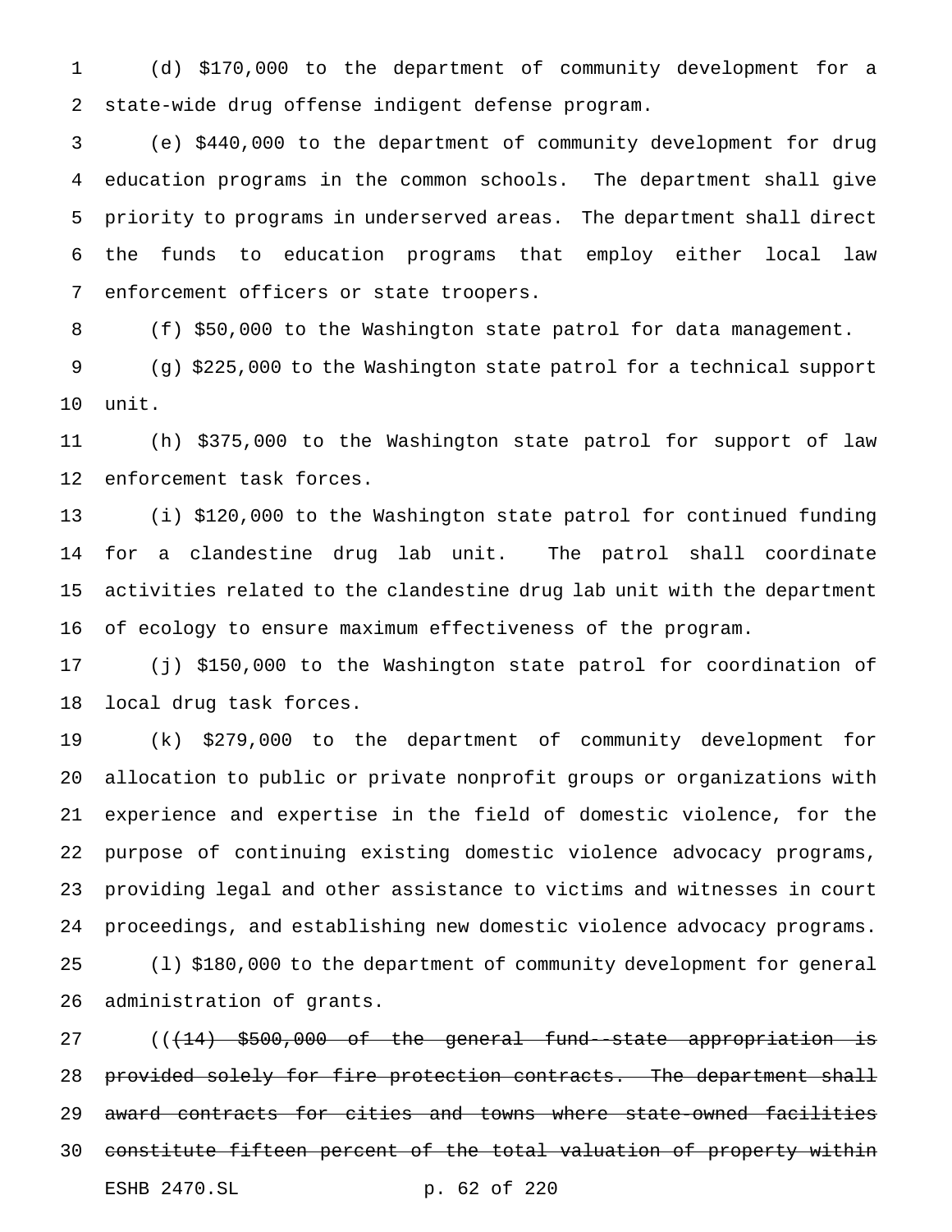(d) $170,000 to the department of community development for a state-wide drug offense indigent defense program.

(e) $440,000 to the department of community development for drug education programs in the common schools. The department shall give priority to programs in underserved areas. The department shall direct the funds to education programs that employ either local law enforcement officers or state troopers.

(f) $50,000 to the Washington state patrol for data management.

(g) $225,000 to the Washington state patrol for a technical support unit.

(h) $375,000 to the Washington state patrol for support of law enforcement task forces.

(i) $120,000 to the Washington state patrol for continued funding for a clandestine drug lab unit. The patrol shall coordinate activities related to the clandestine drug lab unit with the department of ecology to ensure maximum effectiveness of the program.

(j) $150,000 to the Washington state patrol for coordination of local drug task forces.

(k) $279,000 to the department of community development for allocation to public or private nonprofit groups or organizations with experience and expertise in the field of domestic violence, for the purpose of continuing existing domestic violence advocacy programs, providing legal and other assistance to victims and witnesses in court proceedings, and establishing new domestic violence advocacy programs.

(l) $180,000 to the department of community development for general administration of grants.

((~~(14) $500,000 of the general fund--state appropriation is provided solely for fire protection contracts. The department shall award contracts for cities and towns where state-owned facilities constitute fifteen percent of the total valuation of property within~~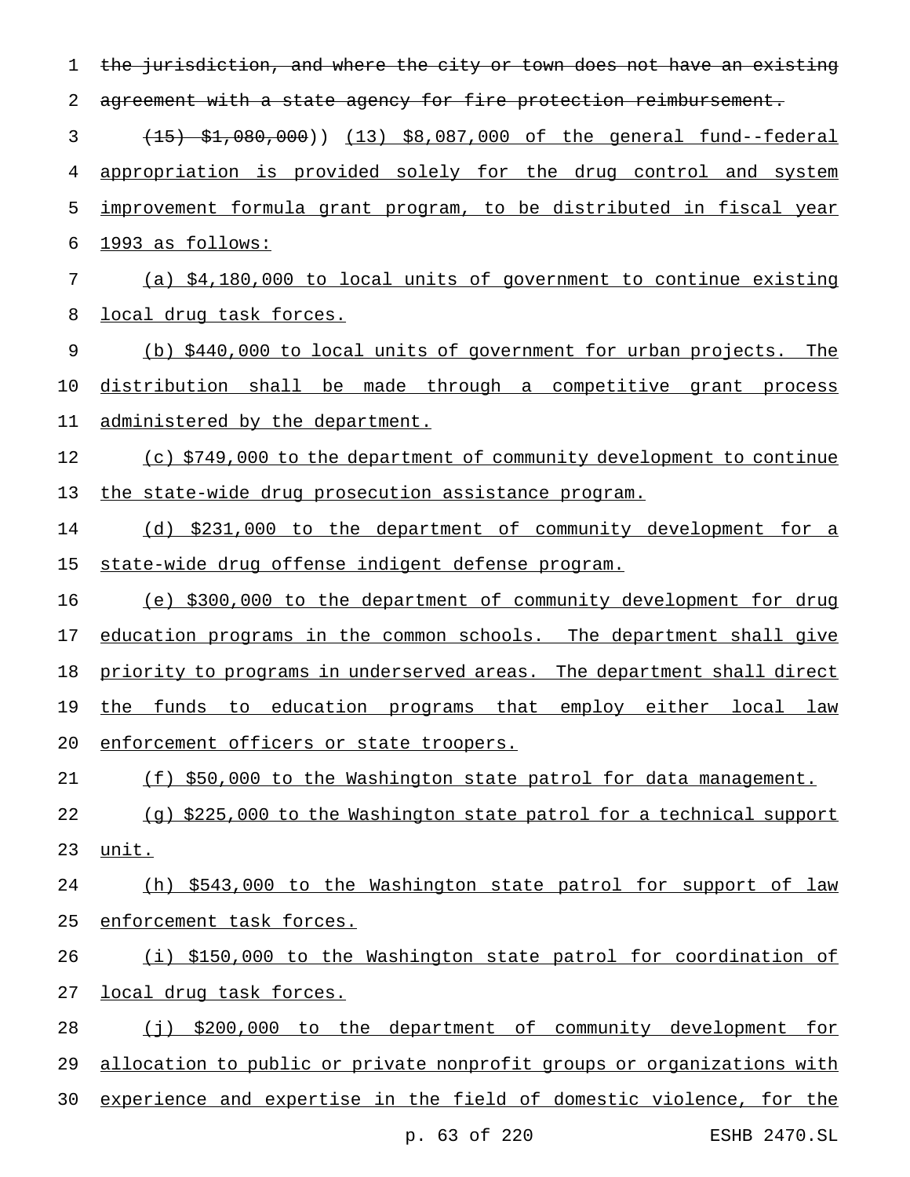~~the jurisdiction, and where the city or town does not have an existing agreement with a state agency for fire protection reimbursement.~~

~~(15) $1,080,000~~)) (13) $8,087,000 of the general fund--federal appropriation is provided solely for the drug control and system improvement formula grant program, to be distributed in fiscal year 1993 as follows:

(a) $4,180,000 to local units of government to continue existing local drug task forces.

(b) $440,000 to local units of government for urban projects. The distribution shall be made through a competitive grant process administered by the department.

(c) $749,000 to the department of community development to continue the state-wide drug prosecution assistance program.

(d) $231,000 to the department of community development for a state-wide drug offense indigent defense program.

(e) $300,000 to the department of community development for drug education programs in the common schools. The department shall give priority to programs in underserved areas. The department shall direct the funds to education programs that employ either local law enforcement officers or state troopers.

(f) $50,000 to the Washington state patrol for data management.

(g) $225,000 to the Washington state patrol for a technical support unit.

(h) $543,000 to the Washington state patrol for support of law enforcement task forces.

(i) $150,000 to the Washington state patrol for coordination of local drug task forces.

(j) $200,000 to the department of community development for allocation to public or private nonprofit groups or organizations with experience and expertise in the field of domestic violence, for the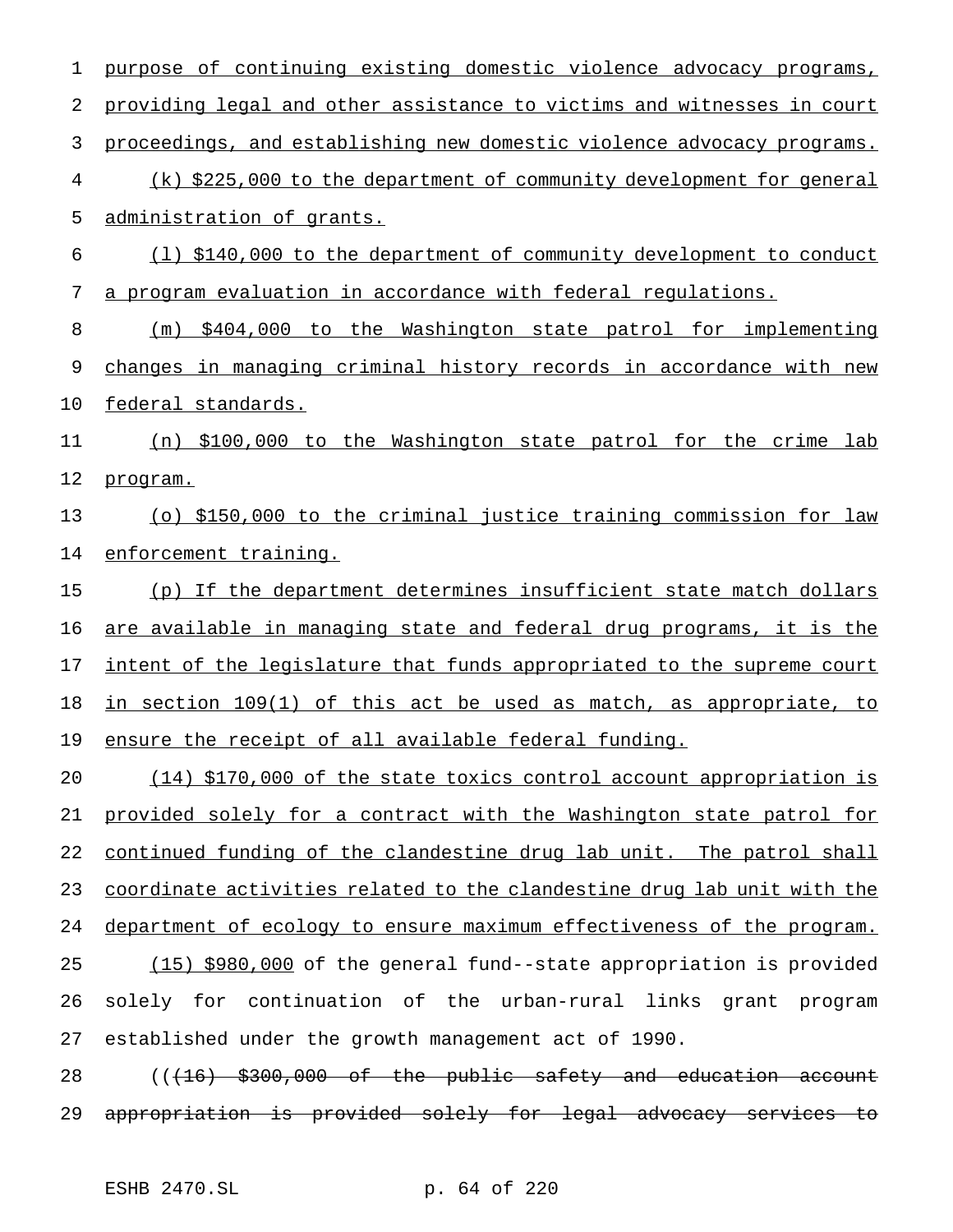purpose of continuing existing domestic violence advocacy programs, providing legal and other assistance to victims and witnesses in court proceedings, and establishing new domestic violence advocacy programs.

(k) $225,000 to the department of community development for general administration of grants.

(l) $140,000 to the department of community development to conduct a program evaluation in accordance with federal regulations.

(m) $404,000 to the Washington state patrol for implementing changes in managing criminal history records in accordance with new federal standards.

(n) $100,000 to the Washington state patrol for the crime lab program.

(o) $150,000 to the criminal justice training commission for law enforcement training.

(p) If the department determines insufficient state match dollars are available in managing state and federal drug programs, it is the intent of the legislature that funds appropriated to the supreme court in section 109(1) of this act be used as match, as appropriate, to ensure the receipt of all available federal funding.

(14) $170,000 of the state toxics control account appropriation is provided solely for a contract with the Washington state patrol for continued funding of the clandestine drug lab unit. The patrol shall coordinate activities related to the clandestine drug lab unit with the department of ecology to ensure maximum effectiveness of the program.

(15) $980,000 of the general fund--state appropriation is provided solely for continuation of the urban-rural links grant program established under the growth management act of 1990.

(((16) $300,000 of the public safety and education account appropriation is provided solely for legal advocacy services to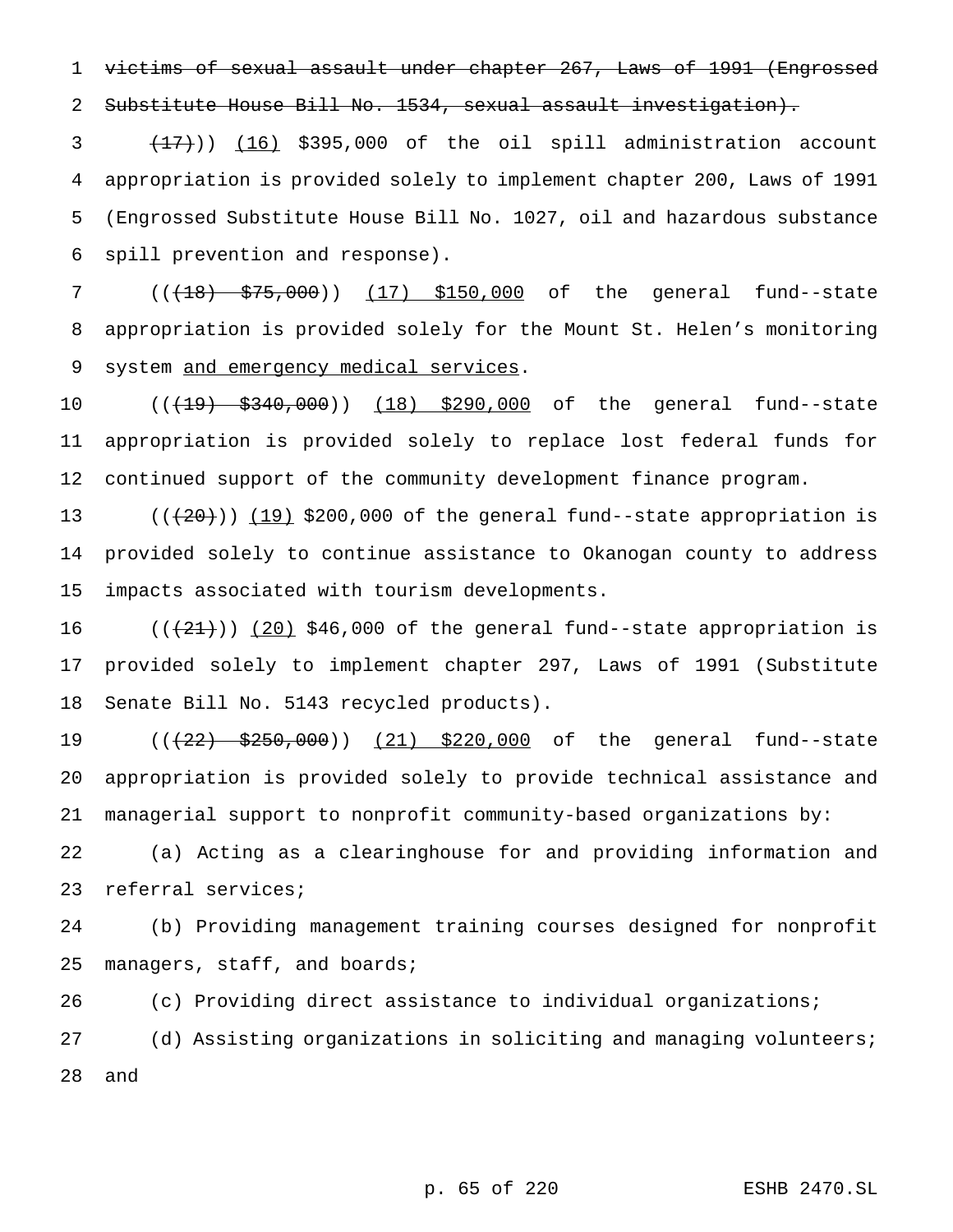~~victims of sexual assault under chapter 267, Laws of 1991 (Engrossed Substitute House Bill No. 1534, sexual assault investigation).~~

~~(17)~~)) (16) $395,000 of the oil spill administration account appropriation is provided solely to implement chapter 200, Laws of 1991 (Engrossed Substitute House Bill No. 1027, oil and hazardous substance spill prevention and response).

((~~(18) $75,000~~)) (17) $150,000 of the general fund--state appropriation is provided solely for the Mount St. Helen's monitoring system and emergency medical services.

((~~(19) $340,000~~)) (18) $290,000 of the general fund--state appropriation is provided solely to replace lost federal funds for continued support of the community development finance program.

((~~(20)~~)) (19) $200,000 of the general fund--state appropriation is provided solely to continue assistance to Okanogan county to address impacts associated with tourism developments.

((~~(21)~~)) (20) $46,000 of the general fund--state appropriation is provided solely to implement chapter 297, Laws of 1991 (Substitute Senate Bill No. 5143 recycled products).

((~~(22) $250,000~~)) (21) $220,000 of the general fund--state appropriation is provided solely to provide technical assistance and managerial support to nonprofit community-based organizations by:

(a) Acting as a clearinghouse for and providing information and referral services;

(b) Providing management training courses designed for nonprofit managers, staff, and boards;

(c) Providing direct assistance to individual organizations;

(d) Assisting organizations in soliciting and managing volunteers; and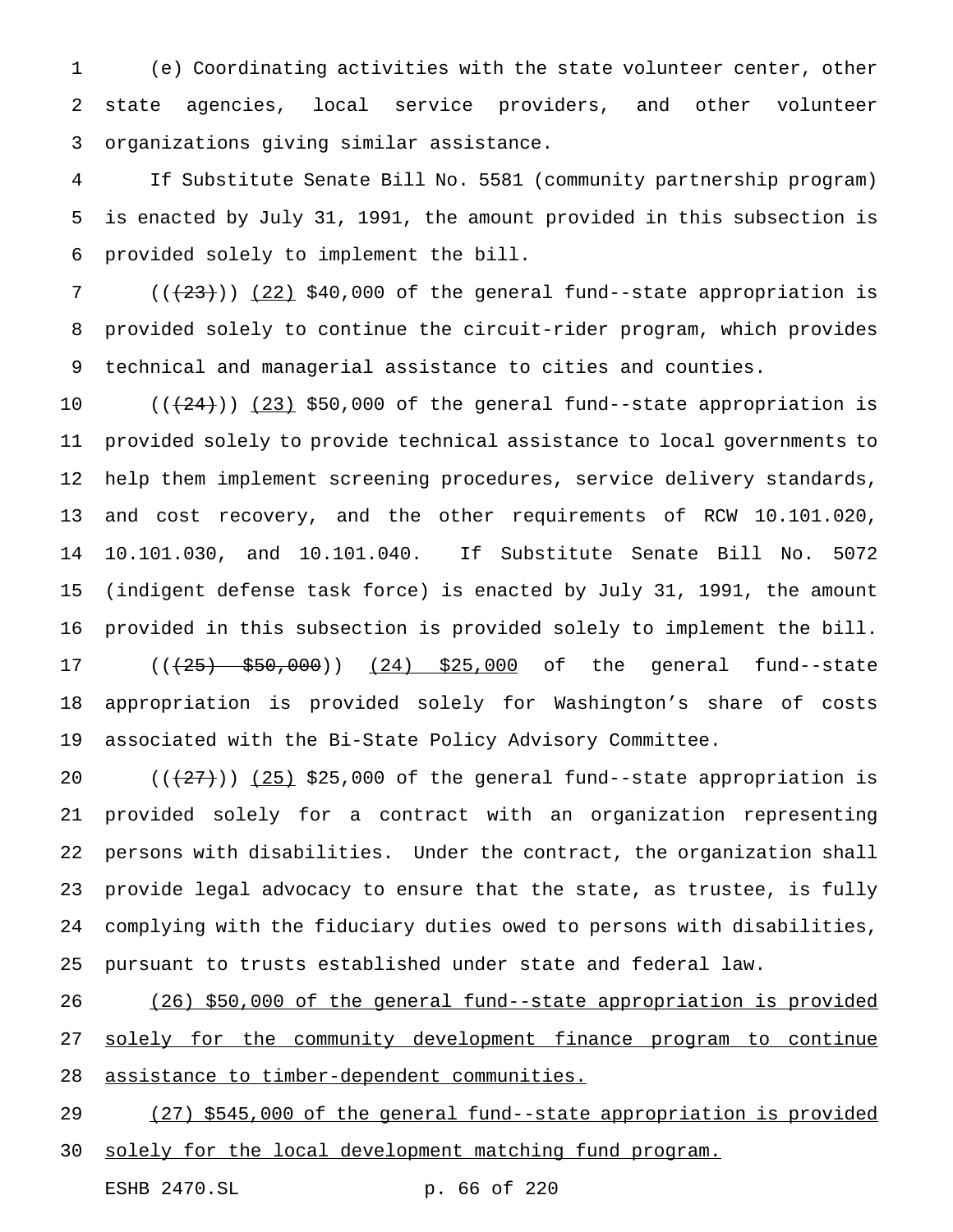(e) Coordinating activities with the state volunteer center, other state agencies, local service providers, and other volunteer organizations giving similar assistance.

If Substitute Senate Bill No. 5581 (community partnership program) is enacted by July 31, 1991, the amount provided in this subsection is provided solely to implement the bill.

(((23))) (22) $40,000 of the general fund--state appropriation is provided solely to continue the circuit-rider program, which provides technical and managerial assistance to cities and counties.

(((24))) (23) $50,000 of the general fund--state appropriation is provided solely to provide technical assistance to local governments to help them implement screening procedures, service delivery standards, and cost recovery, and the other requirements of RCW 10.101.020, 10.101.030, and 10.101.040. If Substitute Senate Bill No. 5072 (indigent defense task force) is enacted by July 31, 1991, the amount provided in this subsection is provided solely to implement the bill.

(((25) $50,000)) (24) $25,000 of the general fund--state appropriation is provided solely for Washington's share of costs associated with the Bi-State Policy Advisory Committee.

(((27))) (25) $25,000 of the general fund--state appropriation is provided solely for a contract with an organization representing persons with disabilities. Under the contract, the organization shall provide legal advocacy to ensure that the state, as trustee, is fully complying with the fiduciary duties owed to persons with disabilities, pursuant to trusts established under state and federal law.

(26) $50,000 of the general fund--state appropriation is provided solely for the community development finance program to continue assistance to timber-dependent communities.

(27) $545,000 of the general fund--state appropriation is provided solely for the local development matching fund program.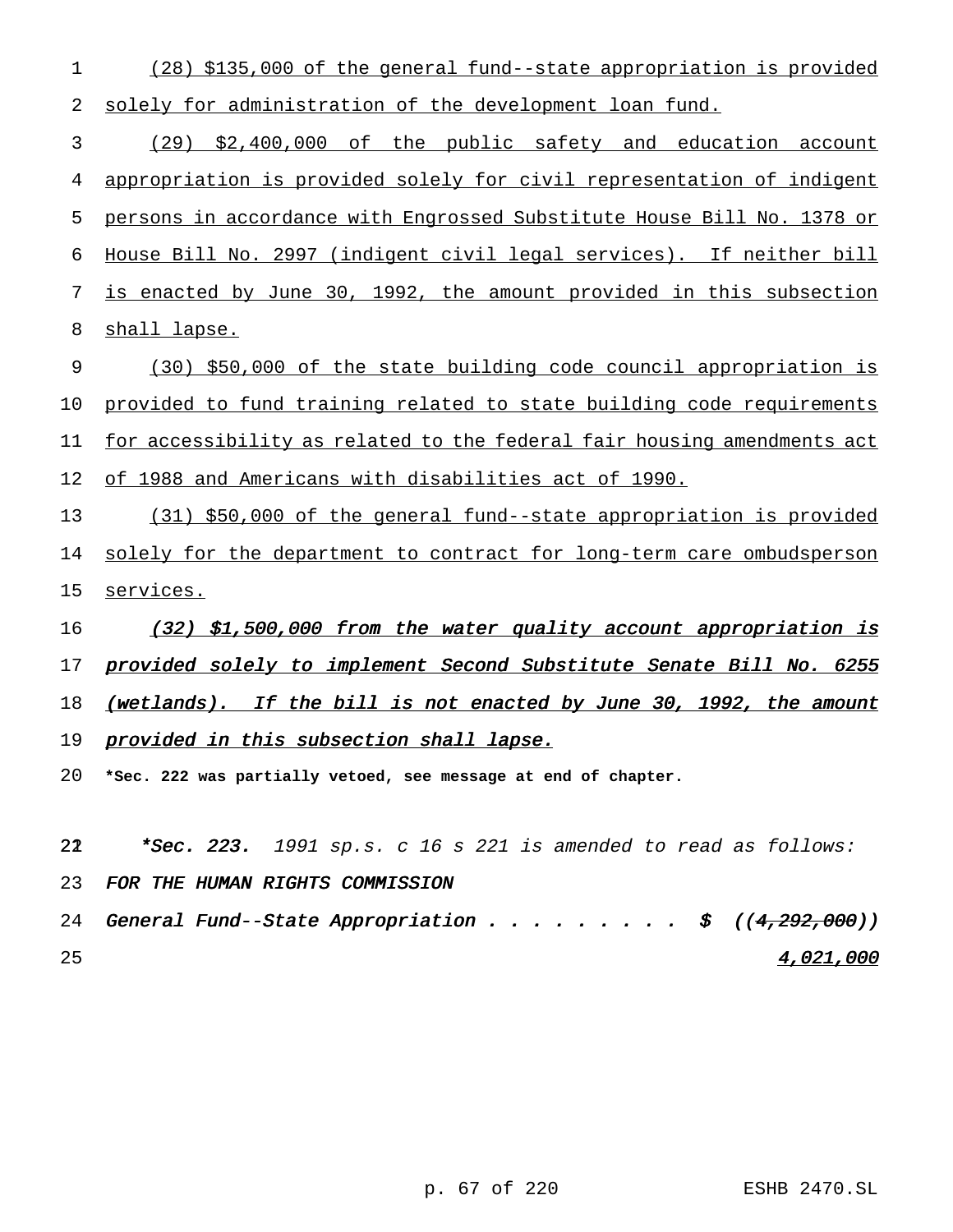(28) $135,000 of the general fund--state appropriation is provided solely for administration of the development loan fund.

(29) $2,400,000 of the public safety and education account appropriation is provided solely for civil representation of indigent persons in accordance with Engrossed Substitute House Bill No. 1378 or House Bill No. 2997 (indigent civil legal services). If neither bill is enacted by June 30, 1992, the amount provided in this subsection shall lapse.

(30) $50,000 of the state building code council appropriation is provided to fund training related to state building code requirements for accessibility as related to the federal fair housing amendments act of 1988 and Americans with disabilities act of 1990.

(31) $50,000 of the general fund--state appropriation is provided solely for the department to contract for long-term care ombudsperson services.

*(32) $1,500,000 from the water quality account appropriation is provided solely to implement Second Substitute Senate Bill No. 6255 (wetlands). If the bill is not enacted by June 30, 1992, the amount provided in this subsection shall lapse.*

**\*Sec. 222 was partially vetoed, see message at end of chapter.**

***\*Sec. 223.*** *1991 sp.s. c 16 s 221 is amended to read as follows:*

*FOR THE HUMAN RIGHTS COMMISSION*

*General Fund--State Appropriation . . . . . . . . . $ ((~~4,292,000~~))*
*4,021,000*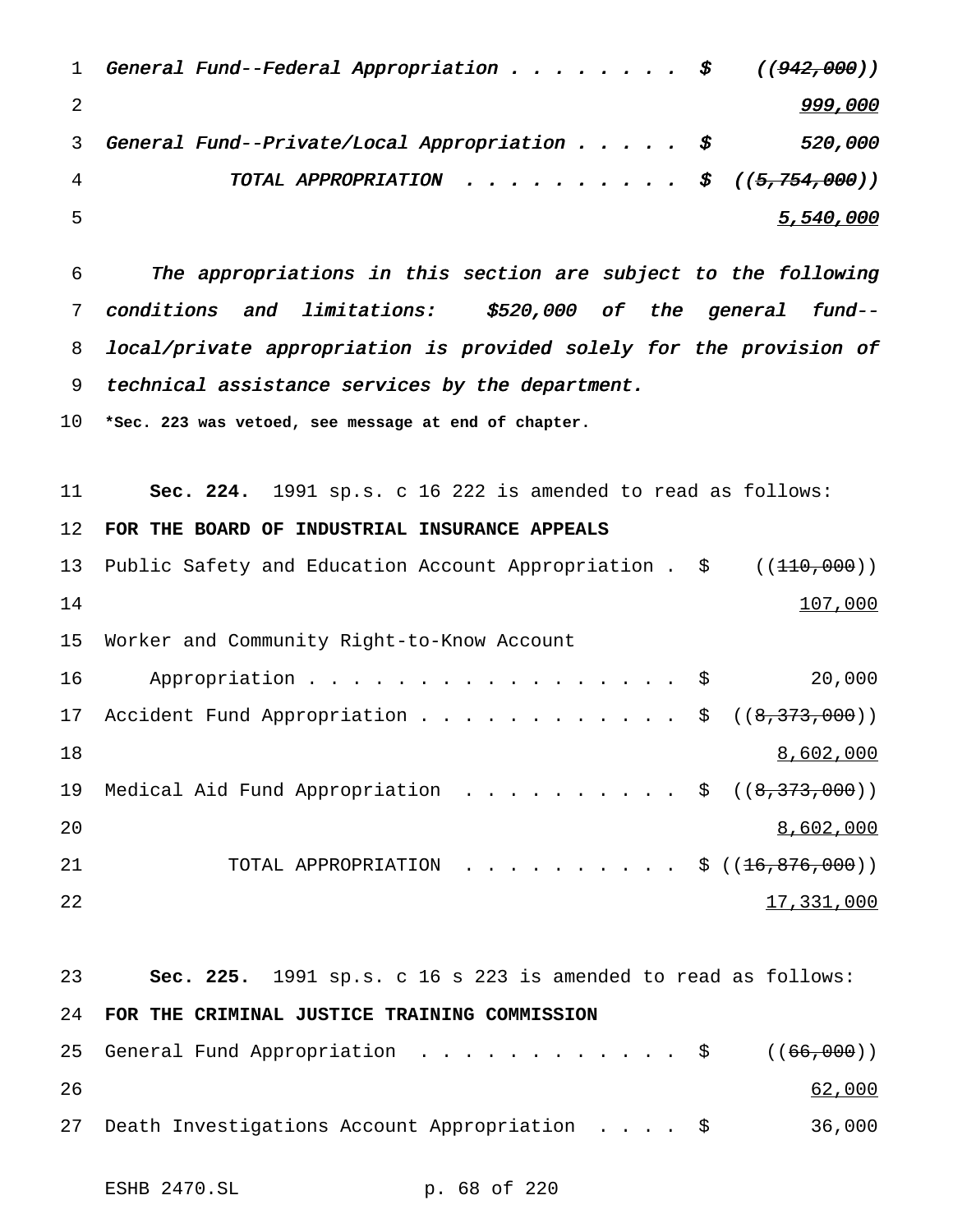*General Fund--Federal Appropriation . . . . . . . . $ ((~~942,000~~))*
*999,000*
*General Fund--Private/Local Appropriation . . . . . $ 520,000*
*TOTAL APPROPRIATION . . . . . . . . . . $ ((~~5,754,000~~))*
*5,540,000*

*The appropriations in this section are subject to the following conditions and limitations: $520,000 of the general fund--local/private appropriation is provided solely for the provision of technical assistance services by the department.*

**\*Sec. 223 was vetoed, see message at end of chapter.**

**Sec. 224.** 1991 sp.s. c 16 222 is amended to read as follows:

**FOR THE BOARD OF INDUSTRIAL INSURANCE APPEALS**

Public Safety and Education Account Appropriation . $ ((~~110,000~~))
107,000
Worker and Community Right-to-Know Account
Appropriation . . . . . . . . . . . . . . . . . . $ 20,000
Accident Fund Appropriation . . . . . . . . . . . . $ ((~~8,373,000~~))
8,602,000
Medical Aid Fund Appropriation . . . . . . . . . . $ ((~~8,373,000~~))
8,602,000
TOTAL APPROPRIATION . . . . . . . . . . $ ((~~16,876,000~~))
17,331,000

**Sec. 225.** 1991 sp.s. c 16 s 223 is amended to read as follows:

**FOR THE CRIMINAL JUSTICE TRAINING COMMISSION**

General Fund Appropriation . . . . . . . . . . . . $ ((~~66,000~~))
62,000
Death Investigations Account Appropriation . . . . $ 36,000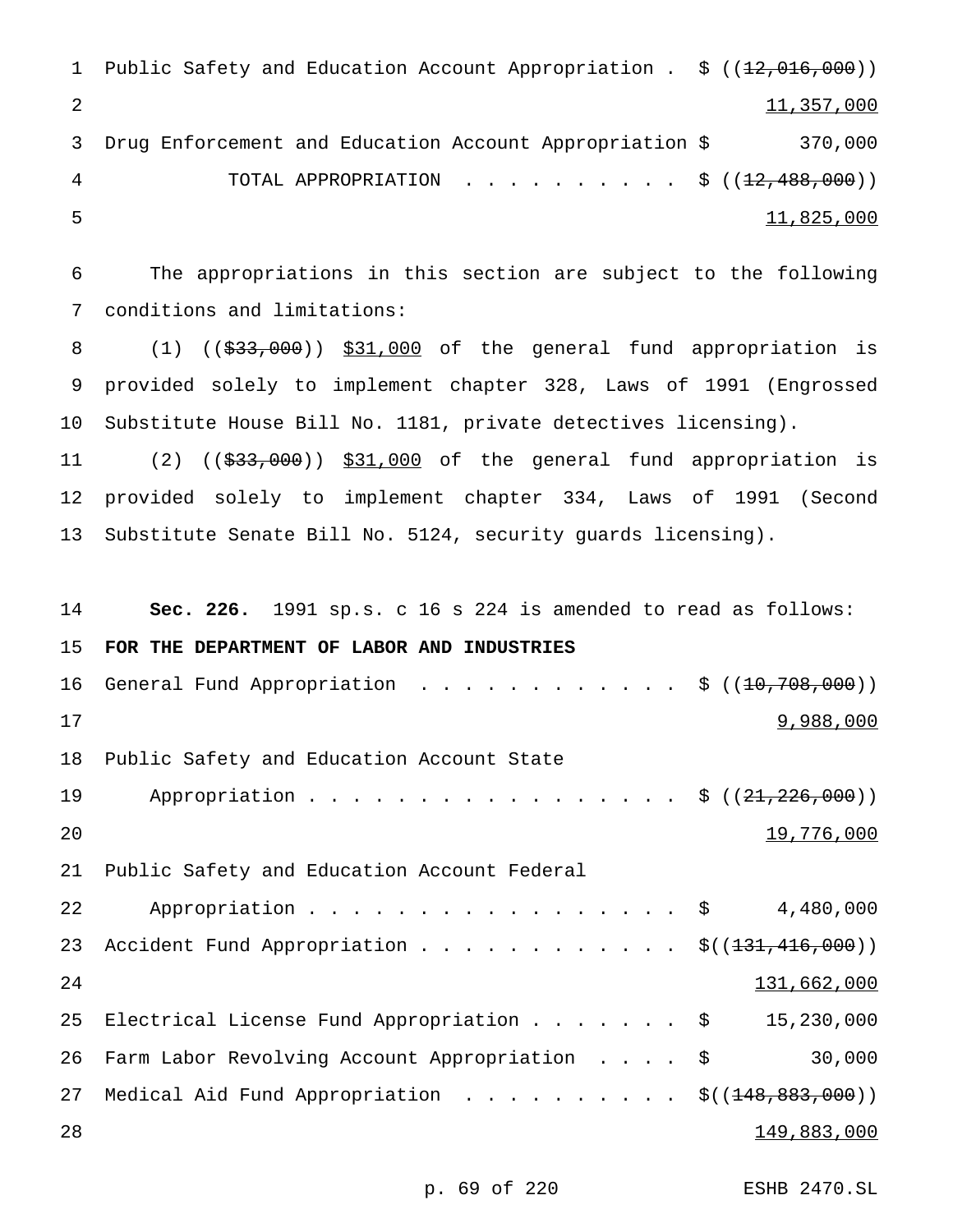Public Safety and Education Account Appropriation . $ ((~~12,016,000~~))
11,357,000
Drug Enforcement and Education Account Appropriation $ 370,000
TOTAL APPROPRIATION . . . . . . . . . . $ ((~~12,488,000~~))
11,825,000

The appropriations in this section are subject to the following conditions and limitations:

(1) ((~~$33,000~~)) $31,000 of the general fund appropriation is provided solely to implement chapter 328, Laws of 1991 (Engrossed Substitute House Bill No. 1181, private detectives licensing).

(2) ((~~$33,000~~)) $31,000 of the general fund appropriation is provided solely to implement chapter 334, Laws of 1991 (Second Substitute Senate Bill No. 5124, security guards licensing).

**Sec. 226.** 1991 sp.s. c 16 s 224 is amended to read as follows:

**FOR THE DEPARTMENT OF LABOR AND INDUSTRIES**

General Fund Appropriation . . . . . . . . . . . . $ ((~~10,708,000~~))
9,988,000
Public Safety and Education Account State Appropriation . . . . . . . . . . . . . . . . . . $ ((~~21,226,000~~))
19,776,000
Public Safety and Education Account Federal Appropriation . . . . . . . . . . . . . . . . . . $ 4,480,000
Accident Fund Appropriation . . . . . . . . . . . . $((~~131,416,000~~))
131,662,000
Electrical License Fund Appropriation . . . . . . . $ 15,230,000
Farm Labor Revolving Account Appropriation . . . . $ 30,000
Medical Aid Fund Appropriation . . . . . . . . . . $((~~148,883,000~~))
149,883,000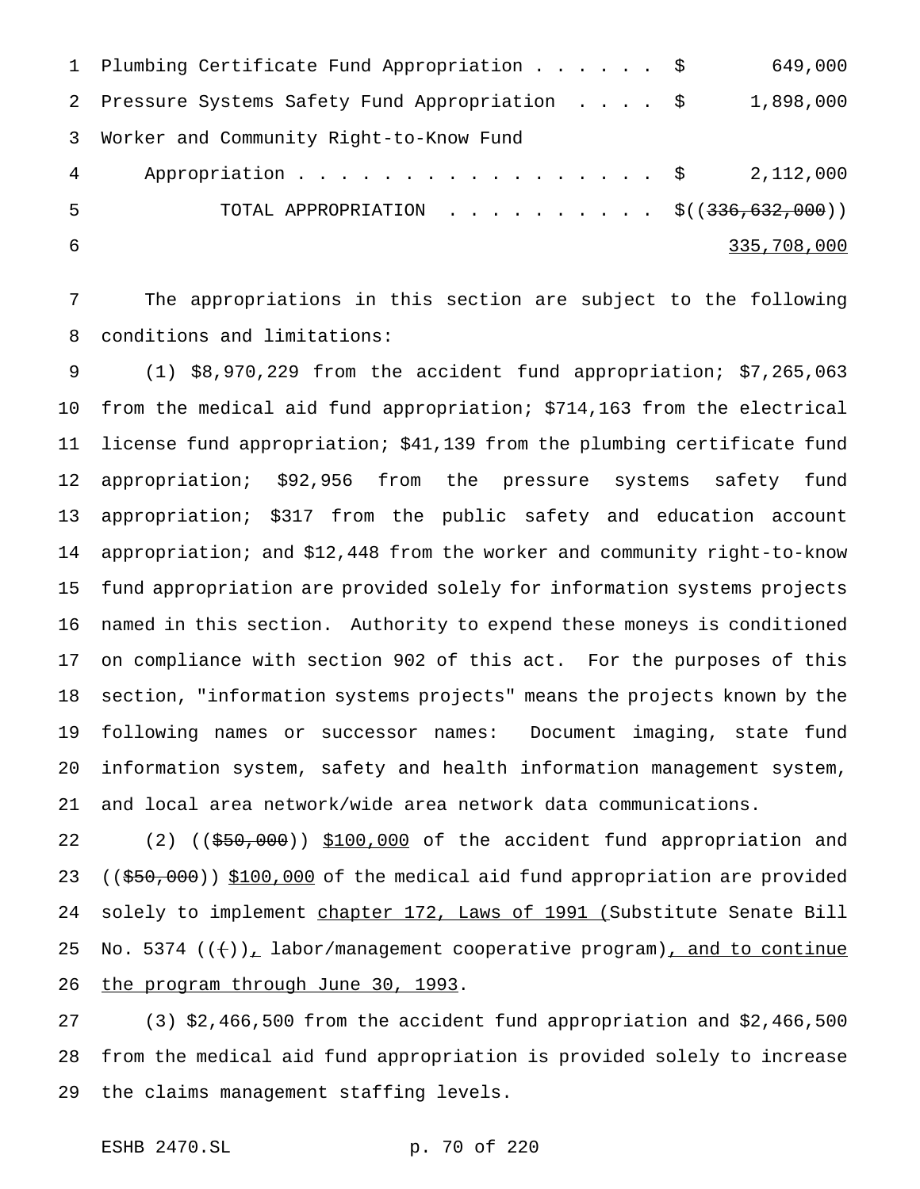| | | |
|---|---|---|
| Plumbing Certificate Fund Appropriation . . . . . . | $ | 649,000 |
| Pressure Systems Safety Fund Appropriation . . . . | $ | 1,898,000 |
| Worker and Community Right-to-Know Fund | | |
| Appropriation . . . . . . . . . . . . . . . . . . | $ | 2,112,000 |
| TOTAL APPROPRIATION . . . . . . . . . . . | $((~~336,632,000~~)) | |
| | | 335,708,000 |

The appropriations in this section are subject to the following conditions and limitations:

(1) $8,970,229 from the accident fund appropriation; $7,265,063 from the medical aid fund appropriation; $714,163 from the electrical license fund appropriation; $41,139 from the plumbing certificate fund appropriation; $92,956 from the pressure systems safety fund appropriation; $317 from the public safety and education account appropriation; and $12,448 from the worker and community right-to-know fund appropriation are provided solely for information systems projects named in this section. Authority to expend these moneys is conditioned on compliance with section 902 of this act. For the purposes of this section, "information systems projects" means the projects known by the following names or successor names: Document imaging, state fund information system, safety and health information management system, and local area network/wide area network data communications.

(2) ((~~$50,000~~)) $100,000 of the accident fund appropriation and ((~~$50,000~~)) $100,000 of the medical aid fund appropriation are provided solely to implement chapter 172, Laws of 1991 (Substitute Senate Bill No. 5374 ((~~(~~)), labor/management cooperative program), and to continue the program through June 30, 1993.

(3) $2,466,500 from the accident fund appropriation and $2,466,500 from the medical aid fund appropriation is provided solely to increase the claims management staffing levels.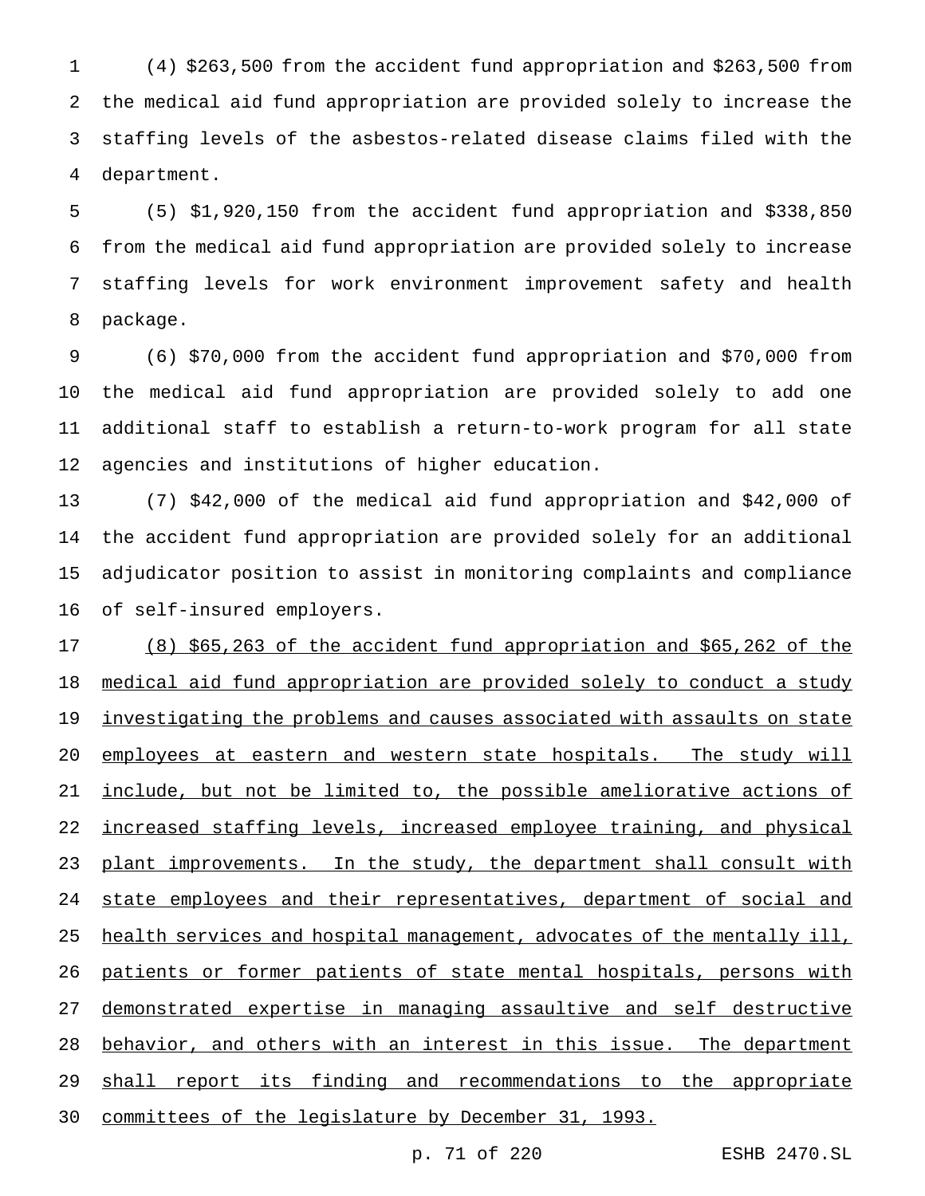(4) $263,500 from the accident fund appropriation and $263,500 from the medical aid fund appropriation are provided solely to increase the staffing levels of the asbestos-related disease claims filed with the department.

(5) $1,920,150 from the accident fund appropriation and $338,850 from the medical aid fund appropriation are provided solely to increase staffing levels for work environment improvement safety and health package.

(6) $70,000 from the accident fund appropriation and $70,000 from the medical aid fund appropriation are provided solely to add one additional staff to establish a return-to-work program for all state agencies and institutions of higher education.

(7) $42,000 of the medical aid fund appropriation and $42,000 of the accident fund appropriation are provided solely for an additional adjudicator position to assist in monitoring complaints and compliance of self-insured employers.

(8) $65,263 of the accident fund appropriation and $65,262 of the medical aid fund appropriation are provided solely to conduct a study investigating the problems and causes associated with assaults on state employees at eastern and western state hospitals. The study will include, but not be limited to, the possible ameliorative actions of increased staffing levels, increased employee training, and physical plant improvements. In the study, the department shall consult with state employees and their representatives, department of social and health services and hospital management, advocates of the mentally ill, patients or former patients of state mental hospitals, persons with demonstrated expertise in managing assaultive and self destructive behavior, and others with an interest in this issue. The department shall report its finding and recommendations to the appropriate committees of the legislature by December 31, 1993.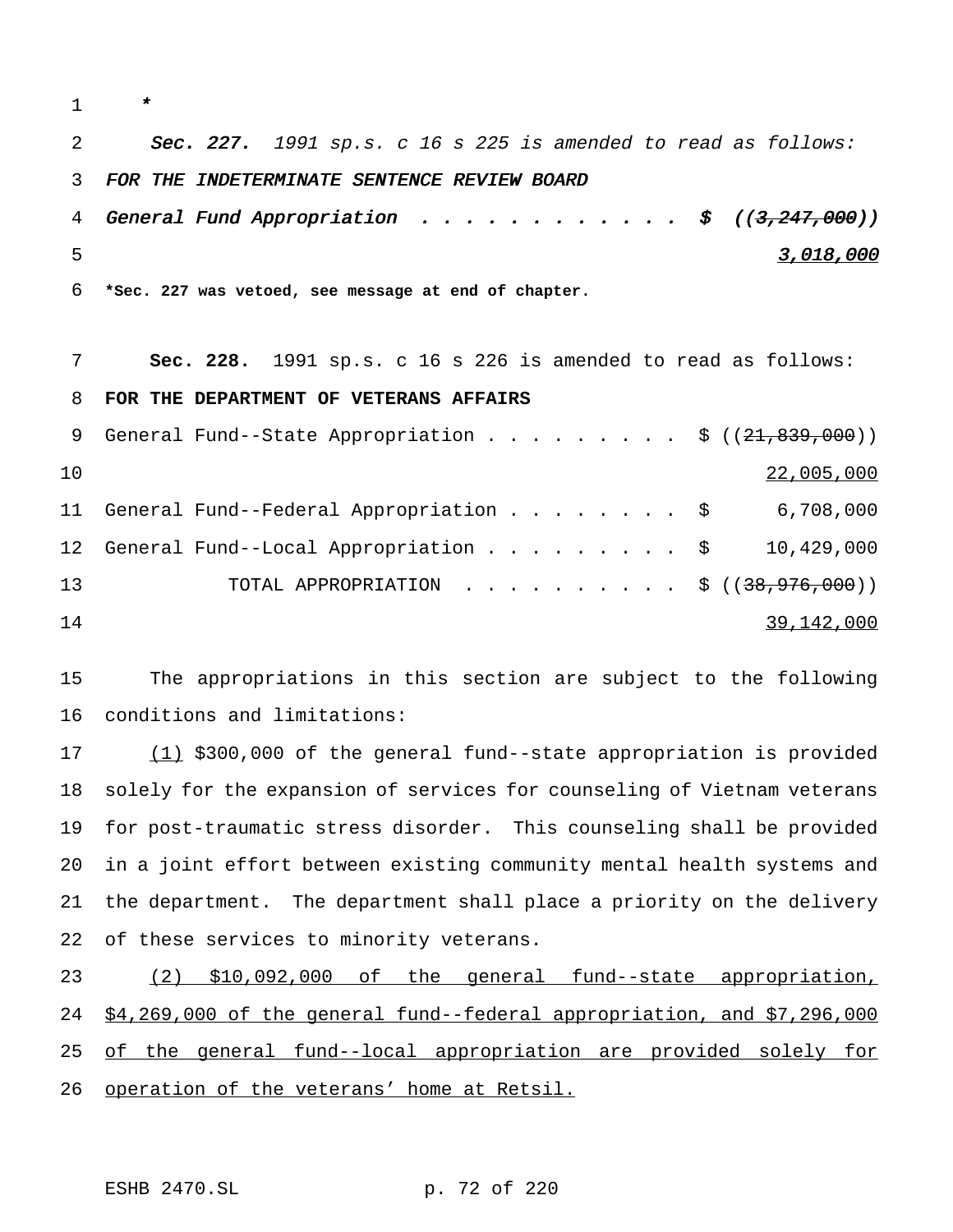\*

*Sec. 227. 1991 sp.s. c 16 s 225 is amended to read as follows:*

*FOR THE INDETERMINATE SENTENCE REVIEW BOARD*

| | |
|---|---|
| *General Fund Appropriation . . . . . . . . . . . .* | *$ ((~~3,247,000~~))* |
| | *<u>3,018,000</u>* |

**\*Sec. 227 was vetoed, see message at end of chapter.**

**Sec. 228.** 1991 sp.s. c 16 s 226 is amended to read as follows:

**FOR THE DEPARTMENT OF VETERANS AFFAIRS**

| | |
|---|---|
| General Fund--State Appropriation . . . . . . . . . | $ ((~~21,839,000~~)) |
| | <u>22,005,000</u> |
| General Fund--Federal Appropriation . . . . . . . . | $ 6,708,000 |
| General Fund--Local Appropriation . . . . . . . . . | $ 10,429,000 |
| TOTAL APPROPRIATION . . . . . . . . . . | $ ((~~38,976,000~~)) |
| | <u>39,142,000</u> |

The appropriations in this section are subject to the following conditions and limitations:

<u>(1)</u> $300,000 of the general fund--state appropriation is provided solely for the expansion of services for counseling of Vietnam veterans for post-traumatic stress disorder. This counseling shall be provided in a joint effort between existing community mental health systems and the department. The department shall place a priority on the delivery of these services to minority veterans.

<u>(2) $10,092,000 of the general fund--state appropriation, $4,269,000 of the general fund--federal appropriation, and $7,296,000 of the general fund--local appropriation are provided solely for operation of the veterans' home at Retsil.</u>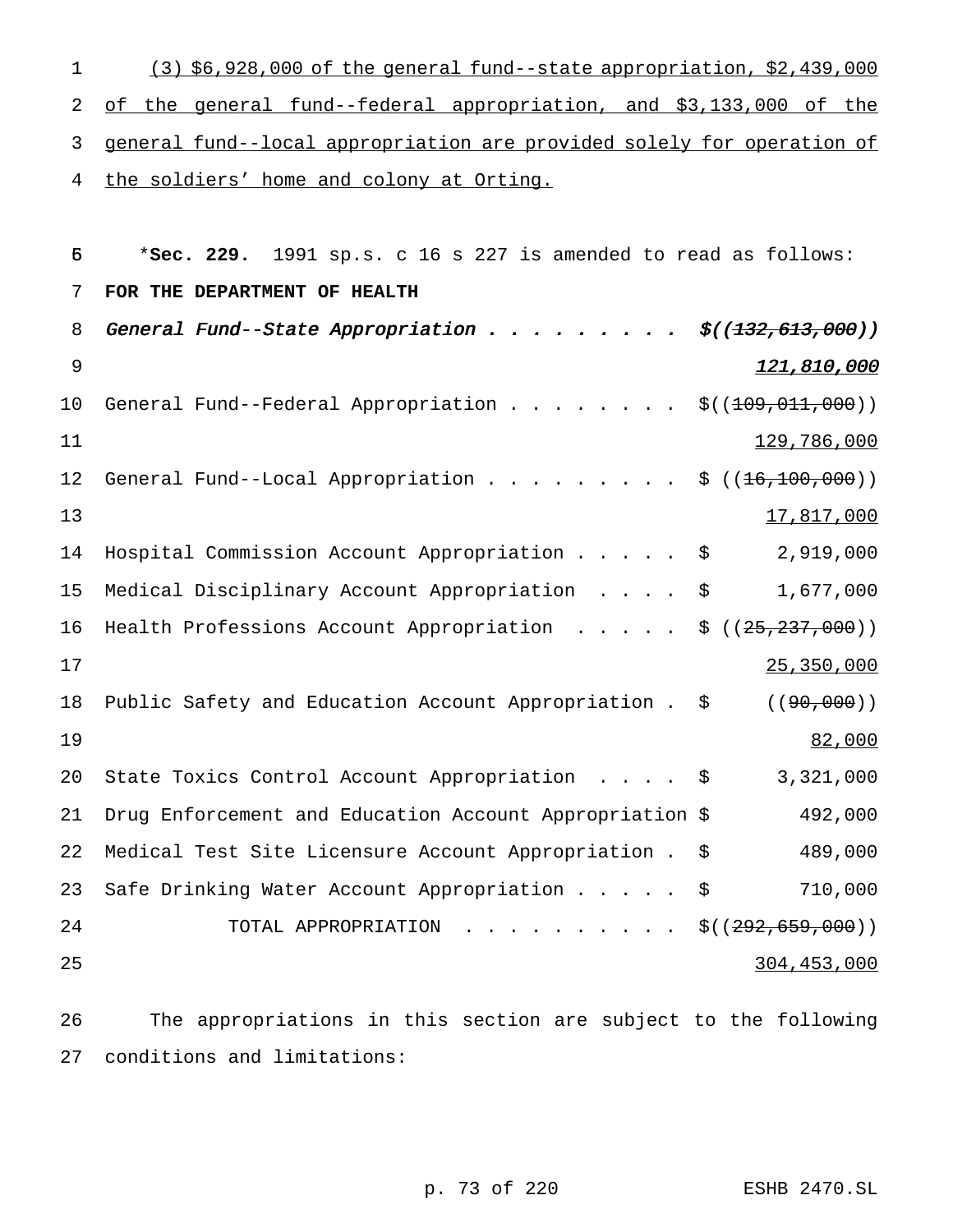(3) $6,928,000 of the general fund--state appropriation, $2,439,000 of the general fund--federal appropriation, and $3,133,000 of the general fund--local appropriation are provided solely for operation of the soldiers' home and colony at Orting.

*__Sec. 229.__ 1991 sp.s. c 16 s 227 is amended to read as follows:

**FOR THE DEPARTMENT OF HEALTH**

| | |
|---|---|
| *General Fund--State Appropriation . . . . . . . . .* | *$((~~132,613,000~~))* |
| | ***121,810,000*** |
| General Fund--Federal Appropriation . . . . . . . . | $((~~109,011,000~~)) |
| | 129,786,000 |
| General Fund--Local Appropriation . . . . . . . . . | $ ((~~16,100,000~~)) |
| | 17,817,000 |
| Hospital Commission Account Appropriation . . . . . | $ 2,919,000 |
| Medical Disciplinary Account Appropriation . . . . | $ 1,677,000 |
| Health Professions Account Appropriation . . . . . | $ ((~~25,237,000~~)) |
| | 25,350,000 |
| Public Safety and Education Account Appropriation . | $ ((~~90,000~~)) |
| | 82,000 |
| State Toxics Control Account Appropriation . . . . | $ 3,321,000 |
| Drug Enforcement and Education Account Appropriation | $ 492,000 |
| Medical Test Site Licensure Account Appropriation . | $ 489,000 |
| Safe Drinking Water Account Appropriation . . . . . | $ 710,000 |
| TOTAL APPROPRIATION . . . . . . . . . . | $((~~292,659,000~~)) |
| | 304,453,000 |

The appropriations in this section are subject to the following conditions and limitations: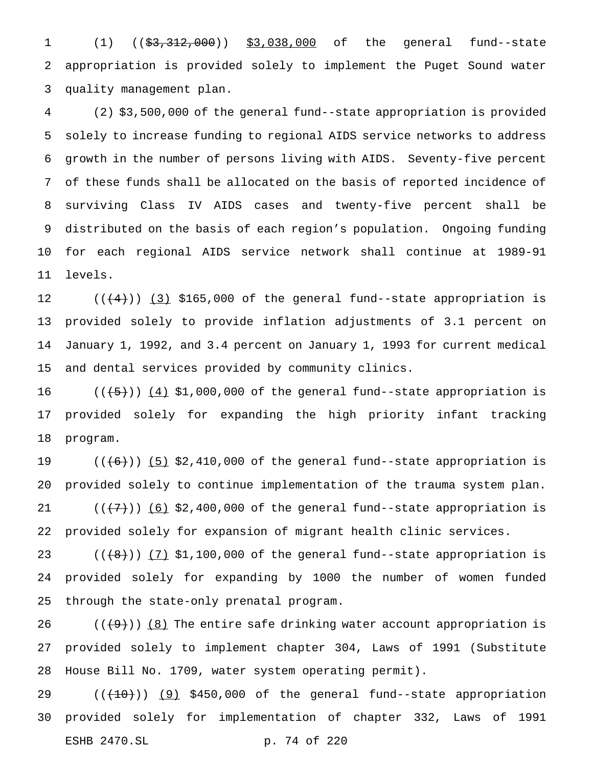(1) ((~~$3,312,000~~)) <u>$3,038,000</u> of the general fund--state appropriation is provided solely to implement the Puget Sound water quality management plan.

(2) $3,500,000 of the general fund--state appropriation is provided solely to increase funding to regional AIDS service networks to address growth in the number of persons living with AIDS. Seventy-five percent of these funds shall be allocated on the basis of reported incidence of surviving Class IV AIDS cases and twenty-five percent shall be distributed on the basis of each region's population. Ongoing funding for each regional AIDS service network shall continue at 1989-91 levels.

((~~(4)~~)) <u>(3)</u> $165,000 of the general fund--state appropriation is provided solely to provide inflation adjustments of 3.1 percent on January 1, 1992, and 3.4 percent on January 1, 1993 for current medical and dental services provided by community clinics.

((~~(5)~~)) <u>(4)</u> $1,000,000 of the general fund--state appropriation is provided solely for expanding the high priority infant tracking program.

((~~(6)~~)) <u>(5)</u> $2,410,000 of the general fund--state appropriation is provided solely to continue implementation of the trauma system plan.

((~~(7)~~)) <u>(6)</u> $2,400,000 of the general fund--state appropriation is provided solely for expansion of migrant health clinic services.

((~~(8)~~)) <u>(7)</u> $1,100,000 of the general fund--state appropriation is provided solely for expanding by 1000 the number of women funded through the state-only prenatal program.

((~~(9)~~)) <u>(8)</u> The entire safe drinking water account appropriation is provided solely to implement chapter 304, Laws of 1991 (Substitute House Bill No. 1709, water system operating permit).

((~~(10)~~)) <u>(9)</u> $450,000 of the general fund--state appropriation provided solely for implementation of chapter 332, Laws of 1991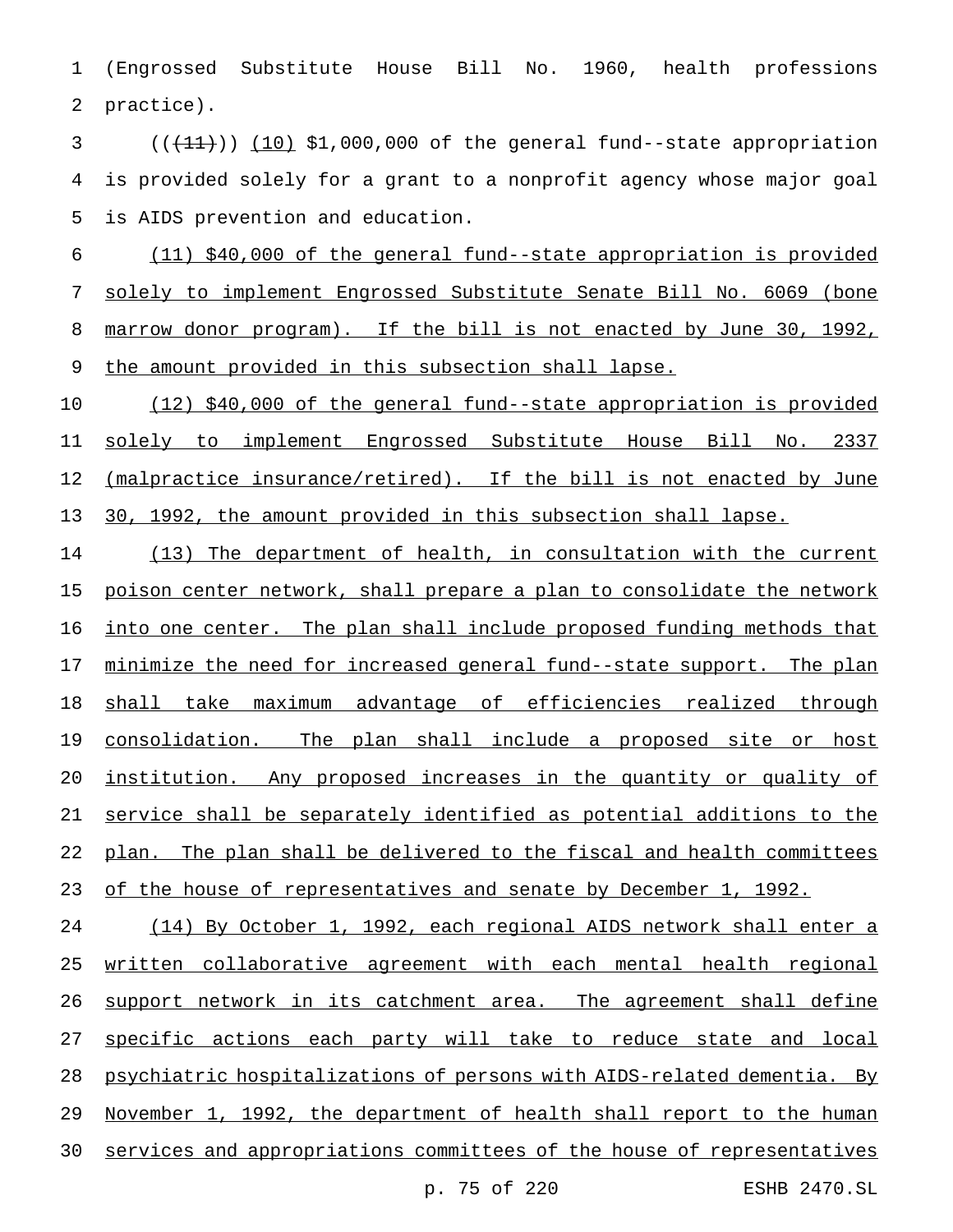(Engrossed Substitute House Bill No. 1960, health professions practice).

(((11))) (10) $1,000,000 of the general fund--state appropriation is provided solely for a grant to a nonprofit agency whose major goal is AIDS prevention and education.

(11) $40,000 of the general fund--state appropriation is provided solely to implement Engrossed Substitute Senate Bill No. 6069 (bone marrow donor program). If the bill is not enacted by June 30, 1992, the amount provided in this subsection shall lapse.

(12) $40,000 of the general fund--state appropriation is provided solely to implement Engrossed Substitute House Bill No. 2337 (malpractice insurance/retired). If the bill is not enacted by June 30, 1992, the amount provided in this subsection shall lapse.

(13) The department of health, in consultation with the current poison center network, shall prepare a plan to consolidate the network into one center. The plan shall include proposed funding methods that minimize the need for increased general fund--state support. The plan shall take maximum advantage of efficiencies realized through consolidation. The plan shall include a proposed site or host institution. Any proposed increases in the quantity or quality of service shall be separately identified as potential additions to the plan. The plan shall be delivered to the fiscal and health committees of the house of representatives and senate by December 1, 1992.

(14) By October 1, 1992, each regional AIDS network shall enter a written collaborative agreement with each mental health regional support network in its catchment area. The agreement shall define specific actions each party will take to reduce state and local psychiatric hospitalizations of persons with AIDS-related dementia. By November 1, 1992, the department of health shall report to the human services and appropriations committees of the house of representatives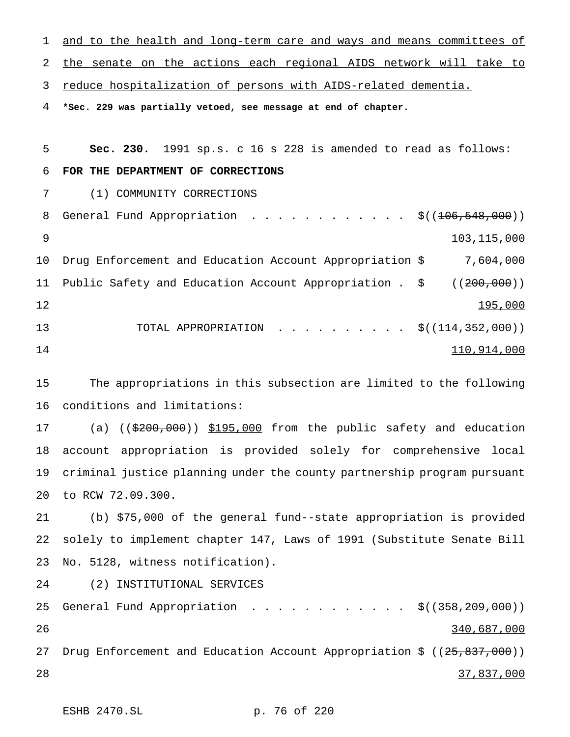and to the health and long-term care and ways and means committees of the senate on the actions each regional AIDS network will take to reduce hospitalization of persons with AIDS-related dementia.

**\*Sec. 229 was partially vetoed, see message at end of chapter.**

**Sec. 230.** 1991 sp.s. c 16 s 228 is amended to read as follows:

**FOR THE DEPARTMENT OF CORRECTIONS**

(1) COMMUNITY CORRECTIONS

| | |
|---|---|
| General Fund Appropriation . . . . . . . . . . . . . | $((~~106,548,000~~)) 103,115,000 |
| Drug Enforcement and Education Account Appropriation | $ 7,604,000 |
| Public Safety and Education Account Appropriation . | $ ((~~200,000~~)) 195,000 |
| TOTAL APPROPRIATION . . . . . . . . . . | $((~~114,352,000~~)) 110,914,000 |

The appropriations in this subsection are limited to the following conditions and limitations:

(a) ((~~$200,000~~)) $195,000 from the public safety and education account appropriation is provided solely for comprehensive local criminal justice planning under the county partnership program pursuant to RCW 72.09.300.

(b) $75,000 of the general fund--state appropriation is provided solely to implement chapter 147, Laws of 1991 (Substitute Senate Bill No. 5128, witness notification).

(2) INSTITUTIONAL SERVICES

| | |
|---|---|
| General Fund Appropriation . . . . . . . . . . . . . | $((~~358,209,000~~)) 340,687,000 |
| Drug Enforcement and Education Account Appropriation | $ ((~~25,837,000~~)) 37,837,000 |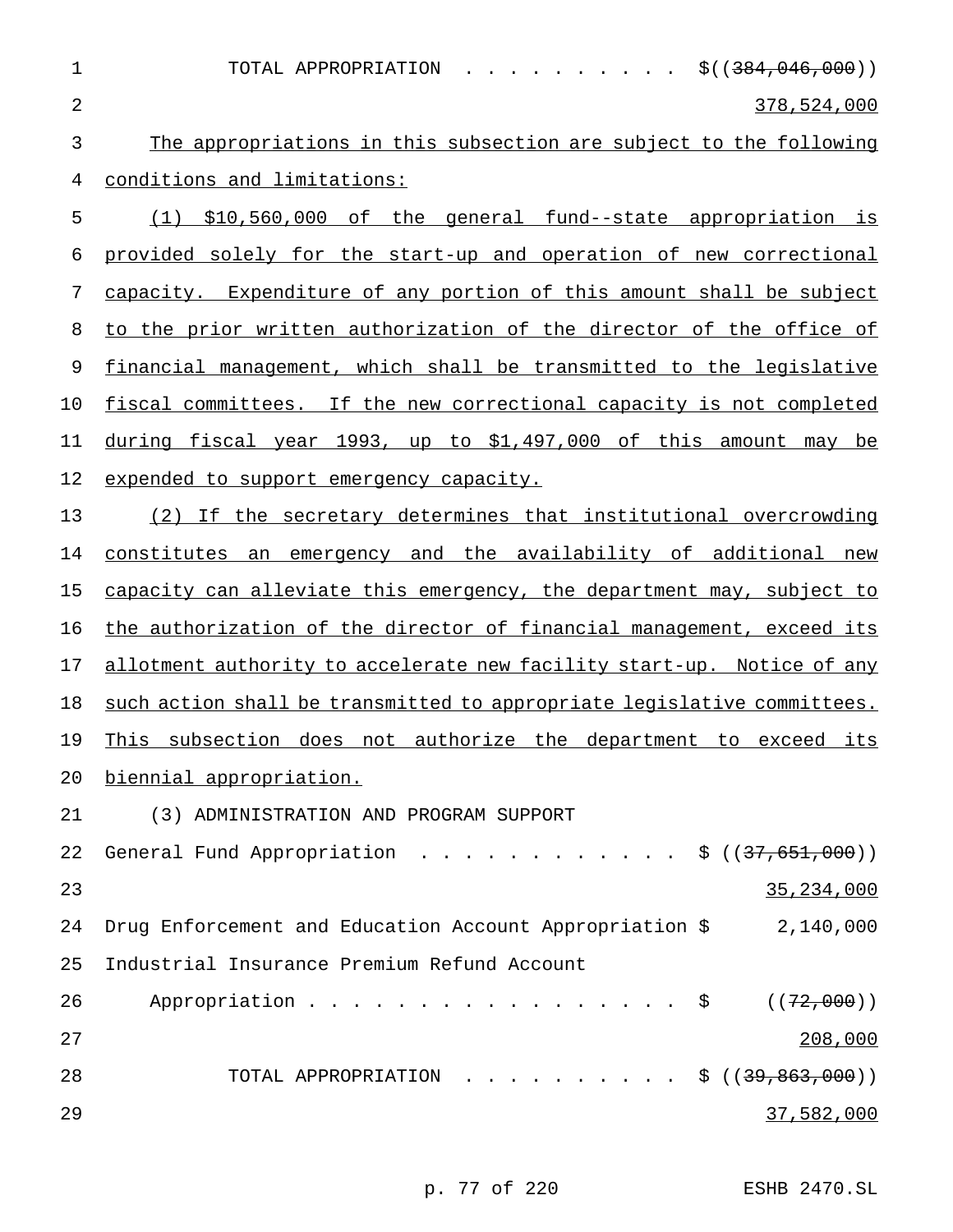TOTAL APPROPRIATION . . . . . . . . . . $((~~384,046,000~~))
378,524,000

The appropriations in this subsection are subject to the following conditions and limitations:

(1) $10,560,000 of the general fund--state appropriation is provided solely for the start-up and operation of new correctional capacity. Expenditure of any portion of this amount shall be subject to the prior written authorization of the director of the office of financial management, which shall be transmitted to the legislative fiscal committees. If the new correctional capacity is not completed during fiscal year 1993, up to $1,497,000 of this amount may be expended to support emergency capacity.

(2) If the secretary determines that institutional overcrowding constitutes an emergency and the availability of additional new capacity can alleviate this emergency, the department may, subject to the authorization of the director of financial management, exceed its allotment authority to accelerate new facility start-up. Notice of any such action shall be transmitted to appropriate legislative committees. This subsection does not authorize the department to exceed its biennial appropriation.

(3) ADMINISTRATION AND PROGRAM SUPPORT

General Fund Appropriation . . . . . . . . . . . . $ ((~~37,651,000~~))
35,234,000

Drug Enforcement and Education Account Appropriation $ 2,140,000

Industrial Insurance Premium Refund Account Appropriation . . . . . . . . . . . . . . . . . . $ ((~~72,000~~))
208,000

TOTAL APPROPRIATION . . . . . . . . . . $ ((~~39,863,000~~))
37,582,000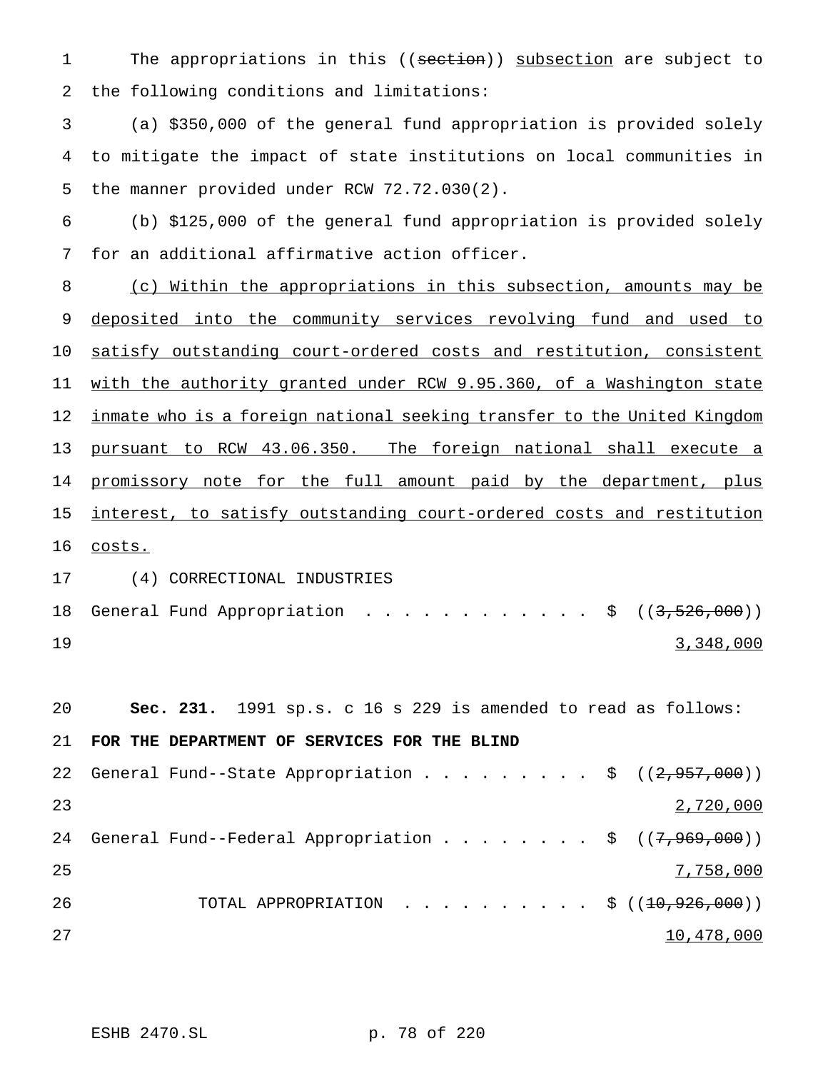The appropriations in this ((~~section~~)) subsection are subject to the following conditions and limitations:

(a) $350,000 of the general fund appropriation is provided solely to mitigate the impact of state institutions on local communities in the manner provided under RCW 72.72.030(2).

(b) $125,000 of the general fund appropriation is provided solely for an additional affirmative action officer.

(c) Within the appropriations in this subsection, amounts may be deposited into the community services revolving fund and used to satisfy outstanding court-ordered costs and restitution, consistent with the authority granted under RCW 9.95.360, of a Washington state inmate who is a foreign national seeking transfer to the United Kingdom pursuant to RCW 43.06.350. The foreign national shall execute a promissory note for the full amount paid by the department, plus interest, to satisfy outstanding court-ordered costs and restitution costs.

(4) CORRECTIONAL INDUSTRIES

General Fund Appropriation . . . . . . . . . . . . . $ ((~~3,526,000~~))
3,348,000

**Sec. 231.** 1991 sp.s. c 16 s 229 is amended to read as follows:

**FOR THE DEPARTMENT OF SERVICES FOR THE BLIND**

General Fund--State Appropriation . . . . . . . . . $ ((~~2,957,000~~))
2,720,000

General Fund--Federal Appropriation . . . . . . . . $ ((~~7,969,000~~))
7,758,000

TOTAL APPROPRIATION . . . . . . . . . . $ ((~~10,926,000~~))
10,478,000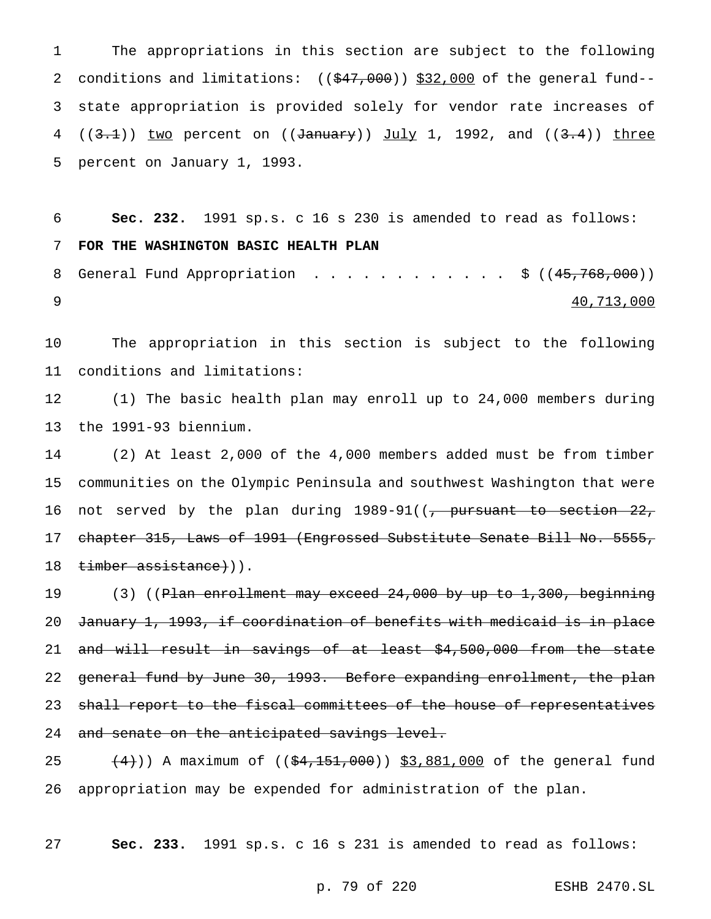The appropriations in this section are subject to the following conditions and limitations: ((~~$47,000~~)) <u>$32,000</u> of the general fund--state appropriation is provided solely for vendor rate increases of ((~~3.1~~)) <u>two</u> percent on ((~~January~~)) <u>July</u> 1, 1992, and ((~~3.4~~)) <u>three</u> percent on January 1, 1993.

**Sec. 232.** 1991 sp.s. c 16 s 230 is amended to read as follows:

**FOR THE WASHINGTON BASIC HEALTH PLAN**

General Fund Appropriation . . . . . . . . . . . . $ ((~~45,768,000~~)) <u>40,713,000</u>

The appropriation in this section is subject to the following conditions and limitations:

(1) The basic health plan may enroll up to 24,000 members during the 1991-93 biennium.

(2) At least 2,000 of the 4,000 members added must be from timber communities on the Olympic Peninsula and southwest Washington that were not served by the plan during 1989-91((~~, pursuant to section 22, chapter 315, Laws of 1991 (Engrossed Substitute Senate Bill No. 5555, timber assistance)~~)).

(3) ((~~Plan enrollment may exceed 24,000 by up to 1,300, beginning January 1, 1993, if coordination of benefits with medicaid is in place and will result in savings of at least $4,500,000 from the state general fund by June 30, 1993. Before expanding enrollment, the plan shall report to the fiscal committees of the house of representatives and senate on the anticipated savings level.~~

~~(4)~~)) A maximum of ((~~$4,151,000~~)) <u>$3,881,000</u> of the general fund appropriation may be expended for administration of the plan.

**Sec. 233.** 1991 sp.s. c 16 s 231 is amended to read as follows: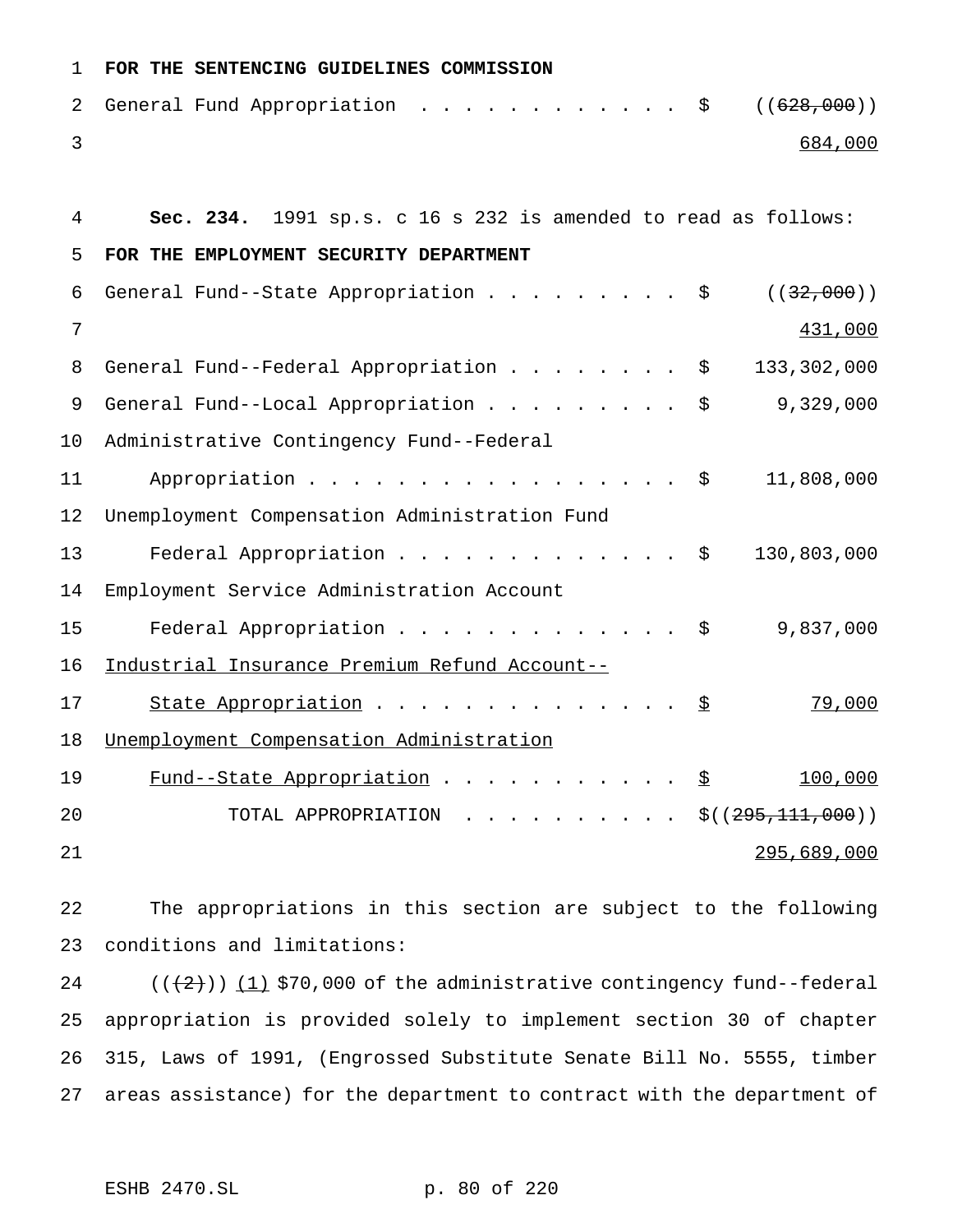**FOR THE SENTENCING GUIDELINES COMMISSION**

| | | |
|---|---|---|
| General Fund Appropriation | $ | ((~~628,000~~)) <u>684,000</u> |

**Sec. 234.** 1991 sp.s. c 16 s 232 is amended to read as follows:

**FOR THE EMPLOYMENT SECURITY DEPARTMENT**

| | | |
|---|---|---|
| General Fund--State Appropriation | $ | ((~~32,000~~)) <u>431,000</u> |
| General Fund--Federal Appropriation | $ | 133,302,000 |
| General Fund--Local Appropriation | $ | 9,329,000 |
| Administrative Contingency Fund--Federal Appropriation | $ | 11,808,000 |
| Unemployment Compensation Administration Fund Federal Appropriation | $ | 130,803,000 |
| Employment Service Administration Account Federal Appropriation | $ | 9,837,000 |
| <u>Industrial Insurance Premium Refund Account--State Appropriation</u> | <u>$</u> | <u>79,000</u> |
| <u>Unemployment Compensation Administration Fund--State Appropriation</u> | <u>$</u> | <u>100,000</u> |
| TOTAL APPROPRIATION | $ | ((~~295,111,000~~)) <u>295,689,000</u> |

The appropriations in this section are subject to the following conditions and limitations:

((~~(2)~~)) <u>(1)</u> $70,000 of the administrative contingency fund--federal appropriation is provided solely to implement section 30 of chapter 315, Laws of 1991, (Engrossed Substitute Senate Bill No. 5555, timber areas assistance) for the department to contract with the department of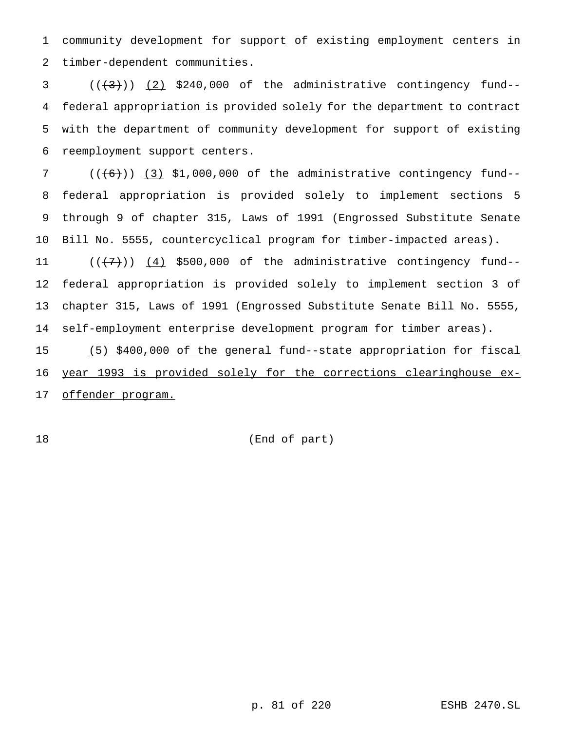community development for support of existing employment centers in timber-dependent communities.

(((3))) (2) $240,000 of the administrative contingency fund--federal appropriation is provided solely for the department to contract with the department of community development for support of existing reemployment support centers.

(((6))) (3) $1,000,000 of the administrative contingency fund--federal appropriation is provided solely to implement sections 5 through 9 of chapter 315, Laws of 1991 (Engrossed Substitute Senate Bill No. 5555, countercyclical program for timber-impacted areas).

(((7))) (4) $500,000 of the administrative contingency fund--federal appropriation is provided solely to implement section 3 of chapter 315, Laws of 1991 (Engrossed Substitute Senate Bill No. 5555, self-employment enterprise development program for timber areas).

(5) $400,000 of the general fund--state appropriation for fiscal year 1993 is provided solely for the corrections clearinghouse ex-offender program.

(End of part)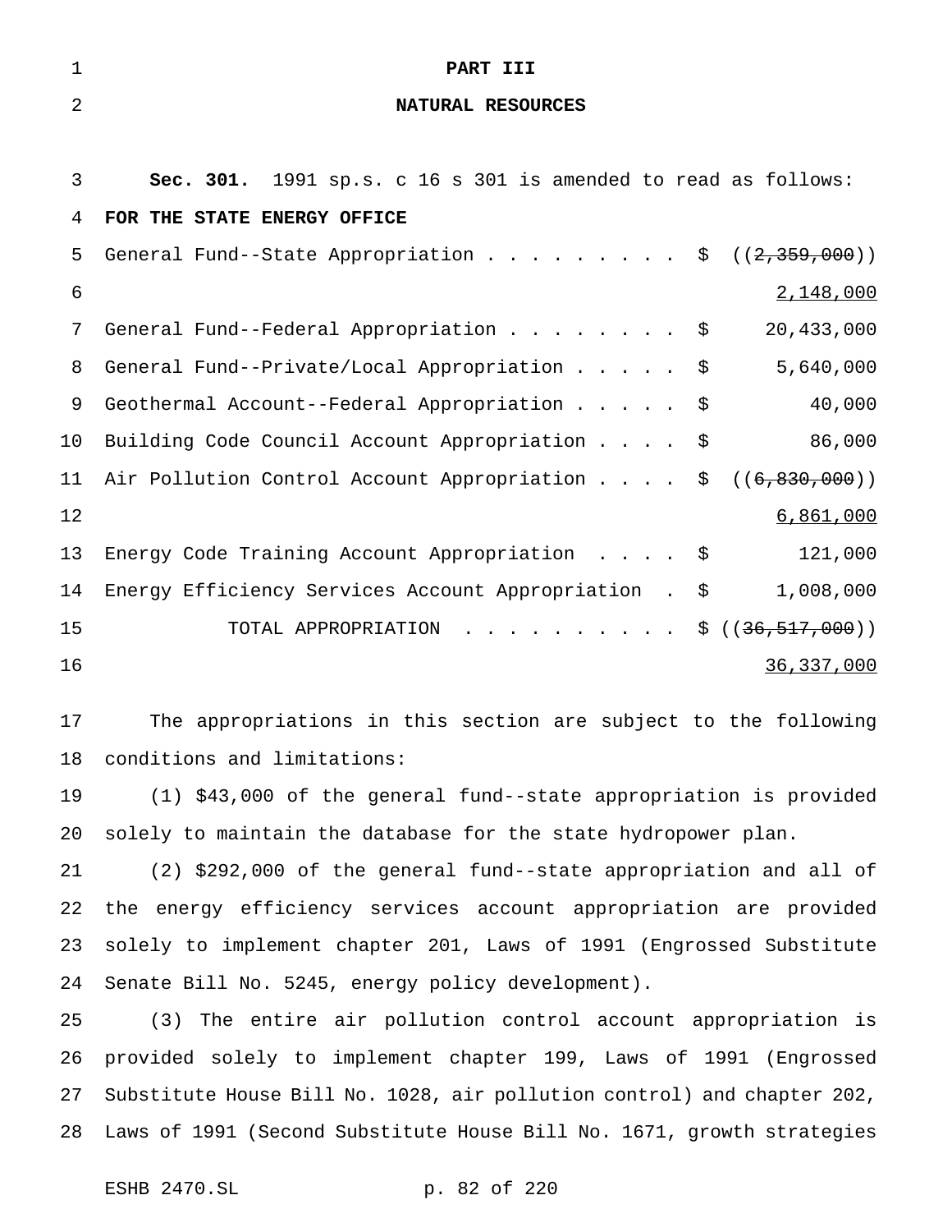# PART III

## NATURAL RESOURCES

**Sec. 301.** 1991 sp.s. c 16 s 301 is amended to read as follows:

**FOR THE STATE ENERGY OFFICE**

| | | |
|---|---|---|
| General Fund--State Appropriation | $ | ((~~2,359,000~~)) 2,148,000 |
| General Fund--Federal Appropriation | $ | 20,433,000 |
| General Fund--Private/Local Appropriation | $ | 5,640,000 |
| Geothermal Account--Federal Appropriation | $ | 40,000 |
| Building Code Council Account Appropriation | $ | 86,000 |
| Air Pollution Control Account Appropriation | $ | ((~~6,830,000~~)) 6,861,000 |
| Energy Code Training Account Appropriation | $ | 121,000 |
| Energy Efficiency Services Account Appropriation | $ | 1,008,000 |
| TOTAL APPROPRIATION | $ | ((~~36,517,000~~)) 36,337,000 |

The appropriations in this section are subject to the following conditions and limitations:

(1) $43,000 of the general fund--state appropriation is provided solely to maintain the database for the state hydropower plan.

(2) $292,000 of the general fund--state appropriation and all of the energy efficiency services account appropriation are provided solely to implement chapter 201, Laws of 1991 (Engrossed Substitute Senate Bill No. 5245, energy policy development).

(3) The entire air pollution control account appropriation is provided solely to implement chapter 199, Laws of 1991 (Engrossed Substitute House Bill No. 1028, air pollution control) and chapter 202, Laws of 1991 (Second Substitute House Bill No. 1671, growth strategies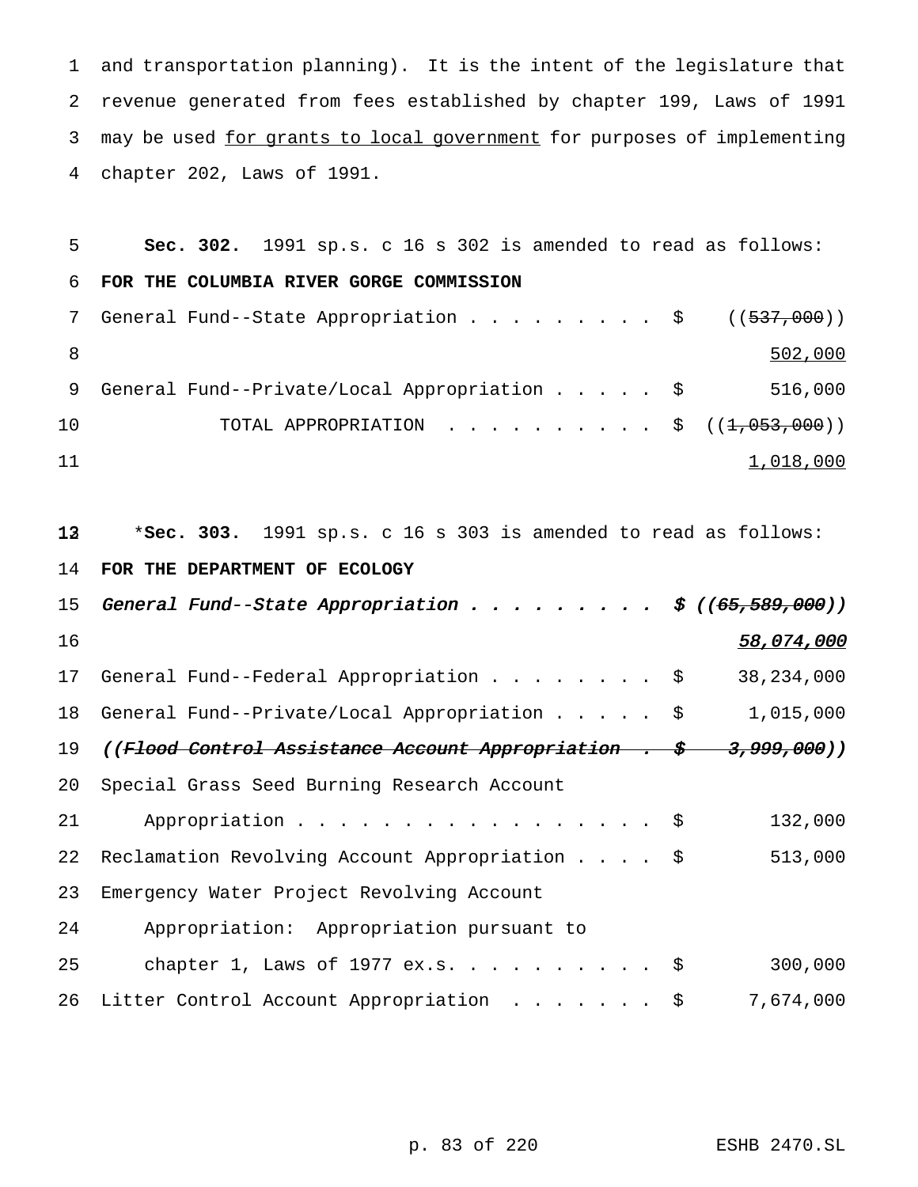and transportation planning). It is the intent of the legislature that revenue generated from fees established by chapter 199, Laws of 1991 may be used for grants to local government for purposes of implementing chapter 202, Laws of 1991.

**Sec. 302.** 1991 sp.s. c 16 s 302 is amended to read as follows:

**FOR THE COLUMBIA RIVER GORGE COMMISSION**

| | | |
|---|---|---|
| General Fund--State Appropriation . . . . . . . . . | $ | ((~~537,000~~)) 502,000 |
| General Fund--Private/Local Appropriation . . . . . | $ | 516,000 |
| TOTAL APPROPRIATION . . . . . . . . . . | $ | ((~~1,053,000~~)) 1,018,000 |

***Sec. 303.** 1991 sp.s. c 16 s 303 is amended to read as follows:

**FOR THE DEPARTMENT OF ECOLOGY**

| | | |
|---|---|---|
| *General Fund--State Appropriation . . . . . . . . .* | *$* | *((~~65,589,000~~)) 58,074,000* |
| General Fund--Federal Appropriation . . . . . . . . | $ | 38,234,000 |
| General Fund--Private/Local Appropriation . . . . . | $ | 1,015,000 |
| *((~~Flood Control Assistance Account Appropriation~~ .* | *~~$~~* | *~~3,999,000~~))* |
| Special Grass Seed Burning Research Account Appropriation . . . . . . . . . . . . . . . . . | $ | 132,000 |
| Reclamation Revolving Account Appropriation . . . . | $ | 513,000 |
| Emergency Water Project Revolving Account Appropriation: Appropriation pursuant to chapter 1, Laws of 1977 ex.s. . . . . . . . . . | $ | 300,000 |
| Litter Control Account Appropriation . . . . . . . | $ | 7,674,000 |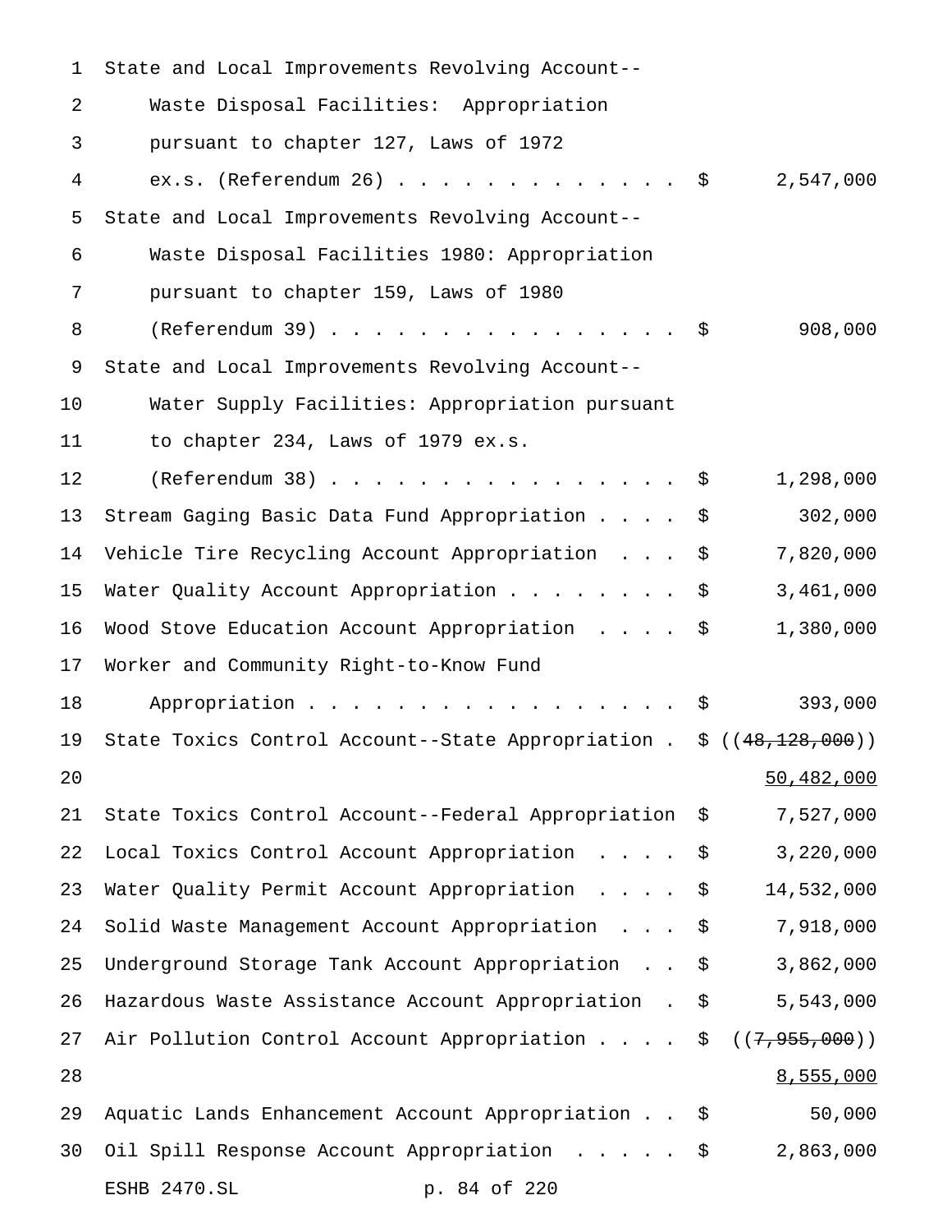| | | |
|---|---|---|
| State and Local Improvements Revolving Account--Waste Disposal Facilities: Appropriation pursuant to chapter 127, Laws of 1972 ex.s. (Referendum 26) | $ | 2,547,000 |
| State and Local Improvements Revolving Account--Waste Disposal Facilities 1980: Appropriation pursuant to chapter 159, Laws of 1980 (Referendum 39) | $ | 908,000 |
| State and Local Improvements Revolving Account--Water Supply Facilities: Appropriation pursuant to chapter 234, Laws of 1979 ex.s. (Referendum 38) | $ | 1,298,000 |
| Stream Gaging Basic Data Fund Appropriation | $ | 302,000 |
| Vehicle Tire Recycling Account Appropriation | $ | 7,820,000 |
| Water Quality Account Appropriation | $ | 3,461,000 |
| Wood Stove Education Account Appropriation | $ | 1,380,000 |
| Worker and Community Right-to-Know Fund Appropriation | $ | 393,000 |
| State Toxics Control Account--State Appropriation | $ | ((~~48,128,000~~)) <u>50,482,000</u> |
| State Toxics Control Account--Federal Appropriation | $ | 7,527,000 |
| Local Toxics Control Account Appropriation | $ | 3,220,000 |
| Water Quality Permit Account Appropriation | $ | 14,532,000 |
| Solid Waste Management Account Appropriation | $ | 7,918,000 |
| Underground Storage Tank Account Appropriation | $ | 3,862,000 |
| Hazardous Waste Assistance Account Appropriation | $ | 5,543,000 |
| Air Pollution Control Account Appropriation | $ | ((~~7,955,000~~)) <u>8,555,000</u> |
| Aquatic Lands Enhancement Account Appropriation | $ | 50,000 |
| Oil Spill Response Account Appropriation | $ | 2,863,000 |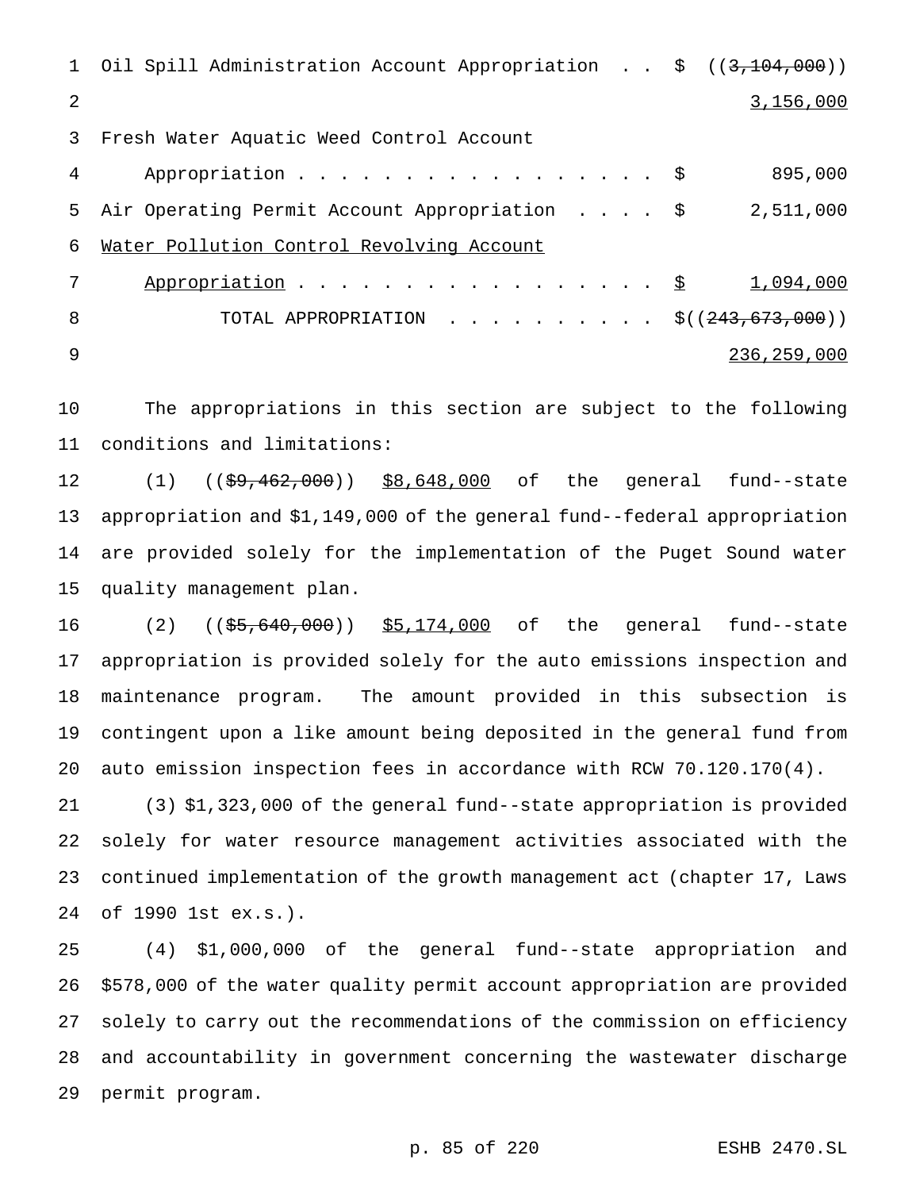Oil Spill Administration Account Appropriation . . $ ((~~3,104,000~~))
<u>3,156,000</u>

Fresh Water Aquatic Weed Control Account
Appropriation . . . . . . . . . . . . . . . . . . $ 895,000

Air Operating Permit Account Appropriation . . . . $ 2,511,000

<u>Water Pollution Control Revolving Account</u>
<u>Appropriation</u> . . . . . . . . . . . . . . . . . . <u>$</u> <u>1,094,000</u>

TOTAL APPROPRIATION . . . . . . . . . . $((~~243,673,000~~))
<u>236,259,000</u>

The appropriations in this section are subject to the following conditions and limitations:

(1) ((~~$9,462,000~~)) <u>$8,648,000</u> of the general fund--state appropriation and $1,149,000 of the general fund--federal appropriation are provided solely for the implementation of the Puget Sound water quality management plan.

(2) ((~~$5,640,000~~)) <u>$5,174,000</u> of the general fund--state appropriation is provided solely for the auto emissions inspection and maintenance program. The amount provided in this subsection is contingent upon a like amount being deposited in the general fund from auto emission inspection fees in accordance with RCW 70.120.170(4).

(3) $1,323,000 of the general fund--state appropriation is provided solely for water resource management activities associated with the continued implementation of the growth management act (chapter 17, Laws of 1990 1st ex.s.).

(4) $1,000,000 of the general fund--state appropriation and $578,000 of the water quality permit account appropriation are provided solely to carry out the recommendations of the commission on efficiency and accountability in government concerning the wastewater discharge permit program.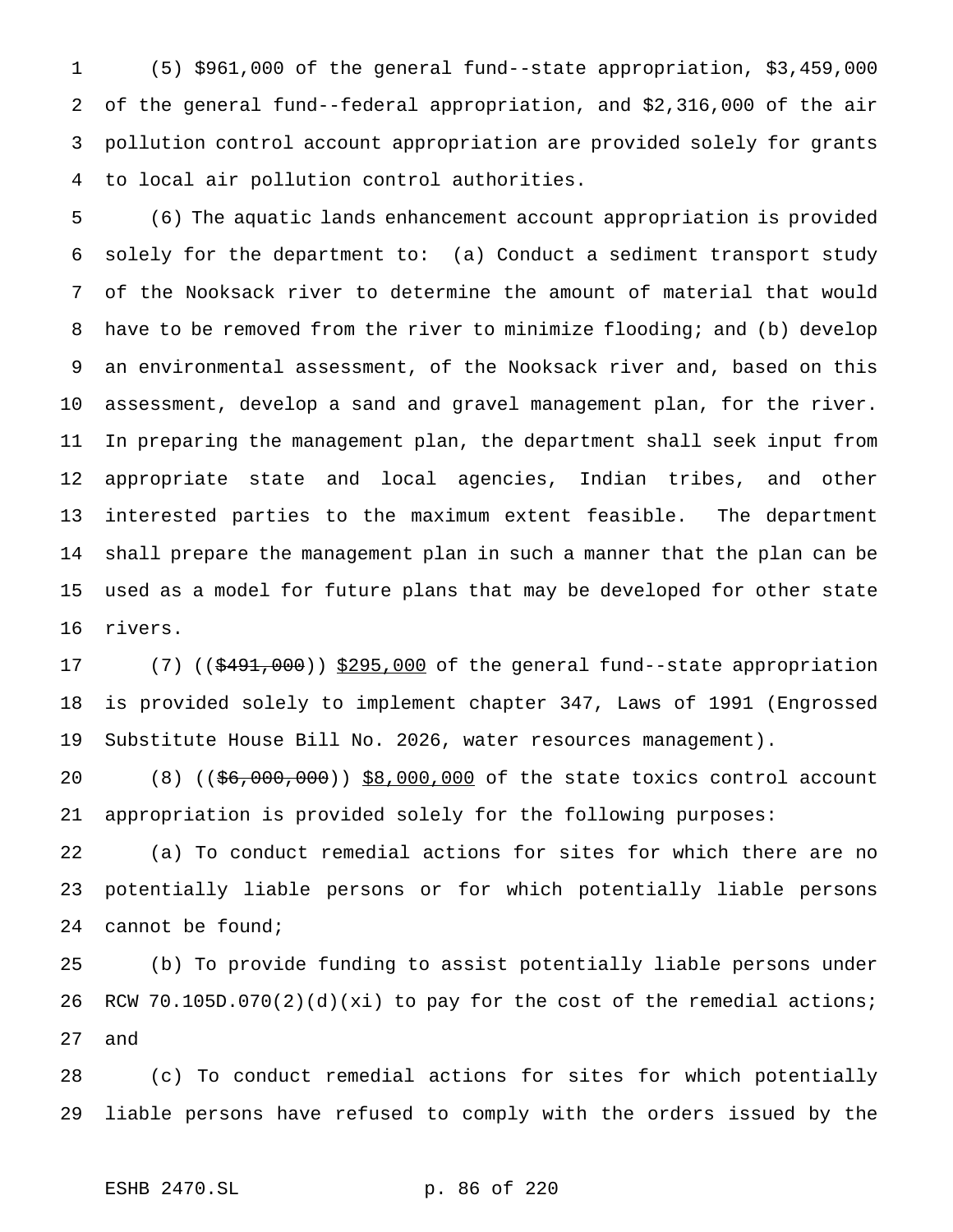(5) $961,000 of the general fund--state appropriation, $3,459,000 of the general fund--federal appropriation, and $2,316,000 of the air pollution control account appropriation are provided solely for grants to local air pollution control authorities.

(6) The aquatic lands enhancement account appropriation is provided solely for the department to: (a) Conduct a sediment transport study of the Nooksack river to determine the amount of material that would have to be removed from the river to minimize flooding; and (b) develop an environmental assessment, of the Nooksack river and, based on this assessment, develop a sand and gravel management plan, for the river. In preparing the management plan, the department shall seek input from appropriate state and local agencies, Indian tribes, and other interested parties to the maximum extent feasible. The department shall prepare the management plan in such a manner that the plan can be used as a model for future plans that may be developed for other state rivers.

(7) ((~~$491,000~~)) $295,000 of the general fund--state appropriation is provided solely to implement chapter 347, Laws of 1991 (Engrossed Substitute House Bill No. 2026, water resources management).

(8) ((~~$6,000,000~~)) $8,000,000 of the state toxics control account appropriation is provided solely for the following purposes:

(a) To conduct remedial actions for sites for which there are no potentially liable persons or for which potentially liable persons cannot be found;

(b) To provide funding to assist potentially liable persons under RCW 70.105D.070(2)(d)(xi) to pay for the cost of the remedial actions; and

(c) To conduct remedial actions for sites for which potentially liable persons have refused to comply with the orders issued by the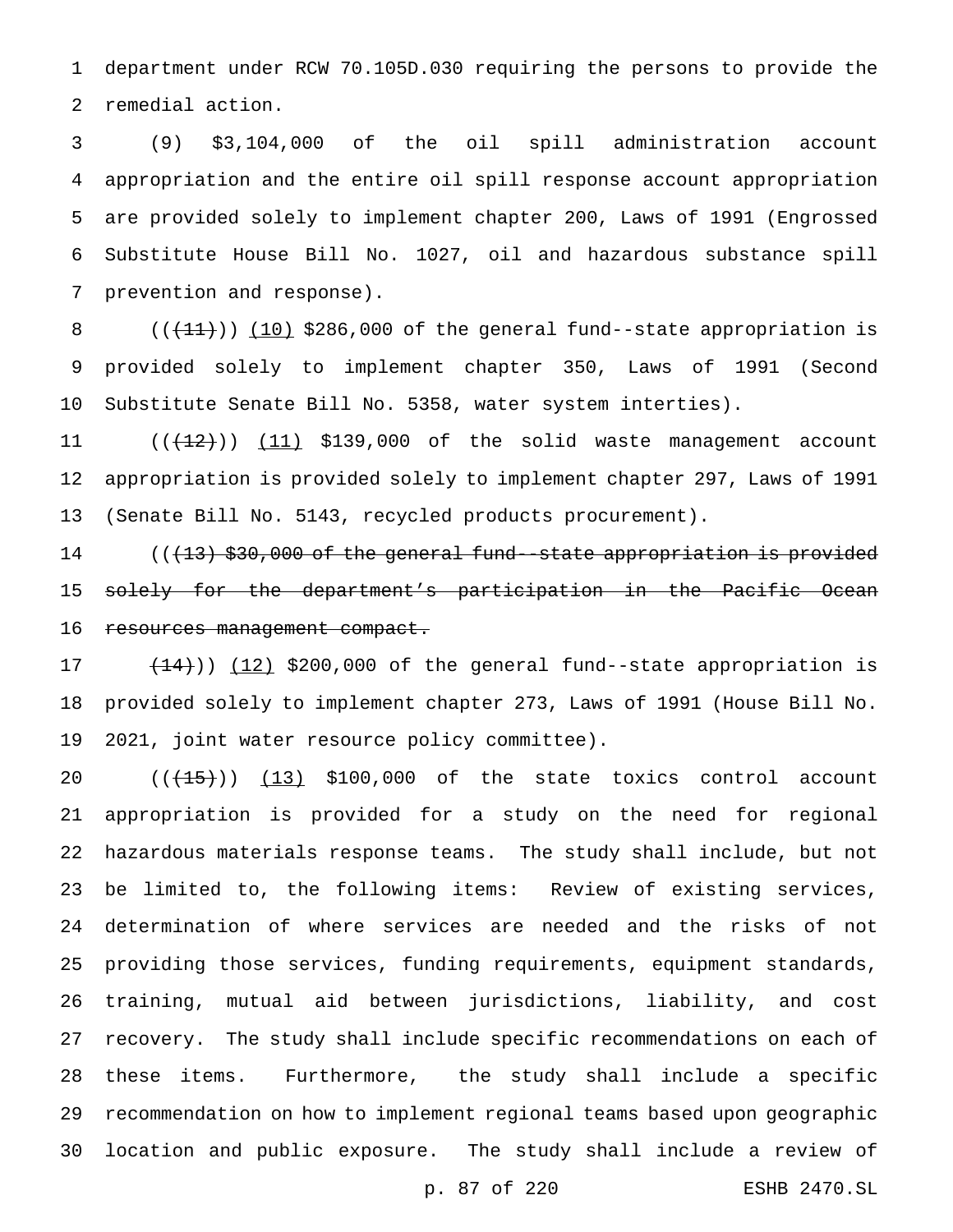department under RCW 70.105D.030 requiring the persons to provide the remedial action.

(9) $3,104,000 of the oil spill administration account appropriation and the entire oil spill response account appropriation are provided solely to implement chapter 200, Laws of 1991 (Engrossed Substitute House Bill No. 1027, oil and hazardous substance spill prevention and response).

~~((11))~~ (10) $286,000 of the general fund--state appropriation is provided solely to implement chapter 350, Laws of 1991 (Second Substitute Senate Bill No. 5358, water system interties).

~~((12))~~ (11) $139,000 of the solid waste management account appropriation is provided solely to implement chapter 297, Laws of 1991 (Senate Bill No. 5143, recycled products procurement).

((~~(13) $30,000 of the general fund--state appropriation is provided solely for the department's participation in the Pacific Ocean resources management compact.~~

~~(14)~~)) (12) $200,000 of the general fund--state appropriation is provided solely to implement chapter 273, Laws of 1991 (House Bill No. 2021, joint water resource policy committee).

~~((15))~~ (13) $100,000 of the state toxics control account appropriation is provided for a study on the need for regional hazardous materials response teams. The study shall include, but not be limited to, the following items: Review of existing services, determination of where services are needed and the risks of not providing those services, funding requirements, equipment standards, training, mutual aid between jurisdictions, liability, and cost recovery. The study shall include specific recommendations on each of these items. Furthermore, the study shall include a specific recommendation on how to implement regional teams based upon geographic location and public exposure. The study shall include a review of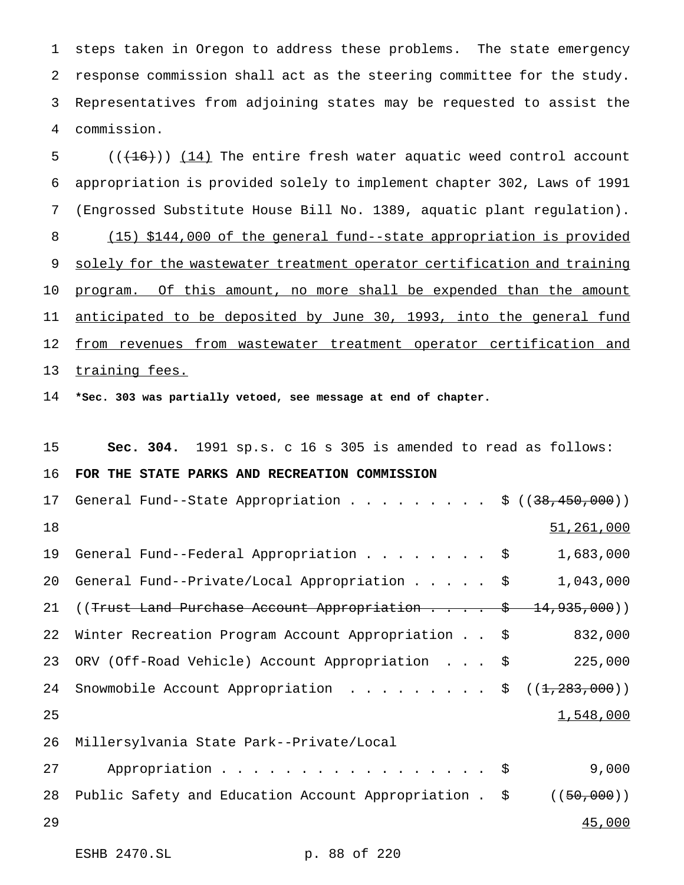steps taken in Oregon to address these problems. The state emergency response commission shall act as the steering committee for the study. Representatives from adjoining states may be requested to assist the commission.

((~~(16)~~)) (14) The entire fresh water aquatic weed control account appropriation is provided solely to implement chapter 302, Laws of 1991 (Engrossed Substitute House Bill No. 1389, aquatic plant regulation).

(15) $144,000 of the general fund--state appropriation is provided solely for the wastewater treatment operator certification and training program. Of this amount, no more shall be expended than the amount anticipated to be deposited by June 30, 1993, into the general fund from revenues from wastewater treatment operator certification and training fees.

**\*Sec. 303 was partially vetoed, see message at end of chapter.**

**Sec. 304.** 1991 sp.s. c 16 s 305 is amended to read as follows:

**FOR THE STATE PARKS AND RECREATION COMMISSION**

| | | |
|---|---|---|
| General Fund--State Appropriation | $ | ((~~38,450,000~~)) |
| | | 51,261,000 |
| General Fund--Federal Appropriation | $ | 1,683,000 |
| General Fund--Private/Local Appropriation | $ | 1,043,000 |
| ((~~Trust Land Purchase Account Appropriation~~ | ~~$~~ | ~~14,935,000~~)) |
| Winter Recreation Program Account Appropriation | $ | 832,000 |
| ORV (Off-Road Vehicle) Account Appropriation | $ | 225,000 |
| Snowmobile Account Appropriation | $ | ((~~1,283,000~~)) |
| | | 1,548,000 |
| Millersylvania State Park--Private/Local Appropriation | $ | 9,000 |
| Public Safety and Education Account Appropriation | $ | ((~~50,000~~)) |
| | | 45,000 |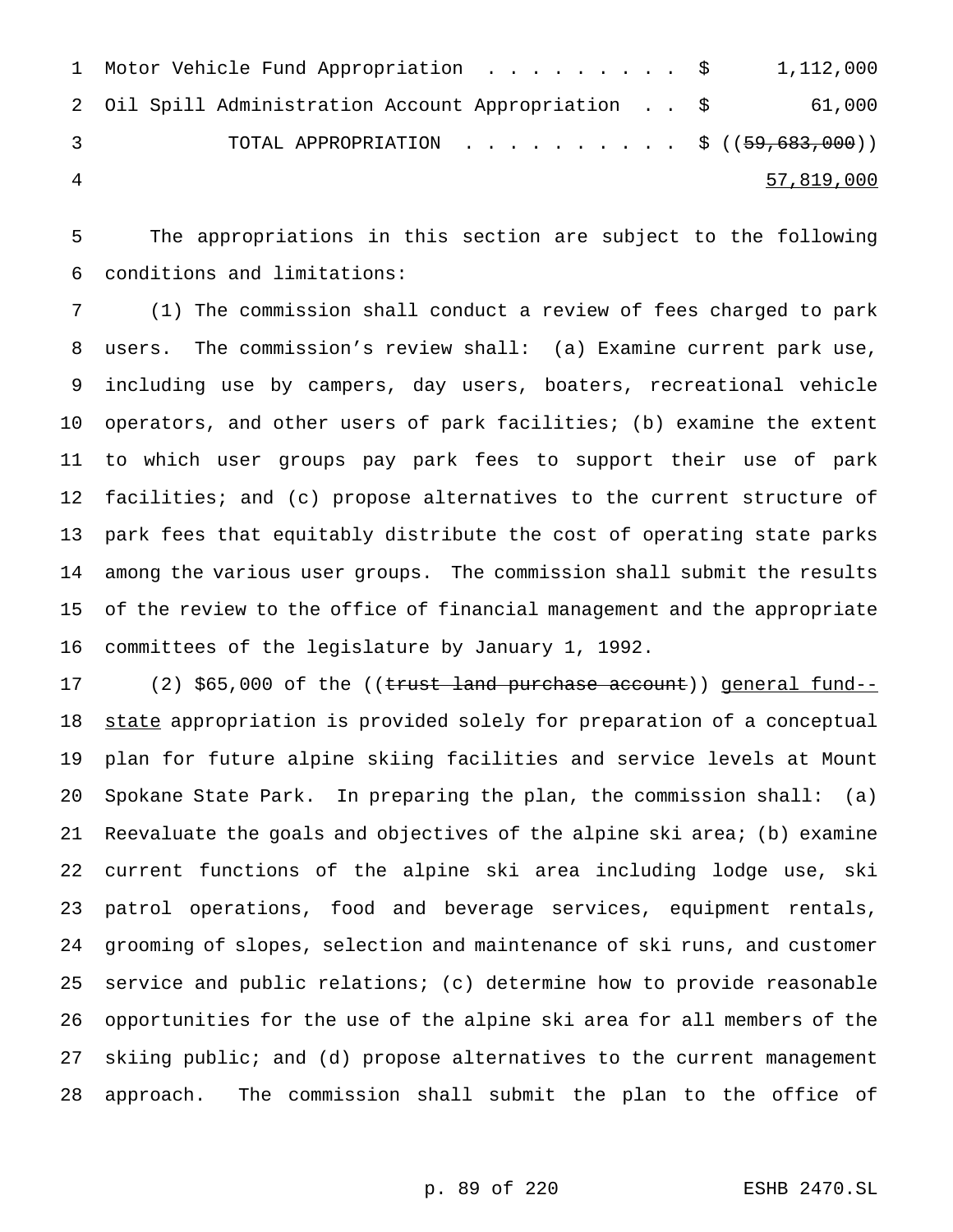| | | |
|---|---|---|
| Motor Vehicle Fund Appropriation | $ | 1,112,000 |
| Oil Spill Administration Account Appropriation | $ | 61,000 |
| TOTAL APPROPRIATION | $ | ((~~59,683,000~~)) <u>57,819,000</u> |

The appropriations in this section are subject to the following conditions and limitations:

(1) The commission shall conduct a review of fees charged to park users. The commission's review shall: (a) Examine current park use, including use by campers, day users, boaters, recreational vehicle operators, and other users of park facilities; (b) examine the extent to which user groups pay park fees to support their use of park facilities; and (c) propose alternatives to the current structure of park fees that equitably distribute the cost of operating state parks among the various user groups. The commission shall submit the results of the review to the office of financial management and the appropriate committees of the legislature by January 1, 1992.

(2) $65,000 of the ((~~trust land purchase account~~)) <u>general fund--state</u> appropriation is provided solely for preparation of a conceptual plan for future alpine skiing facilities and service levels at Mount Spokane State Park. In preparing the plan, the commission shall: (a) Reevaluate the goals and objectives of the alpine ski area; (b) examine current functions of the alpine ski area including lodge use, ski patrol operations, food and beverage services, equipment rentals, grooming of slopes, selection and maintenance of ski runs, and customer service and public relations; (c) determine how to provide reasonable opportunities for the use of the alpine ski area for all members of the skiing public; and (d) propose alternatives to the current management approach. The commission shall submit the plan to the office of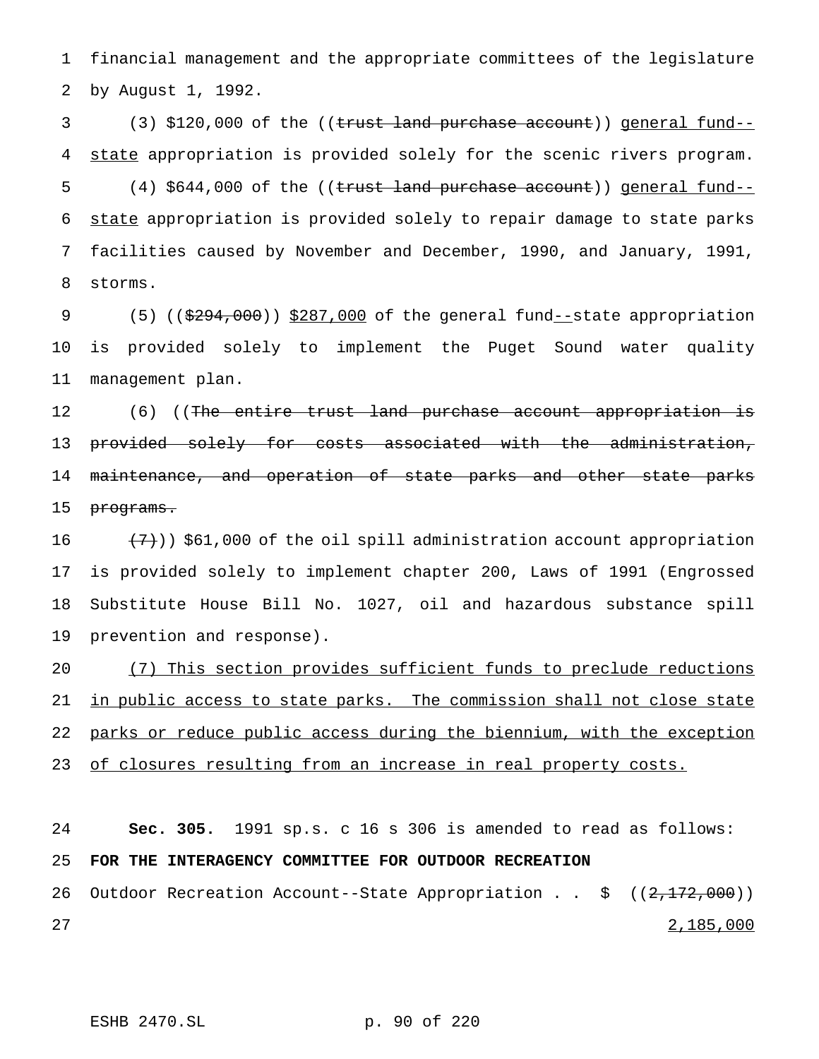financial management and the appropriate committees of the legislature by August 1, 1992.

(3) $120,000 of the ((~~trust land purchase account~~)) <u>general fund--state</u> appropriation is provided solely for the scenic rivers program.

(4) $644,000 of the ((~~trust land purchase account~~)) <u>general fund--state</u> appropriation is provided solely to repair damage to state parks facilities caused by November and December, 1990, and January, 1991, storms.

(5) ((~~$294,000~~)) <u>$287,000</u> of the general fund<u>--</u>state appropriation is provided solely to implement the Puget Sound water quality management plan.

(6) ((~~The entire trust land purchase account appropriation is provided solely for costs associated with the administration, maintenance, and operation of state parks and other state parks programs.~~

~~(7)~~)) $61,000 of the oil spill administration account appropriation is provided solely to implement chapter 200, Laws of 1991 (Engrossed Substitute House Bill No. 1027, oil and hazardous substance spill prevention and response).

<u>(7) This section provides sufficient funds to preclude reductions in public access to state parks. The commission shall not close state parks or reduce public access during the biennium, with the exception of closures resulting from an increase in real property costs.</u>

**Sec. 305.** 1991 sp.s. c 16 s 306 is amended to read as follows:

**FOR THE INTERAGENCY COMMITTEE FOR OUTDOOR RECREATION**

Outdoor Recreation Account--State Appropriation . . $ ((~~2,172,000~~)) <u>2,185,000</u>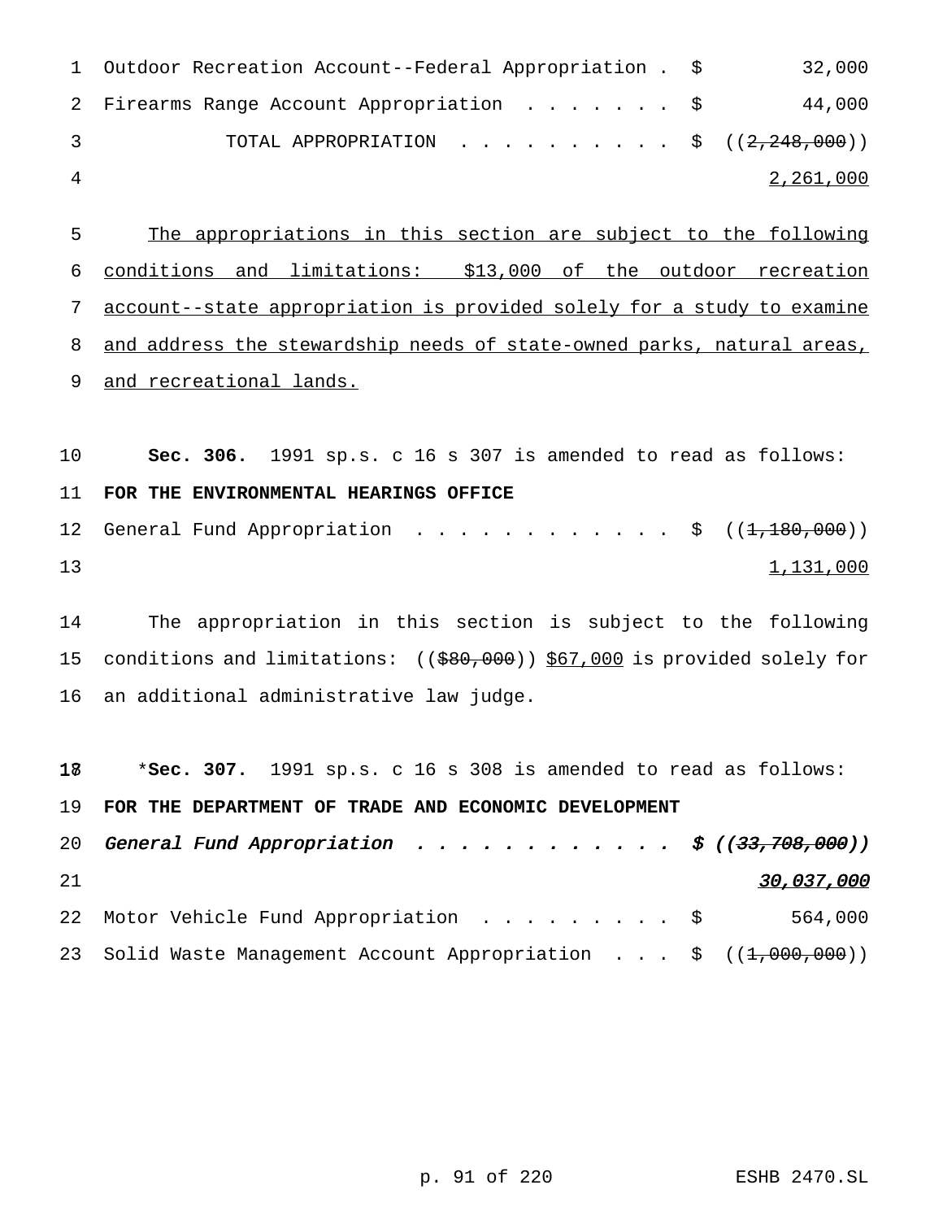Outdoor Recreation Account--Federal Appropriation . $ 32,000
Firearms Range Account Appropriation . . . . . . . $ 44,000
TOTAL APPROPRIATION . . . . . . . . . . $ ((~~2,248,000~~))
2,261,000

The appropriations in this section are subject to the following conditions and limitations: $13,000 of the outdoor recreation account--state appropriation is provided solely for a study to examine and address the stewardship needs of state-owned parks, natural areas, and recreational lands.

**Sec. 306.** 1991 sp.s. c 16 s 307 is amended to read as follows:

**FOR THE ENVIRONMENTAL HEARINGS OFFICE**

General Fund Appropriation . . . . . . . . . . . . $ ((~~1,180,000~~))
1,131,000

The appropriation in this section is subject to the following conditions and limitations: ((~~$80,000~~)) $67,000 is provided solely for an additional administrative law judge.

*__Sec. 307.__ 1991 sp.s. c 16 s 308 is amended to read as follows:

**FOR THE DEPARTMENT OF TRADE AND ECONOMIC DEVELOPMENT**

*General Fund Appropriation . . . . . . . . . . . . $ ((~~33,708,000~~))*
*30,037,000*

Motor Vehicle Fund Appropriation . . . . . . . . . $ 564,000
Solid Waste Management Account Appropriation . . . $ ((~~1,000,000~~))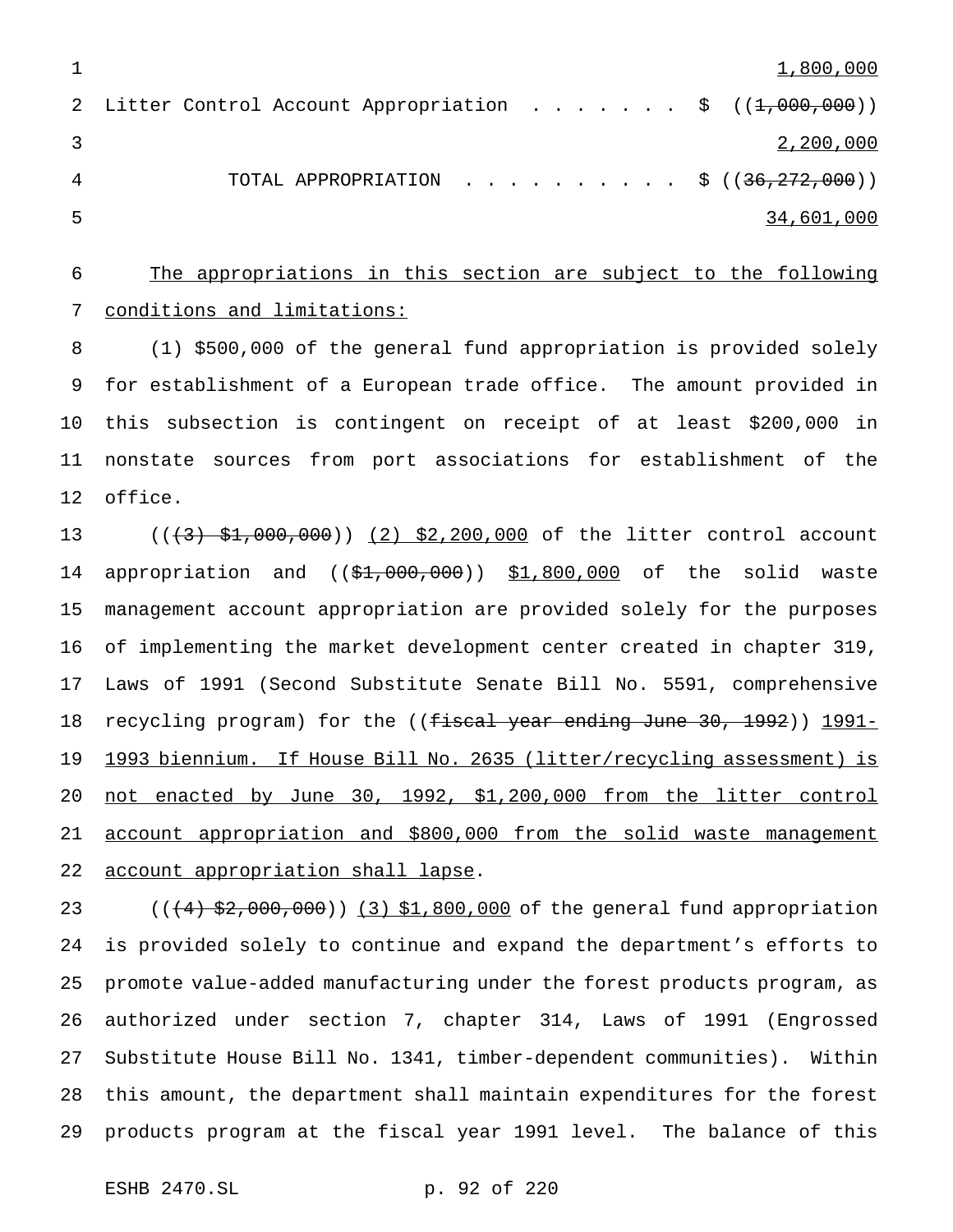1,800,000

Litter Control Account Appropriation . . . . . . . $ ((~~1,000,000~~))
2,200,000

TOTAL APPROPRIATION . . . . . . . . . . $ ((~~36,272,000~~))
34,601,000

The appropriations in this section are subject to the following conditions and limitations:

(1) $500,000 of the general fund appropriation is provided solely for establishment of a European trade office. The amount provided in this subsection is contingent on receipt of at least $200,000 in nonstate sources from port associations for establishment of the office.

((~~(3) $1,000,000~~)) (2) $2,200,000 of the litter control account appropriation and ((~~$1,000,000~~)) $1,800,000 of the solid waste management account appropriation are provided solely for the purposes of implementing the market development center created in chapter 319, Laws of 1991 (Second Substitute Senate Bill No. 5591, comprehensive recycling program) for the ((~~fiscal year ending June 30, 1992~~)) 1991-1993 biennium. If House Bill No. 2635 (litter/recycling assessment) is not enacted by June 30, 1992, $1,200,000 from the litter control account appropriation and $800,000 from the solid waste management account appropriation shall lapse.

((~~(4) $2,000,000~~)) (3) $1,800,000 of the general fund appropriation is provided solely to continue and expand the department's efforts to promote value-added manufacturing under the forest products program, as authorized under section 7, chapter 314, Laws of 1991 (Engrossed Substitute House Bill No. 1341, timber-dependent communities). Within this amount, the department shall maintain expenditures for the forest products program at the fiscal year 1991 level. The balance of this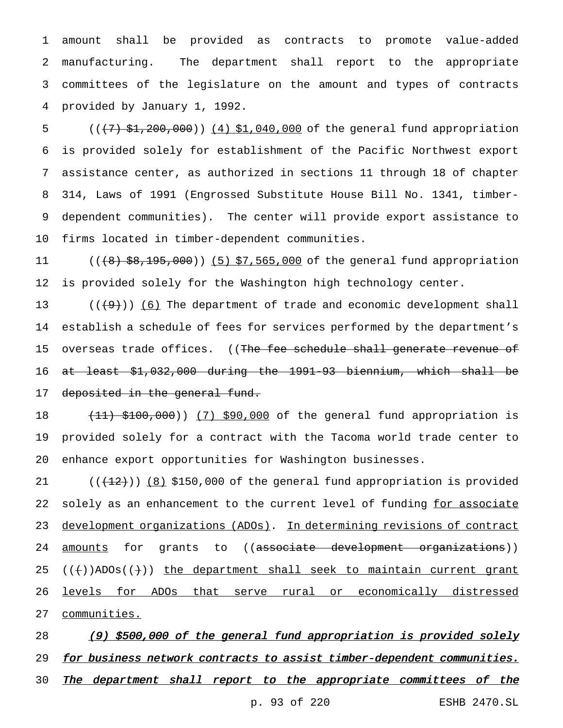amount shall be provided as contracts to promote value-added manufacturing. The department shall report to the appropriate committees of the legislature on the amount and types of contracts provided by January 1, 1992.

((~~(7) $1,200,000~~)) (4) $1,040,000 of the general fund appropriation is provided solely for establishment of the Pacific Northwest export assistance center, as authorized in sections 11 through 18 of chapter 314, Laws of 1991 (Engrossed Substitute House Bill No. 1341, timber-dependent communities). The center will provide export assistance to firms located in timber-dependent communities.

((~~(8) $8,195,000~~)) (5) $7,565,000 of the general fund appropriation is provided solely for the Washington high technology center.

((~~(9)~~)) (6) The department of trade and economic development shall establish a schedule of fees for services performed by the department's overseas trade offices. ((~~The fee schedule shall generate revenue of at least $1,032,000 during the 1991-93 biennium, which shall be deposited in the general fund.~~

~~(11) $100,000~~)) (7) $90,000 of the general fund appropriation is provided solely for a contract with the Tacoma world trade center to enhance export opportunities for Washington businesses.

((~~(12)~~)) (8) $150,000 of the general fund appropriation is provided solely as an enhancement to the current level of funding for associate development organizations (ADOs). In determining revisions of contract amounts for grants to ((~~associate development organizations~~)) ((~~(~~))ADOs((~~)~~)) the department shall seek to maintain current grant levels for ADOs that serve rural or economically distressed communities.

*(9) $500,000 of the general fund appropriation is provided solely for business network contracts to assist timber-dependent communities. The department shall report to the appropriate committees of the*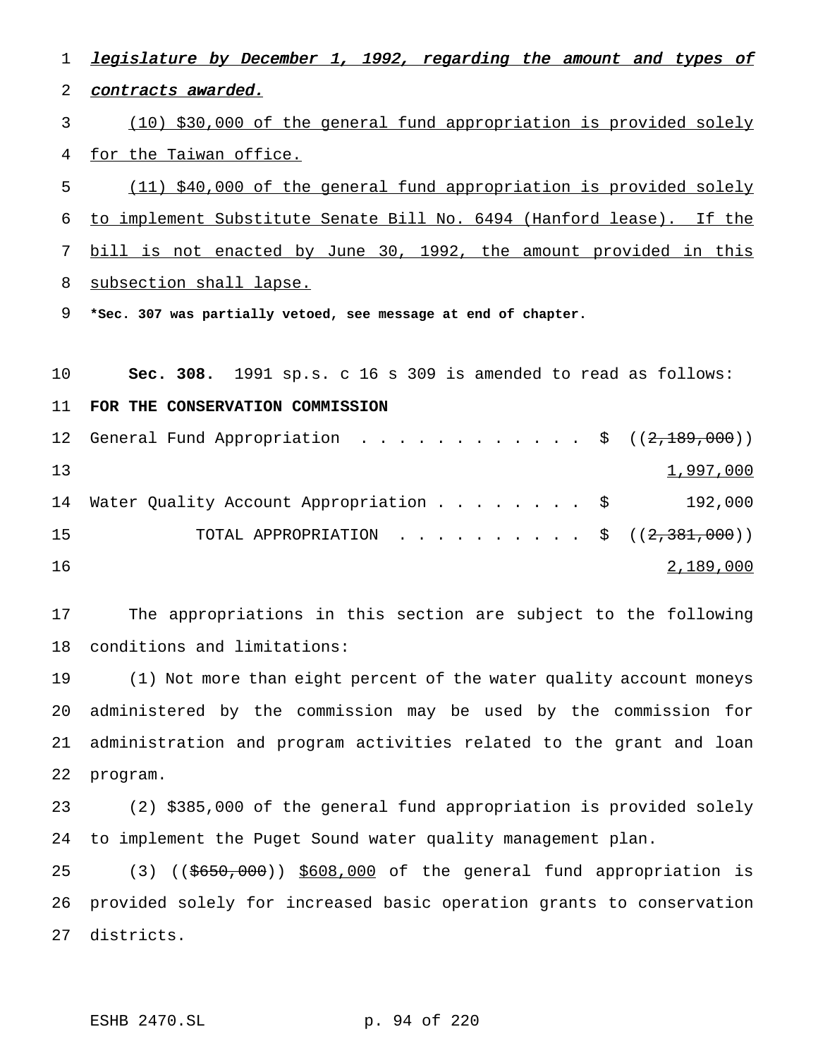*legislature by December 1, 1992, regarding the amount and types of contracts awarded.*

(10) $30,000 of the general fund appropriation is provided solely for the Taiwan office.

(11) $40,000 of the general fund appropriation is provided solely to implement Substitute Senate Bill No. 6494 (Hanford lease). If the bill is not enacted by June 30, 1992, the amount provided in this subsection shall lapse.

**\*Sec. 307 was partially vetoed, see message at end of chapter.**

**Sec. 308.** 1991 sp.s. c 16 s 309 is amended to read as follows:

**FOR THE CONSERVATION COMMISSION**

| | | |
|---|---|---|
| General Fund Appropriation . . . . . . . . . . . . . | $ | ((~~2,189,000~~)) 1,997,000 |
| Water Quality Account Appropriation . . . . . . . . | $ | 192,000 |
| TOTAL APPROPRIATION . . . . . . . . . . | $ | ((~~2,381,000~~)) 2,189,000 |

The appropriations in this section are subject to the following conditions and limitations:

(1) Not more than eight percent of the water quality account moneys administered by the commission may be used by the commission for administration and program activities related to the grant and loan program.

(2) $385,000 of the general fund appropriation is provided solely to implement the Puget Sound water quality management plan.

(3) ((~~$650,000~~)) $608,000 of the general fund appropriation is provided solely for increased basic operation grants to conservation districts.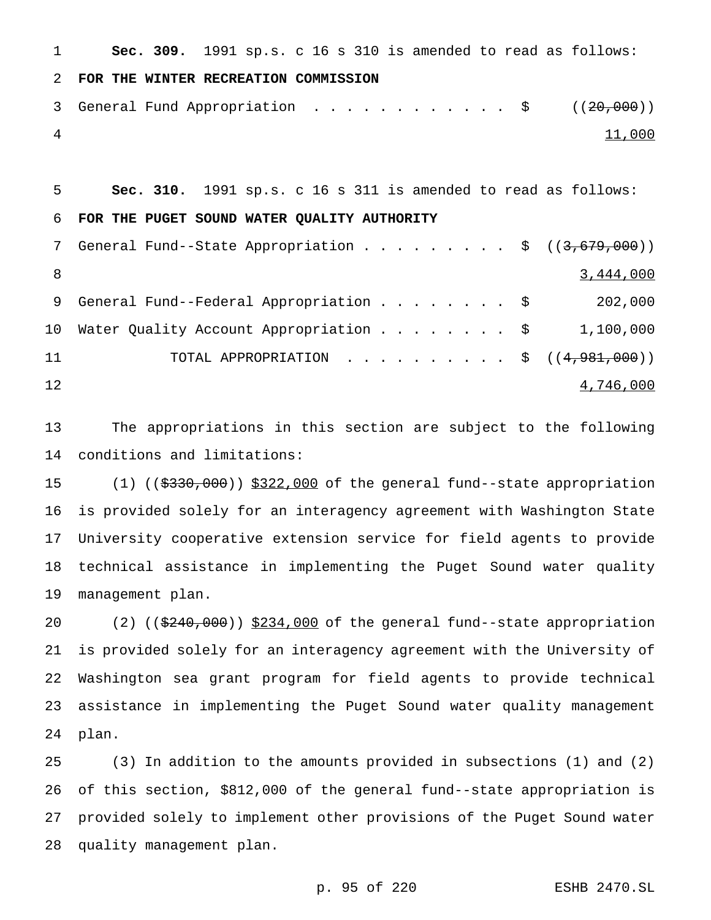**Sec. 309.** 1991 sp.s. c 16 s 310 is amended to read as follows:

**FOR THE WINTER RECREATION COMMISSION**

| | | |
|---|---|---|
| General Fund Appropriation . . . . . . . . . . . . | $ | ((~~20,000~~)) 11,000 |

**Sec. 310.** 1991 sp.s. c 16 s 311 is amended to read as follows:

**FOR THE PUGET SOUND WATER QUALITY AUTHORITY**

| | | |
|---|---|---|
| General Fund--State Appropriation . . . . . . . . . | $ | ((~~3,679,000~~)) 3,444,000 |
| General Fund--Federal Appropriation . . . . . . . . | $ | 202,000 |
| Water Quality Account Appropriation . . . . . . . . | $ | 1,100,000 |
| TOTAL APPROPRIATION . . . . . . . . . . | $ | ((~~4,981,000~~)) 4,746,000 |

The appropriations in this section are subject to the following conditions and limitations:

(1) ((~~$330,000~~)) $322,000 of the general fund--state appropriation is provided solely for an interagency agreement with Washington State University cooperative extension service for field agents to provide technical assistance in implementing the Puget Sound water quality management plan.

(2) ((~~$240,000~~)) $234,000 of the general fund--state appropriation is provided solely for an interagency agreement with the University of Washington sea grant program for field agents to provide technical assistance in implementing the Puget Sound water quality management plan.

(3) In addition to the amounts provided in subsections (1) and (2) of this section, $812,000 of the general fund--state appropriation is provided solely to implement other provisions of the Puget Sound water quality management plan.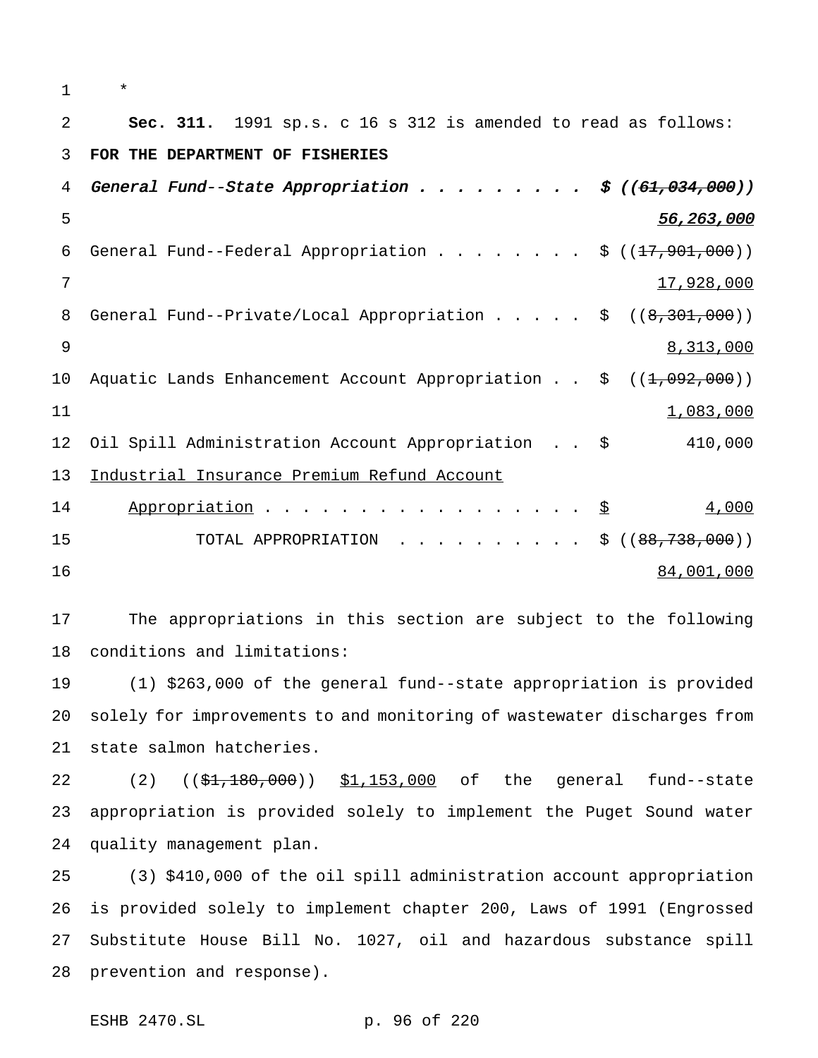*

**Sec. 311.** 1991 sp.s. c 16 s 312 is amended to read as follows:

**FOR THE DEPARTMENT OF FISHERIES**

*General Fund--State Appropriation . . . . . . . . . $ ((~~61,034,000~~))*
*<u>56,263,000</u>*

General Fund--Federal Appropriation . . . . . . . . $ ((~~17,901,000~~))
<u>17,928,000</u>

General Fund--Private/Local Appropriation . . . . . $ ((~~8,301,000~~))
<u>8,313,000</u>

Aquatic Lands Enhancement Account Appropriation . . $ ((~~1,092,000~~))
<u>1,083,000</u>

Oil Spill Administration Account Appropriation . . $ 410,000

<u>Industrial Insurance Premium Refund Account</u>
<u>Appropriation . . . . . . . . . . . . . . . . . . $ 4,000</u>

TOTAL APPROPRIATION . . . . . . . . . . $ ((~~88,738,000~~))
<u>84,001,000</u>

The appropriations in this section are subject to the following conditions and limitations:

(1) $263,000 of the general fund--state appropriation is provided solely for improvements to and monitoring of wastewater discharges from state salmon hatcheries.

(2) ((~~$1,180,000~~)) <u>$1,153,000</u> of the general fund--state appropriation is provided solely to implement the Puget Sound water quality management plan.

(3) $410,000 of the oil spill administration account appropriation is provided solely to implement chapter 200, Laws of 1991 (Engrossed Substitute House Bill No. 1027, oil and hazardous substance spill prevention and response).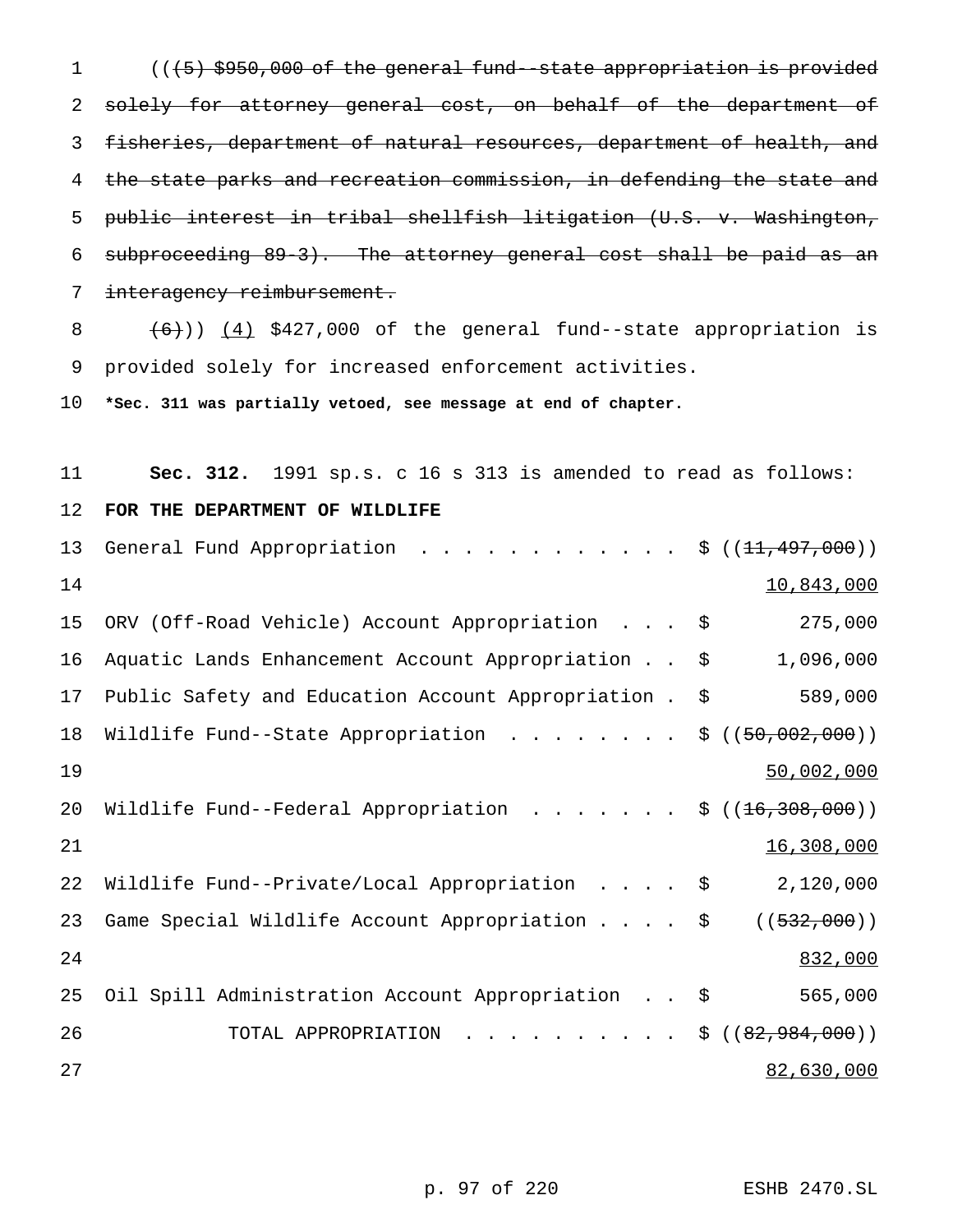((~~(5) $950,000 of the general fund--state appropriation is provided solely for attorney general cost, on behalf of the department of fisheries, department of natural resources, department of health, and the state parks and recreation commission, in defending the state and public interest in tribal shellfish litigation (U.S. v. Washington, subproceeding 89-3). The attorney general cost shall be paid as an interagency reimbursement.~~

~~(6)~~)) <u>(4)</u> $427,000 of the general fund--state appropriation is provided solely for increased enforcement activities.

**\*Sec. 311 was partially vetoed, see message at end of chapter.**

**Sec. 312.** 1991 sp.s. c 16 s 313 is amended to read as follows:

**FOR THE DEPARTMENT OF WILDLIFE**

| | |
|---|---|
| General Fund Appropriation | $ ((~~11,497,000~~)) <u>10,843,000</u> |
| ORV (Off-Road Vehicle) Account Appropriation | $ 275,000 |
| Aquatic Lands Enhancement Account Appropriation | $ 1,096,000 |
| Public Safety and Education Account Appropriation | $ 589,000 |
| Wildlife Fund--State Appropriation | $ ((~~50,002,000~~)) <u>50,002,000</u> |
| Wildlife Fund--Federal Appropriation | $ ((~~16,308,000~~)) <u>16,308,000</u> |
| Wildlife Fund--Private/Local Appropriation | $ 2,120,000 |
| Game Special Wildlife Account Appropriation | $ ((~~532,000~~)) <u>832,000</u> |
| Oil Spill Administration Account Appropriation | $ 565,000 |
| TOTAL APPROPRIATION | $ ((~~82,984,000~~)) <u>82,630,000</u> |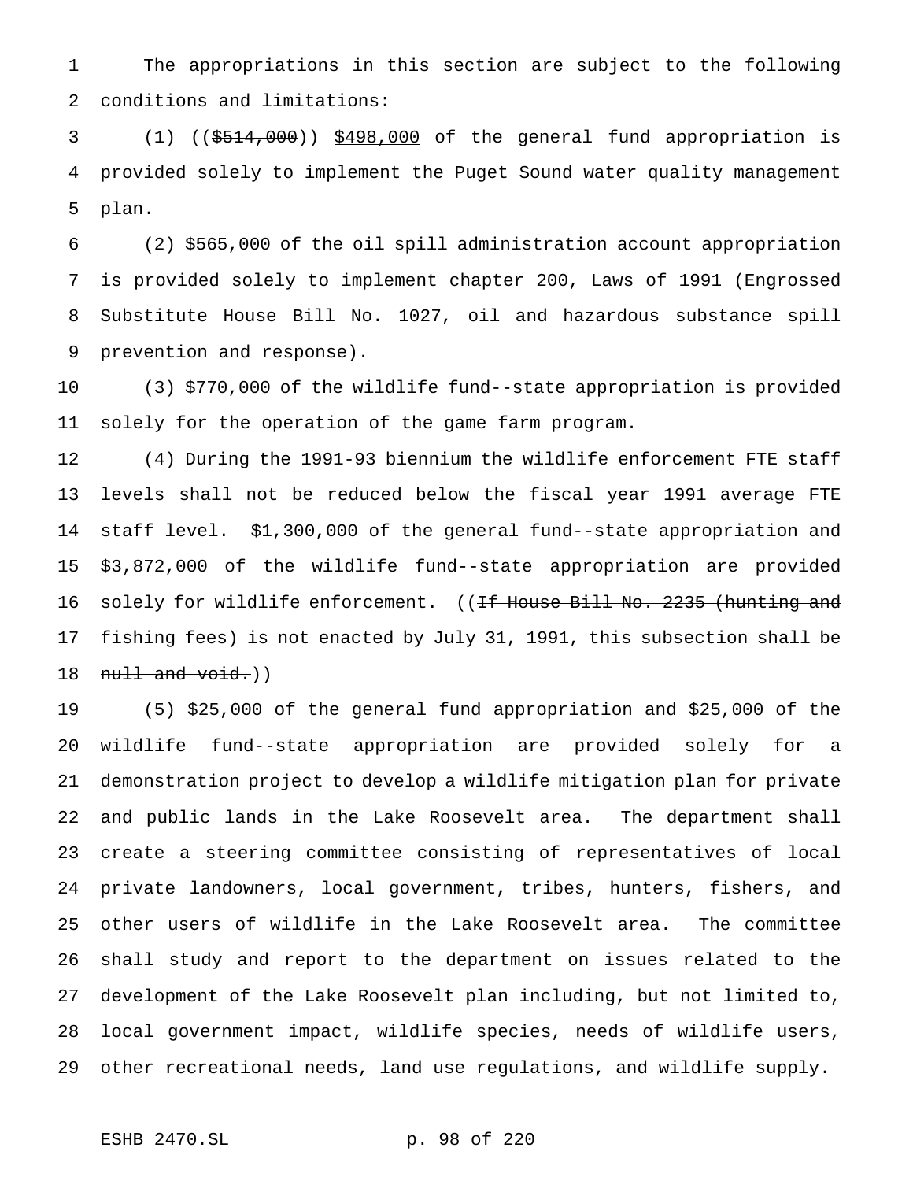The appropriations in this section are subject to the following conditions and limitations:

(1) ((~~$514,000~~)) $498,000 of the general fund appropriation is provided solely to implement the Puget Sound water quality management plan.

(2) $565,000 of the oil spill administration account appropriation is provided solely to implement chapter 200, Laws of 1991 (Engrossed Substitute House Bill No. 1027, oil and hazardous substance spill prevention and response).

(3) $770,000 of the wildlife fund--state appropriation is provided solely for the operation of the game farm program.

(4) During the 1991-93 biennium the wildlife enforcement FTE staff levels shall not be reduced below the fiscal year 1991 average FTE staff level. $1,300,000 of the general fund--state appropriation and $3,872,000 of the wildlife fund--state appropriation are provided solely for wildlife enforcement. ((~~If House Bill No. 2235 (hunting and fishing fees) is not enacted by July 31, 1991, this subsection shall be null and void.~~))

(5) $25,000 of the general fund appropriation and $25,000 of the wildlife fund--state appropriation are provided solely for a demonstration project to develop a wildlife mitigation plan for private and public lands in the Lake Roosevelt area. The department shall create a steering committee consisting of representatives of local private landowners, local government, tribes, hunters, fishers, and other users of wildlife in the Lake Roosevelt area. The committee shall study and report to the department on issues related to the development of the Lake Roosevelt plan including, but not limited to, local government impact, wildlife species, needs of wildlife users, other recreational needs, land use regulations, and wildlife supply.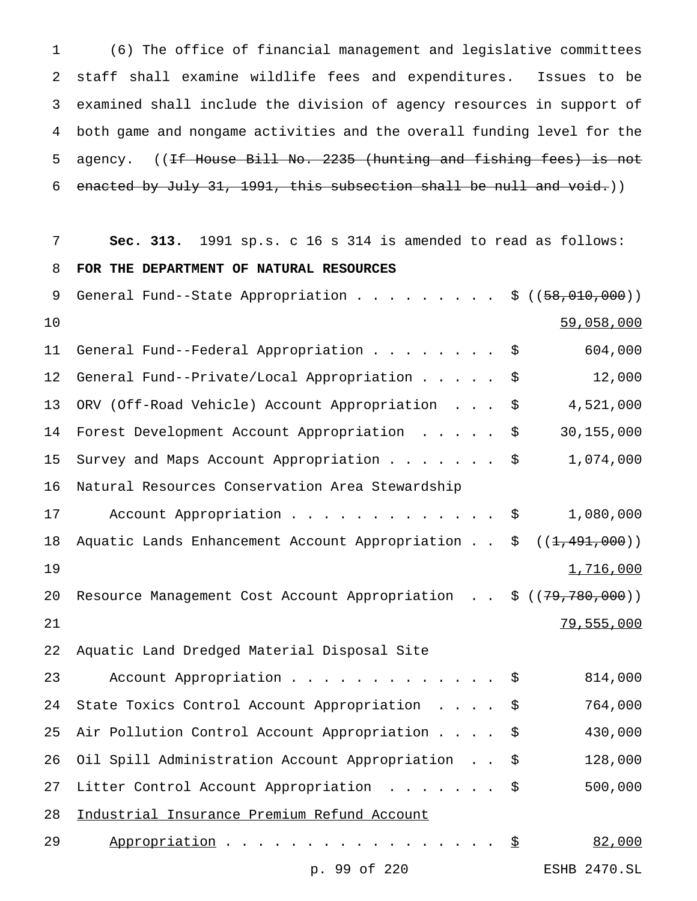(6) The office of financial management and legislative committees staff shall examine wildlife fees and expenditures. Issues to be examined shall include the division of agency resources in support of both game and nongame activities and the overall funding level for the agency. ((~~If House Bill No. 2235 (hunting and fishing fees) is not enacted by July 31, 1991, this subsection shall be null and void.~~))

**Sec. 313.** 1991 sp.s. c 16 s 314 is amended to read as follows:

**FOR THE DEPARTMENT OF NATURAL RESOURCES**

| | |
|---|---|
| General Fund--State Appropriation . . . . . . . . . | $ ((~~58,010,000~~)) <u>59,058,000</u> |
| General Fund--Federal Appropriation . . . . . . . . | $ 604,000 |
| General Fund--Private/Local Appropriation . . . . . | $ 12,000 |
| ORV (Off-Road Vehicle) Account Appropriation . . . | $ 4,521,000 |
| Forest Development Account Appropriation . . . . . | $ 30,155,000 |
| Survey and Maps Account Appropriation . . . . . . . | $ 1,074,000 |
| Natural Resources Conservation Area Stewardship Account Appropriation . . . . . . . . . . . . . | $ 1,080,000 |
| Aquatic Lands Enhancement Account Appropriation . . | $ ((~~1,491,000~~)) <u>1,716,000</u> |
| Resource Management Cost Account Appropriation . . | $ ((~~79,780,000~~)) <u>79,555,000</u> |
| Aquatic Land Dredged Material Disposal Site Account Appropriation . . . . . . . . . . . . . | $ 814,000 |
| State Toxics Control Account Appropriation . . . . | $ 764,000 |
| Air Pollution Control Account Appropriation . . . . | $ 430,000 |
| Oil Spill Administration Account Appropriation . . | $ 128,000 |
| Litter Control Account Appropriation . . . . . . . | $ 500,000 |
| <u>Industrial Insurance Premium Refund Account Appropriation</u> . . . . . . . . . . . . . . . . . | <u>$ 82,000</u> |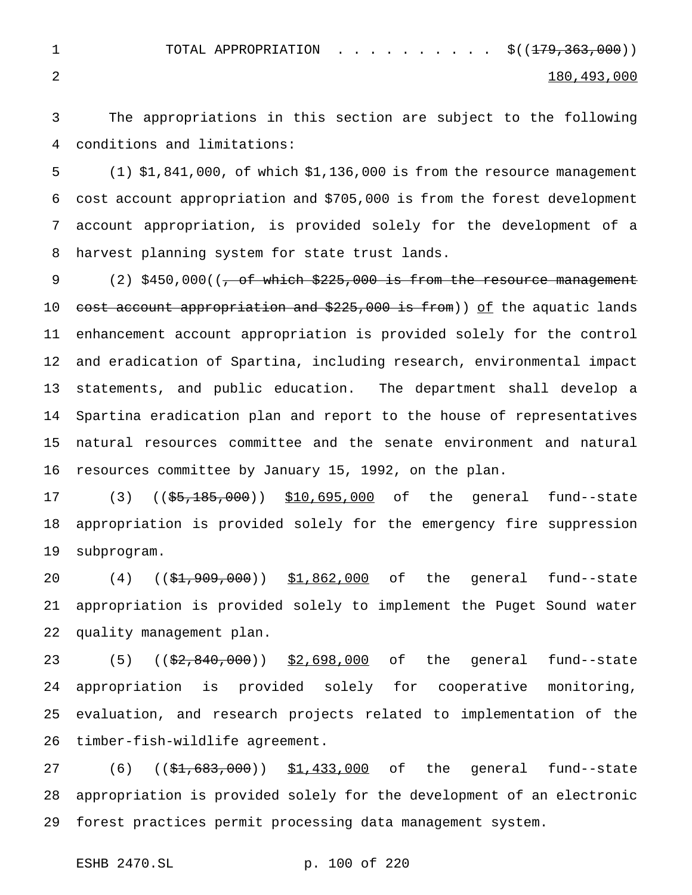TOTAL APPROPRIATION . . . . . . . . . . $((~~179,363,000~~))
180,493,000

The appropriations in this section are subject to the following conditions and limitations:

(1) $1,841,000, of which $1,136,000 is from the resource management cost account appropriation and $705,000 is from the forest development account appropriation, is provided solely for the development of a harvest planning system for state trust lands.

(2) $450,000((~~, of which $225,000 is from the resource management cost account appropriation and $225,000 is from~~)) of the aquatic lands enhancement account appropriation is provided solely for the control and eradication of Spartina, including research, environmental impact statements, and public education. The department shall develop a Spartina eradication plan and report to the house of representatives natural resources committee and the senate environment and natural resources committee by January 15, 1992, on the plan.

(3) ((~~$5,185,000~~)) $10,695,000 of the general fund--state appropriation is provided solely for the emergency fire suppression subprogram.

(4) ((~~$1,909,000~~)) $1,862,000 of the general fund--state appropriation is provided solely to implement the Puget Sound water quality management plan.

(5) ((~~$2,840,000~~)) $2,698,000 of the general fund--state appropriation is provided solely for cooperative monitoring, evaluation, and research projects related to implementation of the timber-fish-wildlife agreement.

(6) ((~~$1,683,000~~)) $1,433,000 of the general fund--state appropriation is provided solely for the development of an electronic forest practices permit processing data management system.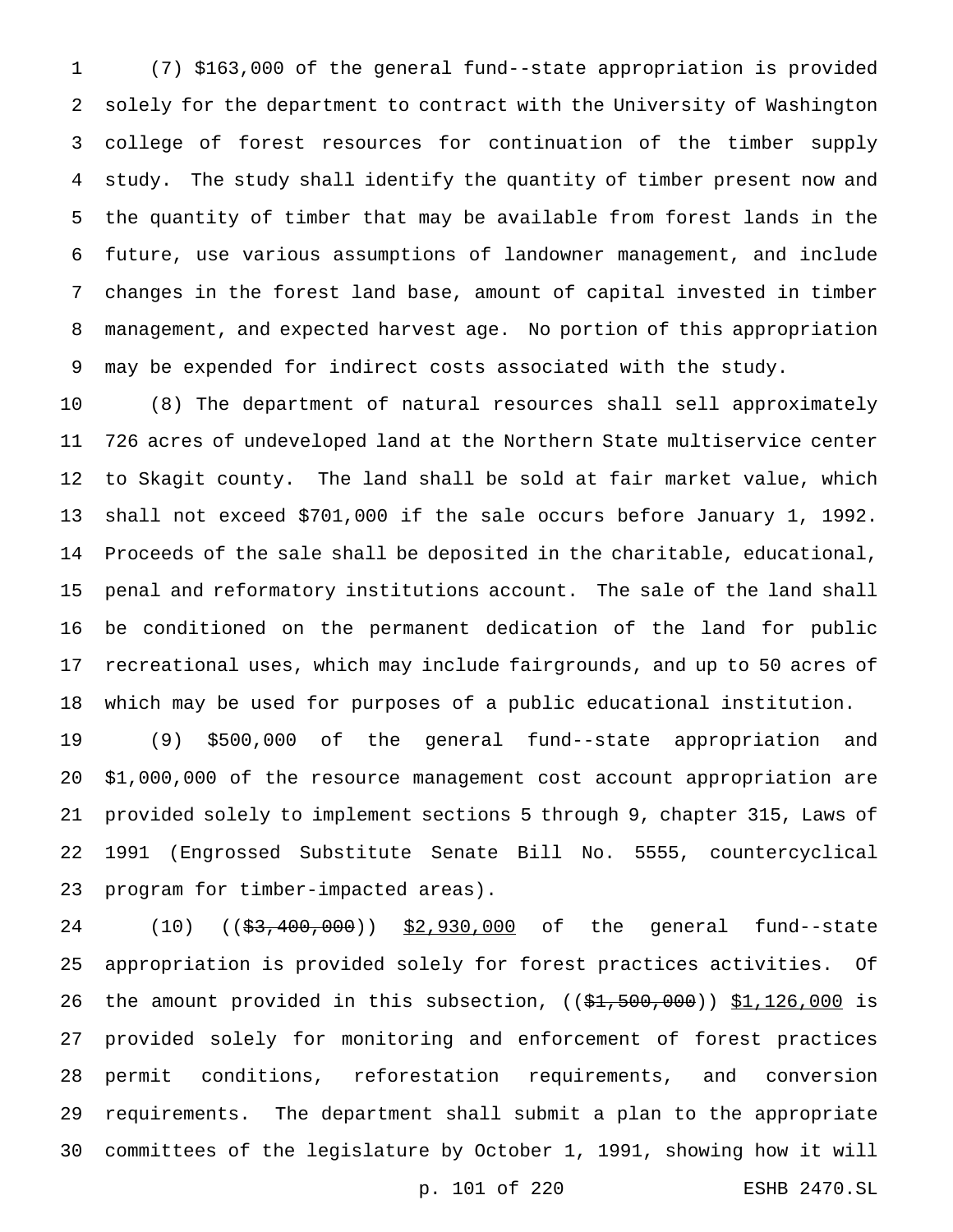(7) $163,000 of the general fund--state appropriation is provided solely for the department to contract with the University of Washington college of forest resources for continuation of the timber supply study. The study shall identify the quantity of timber present now and the quantity of timber that may be available from forest lands in the future, use various assumptions of landowner management, and include changes in the forest land base, amount of capital invested in timber management, and expected harvest age. No portion of this appropriation may be expended for indirect costs associated with the study.

(8) The department of natural resources shall sell approximately 726 acres of undeveloped land at the Northern State multiservice center to Skagit county. The land shall be sold at fair market value, which shall not exceed $701,000 if the sale occurs before January 1, 1992. Proceeds of the sale shall be deposited in the charitable, educational, penal and reformatory institutions account. The sale of the land shall be conditioned on the permanent dedication of the land for public recreational uses, which may include fairgrounds, and up to 50 acres of which may be used for purposes of a public educational institution.

(9) $500,000 of the general fund--state appropriation and $1,000,000 of the resource management cost account appropriation are provided solely to implement sections 5 through 9, chapter 315, Laws of 1991 (Engrossed Substitute Senate Bill No. 5555, countercyclical program for timber-impacted areas).

(10) ((~~$3,400,000~~)) <u>$2,930,000</u> of the general fund--state appropriation is provided solely for forest practices activities. Of the amount provided in this subsection, ((~~$1,500,000~~)) <u>$1,126,000</u> is provided solely for monitoring and enforcement of forest practices permit conditions, reforestation requirements, and conversion requirements. The department shall submit a plan to the appropriate committees of the legislature by October 1, 1991, showing how it will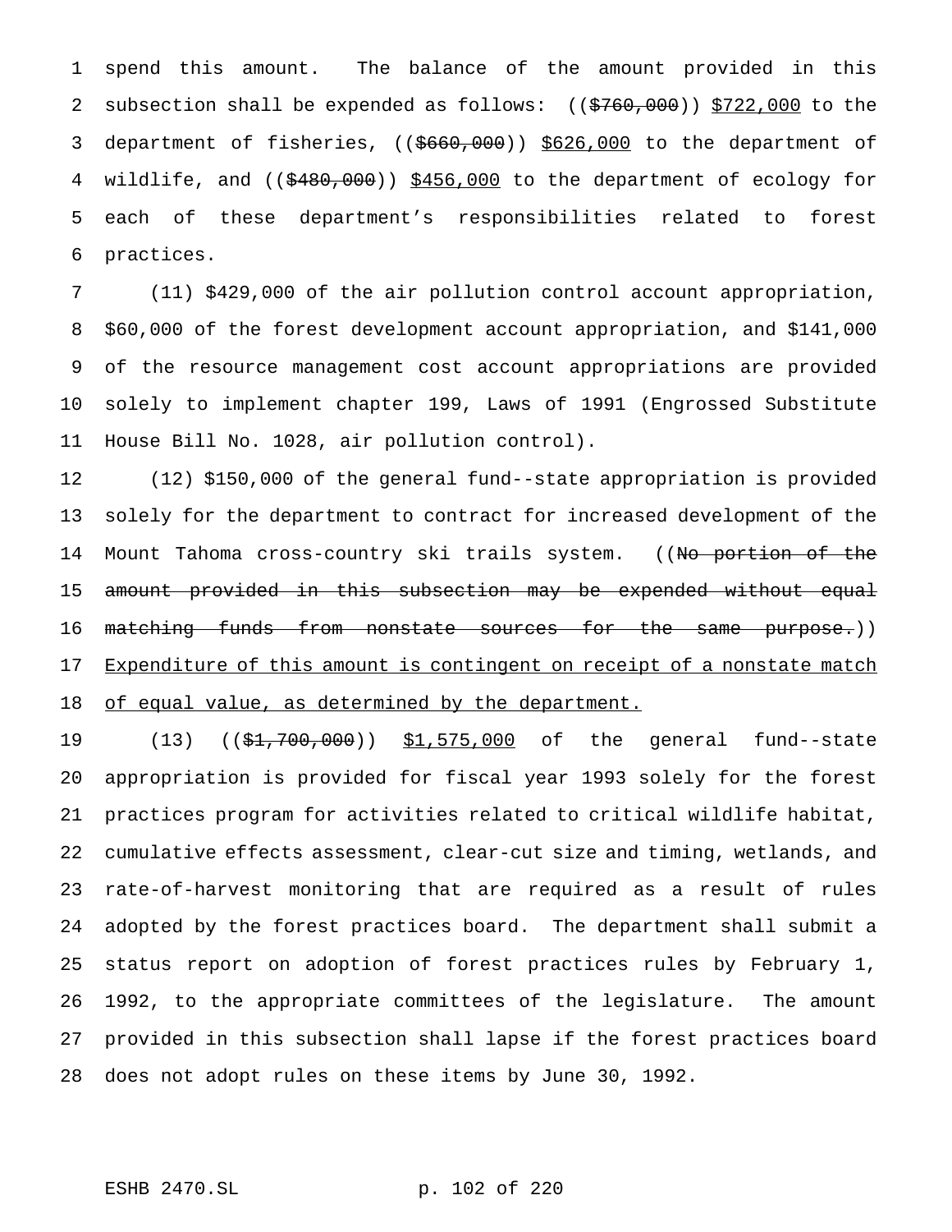spend this amount. The balance of the amount provided in this subsection shall be expended as follows: (($760,000)) $722,000 to the department of fisheries, (($660,000)) $626,000 to the department of wildlife, and (($480,000)) $456,000 to the department of ecology for each of these department's responsibilities related to forest practices.

(11) $429,000 of the air pollution control account appropriation, $60,000 of the forest development account appropriation, and $141,000 of the resource management cost account appropriations are provided solely to implement chapter 199, Laws of 1991 (Engrossed Substitute House Bill No. 1028, air pollution control).

(12) $150,000 of the general fund--state appropriation is provided solely for the department to contract for increased development of the Mount Tahoma cross-country ski trails system. ((No portion of the amount provided in this subsection may be expended without equal matching funds from nonstate sources for the same purpose.)) Expenditure of this amount is contingent on receipt of a nonstate match of equal value, as determined by the department.

(13) (($1,700,000)) $1,575,000 of the general fund--state appropriation is provided for fiscal year 1993 solely for the forest practices program for activities related to critical wildlife habitat, cumulative effects assessment, clear-cut size and timing, wetlands, and rate-of-harvest monitoring that are required as a result of rules adopted by the forest practices board. The department shall submit a status report on adoption of forest practices rules by February 1, 1992, to the appropriate committees of the legislature. The amount provided in this subsection shall lapse if the forest practices board does not adopt rules on these items by June 30, 1992.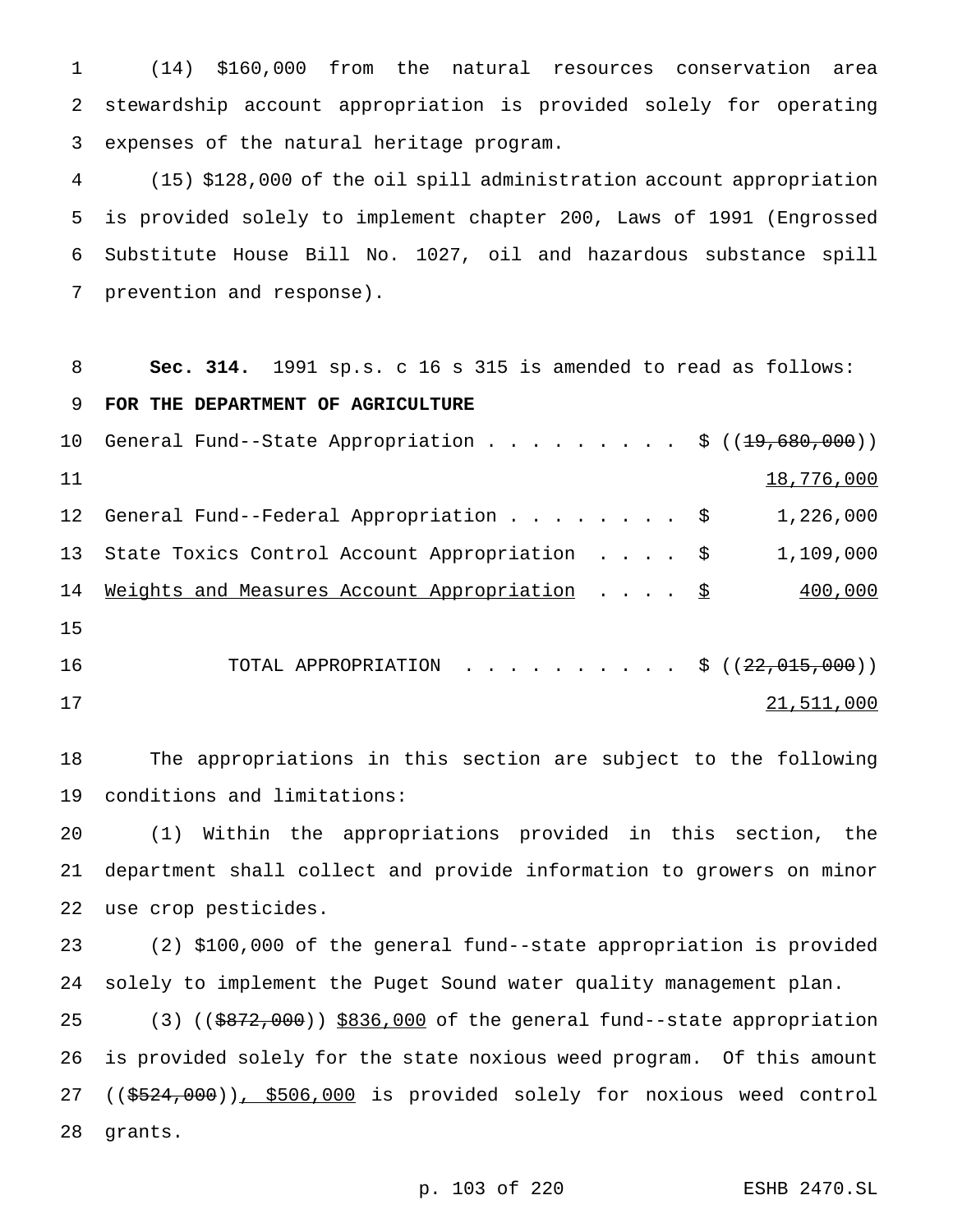(14) $160,000 from the natural resources conservation area stewardship account appropriation is provided solely for operating expenses of the natural heritage program.

(15) $128,000 of the oil spill administration account appropriation is provided solely to implement chapter 200, Laws of 1991 (Engrossed Substitute House Bill No. 1027, oil and hazardous substance spill prevention and response).

**Sec. 314.** 1991 sp.s. c 16 s 315 is amended to read as follows:

**FOR THE DEPARTMENT OF AGRICULTURE**

| | |
|---|---|
| General Fund--State Appropriation . . . . . . . . . | $ ((~~19,680,000~~)) <u>18,776,000</u> |
| General Fund--Federal Appropriation . . . . . . . . | $ 1,226,000 |
| State Toxics Control Account Appropriation . . . . | $ 1,109,000 |
| <u>Weights and Measures Account Appropriation</u> . . . . | <u>$ 400,000</u> |
| TOTAL APPROPRIATION . . . . . . . . . . | $ ((~~22,015,000~~)) <u>21,511,000</u> |

The appropriations in this section are subject to the following conditions and limitations:

(1) Within the appropriations provided in this section, the department shall collect and provide information to growers on minor use crop pesticides.

(2) $100,000 of the general fund--state appropriation is provided solely to implement the Puget Sound water quality management plan.

(3) ((~~$872,000~~)) <u>$836,000</u> of the general fund--state appropriation is provided solely for the state noxious weed program. Of this amount ((~~$524,000~~))<u>, $506,000</u> is provided solely for noxious weed control grants.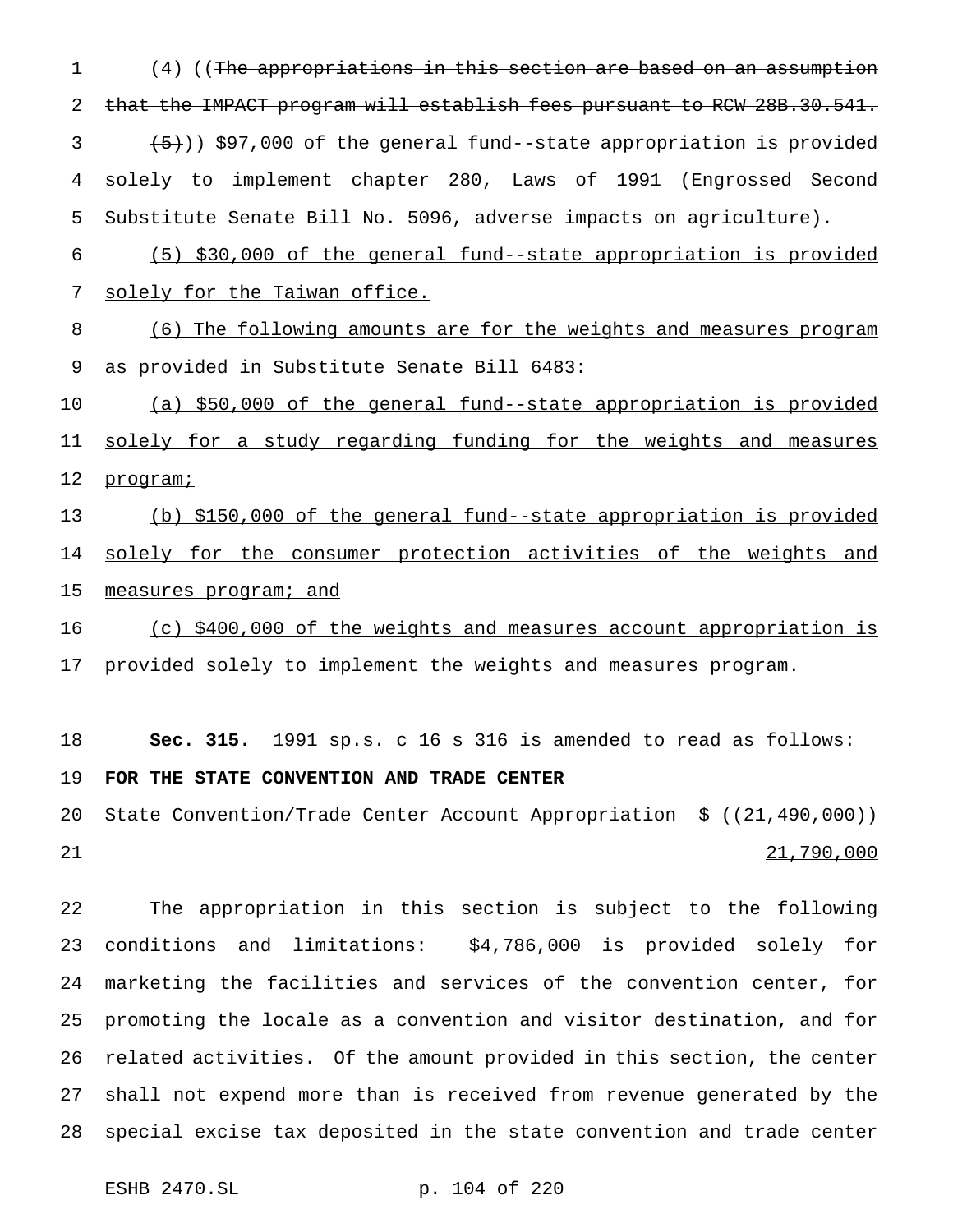(4) ((~~The appropriations in this section are based on an assumption that the IMPACT program will establish fees pursuant to RCW 28B.30.541.~~

~~(5)~~)) $97,000 of the general fund--state appropriation is provided solely to implement chapter 280, Laws of 1991 (Engrossed Second Substitute Senate Bill No. 5096, adverse impacts on agriculture).

<u>(5) $30,000 of the general fund--state appropriation is provided solely for the Taiwan office.</u>

<u>(6) The following amounts are for the weights and measures program as provided in Substitute Senate Bill 6483:</u>

<u>(a) $50,000 of the general fund--state appropriation is provided solely for a study regarding funding for the weights and measures program;</u>

<u>(b) $150,000 of the general fund--state appropriation is provided solely for the consumer protection activities of the weights and measures program; and</u>

<u>(c) $400,000 of the weights and measures account appropriation is provided solely to implement the weights and measures program.</u>

**Sec. 315.** 1991 sp.s. c 16 s 316 is amended to read as follows:

**FOR THE STATE CONVENTION AND TRADE CENTER**

State Convention/Trade Center Account Appropriation $ ((~~21,490,000~~))
<u>21,790,000</u>

The appropriation in this section is subject to the following conditions and limitations: $4,786,000 is provided solely for marketing the facilities and services of the convention center, for promoting the locale as a convention and visitor destination, and for related activities. Of the amount provided in this section, the center shall not expend more than is received from revenue generated by the special excise tax deposited in the state convention and trade center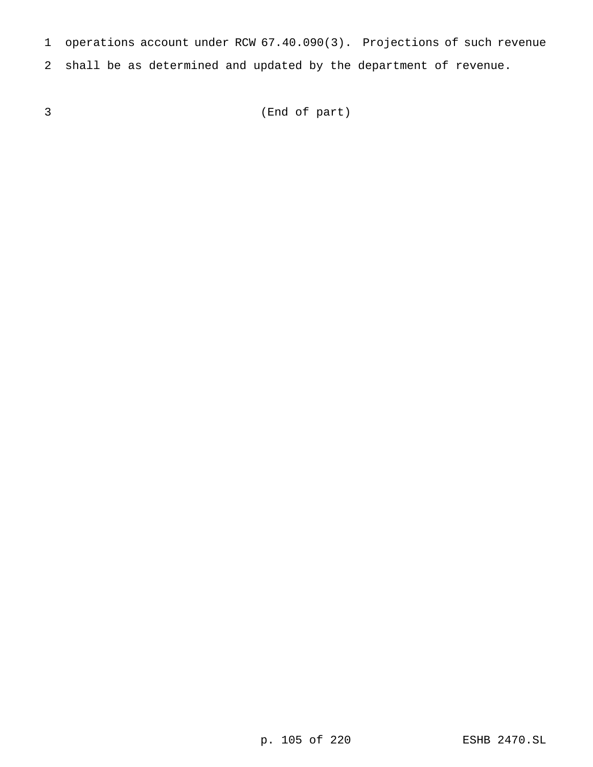operations account under RCW 67.40.090(3). Projections of such revenue shall be as determined and updated by the department of revenue.

(End of part)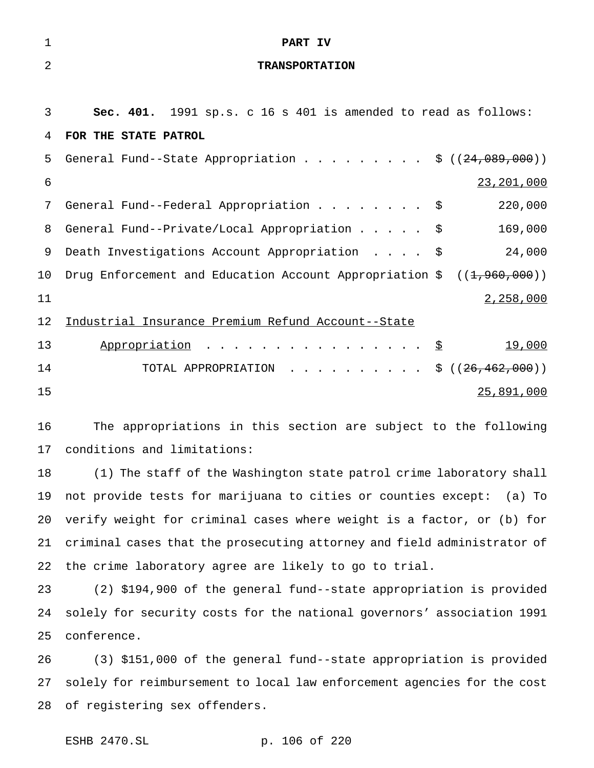# PART IV

## TRANSPORTATION

**Sec. 401.** 1991 sp.s. c 16 s 401 is amended to read as follows:

**FOR THE STATE PATROL**

| | | |
|---|---|---|
| General Fund--State Appropriation | $ | ((~~24,089,000~~)) <u>23,201,000</u> |
| General Fund--Federal Appropriation | $ | 220,000 |
| General Fund--Private/Local Appropriation | $ | 169,000 |
| Death Investigations Account Appropriation | $ | 24,000 |
| Drug Enforcement and Education Account Appropriation | $ | ((~~1,960,000~~)) <u>2,258,000</u> |
| <u>Industrial Insurance Premium Refund Account--State Appropriation</u> | <u>$</u> | <u>19,000</u> |
| TOTAL APPROPRIATION | $ | ((~~26,462,000~~)) <u>25,891,000</u> |

The appropriations in this section are subject to the following conditions and limitations:

(1) The staff of the Washington state patrol crime laboratory shall not provide tests for marijuana to cities or counties except: (a) To verify weight for criminal cases where weight is a factor, or (b) for criminal cases that the prosecuting attorney and field administrator of the crime laboratory agree are likely to go to trial.

(2) $194,900 of the general fund--state appropriation is provided solely for security costs for the national governors' association 1991 conference.

(3) $151,000 of the general fund--state appropriation is provided solely for reimbursement to local law enforcement agencies for the cost of registering sex offenders.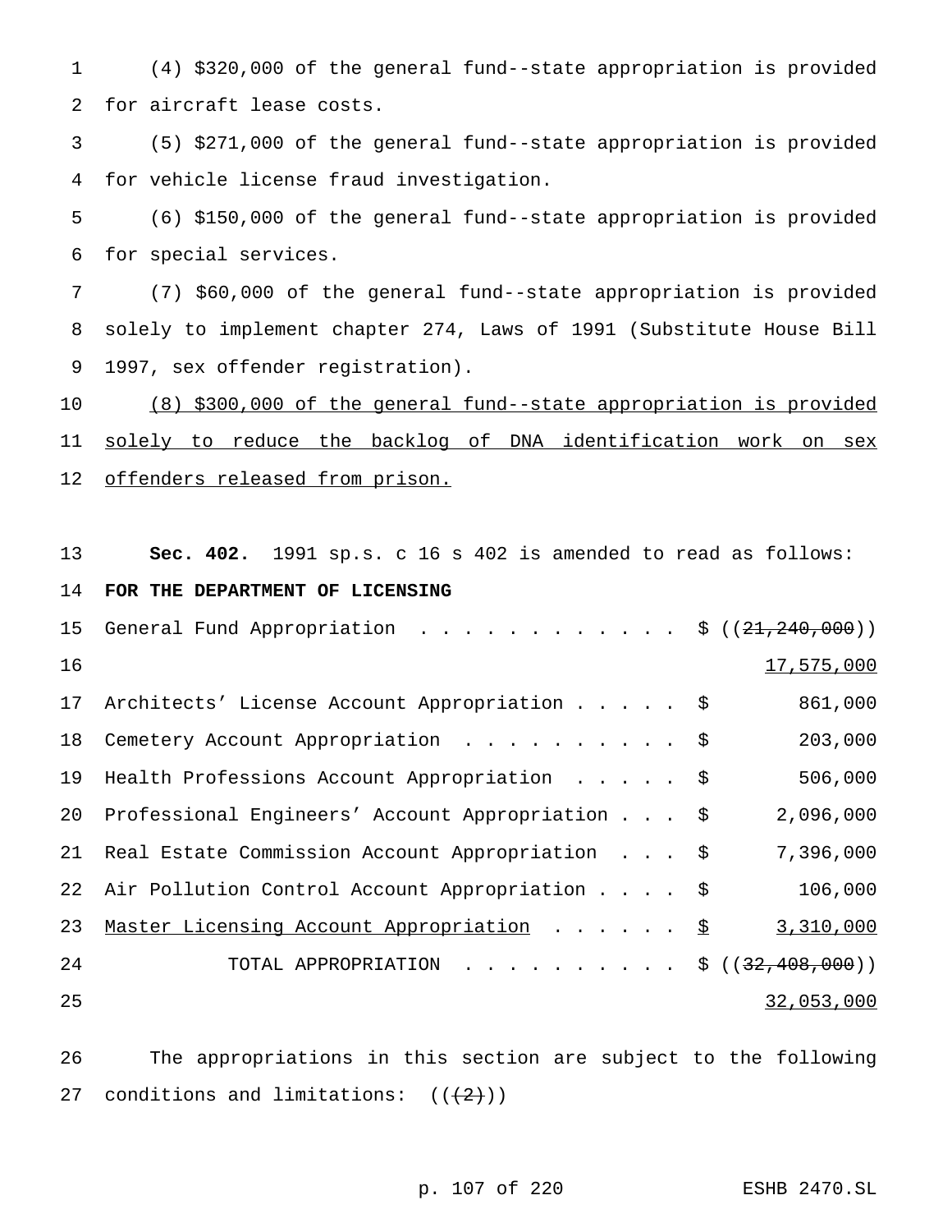(4) $320,000 of the general fund--state appropriation is provided for aircraft lease costs.

(5) $271,000 of the general fund--state appropriation is provided for vehicle license fraud investigation.

(6) $150,000 of the general fund--state appropriation is provided for special services.

(7) $60,000 of the general fund--state appropriation is provided solely to implement chapter 274, Laws of 1991 (Substitute House Bill 1997, sex offender registration).

<u>(8) $300,000 of the general fund--state appropriation is provided solely to reduce the backlog of DNA identification work on sex offenders released from prison.</u>

**Sec. 402.** 1991 sp.s. c 16 s 402 is amended to read as follows:

**FOR THE DEPARTMENT OF LICENSING**

| | |
|---|---|
| General Fund Appropriation . . . . . . . . . . . . | $ ((~~21,240,000~~)) <u>17,575,000</u> |
| Architects' License Account Appropriation . . . . . | $ 861,000 |
| Cemetery Account Appropriation . . . . . . . . . . | $ 203,000 |
| Health Professions Account Appropriation . . . . . | $ 506,000 |
| Professional Engineers' Account Appropriation . . . | $ 2,096,000 |
| Real Estate Commission Account Appropriation . . . | $ 7,396,000 |
| Air Pollution Control Account Appropriation . . . . | $ 106,000 |
| <u>Master Licensing Account Appropriation</u> . . . . . . | <u>$ 3,310,000</u> |
| TOTAL APPROPRIATION . . . . . . . . . . | $ ((~~32,408,000~~)) <u>32,053,000</u> |

The appropriations in this section are subject to the following conditions and limitations: ((~~(2)~~))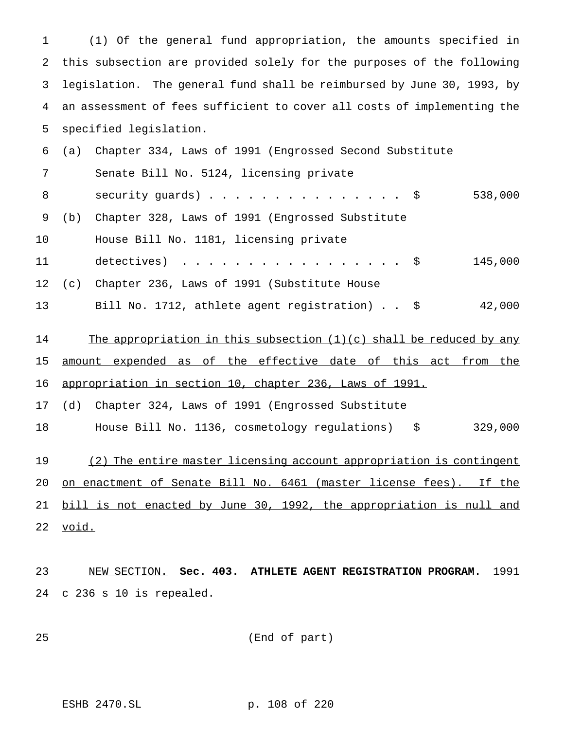(1) Of the general fund appropriation, the amounts specified in this subsection are provided solely for the purposes of the following legislation. The general fund shall be reimbursed by June 30, 1993, by an assessment of fees sufficient to cover all costs of implementing the specified legislation.

(a) Chapter 334, Laws of 1991 (Engrossed Second Substitute Senate Bill No. 5124, licensing private security guards) . . . . . . . . . . . . . . . . $ 538,000

(b) Chapter 328, Laws of 1991 (Engrossed Substitute House Bill No. 1181, licensing private detectives) . . . . . . . . . . . . . . . . . . $ 145,000

(c) Chapter 236, Laws of 1991 (Substitute House Bill No. 1712, athlete agent registration) . . $ 42,000

The appropriation in this subsection (1)(c) shall be reduced by any amount expended as of the effective date of this act from the appropriation in section 10, chapter 236, Laws of 1991.

(d) Chapter 324, Laws of 1991 (Engrossed Substitute House Bill No. 1136, cosmetology regulations) $ 329,000

(2) The entire master licensing account appropriation is contingent on enactment of Senate Bill No. 6461 (master license fees). If the bill is not enacted by June 30, 1992, the appropriation is null and void.

NEW SECTION. **Sec. 403. ATHLETE AGENT REGISTRATION PROGRAM.** 1991 c 236 s 10 is repealed.

(End of part)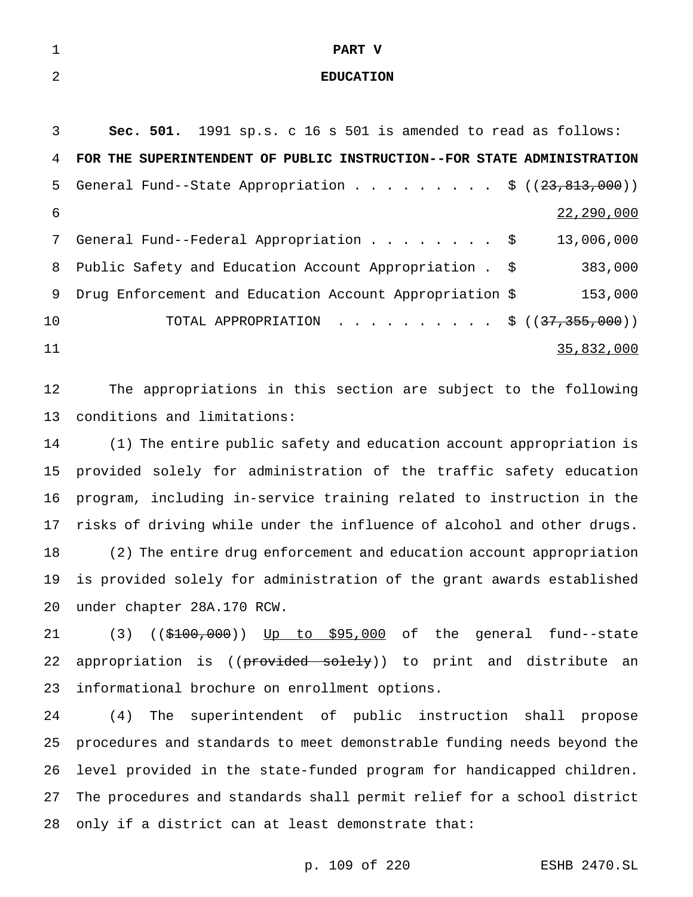# PART V

## EDUCATION

**Sec. 501.** 1991 sp.s. c 16 s 501 is amended to read as follows:

**FOR THE SUPERINTENDENT OF PUBLIC INSTRUCTION--FOR STATE ADMINISTRATION**

| | | |
|---|---|---|
| General Fund--State Appropriation . . . . . . . . . | $ | ((~~23,813,000~~)) <u>22,290,000</u> |
| General Fund--Federal Appropriation . . . . . . . . | $ | 13,006,000 |
| Public Safety and Education Account Appropriation . | $ | 383,000 |
| Drug Enforcement and Education Account Appropriation | $ | 153,000 |
| TOTAL APPROPRIATION . . . . . . . . . . | $ | ((~~37,355,000~~)) <u>35,832,000</u> |

The appropriations in this section are subject to the following conditions and limitations:

(1) The entire public safety and education account appropriation is provided solely for administration of the traffic safety education program, including in-service training related to instruction in the risks of driving while under the influence of alcohol and other drugs.

(2) The entire drug enforcement and education account appropriation is provided solely for administration of the grant awards established under chapter 28A.170 RCW.

(3) ((~~$100,000~~)) <u>Up to $95,000</u> of the general fund--state appropriation is ((~~provided solely~~)) to print and distribute an informational brochure on enrollment options.

(4) The superintendent of public instruction shall propose procedures and standards to meet demonstrable funding needs beyond the level provided in the state-funded program for handicapped children. The procedures and standards shall permit relief for a school district only if a district can at least demonstrate that: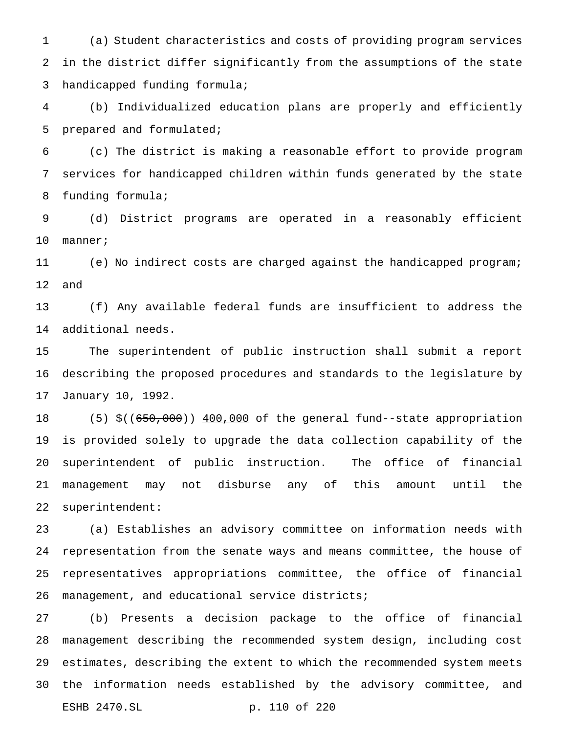(a) Student characteristics and costs of providing program services in the district differ significantly from the assumptions of the state handicapped funding formula;

(b) Individualized education plans are properly and efficiently prepared and formulated;

(c) The district is making a reasonable effort to provide program services for handicapped children within funds generated by the state funding formula;

(d) District programs are operated in a reasonably efficient manner;

(e) No indirect costs are charged against the handicapped program; and

(f) Any available federal funds are insufficient to address the additional needs.

The superintendent of public instruction shall submit a report describing the proposed procedures and standards to the legislature by January 10, 1992.

(5) $((~~650,000~~)) <u>400,000</u> of the general fund--state appropriation is provided solely to upgrade the data collection capability of the superintendent of public instruction. The office of financial management may not disburse any of this amount until the superintendent:

(a) Establishes an advisory committee on information needs with representation from the senate ways and means committee, the house of representatives appropriations committee, the office of financial management, and educational service districts;

(b) Presents a decision package to the office of financial management describing the recommended system design, including cost estimates, describing the extent to which the recommended system meets the information needs established by the advisory committee, and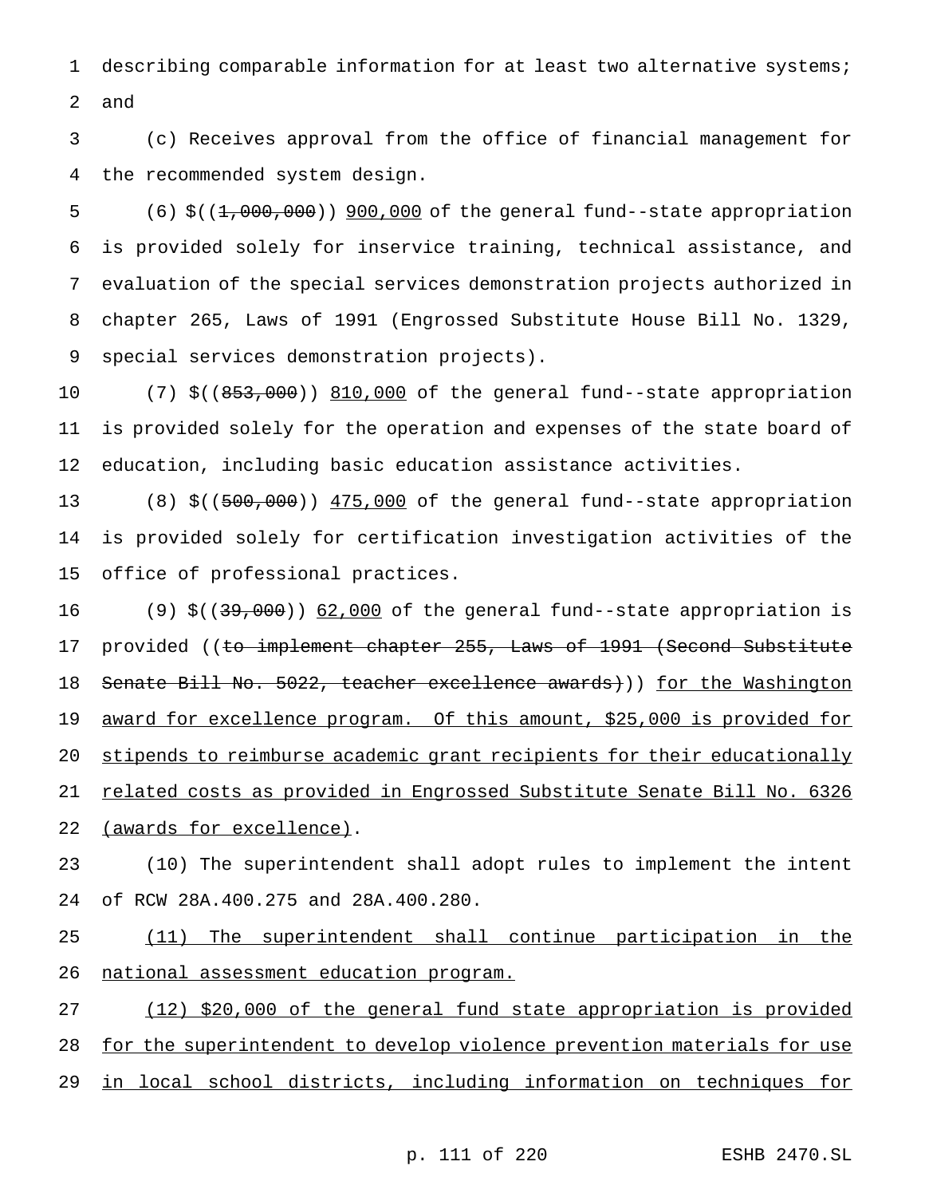describing comparable information for at least two alternative systems; and

(c) Receives approval from the office of financial management for the recommended system design.

(6) $((~~1,000,000~~)) <u>900,000</u> of the general fund--state appropriation is provided solely for inservice training, technical assistance, and evaluation of the special services demonstration projects authorized in chapter 265, Laws of 1991 (Engrossed Substitute House Bill No. 1329, special services demonstration projects).

(7) $((~~853,000~~)) <u>810,000</u> of the general fund--state appropriation is provided solely for the operation and expenses of the state board of education, including basic education assistance activities.

(8) $((~~500,000~~)) <u>475,000</u> of the general fund--state appropriation is provided solely for certification investigation activities of the office of professional practices.

(9) $((~~39,000~~)) <u>62,000</u> of the general fund--state appropriation is provided ((~~to implement chapter 255, Laws of 1991 (Second Substitute Senate Bill No. 5022, teacher excellence awards)~~)) <u>for the Washington award for excellence program. Of this amount, $25,000 is provided for stipends to reimburse academic grant recipients for their educationally related costs as provided in Engrossed Substitute Senate Bill No. 6326 (awards for excellence)</u>.

(10) The superintendent shall adopt rules to implement the intent of RCW 28A.400.275 and 28A.400.280.

<u>(11) The superintendent shall continue participation in the national assessment education program.</u>

<u>(12) $20,000 of the general fund state appropriation is provided for the superintendent to develop violence prevention materials for use in local school districts, including information on techniques for</u>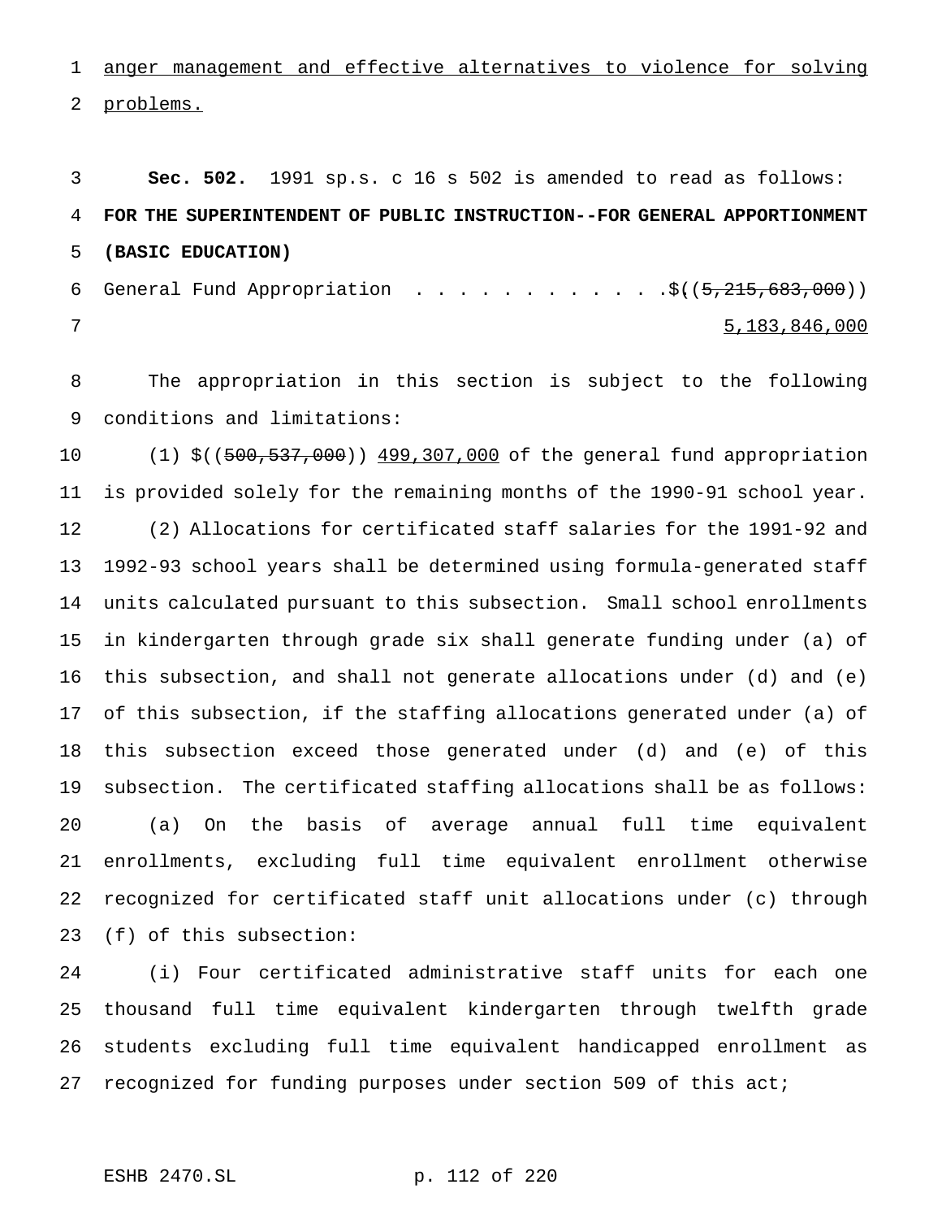anger management and effective alternatives to violence for solving problems.

**Sec. 502.** 1991 sp.s. c 16 s 502 is amended to read as follows:

**FOR THE SUPERINTENDENT OF PUBLIC INSTRUCTION--FOR GENERAL APPORTIONMENT (BASIC EDUCATION)**

General Fund Appropriation . . . . . . . . . . . . $((~~5,215,683,000~~)) 5,183,846,000

The appropriation in this section is subject to the following conditions and limitations:

(1) $((~~500,537,000~~)) 499,307,000 of the general fund appropriation is provided solely for the remaining months of the 1990-91 school year.

(2) Allocations for certificated staff salaries for the 1991-92 and 1992-93 school years shall be determined using formula-generated staff units calculated pursuant to this subsection. Small school enrollments in kindergarten through grade six shall generate funding under (a) of this subsection, and shall not generate allocations under (d) and (e) of this subsection, if the staffing allocations generated under (a) of this subsection exceed those generated under (d) and (e) of this subsection. The certificated staffing allocations shall be as follows:

(a) On the basis of average annual full time equivalent enrollments, excluding full time equivalent enrollment otherwise recognized for certificated staff unit allocations under (c) through (f) of this subsection:

(i) Four certificated administrative staff units for each one thousand full time equivalent kindergarten through twelfth grade students excluding full time equivalent handicapped enrollment as recognized for funding purposes under section 509 of this act;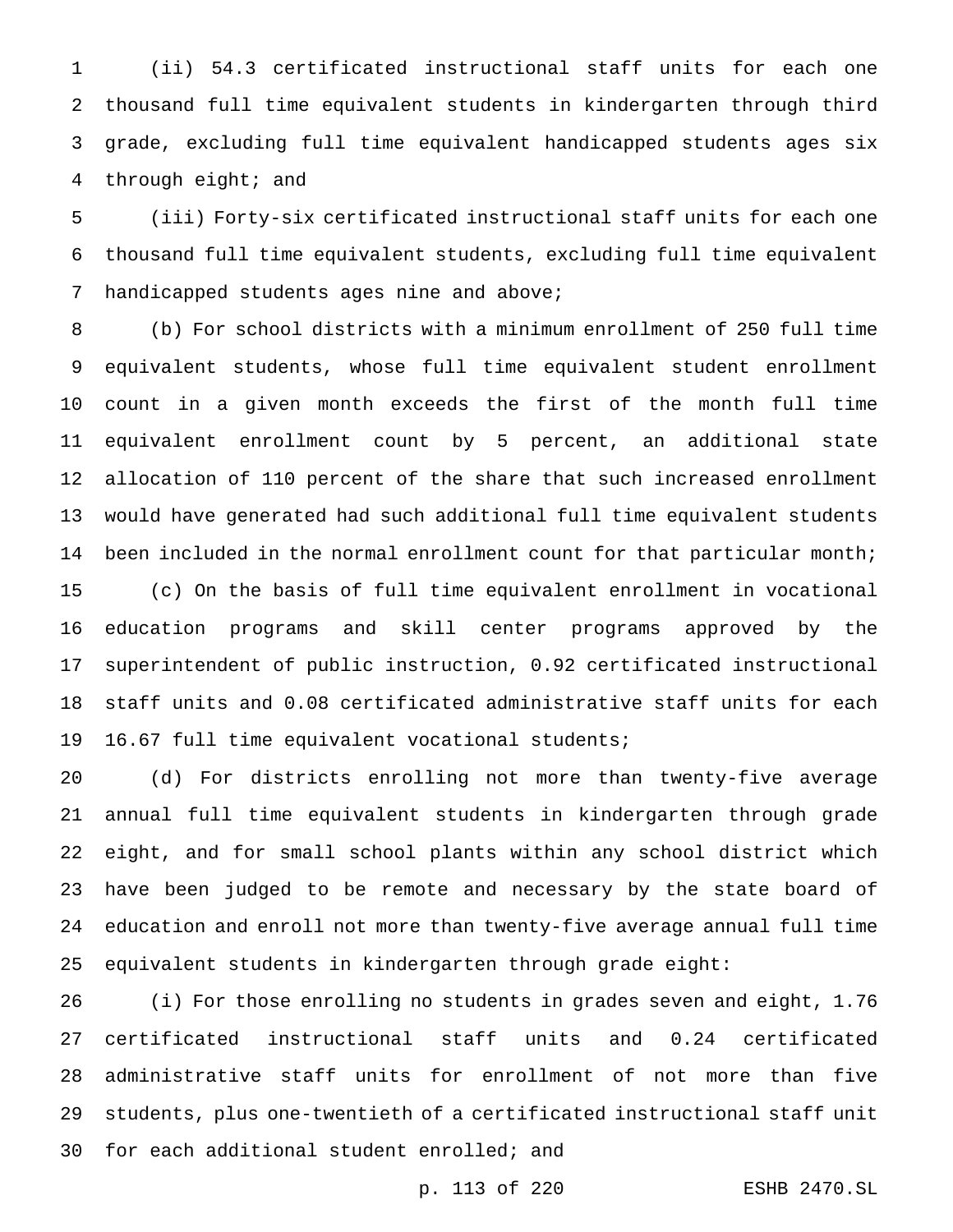(ii) 54.3 certificated instructional staff units for each one thousand full time equivalent students in kindergarten through third grade, excluding full time equivalent handicapped students ages six through eight; and

(iii) Forty-six certificated instructional staff units for each one thousand full time equivalent students, excluding full time equivalent handicapped students ages nine and above;

(b) For school districts with a minimum enrollment of 250 full time equivalent students, whose full time equivalent student enrollment count in a given month exceeds the first of the month full time equivalent enrollment count by 5 percent, an additional state allocation of 110 percent of the share that such increased enrollment would have generated had such additional full time equivalent students been included in the normal enrollment count for that particular month;

(c) On the basis of full time equivalent enrollment in vocational education programs and skill center programs approved by the superintendent of public instruction, 0.92 certificated instructional staff units and 0.08 certificated administrative staff units for each 16.67 full time equivalent vocational students;

(d) For districts enrolling not more than twenty-five average annual full time equivalent students in kindergarten through grade eight, and for small school plants within any school district which have been judged to be remote and necessary by the state board of education and enroll not more than twenty-five average annual full time equivalent students in kindergarten through grade eight:

(i) For those enrolling no students in grades seven and eight, 1.76 certificated instructional staff units and 0.24 certificated administrative staff units for enrollment of not more than five students, plus one-twentieth of a certificated instructional staff unit for each additional student enrolled; and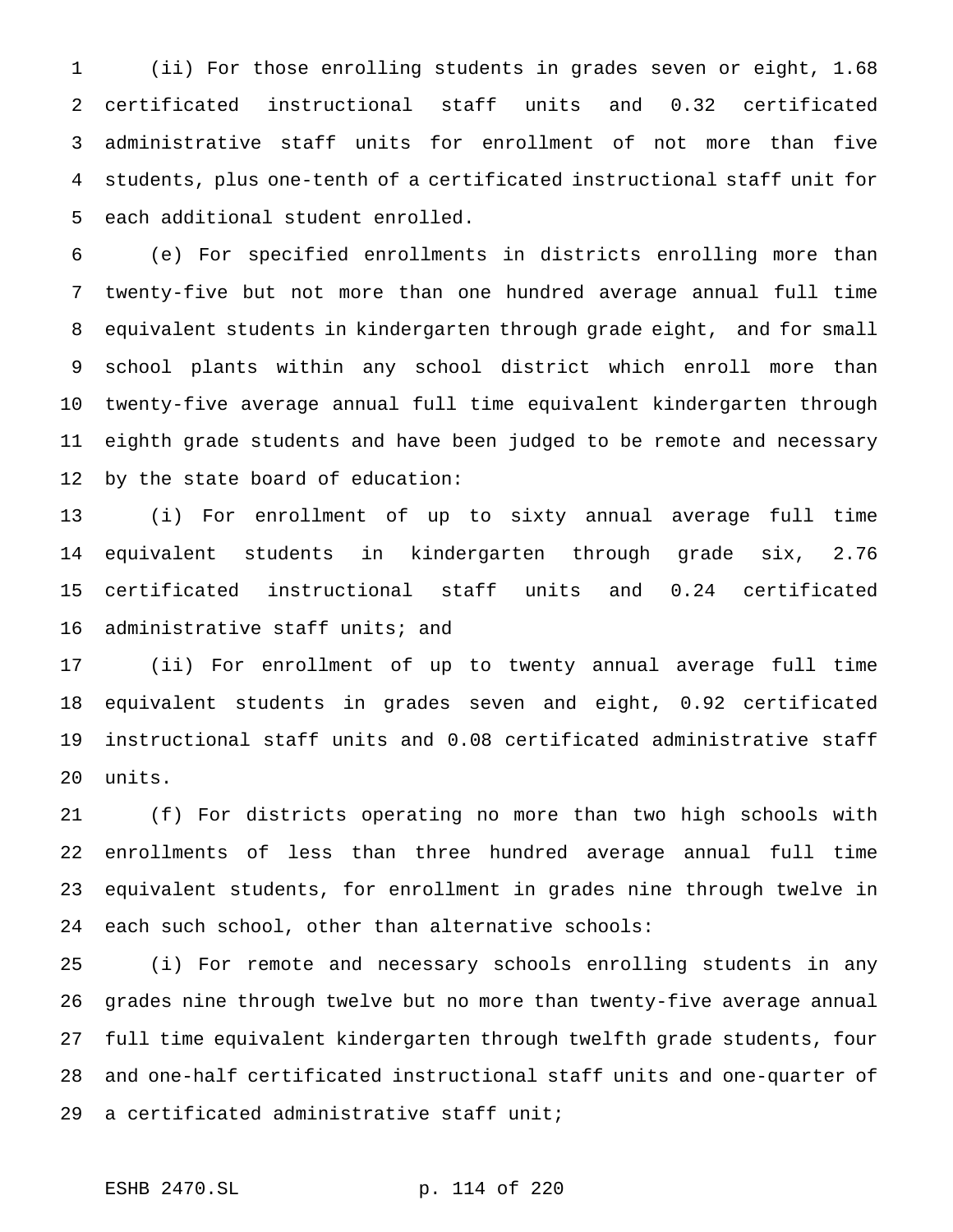(ii) For those enrolling students in grades seven or eight, 1.68 certificated instructional staff units and 0.32 certificated administrative staff units for enrollment of not more than five students, plus one-tenth of a certificated instructional staff unit for each additional student enrolled.

(e) For specified enrollments in districts enrolling more than twenty-five but not more than one hundred average annual full time equivalent students in kindergarten through grade eight, and for small school plants within any school district which enroll more than twenty-five average annual full time equivalent kindergarten through eighth grade students and have been judged to be remote and necessary by the state board of education:

(i) For enrollment of up to sixty annual average full time equivalent students in kindergarten through grade six, 2.76 certificated instructional staff units and 0.24 certificated administrative staff units; and

(ii) For enrollment of up to twenty annual average full time equivalent students in grades seven and eight, 0.92 certificated instructional staff units and 0.08 certificated administrative staff units.

(f) For districts operating no more than two high schools with enrollments of less than three hundred average annual full time equivalent students, for enrollment in grades nine through twelve in each such school, other than alternative schools:

(i) For remote and necessary schools enrolling students in any grades nine through twelve but no more than twenty-five average annual full time equivalent kindergarten through twelfth grade students, four and one-half certificated instructional staff units and one-quarter of a certificated administrative staff unit;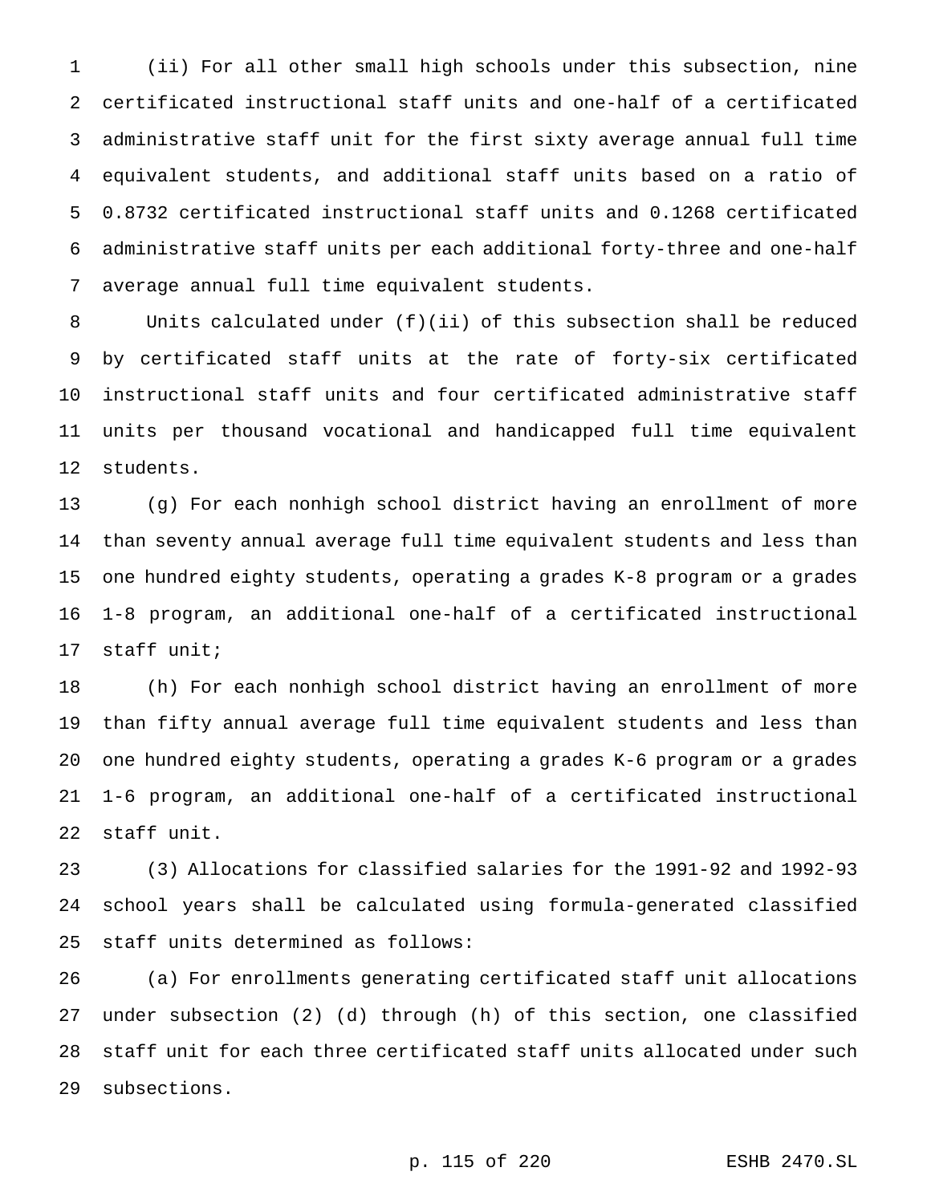(ii) For all other small high schools under this subsection, nine certificated instructional staff units and one-half of a certificated administrative staff unit for the first sixty average annual full time equivalent students, and additional staff units based on a ratio of 0.8732 certificated instructional staff units and 0.1268 certificated administrative staff units per each additional forty-three and one-half average annual full time equivalent students.

Units calculated under (f)(ii) of this subsection shall be reduced by certificated staff units at the rate of forty-six certificated instructional staff units and four certificated administrative staff units per thousand vocational and handicapped full time equivalent students.

(g) For each nonhigh school district having an enrollment of more than seventy annual average full time equivalent students and less than one hundred eighty students, operating a grades K-8 program or a grades 1-8 program, an additional one-half of a certificated instructional staff unit;

(h) For each nonhigh school district having an enrollment of more than fifty annual average full time equivalent students and less than one hundred eighty students, operating a grades K-6 program or a grades 1-6 program, an additional one-half of a certificated instructional staff unit.

(3) Allocations for classified salaries for the 1991-92 and 1992-93 school years shall be calculated using formula-generated classified staff units determined as follows:

(a) For enrollments generating certificated staff unit allocations under subsection (2) (d) through (h) of this section, one classified staff unit for each three certificated staff units allocated under such subsections.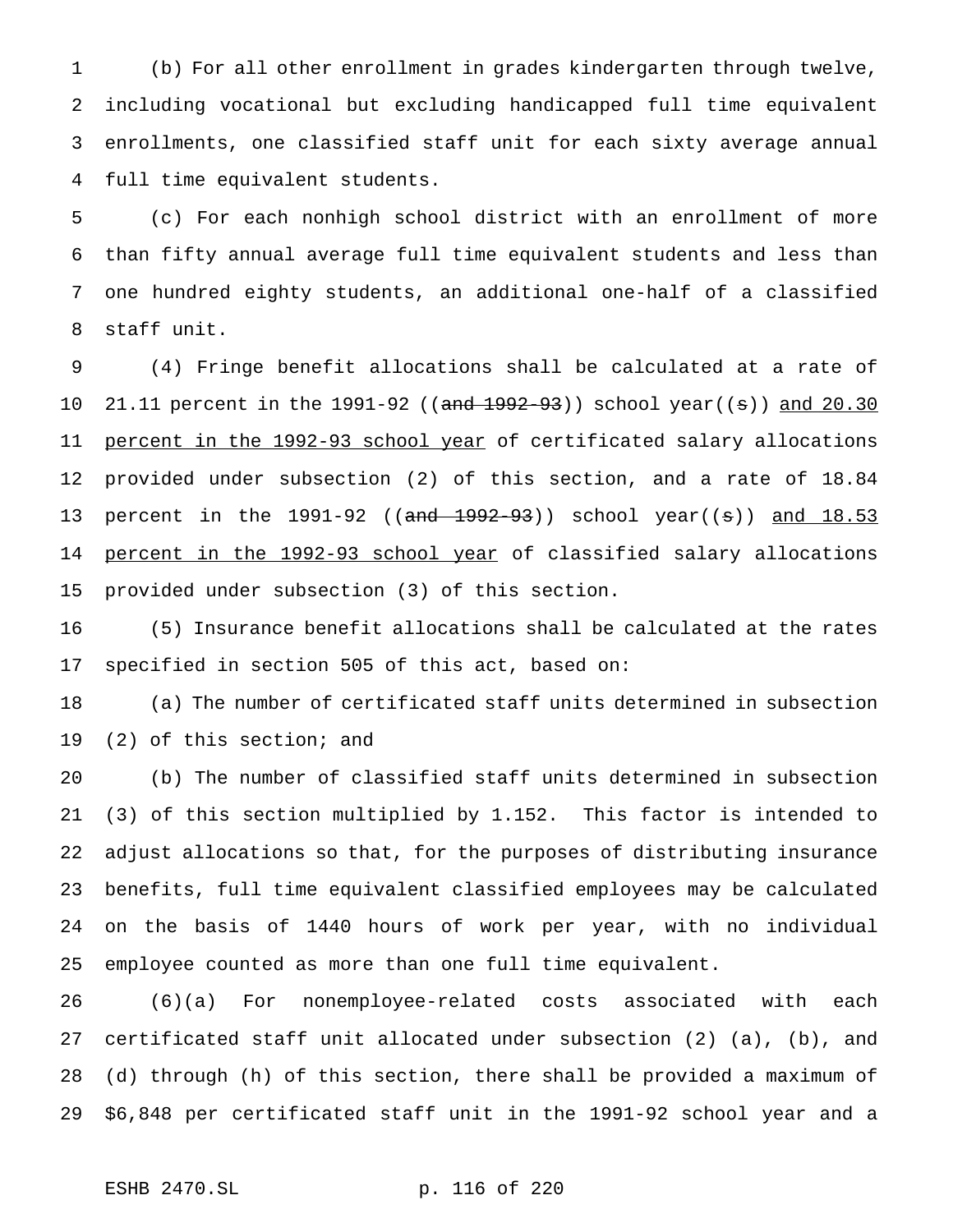(b) For all other enrollment in grades kindergarten through twelve, including vocational but excluding handicapped full time equivalent enrollments, one classified staff unit for each sixty average annual full time equivalent students.

(c) For each nonhigh school district with an enrollment of more than fifty annual average full time equivalent students and less than one hundred eighty students, an additional one-half of a classified staff unit.

(4) Fringe benefit allocations shall be calculated at a rate of 21.11 percent in the 1991-92 ((~~and 1992-93~~)) school year((~~s~~)) <u>and 20.30 percent in the 1992-93 school year</u> of certificated salary allocations provided under subsection (2) of this section, and a rate of 18.84 percent in the 1991-92 ((~~and 1992-93~~)) school year((~~s~~)) <u>and 18.53 percent in the 1992-93 school year</u> of classified salary allocations provided under subsection (3) of this section.

(5) Insurance benefit allocations shall be calculated at the rates specified in section 505 of this act, based on:

(a) The number of certificated staff units determined in subsection (2) of this section; and

(b) The number of classified staff units determined in subsection (3) of this section multiplied by 1.152. This factor is intended to adjust allocations so that, for the purposes of distributing insurance benefits, full time equivalent classified employees may be calculated on the basis of 1440 hours of work per year, with no individual employee counted as more than one full time equivalent.

(6)(a) For nonemployee-related costs associated with each certificated staff unit allocated under subsection (2) (a), (b), and (d) through (h) of this section, there shall be provided a maximum of $6,848 per certificated staff unit in the 1991-92 school year and a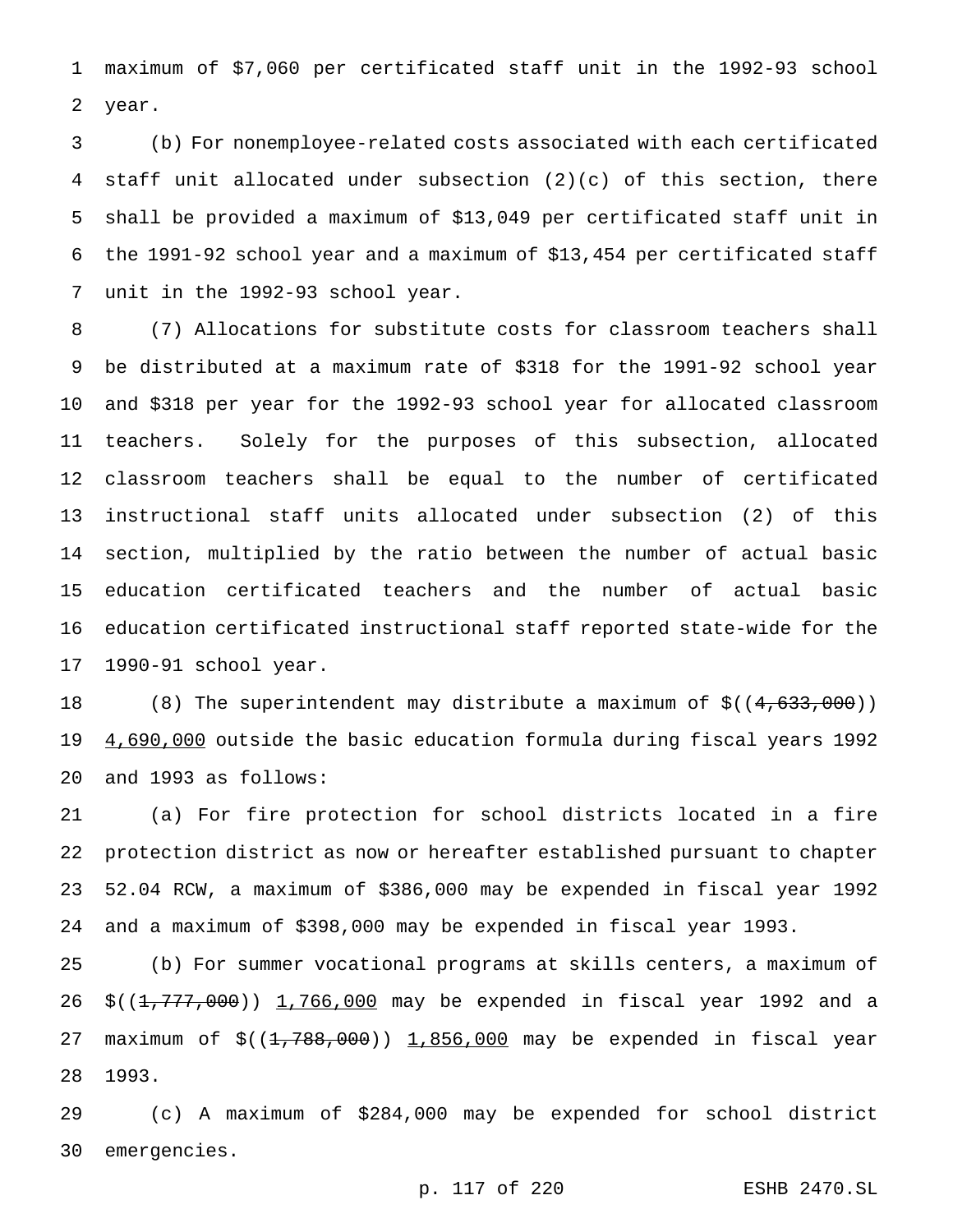maximum of $7,060 per certificated staff unit in the 1992-93 school year.

(b) For nonemployee-related costs associated with each certificated staff unit allocated under subsection (2)(c) of this section, there shall be provided a maximum of $13,049 per certificated staff unit in the 1991-92 school year and a maximum of $13,454 per certificated staff unit in the 1992-93 school year.

(7) Allocations for substitute costs for classroom teachers shall be distributed at a maximum rate of $318 for the 1991-92 school year and $318 per year for the 1992-93 school year for allocated classroom teachers. Solely for the purposes of this subsection, allocated classroom teachers shall be equal to the number of certificated instructional staff units allocated under subsection (2) of this section, multiplied by the ratio between the number of actual basic education certificated teachers and the number of actual basic education certificated instructional staff reported state-wide for the 1990-91 school year.

(8) The superintendent may distribute a maximum of $((~~4,633,000~~)) 4,690,000 outside the basic education formula during fiscal years 1992 and 1993 as follows:

(a) For fire protection for school districts located in a fire protection district as now or hereafter established pursuant to chapter 52.04 RCW, a maximum of $386,000 may be expended in fiscal year 1992 and a maximum of $398,000 may be expended in fiscal year 1993.

(b) For summer vocational programs at skills centers, a maximum of $((~~1,777,000~~)) 1,766,000 may be expended in fiscal year 1992 and a maximum of $((~~1,788,000~~)) 1,856,000 may be expended in fiscal year 1993.

(c) A maximum of $284,000 may be expended for school district emergencies.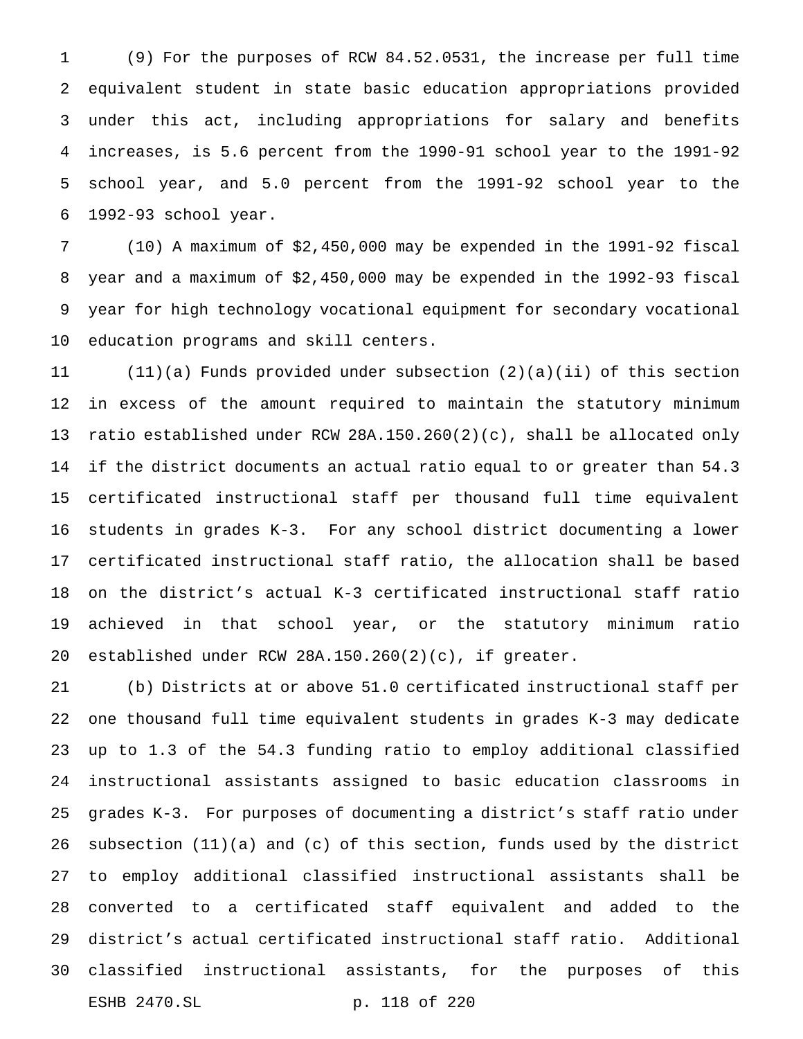(9) For the purposes of RCW 84.52.0531, the increase per full time equivalent student in state basic education appropriations provided under this act, including appropriations for salary and benefits increases, is 5.6 percent from the 1990-91 school year to the 1991-92 school year, and 5.0 percent from the 1991-92 school year to the 1992-93 school year.

(10) A maximum of $2,450,000 may be expended in the 1991-92 fiscal year and a maximum of $2,450,000 may be expended in the 1992-93 fiscal year for high technology vocational equipment for secondary vocational education programs and skill centers.

(11)(a) Funds provided under subsection (2)(a)(ii) of this section in excess of the amount required to maintain the statutory minimum ratio established under RCW 28A.150.260(2)(c), shall be allocated only if the district documents an actual ratio equal to or greater than 54.3 certificated instructional staff per thousand full time equivalent students in grades K-3. For any school district documenting a lower certificated instructional staff ratio, the allocation shall be based on the district's actual K-3 certificated instructional staff ratio achieved in that school year, or the statutory minimum ratio established under RCW 28A.150.260(2)(c), if greater.

(b) Districts at or above 51.0 certificated instructional staff per one thousand full time equivalent students in grades K-3 may dedicate up to 1.3 of the 54.3 funding ratio to employ additional classified instructional assistants assigned to basic education classrooms in grades K-3. For purposes of documenting a district's staff ratio under subsection (11)(a) and (c) of this section, funds used by the district to employ additional classified instructional assistants shall be converted to a certificated staff equivalent and added to the district's actual certificated instructional staff ratio. Additional classified instructional assistants, for the purposes of this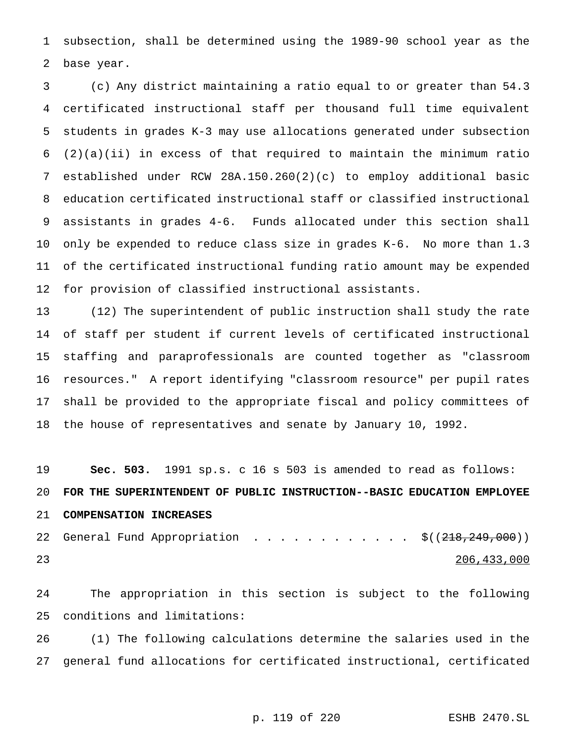subsection, shall be determined using the 1989-90 school year as the base year.

(c) Any district maintaining a ratio equal to or greater than 54.3 certificated instructional staff per thousand full time equivalent students in grades K-3 may use allocations generated under subsection (2)(a)(ii) in excess of that required to maintain the minimum ratio established under RCW 28A.150.260(2)(c) to employ additional basic education certificated instructional staff or classified instructional assistants in grades 4-6. Funds allocated under this section shall only be expended to reduce class size in grades K-6. No more than 1.3 of the certificated instructional funding ratio amount may be expended for provision of classified instructional assistants.

(12) The superintendent of public instruction shall study the rate of staff per student if current levels of certificated instructional staffing and paraprofessionals are counted together as "classroom resources." A report identifying "classroom resource" per pupil rates shall be provided to the appropriate fiscal and policy committees of the house of representatives and senate by January 10, 1992.

**Sec. 503.** 1991 sp.s. c 16 s 503 is amended to read as follows:

**FOR THE SUPERINTENDENT OF PUBLIC INSTRUCTION--BASIC EDUCATION EMPLOYEE COMPENSATION INCREASES**

General Fund Appropriation . . . . . . . . . . . . . $((~~218,249,000~~))
206,433,000

The appropriation in this section is subject to the following conditions and limitations:

(1) The following calculations determine the salaries used in the general fund allocations for certificated instructional, certificated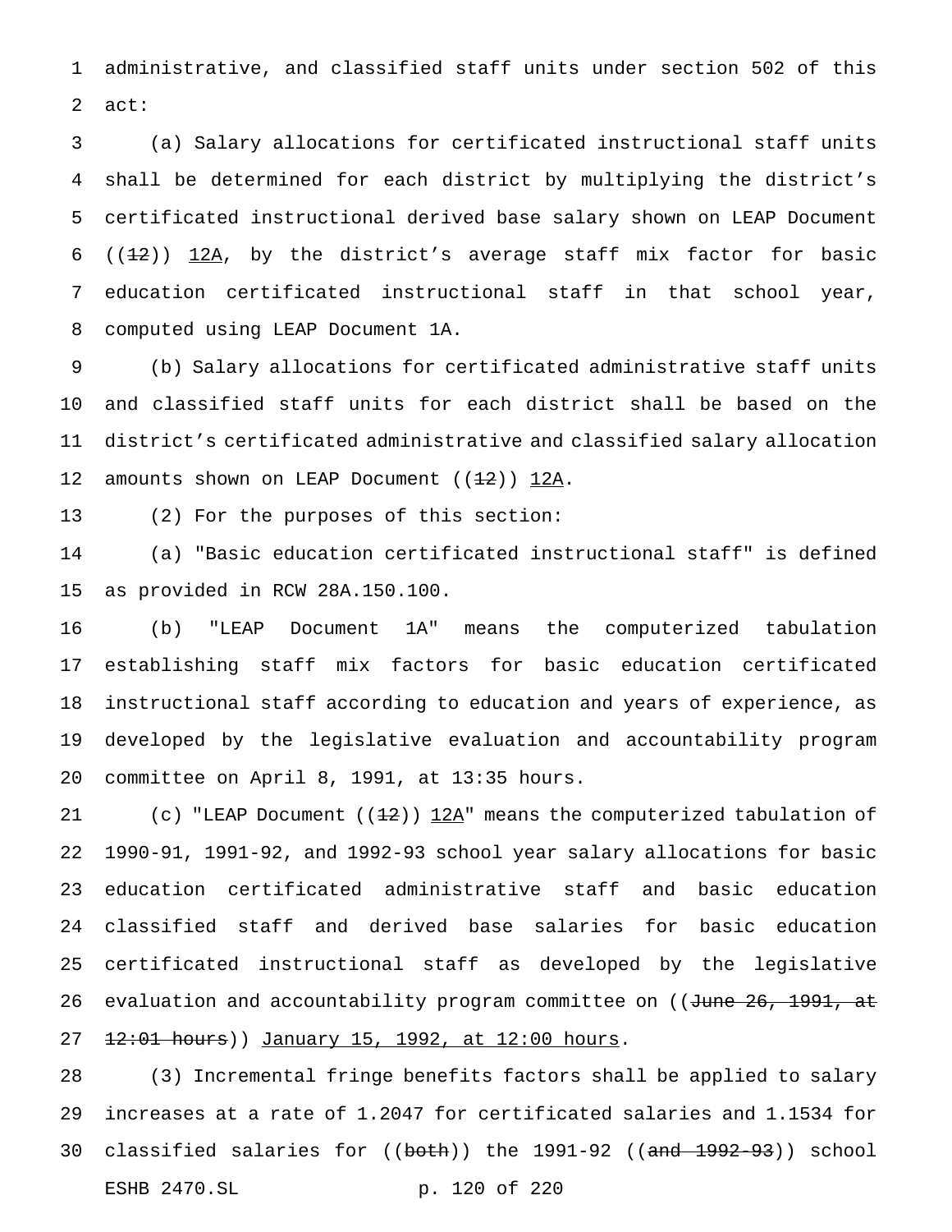administrative, and classified staff units under section 502 of this act:

(a) Salary allocations for certificated instructional staff units shall be determined for each district by multiplying the district's certificated instructional derived base salary shown on LEAP Document ((~~12~~)) 12A, by the district's average staff mix factor for basic education certificated instructional staff in that school year, computed using LEAP Document 1A.

(b) Salary allocations for certificated administrative staff units and classified staff units for each district shall be based on the district's certificated administrative and classified salary allocation amounts shown on LEAP Document ((~~12~~)) 12A.

(2) For the purposes of this section:

(a) "Basic education certificated instructional staff" is defined as provided in RCW 28A.150.100.

(b) "LEAP Document 1A" means the computerized tabulation establishing staff mix factors for basic education certificated instructional staff according to education and years of experience, as developed by the legislative evaluation and accountability program committee on April 8, 1991, at 13:35 hours.

(c) "LEAP Document ((~~12~~)) 12A" means the computerized tabulation of 1990-91, 1991-92, and 1992-93 school year salary allocations for basic education certificated administrative staff and basic education classified staff and derived base salaries for basic education certificated instructional staff as developed by the legislative evaluation and accountability program committee on ((~~June 26, 1991, at 12:01 hours~~)) January 15, 1992, at 12:00 hours.

(3) Incremental fringe benefits factors shall be applied to salary increases at a rate of 1.2047 for certificated salaries and 1.1534 for classified salaries for ((~~both~~)) the 1991-92 ((~~and 1992-93~~)) school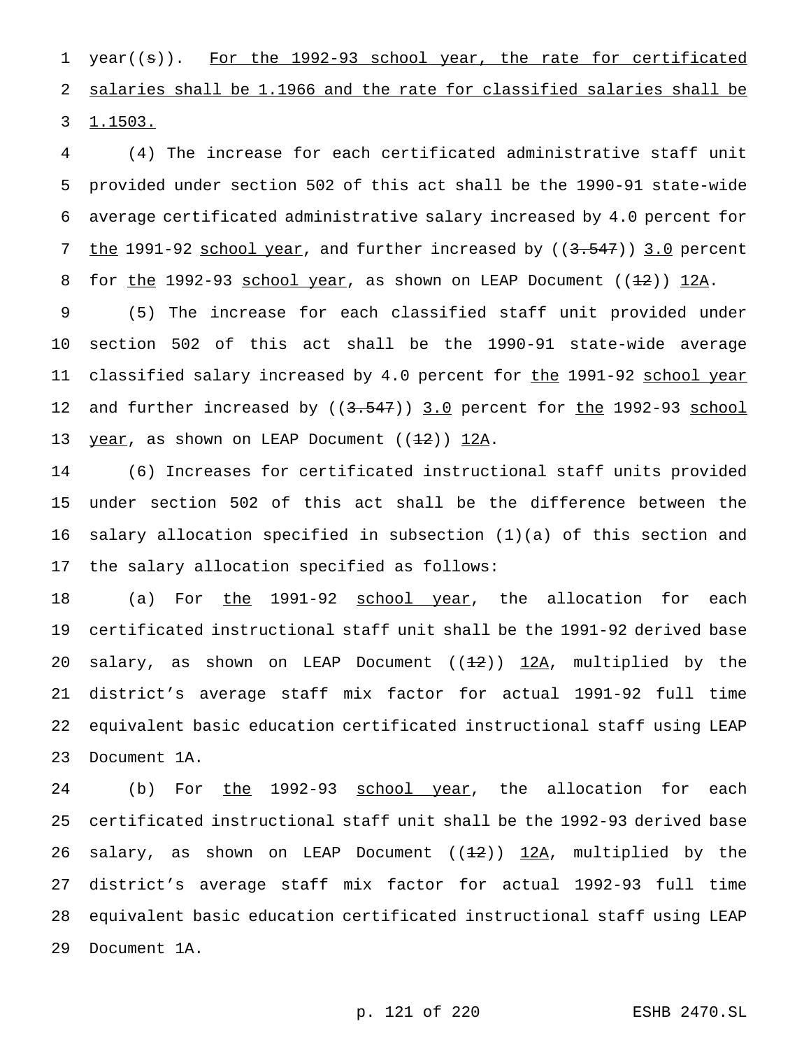year((s)). For the 1992-93 school year, the rate for certificated salaries shall be 1.1966 and the rate for classified salaries shall be 1.1503.

(4) The increase for each certificated administrative staff unit provided under section 502 of this act shall be the 1990-91 state-wide average certificated administrative salary increased by 4.0 percent for the 1991-92 school year, and further increased by ((3.547)) 3.0 percent for the 1992-93 school year, as shown on LEAP Document ((12)) 12A.

(5) The increase for each classified staff unit provided under section 502 of this act shall be the 1990-91 state-wide average classified salary increased by 4.0 percent for the 1991-92 school year and further increased by ((3.547)) 3.0 percent for the 1992-93 school year, as shown on LEAP Document ((12)) 12A.

(6) Increases for certificated instructional staff units provided under section 502 of this act shall be the difference between the salary allocation specified in subsection (1)(a) of this section and the salary allocation specified as follows:

(a) For the 1991-92 school year, the allocation for each certificated instructional staff unit shall be the 1991-92 derived base salary, as shown on LEAP Document ((12)) 12A, multiplied by the district's average staff mix factor for actual 1991-92 full time equivalent basic education certificated instructional staff using LEAP Document 1A.

(b) For the 1992-93 school year, the allocation for each certificated instructional staff unit shall be the 1992-93 derived base salary, as shown on LEAP Document ((12)) 12A, multiplied by the district's average staff mix factor for actual 1992-93 full time equivalent basic education certificated instructional staff using LEAP Document 1A.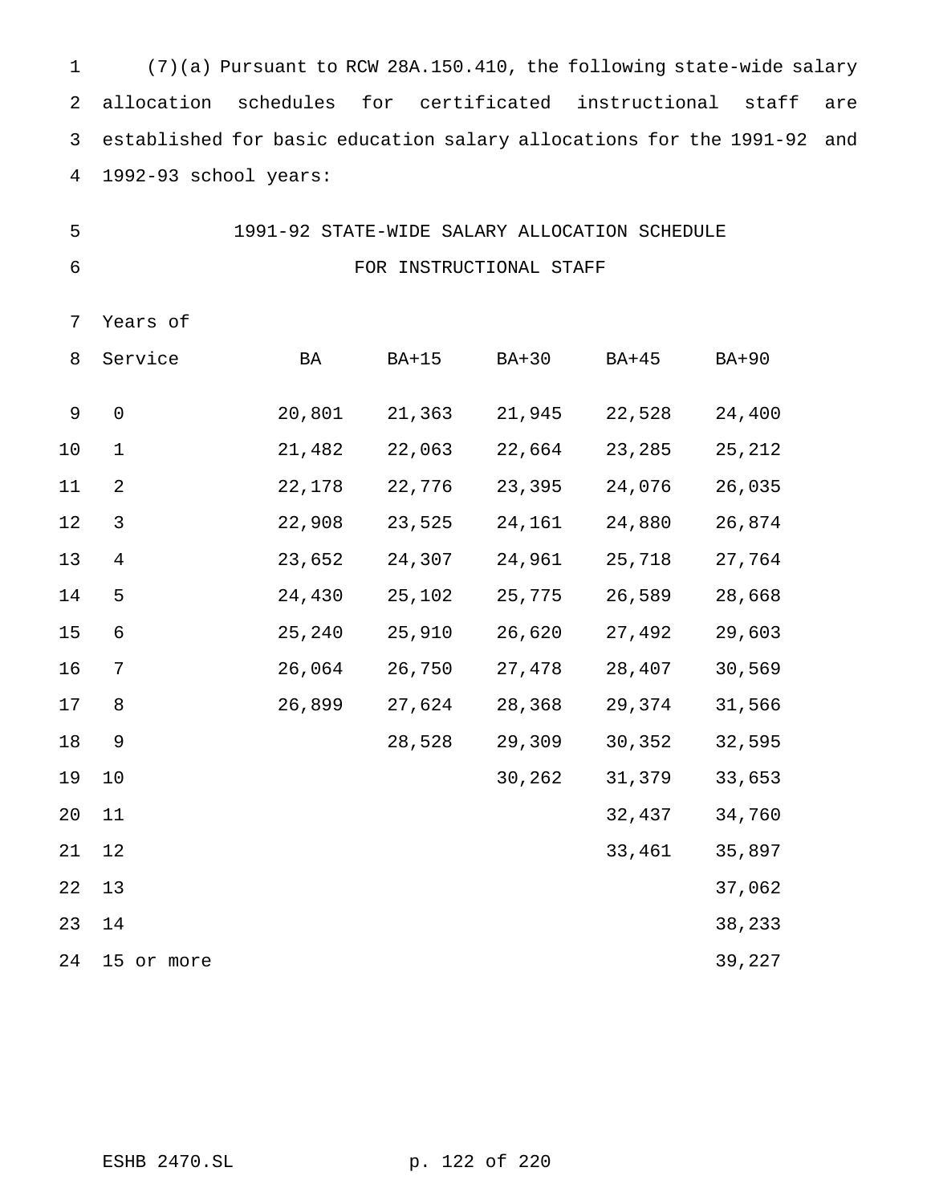(7)(a) Pursuant to RCW 28A.150.410, the following state-wide salary allocation schedules for certificated instructional staff are established for basic education salary allocations for the 1991-92 and 1992-93 school years:

1991-92 STATE-WIDE SALARY ALLOCATION SCHEDULE
FOR INSTRUCTIONAL STAFF

| Years of Service | BA | BA+15 | BA+30 | BA+45 | BA+90 |
|---|---|---|---|---|---|
| 0 | 20,801 | 21,363 | 21,945 | 22,528 | 24,400 |
| 1 | 21,482 | 22,063 | 22,664 | 23,285 | 25,212 |
| 2 | 22,178 | 22,776 | 23,395 | 24,076 | 26,035 |
| 3 | 22,908 | 23,525 | 24,161 | 24,880 | 26,874 |
| 4 | 23,652 | 24,307 | 24,961 | 25,718 | 27,764 |
| 5 | 24,430 | 25,102 | 25,775 | 26,589 | 28,668 |
| 6 | 25,240 | 25,910 | 26,620 | 27,492 | 29,603 |
| 7 | 26,064 | 26,750 | 27,478 | 28,407 | 30,569 |
| 8 | 26,899 | 27,624 | 28,368 | 29,374 | 31,566 |
| 9 | | 28,528 | 29,309 | 30,352 | 32,595 |
| 10 | | | 30,262 | 31,379 | 33,653 |
| 11 | | | | 32,437 | 34,760 |
| 12 | | | | 33,461 | 35,897 |
| 13 | | | | | 37,062 |
| 14 | | | | | 38,233 |
| 15 or more | | | | | 39,227 |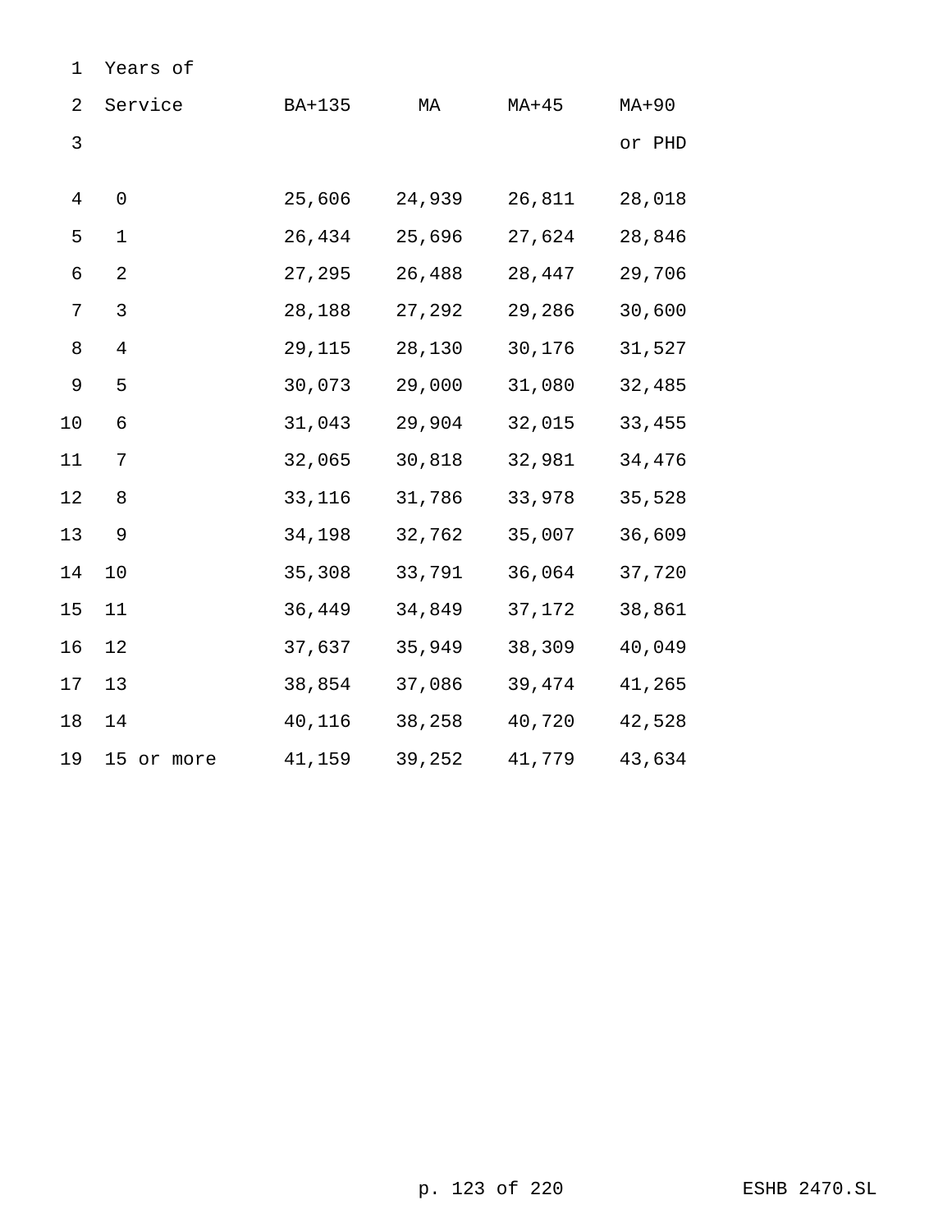| Years of Service | BA+135 | MA | MA+45 | MA+90 or PHD |
|---|---|---|---|---|
| 0 | 25,606 | 24,939 | 26,811 | 28,018 |
| 1 | 26,434 | 25,696 | 27,624 | 28,846 |
| 2 | 27,295 | 26,488 | 28,447 | 29,706 |
| 3 | 28,188 | 27,292 | 29,286 | 30,600 |
| 4 | 29,115 | 28,130 | 30,176 | 31,527 |
| 5 | 30,073 | 29,000 | 31,080 | 32,485 |
| 6 | 31,043 | 29,904 | 32,015 | 33,455 |
| 7 | 32,065 | 30,818 | 32,981 | 34,476 |
| 8 | 33,116 | 31,786 | 33,978 | 35,528 |
| 9 | 34,198 | 32,762 | 35,007 | 36,609 |
| 10 | 35,308 | 33,791 | 36,064 | 37,720 |
| 11 | 36,449 | 34,849 | 37,172 | 38,861 |
| 12 | 37,637 | 35,949 | 38,309 | 40,049 |
| 13 | 38,854 | 37,086 | 39,474 | 41,265 |
| 14 | 40,116 | 38,258 | 40,720 | 42,528 |
| 15 or more | 41,159 | 39,252 | 41,779 | 43,634 |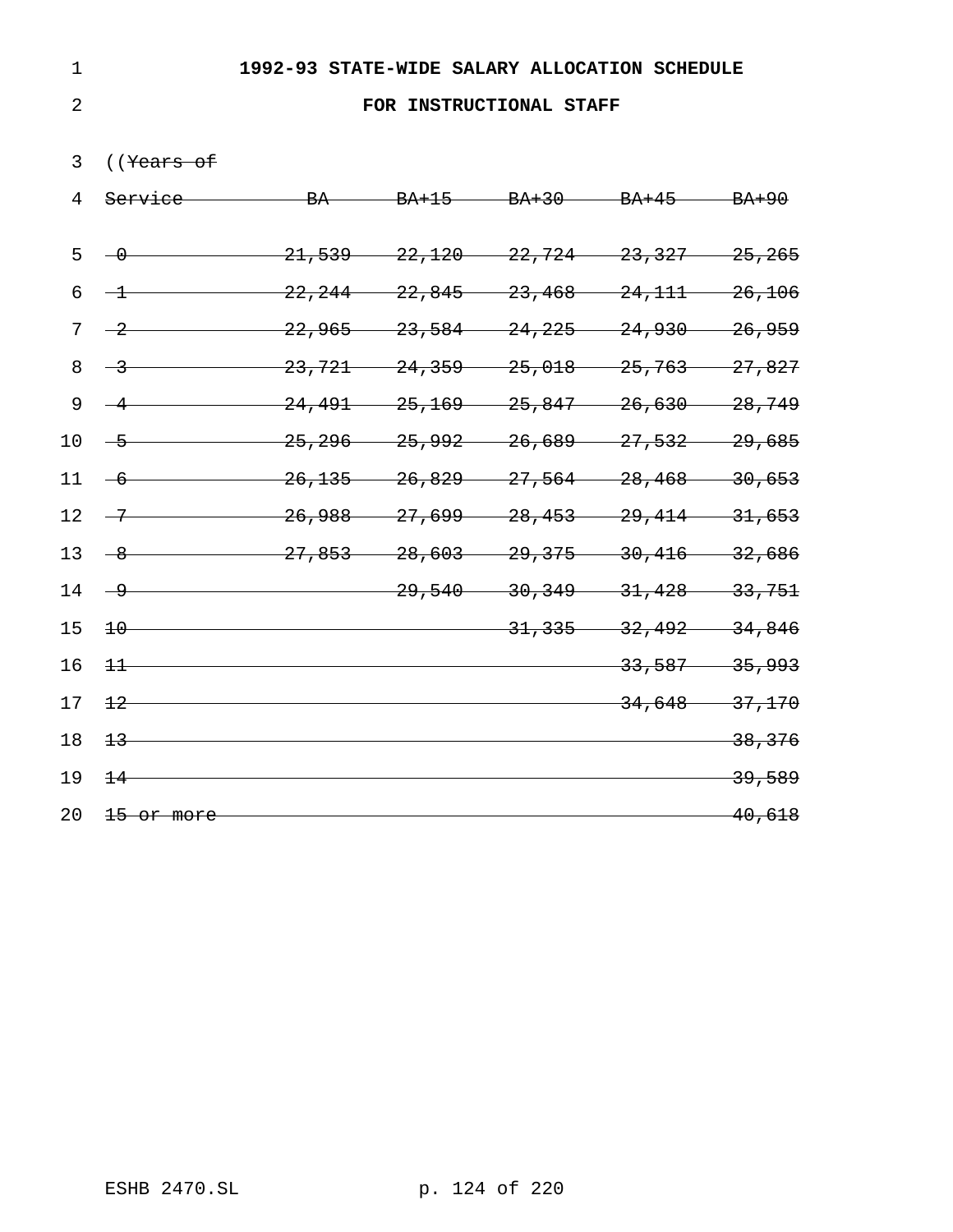**1992-93 STATE-WIDE SALARY ALLOCATION SCHEDULE**

**FOR INSTRUCTIONAL STAFF**

((~~Years of~~

| ~~Service~~ | ~~BA~~ | ~~BA+15~~ | ~~BA+30~~ | ~~BA+45~~ | ~~BA+90~~ |
|---|---|---|---|---|---|
| ~~0~~ | ~~21,539~~ | ~~22,120~~ | ~~22,724~~ | ~~23,327~~ | ~~25,265~~ |
| ~~1~~ | ~~22,244~~ | ~~22,845~~ | ~~23,468~~ | ~~24,111~~ | ~~26,106~~ |
| ~~2~~ | ~~22,965~~ | ~~23,584~~ | ~~24,225~~ | ~~24,930~~ | ~~26,959~~ |
| ~~3~~ | ~~23,721~~ | ~~24,359~~ | ~~25,018~~ | ~~25,763~~ | ~~27,827~~ |
| ~~4~~ | ~~24,491~~ | ~~25,169~~ | ~~25,847~~ | ~~26,630~~ | ~~28,749~~ |
| ~~5~~ | ~~25,296~~ | ~~25,992~~ | ~~26,689~~ | ~~27,532~~ | ~~29,685~~ |
| ~~6~~ | ~~26,135~~ | ~~26,829~~ | ~~27,564~~ | ~~28,468~~ | ~~30,653~~ |
| ~~7~~ | ~~26,988~~ | ~~27,699~~ | ~~28,453~~ | ~~29,414~~ | ~~31,653~~ |
| ~~8~~ | ~~27,853~~ | ~~28,603~~ | ~~29,375~~ | ~~30,416~~ | ~~32,686~~ |
| ~~9~~ | | ~~29,540~~ | ~~30,349~~ | ~~31,428~~ | ~~33,751~~ |
| ~~10~~ | | | ~~31,335~~ | ~~32,492~~ | ~~34,846~~ |
| ~~11~~ | | | | ~~33,587~~ | ~~35,993~~ |
| ~~12~~ | | | | ~~34,648~~ | ~~37,170~~ |
| ~~13~~ | | | | | ~~38,376~~ |
| ~~14~~ | | | | | ~~39,589~~ |
| ~~15 or more~~ | | | | | ~~40,618~~ |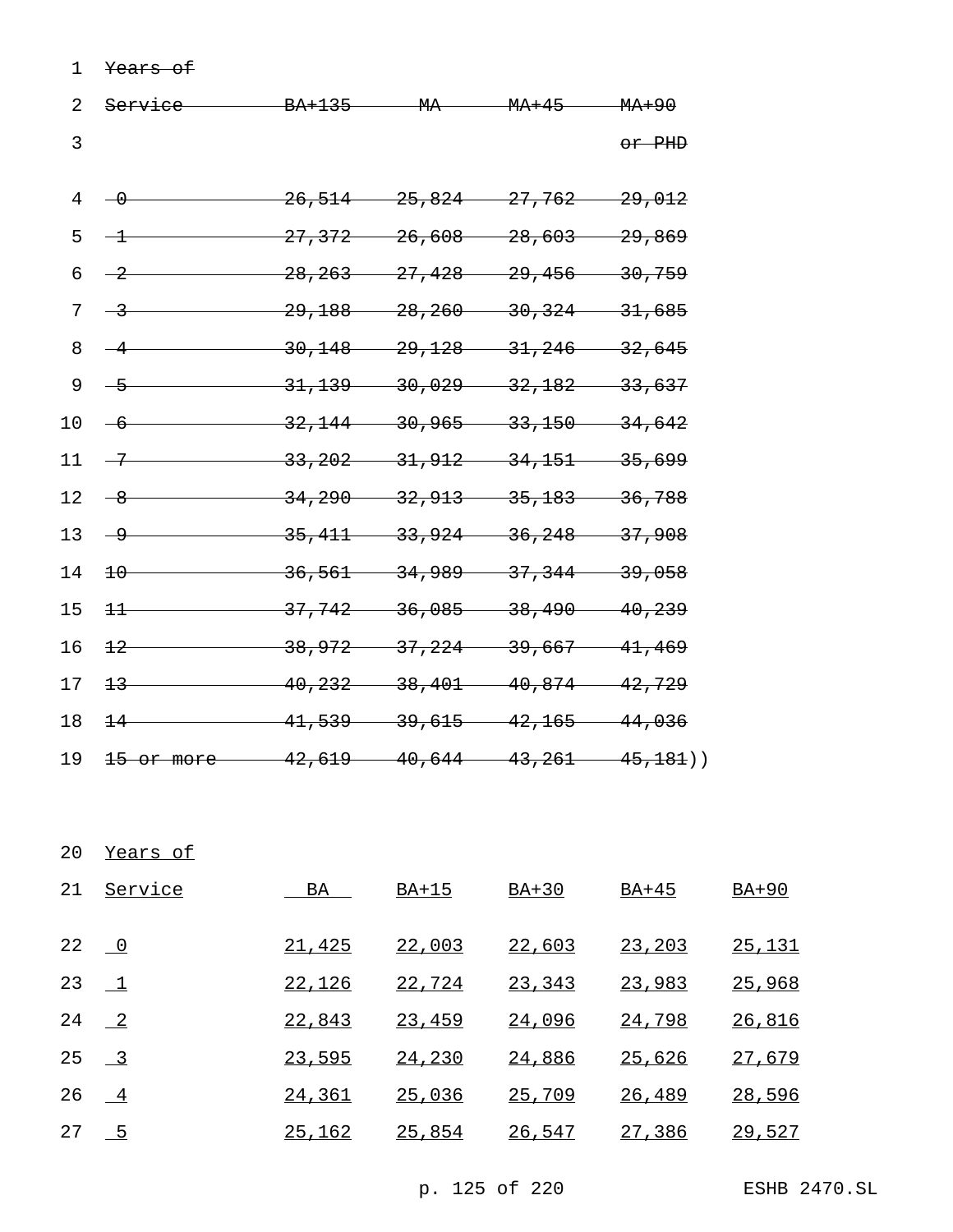~~Years of~~

| ~~Service~~ | ~~BA+135~~ | ~~MA~~ | ~~MA+45~~ | ~~MA+90 or PHD~~ |
|---|---|---|---|---|
| ~~0~~ | ~~26,514~~ | ~~25,824~~ | ~~27,762~~ | ~~29,012~~ |
| ~~1~~ | ~~27,372~~ | ~~26,608~~ | ~~28,603~~ | ~~29,869~~ |
| ~~2~~ | ~~28,263~~ | ~~27,428~~ | ~~29,456~~ | ~~30,759~~ |
| ~~3~~ | ~~29,188~~ | ~~28,260~~ | ~~30,324~~ | ~~31,685~~ |
| ~~4~~ | ~~30,148~~ | ~~29,128~~ | ~~31,246~~ | ~~32,645~~ |
| ~~5~~ | ~~31,139~~ | ~~30,029~~ | ~~32,182~~ | ~~33,637~~ |
| ~~6~~ | ~~32,144~~ | ~~30,965~~ | ~~33,150~~ | ~~34,642~~ |
| ~~7~~ | ~~33,202~~ | ~~31,912~~ | ~~34,151~~ | ~~35,699~~ |
| ~~8~~ | ~~34,290~~ | ~~32,913~~ | ~~35,183~~ | ~~36,788~~ |
| ~~9~~ | ~~35,411~~ | ~~33,924~~ | ~~36,248~~ | ~~37,908~~ |
| ~~10~~ | ~~36,561~~ | ~~34,989~~ | ~~37,344~~ | ~~39,058~~ |
| ~~11~~ | ~~37,742~~ | ~~36,085~~ | ~~38,490~~ | ~~40,239~~ |
| ~~12~~ | ~~38,972~~ | ~~37,224~~ | ~~39,667~~ | ~~41,469~~ |
| ~~13~~ | ~~40,232~~ | ~~38,401~~ | ~~40,874~~ | ~~42,729~~ |
| ~~14~~ | ~~41,539~~ | ~~39,615~~ | ~~42,165~~ | ~~44,036~~ |
| ~~15 or more~~ | ~~42,619~~ | ~~40,644~~ | ~~43,261~~ | ~~45,181~~)) |

Years of

| Service | BA | BA+15 | BA+30 | BA+45 | BA+90 |
|---|---|---|---|---|---|
| 0 | 21,425 | 22,003 | 22,603 | 23,203 | 25,131 |
| 1 | 22,126 | 22,724 | 23,343 | 23,983 | 25,968 |
| 2 | 22,843 | 23,459 | 24,096 | 24,798 | 26,816 |
| 3 | 23,595 | 24,230 | 24,886 | 25,626 | 27,679 |
| 4 | 24,361 | 25,036 | 25,709 | 26,489 | 28,596 |
| 5 | 25,162 | 25,854 | 26,547 | 27,386 | 29,527 |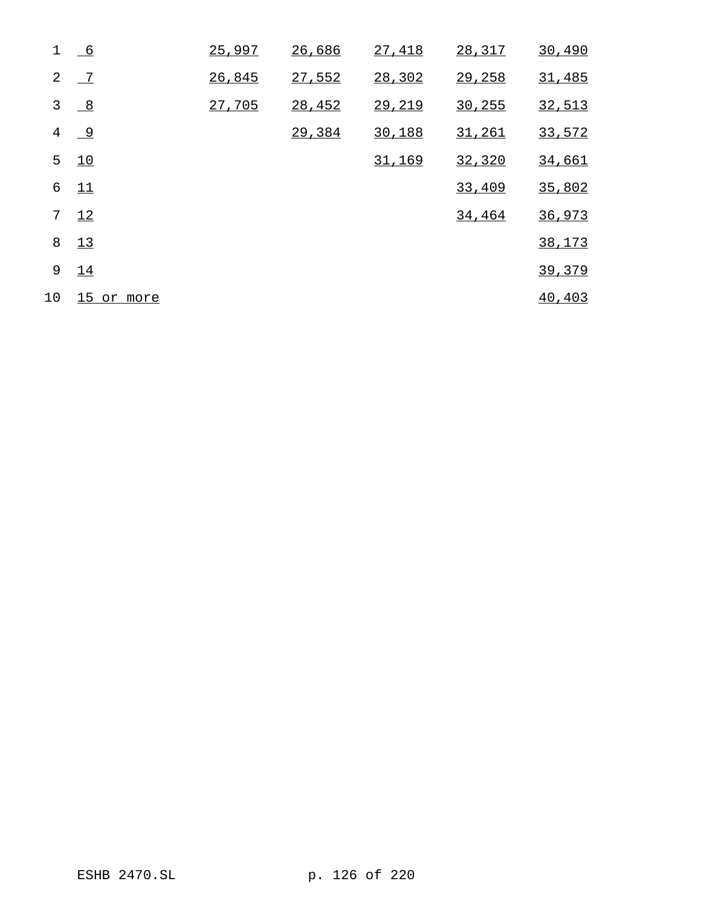| | | | | | |
|---|---|---|---|---|---|
| 6 | 25,997 | 26,686 | 27,418 | 28,317 | 30,490 |
| 7 | 26,845 | 27,552 | 28,302 | 29,258 | 31,485 |
| 8 | 27,705 | 28,452 | 29,219 | 30,255 | 32,513 |
| 9 | | 29,384 | 30,188 | 31,261 | 33,572 |
| 10 | | | 31,169 | 32,320 | 34,661 |
| 11 | | | | 33,409 | 35,802 |
| 12 | | | | 34,464 | 36,973 |
| 13 | | | | | 38,173 |
| 14 | | | | | 39,379 |
| 15 or more | | | | | 40,403 |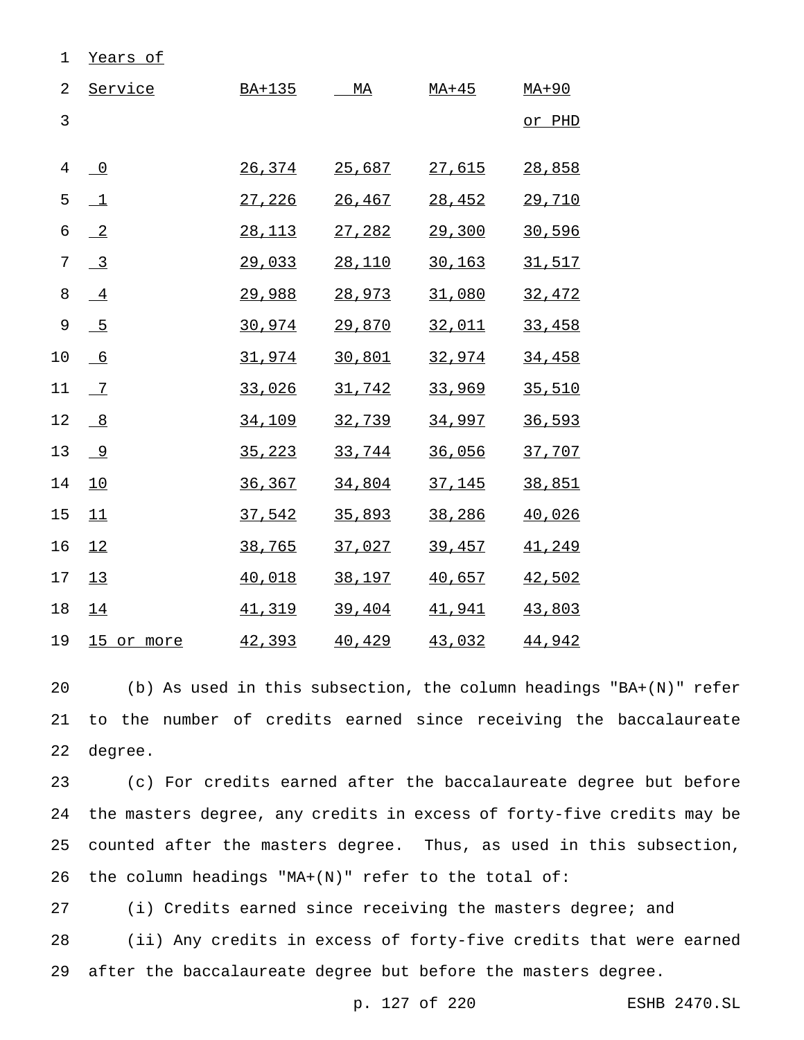| Years of Service | BA+135 | MA | MA+45 | MA+90 or PHD |
|---|---|---|---|---|
| 0 | 26,374 | 25,687 | 27,615 | 28,858 |
| 1 | 27,226 | 26,467 | 28,452 | 29,710 |
| 2 | 28,113 | 27,282 | 29,300 | 30,596 |
| 3 | 29,033 | 28,110 | 30,163 | 31,517 |
| 4 | 29,988 | 28,973 | 31,080 | 32,472 |
| 5 | 30,974 | 29,870 | 32,011 | 33,458 |
| 6 | 31,974 | 30,801 | 32,974 | 34,458 |
| 7 | 33,026 | 31,742 | 33,969 | 35,510 |
| 8 | 34,109 | 32,739 | 34,997 | 36,593 |
| 9 | 35,223 | 33,744 | 36,056 | 37,707 |
| 10 | 36,367 | 34,804 | 37,145 | 38,851 |
| 11 | 37,542 | 35,893 | 38,286 | 40,026 |
| 12 | 38,765 | 37,027 | 39,457 | 41,249 |
| 13 | 40,018 | 38,197 | 40,657 | 42,502 |
| 14 | 41,319 | 39,404 | 41,941 | 43,803 |
| 15 or more | 42,393 | 40,429 | 43,032 | 44,942 |

(b) As used in this subsection, the column headings "BA+(N)" refer to the number of credits earned since receiving the baccalaureate degree.

(c) For credits earned after the baccalaureate degree but before the masters degree, any credits in excess of forty-five credits may be counted after the masters degree. Thus, as used in this subsection, the column headings "MA+(N)" refer to the total of:

(i) Credits earned since receiving the masters degree; and

(ii) Any credits in excess of forty-five credits that were earned after the baccalaureate degree but before the masters degree.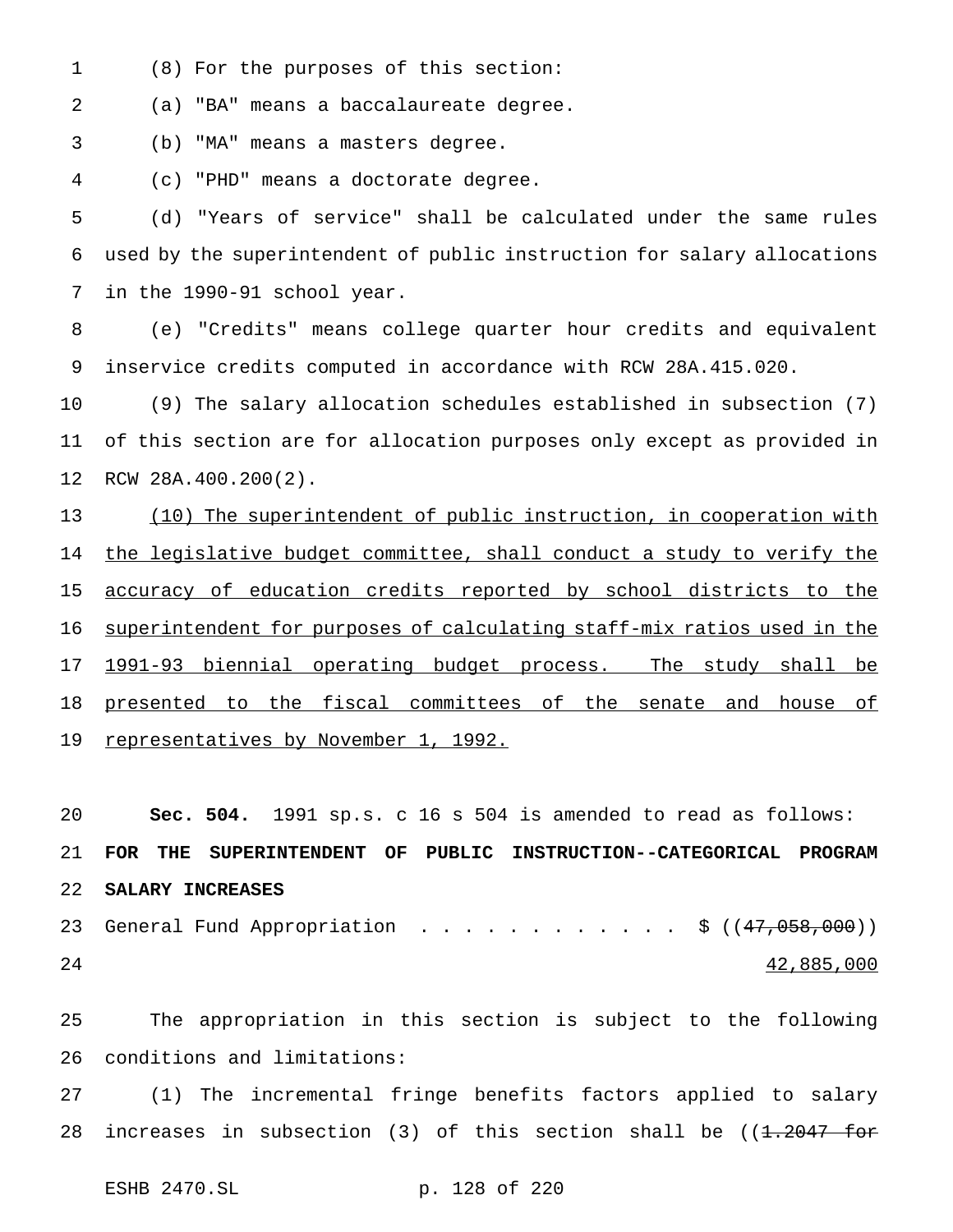(8) For the purposes of this section:

(a) "BA" means a baccalaureate degree.

(b) "MA" means a masters degree.

(c) "PHD" means a doctorate degree.

(d) "Years of service" shall be calculated under the same rules used by the superintendent of public instruction for salary allocations in the 1990-91 school year.

(e) "Credits" means college quarter hour credits and equivalent inservice credits computed in accordance with RCW 28A.415.020.

(9) The salary allocation schedules established in subsection (7) of this section are for allocation purposes only except as provided in RCW 28A.400.200(2).

(10) The superintendent of public instruction, in cooperation with the legislative budget committee, shall conduct a study to verify the accuracy of education credits reported by school districts to the superintendent for purposes of calculating staff-mix ratios used in the 1991-93 biennial operating budget process. The study shall be presented to the fiscal committees of the senate and house of representatives by November 1, 1992.

**Sec. 504.** 1991 sp.s. c 16 s 504 is amended to read as follows:

**FOR THE SUPERINTENDENT OF PUBLIC INSTRUCTION--CATEGORICAL PROGRAM SALARY INCREASES**

General Fund Appropriation . . . . . . . . . . . . $ ((~~47,058,000~~))
42,885,000

The appropriation in this section is subject to the following conditions and limitations:

(1) The incremental fringe benefits factors applied to salary increases in subsection (3) of this section shall be ((~~1.2047 for~~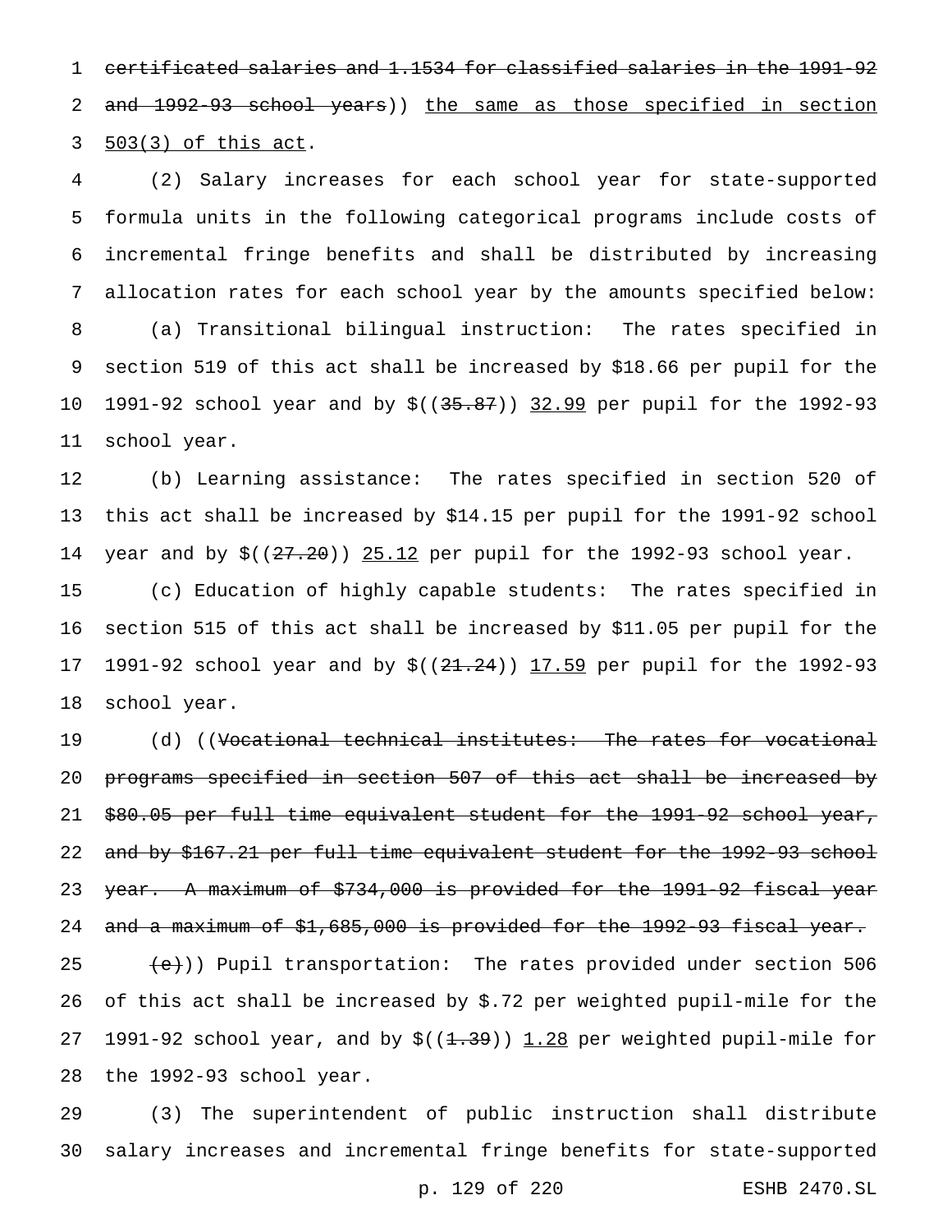~~certificated salaries and 1.1534 for classified salaries in the 1991-92 and 1992-93 school years~~)) <u>the same as those specified in section 503(3) of this act</u>.

(2) Salary increases for each school year for state-supported formula units in the following categorical programs include costs of incremental fringe benefits and shall be distributed by increasing allocation rates for each school year by the amounts specified below:

(a) Transitional bilingual instruction: The rates specified in section 519 of this act shall be increased by $18.66 per pupil for the 1991-92 school year and by $((~~35.87~~)) <u>32.99</u> per pupil for the 1992-93 school year.

(b) Learning assistance: The rates specified in section 520 of this act shall be increased by $14.15 per pupil for the 1991-92 school year and by $((~~27.20~~)) <u>25.12</u> per pupil for the 1992-93 school year.

(c) Education of highly capable students: The rates specified in section 515 of this act shall be increased by $11.05 per pupil for the 1991-92 school year and by $((~~21.24~~)) <u>17.59</u> per pupil for the 1992-93 school year.

(d) ((~~Vocational technical institutes: The rates for vocational programs specified in section 507 of this act shall be increased by $80.05 per full time equivalent student for the 1991-92 school year, and by $167.21 per full time equivalent student for the 1992-93 school year. A maximum of $734,000 is provided for the 1991-92 fiscal year and a maximum of $1,685,000 is provided for the 1992-93 fiscal year.~~

~~(e)~~)) Pupil transportation: The rates provided under section 506 of this act shall be increased by $.72 per weighted pupil-mile for the 1991-92 school year, and by $((~~1.39~~)) <u>1.28</u> per weighted pupil-mile for the 1992-93 school year.

(3) The superintendent of public instruction shall distribute salary increases and incremental fringe benefits for state-supported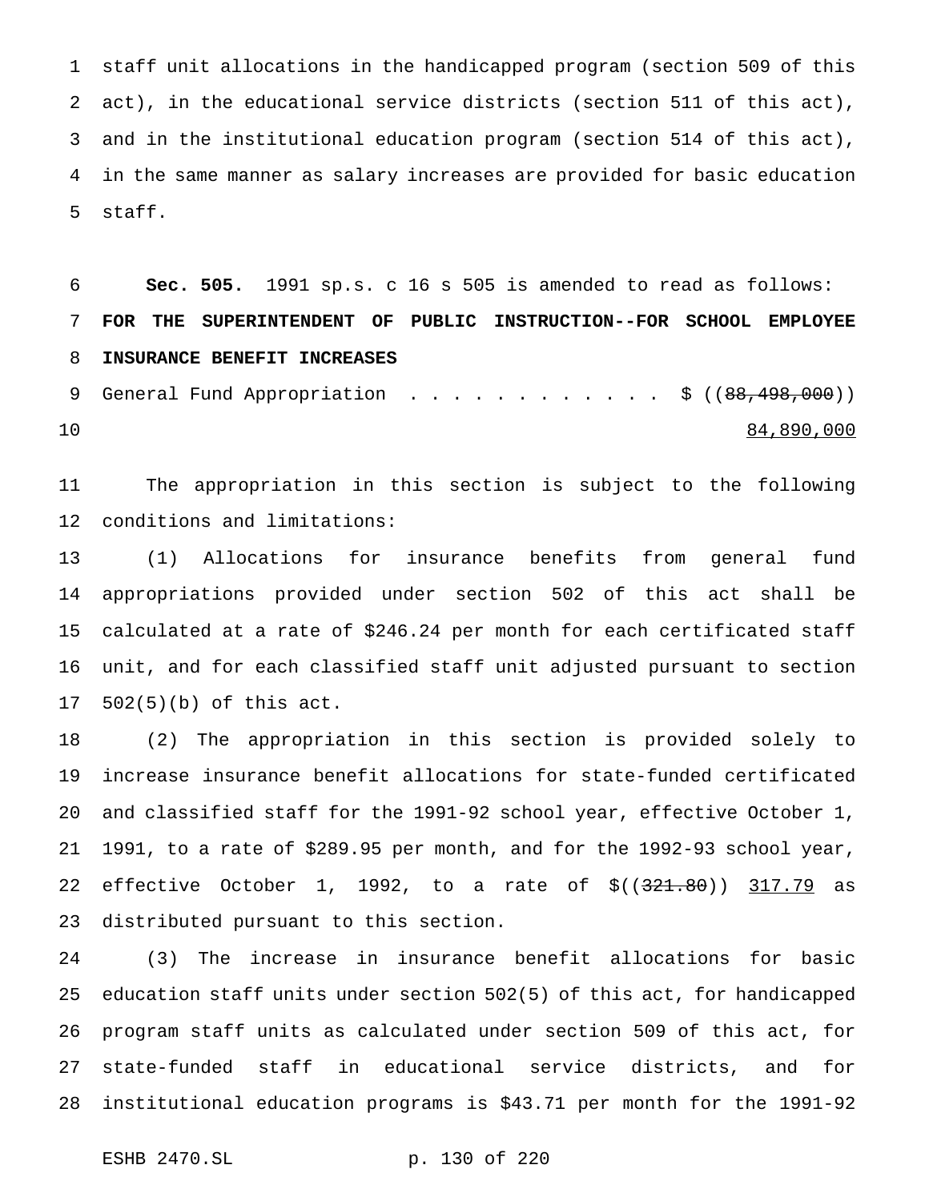staff unit allocations in the handicapped program (section 509 of this act), in the educational service districts (section 511 of this act), and in the institutional education program (section 514 of this act), in the same manner as salary increases are provided for basic education staff.

**Sec. 505.** 1991 sp.s. c 16 s 505 is amended to read as follows:

**FOR THE SUPERINTENDENT OF PUBLIC INSTRUCTION--FOR SCHOOL EMPLOYEE INSURANCE BENEFIT INCREASES**

General Fund Appropriation . . . . . . . . . . . . . $ ((~~88,498,000~~))
84,890,000

The appropriation in this section is subject to the following conditions and limitations:

(1) Allocations for insurance benefits from general fund appropriations provided under section 502 of this act shall be calculated at a rate of $246.24 per month for each certificated staff unit, and for each classified staff unit adjusted pursuant to section 502(5)(b) of this act.

(2) The appropriation in this section is provided solely to increase insurance benefit allocations for state-funded certificated and classified staff for the 1991-92 school year, effective October 1, 1991, to a rate of $289.95 per month, and for the 1992-93 school year, effective October 1, 1992, to a rate of $((~~321.80~~)) 317.79 as distributed pursuant to this section.

(3) The increase in insurance benefit allocations for basic education staff units under section 502(5) of this act, for handicapped program staff units as calculated under section 509 of this act, for state-funded staff in educational service districts, and for institutional education programs is $43.71 per month for the 1991-92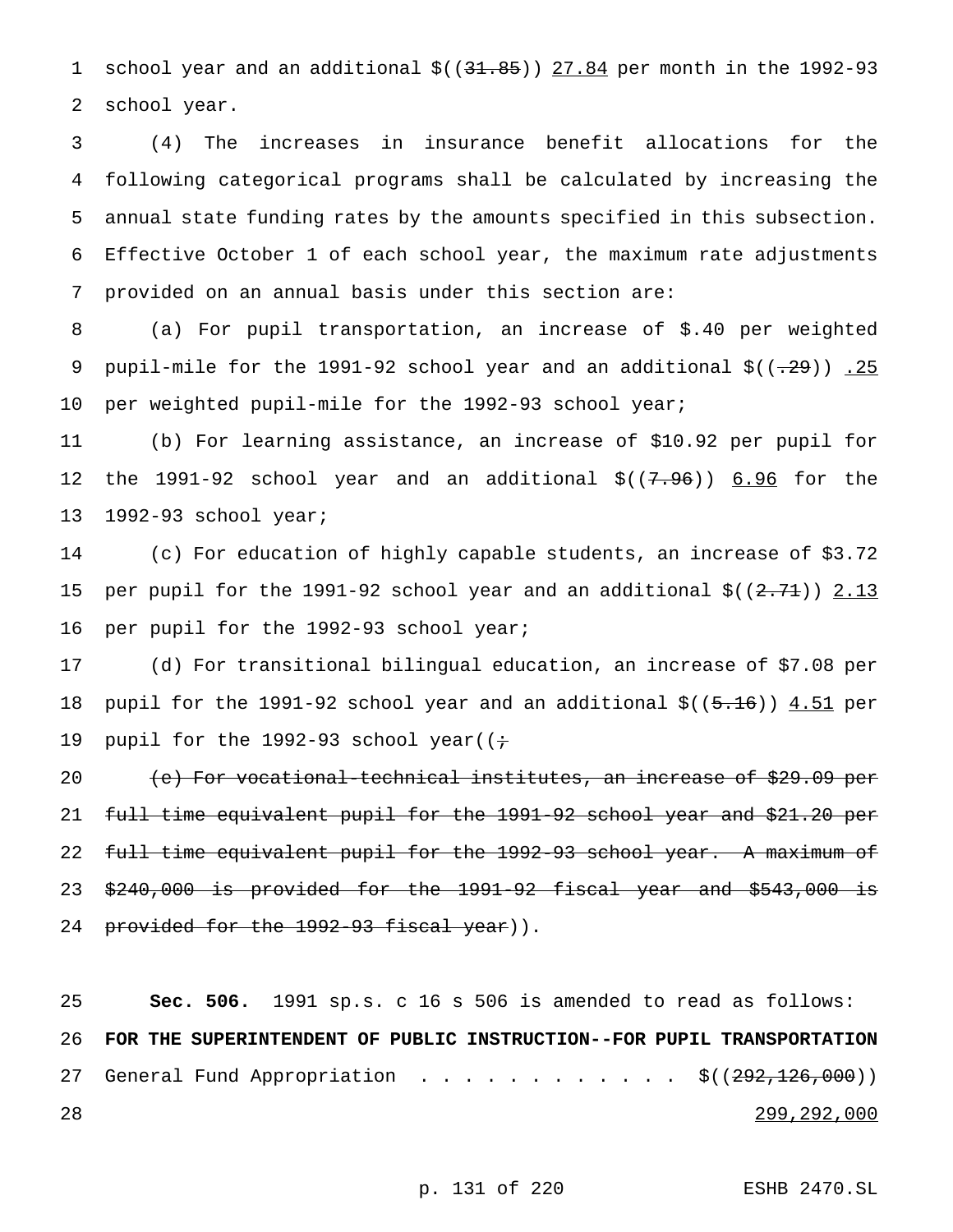school year and an additional $((~~31.85~~)) 27.84 per month in the 1992-93 school year.

(4) The increases in insurance benefit allocations for the following categorical programs shall be calculated by increasing the annual state funding rates by the amounts specified in this subsection. Effective October 1 of each school year, the maximum rate adjustments provided on an annual basis under this section are:

(a) For pupil transportation, an increase of $.40 per weighted pupil-mile for the 1991-92 school year and an additional $((~~.29~~)) .25 per weighted pupil-mile for the 1992-93 school year;

(b) For learning assistance, an increase of $10.92 per pupil for the 1991-92 school year and an additional $((~~7.96~~)) 6.96 for the 1992-93 school year;

(c) For education of highly capable students, an increase of $3.72 per pupil for the 1991-92 school year and an additional $((~~2.71~~)) 2.13 per pupil for the 1992-93 school year;

(d) For transitional bilingual education, an increase of $7.08 per pupil for the 1991-92 school year and an additional $((~~5.16~~)) 4.51 per pupil for the 1992-93 school year((~~;~~

~~(e) For vocational-technical institutes, an increase of $29.09 per full time equivalent pupil for the 1991-92 school year and $21.20 per full time equivalent pupil for the 1992-93 school year. A maximum of $240,000 is provided for the 1991-92 fiscal year and $543,000 is provided for the 1992-93 fiscal year~~)).

**Sec. 506.** 1991 sp.s. c 16 s 506 is amended to read as follows:

**FOR THE SUPERINTENDENT OF PUBLIC INSTRUCTION--FOR PUPIL TRANSPORTATION**

General Fund Appropriation . . . . . . . . . . . . . $((~~292,126,000~~))
299,292,000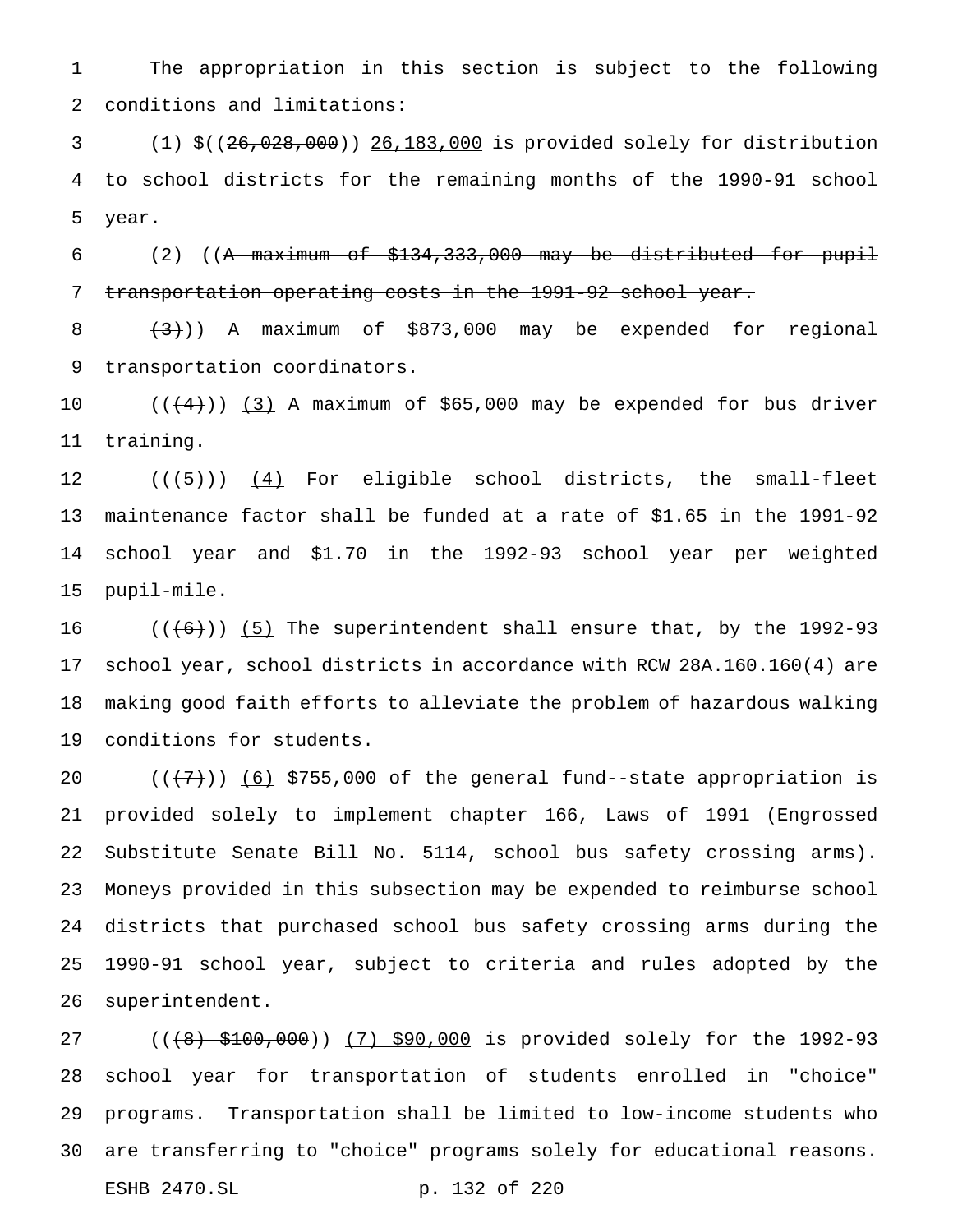The appropriation in this section is subject to the following conditions and limitations:

(1) $((~~26,028,000~~)) <u>26,183,000</u> is provided solely for distribution to school districts for the remaining months of the 1990-91 school year.

(2) ((~~A maximum of $134,333,000 may be distributed for pupil transportation operating costs in the 1991-92 school year.~~

~~(3)~~)) A maximum of $873,000 may be expended for regional transportation coordinators.

((~~(4)~~)) <u>(3)</u> A maximum of $65,000 may be expended for bus driver training.

((~~(5)~~)) <u>(4)</u> For eligible school districts, the small-fleet maintenance factor shall be funded at a rate of $1.65 in the 1991-92 school year and $1.70 in the 1992-93 school year per weighted pupil-mile.

((~~(6)~~)) <u>(5)</u> The superintendent shall ensure that, by the 1992-93 school year, school districts in accordance with RCW 28A.160.160(4) are making good faith efforts to alleviate the problem of hazardous walking conditions for students.

((~~(7)~~)) <u>(6)</u> $755,000 of the general fund--state appropriation is provided solely to implement chapter 166, Laws of 1991 (Engrossed Substitute Senate Bill No. 5114, school bus safety crossing arms). Moneys provided in this subsection may be expended to reimburse school districts that purchased school bus safety crossing arms during the 1990-91 school year, subject to criteria and rules adopted by the superintendent.

((~~(8) $100,000~~)) <u>(7) $90,000</u> is provided solely for the 1992-93 school year for transportation of students enrolled in "choice" programs. Transportation shall be limited to low-income students who are transferring to "choice" programs solely for educational reasons.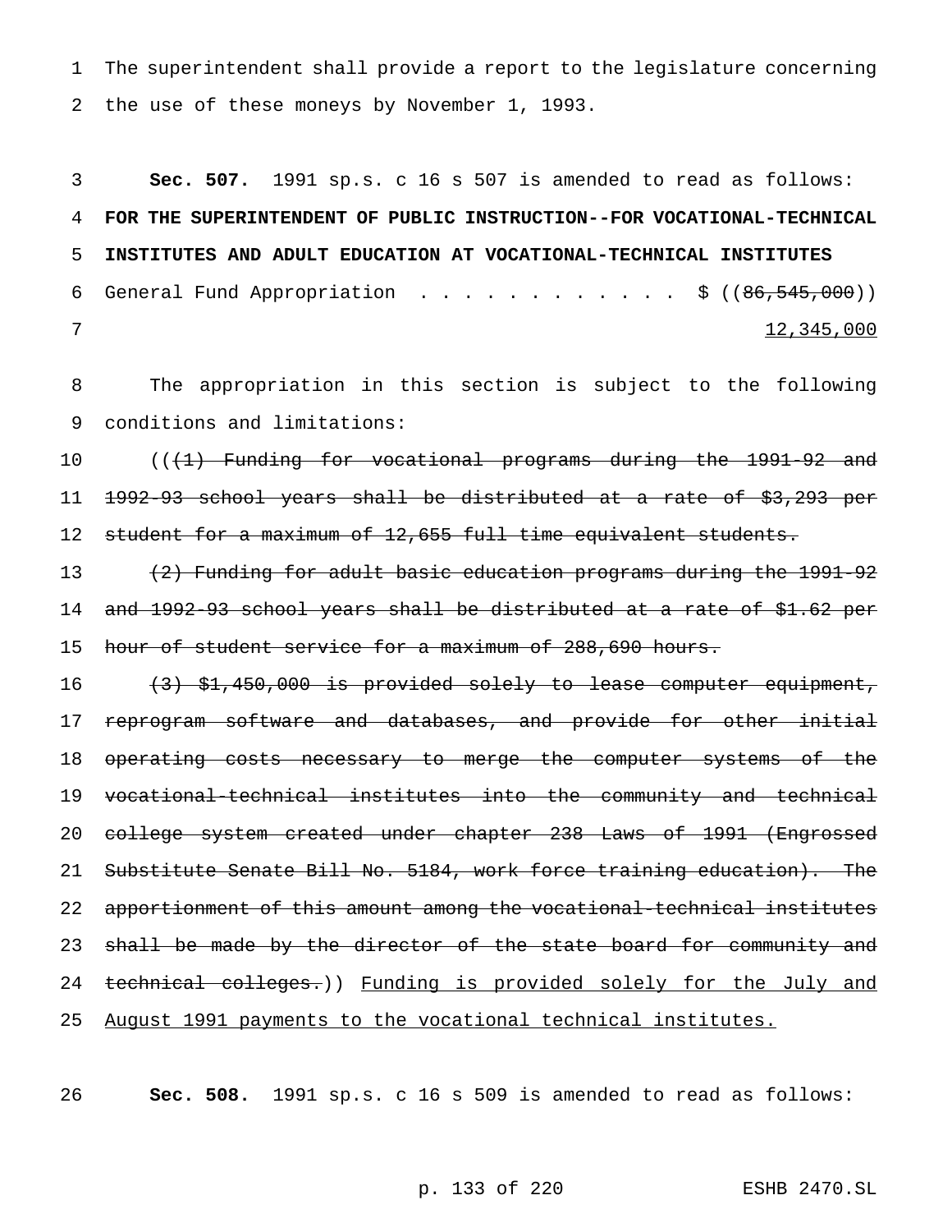The superintendent shall provide a report to the legislature concerning the use of these moneys by November 1, 1993.

**Sec. 507.** 1991 sp.s. c 16 s 507 is amended to read as follows:

**FOR THE SUPERINTENDENT OF PUBLIC INSTRUCTION--FOR VOCATIONAL-TECHNICAL INSTITUTES AND ADULT EDUCATION AT VOCATIONAL-TECHNICAL INSTITUTES**

General Fund Appropriation . . . . . . . . . . . . . $ ((~~86,545,000~~))
12,345,000

The appropriation in this section is subject to the following conditions and limitations:

((~~(1) Funding for vocational programs during the 1991-92 and 1992-93 school years shall be distributed at a rate of $3,293 per student for a maximum of 12,655 full time equivalent students.~~

~~(2) Funding for adult basic education programs during the 1991-92 and 1992-93 school years shall be distributed at a rate of $1.62 per hour of student service for a maximum of 288,690 hours.~~

~~(3) $1,450,000 is provided solely to lease computer equipment, reprogram software and databases, and provide for other initial operating costs necessary to merge the computer systems of the vocational-technical institutes into the community and technical college system created under chapter 238 Laws of 1991 (Engrossed Substitute Senate Bill No. 5184, work force training education). The apportionment of this amount among the vocational-technical institutes shall be made by the director of the state board for community and technical colleges.~~)) Funding is provided solely for the July and August 1991 payments to the vocational technical institutes.

**Sec. 508.** 1991 sp.s. c 16 s 509 is amended to read as follows: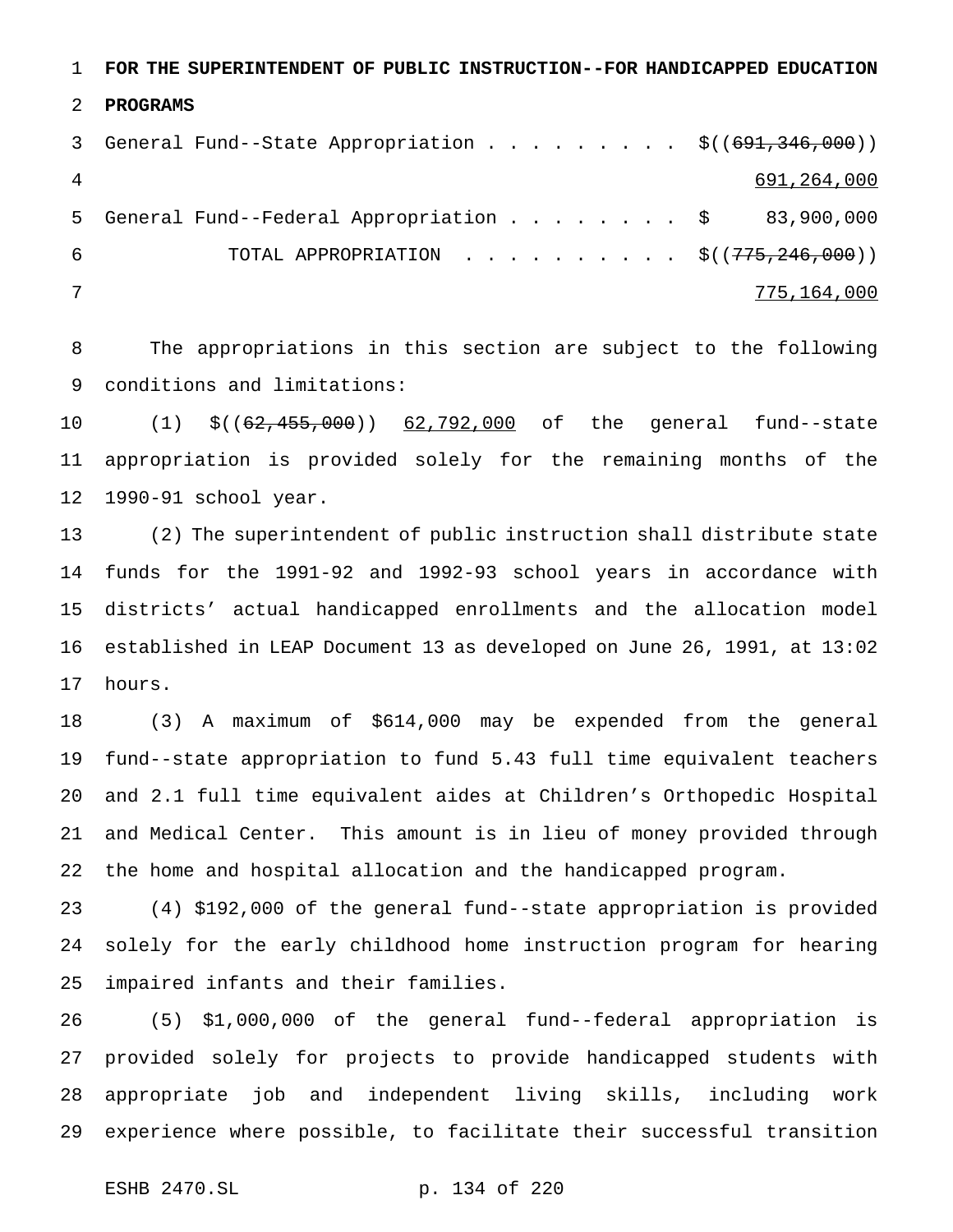**FOR THE SUPERINTENDENT OF PUBLIC INSTRUCTION--FOR HANDICAPPED EDUCATION PROGRAMS**

General Fund--State Appropriation . . . . . . . . . $((~~691,346,000~~)) 691,264,000

General Fund--Federal Appropriation . . . . . . . . $ 83,900,000

TOTAL APPROPRIATION . . . . . . . . . . $((~~775,246,000~~)) 775,164,000

The appropriations in this section are subject to the following conditions and limitations:

(1) $((~~62,455,000~~)) 62,792,000 of the general fund--state appropriation is provided solely for the remaining months of the 1990-91 school year.

(2) The superintendent of public instruction shall distribute state funds for the 1991-92 and 1992-93 school years in accordance with districts' actual handicapped enrollments and the allocation model established in LEAP Document 13 as developed on June 26, 1991, at 13:02 hours.

(3) A maximum of $614,000 may be expended from the general fund--state appropriation to fund 5.43 full time equivalent teachers and 2.1 full time equivalent aides at Children's Orthopedic Hospital and Medical Center. This amount is in lieu of money provided through the home and hospital allocation and the handicapped program.

(4) $192,000 of the general fund--state appropriation is provided solely for the early childhood home instruction program for hearing impaired infants and their families.

(5) $1,000,000 of the general fund--federal appropriation is provided solely for projects to provide handicapped students with appropriate job and independent living skills, including work experience where possible, to facilitate their successful transition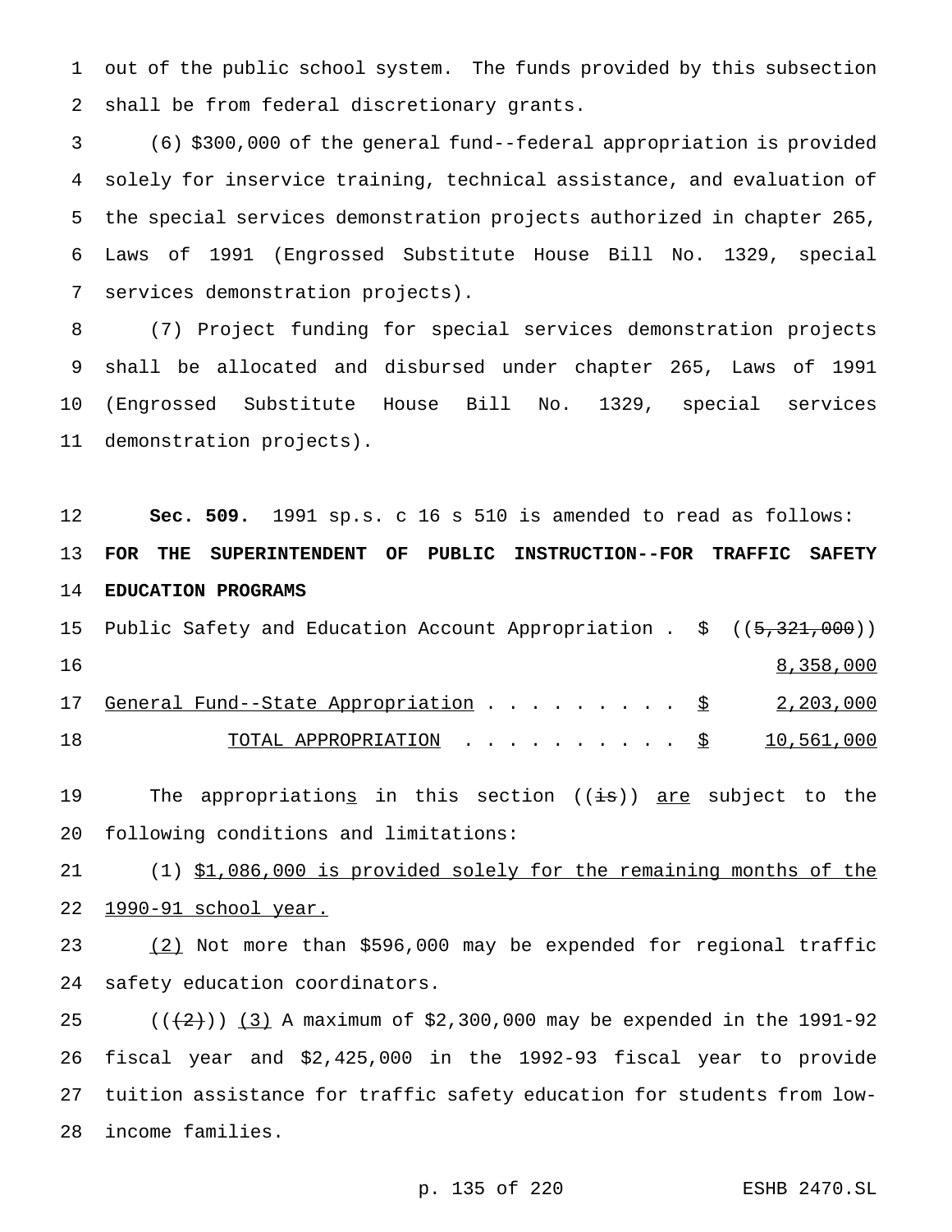out of the public school system. The funds provided by this subsection shall be from federal discretionary grants.

(6) $300,000 of the general fund--federal appropriation is provided solely for inservice training, technical assistance, and evaluation of the special services demonstration projects authorized in chapter 265, Laws of 1991 (Engrossed Substitute House Bill No. 1329, special services demonstration projects).

(7) Project funding for special services demonstration projects shall be allocated and disbursed under chapter 265, Laws of 1991 (Engrossed Substitute House Bill No. 1329, special services demonstration projects).

**Sec. 509.** 1991 sp.s. c 16 s 510 is amended to read as follows:

**FOR THE SUPERINTENDENT OF PUBLIC INSTRUCTION--FOR TRAFFIC SAFETY EDUCATION PROGRAMS**

| | | |
|---|---|---|
| Public Safety and Education Account Appropriation . | $ | ((~~5,321,000~~)) <u>8,358,000</u> |
| <u>General Fund--State Appropriation</u> . . . . . . . . . | <u>$</u> | <u>2,203,000</u> |
| <u>TOTAL APPROPRIATION</u> . . . . . . . . . . | <u>$</u> | <u>10,561,000</u> |

The appropriation<u>s</u> in this section ((~~is~~)) <u>are</u> subject to the following conditions and limitations:

(1) <u>$1,086,000 is provided solely for the remaining months of the 1990-91 school year.</u>

<u>(2)</u> Not more than $596,000 may be expended for regional traffic safety education coordinators.

((~~(2)~~)) <u>(3)</u> A maximum of $2,300,000 may be expended in the 1991-92 fiscal year and $2,425,000 in the 1992-93 fiscal year to provide tuition assistance for traffic safety education for students from low-income families.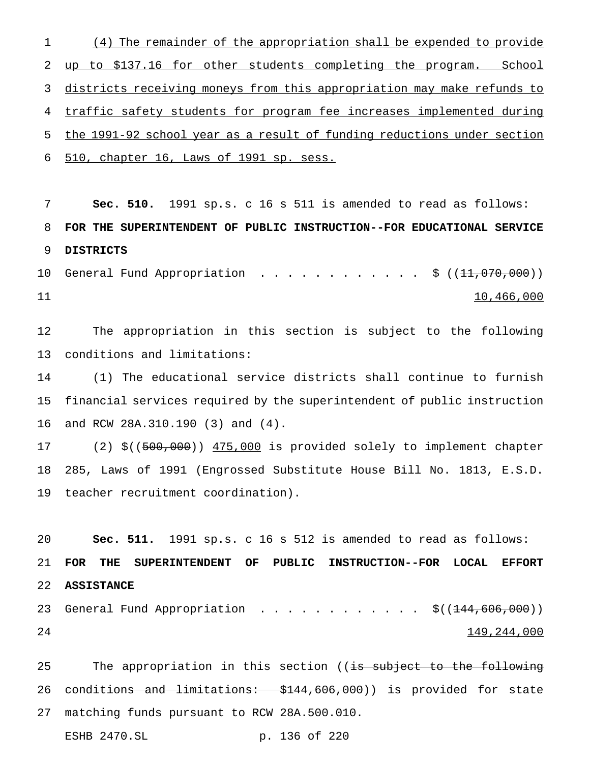(4) The remainder of the appropriation shall be expended to provide up to $137.16 for other students completing the program. School districts receiving moneys from this appropriation may make refunds to traffic safety students for program fee increases implemented during the 1991-92 school year as a result of funding reductions under section 510, chapter 16, Laws of 1991 sp. sess.

**Sec. 510.** 1991 sp.s. c 16 s 511 is amended to read as follows:

**FOR THE SUPERINTENDENT OF PUBLIC INSTRUCTION--FOR EDUCATIONAL SERVICE DISTRICTS**

General Fund Appropriation . . . . . . . . . . . . $ ((~~11,070,000~~))
10,466,000

The appropriation in this section is subject to the following conditions and limitations:

(1) The educational service districts shall continue to furnish financial services required by the superintendent of public instruction and RCW 28A.310.190 (3) and (4).

(2) $((~~500,000~~)) 475,000 is provided solely to implement chapter 285, Laws of 1991 (Engrossed Substitute House Bill No. 1813, E.S.D. teacher recruitment coordination).

**Sec. 511.** 1991 sp.s. c 16 s 512 is amended to read as follows:

**FOR THE SUPERINTENDENT OF PUBLIC INSTRUCTION--FOR LOCAL EFFORT ASSISTANCE**

General Fund Appropriation . . . . . . . . . . . . $((~~144,606,000~~))
149,244,000

The appropriation in this section ((~~is subject to the following conditions and limitations: $144,606,000~~)) is provided for state matching funds pursuant to RCW 28A.500.010.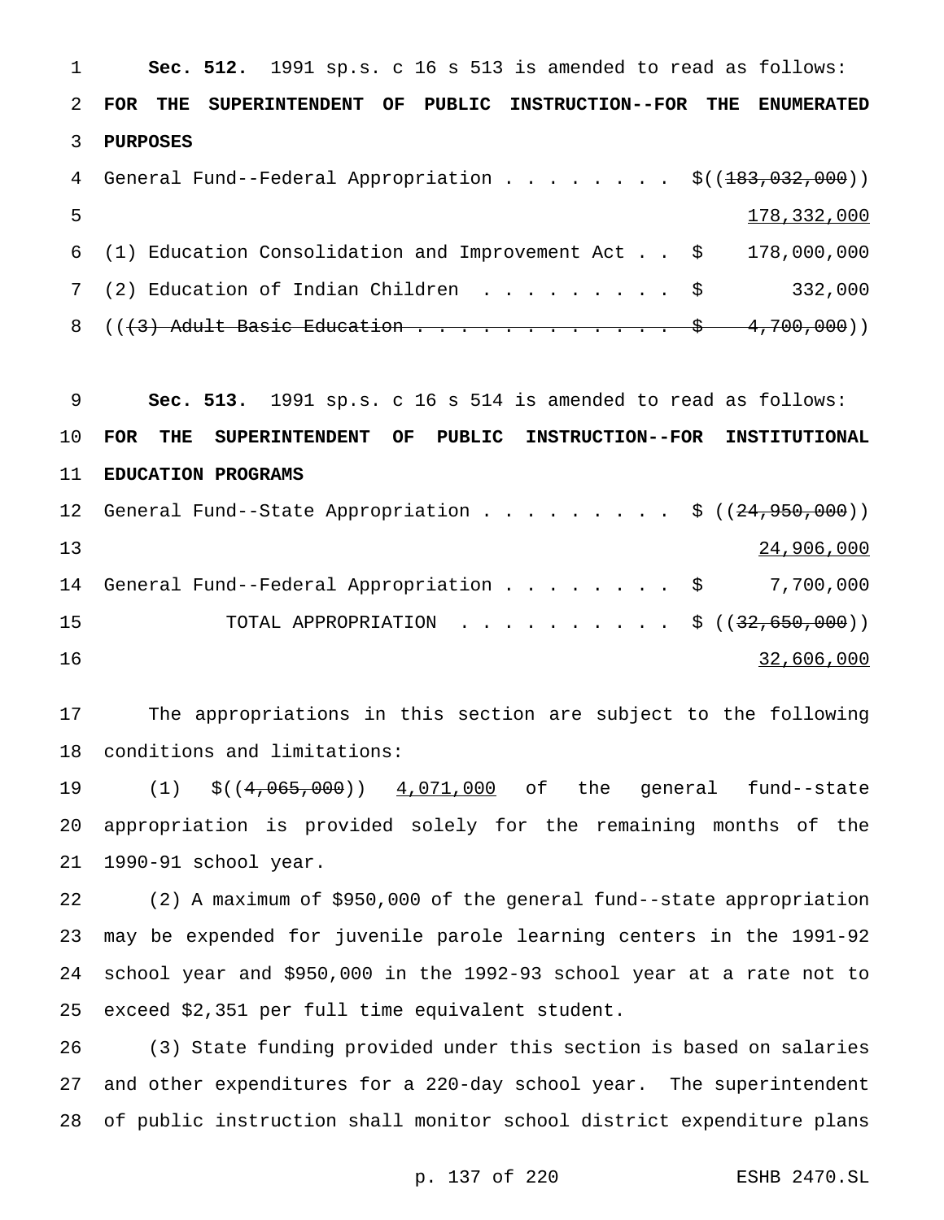**Sec. 512.** 1991 sp.s. c 16 s 513 is amended to read as follows:

**FOR THE SUPERINTENDENT OF PUBLIC INSTRUCTION--FOR THE ENUMERATED PURPOSES**

General Fund--Federal Appropriation . . . . . . . . $((~~183,032,000~~))
178,332,000

(1) Education Consolidation and Improvement Act . . $ 178,000,000

(2) Education of Indian Children . . . . . . . . . $ 332,000

((~~(3) Adult Basic Education . . . . . . . . . . . . $ 4,700,000~~))

**Sec. 513.** 1991 sp.s. c 16 s 514 is amended to read as follows:

**FOR THE SUPERINTENDENT OF PUBLIC INSTRUCTION--FOR INSTITUTIONAL EDUCATION PROGRAMS**

General Fund--State Appropriation . . . . . . . . . $ ((~~24,950,000~~))
24,906,000

General Fund--Federal Appropriation . . . . . . . . $ 7,700,000

TOTAL APPROPRIATION . . . . . . . . . . $ ((~~32,650,000~~))
32,606,000

The appropriations in this section are subject to the following conditions and limitations:

(1) $((~~4,065,000~~)) 4,071,000 of the general fund--state appropriation is provided solely for the remaining months of the 1990-91 school year.

(2) A maximum of $950,000 of the general fund--state appropriation may be expended for juvenile parole learning centers in the 1991-92 school year and $950,000 in the 1992-93 school year at a rate not to exceed $2,351 per full time equivalent student.

(3) State funding provided under this section is based on salaries and other expenditures for a 220-day school year. The superintendent of public instruction shall monitor school district expenditure plans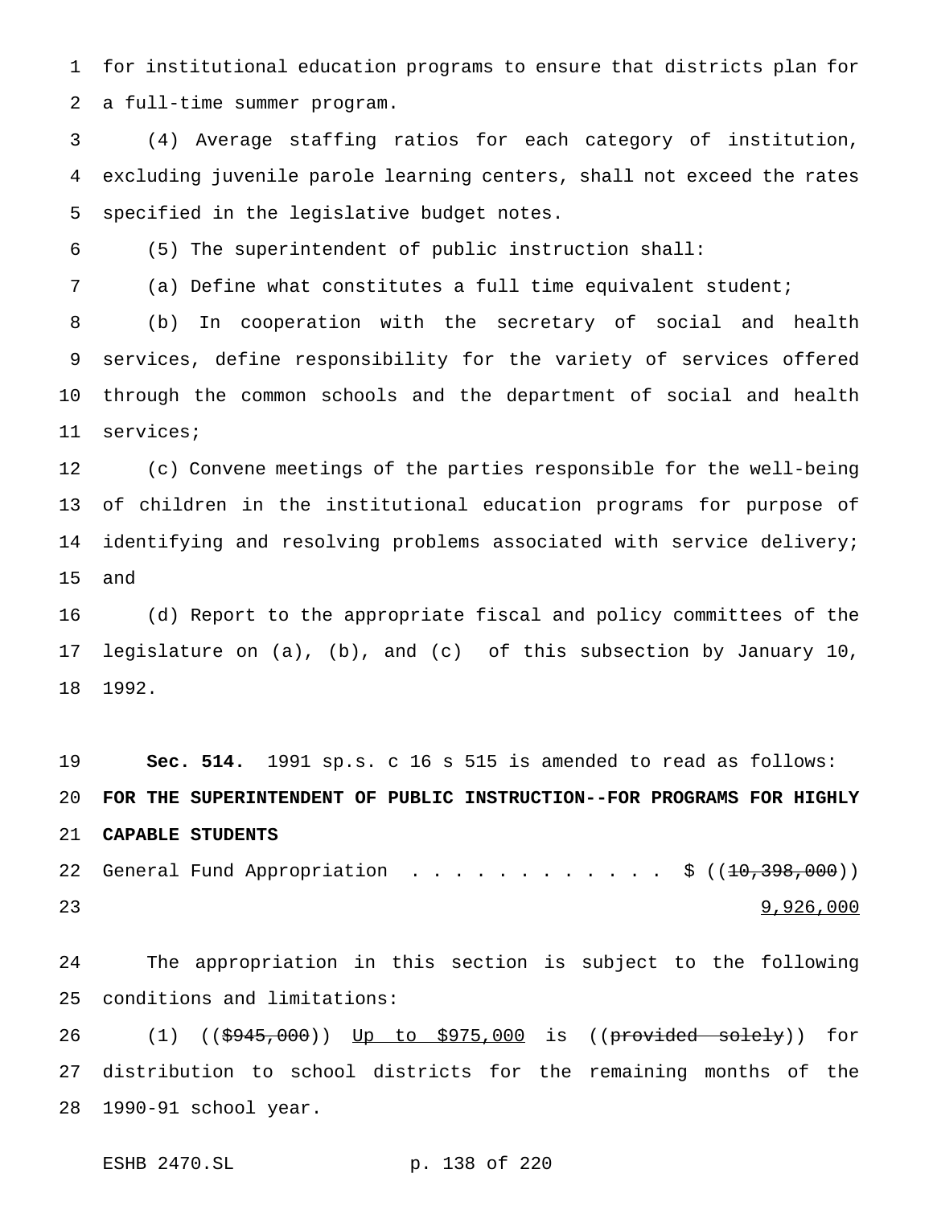for institutional education programs to ensure that districts plan for a full-time summer program.

(4) Average staffing ratios for each category of institution, excluding juvenile parole learning centers, shall not exceed the rates specified in the legislative budget notes.

(5) The superintendent of public instruction shall:

(a) Define what constitutes a full time equivalent student;

(b) In cooperation with the secretary of social and health services, define responsibility for the variety of services offered through the common schools and the department of social and health services;

(c) Convene meetings of the parties responsible for the well-being of children in the institutional education programs for purpose of identifying and resolving problems associated with service delivery; and

(d) Report to the appropriate fiscal and policy committees of the legislature on (a), (b), and (c) of this subsection by January 10, 1992.

**Sec. 514.** 1991 sp.s. c 16 s 515 is amended to read as follows:

**FOR THE SUPERINTENDENT OF PUBLIC INSTRUCTION--FOR PROGRAMS FOR HIGHLY CAPABLE STUDENTS**

General Fund Appropriation . . . . . . . . . . . . . $ ((~~10,398,000~~))
9,926,000

The appropriation in this section is subject to the following conditions and limitations:

(1) ((~~$945,000~~)) Up to $975,000 is ((~~provided solely~~)) for distribution to school districts for the remaining months of the 1990-91 school year.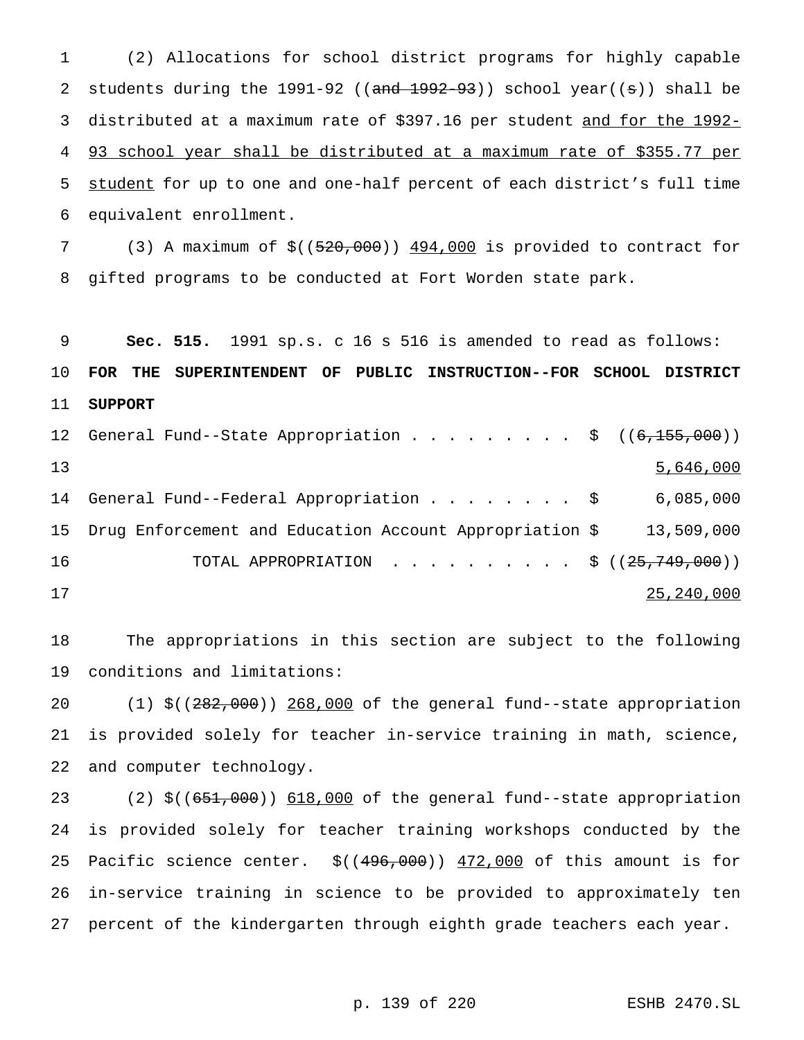(2) Allocations for school district programs for highly capable students during the 1991-92 ((~~and 1992-93~~)) school year((~~s~~)) shall be distributed at a maximum rate of $397.16 per student <u>and for the 1992-93 school year shall be distributed at a maximum rate of $355.77 per student</u> for up to one and one-half percent of each district's full time equivalent enrollment.

(3) A maximum of $((~~520,000~~)) <u>494,000</u> is provided to contract for gifted programs to be conducted at Fort Worden state park.

**Sec. 515.** 1991 sp.s. c 16 s 516 is amended to read as follows:

**FOR THE SUPERINTENDENT OF PUBLIC INSTRUCTION--FOR SCHOOL DISTRICT SUPPORT**

| | |
|---|---|
| General Fund--State Appropriation . . . . . . . . . $ | ((~~6,155,000~~)) <u>5,646,000</u> |
| General Fund--Federal Appropriation . . . . . . . . $ | 6,085,000 |
| Drug Enforcement and Education Account Appropriation $ | 13,509,000 |
| TOTAL APPROPRIATION . . . . . . . . . . $ | ((~~25,749,000~~)) <u>25,240,000</u> |

The appropriations in this section are subject to the following conditions and limitations:

(1) $((~~282,000~~)) <u>268,000</u> of the general fund--state appropriation is provided solely for teacher in-service training in math, science, and computer technology.

(2) $((~~651,000~~)) <u>618,000</u> of the general fund--state appropriation is provided solely for teacher training workshops conducted by the Pacific science center. $((~~496,000~~)) <u>472,000</u> of this amount is for in-service training in science to be provided to approximately ten percent of the kindergarten through eighth grade teachers each year.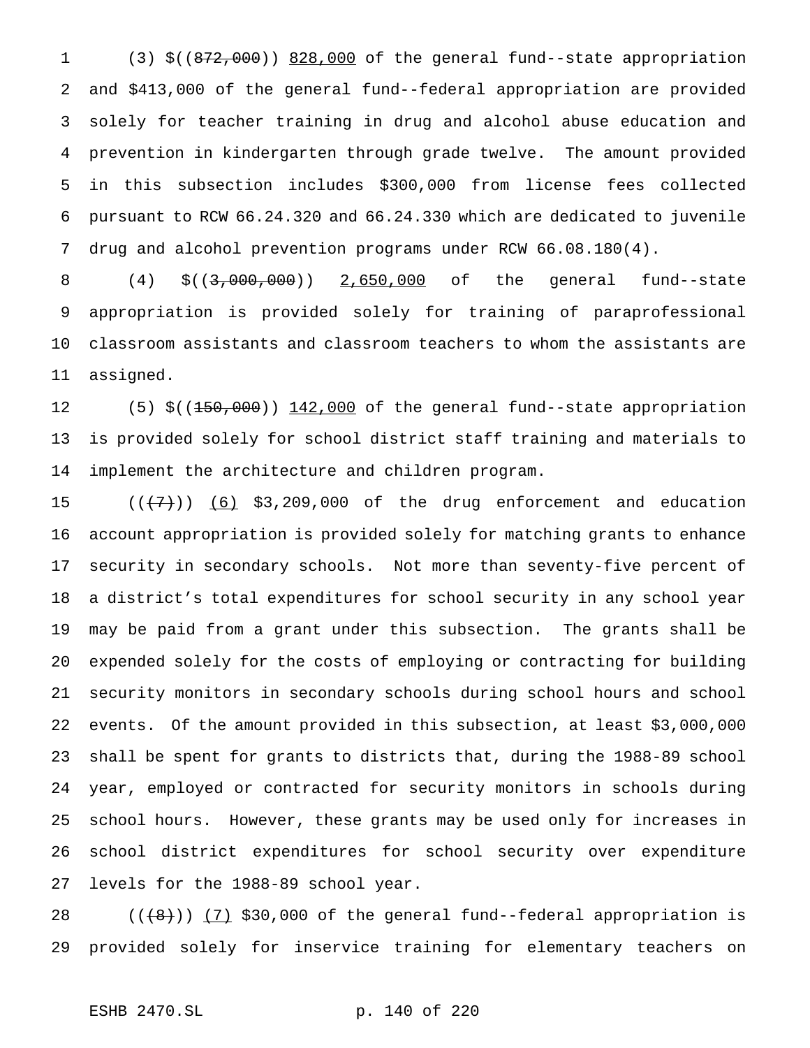(3) $((~~872,000~~)) 828,000 of the general fund--state appropriation and $413,000 of the general fund--federal appropriation are provided solely for teacher training in drug and alcohol abuse education and prevention in kindergarten through grade twelve. The amount provided in this subsection includes $300,000 from license fees collected pursuant to RCW 66.24.320 and 66.24.330 which are dedicated to juvenile drug and alcohol prevention programs under RCW 66.08.180(4).

(4) $((~~3,000,000~~)) 2,650,000 of the general fund--state appropriation is provided solely for training of paraprofessional classroom assistants and classroom teachers to whom the assistants are assigned.

(5) $((~~150,000~~)) 142,000 of the general fund--state appropriation is provided solely for school district staff training and materials to implement the architecture and children program.

((~~(7)~~)) (6) $3,209,000 of the drug enforcement and education account appropriation is provided solely for matching grants to enhance security in secondary schools. Not more than seventy-five percent of a district's total expenditures for school security in any school year may be paid from a grant under this subsection. The grants shall be expended solely for the costs of employing or contracting for building security monitors in secondary schools during school hours and school events. Of the amount provided in this subsection, at least $3,000,000 shall be spent for grants to districts that, during the 1988-89 school year, employed or contracted for security monitors in schools during school hours. However, these grants may be used only for increases in school district expenditures for school security over expenditure levels for the 1988-89 school year.

((~~(8)~~)) (7) $30,000 of the general fund--federal appropriation is provided solely for inservice training for elementary teachers on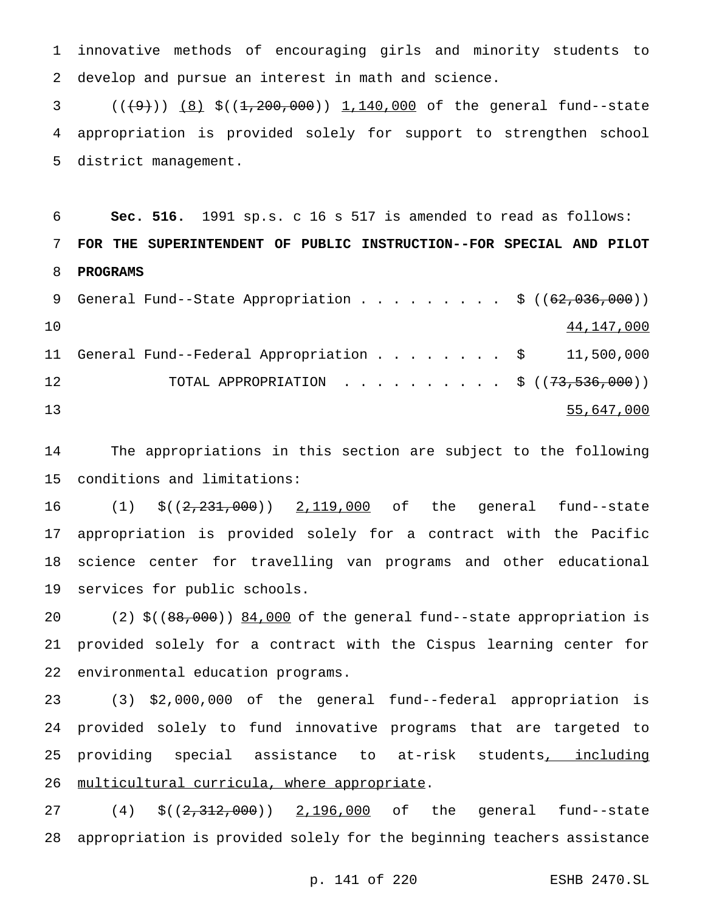innovative methods of encouraging girls and minority students to develop and pursue an interest in math and science.

((~~(9)~~)) <u>(8)</u> $((~~1,200,000~~)) <u>1,140,000</u> of the general fund--state appropriation is provided solely for support to strengthen school district management.

**Sec. 516.** 1991 sp.s. c 16 s 517 is amended to read as follows:

**FOR THE SUPERINTENDENT OF PUBLIC INSTRUCTION--FOR SPECIAL AND PILOT PROGRAMS**

| | |
|---|---|
| General Fund--State Appropriation . . . . . . . . . | $ ((~~62,036,000~~)) <u>44,147,000</u> |
| General Fund--Federal Appropriation . . . . . . . . | $ 11,500,000 |
| TOTAL APPROPRIATION . . . . . . . . . . | $ ((~~73,536,000~~)) <u>55,647,000</u> |

The appropriations in this section are subject to the following conditions and limitations:

(1) $((~~2,231,000~~)) <u>2,119,000</u> of the general fund--state appropriation is provided solely for a contract with the Pacific science center for travelling van programs and other educational services for public schools.

(2) $((~~88,000~~)) <u>84,000</u> of the general fund--state appropriation is provided solely for a contract with the Cispus learning center for environmental education programs.

(3) $2,000,000 of the general fund--federal appropriation is provided solely to fund innovative programs that are targeted to providing special assistance to at-risk students<u>, including multicultural curricula, where appropriate</u>.

(4) $((~~2,312,000~~)) <u>2,196,000</u> of the general fund--state appropriation is provided solely for the beginning teachers assistance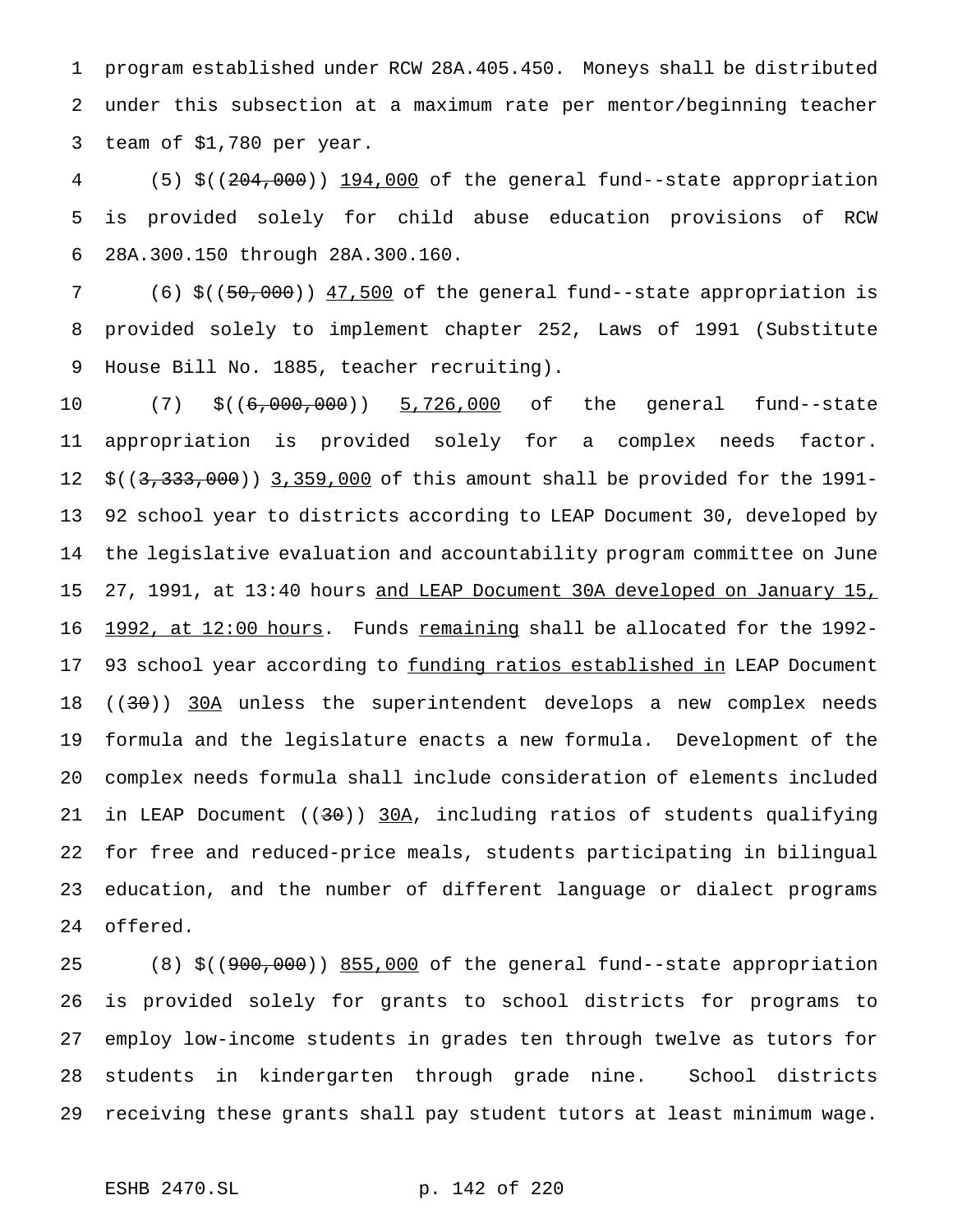program established under RCW 28A.405.450. Moneys shall be distributed under this subsection at a maximum rate per mentor/beginning teacher team of $1,780 per year.

(5) $((~~204,000~~)) <u>194,000</u> of the general fund--state appropriation is provided solely for child abuse education provisions of RCW 28A.300.150 through 28A.300.160.

(6) $((~~50,000~~)) <u>47,500</u> of the general fund--state appropriation is provided solely to implement chapter 252, Laws of 1991 (Substitute House Bill No. 1885, teacher recruiting).

(7) $((~~6,000,000~~)) <u>5,726,000</u> of the general fund--state appropriation is provided solely for a complex needs factor. $((~~3,333,000~~)) <u>3,359,000</u> of this amount shall be provided for the 1991-92 school year to districts according to LEAP Document 30, developed by the legislative evaluation and accountability program committee on June 27, 1991, at 13:40 hours <u>and LEAP Document 30A developed on January 15, 1992, at 12:00 hours</u>. Funds <u>remaining</u> shall be allocated for the 1992-93 school year according to <u>funding ratios established in</u> LEAP Document ((~~30~~)) <u>30A</u> unless the superintendent develops a new complex needs formula and the legislature enacts a new formula. Development of the complex needs formula shall include consideration of elements included in LEAP Document ((~~30~~)) <u>30A</u>, including ratios of students qualifying for free and reduced-price meals, students participating in bilingual education, and the number of different language or dialect programs offered.

(8) $((~~900,000~~)) <u>855,000</u> of the general fund--state appropriation is provided solely for grants to school districts for programs to employ low-income students in grades ten through twelve as tutors for students in kindergarten through grade nine. School districts receiving these grants shall pay student tutors at least minimum wage.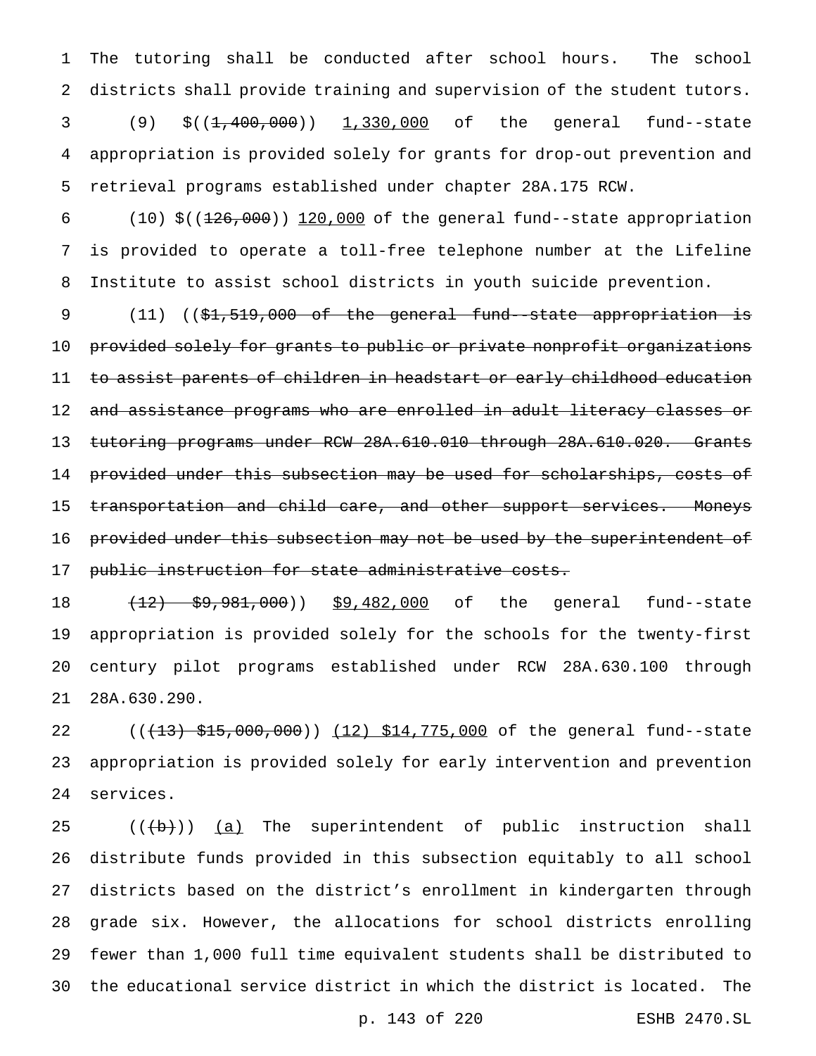The tutoring shall be conducted after school hours. The school districts shall provide training and supervision of the student tutors.

(9) $((~~1,400,000~~)) <u>1,330,000</u> of the general fund--state appropriation is provided solely for grants for drop-out prevention and retrieval programs established under chapter 28A.175 RCW.

(10) $((~~126,000~~)) <u>120,000</u> of the general fund--state appropriation is provided to operate a toll-free telephone number at the Lifeline Institute to assist school districts in youth suicide prevention.

(11) ((~~$1,519,000 of the general fund--state appropriation is provided solely for grants to public or private nonprofit organizations to assist parents of children in headstart or early childhood education and assistance programs who are enrolled in adult literacy classes or tutoring programs under RCW 28A.610.010 through 28A.610.020. Grants provided under this subsection may be used for scholarships, costs of transportation and child care, and other support services. Moneys provided under this subsection may not be used by the superintendent of public instruction for state administrative costs.~~

~~(12) $9,981,000~~)) <u>$9,482,000</u> of the general fund--state appropriation is provided solely for the schools for the twenty-first century pilot programs established under RCW 28A.630.100 through 28A.630.290.

((~~(13) $15,000,000~~)) <u>(12) $14,775,000</u> of the general fund--state appropriation is provided solely for early intervention and prevention services.

((~~(b)~~)) <u>(a)</u> The superintendent of public instruction shall distribute funds provided in this subsection equitably to all school districts based on the district's enrollment in kindergarten through grade six. However, the allocations for school districts enrolling fewer than 1,000 full time equivalent students shall be distributed to the educational service district in which the district is located. The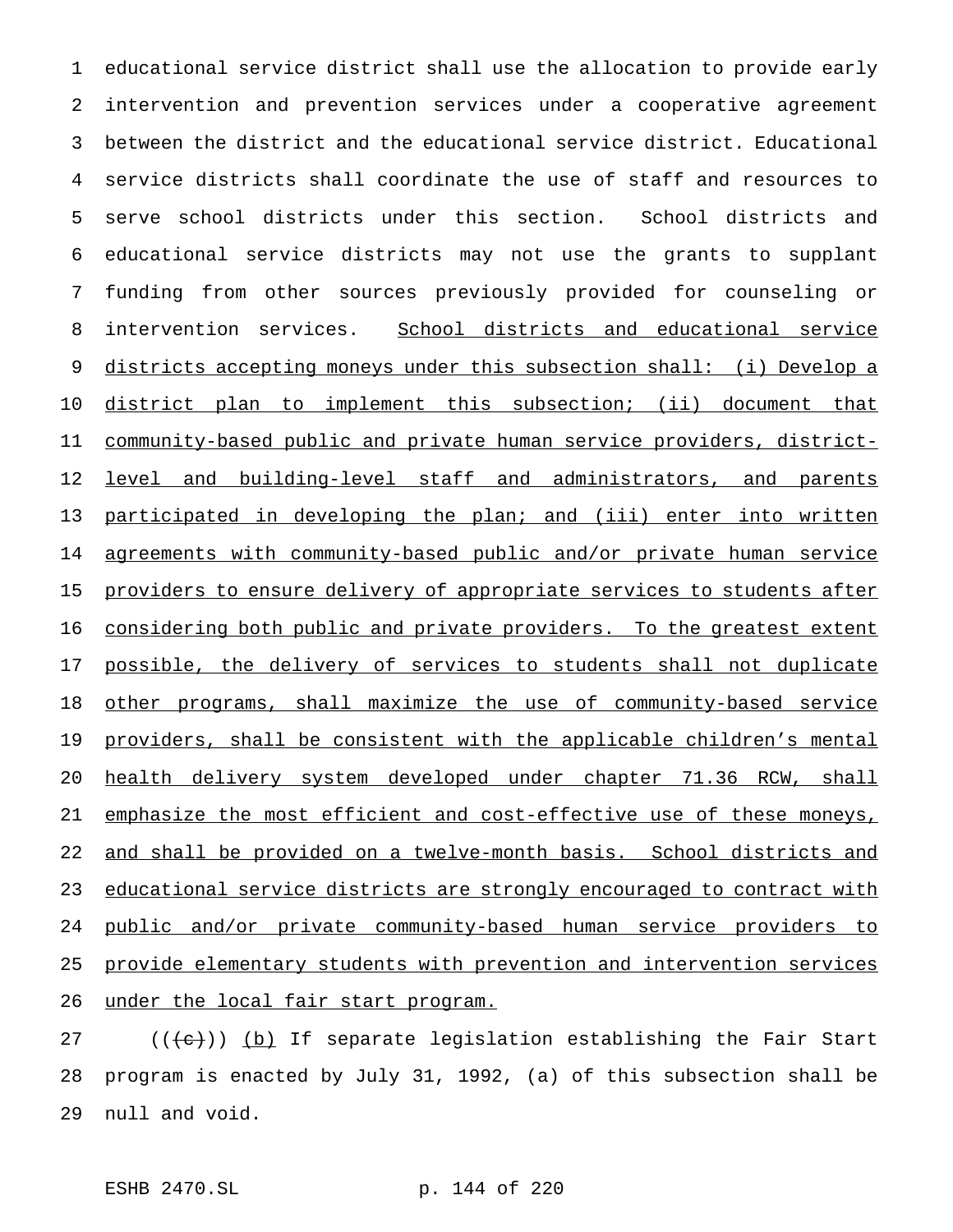educational service district shall use the allocation to provide early intervention and prevention services under a cooperative agreement between the district and the educational service district. Educational service districts shall coordinate the use of staff and resources to serve school districts under this section. School districts and educational service districts may not use the grants to supplant funding from other sources previously provided for counseling or intervention services. School districts and educational service districts accepting moneys under this subsection shall: (i) Develop a district plan to implement this subsection; (ii) document that community-based public and private human service providers, district-level and building-level staff and administrators, and parents participated in developing the plan; and (iii) enter into written agreements with community-based public and/or private human service providers to ensure delivery of appropriate services to students after considering both public and private providers. To the greatest extent possible, the delivery of services to students shall not duplicate other programs, shall maximize the use of community-based service providers, shall be consistent with the applicable children's mental health delivery system developed under chapter 71.36 RCW, shall emphasize the most efficient and cost-effective use of these moneys, and shall be provided on a twelve-month basis. School districts and educational service districts are strongly encouraged to contract with public and/or private community-based human service providers to provide elementary students with prevention and intervention services under the local fair start program.

((~~(c)~~)) (b) If separate legislation establishing the Fair Start program is enacted by July 31, 1992, (a) of this subsection shall be null and void.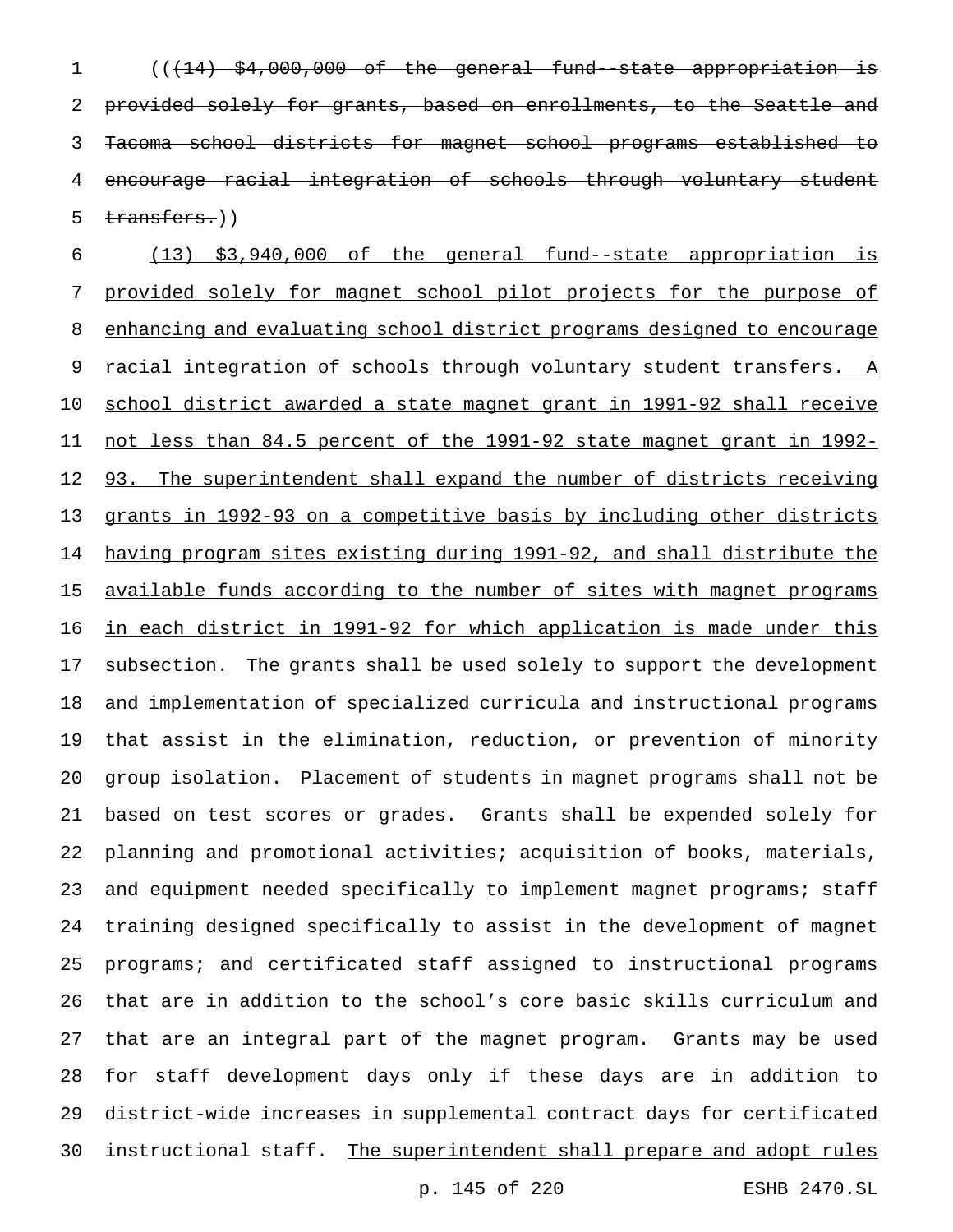((~~(14) $4,000,000 of the general fund--state appropriation is provided solely for grants, based on enrollments, to the Seattle and Tacoma school districts for magnet school programs established to encourage racial integration of schools through voluntary student transfers.~~))

<u>(13) $3,940,000 of the general fund--state appropriation is provided solely for magnet school pilot projects for the purpose of enhancing and evaluating school district programs designed to encourage racial integration of schools through voluntary student transfers. A school district awarded a state magnet grant in 1991-92 shall receive not less than 84.5 percent of the 1991-92 state magnet grant in 1992-93. The superintendent shall expand the number of districts receiving grants in 1992-93 on a competitive basis by including other districts having program sites existing during 1991-92, and shall distribute the available funds according to the number of sites with magnet programs in each district in 1991-92 for which application is made under this subsection.</u> The grants shall be used solely to support the development and implementation of specialized curricula and instructional programs that assist in the elimination, reduction, or prevention of minority group isolation. Placement of students in magnet programs shall not be based on test scores or grades. Grants shall be expended solely for planning and promotional activities; acquisition of books, materials, and equipment needed specifically to implement magnet programs; staff training designed specifically to assist in the development of magnet programs; and certificated staff assigned to instructional programs that are in addition to the school's core basic skills curriculum and that are an integral part of the magnet program. Grants may be used for staff development days only if these days are in addition to district-wide increases in supplemental contract days for certificated instructional staff. <u>The superintendent shall prepare and adopt rules</u>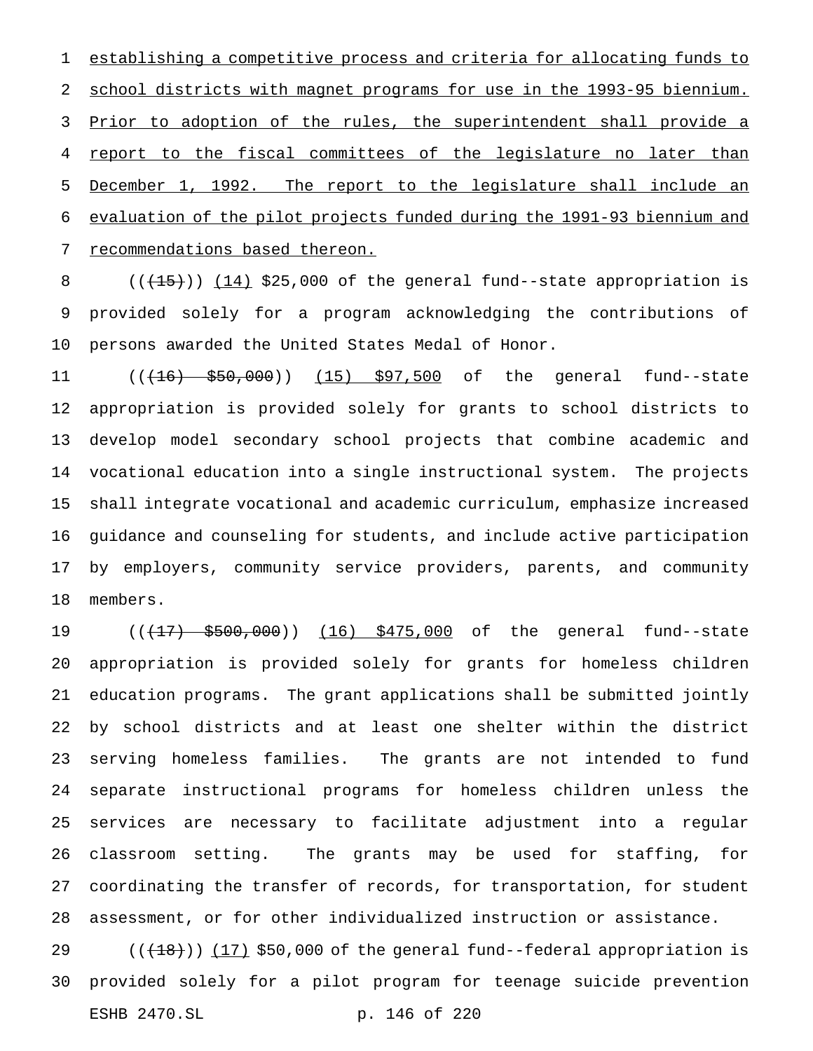establishing a competitive process and criteria for allocating funds to school districts with magnet programs for use in the 1993-95 biennium. Prior to adoption of the rules, the superintendent shall provide a report to the fiscal committees of the legislature no later than December 1, 1992. The report to the legislature shall include an evaluation of the pilot projects funded during the 1991-93 biennium and recommendations based thereon.

(((15))) (14) $25,000 of the general fund--state appropriation is provided solely for a program acknowledging the contributions of persons awarded the United States Medal of Honor.

(((16) $50,000)) (15) $97,500 of the general fund--state appropriation is provided solely for grants to school districts to develop model secondary school projects that combine academic and vocational education into a single instructional system. The projects shall integrate vocational and academic curriculum, emphasize increased guidance and counseling for students, and include active participation by employers, community service providers, parents, and community members.

(((17) $500,000)) (16) $475,000 of the general fund--state appropriation is provided solely for grants for homeless children education programs. The grant applications shall be submitted jointly by school districts and at least one shelter within the district serving homeless families. The grants are not intended to fund separate instructional programs for homeless children unless the services are necessary to facilitate adjustment into a regular classroom setting. The grants may be used for staffing, for coordinating the transfer of records, for transportation, for student assessment, or for other individualized instruction or assistance.

(((18))) (17) $50,000 of the general fund--federal appropriation is provided solely for a pilot program for teenage suicide prevention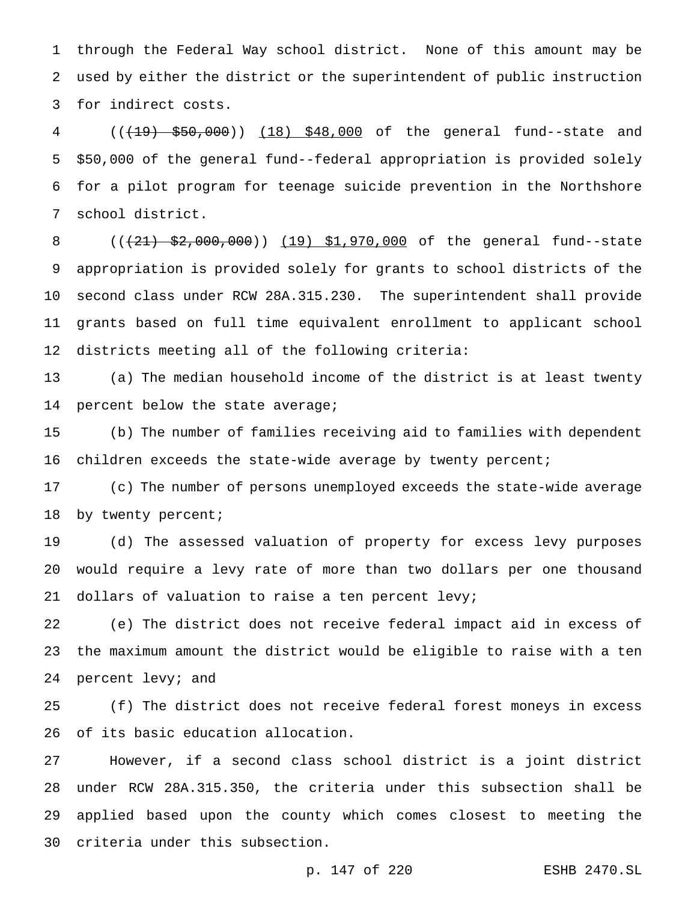through the Federal Way school district. None of this amount may be used by either the district or the superintendent of public instruction for indirect costs.

((~~(19) $50,000~~)) (18) $48,000 of the general fund--state and $50,000 of the general fund--federal appropriation is provided solely for a pilot program for teenage suicide prevention in the Northshore school district.

((~~(21) $2,000,000~~)) (19) $1,970,000 of the general fund--state appropriation is provided solely for grants to school districts of the second class under RCW 28A.315.230. The superintendent shall provide grants based on full time equivalent enrollment to applicant school districts meeting all of the following criteria:

(a) The median household income of the district is at least twenty percent below the state average;

(b) The number of families receiving aid to families with dependent children exceeds the state-wide average by twenty percent;

(c) The number of persons unemployed exceeds the state-wide average by twenty percent;

(d) The assessed valuation of property for excess levy purposes would require a levy rate of more than two dollars per one thousand dollars of valuation to raise a ten percent levy;

(e) The district does not receive federal impact aid in excess of the maximum amount the district would be eligible to raise with a ten percent levy; and

(f) The district does not receive federal forest moneys in excess of its basic education allocation.

However, if a second class school district is a joint district under RCW 28A.315.350, the criteria under this subsection shall be applied based upon the county which comes closest to meeting the criteria under this subsection.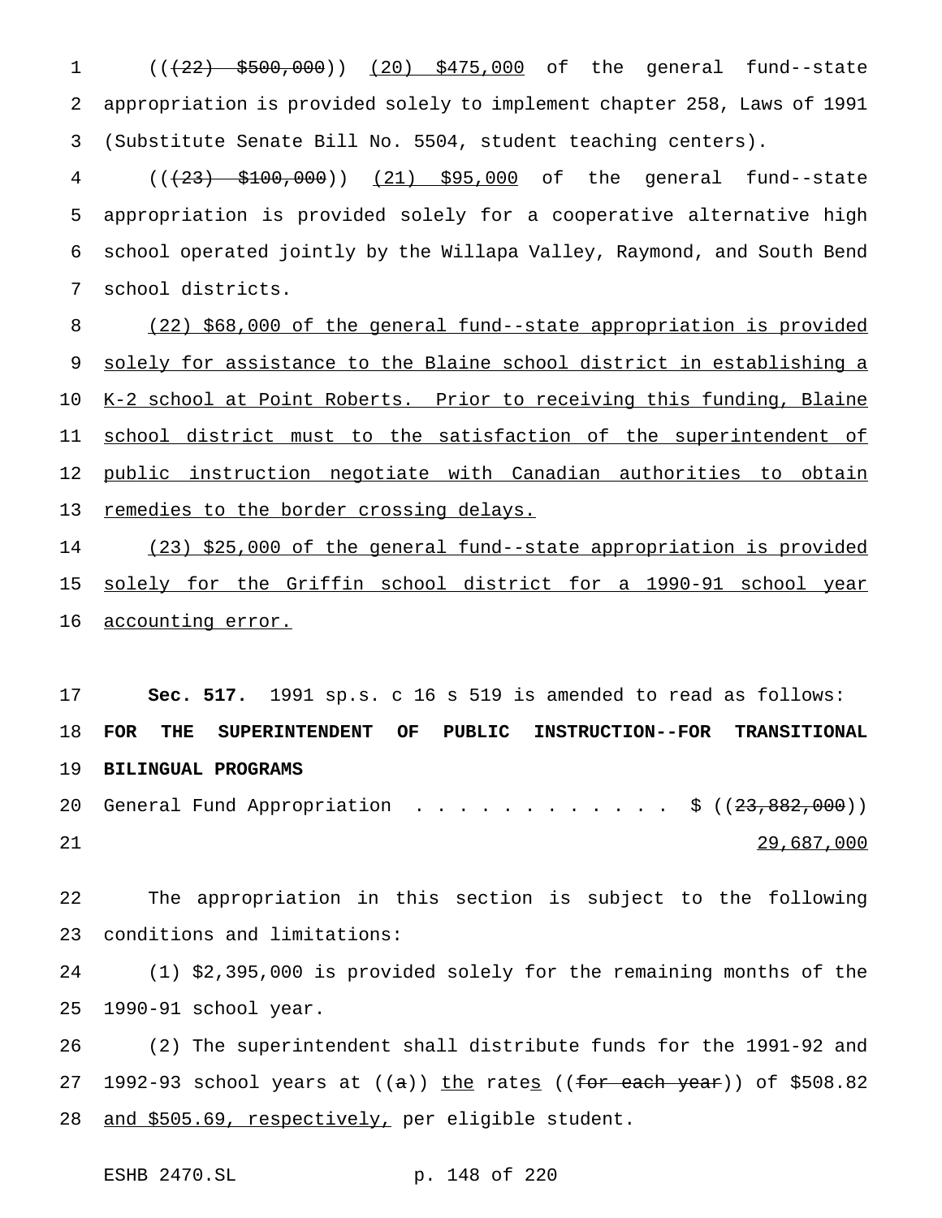(((22) $500,000)) (20) $475,000 of the general fund--state appropriation is provided solely to implement chapter 258, Laws of 1991 (Substitute Senate Bill No. 5504, student teaching centers).

(((23) $100,000)) (21) $95,000 of the general fund--state appropriation is provided solely for a cooperative alternative high school operated jointly by the Willapa Valley, Raymond, and South Bend school districts.

(22) $68,000 of the general fund--state appropriation is provided solely for assistance to the Blaine school district in establishing a K-2 school at Point Roberts. Prior to receiving this funding, Blaine school district must to the satisfaction of the superintendent of public instruction negotiate with Canadian authorities to obtain remedies to the border crossing delays.

(23) $25,000 of the general fund--state appropriation is provided solely for the Griffin school district for a 1990-91 school year accounting error.

**Sec. 517.** 1991 sp.s. c 16 s 519 is amended to read as follows:

**FOR THE SUPERINTENDENT OF PUBLIC INSTRUCTION--FOR TRANSITIONAL BILINGUAL PROGRAMS**

General Fund Appropriation . . . . . . . . . . . . $ ((23,882,000))
29,687,000

The appropriation in this section is subject to the following conditions and limitations:

(1) $2,395,000 is provided solely for the remaining months of the 1990-91 school year.

(2) The superintendent shall distribute funds for the 1991-92 and 1992-93 school years at ((a)) the rates ((for each year)) of $508.82 and $505.69, respectively, per eligible student.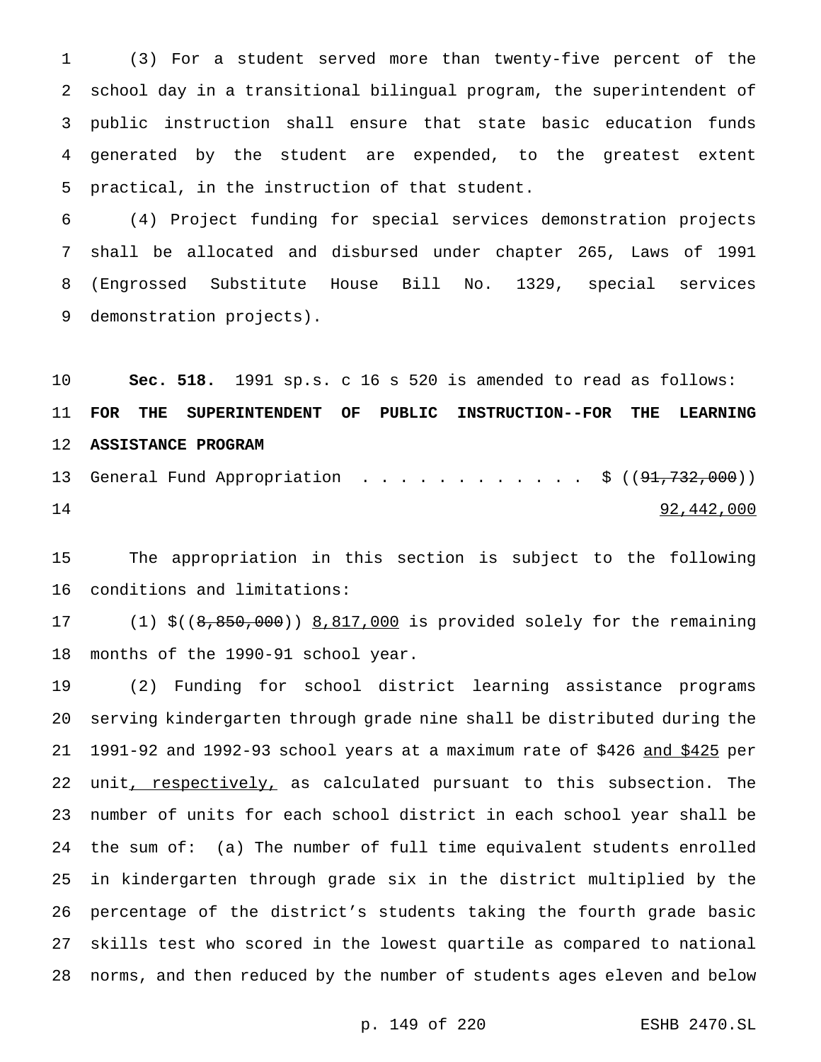(3) For a student served more than twenty-five percent of the school day in a transitional bilingual program, the superintendent of public instruction shall ensure that state basic education funds generated by the student are expended, to the greatest extent practical, in the instruction of that student.

(4) Project funding for special services demonstration projects shall be allocated and disbursed under chapter 265, Laws of 1991 (Engrossed Substitute House Bill No. 1329, special services demonstration projects).

**Sec. 518.** 1991 sp.s. c 16 s 520 is amended to read as follows:

**FOR THE SUPERINTENDENT OF PUBLIC INSTRUCTION--FOR THE LEARNING ASSISTANCE PROGRAM**

General Fund Appropriation . . . . . . . . . . . . $ ((~~91,732,000~~))
92,442,000

The appropriation in this section is subject to the following conditions and limitations:

(1) $((~~8,850,000~~)) 8,817,000 is provided solely for the remaining months of the 1990-91 school year.

(2) Funding for school district learning assistance programs serving kindergarten through grade nine shall be distributed during the 1991-92 and 1992-93 school years at a maximum rate of $426 and $425 per unit, respectively, as calculated pursuant to this subsection. The number of units for each school district in each school year shall be the sum of: (a) The number of full time equivalent students enrolled in kindergarten through grade six in the district multiplied by the percentage of the district's students taking the fourth grade basic skills test who scored in the lowest quartile as compared to national norms, and then reduced by the number of students ages eleven and below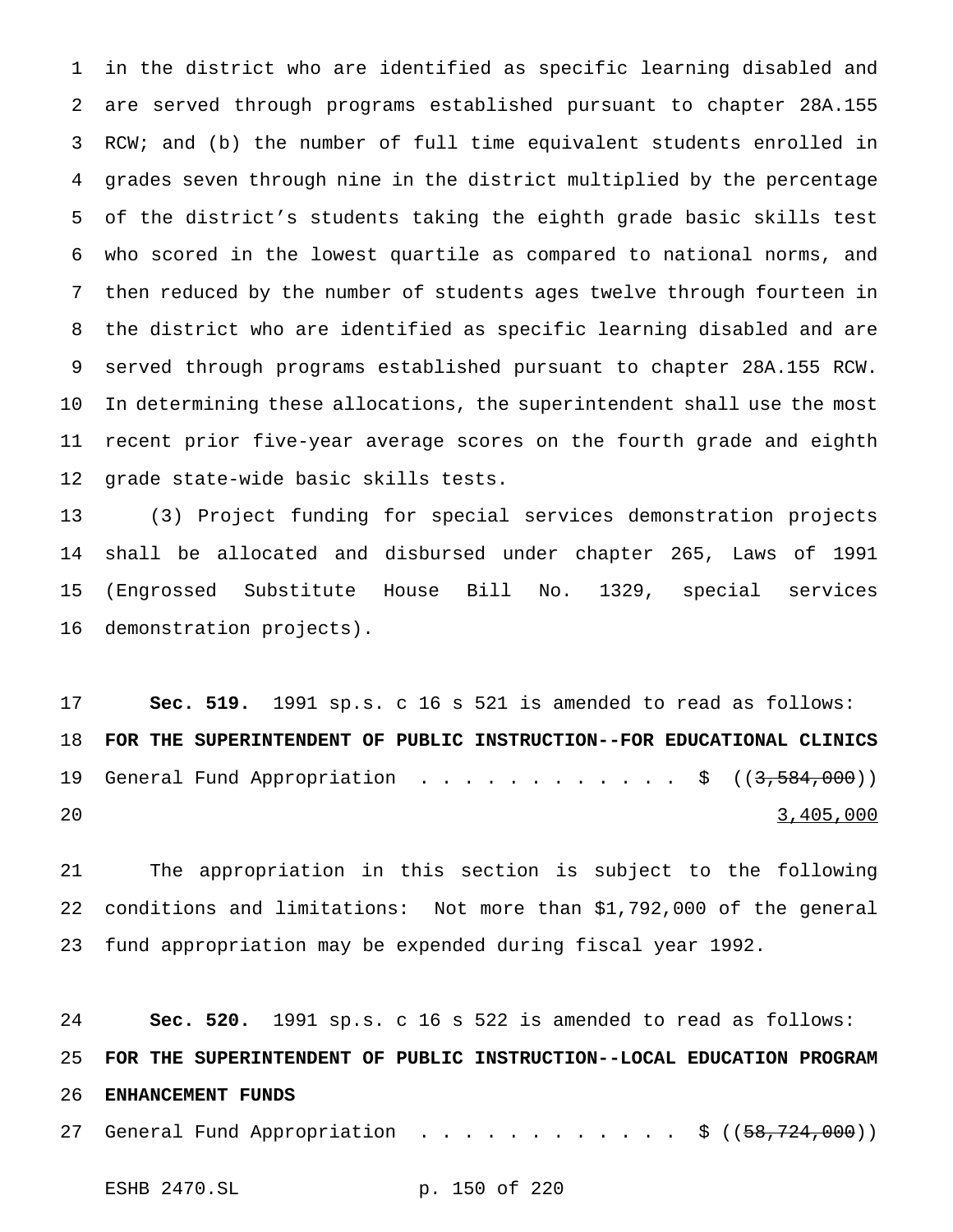in the district who are identified as specific learning disabled and are served through programs established pursuant to chapter 28A.155 RCW; and (b) the number of full time equivalent students enrolled in grades seven through nine in the district multiplied by the percentage of the district's students taking the eighth grade basic skills test who scored in the lowest quartile as compared to national norms, and then reduced by the number of students ages twelve through fourteen in the district who are identified as specific learning disabled and are served through programs established pursuant to chapter 28A.155 RCW. In determining these allocations, the superintendent shall use the most recent prior five-year average scores on the fourth grade and eighth grade state-wide basic skills tests.

(3) Project funding for special services demonstration projects shall be allocated and disbursed under chapter 265, Laws of 1991 (Engrossed Substitute House Bill No. 1329, special services demonstration projects).

**Sec. 519.** 1991 sp.s. c 16 s 521 is amended to read as follows:

**FOR THE SUPERINTENDENT OF PUBLIC INSTRUCTION--FOR EDUCATIONAL CLINICS**

General Fund Appropriation . . . . . . . . . . . . $ ((~~3,584,000~~)) 3,405,000

The appropriation in this section is subject to the following conditions and limitations: Not more than $1,792,000 of the general fund appropriation may be expended during fiscal year 1992.

**Sec. 520.** 1991 sp.s. c 16 s 522 is amended to read as follows:

**FOR THE SUPERINTENDENT OF PUBLIC INSTRUCTION--LOCAL EDUCATION PROGRAM ENHANCEMENT FUNDS**

General Fund Appropriation . . . . . . . . . . . . $ ((~~58,724,000~~))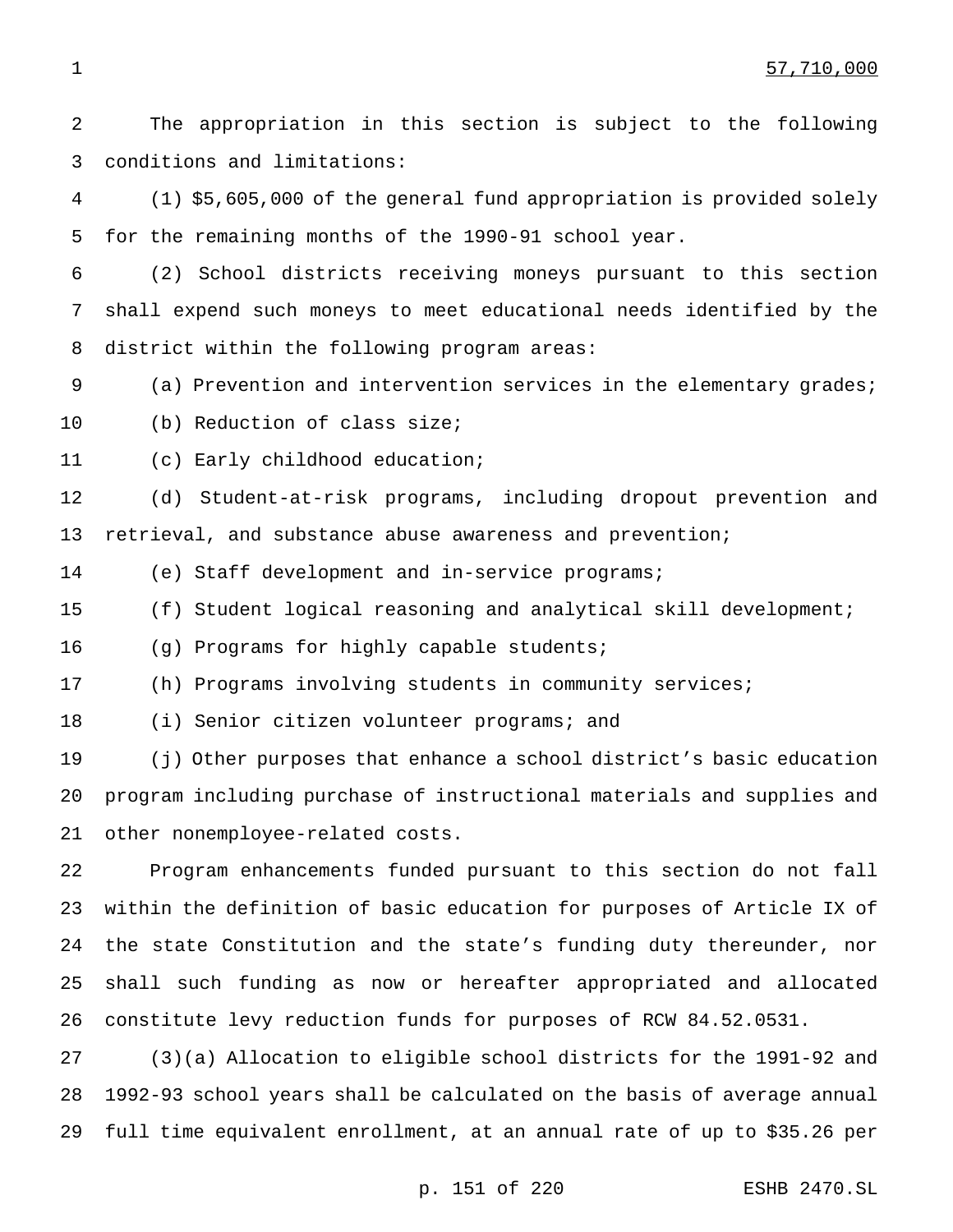57,710,000

The appropriation in this section is subject to the following conditions and limitations:

(1) $5,605,000 of the general fund appropriation is provided solely for the remaining months of the 1990-91 school year.

(2) School districts receiving moneys pursuant to this section shall expend such moneys to meet educational needs identified by the district within the following program areas:

(a) Prevention and intervention services in the elementary grades;

(b) Reduction of class size;

(c) Early childhood education;

(d) Student-at-risk programs, including dropout prevention and retrieval, and substance abuse awareness and prevention;

(e) Staff development and in-service programs;

(f) Student logical reasoning and analytical skill development;

(g) Programs for highly capable students;

(h) Programs involving students in community services;

(i) Senior citizen volunteer programs; and

(j) Other purposes that enhance a school district's basic education program including purchase of instructional materials and supplies and other nonemployee-related costs.

Program enhancements funded pursuant to this section do not fall within the definition of basic education for purposes of Article IX of the state Constitution and the state's funding duty thereunder, nor shall such funding as now or hereafter appropriated and allocated constitute levy reduction funds for purposes of RCW 84.52.0531.

(3)(a) Allocation to eligible school districts for the 1991-92 and 1992-93 school years shall be calculated on the basis of average annual full time equivalent enrollment, at an annual rate of up to $35.26 per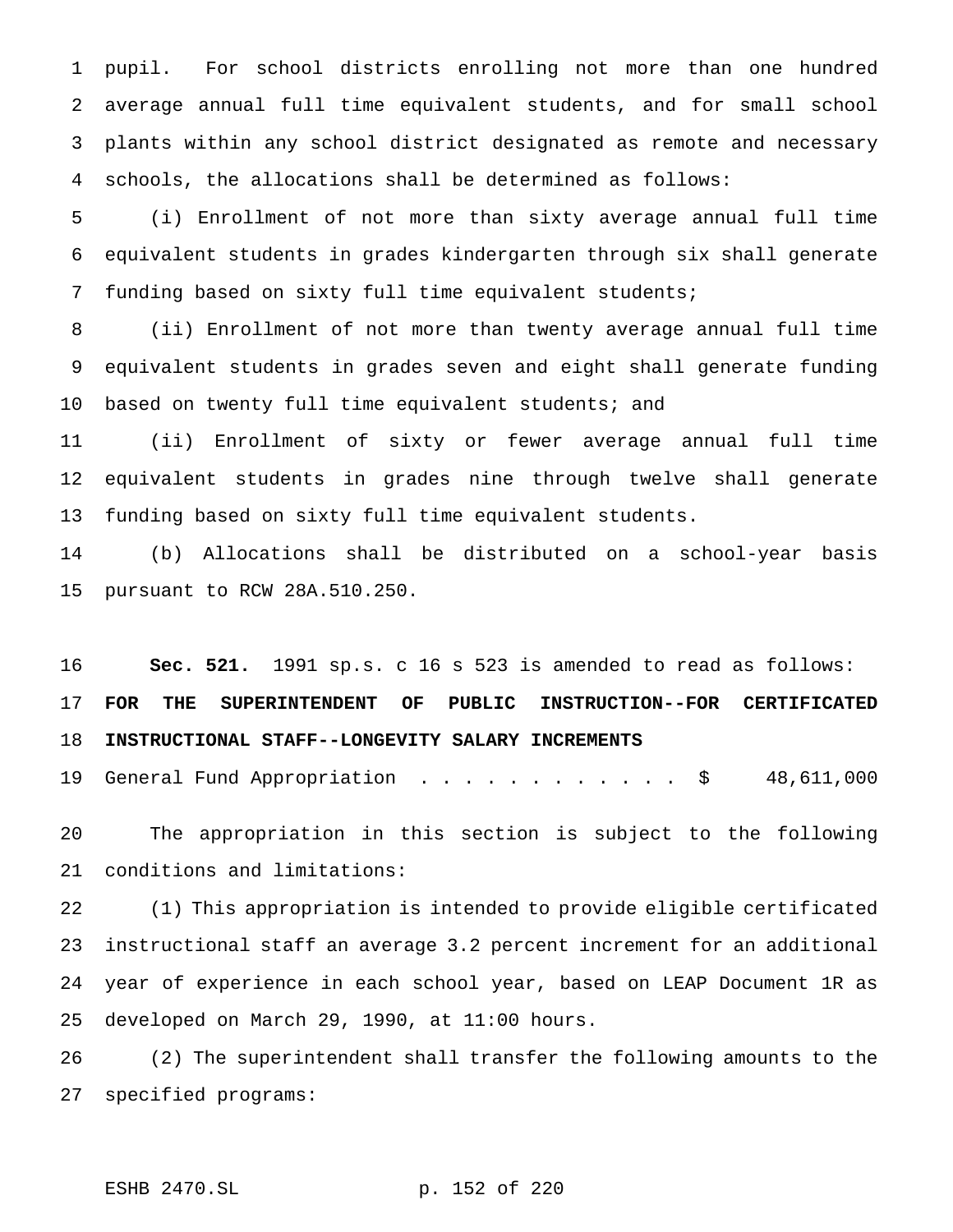pupil. For school districts enrolling not more than one hundred average annual full time equivalent students, and for small school plants within any school district designated as remote and necessary schools, the allocations shall be determined as follows:

(i) Enrollment of not more than sixty average annual full time equivalent students in grades kindergarten through six shall generate funding based on sixty full time equivalent students;

(ii) Enrollment of not more than twenty average annual full time equivalent students in grades seven and eight shall generate funding based on twenty full time equivalent students; and

(ii) Enrollment of sixty or fewer average annual full time equivalent students in grades nine through twelve shall generate funding based on sixty full time equivalent students.

(b) Allocations shall be distributed on a school-year basis pursuant to RCW 28A.510.250.

**Sec. 521.** 1991 sp.s. c 16 s 523 is amended to read as follows:

**FOR THE SUPERINTENDENT OF PUBLIC INSTRUCTION--FOR CERTIFICATED INSTRUCTIONAL STAFF--LONGEVITY SALARY INCREMENTS**

General Fund Appropriation . . . . . . . . . . . . $ 48,611,000

The appropriation in this section is subject to the following conditions and limitations:

(1) This appropriation is intended to provide eligible certificated instructional staff an average 3.2 percent increment for an additional year of experience in each school year, based on LEAP Document 1R as developed on March 29, 1990, at 11:00 hours.

(2) The superintendent shall transfer the following amounts to the specified programs: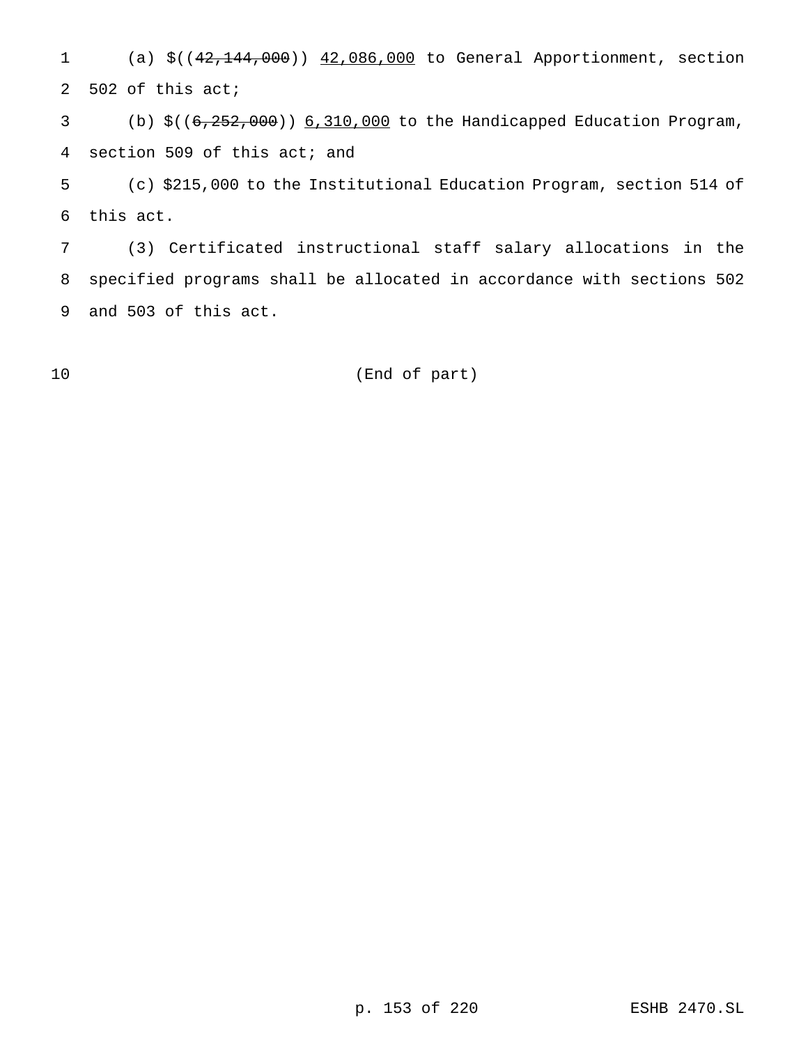(a) $((~~42,144,000~~)) 42,086,000 to General Apportionment, section 502 of this act;

(b) $((~~6,252,000~~)) 6,310,000 to the Handicapped Education Program, section 509 of this act; and

(c) $215,000 to the Institutional Education Program, section 514 of this act.

(3) Certificated instructional staff salary allocations in the specified programs shall be allocated in accordance with sections 502 and 503 of this act.

(End of part)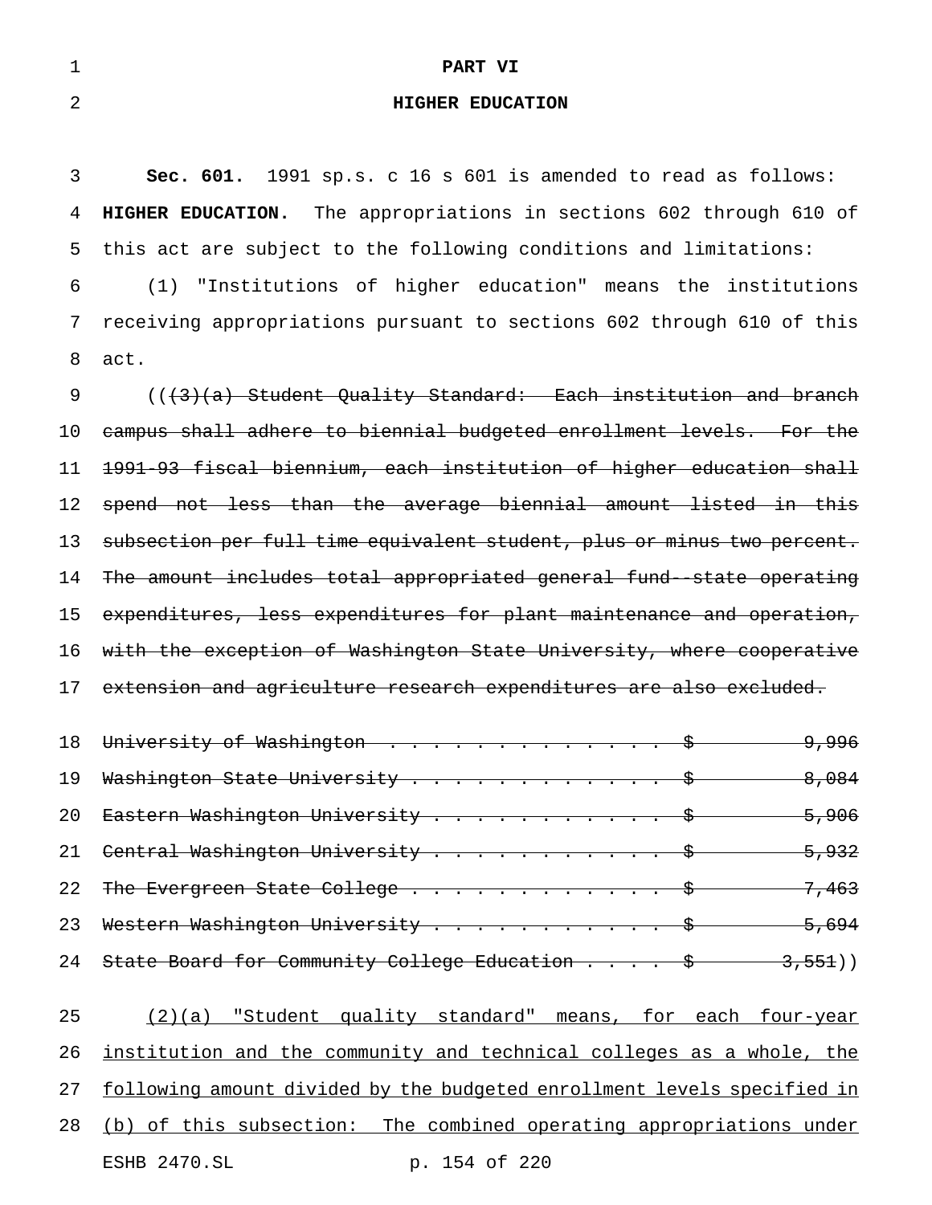**PART VI**

**HIGHER EDUCATION**

**Sec. 601.** 1991 sp.s. c 16 s 601 is amended to read as follows:

**HIGHER EDUCATION.** The appropriations in sections 602 through 610 of this act are subject to the following conditions and limitations:

(1) "Institutions of higher education" means the institutions receiving appropriations pursuant to sections 602 through 610 of this act.

((~~(3)(a) Student Quality Standard: Each institution and branch campus shall adhere to biennial budgeted enrollment levels. For the 1991-93 fiscal biennium, each institution of higher education shall spend not less than the average biennial amount listed in this subsection per full time equivalent student, plus or minus two percent. The amount includes total appropriated general fund--state operating expenditures, less expenditures for plant maintenance and operation, with the exception of Washington State University, where cooperative extension and agriculture research expenditures are also excluded.~~

| | | |
|---|---|---|
| ~~University of Washington~~ | ~~$~~ | ~~9,996~~ |
| ~~Washington State University~~ | ~~$~~ | ~~8,084~~ |
| ~~Eastern Washington University~~ | ~~$~~ | ~~5,906~~ |
| ~~Central Washington University~~ | ~~$~~ | ~~5,932~~ |
| ~~The Evergreen State College~~ | ~~$~~ | ~~7,463~~ |
| ~~Western Washington University~~ | ~~$~~ | ~~5,694~~ |
| ~~State Board for Community College Education~~ | ~~$~~ | ~~3,551~~)) |

<u>(2)(a) "Student quality standard" means, for each four-year institution and the community and technical colleges as a whole, the following amount divided by the budgeted enrollment levels specified in (b) of this subsection: The combined operating appropriations under</u>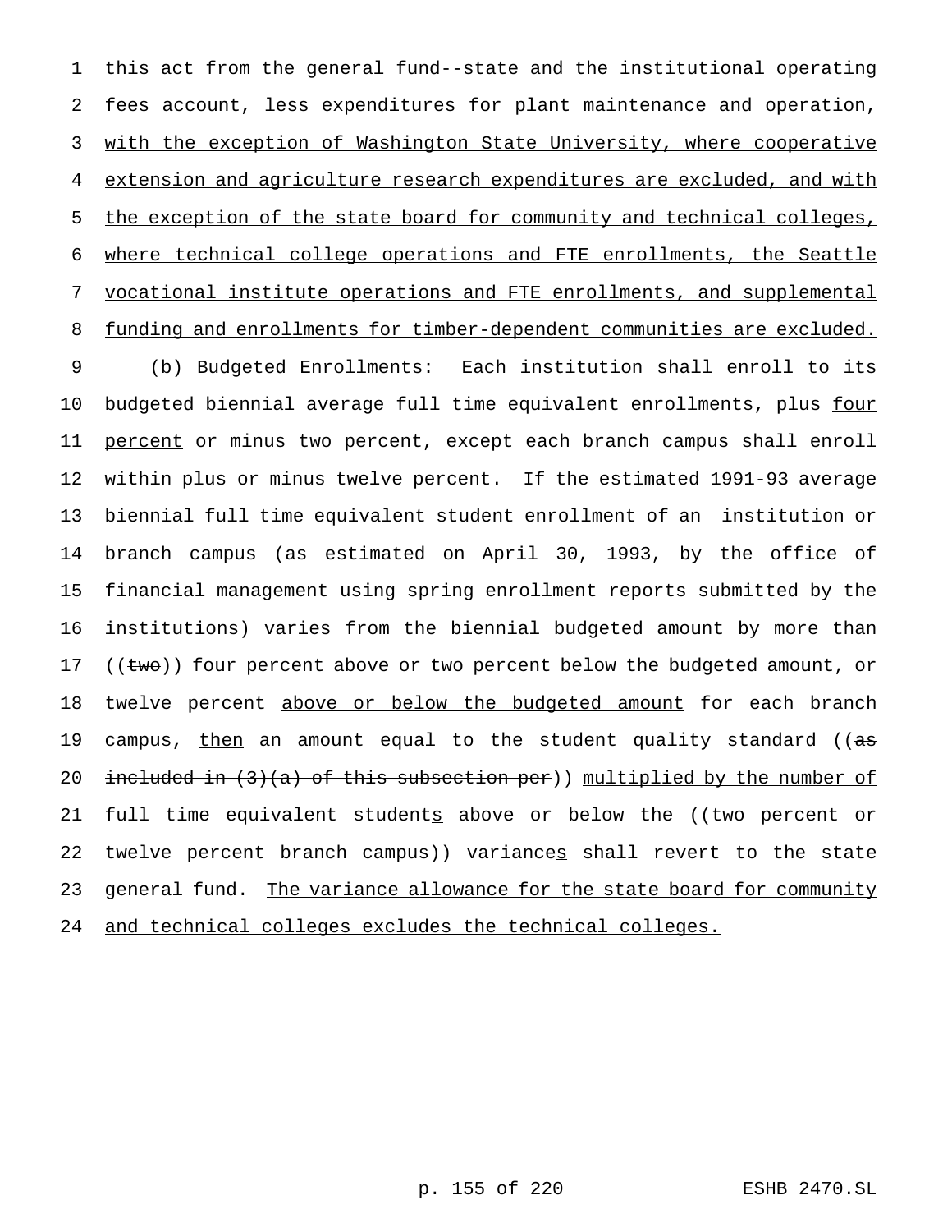this act from the general fund--state and the institutional operating fees account, less expenditures for plant maintenance and operation, with the exception of Washington State University, where cooperative extension and agriculture research expenditures are excluded, and with the exception of the state board for community and technical colleges, where technical college operations and FTE enrollments, the Seattle vocational institute operations and FTE enrollments, and supplemental funding and enrollments for timber-dependent communities are excluded.

(b) Budgeted Enrollments: Each institution shall enroll to its budgeted biennial average full time equivalent enrollments, plus four percent or minus two percent, except each branch campus shall enroll within plus or minus twelve percent. If the estimated 1991-93 average biennial full time equivalent student enrollment of an institution or branch campus (as estimated on April 30, 1993, by the office of financial management using spring enrollment reports submitted by the institutions) varies from the biennial budgeted amount by more than ((~~two~~)) four percent above or two percent below the budgeted amount, or twelve percent above or below the budgeted amount for each branch campus, then an amount equal to the student quality standard ((~~as included in (3)(a) of this subsection per~~)) multiplied by the number of full time equivalent students above or below the ((~~two percent or twelve percent branch campus~~)) variances shall revert to the state general fund. The variance allowance for the state board for community and technical colleges excludes the technical colleges.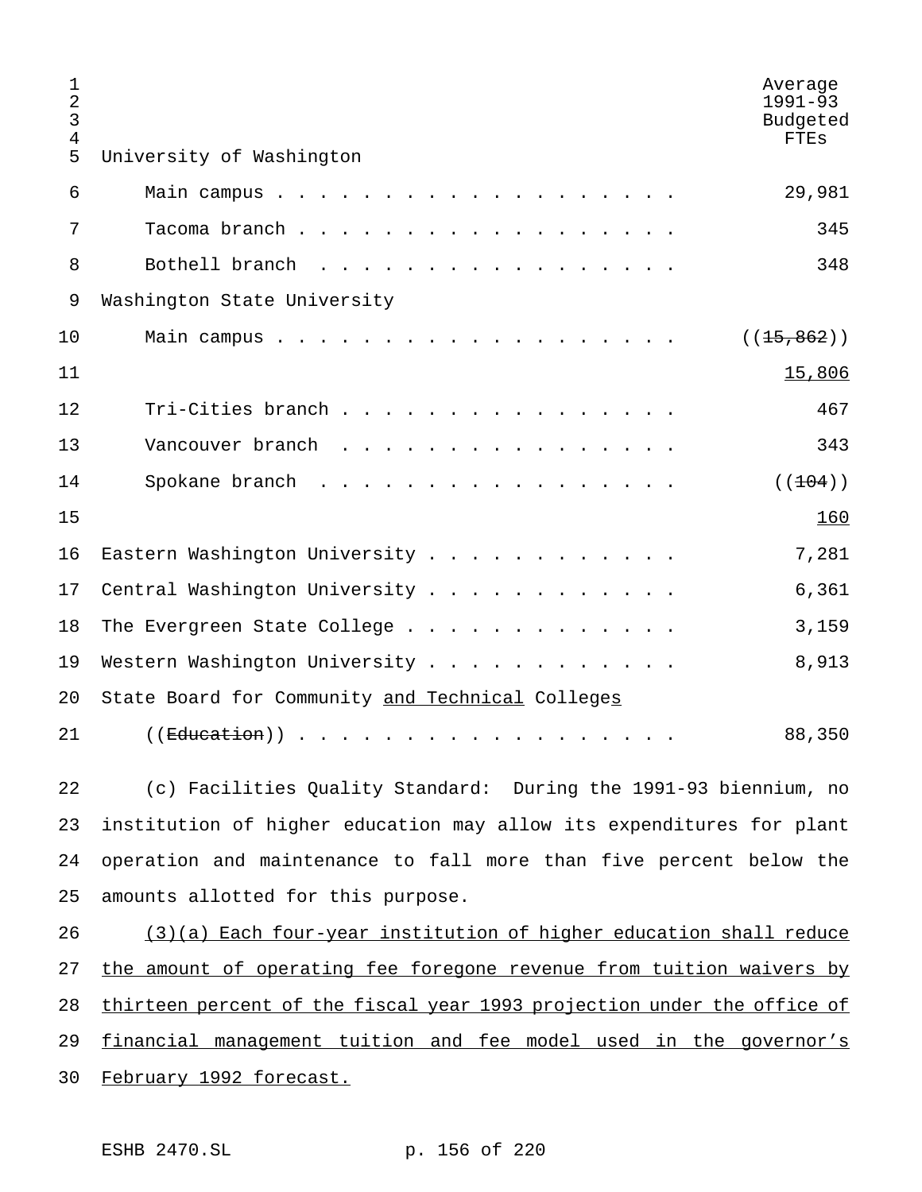| | Average 1991-93 Budgeted FTEs |
|---|---|
| University of Washington | |
| Main campus | 29,981 |
| Tacoma branch | 345 |
| Bothell branch | 348 |
| Washington State University | |
| Main campus | ((~~15,862~~)) 15,806 |
| Tri-Cities branch | 467 |
| Vancouver branch | 343 |
| Spokane branch | ((~~104~~)) 160 |
| Eastern Washington University | 7,281 |
| Central Washington University | 6,361 |
| The Evergreen State College | 3,159 |
| Western Washington University | 8,913 |
| State Board for Community and Technical Colleges ((~~Education~~)) | 88,350 |

(c) Facilities Quality Standard: During the 1991-93 biennium, no institution of higher education may allow its expenditures for plant operation and maintenance to fall more than five percent below the amounts allotted for this purpose.

(3)(a) Each four-year institution of higher education shall reduce the amount of operating fee foregone revenue from tuition waivers by thirteen percent of the fiscal year 1993 projection under the office of financial management tuition and fee model used in the governor's February 1992 forecast.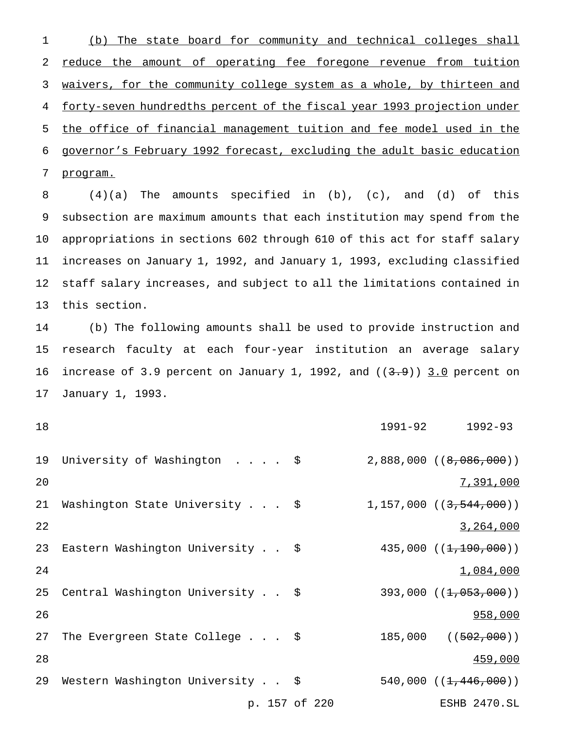(b) The state board for community and technical colleges shall reduce the amount of operating fee foregone revenue from tuition waivers, for the community college system as a whole, by thirteen and forty-seven hundredths percent of the fiscal year 1993 projection under the office of financial management tuition and fee model used in the governor's February 1992 forecast, excluding the adult basic education program.

(4)(a) The amounts specified in (b), (c), and (d) of this subsection are maximum amounts that each institution may spend from the appropriations in sections 602 through 610 of this act for staff salary increases on January 1, 1992, and January 1, 1993, excluding classified staff salary increases, and subject to all the limitations contained in this section.

(b) The following amounts shall be used to provide instruction and research faculty at each four-year institution an average salary increase of 3.9 percent on January 1, 1992, and ((~~3.9~~)) 3.0 percent on January 1, 1993.

| | | 1991-92 | 1992-93 |
|---|---|---|---|
| University of Washington . . . . | $ | 2,888,000 | ((~~8,086,000~~)) 7,391,000 |
| Washington State University . . . | $ | 1,157,000 | ((~~3,544,000~~)) 3,264,000 |
| Eastern Washington University . . | $ | 435,000 | ((~~1,190,000~~)) 1,084,000 |
| Central Washington University . . | $ | 393,000 | ((~~1,053,000~~)) 958,000 |
| The Evergreen State College . . . | $ | 185,000 | ((~~502,000~~)) 459,000 |
| Western Washington University . . | $ | 540,000 | ((~~1,446,000~~)) |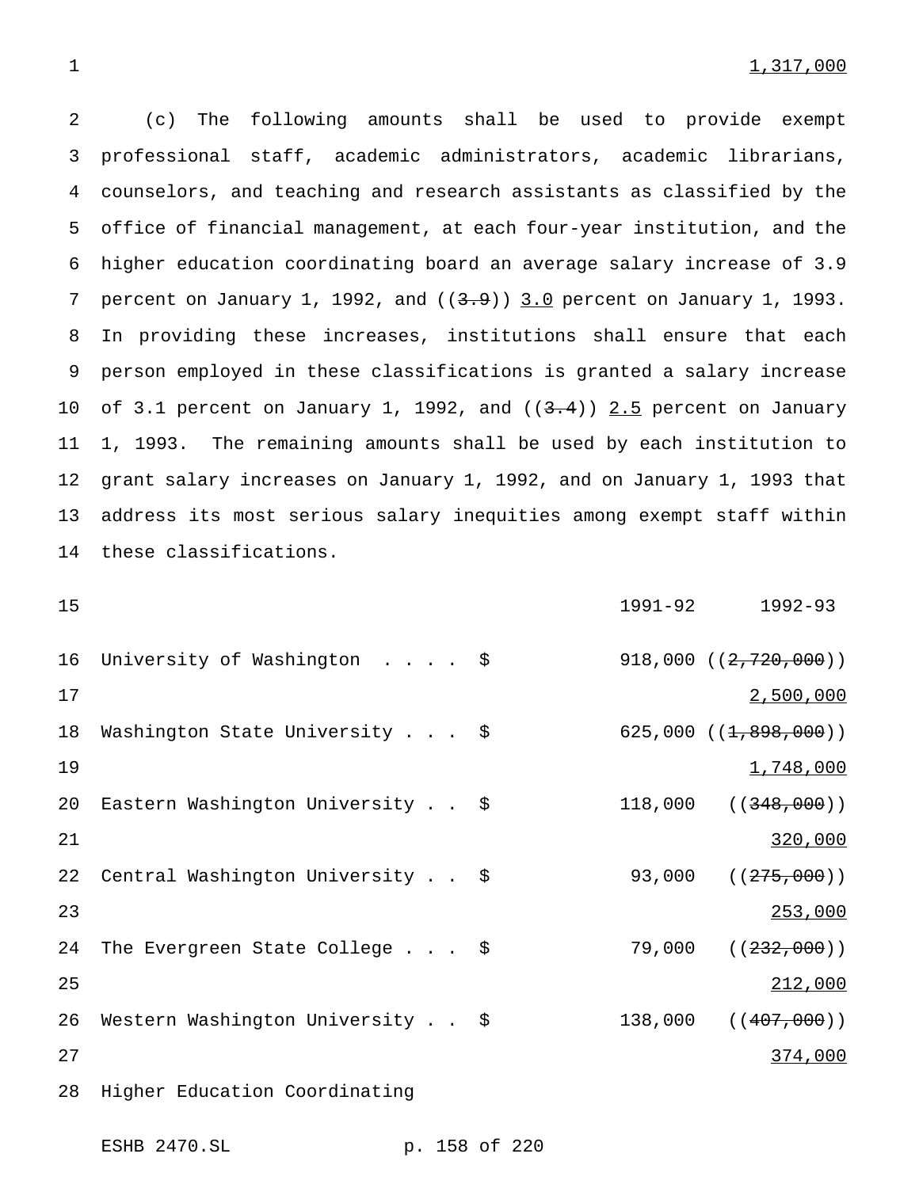1,317,000

(c) The following amounts shall be used to provide exempt professional staff, academic administrators, academic librarians, counselors, and teaching and research assistants as classified by the office of financial management, at each four-year institution, and the higher education coordinating board an average salary increase of 3.9 percent on January 1, 1992, and ((~~3.9~~)) 3.0 percent on January 1, 1993. In providing these increases, institutions shall ensure that each person employed in these classifications is granted a salary increase of 3.1 percent on January 1, 1992, and ((~~3.4~~)) 2.5 percent on January 1, 1993. The remaining amounts shall be used by each institution to grant salary increases on January 1, 1992, and on January 1, 1993 that address its most serious salary inequities among exempt staff within these classifications.

| | | 1991-92 | 1992-93 |
|---|---|---|---|
| University of Washington . . . . | $ | 918,000 | ((~~2,720,000~~)) 2,500,000 |
| Washington State University . . . | $ | 625,000 | ((~~1,898,000~~)) 1,748,000 |
| Eastern Washington University . . | $ | 118,000 | ((~~348,000~~)) 320,000 |
| Central Washington University . . | $ | 93,000 | ((~~275,000~~)) 253,000 |
| The Evergreen State College . . . | $ | 79,000 | ((~~232,000~~)) 212,000 |
| Western Washington University . . | $ | 138,000 | ((~~407,000~~)) 374,000 |
| Higher Education Coordinating | | | |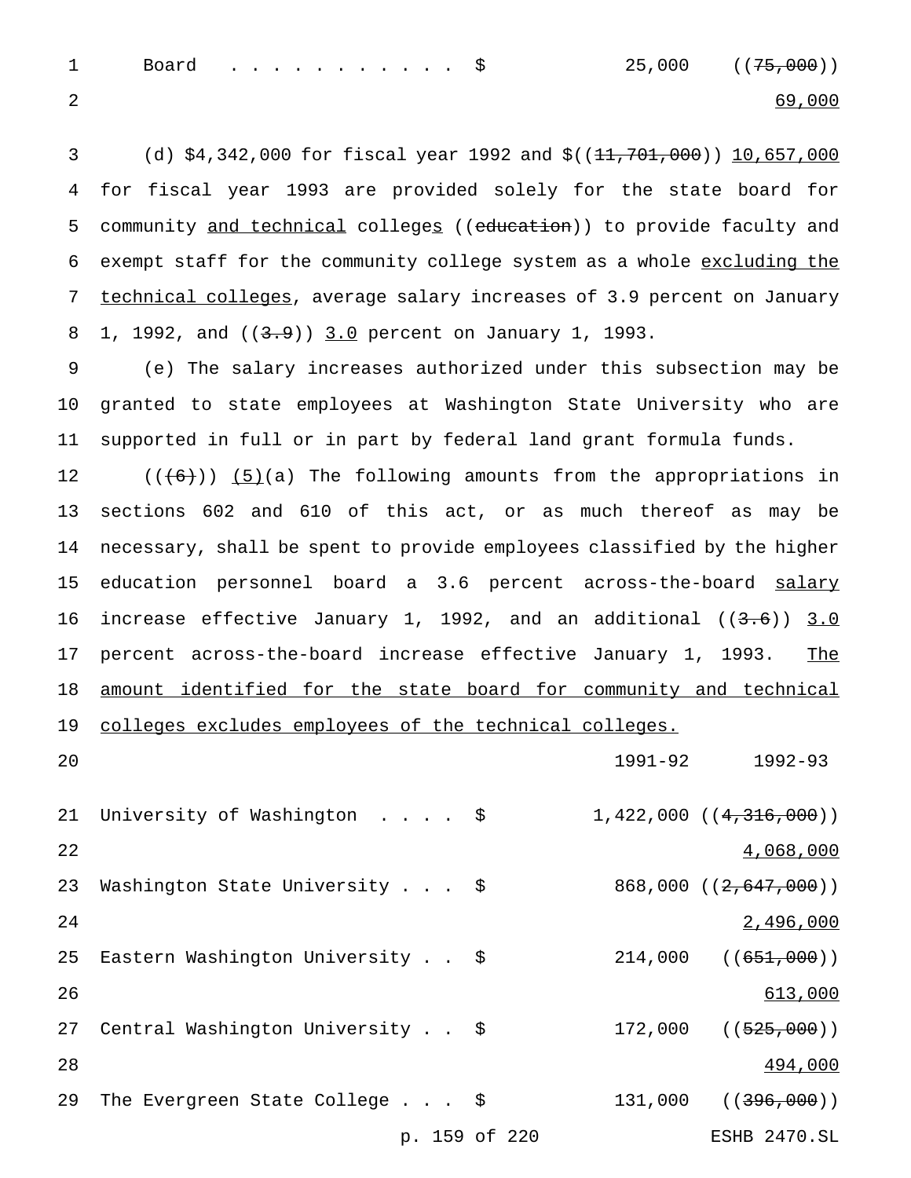| | | 1991-92 | 1992-93 |
|---|---|---|---|
| Board | $ | 25,000 | ((~~75,000~~)) <u>69,000</u> |

(d) $4,342,000 for fiscal year 1992 and $((~~11,701,000~~)) <u>10,657,000</u> for fiscal year 1993 are provided solely for the state board for community <u>and technical</u> college<u>s</u> ((~~education~~)) to provide faculty and exempt staff for the community college system as a whole <u>excluding the technical colleges</u>, average salary increases of 3.9 percent on January 1, 1992, and ((~~3.9~~)) <u>3.0</u> percent on January 1, 1993.

(e) The salary increases authorized under this subsection may be granted to state employees at Washington State University who are supported in full or in part by federal land grant formula funds.

((~~(6)~~)) <u>(5)</u>(a) The following amounts from the appropriations in sections 602 and 610 of this act, or as much thereof as may be necessary, shall be spent to provide employees classified by the higher education personnel board a 3.6 percent across-the-board <u>salary</u> increase effective January 1, 1992, and an additional ((~~3.6~~)) <u>3.0</u> percent across-the-board increase effective January 1, 1993. <u>The amount identified for the state board for community and technical colleges excludes employees of the technical colleges.</u>

| | | 1991-92 | 1992-93 |
|---|---|---|---|
| University of Washington | $ | 1,422,000 | ((~~4,316,000~~)) <u>4,068,000</u> |
| Washington State University | $ | 868,000 | ((~~2,647,000~~)) <u>2,496,000</u> |
| Eastern Washington University | $ | 214,000 | ((~~651,000~~)) <u>613,000</u> |
| Central Washington University | $ | 172,000 | ((~~525,000~~)) <u>494,000</u> |
| The Evergreen State College | $ | 131,000 | ((~~396,000~~)) |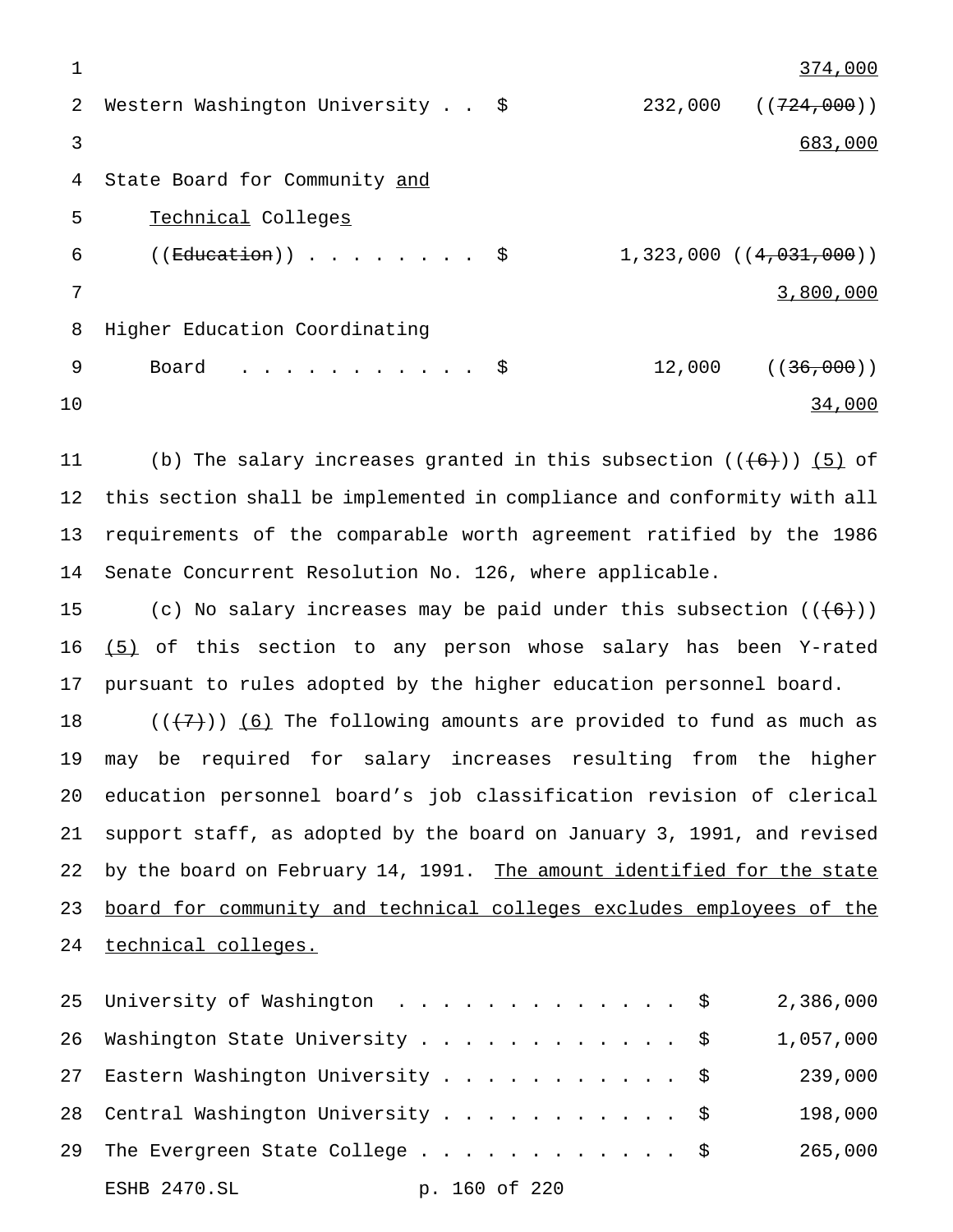| | | |
|---|---|---|
| | | 374,000 |
| Western Washington University . . | $ 232,000 | ((~~724,000~~)) 683,000 |
| State Board for Community and Technical Colleges ((~~Education~~)) . . . . . . . . | $ 1,323,000 | ((~~4,031,000~~)) 3,800,000 |
| Higher Education Coordinating Board . . . . . . . . . . . | $ 12,000 | ((~~36,000~~)) 34,000 |

(b) The salary increases granted in this subsection ((~~(6)~~)) (5) of this section shall be implemented in compliance and conformity with all requirements of the comparable worth agreement ratified by the 1986 Senate Concurrent Resolution No. 126, where applicable.

(c) No salary increases may be paid under this subsection ((~~(6)~~)) (5) of this section to any person whose salary has been Y-rated pursuant to rules adopted by the higher education personnel board.

((~~(7)~~)) (6) The following amounts are provided to fund as much as may be required for salary increases resulting from the higher education personnel board's job classification revision of clerical support staff, as adopted by the board on January 3, 1991, and revised by the board on February 14, 1991. The amount identified for the state board for community and technical colleges excludes employees of the technical colleges.

| | |
|---|---|
| University of Washington . . . . . . . . . . . . . | $ 2,386,000 |
| Washington State University . . . . . . . . . . . . | $ 1,057,000 |
| Eastern Washington University . . . . . . . . . . . | $ 239,000 |
| Central Washington University . . . . . . . . . . . | $ 198,000 |
| The Evergreen State College . . . . . . . . . . . . | $ 265,000 |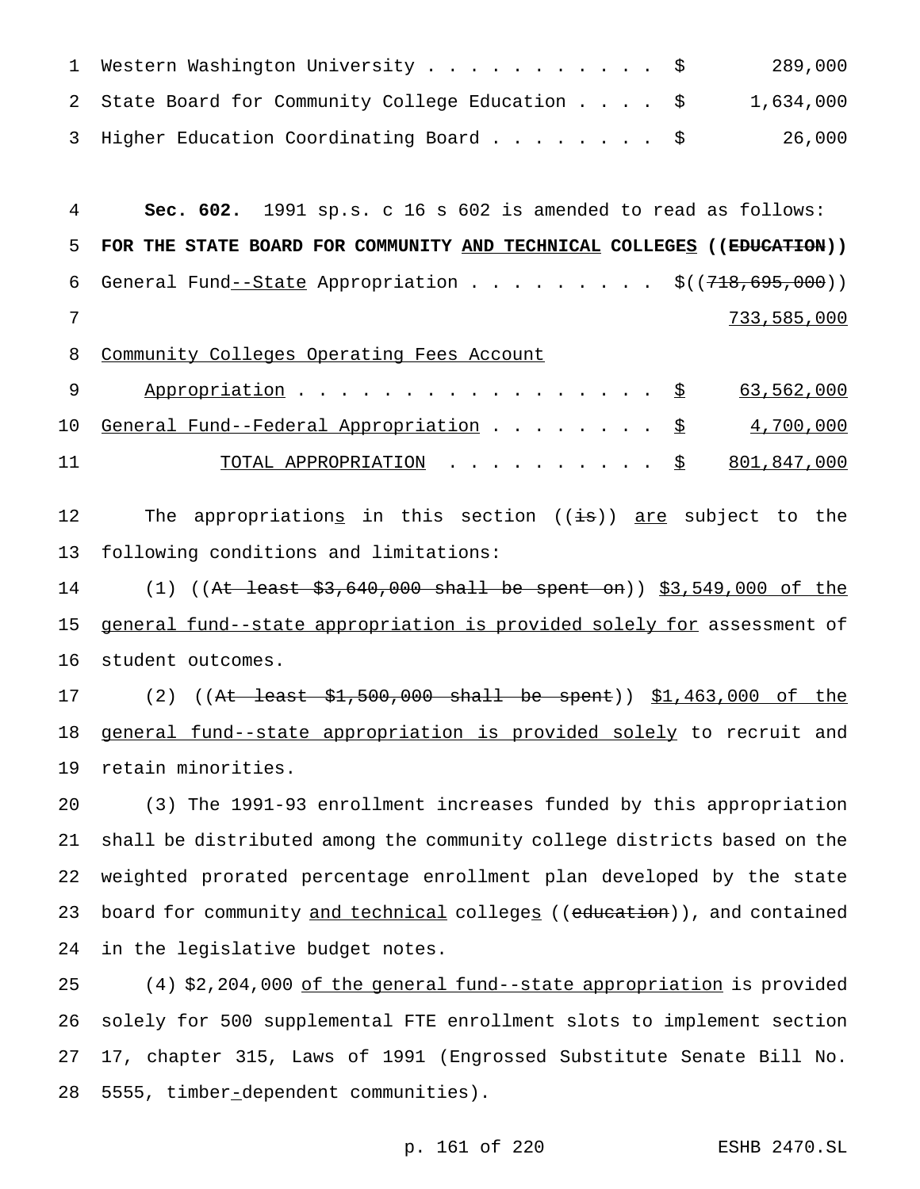Western Washington University . . . . . . . . . . . $ 289,000

State Board for Community College Education . . . . $ 1,634,000

Higher Education Coordinating Board . . . . . . . . $ 26,000

**Sec. 602.** 1991 sp.s. c 16 s 602 is amended to read as follows:

**FOR THE STATE BOARD FOR COMMUNITY AND TECHNICAL COLLEGES ((EDUCATION))**

| | | |
|---|---|---|
| General Fund--State Appropriation . . . . . . . . . | $((718,695,000)) | |
| | 733,585,000 | |
| Community Colleges Operating Fees Account Appropriation . . . . . . . . . . . . . . . . . . | $ | 63,562,000 |
| General Fund--Federal Appropriation . . . . . . . . | $ | 4,700,000 |
| TOTAL APPROPRIATION . . . . . . . . . . | $ | 801,847,000 |

The appropriations in this section ((is)) are subject to the following conditions and limitations:

(1) ((At least $3,640,000 shall be spent on)) $3,549,000 of the general fund--state appropriation is provided solely for assessment of student outcomes.

(2) ((At least $1,500,000 shall be spent)) $1,463,000 of the general fund--state appropriation is provided solely to recruit and retain minorities.

(3) The 1991-93 enrollment increases funded by this appropriation shall be distributed among the community college districts based on the weighted prorated percentage enrollment plan developed by the state board for community and technical colleges ((education)), and contained in the legislative budget notes.

(4) $2,204,000 of the general fund--state appropriation is provided solely for 500 supplemental FTE enrollment slots to implement section 17, chapter 315, Laws of 1991 (Engrossed Substitute Senate Bill No. 5555, timber-dependent communities).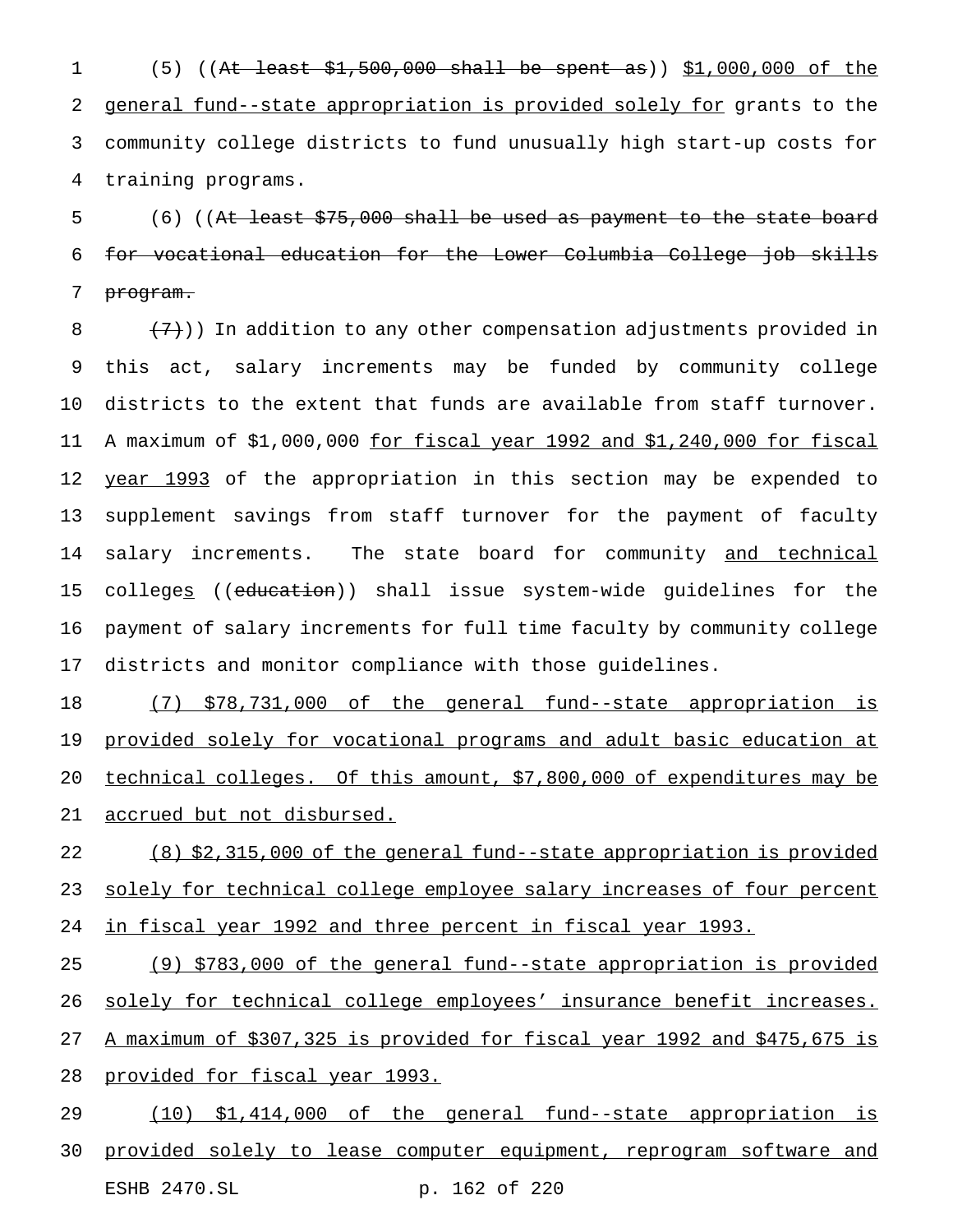(5) ((~~At least $1,500,000 shall be spent as~~)) <u>$1,000,000 of the general fund--state appropriation is provided solely for</u> grants to the community college districts to fund unusually high start-up costs for training programs.

(6) ((~~At least $75,000 shall be used as payment to the state board for vocational education for the Lower Columbia College job skills program.~~

~~(7)~~)) In addition to any other compensation adjustments provided in this act, salary increments may be funded by community college districts to the extent that funds are available from staff turnover. A maximum of $1,000,000 <u>for fiscal year 1992 and $1,240,000 for fiscal year 1993</u> of the appropriation in this section may be expended to supplement savings from staff turnover for the payment of faculty salary increments. The state board for community <u>and technical</u> college<u>s</u> ((~~education~~)) shall issue system-wide guidelines for the payment of salary increments for full time faculty by community college districts and monitor compliance with those guidelines.

<u>(7) $78,731,000 of the general fund--state appropriation is provided solely for vocational programs and adult basic education at technical colleges. Of this amount, $7,800,000 of expenditures may be accrued but not disbursed.</u>

<u>(8) $2,315,000 of the general fund--state appropriation is provided solely for technical college employee salary increases of four percent in fiscal year 1992 and three percent in fiscal year 1993.</u>

<u>(9) $783,000 of the general fund--state appropriation is provided solely for technical college employees' insurance benefit increases. A maximum of $307,325 is provided for fiscal year 1992 and $475,675 is provided for fiscal year 1993.</u>

<u>(10) $1,414,000 of the general fund--state appropriation is provided solely to lease computer equipment, reprogram software and</u>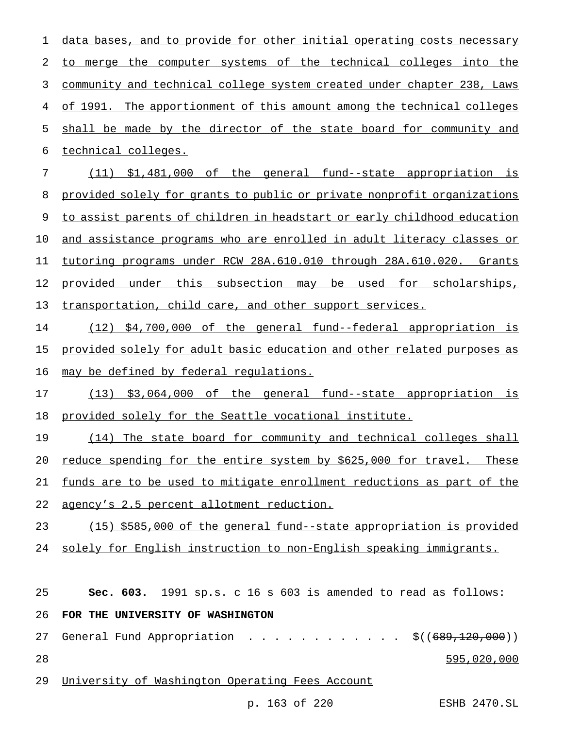data bases, and to provide for other initial operating costs necessary to merge the computer systems of the technical colleges into the community and technical college system created under chapter 238, Laws of 1991. The apportionment of this amount among the technical colleges shall be made by the director of the state board for community and technical colleges.

(11) $1,481,000 of the general fund--state appropriation is provided solely for grants to public or private nonprofit organizations to assist parents of children in headstart or early childhood education and assistance programs who are enrolled in adult literacy classes or tutoring programs under RCW 28A.610.010 through 28A.610.020. Grants provided under this subsection may be used for scholarships, transportation, child care, and other support services.

(12) $4,700,000 of the general fund--federal appropriation is provided solely for adult basic education and other related purposes as may be defined by federal regulations.

(13) $3,064,000 of the general fund--state appropriation is provided solely for the Seattle vocational institute.

(14) The state board for community and technical colleges shall reduce spending for the entire system by $625,000 for travel. These funds are to be used to mitigate enrollment reductions as part of the agency's 2.5 percent allotment reduction.

(15) $585,000 of the general fund--state appropriation is provided solely for English instruction to non-English speaking immigrants.

**Sec. 603.** 1991 sp.s. c 16 s 603 is amended to read as follows:

**FOR THE UNIVERSITY OF WASHINGTON**

General Fund Appropriation . . . . . . . . . . . . $((~~689,120,000~~))
595,020,000

University of Washington Operating Fees Account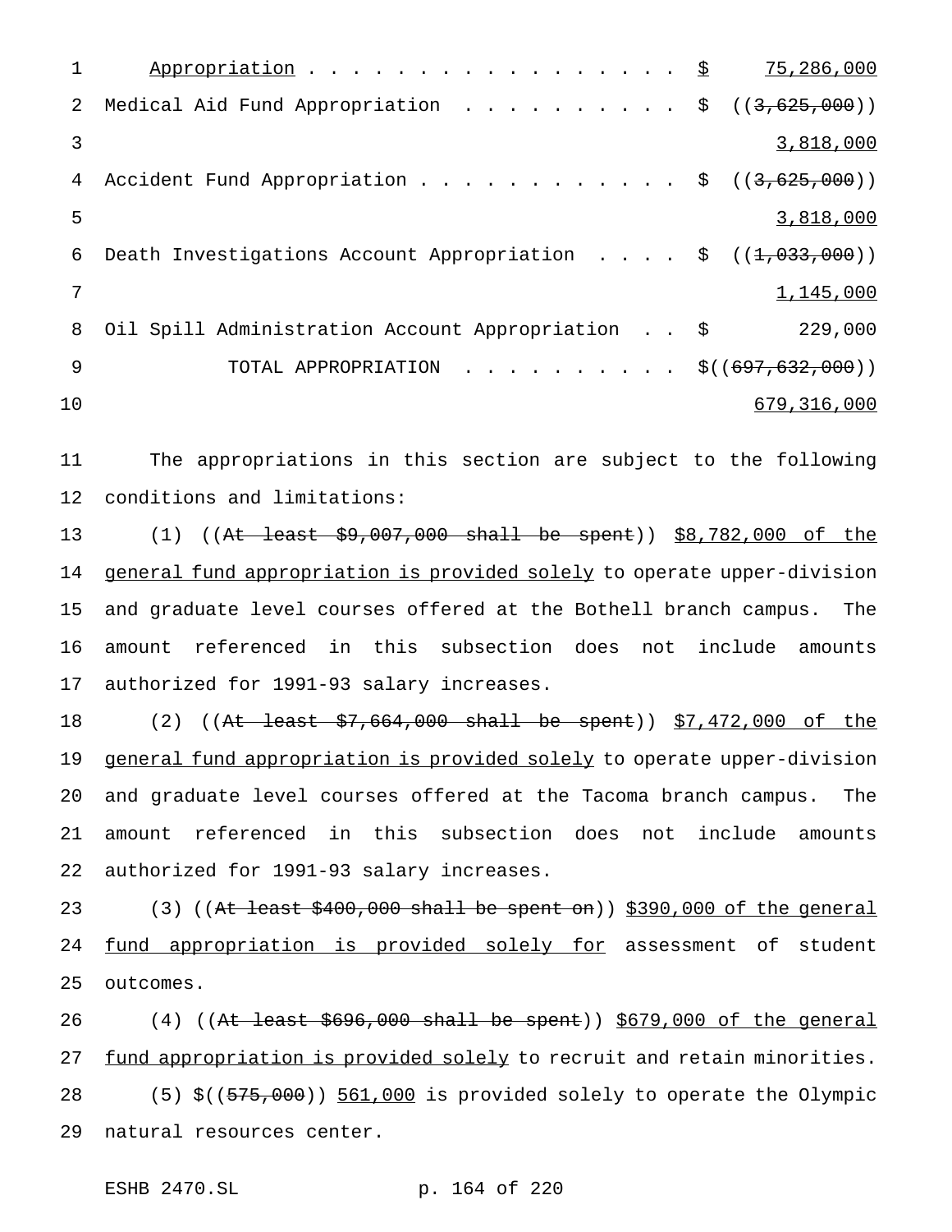Appropriation . . . . . . . . . . . . . . . . . . $ 75,286,000

Medical Aid Fund Appropriation . . . . . . . . . . $ ((~~3,625,000~~))
3,818,000

Accident Fund Appropriation . . . . . . . . . . . . $ ((~~3,625,000~~))
3,818,000

Death Investigations Account Appropriation . . . . $ ((~~1,033,000~~))
1,145,000

Oil Spill Administration Account Appropriation . . $ 229,000

TOTAL APPROPRIATION . . . . . . . . . . $((~~697,632,000~~))
679,316,000

The appropriations in this section are subject to the following conditions and limitations:

(1) ((~~At least $9,007,000 shall be spent~~)) $8,782,000 of the general fund appropriation is provided solely to operate upper-division and graduate level courses offered at the Bothell branch campus. The amount referenced in this subsection does not include amounts authorized for 1991-93 salary increases.

(2) ((~~At least $7,664,000 shall be spent~~)) $7,472,000 of the general fund appropriation is provided solely to operate upper-division and graduate level courses offered at the Tacoma branch campus. The amount referenced in this subsection does not include amounts authorized for 1991-93 salary increases.

(3) ((~~At least $400,000 shall be spent on~~)) $390,000 of the general fund appropriation is provided solely for assessment of student outcomes.

(4) ((~~At least $696,000 shall be spent~~)) $679,000 of the general fund appropriation is provided solely to recruit and retain minorities.

(5) $((~~575,000~~)) 561,000 is provided solely to operate the Olympic natural resources center.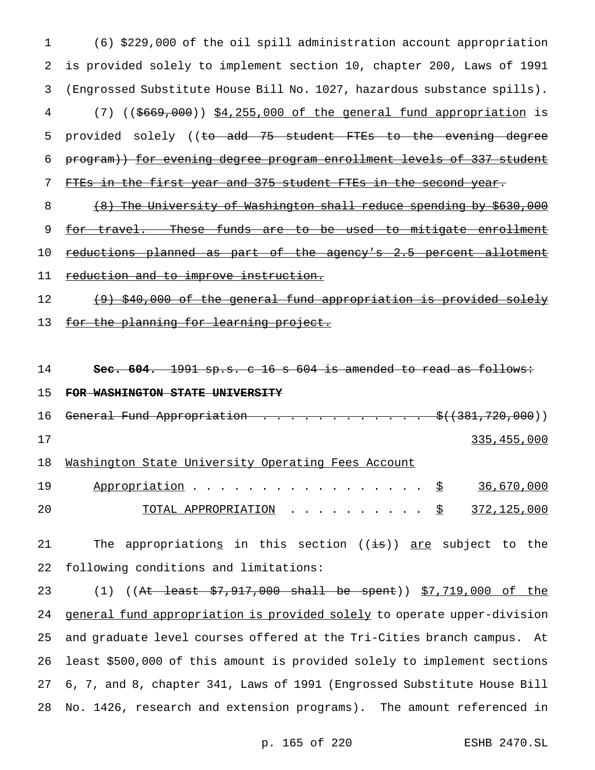(6) $229,000 of the oil spill administration account appropriation is provided solely to implement section 10, chapter 200, Laws of 1991 (Engrossed Substitute House Bill No. 1027, hazardous substance spills).

(7) (($669,000)) $4,255,000 of the general fund appropriation is provided solely ((to add 75 student FTEs to the evening degree program)) for evening degree program enrollment levels of 337 student FTEs in the first year and 375 student FTEs in the second year.

(8) The University of Washington shall reduce spending by $630,000 for travel. These funds are to be used to mitigate enrollment reductions planned as part of the agency's 2.5 percent allotment reduction and to improve instruction.

(9) $40,000 of the general fund appropriation is provided solely for the planning for learning project.

**Sec. 604.** 1991 sp.s. c 16 s 604 is amended to read as follows:

**FOR WASHINGTON STATE UNIVERSITY**

| | |
|---|---|
| General Fund Appropriation . . . . . . . . . . . . . | $((381,720,000)) |
| | 335,455,000 |
| Washington State University Operating Fees Account | |
| Appropriation . . . . . . . . . . . . . . . . . . | $ 36,670,000 |
| TOTAL APPROPRIATION . . . . . . . . . . . | $ 372,125,000 |

The appropriations in this section ((is)) are subject to the following conditions and limitations:

(1) ((At least $7,917,000 shall be spent)) $7,719,000 of the general fund appropriation is provided solely to operate upper-division and graduate level courses offered at the Tri-Cities branch campus. At least $500,000 of this amount is provided solely to implement sections 6, 7, and 8, chapter 341, Laws of 1991 (Engrossed Substitute House Bill No. 1426, research and extension programs). The amount referenced in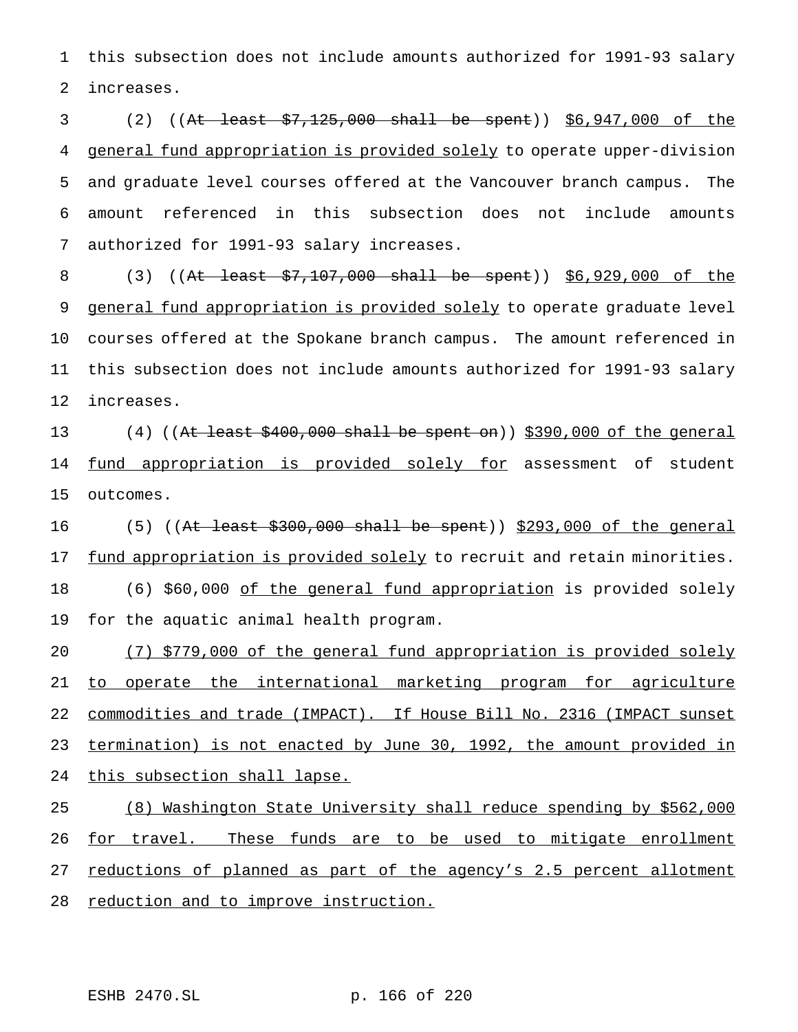this subsection does not include amounts authorized for 1991-93 salary increases.

(2) ((~~At least $7,125,000 shall be spent~~)) <u>$6,947,000 of the general fund appropriation is provided solely</u> to operate upper-division and graduate level courses offered at the Vancouver branch campus. The amount referenced in this subsection does not include amounts authorized for 1991-93 salary increases.

(3) ((~~At least $7,107,000 shall be spent~~)) <u>$6,929,000 of the general fund appropriation is provided solely</u> to operate graduate level courses offered at the Spokane branch campus. The amount referenced in this subsection does not include amounts authorized for 1991-93 salary increases.

(4) ((~~At least $400,000 shall be spent on~~)) <u>$390,000 of the general fund appropriation is provided solely for</u> assessment of student outcomes.

(5) ((~~At least $300,000 shall be spent~~)) <u>$293,000 of the general fund appropriation is provided solely</u> to recruit and retain minorities.

(6) $60,000 <u>of the general fund appropriation</u> is provided solely for the aquatic animal health program.

<u>(7) $779,000 of the general fund appropriation is provided solely to operate the international marketing program for agriculture commodities and trade (IMPACT). If House Bill No. 2316 (IMPACT sunset termination) is not enacted by June 30, 1992, the amount provided in this subsection shall lapse.</u>

<u>(8) Washington State University shall reduce spending by $562,000 for travel. These funds are to be used to mitigate enrollment reductions of planned as part of the agency's 2.5 percent allotment reduction and to improve instruction.</u>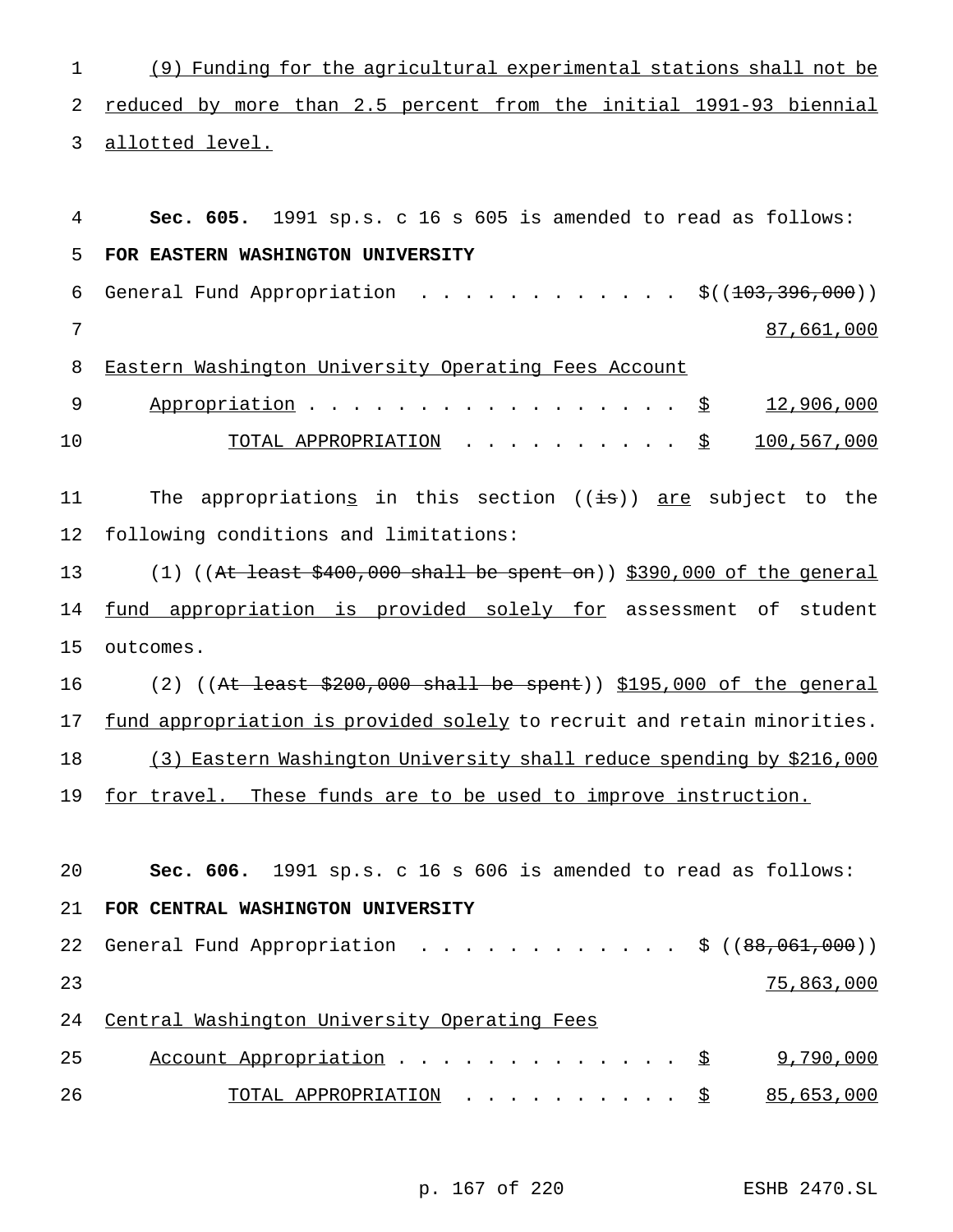(9) Funding for the agricultural experimental stations shall not be reduced by more than 2.5 percent from the initial 1991-93 biennial allotted level.

**Sec. 605.** 1991 sp.s. c 16 s 605 is amended to read as follows:

**FOR EASTERN WASHINGTON UNIVERSITY**

| | | |
|---|---|---|
| General Fund Appropriation . . . . . . . . . . . . | $ | ((103,396,000)) 87,661,000 |
| Eastern Washington University Operating Fees Account Appropriation . . . . . . . . . . . . . . . . . | $ | 12,906,000 |
| TOTAL APPROPRIATION . . . . . . . . . . | $ | 100,567,000 |

The appropriations in this section ((is)) are subject to the following conditions and limitations:

(1) ((At least $400,000 shall be spent on)) $390,000 of the general fund appropriation is provided solely for assessment of student outcomes.

(2) ((At least $200,000 shall be spent)) $195,000 of the general fund appropriation is provided solely to recruit and retain minorities.

(3) Eastern Washington University shall reduce spending by $216,000 for travel. These funds are to be used to improve instruction.

**Sec. 606.** 1991 sp.s. c 16 s 606 is amended to read as follows:

**FOR CENTRAL WASHINGTON UNIVERSITY**

| | | |
|---|---|---|
| General Fund Appropriation . . . . . . . . . . . . | $ | ((88,061,000)) 75,863,000 |
| Central Washington University Operating Fees Account Appropriation . . . . . . . . . . . . . . | $ | 9,790,000 |
| TOTAL APPROPRIATION . . . . . . . . . . | $ | 85,653,000 |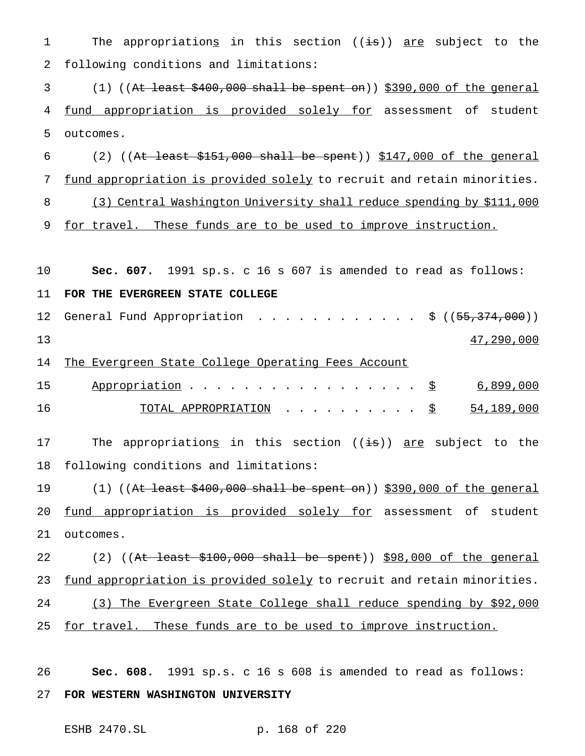The appropriations in this section ((is)) are subject to the following conditions and limitations:

(1) ((At least $400,000 shall be spent on)) $390,000 of the general fund appropriation is provided solely for assessment of student outcomes.

(2) ((At least $151,000 shall be spent)) $147,000 of the general fund appropriation is provided solely to recruit and retain minorities.

(3) Central Washington University shall reduce spending by $111,000 for travel. These funds are to be used to improve instruction.

**Sec. 607.** 1991 sp.s. c 16 s 607 is amended to read as follows:

**FOR THE EVERGREEN STATE COLLEGE**

| | |
|---|---|
| General Fund Appropriation . . . . . . . . . . . . | $ ((55,374,000)) 47,290,000 |
| The Evergreen State College Operating Fees Account Appropriation . . . . . . . . . . . . . . . . . . | $ 6,899,000 |
| TOTAL APPROPRIATION . . . . . . . . . . | $ 54,189,000 |

The appropriations in this section ((is)) are subject to the following conditions and limitations:

(1) ((At least $400,000 shall be spent on)) $390,000 of the general fund appropriation is provided solely for assessment of student outcomes.

(2) ((At least $100,000 shall be spent)) $98,000 of the general fund appropriation is provided solely to recruit and retain minorities.

(3) The Evergreen State College shall reduce spending by $92,000 for travel. These funds are to be used to improve instruction.

**Sec. 608.** 1991 sp.s. c 16 s 608 is amended to read as follows:

**FOR WESTERN WASHINGTON UNIVERSITY**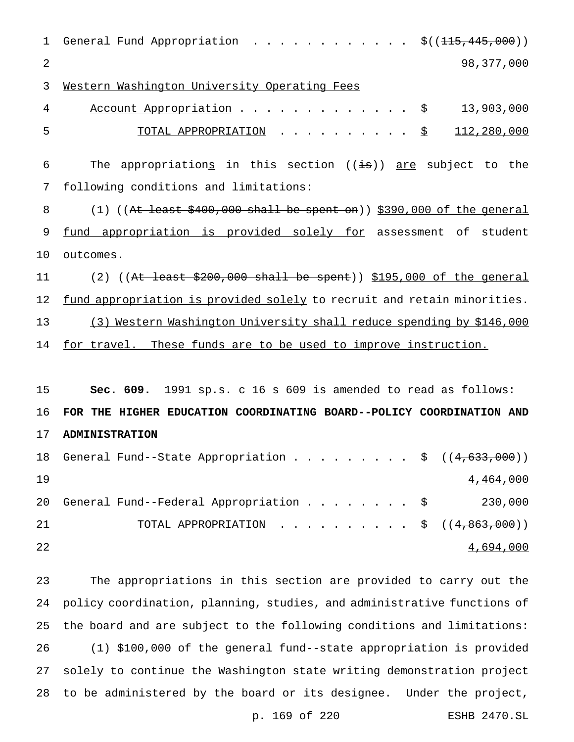General Fund Appropriation . . . . . . . . . . . . $((~~115,445,000~~))
98,377,000

Western Washington University Operating Fees
Account Appropriation . . . . . . . . . . . . . . $ 13,903,000

TOTAL APPROPRIATION . . . . . . . . . . . $ 112,280,000

The appropriations in this section ((~~is~~)) are subject to the following conditions and limitations:

(1) ((~~At least $400,000 shall be spent on~~)) $390,000 of the general fund appropriation is provided solely for assessment of student outcomes.

(2) ((~~At least $200,000 shall be spent~~)) $195,000 of the general fund appropriation is provided solely to recruit and retain minorities.

(3) Western Washington University shall reduce spending by $146,000 for travel. These funds are to be used to improve instruction.

**Sec. 609.** 1991 sp.s. c 16 s 609 is amended to read as follows:

**FOR THE HIGHER EDUCATION COORDINATING BOARD--POLICY COORDINATION AND ADMINISTRATION**

General Fund--State Appropriation . . . . . . . . . $ ((~~4,633,000~~))
4,464,000

General Fund--Federal Appropriation . . . . . . . . $ 230,000

TOTAL APPROPRIATION . . . . . . . . . . . $ ((~~4,863,000~~))
4,694,000

The appropriations in this section are provided to carry out the policy coordination, planning, studies, and administrative functions of the board and are subject to the following conditions and limitations:

(1) $100,000 of the general fund--state appropriation is provided solely to continue the Washington state writing demonstration project to be administered by the board or its designee. Under the project,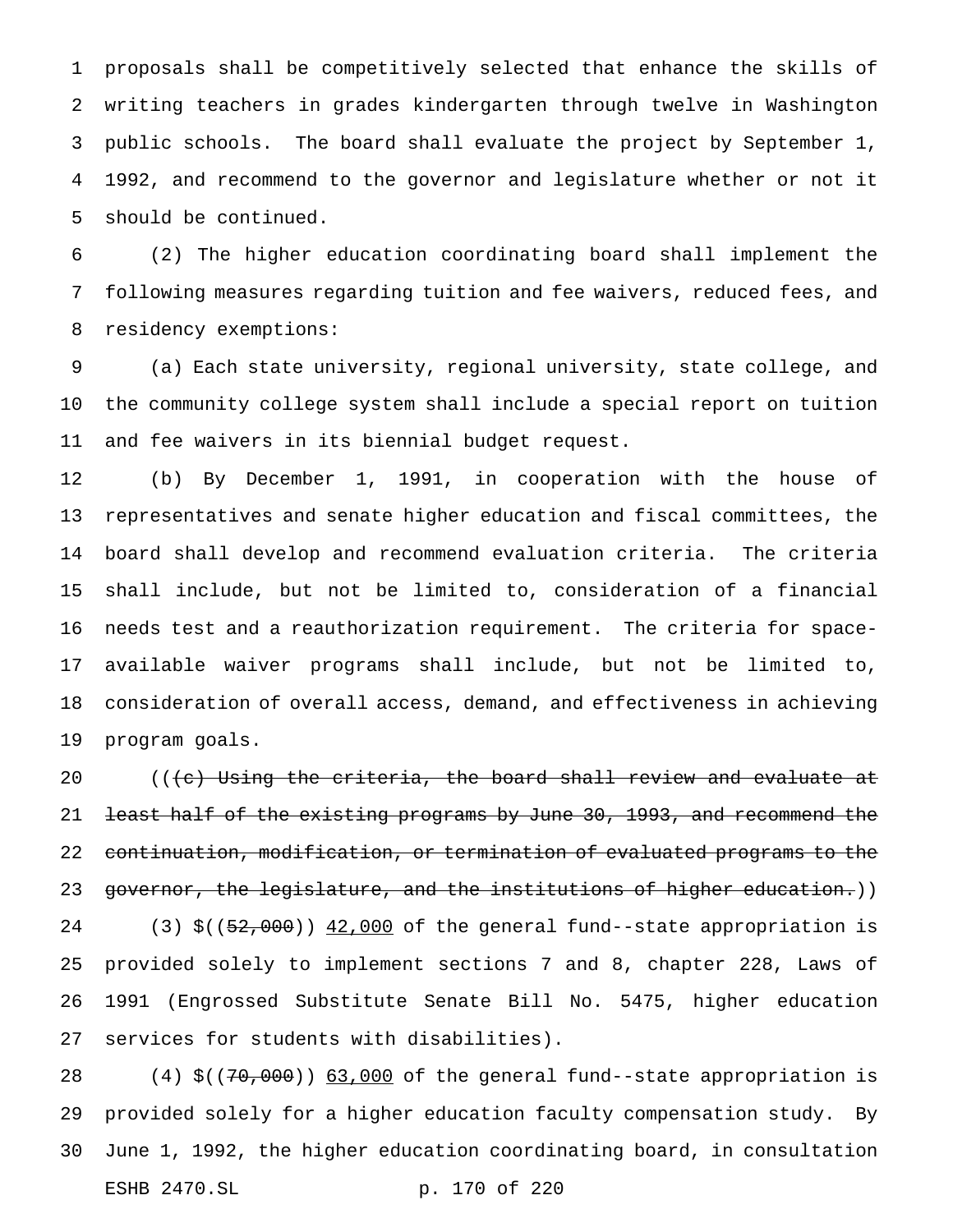proposals shall be competitively selected that enhance the skills of writing teachers in grades kindergarten through twelve in Washington public schools. The board shall evaluate the project by September 1, 1992, and recommend to the governor and legislature whether or not it should be continued.

(2) The higher education coordinating board shall implement the following measures regarding tuition and fee waivers, reduced fees, and residency exemptions:

(a) Each state university, regional university, state college, and the community college system shall include a special report on tuition and fee waivers in its biennial budget request.

(b) By December 1, 1991, in cooperation with the house of representatives and senate higher education and fiscal committees, the board shall develop and recommend evaluation criteria. The criteria shall include, but not be limited to, consideration of a financial needs test and a reauthorization requirement. The criteria for space-available waiver programs shall include, but not be limited to, consideration of overall access, demand, and effectiveness in achieving program goals.

((~~(c) Using the criteria, the board shall review and evaluate at least half of the existing programs by June 30, 1993, and recommend the continuation, modification, or termination of evaluated programs to the governor, the legislature, and the institutions of higher education.~~))

(3) $((~~52,000~~)) 42,000 of the general fund--state appropriation is provided solely to implement sections 7 and 8, chapter 228, Laws of 1991 (Engrossed Substitute Senate Bill No. 5475, higher education services for students with disabilities).

(4) $((~~70,000~~)) 63,000 of the general fund--state appropriation is provided solely for a higher education faculty compensation study. By June 1, 1992, the higher education coordinating board, in consultation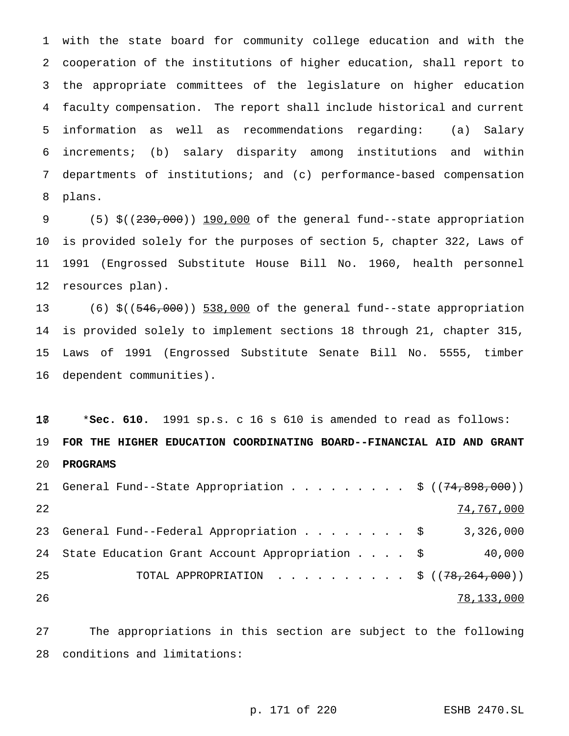with the state board for community college education and with the cooperation of the institutions of higher education, shall report to the appropriate committees of the legislature on higher education faculty compensation. The report shall include historical and current information as well as recommendations regarding: (a) Salary increments; (b) salary disparity among institutions and within departments of institutions; and (c) performance-based compensation plans.

(5) $((~~230,000~~)) 190,000 of the general fund--state appropriation is provided solely for the purposes of section 5, chapter 322, Laws of 1991 (Engrossed Substitute House Bill No. 1960, health personnel resources plan).

(6) $((~~546,000~~)) 538,000 of the general fund--state appropriation is provided solely to implement sections 18 through 21, chapter 315, Laws of 1991 (Engrossed Substitute Senate Bill No. 5555, timber dependent communities).

*__Sec. 610.__ 1991 sp.s. c 16 s 610 is amended to read as follows:

**FOR THE HIGHER EDUCATION COORDINATING BOARD--FINANCIAL AID AND GRANT PROGRAMS**

| | |
|---|---|
| General Fund--State Appropriation . . . . . . . . . | $ ((~~74,898,000~~)) 74,767,000 |
| General Fund--Federal Appropriation . . . . . . . . | $ 3,326,000 |
| State Education Grant Account Appropriation . . . . | $ 40,000 |
| TOTAL APPROPRIATION . . . . . . . . . . | $ ((~~78,264,000~~)) 78,133,000 |

The appropriations in this section are subject to the following conditions and limitations: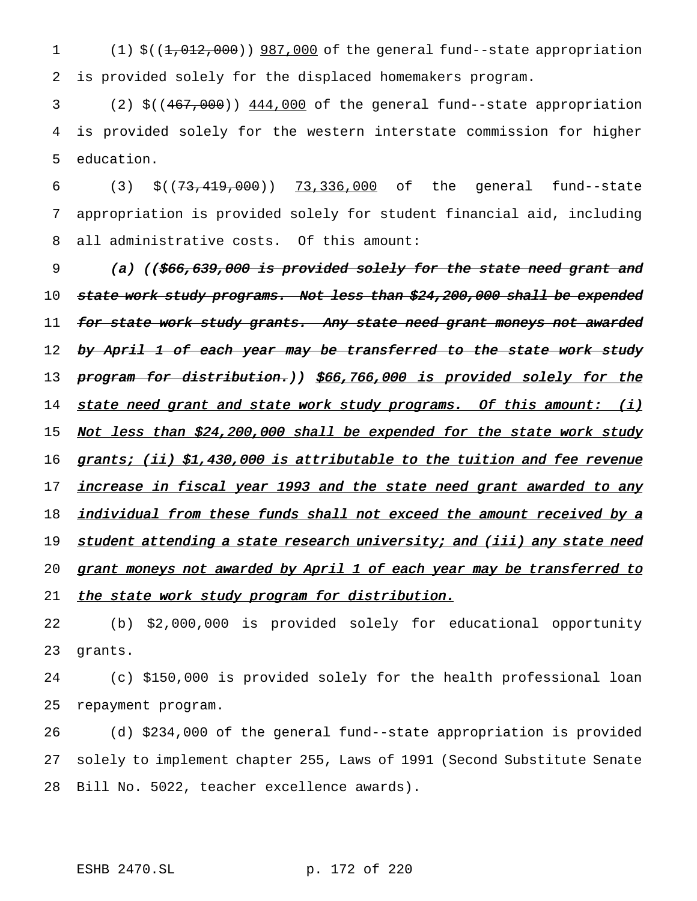(1) $((~~1,012,000~~)) <u>987,000</u> of the general fund--state appropriation is provided solely for the displaced homemakers program.

(2) $((~~467,000~~)) <u>444,000</u> of the general fund--state appropriation is provided solely for the western interstate commission for higher education.

(3) $((~~73,419,000~~)) <u>73,336,000</u> of the general fund--state appropriation is provided solely for student financial aid, including all administrative costs. Of this amount:

(a) ((~~$66,639,000 is provided solely for the state need grant and state work study programs. Not less than $24,200,000 shall be expended for state work study grants. Any state need grant moneys not awarded by April 1 of each year may be transferred to the state work study program for distribution.~~)) <u>$66,766,000 is provided solely for the state need grant and state work study programs. Of this amount: (i) Not less than $24,200,000 shall be expended for the state work study grants; (ii) $1,430,000 is attributable to the tuition and fee revenue increase in fiscal year 1993 and the state need grant awarded to any individual from these funds shall not exceed the amount received by a student attending a state research university; and (iii) any state need grant moneys not awarded by April 1 of each year may be transferred to the state work study program for distribution.</u>

(b) $2,000,000 is provided solely for educational opportunity grants.

(c) $150,000 is provided solely for the health professional loan repayment program.

(d) $234,000 of the general fund--state appropriation is provided solely to implement chapter 255, Laws of 1991 (Second Substitute Senate Bill No. 5022, teacher excellence awards).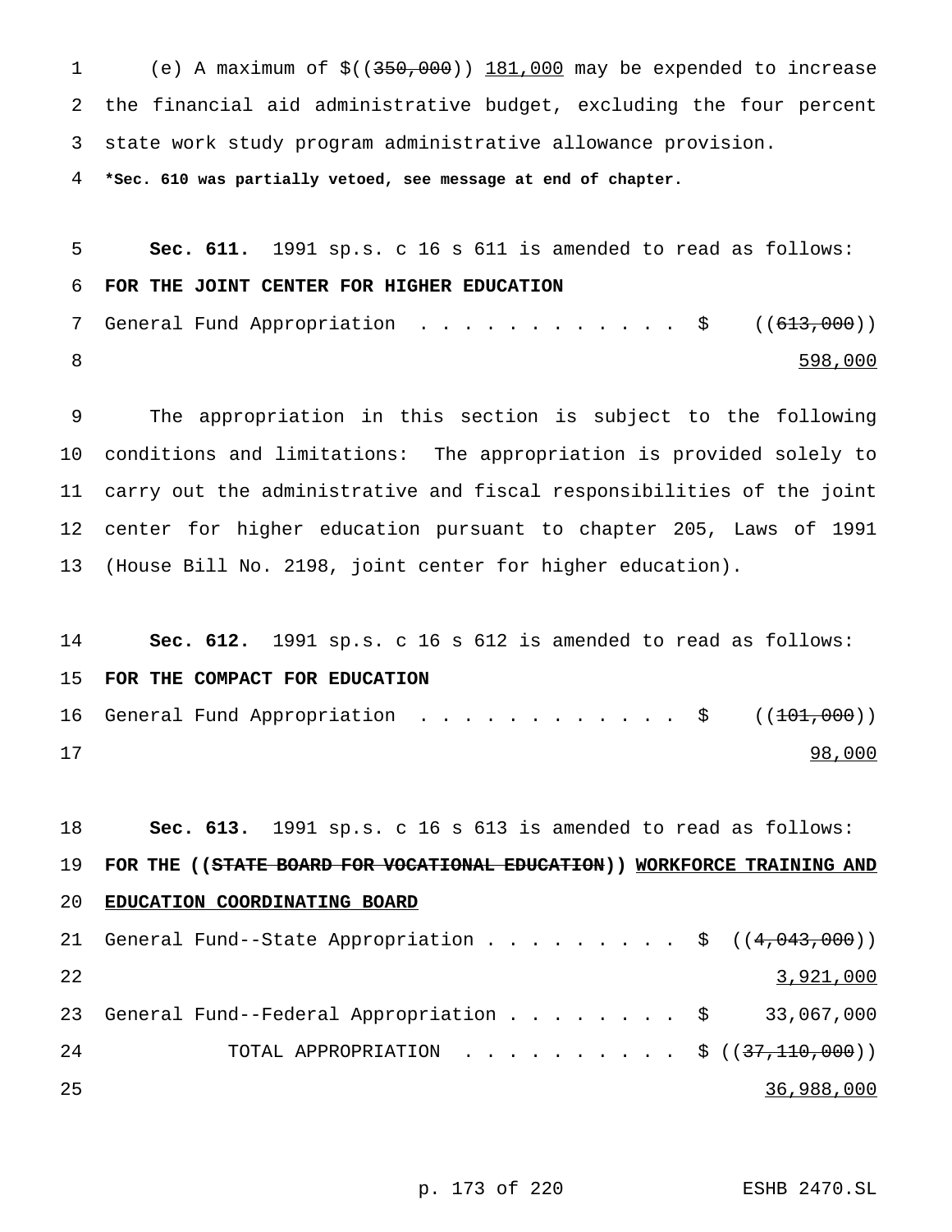(e) A maximum of $((~~350,000~~)) 181,000 may be expended to increase the financial aid administrative budget, excluding the four percent state work study program administrative allowance provision.

***Sec. 610 was partially vetoed, see message at end of chapter.**

**Sec. 611.** 1991 sp.s. c 16 s 611 is amended to read as follows:

**FOR THE JOINT CENTER FOR HIGHER EDUCATION**

General Fund Appropriation . . . . . . . . . . . . . $ ((~~613,000~~)) 598,000

The appropriation in this section is subject to the following conditions and limitations: The appropriation is provided solely to carry out the administrative and fiscal responsibilities of the joint center for higher education pursuant to chapter 205, Laws of 1991 (House Bill No. 2198, joint center for higher education).

**Sec. 612.** 1991 sp.s. c 16 s 612 is amended to read as follows:

**FOR THE COMPACT FOR EDUCATION**

General Fund Appropriation . . . . . . . . . . . . . $ ((~~101,000~~)) 98,000

**Sec. 613.** 1991 sp.s. c 16 s 613 is amended to read as follows:

**FOR THE ((~~STATE BOARD FOR VOCATIONAL EDUCATION~~)) WORKFORCE TRAINING AND EDUCATION COORDINATING BOARD**

General Fund--State Appropriation . . . . . . . . . $ ((~~4,043,000~~)) 3,921,000

General Fund--Federal Appropriation . . . . . . . . $ 33,067,000

TOTAL APPROPRIATION . . . . . . . . . . . $ ((~~37,110,000~~)) 36,988,000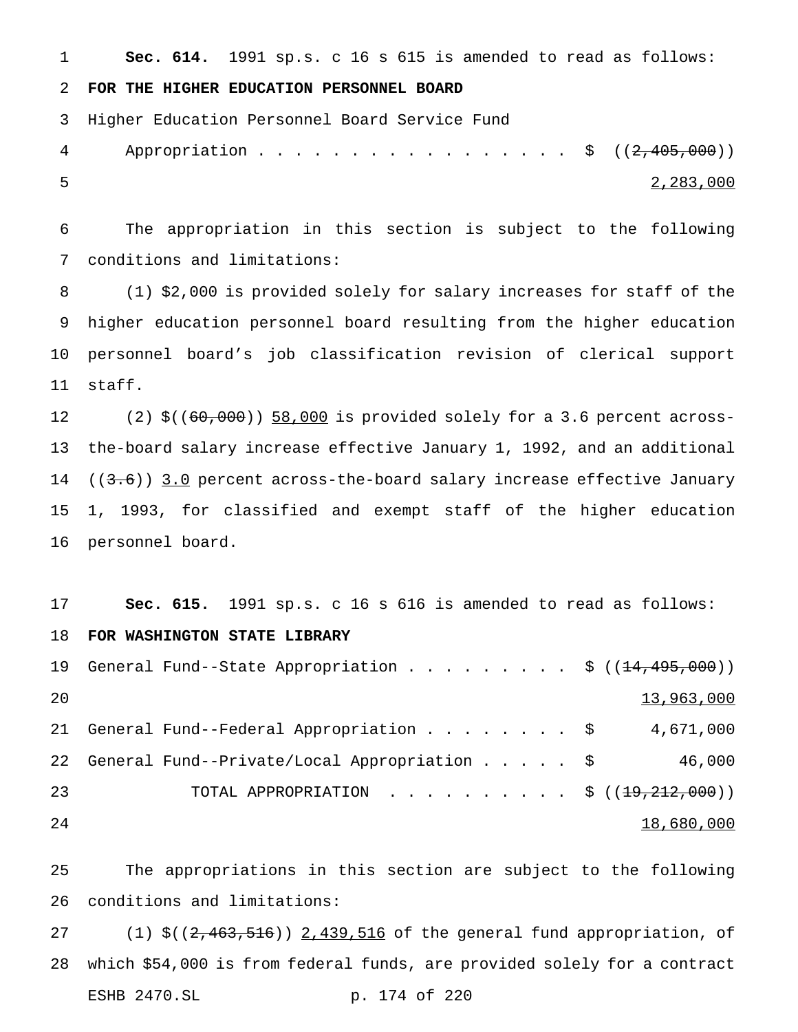**Sec. 614.** 1991 sp.s. c 16 s 615 is amended to read as follows:

**FOR THE HIGHER EDUCATION PERSONNEL BOARD**

Higher Education Personnel Board Service Fund

Appropriation . . . . . . . . . . . . . . . . . . $ ((~~2,405,000~~)) 2,283,000

The appropriation in this section is subject to the following conditions and limitations:

(1) $2,000 is provided solely for salary increases for staff of the higher education personnel board resulting from the higher education personnel board's job classification revision of clerical support staff.

(2) $((~~60,000~~)) 58,000 is provided solely for a 3.6 percent across-the-board salary increase effective January 1, 1992, and an additional ((~~3.6~~)) 3.0 percent across-the-board salary increase effective January 1, 1993, for classified and exempt staff of the higher education personnel board.

**Sec. 615.** 1991 sp.s. c 16 s 616 is amended to read as follows:

**FOR WASHINGTON STATE LIBRARY**

General Fund--State Appropriation . . . . . . . . . $ ((~~14,495,000~~)) 13,963,000

General Fund--Federal Appropriation . . . . . . . . $ 4,671,000

General Fund--Private/Local Appropriation . . . . . $ 46,000

TOTAL APPROPRIATION . . . . . . . . . . $ ((~~19,212,000~~)) 18,680,000

The appropriations in this section are subject to the following conditions and limitations:

(1) $((~~2,463,516~~)) 2,439,516 of the general fund appropriation, of which $54,000 is from federal funds, are provided solely for a contract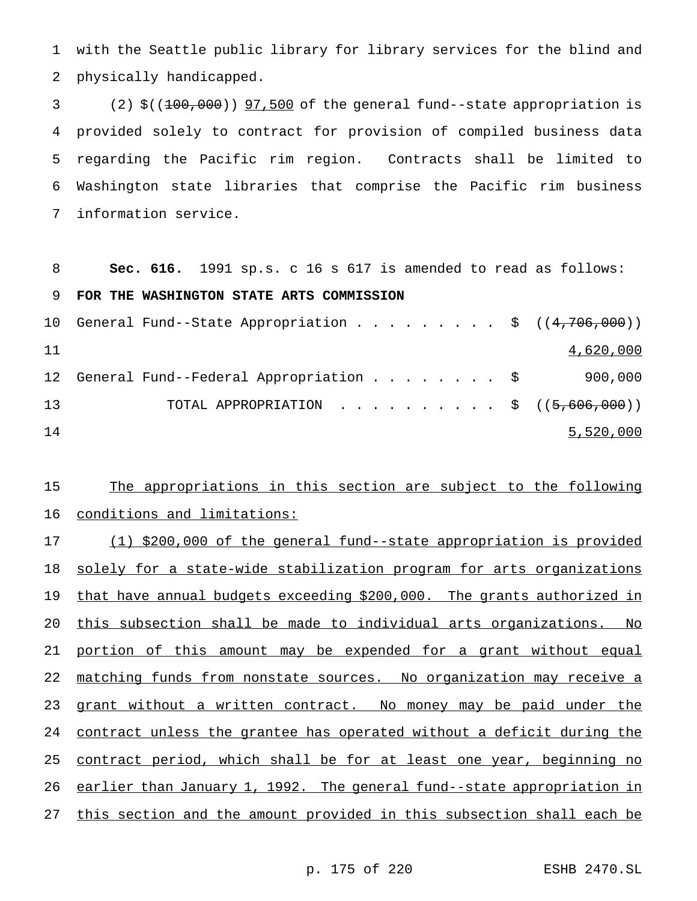with the Seattle public library for library services for the blind and physically handicapped.

(2) $((~~100,000~~)) 97,500 of the general fund--state appropriation is provided solely to contract for provision of compiled business data regarding the Pacific rim region. Contracts shall be limited to Washington state libraries that comprise the Pacific rim business information service.

**Sec. 616.** 1991 sp.s. c 16 s 617 is amended to read as follows:

**FOR THE WASHINGTON STATE ARTS COMMISSION**

| | | |
|---|---|---|
| General Fund--State Appropriation . . . . . . . . . | $ | ((~~4,706,000~~)) 4,620,000 |
| General Fund--Federal Appropriation . . . . . . . . | $ | 900,000 |
| TOTAL APPROPRIATION . . . . . . . . . . | $ | ((~~5,606,000~~)) 5,520,000 |

The appropriations in this section are subject to the following conditions and limitations:

(1) $200,000 of the general fund--state appropriation is provided solely for a state-wide stabilization program for arts organizations that have annual budgets exceeding $200,000. The grants authorized in this subsection shall be made to individual arts organizations. No portion of this amount may be expended for a grant without equal matching funds from nonstate sources. No organization may receive a grant without a written contract. No money may be paid under the contract unless the grantee has operated without a deficit during the contract period, which shall be for at least one year, beginning no earlier than January 1, 1992. The general fund--state appropriation in this section and the amount provided in this subsection shall each be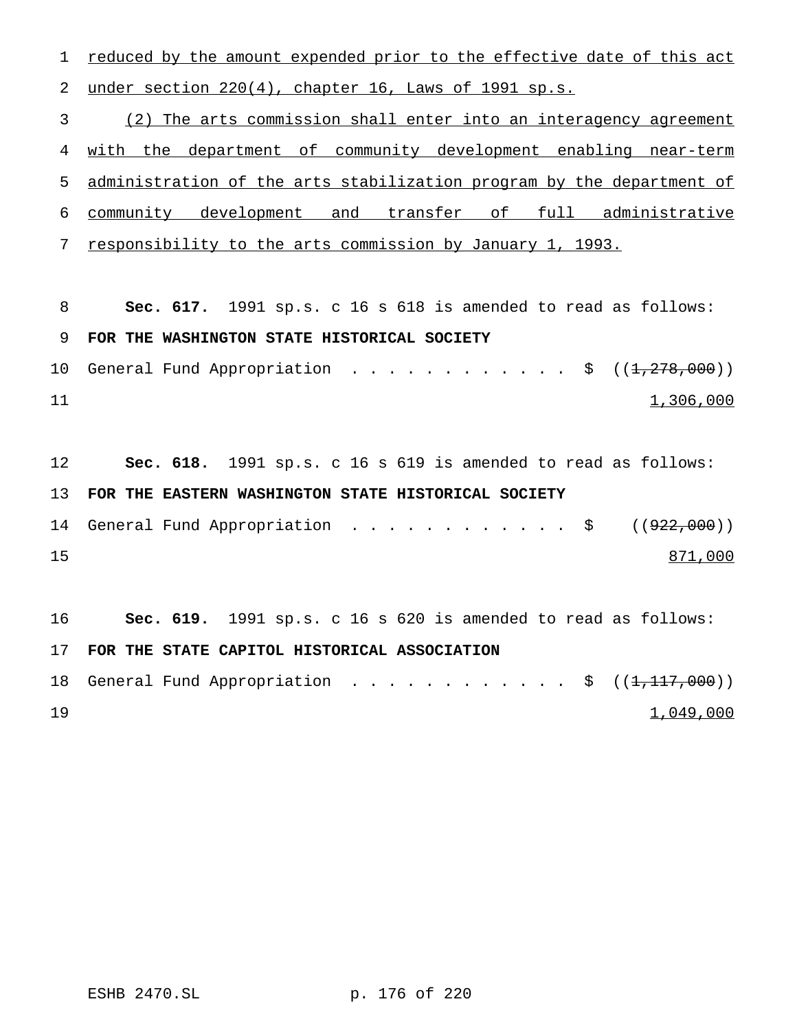reduced by the amount expended prior to the effective date of this act under section 220(4), chapter 16, Laws of 1991 sp.s.

(2) The arts commission shall enter into an interagency agreement with the department of community development enabling near-term administration of the arts stabilization program by the department of community development and transfer of full administrative responsibility to the arts commission by January 1, 1993.

**Sec. 617.** 1991 sp.s. c 16 s 618 is amended to read as follows:

**FOR THE WASHINGTON STATE HISTORICAL SOCIETY**

General Fund Appropriation . . . . . . . . . . . . $ ((~~1,278,000~~)) 1,306,000

**Sec. 618.** 1991 sp.s. c 16 s 619 is amended to read as follows:

**FOR THE EASTERN WASHINGTON STATE HISTORICAL SOCIETY**

General Fund Appropriation . . . . . . . . . . . . $ ((~~922,000~~)) 871,000

**Sec. 619.** 1991 sp.s. c 16 s 620 is amended to read as follows:

**FOR THE STATE CAPITOL HISTORICAL ASSOCIATION**

General Fund Appropriation . . . . . . . . . . . . $ ((~~1,117,000~~)) 1,049,000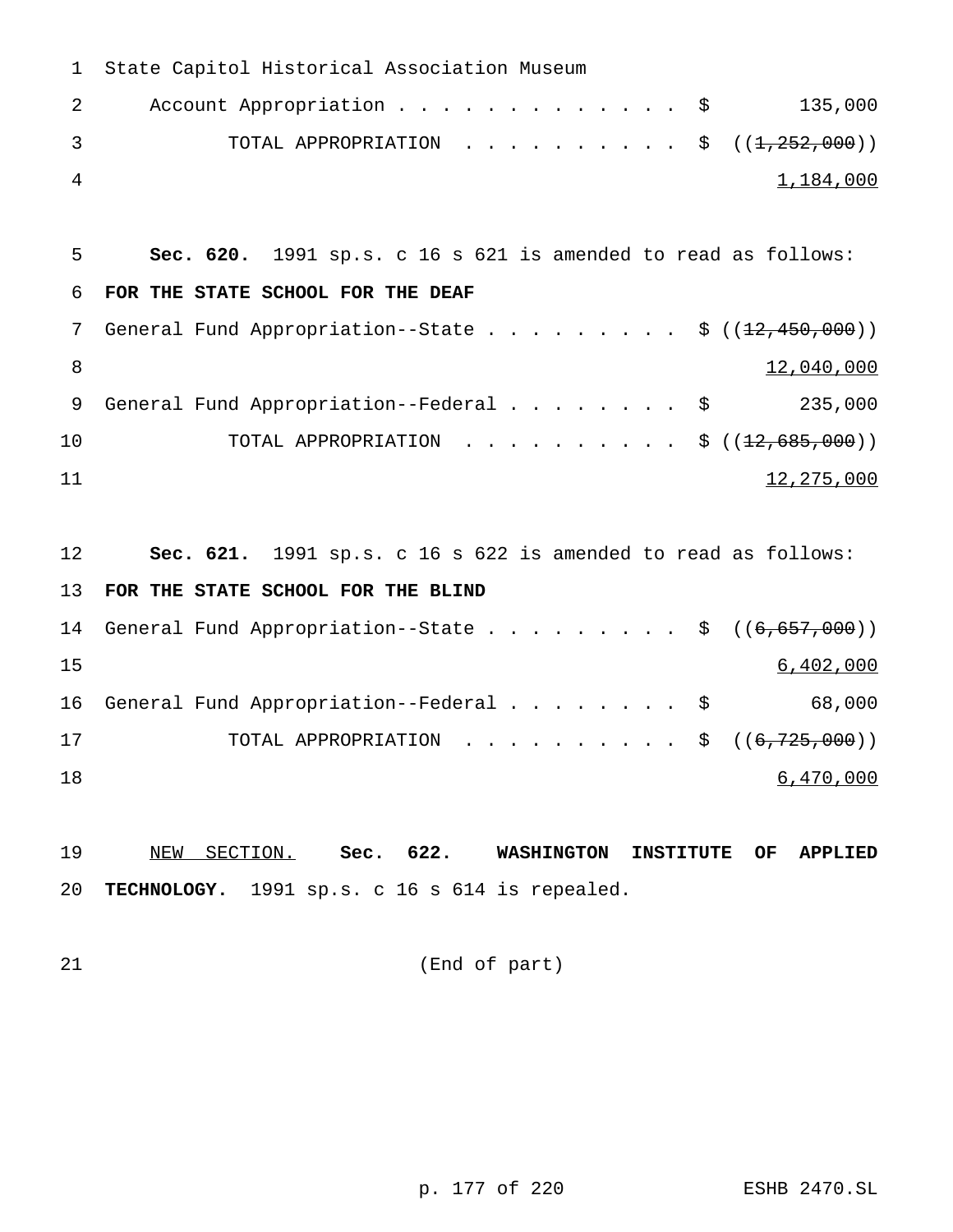State Capitol Historical Association Museum
Account Appropriation . . . . . . . . . . . . . . $ 135,000
TOTAL APPROPRIATION . . . . . . . . . . . $ ((~~1,252,000~~))
1,184,000

**Sec. 620.** 1991 sp.s. c 16 s 621 is amended to read as follows:

**FOR THE STATE SCHOOL FOR THE DEAF**

General Fund Appropriation--State . . . . . . . . . . $ ((~~12,450,000~~))
12,040,000
General Fund Appropriation--Federal . . . . . . . . . $ 235,000
TOTAL APPROPRIATION . . . . . . . . . . . $ ((~~12,685,000~~))
12,275,000

**Sec. 621.** 1991 sp.s. c 16 s 622 is amended to read as follows:

**FOR THE STATE SCHOOL FOR THE BLIND**

General Fund Appropriation--State . . . . . . . . . . $ ((~~6,657,000~~))
6,402,000
General Fund Appropriation--Federal . . . . . . . . . $ 68,000
TOTAL APPROPRIATION . . . . . . . . . . . $ ((~~6,725,000~~))
6,470,000

NEW SECTION. **Sec. 622. WASHINGTON INSTITUTE OF APPLIED TECHNOLOGY.** 1991 sp.s. c 16 s 614 is repealed.

(End of part)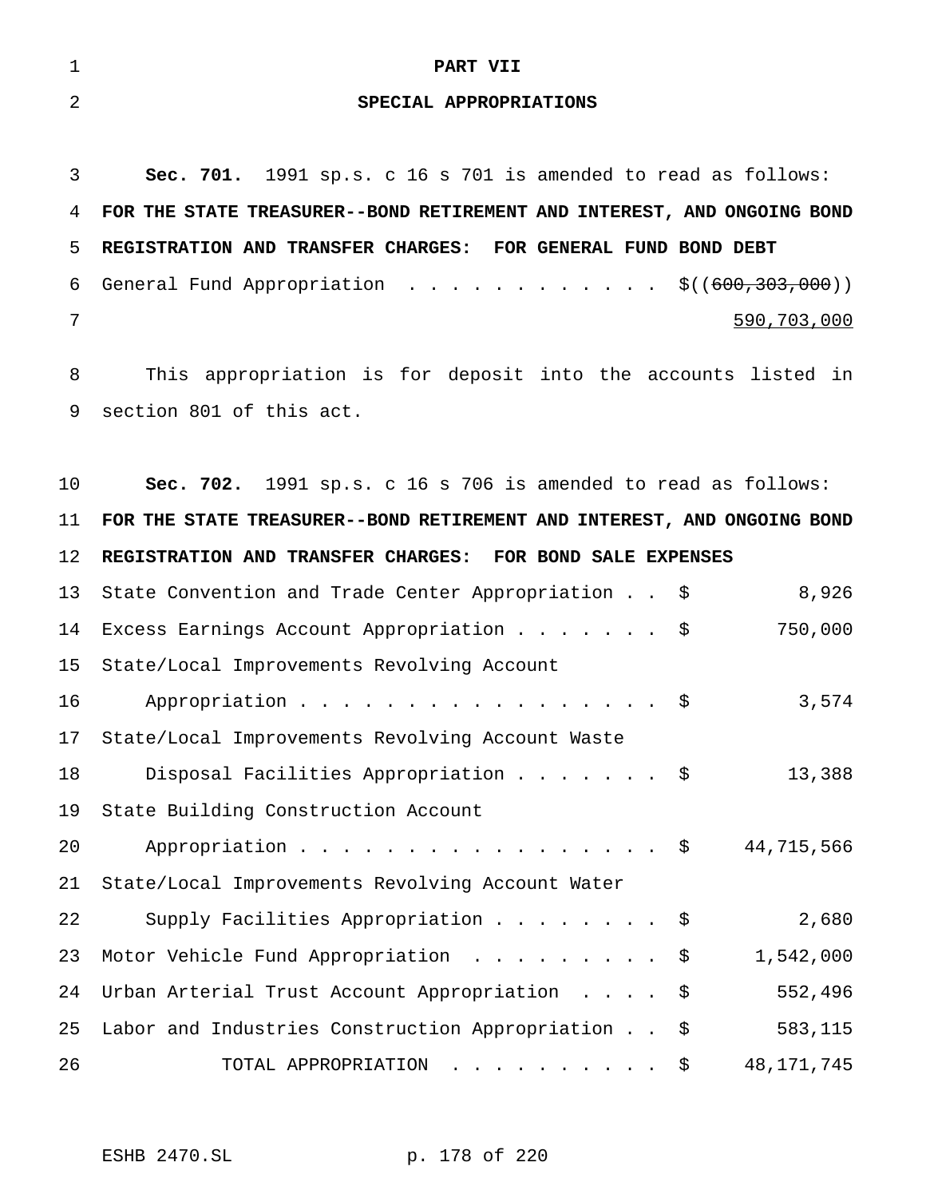# PART VII

## SPECIAL APPROPRIATIONS

**Sec. 701.** 1991 sp.s. c 16 s 701 is amended to read as follows:

**FOR THE STATE TREASURER--BOND RETIREMENT AND INTEREST, AND ONGOING BOND REGISTRATION AND TRANSFER CHARGES: FOR GENERAL FUND BOND DEBT**

| | |
|---|---|
| General Fund Appropriation . . . . . . . . . . . . . | $((~~600,303,000~~)) 590,703,000 |

This appropriation is for deposit into the accounts listed in section 801 of this act.

**Sec. 702.** 1991 sp.s. c 16 s 706 is amended to read as follows:

**FOR THE STATE TREASURER--BOND RETIREMENT AND INTEREST, AND ONGOING BOND REGISTRATION AND TRANSFER CHARGES: FOR BOND SALE EXPENSES**

| | |
|---|---|
| State Convention and Trade Center Appropriation . . | $ 8,926 |
| Excess Earnings Account Appropriation . . . . . . . | $ 750,000 |
| State/Local Improvements Revolving Account Appropriation . . . . . . . . . . . . . . . . . . | $ 3,574 |
| State/Local Improvements Revolving Account Waste Disposal Facilities Appropriation . . . . . . . | $ 13,388 |
| State Building Construction Account Appropriation . . . . . . . . . . . . . . . . . . | $ 44,715,566 |
| State/Local Improvements Revolving Account Water Supply Facilities Appropriation . . . . . . . . | $ 2,680 |
| Motor Vehicle Fund Appropriation . . . . . . . . . | $ 1,542,000 |
| Urban Arterial Trust Account Appropriation . . . . | $ 552,496 |
| Labor and Industries Construction Appropriation . . | $ 583,115 |
| TOTAL APPROPRIATION . . . . . . . . . . | $ 48,171,745 |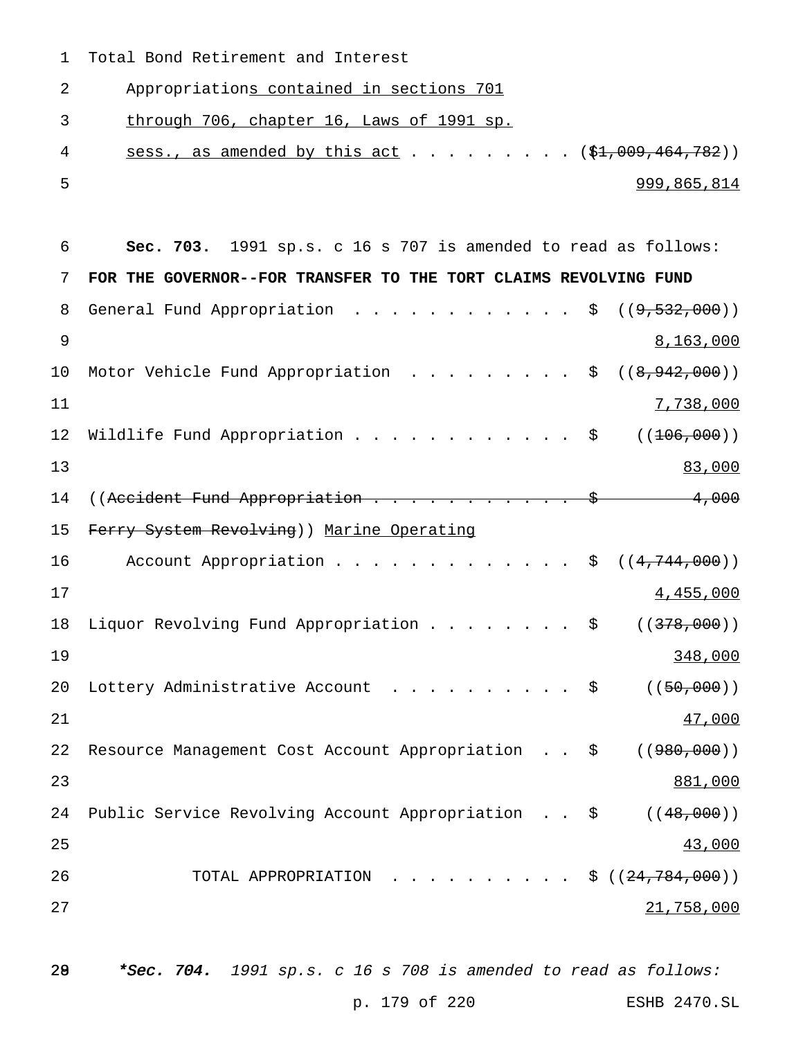Total Bond Retirement and Interest
Appropriations contained in sections 701 through 706, chapter 16, Laws of 1991 sp. sess., as amended by this act . . . . . . . . . (($1,009,464,782))
999,865,814

**Sec. 703.** 1991 sp.s. c 16 s 707 is amended to read as follows:

**FOR THE GOVERNOR--FOR TRANSFER TO THE TORT CLAIMS REVOLVING FUND**

| | |
|---|---|
| General Fund Appropriation . . . . . . . . . . . . | $ ((9,532,000)) 8,163,000 |
| Motor Vehicle Fund Appropriation . . . . . . . . . | $ ((8,942,000)) 7,738,000 |
| Wildlife Fund Appropriation . . . . . . . . . . . . | $ ((106,000)) 83,000 |
| ((Accident Fund Appropriation . . . . . . . . . . . | $ 4,000 |
| Ferry System Revolving)) Marine Operating Account Appropriation . . . . . . . . . . . . . | $ ((4,744,000)) 4,455,000 |
| Liquor Revolving Fund Appropriation . . . . . . . . | $ ((378,000)) 348,000 |
| Lottery Administrative Account . . . . . . . . . . | $ ((50,000)) 47,000 |
| Resource Management Cost Account Appropriation . . | $ ((980,000)) 881,000 |
| Public Service Revolving Account Appropriation . . | $ ((48,000)) 43,000 |
| TOTAL APPROPRIATION . . . . . . . . . . | $ ((24,784,000)) 21,758,000 |

*\*Sec. 704. 1991 sp.s. c 16 s 708 is amended to read as follows:*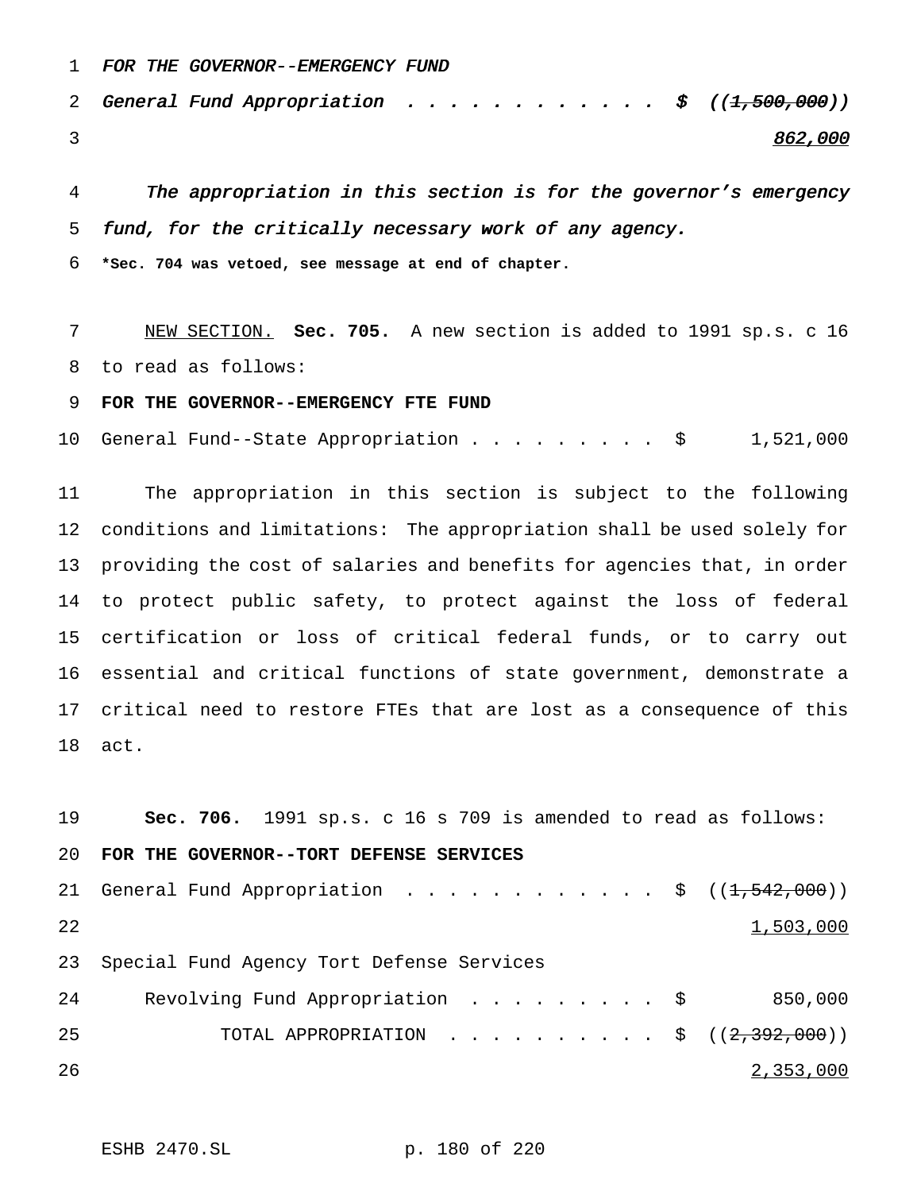*FOR THE GOVERNOR--EMERGENCY FUND*

*General Fund Appropriation . . . . . . . . . . . . $ ((~~1,500,000~~))*
*<u>862,000</u>*

*The appropriation in this section is for the governor's emergency fund, for the critically necessary work of any agency.*

**\*Sec. 704 was vetoed, see message at end of chapter.**

<u>NEW SECTION.</u> **Sec. 705.** A new section is added to 1991 sp.s. c 16 to read as follows:

**FOR THE GOVERNOR--EMERGENCY FTE FUND**

General Fund--State Appropriation . . . . . . . . . $ 1,521,000

The appropriation in this section is subject to the following conditions and limitations: The appropriation shall be used solely for providing the cost of salaries and benefits for agencies that, in order to protect public safety, to protect against the loss of federal certification or loss of critical federal funds, or to carry out essential and critical functions of state government, demonstrate a critical need to restore FTEs that are lost as a consequence of this act.

**Sec. 706.** 1991 sp.s. c 16 s 709 is amended to read as follows:

**FOR THE GOVERNOR--TORT DEFENSE SERVICES**

General Fund Appropriation . . . . . . . . . . . . $ ((~~1,542,000~~))
<u>1,503,000</u>

Special Fund Agency Tort Defense Services
Revolving Fund Appropriation . . . . . . . . . $ 850,000

TOTAL APPROPRIATION . . . . . . . . . . $ ((~~2,392,000~~))
<u>2,353,000</u>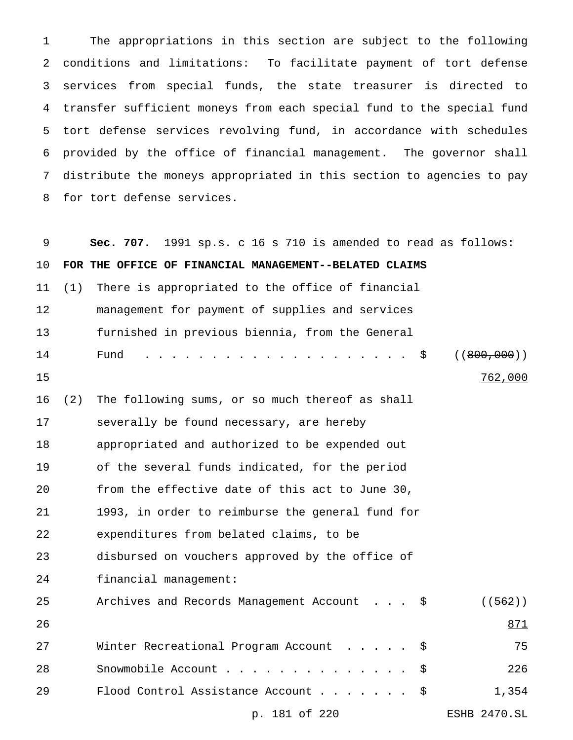The appropriations in this section are subject to the following conditions and limitations: To facilitate payment of tort defense services from special funds, the state treasurer is directed to transfer sufficient moneys from each special fund to the special fund tort defense services revolving fund, in accordance with schedules provided by the office of financial management. The governor shall distribute the moneys appropriated in this section to agencies to pay for tort defense services.

**Sec. 707.** 1991 sp.s. c 16 s 710 is amended to read as follows:

**FOR THE OFFICE OF FINANCIAL MANAGEMENT--BELATED CLAIMS**

(1) There is appropriated to the office of financial management for payment of supplies and services furnished in previous biennia, from the General Fund . . . . . . . . . . . . . . . . . . . . . $ ((~~800,000~~)) 762,000

(2) The following sums, or so much thereof as shall severally be found necessary, are hereby appropriated and authorized to be expended out of the several funds indicated, for the period from the effective date of this act to June 30, 1993, in order to reimburse the general fund for expenditures from belated claims, to be disbursed on vouchers approved by the office of financial management:

| | | |
|---|---|---|
| Archives and Records Management Account . . . | $ | ((~~562~~)) 871 |
| Winter Recreational Program Account . . . . . | $ | 75 |
| Snowmobile Account . . . . . . . . . . . . . . | $ | 226 |
| Flood Control Assistance Account . . . . . . . | $ | 1,354 |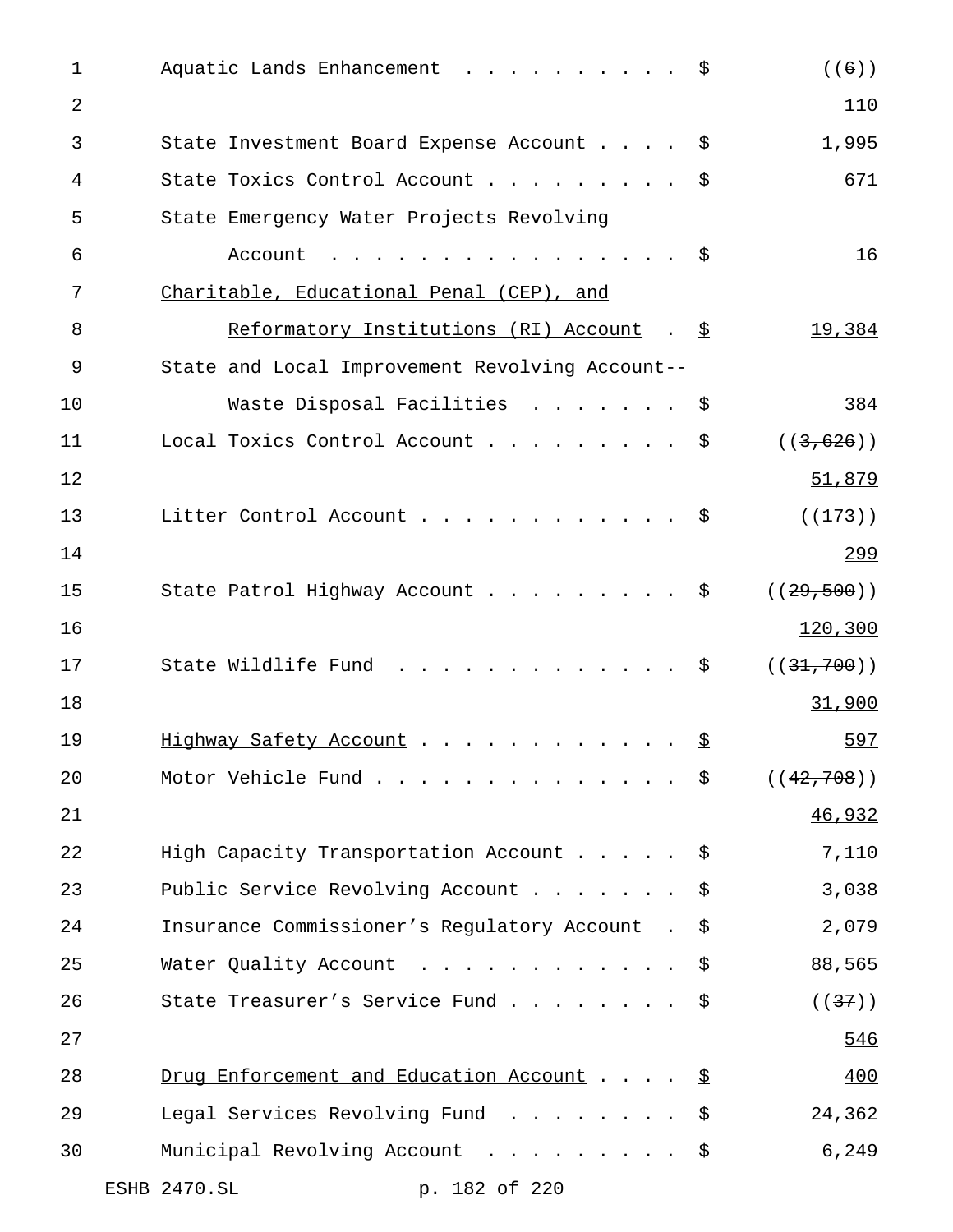Aquatic Lands Enhancement . . . . . . . . . . $ ((~~6~~))
<u>110</u>

State Investment Board Expense Account . . . . $ 1,995

State Toxics Control Account . . . . . . . . . $ 671

State Emergency Water Projects Revolving
Account . . . . . . . . . . . . . . . . . $ 16

<u>Charitable, Educational Penal (CEP), and</u>
<u>Reformatory Institutions (RI) Account</u> . <u>$</u> <u>19,384</u>

State and Local Improvement Revolving Account--
Waste Disposal Facilities . . . . . . . $ 384

Local Toxics Control Account . . . . . . . . . $ ((~~3,626~~))
<u>51,879</u>

Litter Control Account . . . . . . . . . . . . $ ((~~173~~))
<u>299</u>

State Patrol Highway Account . . . . . . . . . $ ((~~29,500~~))
<u>120,300</u>

State Wildlife Fund . . . . . . . . . . . . . $ ((~~31,700~~))
<u>31,900</u>

<u>Highway Safety Account</u> . . . . . . . . . . . . <u>$</u> <u>597</u>

Motor Vehicle Fund . . . . . . . . . . . . . . $ ((~~42,708~~))
<u>46,932</u>

High Capacity Transportation Account . . . . . $ 7,110

Public Service Revolving Account . . . . . . . $ 3,038

Insurance Commissioner's Regulatory Account . $ 2,079

<u>Water Quality Account</u> . . . . . . . . . . . . <u>$</u> <u>88,565</u>

State Treasurer's Service Fund . . . . . . . . $ ((~~37~~))
<u>546</u>

<u>Drug Enforcement and Education Account</u> . . . . <u>$</u> <u>400</u>

Legal Services Revolving Fund . . . . . . . . $ 24,362

Municipal Revolving Account . . . . . . . . . $ 6,249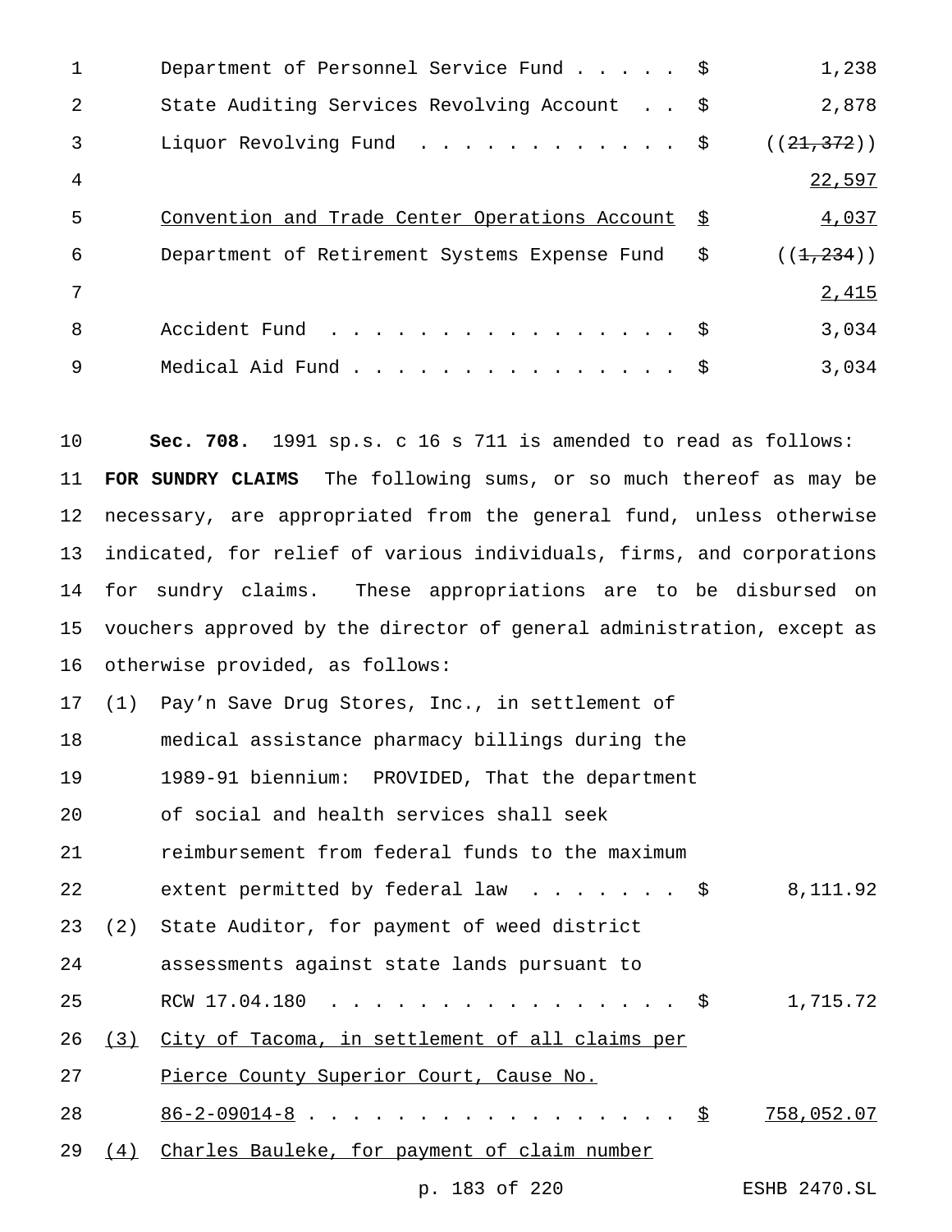| | | |
|---|---|---|
| Department of Personnel Service Fund . . . . . | $ | 1,238 |
| State Auditing Services Revolving Account . . | $ | 2,878 |
| Liquor Revolving Fund . . . . . . . . . . . . | $ | ((~~21,372~~)) <u>22,597</u> |
| <u>Convention and Trade Center Operations Account</u> | <u>$</u> | <u>4,037</u> |
| Department of Retirement Systems Expense Fund | $ | ((~~1,234~~)) <u>2,415</u> |
| Accident Fund . . . . . . . . . . . . . . . . | $ | 3,034 |
| Medical Aid Fund . . . . . . . . . . . . . . . | $ | 3,034 |

**Sec. 708.** 1991 sp.s. c 16 s 711 is amended to read as follows:

**FOR SUNDRY CLAIMS** The following sums, or so much thereof as may be necessary, are appropriated from the general fund, unless otherwise indicated, for relief of various individuals, firms, and corporations for sundry claims. These appropriations are to be disbursed on vouchers approved by the director of general administration, except as otherwise provided, as follows:

| | | | |
|---|---|---|---|
| (1) | Pay'n Save Drug Stores, Inc., in settlement of medical assistance pharmacy billings during the 1989-91 biennium: PROVIDED, That the department of social and health services shall seek reimbursement from federal funds to the maximum extent permitted by federal law . . . . . . . | $ | 8,111.92 |
| (2) | State Auditor, for payment of weed district assessments against state lands pursuant to RCW 17.04.180 . . . . . . . . . . . . . . . . | $ | 1,715.72 |
| <u>(3)</u> | <u>City of Tacoma, in settlement of all claims per Pierce County Superior Court, Cause No. 86-2-09014-8</u> . . . . . . . . . . . . . . . . . | <u>$</u> | <u>758,052.07</u> |
| <u>(4)</u> | <u>Charles Bauleke, for payment of claim number</u> | | |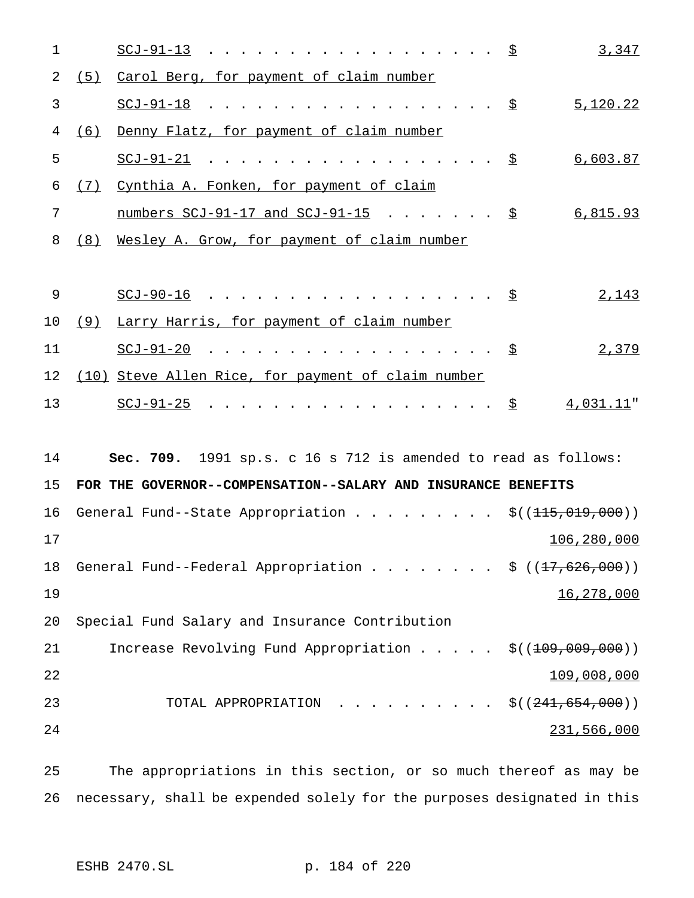SCJ-91-13 . . . . . . . . . . . . . . . . . . . $ 3,347

(5) Carol Berg, for payment of claim number SCJ-91-18 . . . . . . . . . . . . . . . . . . . $ 5,120.22

(6) Denny Flatz, for payment of claim number SCJ-91-21 . . . . . . . . . . . . . . . . . . . $ 6,603.87

(7) Cynthia A. Fonken, for payment of claim numbers SCJ-91-17 and SCJ-91-15 . . . . . . . $ 6,815.93

(8) Wesley A. Grow, for payment of claim number SCJ-90-16 . . . . . . . . . . . . . . . . . . . $ 2,143

(9) Larry Harris, for payment of claim number SCJ-91-20 . . . . . . . . . . . . . . . . . . . $ 2,379

(10) Steve Allen Rice, for payment of claim number SCJ-91-25 . . . . . . . . . . . . . . . . . . . $ 4,031.11"

**Sec. 709.** 1991 sp.s. c 16 s 712 is amended to read as follows:

**FOR THE GOVERNOR--COMPENSATION--SALARY AND INSURANCE BENEFITS**

General Fund--State Appropriation . . . . . . . . . $((~~115,019,000~~)) 106,280,000

General Fund--Federal Appropriation . . . . . . . . $ ((~~17,626,000~~)) 16,278,000

Special Fund Salary and Insurance Contribution Increase Revolving Fund Appropriation . . . . . $((~~109,009,000~~)) 109,008,000

TOTAL APPROPRIATION . . . . . . . . . . $((~~241,654,000~~)) 231,566,000

The appropriations in this section, or so much thereof as may be necessary, shall be expended solely for the purposes designated in this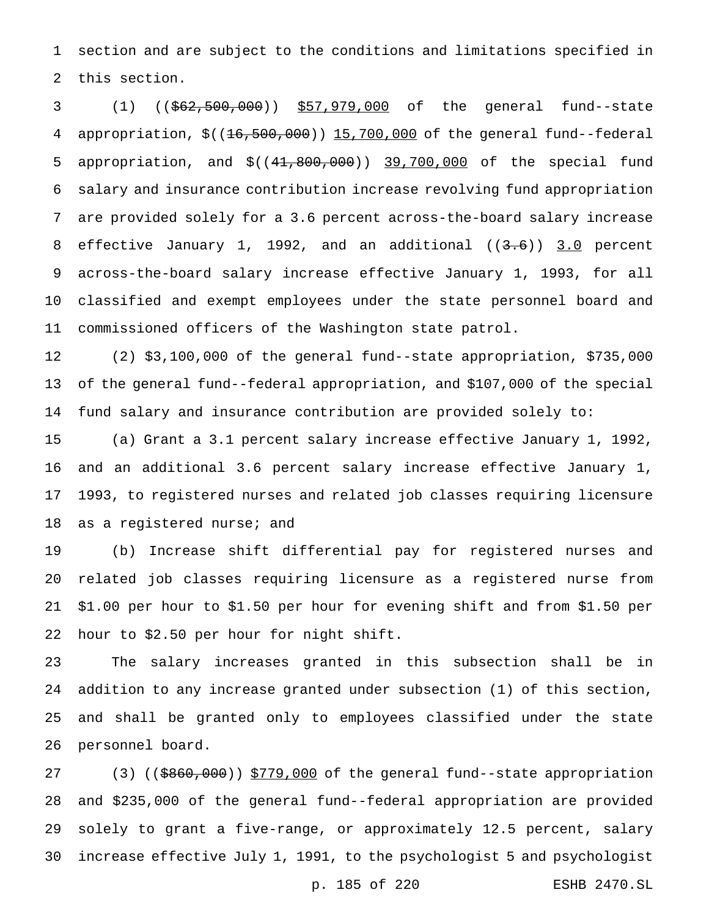section and are subject to the conditions and limitations specified in this section.

(1) ((~~$62,500,000~~)) <u>$57,979,000</u> of the general fund--state appropriation, $((~~16,500,000~~)) <u>15,700,000</u> of the general fund--federal appropriation, and $((~~41,800,000~~)) <u>39,700,000</u> of the special fund salary and insurance contribution increase revolving fund appropriation are provided solely for a 3.6 percent across-the-board salary increase effective January 1, 1992, and an additional ((~~3.6~~)) <u>3.0</u> percent across-the-board salary increase effective January 1, 1993, for all classified and exempt employees under the state personnel board and commissioned officers of the Washington state patrol.

(2) $3,100,000 of the general fund--state appropriation, $735,000 of the general fund--federal appropriation, and $107,000 of the special fund salary and insurance contribution are provided solely to:

(a) Grant a 3.1 percent salary increase effective January 1, 1992, and an additional 3.6 percent salary increase effective January 1, 1993, to registered nurses and related job classes requiring licensure as a registered nurse; and

(b) Increase shift differential pay for registered nurses and related job classes requiring licensure as a registered nurse from $1.00 per hour to $1.50 per hour for evening shift and from $1.50 per hour to $2.50 per hour for night shift.

The salary increases granted in this subsection shall be in addition to any increase granted under subsection (1) of this section, and shall be granted only to employees classified under the state personnel board.

(3) ((~~$860,000~~)) <u>$779,000</u> of the general fund--state appropriation and $235,000 of the general fund--federal appropriation are provided solely to grant a five-range, or approximately 12.5 percent, salary increase effective July 1, 1991, to the psychologist 5 and psychologist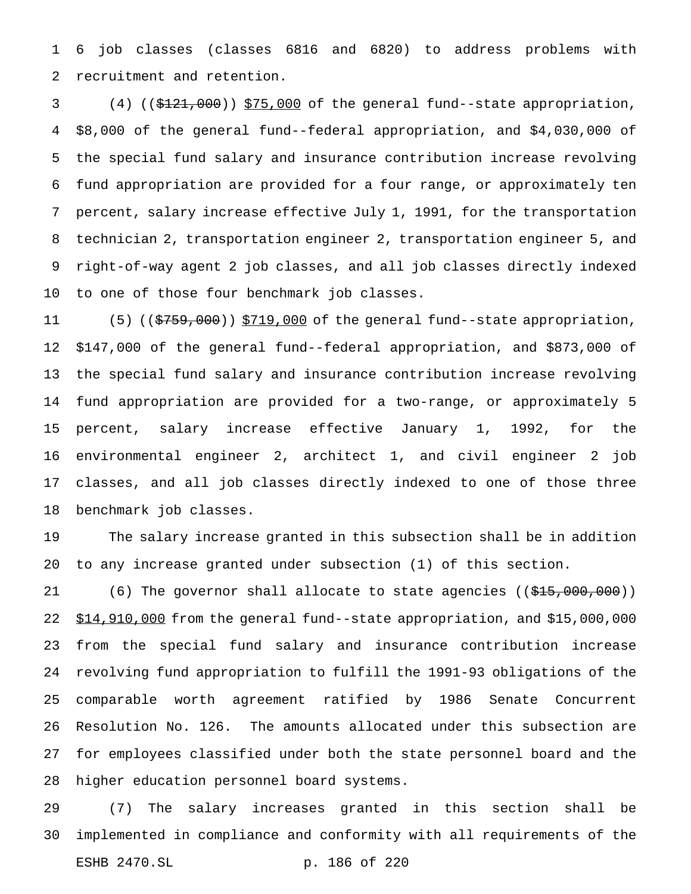6 job classes (classes 6816 and 6820) to address problems with recruitment and retention.

(4) ((~~$121,000~~)) $75,000 of the general fund--state appropriation, $8,000 of the general fund--federal appropriation, and $4,030,000 of the special fund salary and insurance contribution increase revolving fund appropriation are provided for a four range, or approximately ten percent, salary increase effective July 1, 1991, for the transportation technician 2, transportation engineer 2, transportation engineer 5, and right-of-way agent 2 job classes, and all job classes directly indexed to one of those four benchmark job classes.

(5) ((~~$759,000~~)) $719,000 of the general fund--state appropriation, $147,000 of the general fund--federal appropriation, and $873,000 of the special fund salary and insurance contribution increase revolving fund appropriation are provided for a two-range, or approximately 5 percent, salary increase effective January 1, 1992, for the environmental engineer 2, architect 1, and civil engineer 2 job classes, and all job classes directly indexed to one of those three benchmark job classes.

The salary increase granted in this subsection shall be in addition to any increase granted under subsection (1) of this section.

(6) The governor shall allocate to state agencies ((~~$15,000,000~~)) $14,910,000 from the general fund--state appropriation, and $15,000,000 from the special fund salary and insurance contribution increase revolving fund appropriation to fulfill the 1991-93 obligations of the comparable worth agreement ratified by 1986 Senate Concurrent Resolution No. 126. The amounts allocated under this subsection are for employees classified under both the state personnel board and the higher education personnel board systems.

(7) The salary increases granted in this section shall be implemented in compliance and conformity with all requirements of the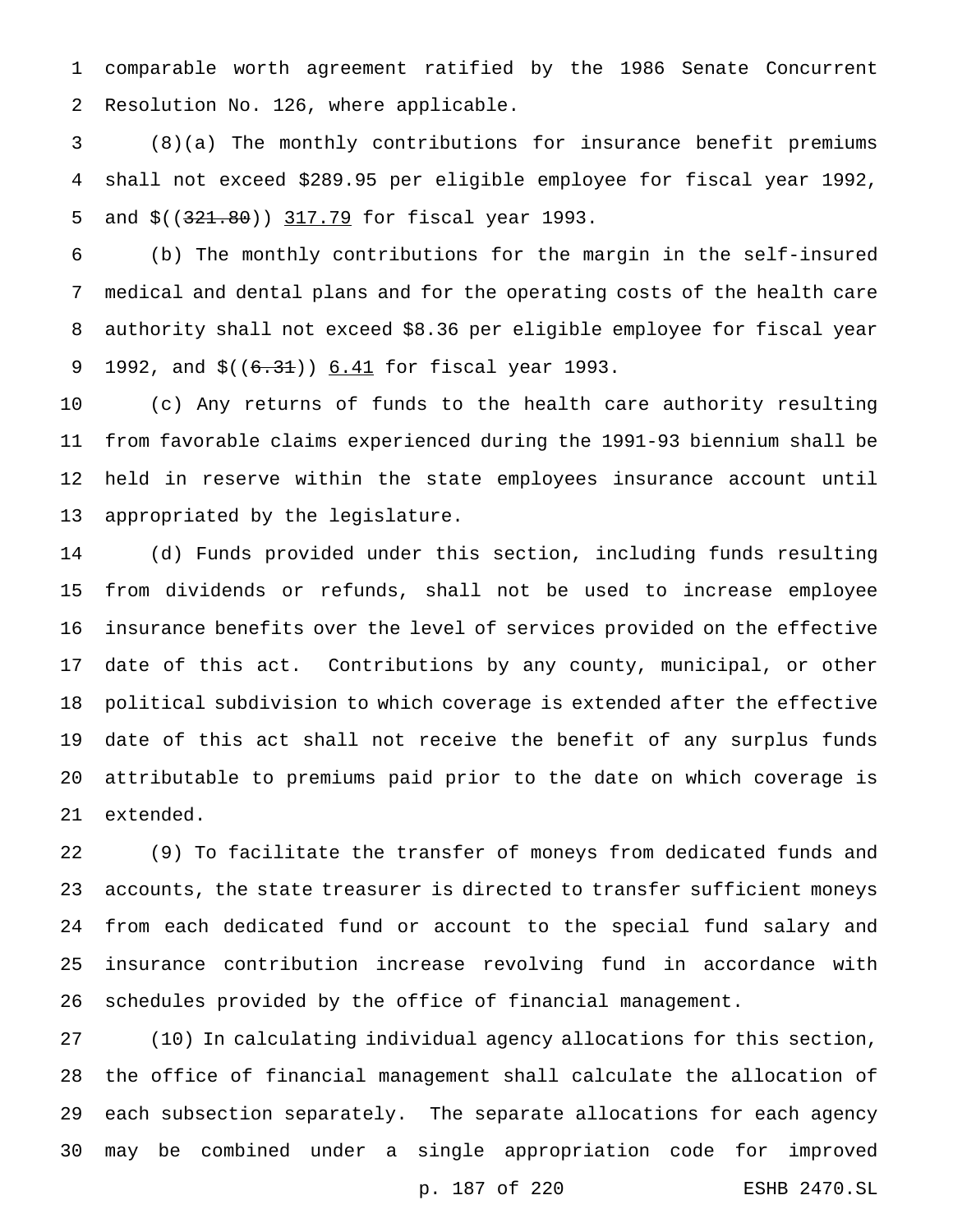comparable worth agreement ratified by the 1986 Senate Concurrent Resolution No. 126, where applicable.

(8)(a) The monthly contributions for insurance benefit premiums shall not exceed $289.95 per eligible employee for fiscal year 1992, and $((~~321.80~~)) <u>317.79</u> for fiscal year 1993.

(b) The monthly contributions for the margin in the self-insured medical and dental plans and for the operating costs of the health care authority shall not exceed $8.36 per eligible employee for fiscal year 1992, and $((~~6.31~~)) <u>6.41</u> for fiscal year 1993.

(c) Any returns of funds to the health care authority resulting from favorable claims experienced during the 1991-93 biennium shall be held in reserve within the state employees insurance account until appropriated by the legislature.

(d) Funds provided under this section, including funds resulting from dividends or refunds, shall not be used to increase employee insurance benefits over the level of services provided on the effective date of this act. Contributions by any county, municipal, or other political subdivision to which coverage is extended after the effective date of this act shall not receive the benefit of any surplus funds attributable to premiums paid prior to the date on which coverage is extended.

(9) To facilitate the transfer of moneys from dedicated funds and accounts, the state treasurer is directed to transfer sufficient moneys from each dedicated fund or account to the special fund salary and insurance contribution increase revolving fund in accordance with schedules provided by the office of financial management.

(10) In calculating individual agency allocations for this section, the office of financial management shall calculate the allocation of each subsection separately. The separate allocations for each agency may be combined under a single appropriation code for improved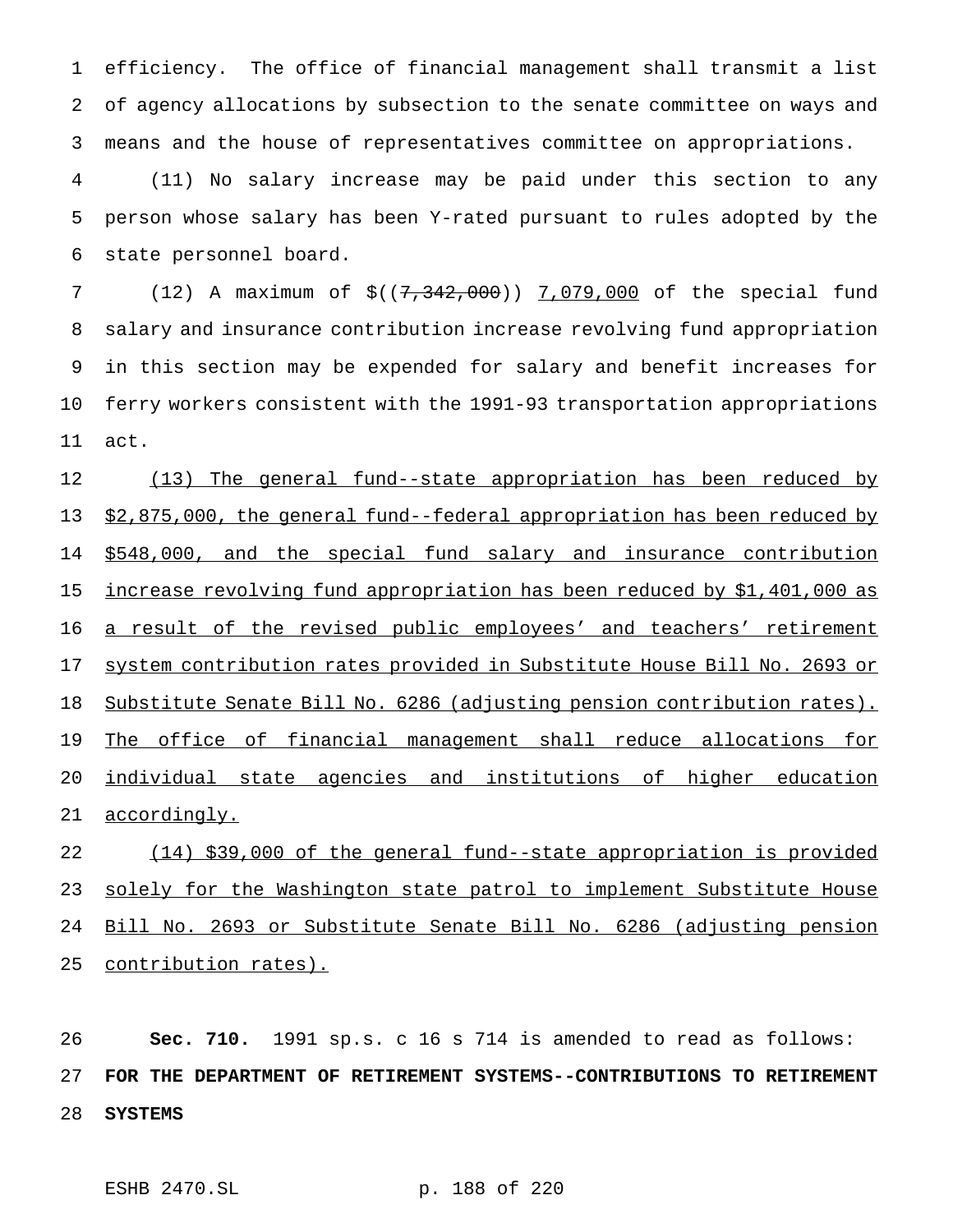efficiency. The office of financial management shall transmit a list of agency allocations by subsection to the senate committee on ways and means and the house of representatives committee on appropriations.

(11) No salary increase may be paid under this section to any person whose salary has been Y-rated pursuant to rules adopted by the state personnel board.

(12) A maximum of $((~~7,342,000~~)) <u>7,079,000</u> of the special fund salary and insurance contribution increase revolving fund appropriation in this section may be expended for salary and benefit increases for ferry workers consistent with the 1991-93 transportation appropriations act.

<u>(13) The general fund--state appropriation has been reduced by $2,875,000, the general fund--federal appropriation has been reduced by $548,000, and the special fund salary and insurance contribution increase revolving fund appropriation has been reduced by $1,401,000 as a result of the revised public employees' and teachers' retirement system contribution rates provided in Substitute House Bill No. 2693 or Substitute Senate Bill No. 6286 (adjusting pension contribution rates). The office of financial management shall reduce allocations for individual state agencies and institutions of higher education accordingly.</u>

<u>(14) $39,000 of the general fund--state appropriation is provided solely for the Washington state patrol to implement Substitute House Bill No. 2693 or Substitute Senate Bill No. 6286 (adjusting pension contribution rates).</u>

**Sec. 710.** 1991 sp.s. c 16 s 714 is amended to read as follows:

**FOR THE DEPARTMENT OF RETIREMENT SYSTEMS--CONTRIBUTIONS TO RETIREMENT SYSTEMS**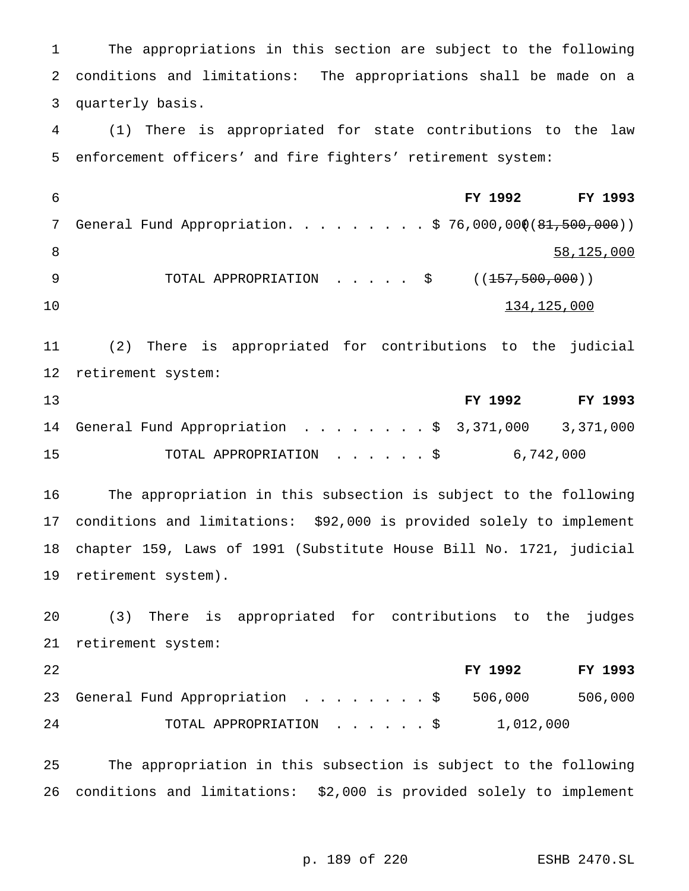The appropriations in this section are subject to the following conditions and limitations: The appropriations shall be made on a quarterly basis.

(1) There is appropriated for state contributions to the law enforcement officers' and fire fighters' retirement system:

| | FY 1992 | FY 1993 |
|---|---|---|
| General Fund Appropriation. . . . . . . . . | $ 76,000,000 | ((~~81,500,000~~)) <u>58,125,000</u> |
| TOTAL APPROPRIATION . . . . . $ | ((~~157,500,000~~)) <u>134,125,000</u> | |

(2) There is appropriated for contributions to the judicial retirement system:

| | FY 1992 | FY 1993 |
|---|---|---|
| General Fund Appropriation . . . . . . . . . | $ 3,371,000 | 3,371,000 |
| TOTAL APPROPRIATION . . . . . . $ | 6,742,000 | |

The appropriation in this subsection is subject to the following conditions and limitations: $92,000 is provided solely to implement chapter 159, Laws of 1991 (Substitute House Bill No. 1721, judicial retirement system).

(3) There is appropriated for contributions to the judges retirement system:

| | FY 1992 | FY 1993 |
|---|---|---|
| General Fund Appropriation . . . . . . . . . | $ 506,000 | 506,000 |
| TOTAL APPROPRIATION . . . . . . $ | 1,012,000 | |

The appropriation in this subsection is subject to the following conditions and limitations: $2,000 is provided solely to implement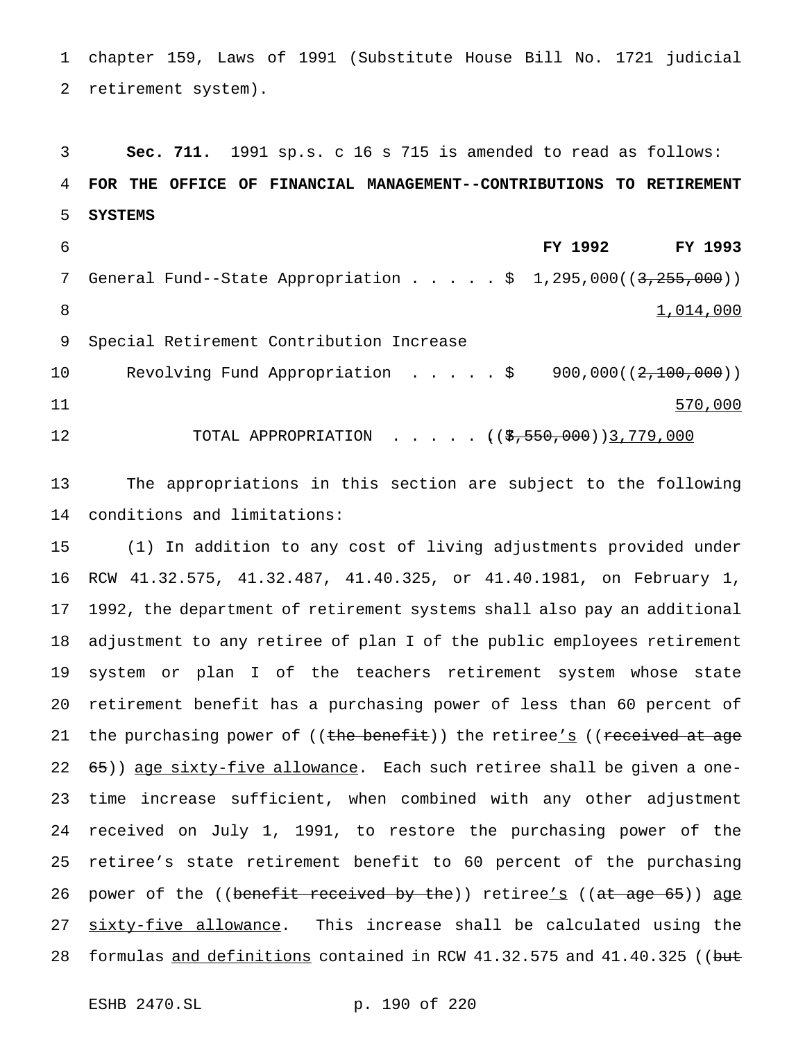chapter 159, Laws of 1991 (Substitute House Bill No. 1721 judicial retirement system).

**Sec. 711.** 1991 sp.s. c 16 s 715 is amended to read as follows:

**FOR THE OFFICE OF FINANCIAL MANAGEMENT--CONTRIBUTIONS TO RETIREMENT SYSTEMS**

| | FY 1992 | FY 1993 |
|---|---|---|
| General Fund--State Appropriation . . . . . $ | 1,295,000 | ((~~3,255,000~~)) <u>1,014,000</u> |
| Special Retirement Contribution Increase Revolving Fund Appropriation . . . . . $ | 900,000 | ((~~2,100,000~~)) <u>570,000</u> |
| TOTAL APPROPRIATION . . . . . | | ((~~$,550,000~~))<u>3,779,000</u> |

The appropriations in this section are subject to the following conditions and limitations:

(1) In addition to any cost of living adjustments provided under RCW 41.32.575, 41.32.487, 41.40.325, or 41.40.1981, on February 1, 1992, the department of retirement systems shall also pay an additional adjustment to any retiree of plan I of the public employees retirement system or plan I of the teachers retirement system whose state retirement benefit has a purchasing power of less than 60 percent of the purchasing power of ((~~the benefit~~)) the retiree<u>'s</u> ((~~received at age 65~~)) <u>age sixty-five allowance</u>. Each such retiree shall be given a one-time increase sufficient, when combined with any other adjustment received on July 1, 1991, to restore the purchasing power of the retiree's state retirement benefit to 60 percent of the purchasing power of the ((~~benefit received by the~~)) retiree<u>'s</u> ((~~at age 65~~)) <u>age sixty-five allowance</u>. This increase shall be calculated using the formulas <u>and definitions</u> contained in RCW 41.32.575 and 41.40.325 ((~~but~~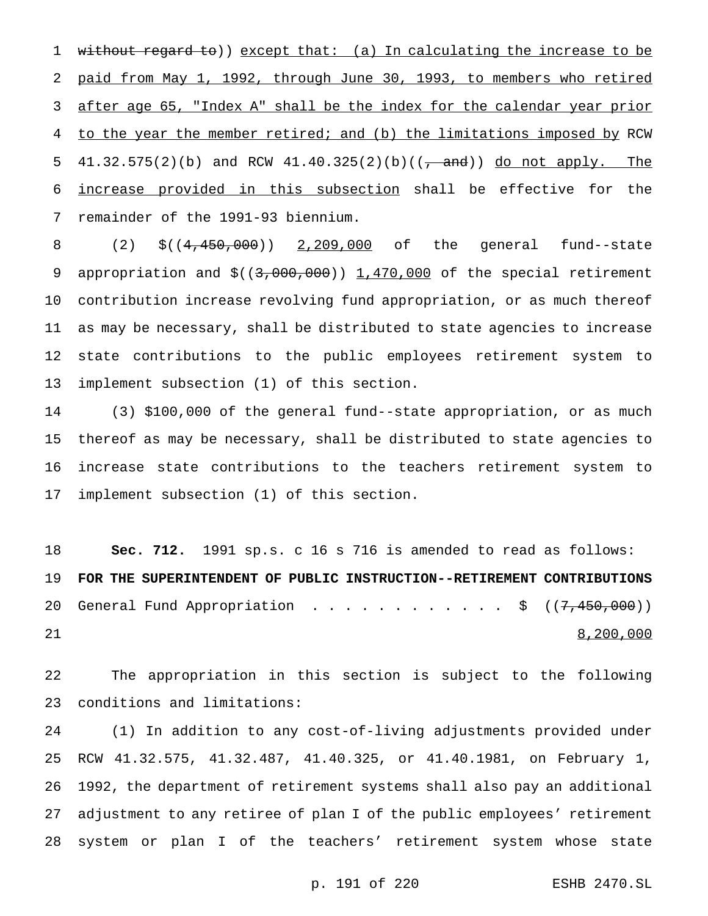~~without regard to~~)) <u>except that: (a) In calculating the increase to be paid from May 1, 1992, through June 30, 1993, to members who retired after age 65, "Index A" shall be the index for the calendar year prior to the year the member retired; and (b) the limitations imposed by</u> RCW 41.32.575(2)(b) and RCW 41.40.325(2)(b)((~~, and~~)) <u>do not apply. The increase provided in this subsection</u> shall be effective for the remainder of the 1991-93 biennium.

(2) $((~~4,450,000~~)) <u>2,209,000</u> of the general fund--state appropriation and $((~~3,000,000~~)) <u>1,470,000</u> of the special retirement contribution increase revolving fund appropriation, or as much thereof as may be necessary, shall be distributed to state agencies to increase state contributions to the public employees retirement system to implement subsection (1) of this section.

(3) $100,000 of the general fund--state appropriation, or as much thereof as may be necessary, shall be distributed to state agencies to increase state contributions to the teachers retirement system to implement subsection (1) of this section.

**Sec. 712.** 1991 sp.s. c 16 s 716 is amended to read as follows:

**FOR THE SUPERINTENDENT OF PUBLIC INSTRUCTION--RETIREMENT CONTRIBUTIONS**

General Fund Appropriation . . . . . . . . . . . . $ ((~~7,450,000~~)) <u>8,200,000</u>

The appropriation in this section is subject to the following conditions and limitations:

(1) In addition to any cost-of-living adjustments provided under RCW 41.32.575, 41.32.487, 41.40.325, or 41.40.1981, on February 1, 1992, the department of retirement systems shall also pay an additional adjustment to any retiree of plan I of the public employees' retirement system or plan I of the teachers' retirement system whose state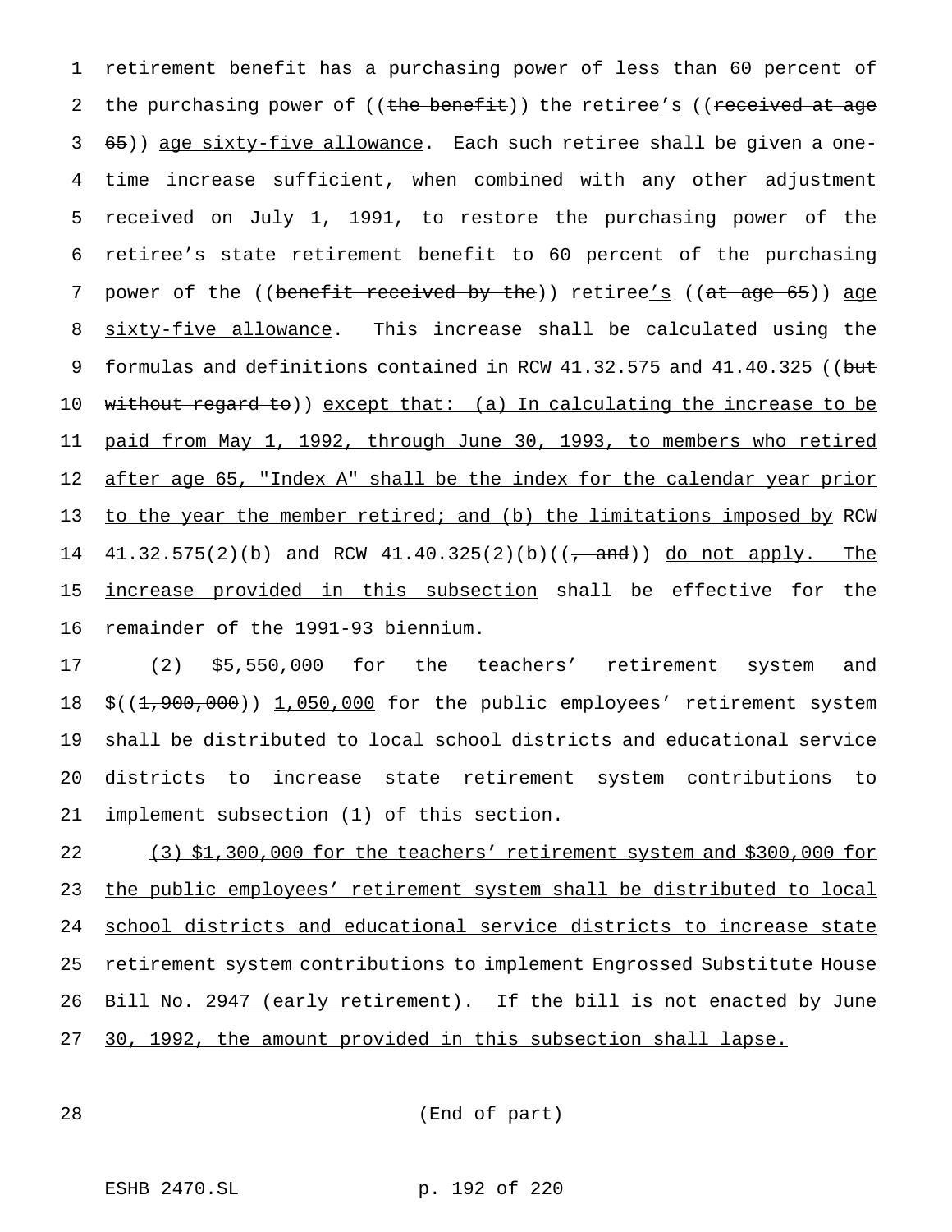retirement benefit has a purchasing power of less than 60 percent of the purchasing power of ((~~the benefit~~)) the retiree's ((~~received at age 65~~)) age sixty-five allowance. Each such retiree shall be given a one-time increase sufficient, when combined with any other adjustment received on July 1, 1991, to restore the purchasing power of the retiree's state retirement benefit to 60 percent of the purchasing power of the ((~~benefit received by the~~)) retiree's ((~~at age 65~~)) age sixty-five allowance. This increase shall be calculated using the formulas and definitions contained in RCW 41.32.575 and 41.40.325 ((~~but without regard to~~)) except that: (a) In calculating the increase to be paid from May 1, 1992, through June 30, 1993, to members who retired after age 65, "Index A" shall be the index for the calendar year prior to the year the member retired; and (b) the limitations imposed by RCW 41.32.575(2)(b) and RCW 41.40.325(2)(b)((~~, and~~)) do not apply. The increase provided in this subsection shall be effective for the remainder of the 1991-93 biennium.

(2) $5,550,000 for the teachers' retirement system and $((~~1,900,000~~)) 1,050,000 for the public employees' retirement system shall be distributed to local school districts and educational service districts to increase state retirement system contributions to implement subsection (1) of this section.

(3) $1,300,000 for the teachers' retirement system and $300,000 for the public employees' retirement system shall be distributed to local school districts and educational service districts to increase state retirement system contributions to implement Engrossed Substitute House Bill No. 2947 (early retirement). If the bill is not enacted by June 30, 1992, the amount provided in this subsection shall lapse.

(End of part)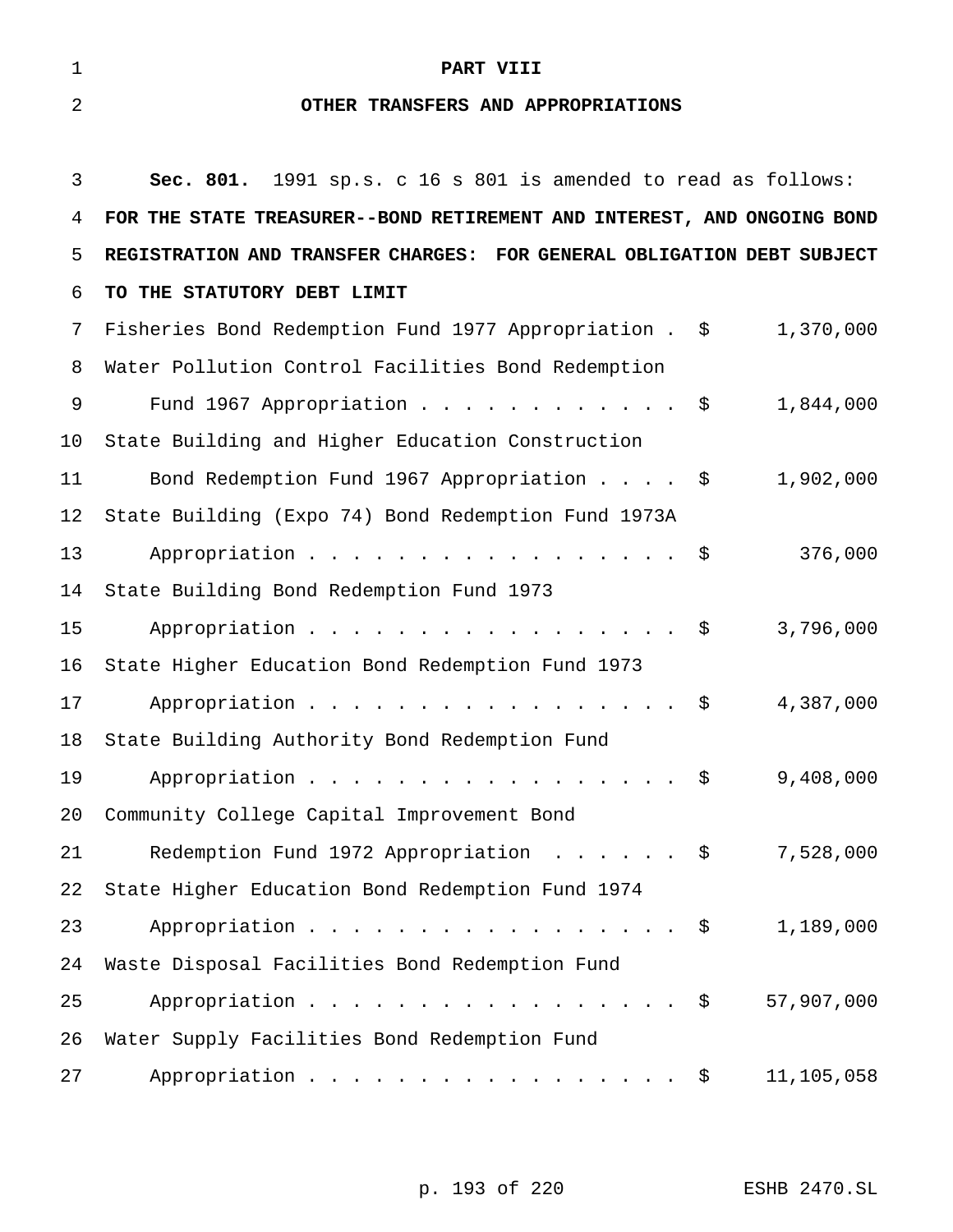# PART VIII

## OTHER TRANSFERS AND APPROPRIATIONS

**Sec. 801.** 1991 sp.s. c 16 s 801 is amended to read as follows:

**FOR THE STATE TREASURER--BOND RETIREMENT AND INTEREST, AND ONGOING BOND REGISTRATION AND TRANSFER CHARGES: FOR GENERAL OBLIGATION DEBT SUBJECT TO THE STATUTORY DEBT LIMIT**

| | | |
|---|---|---|
| Fisheries Bond Redemption Fund 1977 Appropriation | $ | 1,370,000 |
| Water Pollution Control Facilities Bond Redemption Fund 1967 Appropriation | $ | 1,844,000 |
| State Building and Higher Education Construction Bond Redemption Fund 1967 Appropriation | $ | 1,902,000 |
| State Building (Expo 74) Bond Redemption Fund 1973A Appropriation | $ | 376,000 |
| State Building Bond Redemption Fund 1973 Appropriation | $ | 3,796,000 |
| State Higher Education Bond Redemption Fund 1973 Appropriation | $ | 4,387,000 |
| State Building Authority Bond Redemption Fund Appropriation | $ | 9,408,000 |
| Community College Capital Improvement Bond Redemption Fund 1972 Appropriation | $ | 7,528,000 |
| State Higher Education Bond Redemption Fund 1974 Appropriation | $ | 1,189,000 |
| Waste Disposal Facilities Bond Redemption Fund Appropriation | $ | 57,907,000 |
| Water Supply Facilities Bond Redemption Fund Appropriation | $ | 11,105,058 |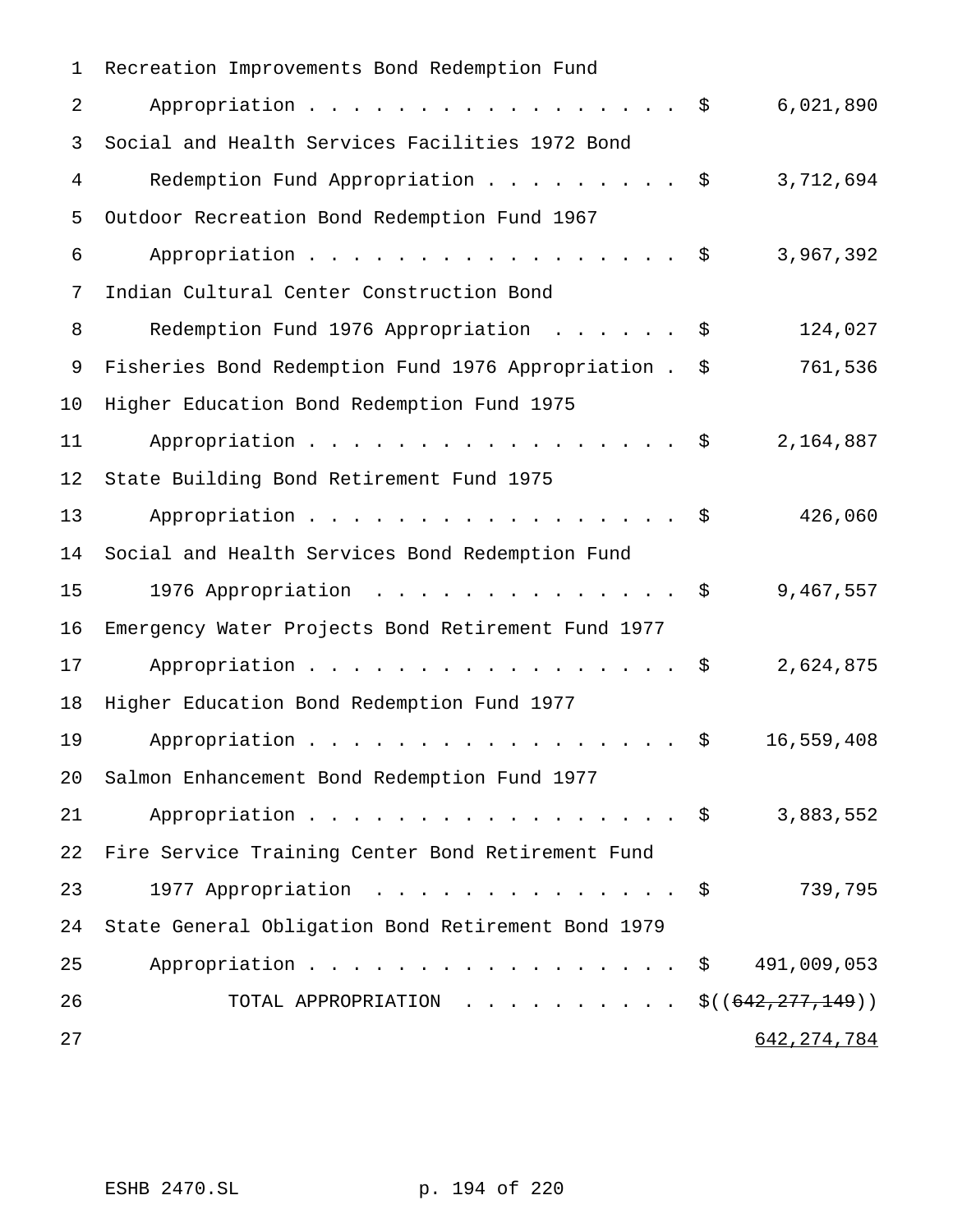| | |
|---|---|
| Recreation Improvements Bond Redemption Fund Appropriation | $ 6,021,890 |
| Social and Health Services Facilities 1972 Bond Redemption Fund Appropriation | $ 3,712,694 |
| Outdoor Recreation Bond Redemption Fund 1967 Appropriation | $ 3,967,392 |
| Indian Cultural Center Construction Bond Redemption Fund 1976 Appropriation | $ 124,027 |
| Fisheries Bond Redemption Fund 1976 Appropriation | $ 761,536 |
| Higher Education Bond Redemption Fund 1975 Appropriation | $ 2,164,887 |
| State Building Bond Retirement Fund 1975 Appropriation | $ 426,060 |
| Social and Health Services Bond Redemption Fund 1976 Appropriation | $ 9,467,557 |
| Emergency Water Projects Bond Retirement Fund 1977 Appropriation | $ 2,624,875 |
| Higher Education Bond Redemption Fund 1977 Appropriation | $ 16,559,408 |
| Salmon Enhancement Bond Redemption Fund 1977 Appropriation | $ 3,883,552 |
| Fire Service Training Center Bond Retirement Fund 1977 Appropriation | $ 739,795 |
| State General Obligation Bond Retirement Bond 1979 Appropriation | $ 491,009,053 |
| TOTAL APPROPRIATION | $((~~642,277,149~~)) <u>642,274,784</u> |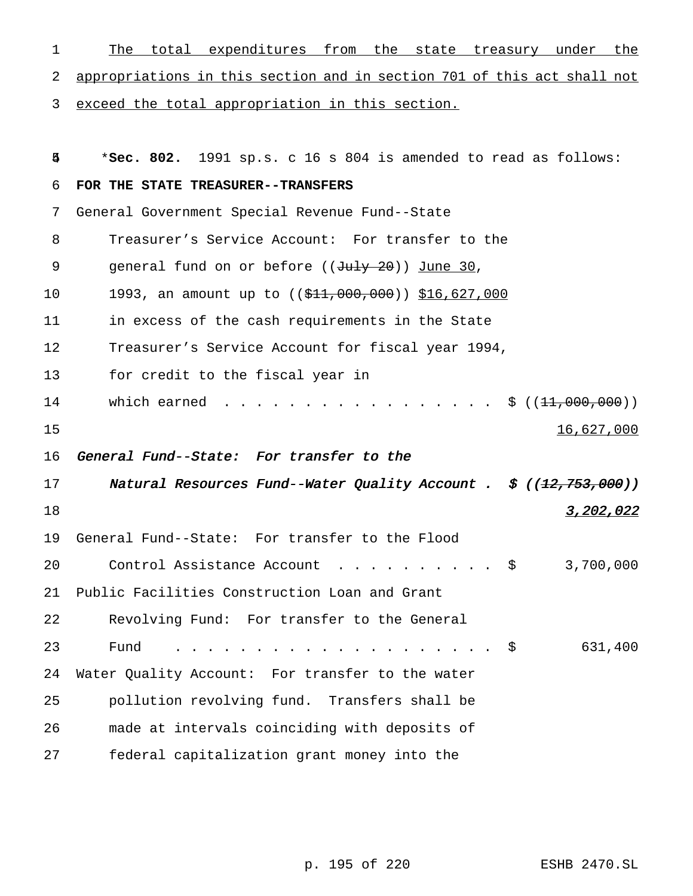The total expenditures from the state treasury under the appropriations in this section and in section 701 of this act shall not exceed the total appropriation in this section.

*__Sec. 802.__ 1991 sp.s. c 16 s 804 is amended to read as follows:

**FOR THE STATE TREASURER--TRANSFERS**

General Government Special Revenue Fund--State Treasurer's Service Account: For transfer to the general fund on or before ((~~July 20~~)) June 30, 1993, an amount up to ((~~$11,000,000~~)) $16,627,000 in excess of the cash requirements in the State Treasurer's Service Account for fiscal year 1994, for credit to the fiscal year in which earned . . . . . . . . . . . . . . . . . . $ ((~~11,000,000~~)) 16,627,000

*General Fund--State: For transfer to the Natural Resources Fund--Water Quality Account . $ ((~~12,753,000~~)) 3,202,022*

General Fund--State: For transfer to the Flood Control Assistance Account . . . . . . . . . . . $ 3,700,000

Public Facilities Construction Loan and Grant Revolving Fund: For transfer to the General Fund . . . . . . . . . . . . . . . . . . . . . $ 631,400

Water Quality Account: For transfer to the water pollution revolving fund. Transfers shall be made at intervals coinciding with deposits of federal capitalization grant money into the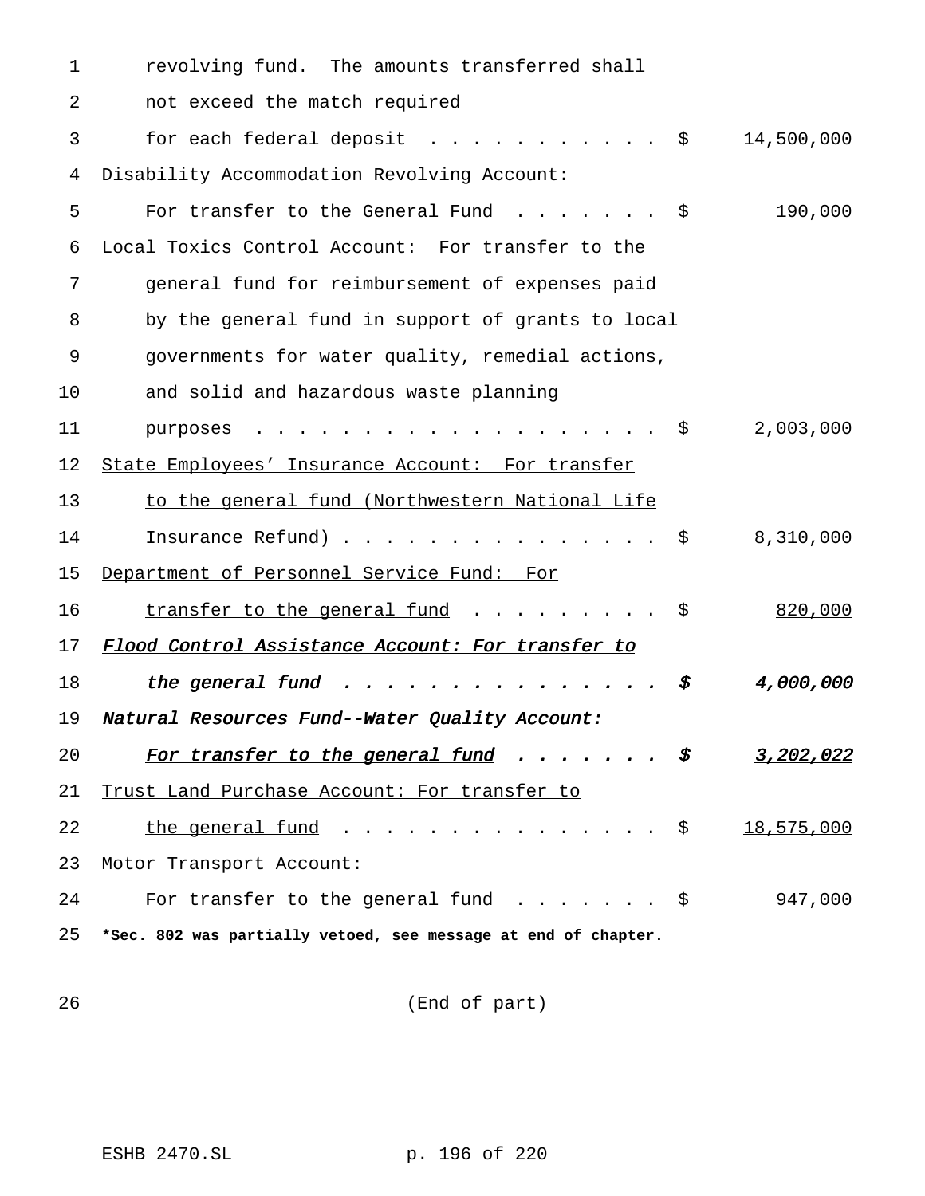revolving fund. The amounts transferred shall not exceed the match required for each federal deposit . . . . . . . . . . . $ 14,500,000

Disability Accommodation Revolving Account: For transfer to the General Fund . . . . . . . $ 190,000

Local Toxics Control Account: For transfer to the general fund for reimbursement of expenses paid by the general fund in support of grants to local governments for water quality, remedial actions, and solid and hazardous waste planning purposes . . . . . . . . . . . . . . . . . . . $ 2,003,000

<u>State Employees' Insurance Account: For transfer to the general fund (Northwestern National Life Insurance Refund)</u> . . . . . . . . . . . . . . . $ <u>8,310,000</u>

<u>Department of Personnel Service Fund: For transfer to the general fund</u> . . . . . . . . . $ <u>820,000</u>

***<u>Flood Control Assistance Account: For transfer to the general fund . . . . . . . . . . . . . . . $ 4,000,000</u>***

***<u>Natural Resources Fund--Water Quality Account: For transfer to the general fund . . . . . . . $ 3,202,022</u>***

<u>Trust Land Purchase Account: For transfer to the general fund</u> . . . . . . . . . . . . . . . $ <u>18,575,000</u>

<u>Motor Transport Account: For transfer to the general fund</u> . . . . . . . $ <u>947,000</u>

**\*Sec. 802 was partially vetoed, see message at end of chapter.**

(End of part)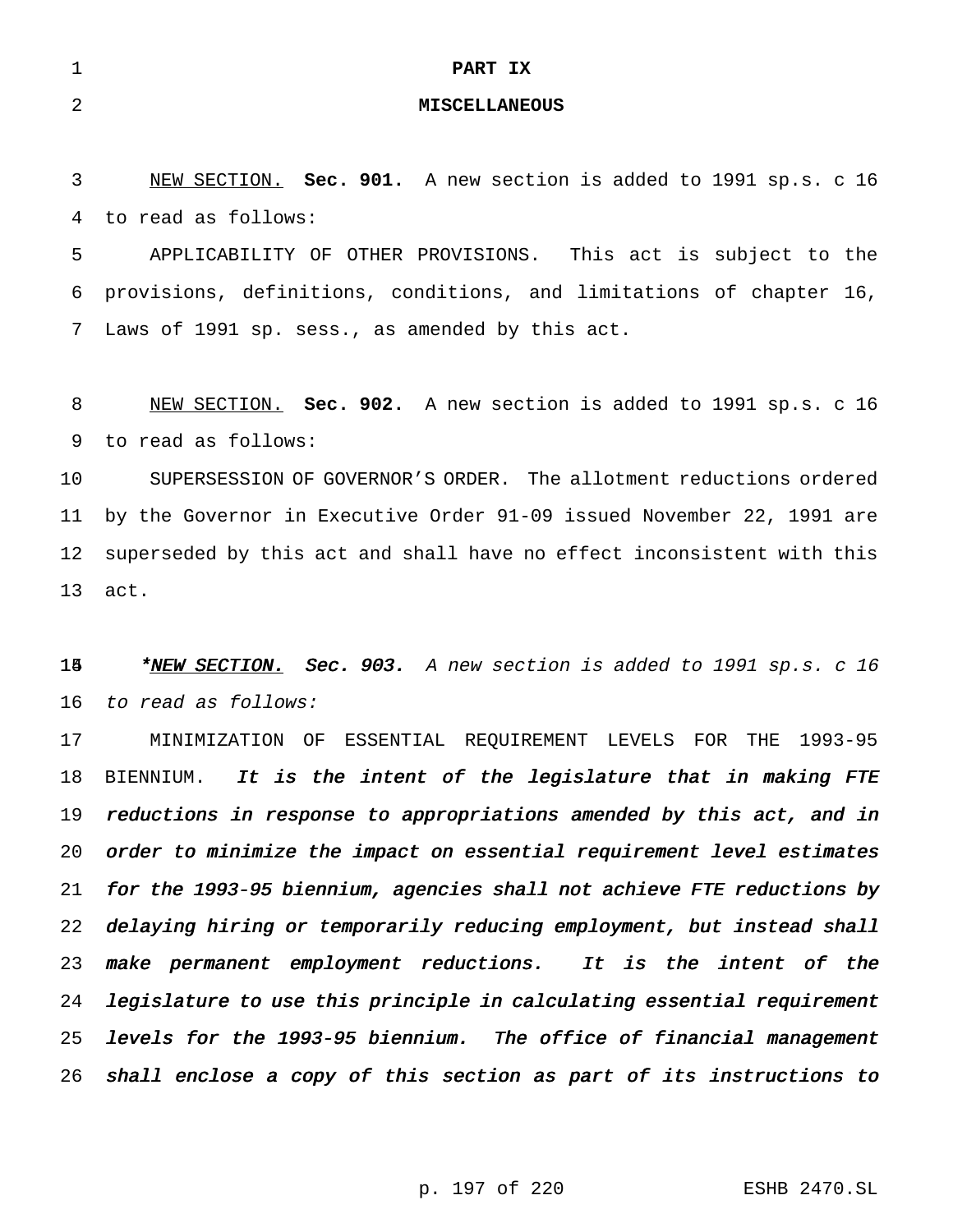# PART IX

## MISCELLANEOUS

NEW SECTION. **Sec. 901.** A new section is added to 1991 sp.s. c 16 to read as follows:

APPLICABILITY OF OTHER PROVISIONS. This act is subject to the provisions, definitions, conditions, and limitations of chapter 16, Laws of 1991 sp. sess., as amended by this act.

NEW SECTION. **Sec. 902.** A new section is added to 1991 sp.s. c 16 to read as follows:

SUPERSESSION OF GOVERNOR'S ORDER. The allotment reductions ordered by the Governor in Executive Order 91-09 issued November 22, 1991 are superseded by this act and shall have no effect inconsistent with this act.

*\*NEW SECTION. **Sec. 903.** A new section is added to 1991 sp.s. c 16 to read as follows:*

MINIMIZATION OF ESSENTIAL REQUIREMENT LEVELS FOR THE 1993-95 BIENNIUM. *It is the intent of the legislature that in making FTE reductions in response to appropriations amended by this act, and in order to minimize the impact on essential requirement level estimates for the 1993-95 biennium, agencies shall not achieve FTE reductions by delaying hiring or temporarily reducing employment, but instead shall make permanent employment reductions. It is the intent of the legislature to use this principle in calculating essential requirement levels for the 1993-95 biennium. The office of financial management shall enclose a copy of this section as part of its instructions to*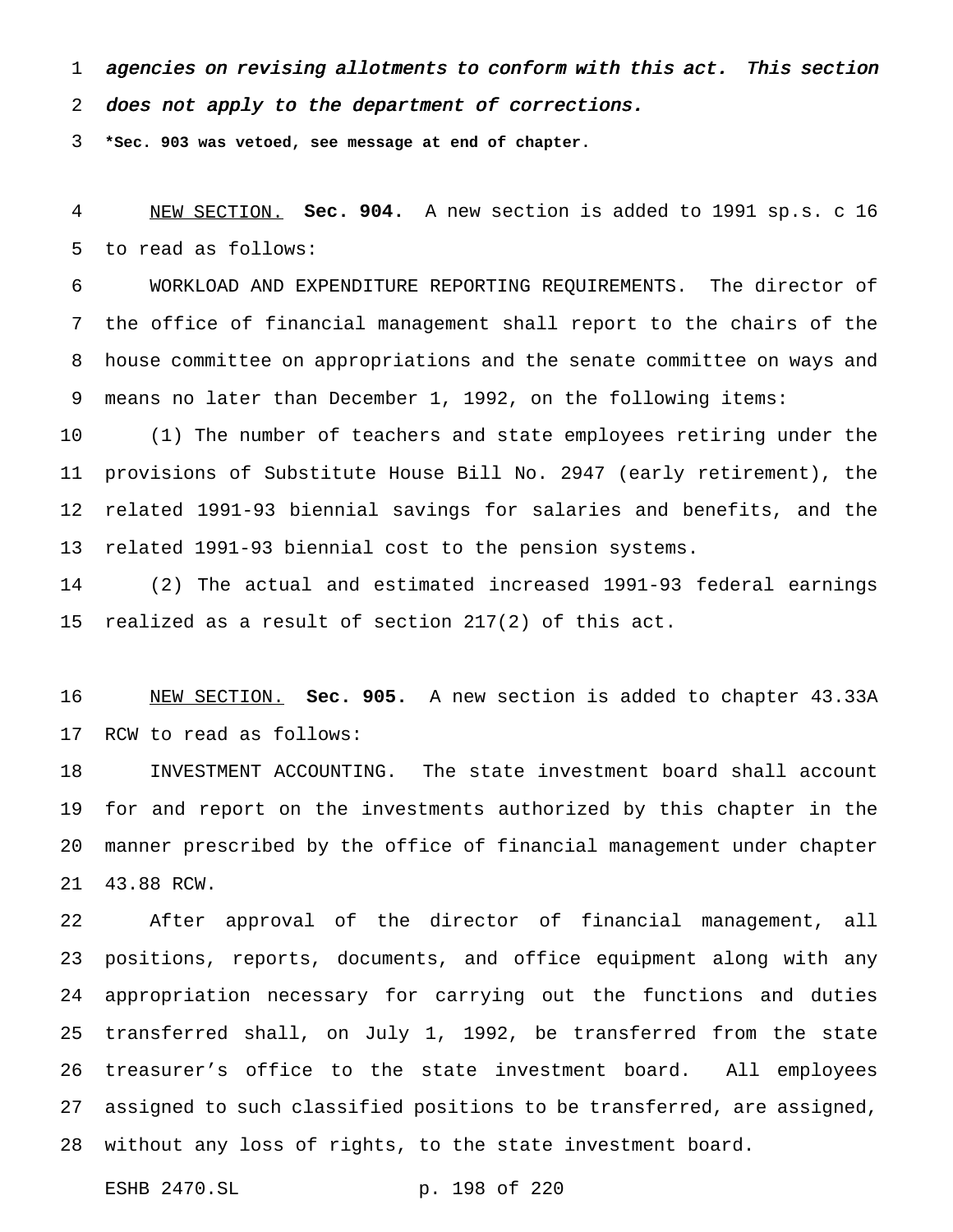*agencies on revising allotments to conform with this act. This section does not apply to the department of corrections.*

**\*Sec. 903 was vetoed, see message at end of chapter.**

NEW SECTION. **Sec. 904.** A new section is added to 1991 sp.s. c 16 to read as follows:

WORKLOAD AND EXPENDITURE REPORTING REQUIREMENTS. The director of the office of financial management shall report to the chairs of the house committee on appropriations and the senate committee on ways and means no later than December 1, 1992, on the following items:

(1) The number of teachers and state employees retiring under the provisions of Substitute House Bill No. 2947 (early retirement), the related 1991-93 biennial savings for salaries and benefits, and the related 1991-93 biennial cost to the pension systems.

(2) The actual and estimated increased 1991-93 federal earnings realized as a result of section 217(2) of this act.

NEW SECTION. **Sec. 905.** A new section is added to chapter 43.33A RCW to read as follows:

INVESTMENT ACCOUNTING. The state investment board shall account for and report on the investments authorized by this chapter in the manner prescribed by the office of financial management under chapter 43.88 RCW.

After approval of the director of financial management, all positions, reports, documents, and office equipment along with any appropriation necessary for carrying out the functions and duties transferred shall, on July 1, 1992, be transferred from the state treasurer's office to the state investment board. All employees assigned to such classified positions to be transferred, are assigned, without any loss of rights, to the state investment board.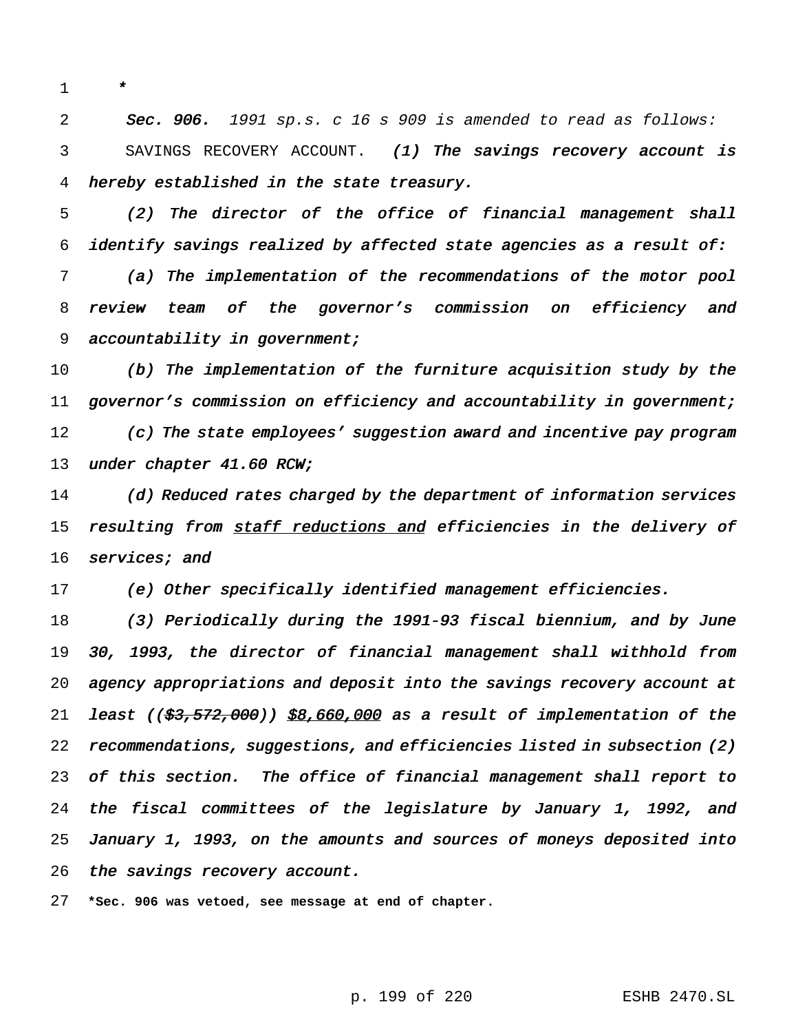*

**Sec. 906.** *1991 sp.s. c 16 s 909 is amended to read as follows:*

SAVINGS RECOVERY ACCOUNT. *(1) The savings recovery account is hereby established in the state treasury.*

*(2) The director of the office of financial management shall identify savings realized by affected state agencies as a result of:*

*(a) The implementation of the recommendations of the motor pool review team of the governor's commission on efficiency and accountability in government;*

*(b) The implementation of the furniture acquisition study by the governor's commission on efficiency and accountability in government;*

*(c) The state employees' suggestion award and incentive pay program under chapter 41.60 RCW;*

*(d) Reduced rates charged by the department of information services resulting from <u>staff reductions and</u> efficiencies in the delivery of services; and*

*(e) Other specifically identified management efficiencies.*

*(3) Periodically during the 1991-93 fiscal biennium, and by June 30, 1993, the director of financial management shall withhold from agency appropriations and deposit into the savings recovery account at least ((~~$3,572,000~~)) <u>$8,660,000</u> as a result of implementation of the recommendations, suggestions, and efficiencies listed in subsection (2) of this section. The office of financial management shall report to the fiscal committees of the legislature by January 1, 1992, and January 1, 1993, on the amounts and sources of moneys deposited into the savings recovery account.*

**\*Sec. 906 was vetoed, see message at end of chapter.**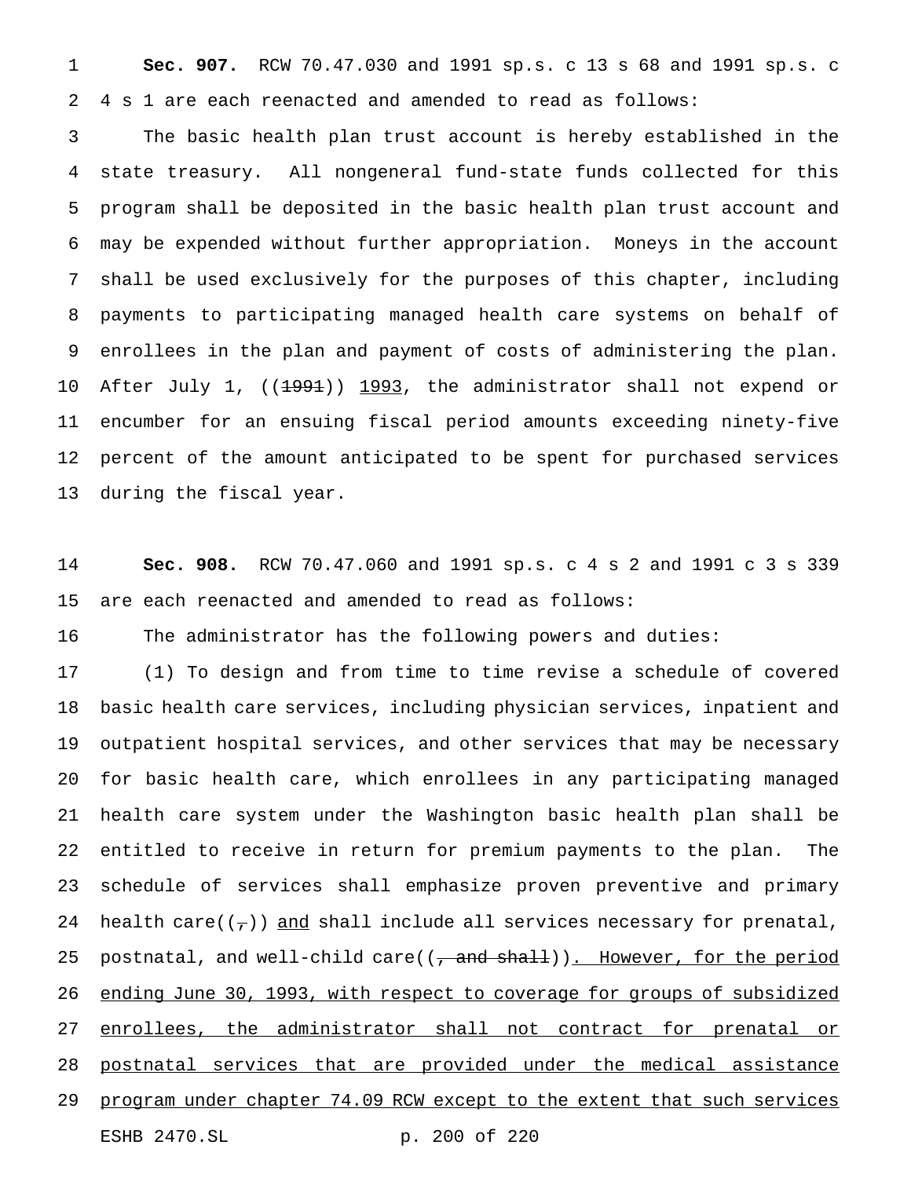**Sec. 907.** RCW 70.47.030 and 1991 sp.s. c 13 s 68 and 1991 sp.s. c 4 s 1 are each reenacted and amended to read as follows:

The basic health plan trust account is hereby established in the state treasury. All nongeneral fund-state funds collected for this program shall be deposited in the basic health plan trust account and may be expended without further appropriation. Moneys in the account shall be used exclusively for the purposes of this chapter, including payments to participating managed health care systems on behalf of enrollees in the plan and payment of costs of administering the plan. After July 1, ((~~1991~~)) 1993, the administrator shall not expend or encumber for an ensuing fiscal period amounts exceeding ninety-five percent of the amount anticipated to be spent for purchased services during the fiscal year.

**Sec. 908.** RCW 70.47.060 and 1991 sp.s. c 4 s 2 and 1991 c 3 s 339 are each reenacted and amended to read as follows:

The administrator has the following powers and duties:

(1) To design and from time to time revise a schedule of covered basic health care services, including physician services, inpatient and outpatient hospital services, and other services that may be necessary for basic health care, which enrollees in any participating managed health care system under the Washington basic health plan shall be entitled to receive in return for premium payments to the plan. The schedule of services shall emphasize proven preventive and primary health care((~~,~~)) and shall include all services necessary for prenatal, postnatal, and well-child care((~~, and shall~~)). However, for the period ending June 30, 1993, with respect to coverage for groups of subsidized enrollees, the administrator shall not contract for prenatal or postnatal services that are provided under the medical assistance program under chapter 74.09 RCW except to the extent that such services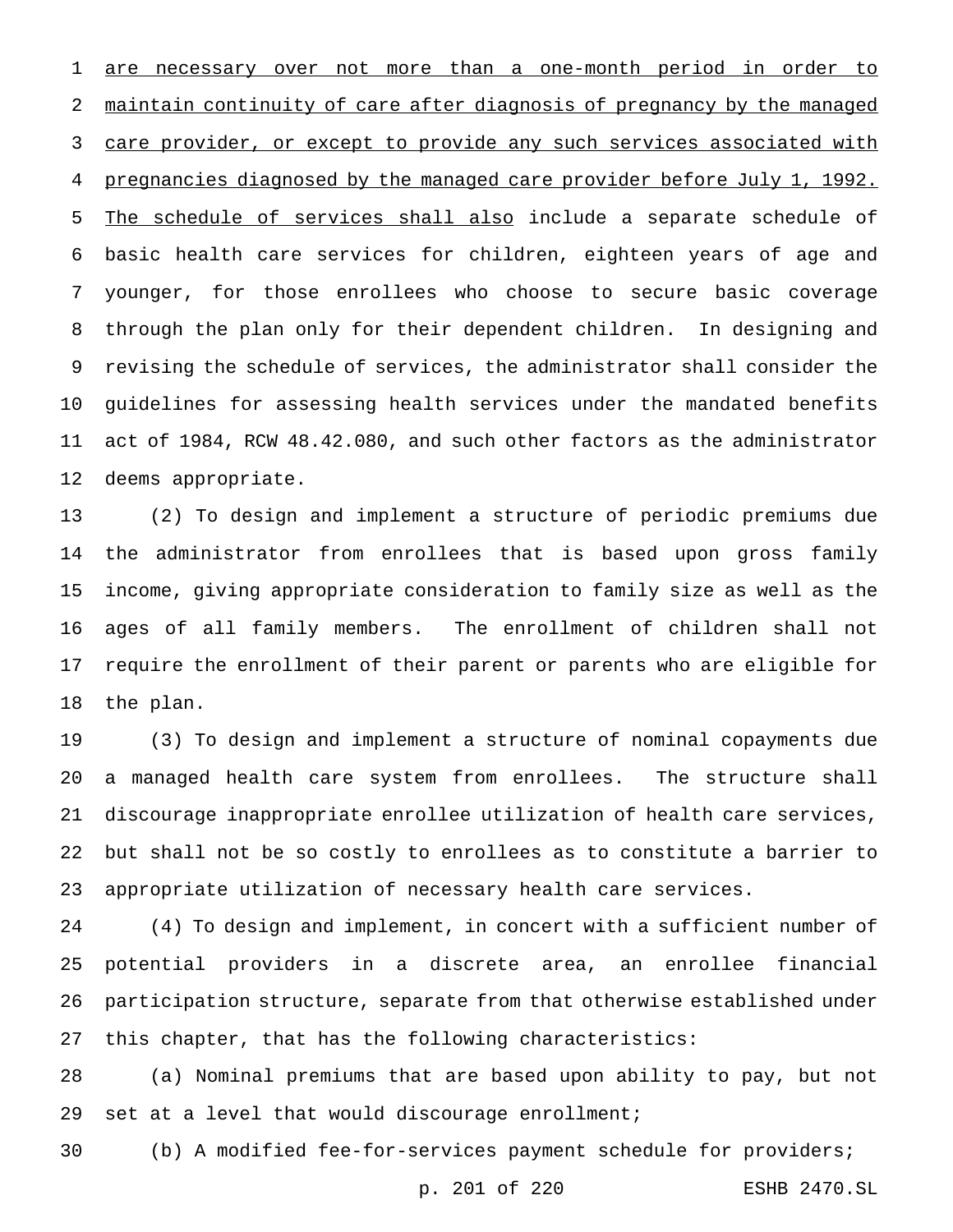are necessary over not more than a one-month period in order to maintain continuity of care after diagnosis of pregnancy by the managed care provider, or except to provide any such services associated with pregnancies diagnosed by the managed care provider before July 1, 1992. The schedule of services shall also include a separate schedule of basic health care services for children, eighteen years of age and younger, for those enrollees who choose to secure basic coverage through the plan only for their dependent children. In designing and revising the schedule of services, the administrator shall consider the guidelines for assessing health services under the mandated benefits act of 1984, RCW 48.42.080, and such other factors as the administrator deems appropriate.

(2) To design and implement a structure of periodic premiums due the administrator from enrollees that is based upon gross family income, giving appropriate consideration to family size as well as the ages of all family members. The enrollment of children shall not require the enrollment of their parent or parents who are eligible for the plan.

(3) To design and implement a structure of nominal copayments due a managed health care system from enrollees. The structure shall discourage inappropriate enrollee utilization of health care services, but shall not be so costly to enrollees as to constitute a barrier to appropriate utilization of necessary health care services.

(4) To design and implement, in concert with a sufficient number of potential providers in a discrete area, an enrollee financial participation structure, separate from that otherwise established under this chapter, that has the following characteristics:

(a) Nominal premiums that are based upon ability to pay, but not set at a level that would discourage enrollment;

(b) A modified fee-for-services payment schedule for providers;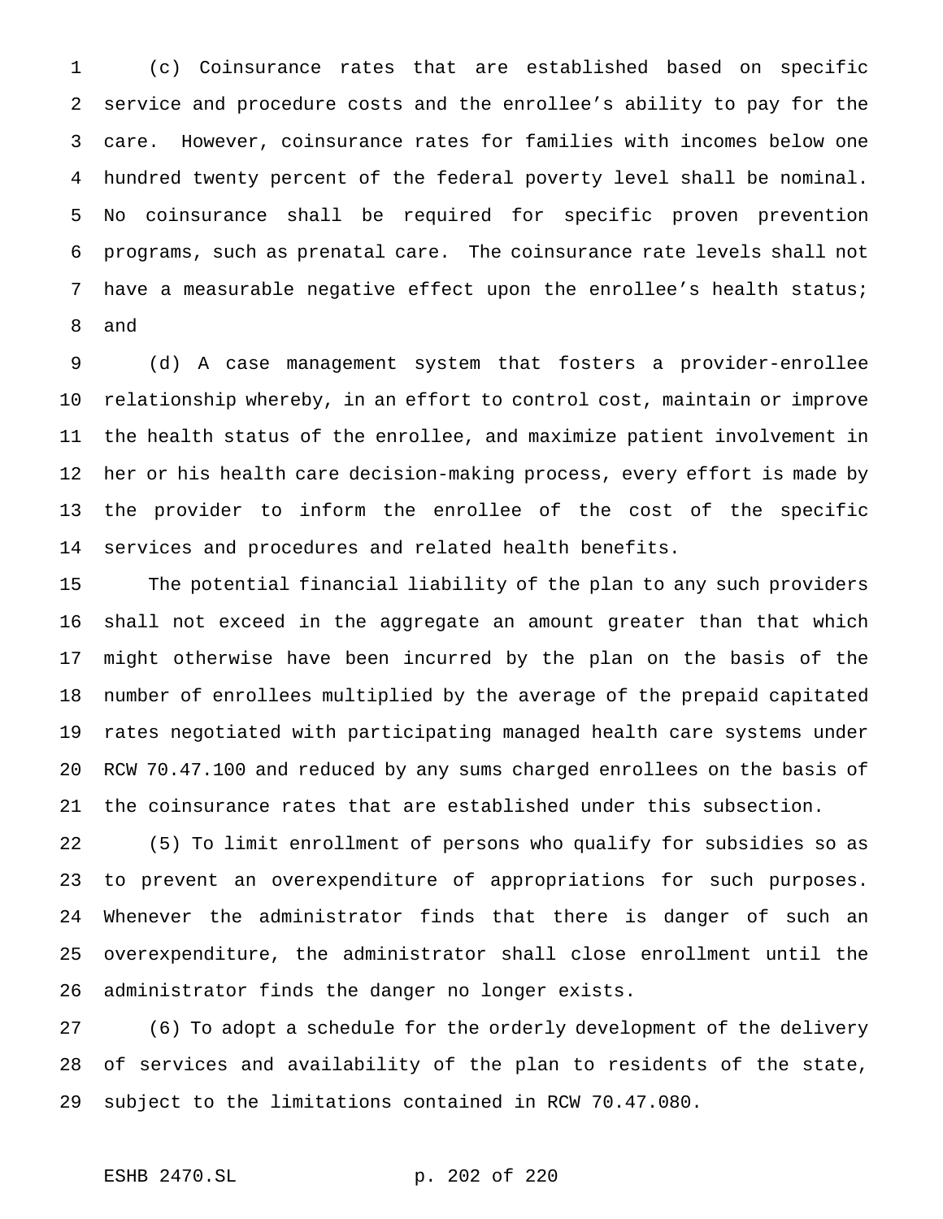(c) Coinsurance rates that are established based on specific service and procedure costs and the enrollee's ability to pay for the care. However, coinsurance rates for families with incomes below one hundred twenty percent of the federal poverty level shall be nominal. No coinsurance shall be required for specific proven prevention programs, such as prenatal care. The coinsurance rate levels shall not have a measurable negative effect upon the enrollee's health status; and

(d) A case management system that fosters a provider-enrollee relationship whereby, in an effort to control cost, maintain or improve the health status of the enrollee, and maximize patient involvement in her or his health care decision-making process, every effort is made by the provider to inform the enrollee of the cost of the specific services and procedures and related health benefits.

The potential financial liability of the plan to any such providers shall not exceed in the aggregate an amount greater than that which might otherwise have been incurred by the plan on the basis of the number of enrollees multiplied by the average of the prepaid capitated rates negotiated with participating managed health care systems under RCW 70.47.100 and reduced by any sums charged enrollees on the basis of the coinsurance rates that are established under this subsection.

(5) To limit enrollment of persons who qualify for subsidies so as to prevent an overexpenditure of appropriations for such purposes. Whenever the administrator finds that there is danger of such an overexpenditure, the administrator shall close enrollment until the administrator finds the danger no longer exists.

(6) To adopt a schedule for the orderly development of the delivery of services and availability of the plan to residents of the state, subject to the limitations contained in RCW 70.47.080.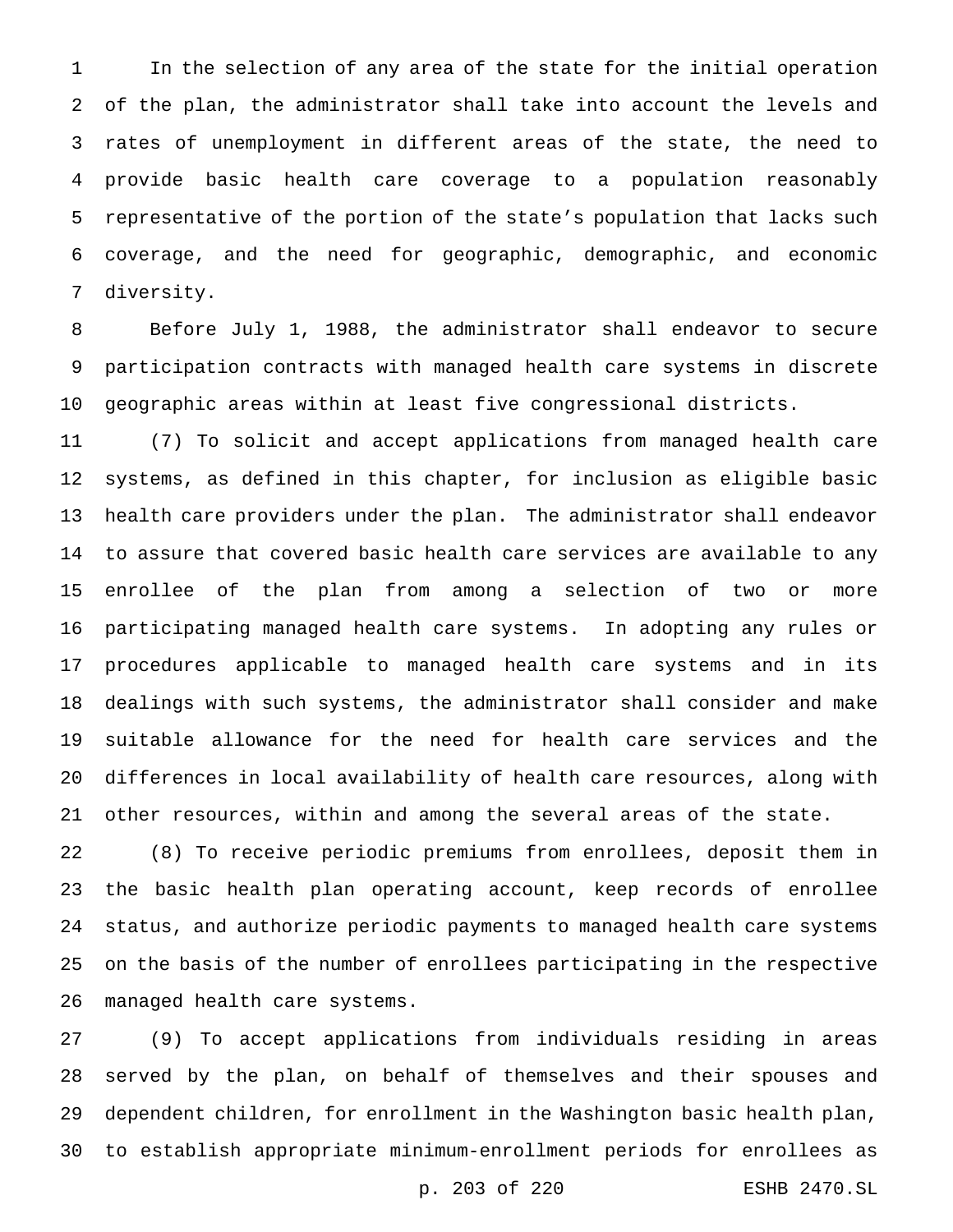In the selection of any area of the state for the initial operation of the plan, the administrator shall take into account the levels and rates of unemployment in different areas of the state, the need to provide basic health care coverage to a population reasonably representative of the portion of the state's population that lacks such coverage, and the need for geographic, demographic, and economic diversity.

Before July 1, 1988, the administrator shall endeavor to secure participation contracts with managed health care systems in discrete geographic areas within at least five congressional districts.

(7) To solicit and accept applications from managed health care systems, as defined in this chapter, for inclusion as eligible basic health care providers under the plan. The administrator shall endeavor to assure that covered basic health care services are available to any enrollee of the plan from among a selection of two or more participating managed health care systems. In adopting any rules or procedures applicable to managed health care systems and in its dealings with such systems, the administrator shall consider and make suitable allowance for the need for health care services and the differences in local availability of health care resources, along with other resources, within and among the several areas of the state.

(8) To receive periodic premiums from enrollees, deposit them in the basic health plan operating account, keep records of enrollee status, and authorize periodic payments to managed health care systems on the basis of the number of enrollees participating in the respective managed health care systems.

(9) To accept applications from individuals residing in areas served by the plan, on behalf of themselves and their spouses and dependent children, for enrollment in the Washington basic health plan, to establish appropriate minimum-enrollment periods for enrollees as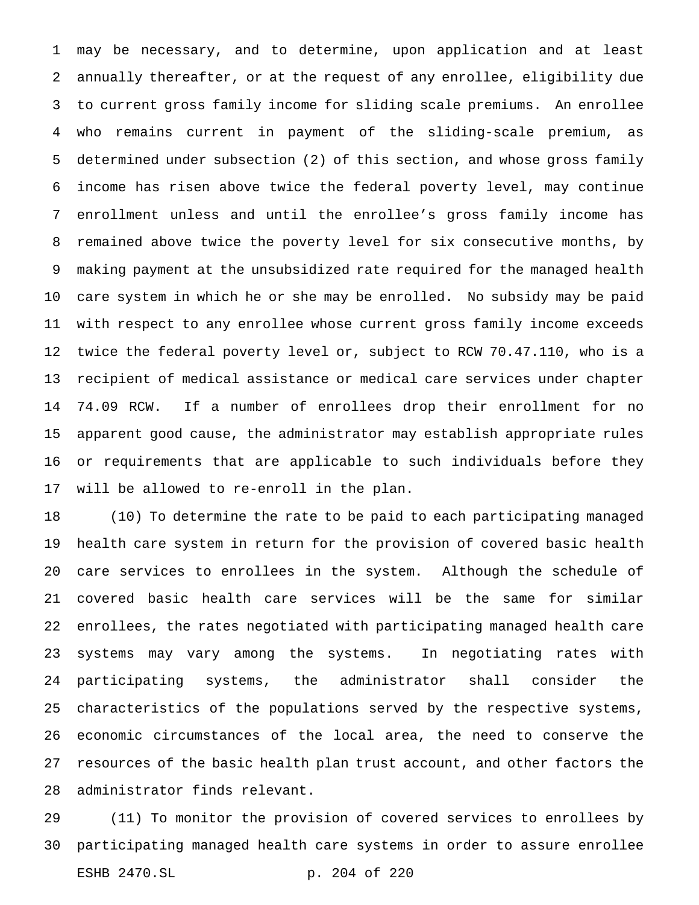may be necessary, and to determine, upon application and at least annually thereafter, or at the request of any enrollee, eligibility due to current gross family income for sliding scale premiums. An enrollee who remains current in payment of the sliding-scale premium, as determined under subsection (2) of this section, and whose gross family income has risen above twice the federal poverty level, may continue enrollment unless and until the enrollee's gross family income has remained above twice the poverty level for six consecutive months, by making payment at the unsubsidized rate required for the managed health care system in which he or she may be enrolled. No subsidy may be paid with respect to any enrollee whose current gross family income exceeds twice the federal poverty level or, subject to RCW 70.47.110, who is a recipient of medical assistance or medical care services under chapter 74.09 RCW. If a number of enrollees drop their enrollment for no apparent good cause, the administrator may establish appropriate rules or requirements that are applicable to such individuals before they will be allowed to re-enroll in the plan.

(10) To determine the rate to be paid to each participating managed health care system in return for the provision of covered basic health care services to enrollees in the system. Although the schedule of covered basic health care services will be the same for similar enrollees, the rates negotiated with participating managed health care systems may vary among the systems. In negotiating rates with participating systems, the administrator shall consider the characteristics of the populations served by the respective systems, economic circumstances of the local area, the need to conserve the resources of the basic health plan trust account, and other factors the administrator finds relevant.

(11) To monitor the provision of covered services to enrollees by participating managed health care systems in order to assure enrollee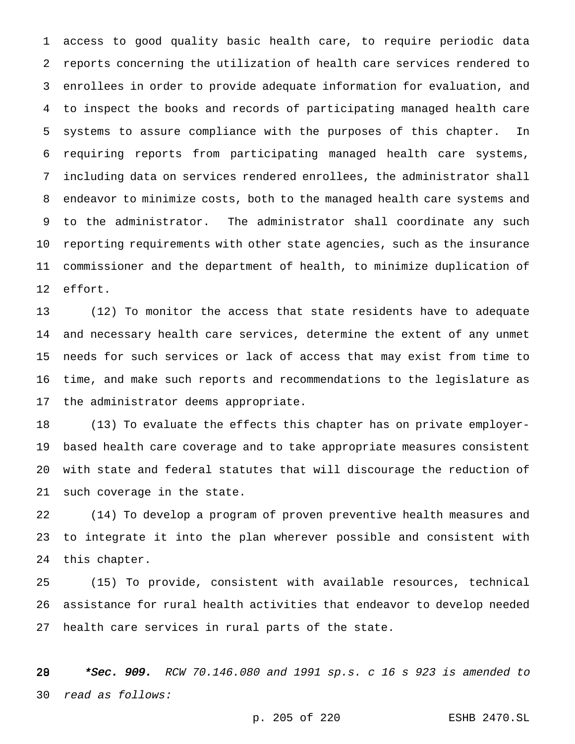access to good quality basic health care, to require periodic data reports concerning the utilization of health care services rendered to enrollees in order to provide adequate information for evaluation, and to inspect the books and records of participating managed health care systems to assure compliance with the purposes of this chapter. In requiring reports from participating managed health care systems, including data on services rendered enrollees, the administrator shall endeavor to minimize costs, both to the managed health care systems and to the administrator. The administrator shall coordinate any such reporting requirements with other state agencies, such as the insurance commissioner and the department of health, to minimize duplication of effort.

(12) To monitor the access that state residents have to adequate and necessary health care services, determine the extent of any unmet needs for such services or lack of access that may exist from time to time, and make such reports and recommendations to the legislature as the administrator deems appropriate.

(13) To evaluate the effects this chapter has on private employer-based health care coverage and to take appropriate measures consistent with state and federal statutes that will discourage the reduction of such coverage in the state.

(14) To develop a program of proven preventive health measures and to integrate it into the plan wherever possible and consistent with this chapter.

(15) To provide, consistent with available resources, technical assistance for rural health activities that endeavor to develop needed health care services in rural parts of the state.

***Sec. 909.** *RCW 70.146.080 and 1991 sp.s. c 16 s 923 is amended to read as follows:*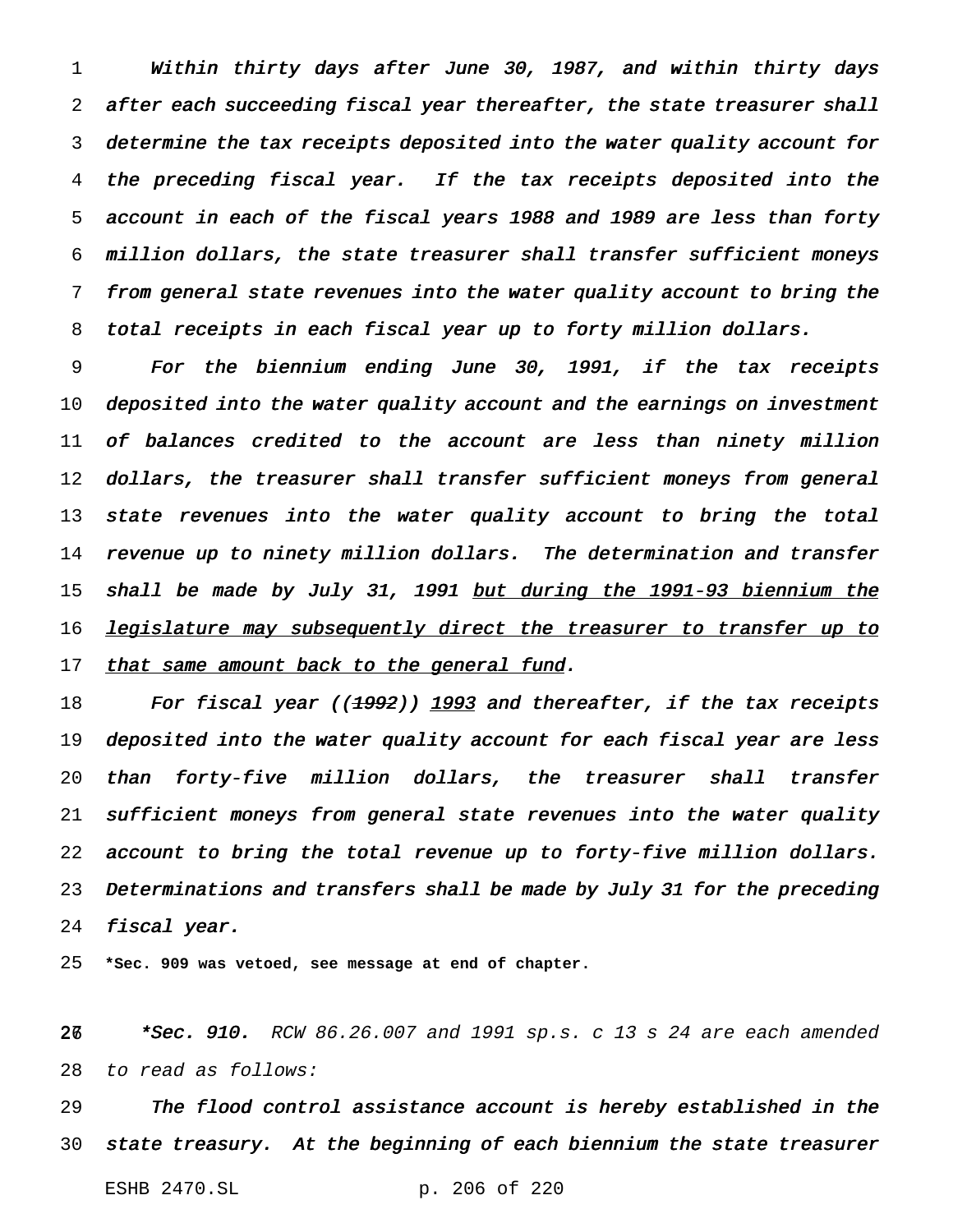Within thirty days after June 30, 1987, and within thirty days after each succeeding fiscal year thereafter, the state treasurer shall determine the tax receipts deposited into the water quality account for the preceding fiscal year. If the tax receipts deposited into the account in each of the fiscal years 1988 and 1989 are less than forty million dollars, the state treasurer shall transfer sufficient moneys from general state revenues into the water quality account to bring the total receipts in each fiscal year up to forty million dollars.

For the biennium ending June 30, 1991, if the tax receipts deposited into the water quality account and the earnings on investment of balances credited to the account are less than ninety million dollars, the treasurer shall transfer sufficient moneys from general state revenues into the water quality account to bring the total revenue up to ninety million dollars. The determination and transfer shall be made by July 31, 1991 <u>but during the 1991-93 biennium the legislature may subsequently direct the treasurer to transfer up to that same amount back to the general fund</u>.

For fiscal year ((~~1992~~)) <u>1993</u> and thereafter, if the tax receipts deposited into the water quality account for each fiscal year are less than forty-five million dollars, the treasurer shall transfer sufficient moneys from general state revenues into the water quality account to bring the total revenue up to forty-five million dollars. Determinations and transfers shall be made by July 31 for the preceding fiscal year.

**\*Sec. 909 was vetoed, see message at end of chapter.**

**\*Sec. 910.** RCW 86.26.007 and 1991 sp.s. c 13 s 24 are each amended to read as follows:

The flood control assistance account is hereby established in the state treasury. At the beginning of each biennium the state treasurer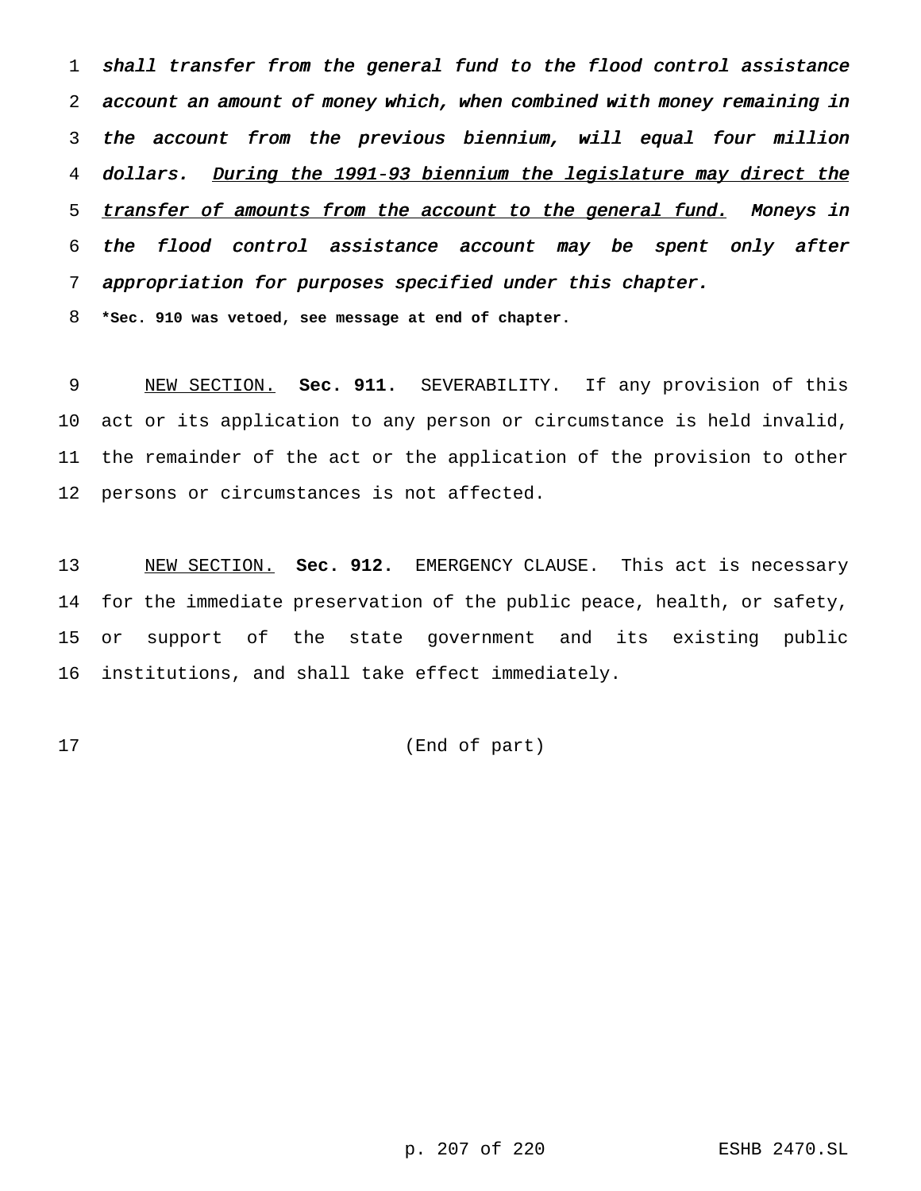*shall transfer from the general fund to the flood control assistance account an amount of money which, when combined with money remaining in the account from the previous biennium, will equal four million dollars.* <u>*During the 1991-93 biennium the legislature may direct the transfer of amounts from the account to the general fund.*</u> *Moneys in the flood control assistance account may be spent only after appropriation for purposes specified under this chapter.*

**\*Sec. 910 was vetoed, see message at end of chapter.**

<u>NEW SECTION.</u> **Sec. 911.** SEVERABILITY. If any provision of this act or its application to any person or circumstance is held invalid, the remainder of the act or the application of the provision to other persons or circumstances is not affected.

<u>NEW SECTION.</u> **Sec. 912.** EMERGENCY CLAUSE. This act is necessary for the immediate preservation of the public peace, health, or safety, or support of the state government and its existing public institutions, and shall take effect immediately.

(End of part)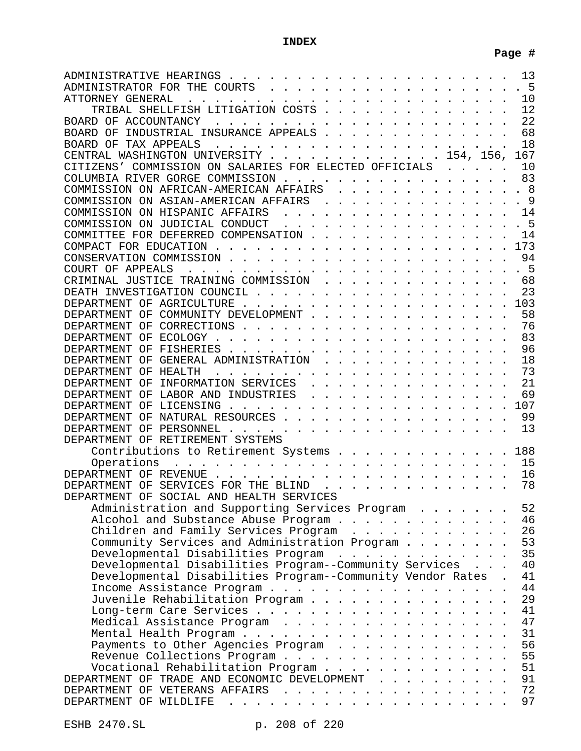# INDEX

| | Page # |
|---|---|
| ADMINISTRATIVE HEARINGS | 13 |
| ADMINISTRATOR FOR THE COURTS | 5 |
| ATTORNEY GENERAL | 10 |
| TRIBAL SHELLFISH LITIGATION COSTS | 12 |
| BOARD OF ACCOUNTANCY | 22 |
| BOARD OF INDUSTRIAL INSURANCE APPEALS | 68 |
| BOARD OF TAX APPEALS | 18 |
| CENTRAL WASHINGTON UNIVERSITY | 154, 156, 167 |
| CITIZENS' COMMISSION ON SALARIES FOR ELECTED OFFICIALS | 10 |
| COLUMBIA RIVER GORGE COMMISSION | 83 |
| COMMISSION ON AFRICAN-AMERICAN AFFAIRS | 8 |
| COMMISSION ON ASIAN-AMERICAN AFFAIRS | 9 |
| COMMISSION ON HISPANIC AFFAIRS | 14 |
| COMMISSION ON JUDICIAL CONDUCT | 5 |
| COMMITTEE FOR DEFERRED COMPENSATION | 14 |
| COMPACT FOR EDUCATION | 173 |
| CONSERVATION COMMISSION | 94 |
| COURT OF APPEALS | 5 |
| CRIMINAL JUSTICE TRAINING COMMISSION | 68 |
| DEATH INVESTIGATION COUNCIL | 23 |
| DEPARTMENT OF AGRICULTURE | 103 |
| DEPARTMENT OF COMMUNITY DEVELOPMENT | 58 |
| DEPARTMENT OF CORRECTIONS | 76 |
| DEPARTMENT OF ECOLOGY | 83 |
| DEPARTMENT OF FISHERIES | 96 |
| DEPARTMENT OF GENERAL ADMINISTRATION | 18 |
| DEPARTMENT OF HEALTH | 73 |
| DEPARTMENT OF INFORMATION SERVICES | 21 |
| DEPARTMENT OF LABOR AND INDUSTRIES | 69 |
| DEPARTMENT OF LICENSING | 107 |
| DEPARTMENT OF NATURAL RESOURCES | 99 |
| DEPARTMENT OF PERSONNEL | 13 |
| DEPARTMENT OF RETIREMENT SYSTEMS | |
| Contributions to Retirement Systems | 188 |
| Operations | 15 |
| DEPARTMENT OF REVENUE | 16 |
| DEPARTMENT OF SERVICES FOR THE BLIND | 78 |
| DEPARTMENT OF SOCIAL AND HEALTH SERVICES | |
| Administration and Supporting Services Program | 52 |
| Alcohol and Substance Abuse Program | 46 |
| Children and Family Services Program | 26 |
| Community Services and Administration Program | 53 |
| Developmental Disabilities Program | 35 |
| Developmental Disabilities Program--Community Services | 40 |
| Developmental Disabilities Program--Community Vendor Rates | 41 |
| Income Assistance Program | 44 |
| Juvenile Rehabilitation Program | 29 |
| Long-term Care Services | 41 |
| Medical Assistance Program | 47 |
| Mental Health Program | 31 |
| Payments to Other Agencies Program | 56 |
| Revenue Collections Program | 55 |
| Vocational Rehabilitation Program | 51 |
| DEPARTMENT OF TRADE AND ECONOMIC DEVELOPMENT | 91 |
| DEPARTMENT OF VETERANS AFFAIRS | 72 |
| DEPARTMENT OF WILDLIFE | 97 |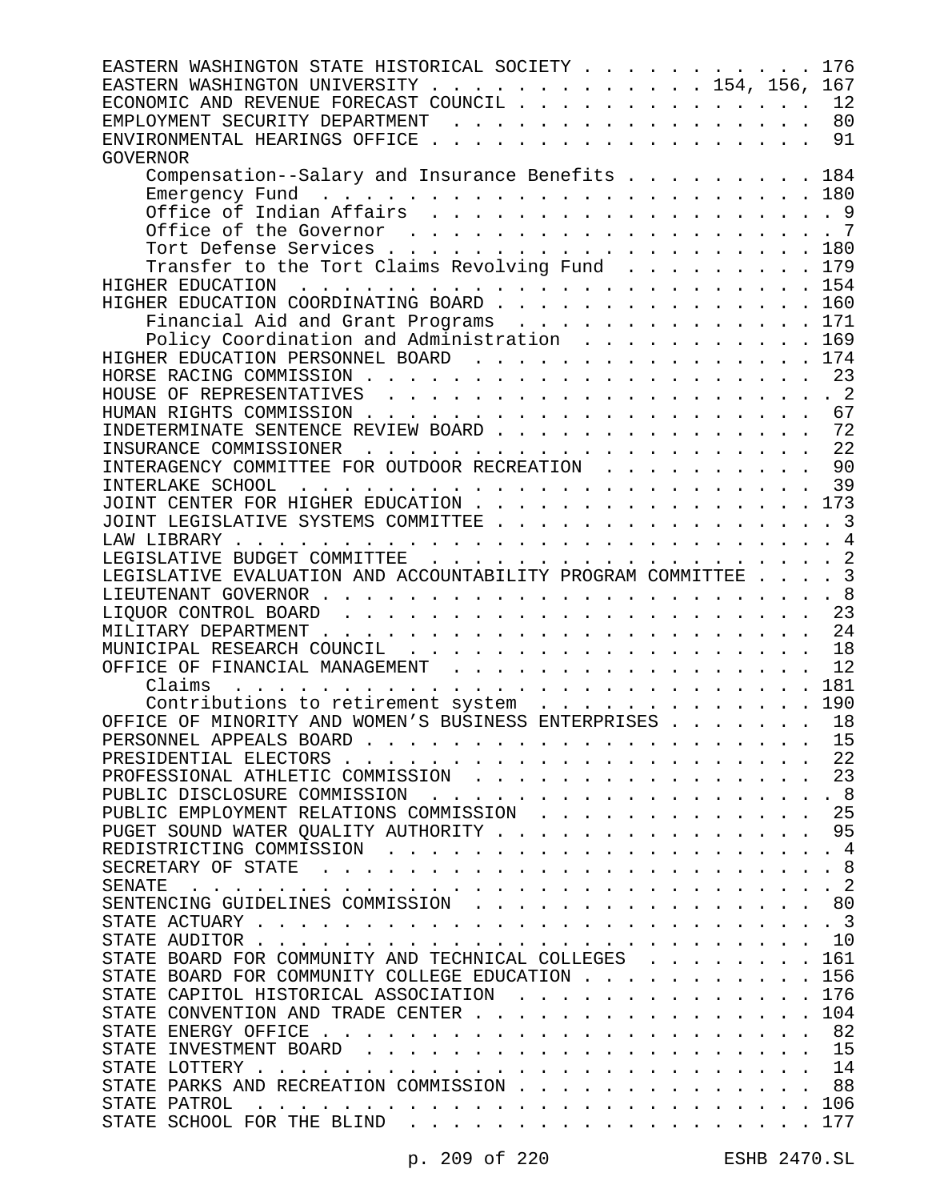EASTERN WASHINGTON STATE HISTORICAL SOCIETY . . . . . . . . . . . 176
EASTERN WASHINGTON UNIVERSITY . . . . . . . . . . . . . 154, 156, 167
ECONOMIC AND REVENUE FORECAST COUNCIL . . . . . . . . . . . . . . 12
EMPLOYMENT SECURITY DEPARTMENT . . . . . . . . . . . . . . . . . 80
ENVIRONMENTAL HEARINGS OFFICE . . . . . . . . . . . . . . . . . . 91
GOVERNOR
- Compensation--Salary and Insurance Benefits . . . . . . . . . 184
- Emergency Fund . . . . . . . . . . . . . . . . . . . . . . . 180
- Office of Indian Affairs . . . . . . . . . . . . . . . . . . . 9
- Office of the Governor . . . . . . . . . . . . . . . . . . . . 7
- Tort Defense Services . . . . . . . . . . . . . . . . . . . . 180
- Transfer to the Tort Claims Revolving Fund . . . . . . . . . 179

HIGHER EDUCATION . . . . . . . . . . . . . . . . . . . . . . . . 154
HIGHER EDUCATION COORDINATING BOARD . . . . . . . . . . . . . . . 160
- Financial Aid and Grant Programs . . . . . . . . . . . . . . 171
- Policy Coordination and Administration . . . . . . . . . . . 169

HIGHER EDUCATION PERSONNEL BOARD . . . . . . . . . . . . . . . . 174
HORSE RACING COMMISSION . . . . . . . . . . . . . . . . . . . . . 23
HOUSE OF REPRESENTATIVES . . . . . . . . . . . . . . . . . . . . . 2
HUMAN RIGHTS COMMISSION . . . . . . . . . . . . . . . . . . . . . 67
INDETERMINATE SENTENCE REVIEW BOARD . . . . . . . . . . . . . . . 72
INSURANCE COMMISSIONER . . . . . . . . . . . . . . . . . . . . . 22
INTERAGENCY COMMITTEE FOR OUTDOOR RECREATION . . . . . . . . . . 90
INTERLAKE SCHOOL . . . . . . . . . . . . . . . . . . . . . . . . 39
JOINT CENTER FOR HIGHER EDUCATION . . . . . . . . . . . . . . . 173
JOINT LEGISLATIVE SYSTEMS COMMITTEE . . . . . . . . . . . . . . . 3
LAW LIBRARY . . . . . . . . . . . . . . . . . . . . . . . . . . . 4
LEGISLATIVE BUDGET COMMITTEE . . . . . . . . . . . . . . . . . . . 2
LEGISLATIVE EVALUATION AND ACCOUNTABILITY PROGRAM COMMITTEE . . . . 3
LIEUTENANT GOVERNOR . . . . . . . . . . . . . . . . . . . . . . . 8
LIQUOR CONTROL BOARD . . . . . . . . . . . . . . . . . . . . . . 23
MILITARY DEPARTMENT . . . . . . . . . . . . . . . . . . . . . . . 24
MUNICIPAL RESEARCH COUNCIL . . . . . . . . . . . . . . . . . . . 18
OFFICE OF FINANCIAL MANAGEMENT . . . . . . . . . . . . . . . . . 12
- Claims . . . . . . . . . . . . . . . . . . . . . . . . . . . 181
- Contributions to retirement system . . . . . . . . . . . . . 190

OFFICE OF MINORITY AND WOMEN'S BUSINESS ENTERPRISES . . . . . . . 18
PERSONNEL APPEALS BOARD . . . . . . . . . . . . . . . . . . . . . 15
PRESIDENTIAL ELECTORS . . . . . . . . . . . . . . . . . . . . . . 22
PROFESSIONAL ATHLETIC COMMISSION . . . . . . . . . . . . . . . . 23
PUBLIC DISCLOSURE COMMISSION . . . . . . . . . . . . . . . . . . . 8
PUBLIC EMPLOYMENT RELATIONS COMMISSION . . . . . . . . . . . . . 25
PUGET SOUND WATER QUALITY AUTHORITY . . . . . . . . . . . . . . . 95
REDISTRICTING COMMISSION . . . . . . . . . . . . . . . . . . . . . 4
SECRETARY OF STATE . . . . . . . . . . . . . . . . . . . . . . . . 8
SENATE . . . . . . . . . . . . . . . . . . . . . . . . . . . . . . 2
SENTENCING GUIDELINES COMMISSION . . . . . . . . . . . . . . . . 80
STATE ACTUARY . . . . . . . . . . . . . . . . . . . . . . . . . . 3
STATE AUDITOR . . . . . . . . . . . . . . . . . . . . . . . . . . 10
STATE BOARD FOR COMMUNITY AND TECHNICAL COLLEGES . . . . . . . . 161
STATE BOARD FOR COMMUNITY COLLEGE EDUCATION . . . . . . . . . . 156
STATE CAPITOL HISTORICAL ASSOCIATION . . . . . . . . . . . . . . 176
STATE CONVENTION AND TRADE CENTER . . . . . . . . . . . . . . . 104
STATE ENERGY OFFICE . . . . . . . . . . . . . . . . . . . . . . . 82
STATE INVESTMENT BOARD . . . . . . . . . . . . . . . . . . . . . 15
STATE LOTTERY . . . . . . . . . . . . . . . . . . . . . . . . . . 14
STATE PARKS AND RECREATION COMMISSION . . . . . . . . . . . . . . 88
STATE PATROL . . . . . . . . . . . . . . . . . . . . . . . . . . 106
STATE SCHOOL FOR THE BLIND . . . . . . . . . . . . . . . . . . . 177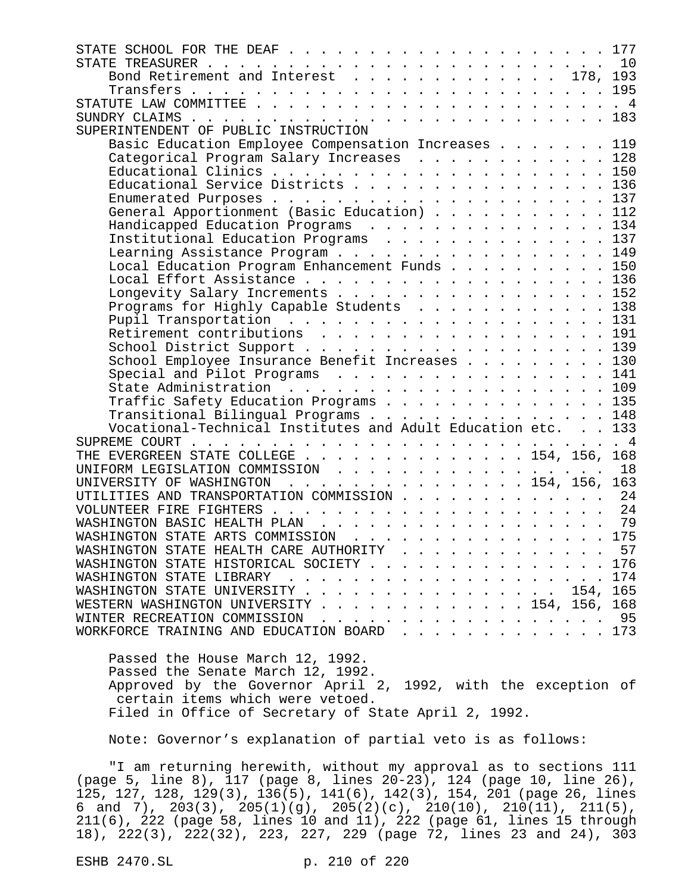| | |
|---|---|
| STATE SCHOOL FOR THE DEAF | 177 |
| STATE TREASURER | 10 |
| Bond Retirement and Interest | 178, 193 |
| Transfers | 195 |
| STATUTE LAW COMMITTEE | 4 |
| SUNDRY CLAIMS | 183 |
| SUPERINTENDENT OF PUBLIC INSTRUCTION | |
| Basic Education Employee Compensation Increases | 119 |
| Categorical Program Salary Increases | 128 |
| Educational Clinics | 150 |
| Educational Service Districts | 136 |
| Enumerated Purposes | 137 |
| General Apportionment (Basic Education) | 112 |
| Handicapped Education Programs | 134 |
| Institutional Education Programs | 137 |
| Learning Assistance Program | 149 |
| Local Education Program Enhancement Funds | 150 |
| Local Effort Assistance | 136 |
| Longevity Salary Increments | 152 |
| Programs for Highly Capable Students | 138 |
| Pupil Transportation | 131 |
| Retirement contributions | 191 |
| School District Support | 139 |
| School Employee Insurance Benefit Increases | 130 |
| Special and Pilot Programs | 141 |
| State Administration | 109 |
| Traffic Safety Education Programs | 135 |
| Transitional Bilingual Programs | 148 |
| Vocational-Technical Institutes and Adult Education etc. | 133 |
| SUPREME COURT | 4 |
| THE EVERGREEN STATE COLLEGE | 154, 156, 168 |
| UNIFORM LEGISLATION COMMISSION | 18 |
| UNIVERSITY OF WASHINGTON | 154, 156, 163 |
| UTILITIES AND TRANSPORTATION COMMISSION | 24 |
| VOLUNTEER FIRE FIGHTERS | 24 |
| WASHINGTON BASIC HEALTH PLAN | 79 |
| WASHINGTON STATE ARTS COMMISSION | 175 |
| WASHINGTON STATE HEALTH CARE AUTHORITY | 57 |
| WASHINGTON STATE HISTORICAL SOCIETY | 176 |
| WASHINGTON STATE LIBRARY | 174 |
| WASHINGTON STATE UNIVERSITY | 154, 165 |
| WESTERN WASHINGTON UNIVERSITY | 154, 156, 168 |
| WINTER RECREATION COMMISSION | 95 |
| WORKFORCE TRAINING AND EDUCATION BOARD | 173 |

Passed the House March 12, 1992.
Passed the Senate March 12, 1992.
Approved by the Governor April 2, 1992, with the exception of certain items which were vetoed.
Filed in Office of Secretary of State April 2, 1992.

Note: Governor's explanation of partial veto is as follows:

"I am returning herewith, without my approval as to sections 111 (page 5, line 8), 117 (page 8, lines 20-23), 124 (page 10, line 26), 125, 127, 128, 129(3), 136(5), 141(6), 142(3), 154, 201 (page 26, lines 6 and 7), 203(3), 205(1)(g), 205(2)(c), 210(10), 210(11), 211(5), 211(6), 222 (page 58, lines 10 and 11), 222 (page 61, lines 15 through 18), 222(3), 222(32), 223, 227, 229 (page 72, lines 23 and 24), 303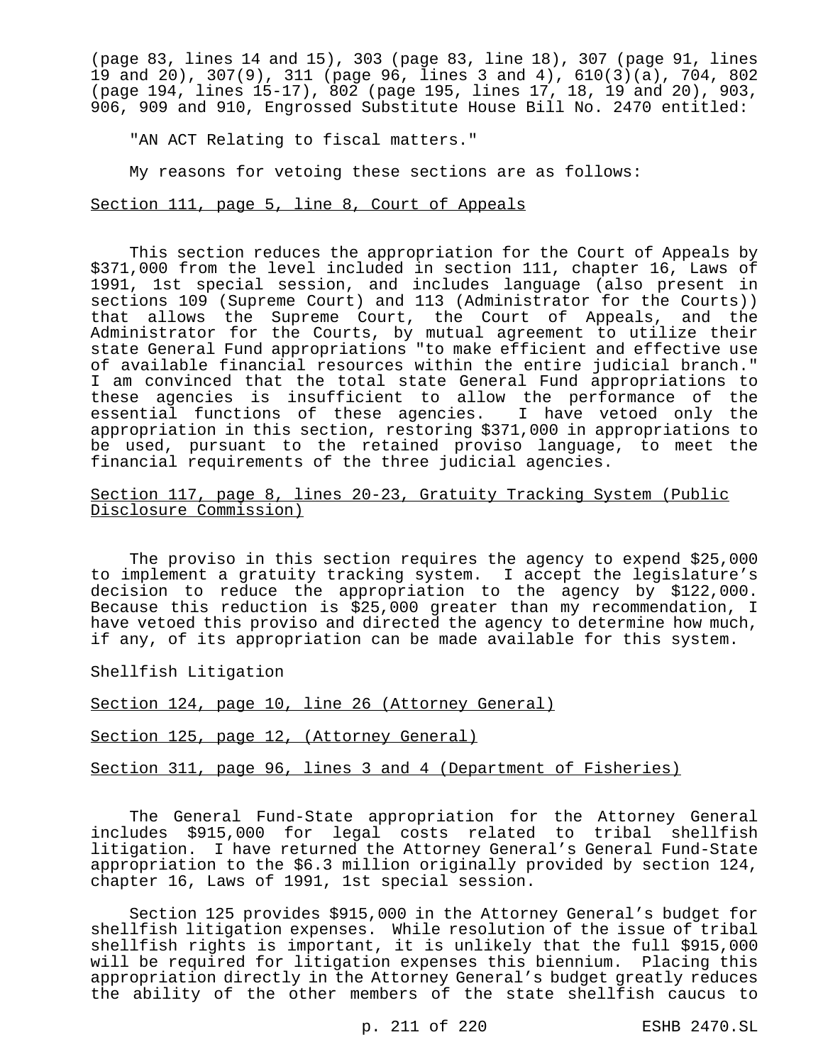(page 83, lines 14 and 15), 303 (page 83, line 18), 307 (page 91, lines 19 and 20), 307(9), 311 (page 96, lines 3 and 4), 610(3)(a), 704, 802 (page 194, lines 15-17), 802 (page 195, lines 17, 18, 19 and 20), 903, 906, 909 and 910, Engrossed Substitute House Bill No. 2470 entitled:

"AN ACT Relating to fiscal matters."

My reasons for vetoing these sections are as follows:

Section 111, page 5, line 8, Court of Appeals

This section reduces the appropriation for the Court of Appeals by $371,000 from the level included in section 111, chapter 16, Laws of 1991, 1st special session, and includes language (also present in sections 109 (Supreme Court) and 113 (Administrator for the Courts)) that allows the Supreme Court, the Court of Appeals, and the Administrator for the Courts, by mutual agreement to utilize their state General Fund appropriations "to make efficient and effective use of available financial resources within the entire judicial branch." I am convinced that the total state General Fund appropriations to these agencies is insufficient to allow the performance of the essential functions of these agencies. I have vetoed only the appropriation in this section, restoring $371,000 in appropriations to be used, pursuant to the retained proviso language, to meet the financial requirements of the three judicial agencies.

Section 117, page 8, lines 20-23, Gratuity Tracking System (Public Disclosure Commission)

The proviso in this section requires the agency to expend $25,000 to implement a gratuity tracking system. I accept the legislature's decision to reduce the appropriation to the agency by $122,000. Because this reduction is $25,000 greater than my recommendation, I have vetoed this proviso and directed the agency to determine how much, if any, of its appropriation can be made available for this system.

Shellfish Litigation

Section 124, page 10, line 26 (Attorney General)

Section 125, page 12, (Attorney General)

Section 311, page 96, lines 3 and 4 (Department of Fisheries)

The General Fund-State appropriation for the Attorney General includes $915,000 for legal costs related to tribal shellfish litigation. I have returned the Attorney General's General Fund-State appropriation to the $6.3 million originally provided by section 124, chapter 16, Laws of 1991, 1st special session.

Section 125 provides $915,000 in the Attorney General's budget for shellfish litigation expenses. While resolution of the issue of tribal shellfish rights is important, it is unlikely that the full $915,000 will be required for litigation expenses this biennium. Placing this appropriation directly in the Attorney General's budget greatly reduces the ability of the other members of the state shellfish caucus to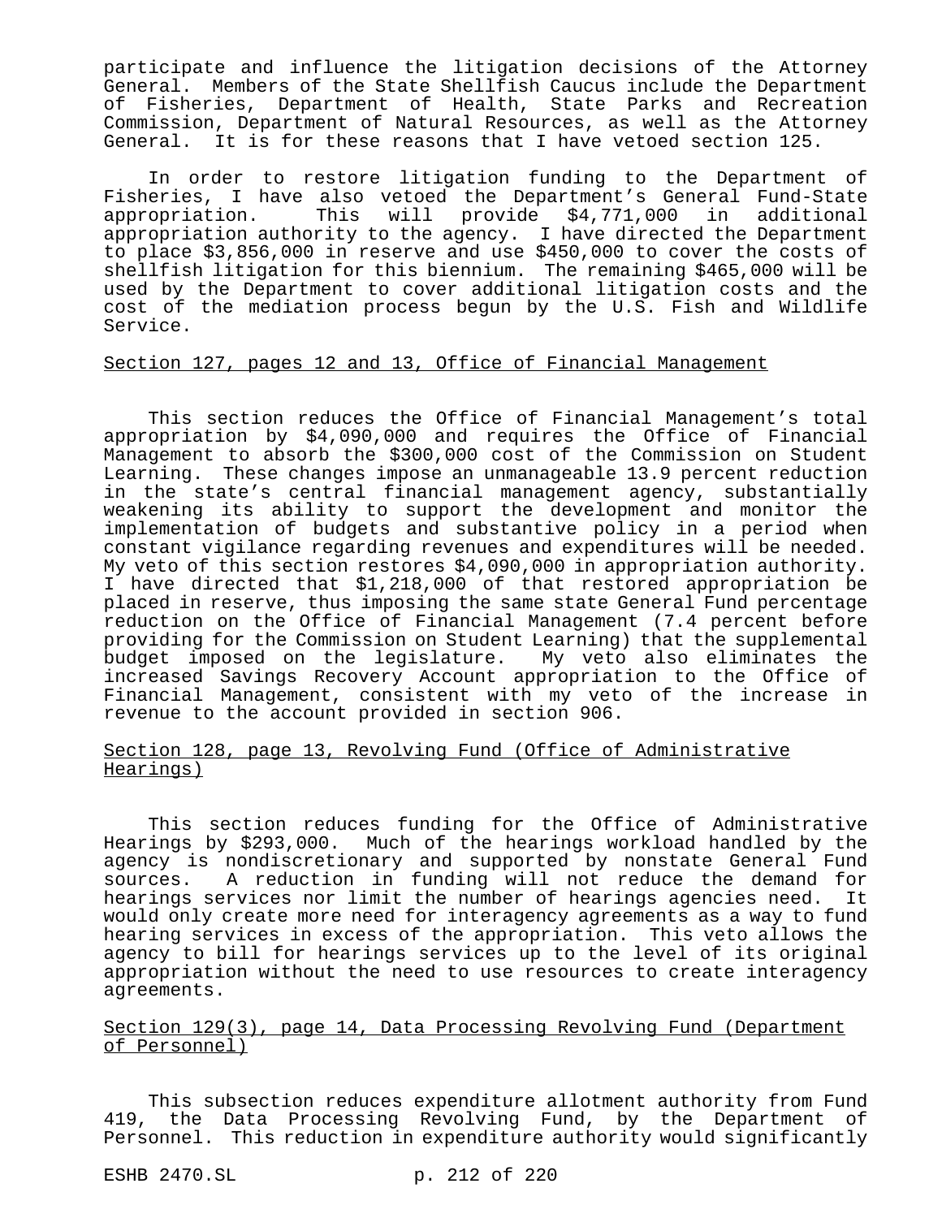participate and influence the litigation decisions of the Attorney General. Members of the State Shellfish Caucus include the Department of Fisheries, Department of Health, State Parks and Recreation Commission, Department of Natural Resources, as well as the Attorney General. It is for these reasons that I have vetoed section 125.

In order to restore litigation funding to the Department of Fisheries, I have also vetoed the Department's General Fund-State appropriation. This will provide $4,771,000 in additional appropriation authority to the agency. I have directed the Department to place $3,856,000 in reserve and use $450,000 to cover the costs of shellfish litigation for this biennium. The remaining $465,000 will be used by the Department to cover additional litigation costs and the cost of the mediation process begun by the U.S. Fish and Wildlife Service.

<u>Section 127, pages 12 and 13, Office of Financial Management</u>

This section reduces the Office of Financial Management's total appropriation by $4,090,000 and requires the Office of Financial Management to absorb the $300,000 cost of the Commission on Student Learning. These changes impose an unmanageable 13.9 percent reduction in the state's central financial management agency, substantially weakening its ability to support the development and monitor the implementation of budgets and substantive policy in a period when constant vigilance regarding revenues and expenditures will be needed. My veto of this section restores $4,090,000 in appropriation authority. I have directed that $1,218,000 of that restored appropriation be placed in reserve, thus imposing the same state General Fund percentage reduction on the Office of Financial Management (7.4 percent before providing for the Commission on Student Learning) that the supplemental budget imposed on the legislature. My veto also eliminates the increased Savings Recovery Account appropriation to the Office of Financial Management, consistent with my veto of the increase in revenue to the account provided in section 906.

<u>Section 128, page 13, Revolving Fund (Office of Administrative Hearings)</u>

This section reduces funding for the Office of Administrative Hearings by $293,000. Much of the hearings workload handled by the agency is nondiscretionary and supported by nonstate General Fund sources. A reduction in funding will not reduce the demand for hearings services nor limit the number of hearings agencies need. It would only create more need for interagency agreements as a way to fund hearing services in excess of the appropriation. This veto allows the agency to bill for hearings services up to the level of its original appropriation without the need to use resources to create interagency agreements.

<u>Section 129(3), page 14, Data Processing Revolving Fund (Department of Personnel)</u>

This subsection reduces expenditure allotment authority from Fund 419, the Data Processing Revolving Fund, by the Department of Personnel. This reduction in expenditure authority would significantly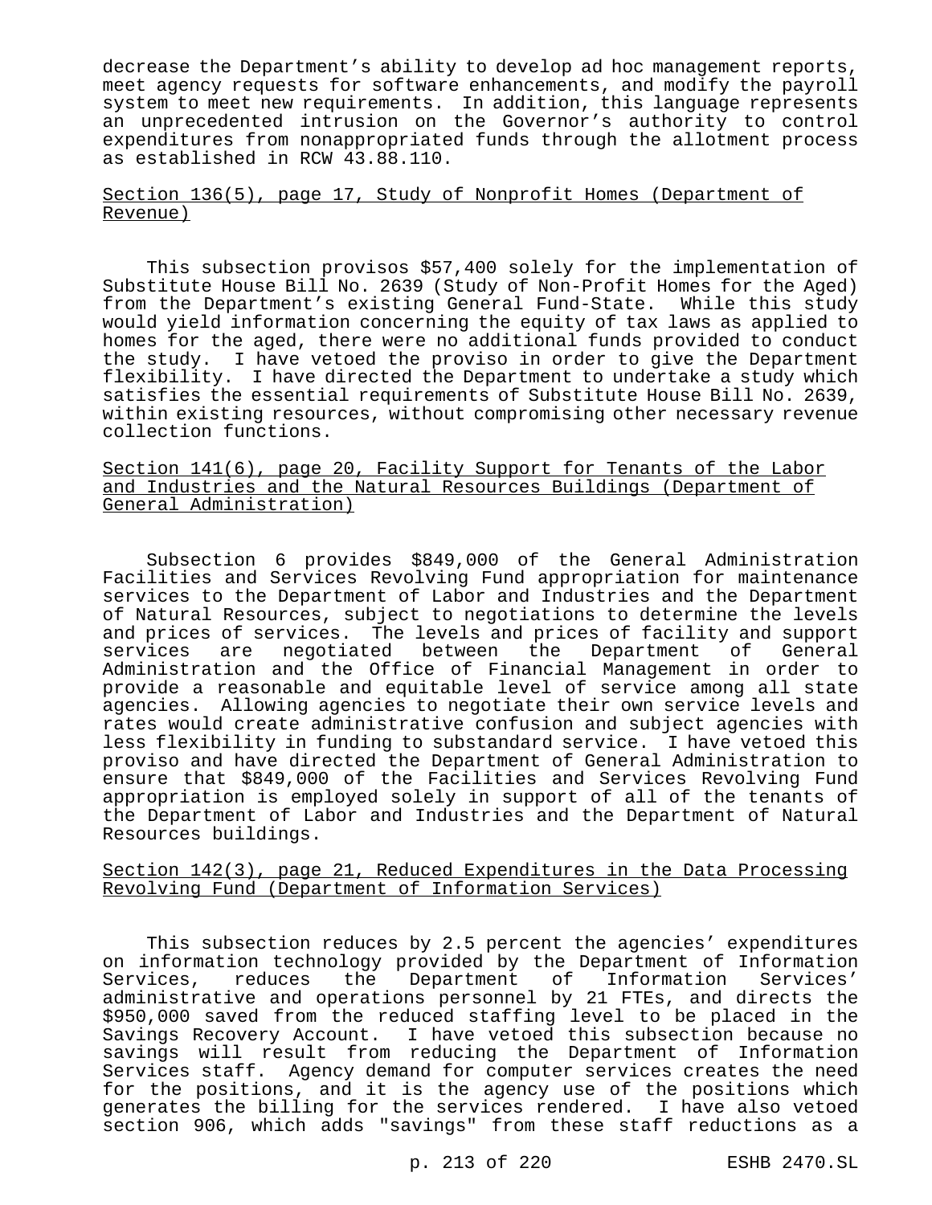decrease the Department's ability to develop ad hoc management reports, meet agency requests for software enhancements, and modify the payroll system to meet new requirements. In addition, this language represents an unprecedented intrusion on the Governor's authority to control expenditures from nonappropriated funds through the allotment process as established in RCW 43.88.110.

<u>Section 136(5), page 17, Study of Nonprofit Homes (Department of Revenue)</u>

This subsection provisos $57,400 solely for the implementation of Substitute House Bill No. 2639 (Study of Non-Profit Homes for the Aged) from the Department's existing General Fund-State. While this study would yield information concerning the equity of tax laws as applied to homes for the aged, there were no additional funds provided to conduct the study. I have vetoed the proviso in order to give the Department flexibility. I have directed the Department to undertake a study which satisfies the essential requirements of Substitute House Bill No. 2639, within existing resources, without compromising other necessary revenue collection functions.

<u>Section 141(6), page 20, Facility Support for Tenants of the Labor and Industries and the Natural Resources Buildings (Department of General Administration)</u>

Subsection 6 provides $849,000 of the General Administration Facilities and Services Revolving Fund appropriation for maintenance services to the Department of Labor and Industries and the Department of Natural Resources, subject to negotiations to determine the levels and prices of services. The levels and prices of facility and support services are negotiated between the Department of General Administration and the Office of Financial Management in order to provide a reasonable and equitable level of service among all state agencies. Allowing agencies to negotiate their own service levels and rates would create administrative confusion and subject agencies with less flexibility in funding to substandard service. I have vetoed this proviso and have directed the Department of General Administration to ensure that $849,000 of the Facilities and Services Revolving Fund appropriation is employed solely in support of all of the tenants of the Department of Labor and Industries and the Department of Natural Resources buildings.

<u>Section 142(3), page 21, Reduced Expenditures in the Data Processing Revolving Fund (Department of Information Services)</u>

This subsection reduces by 2.5 percent the agencies' expenditures on information technology provided by the Department of Information Services, reduces the Department of Information Services' administrative and operations personnel by 21 FTEs, and directs the $950,000 saved from the reduced staffing level to be placed in the Savings Recovery Account. I have vetoed this subsection because no savings will result from reducing the Department of Information Services staff. Agency demand for computer services creates the need for the positions, and it is the agency use of the positions which generates the billing for the services rendered. I have also vetoed section 906, which adds "savings" from these staff reductions as a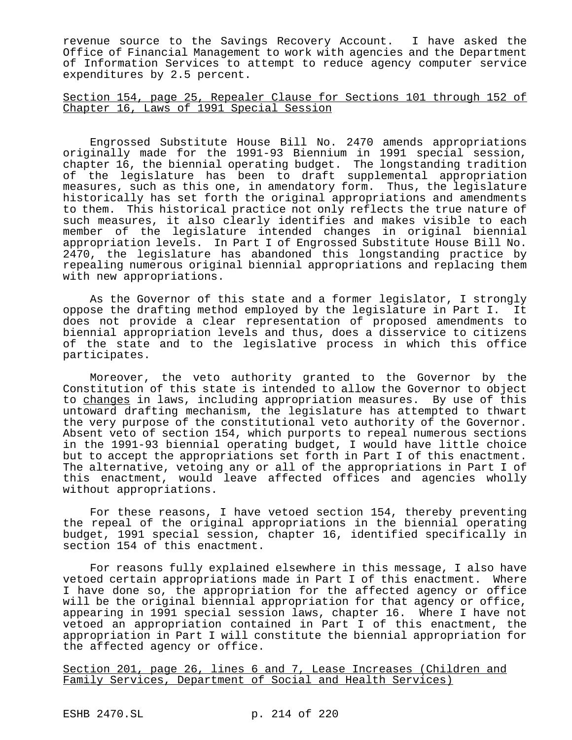revenue source to the Savings Recovery Account. I have asked the Office of Financial Management to work with agencies and the Department of Information Services to attempt to reduce agency computer service expenditures by 2.5 percent.

Section 154, page 25, Repealer Clause for Sections 101 through 152 of Chapter 16, Laws of 1991 Special Session

Engrossed Substitute House Bill No. 2470 amends appropriations originally made for the 1991-93 Biennium in 1991 special session, chapter 16, the biennial operating budget. The longstanding tradition of the legislature has been to draft supplemental appropriation measures, such as this one, in amendatory form. Thus, the legislature historically has set forth the original appropriations and amendments to them. This historical practice not only reflects the true nature of such measures, it also clearly identifies and makes visible to each member of the legislature intended changes in original biennial appropriation levels. In Part I of Engrossed Substitute House Bill No. 2470, the legislature has abandoned this longstanding practice by repealing numerous original biennial appropriations and replacing them with new appropriations.

As the Governor of this state and a former legislator, I strongly oppose the drafting method employed by the legislature in Part I. It does not provide a clear representation of proposed amendments to biennial appropriation levels and thus, does a disservice to citizens of the state and to the legislative process in which this office participates.

Moreover, the veto authority granted to the Governor by the Constitution of this state is intended to allow the Governor to object to changes in laws, including appropriation measures. By use of this untoward drafting mechanism, the legislature has attempted to thwart the very purpose of the constitutional veto authority of the Governor. Absent veto of section 154, which purports to repeal numerous sections in the 1991-93 biennial operating budget, I would have little choice but to accept the appropriations set forth in Part I of this enactment. The alternative, vetoing any or all of the appropriations in Part I of this enactment, would leave affected offices and agencies wholly without appropriations.

For these reasons, I have vetoed section 154, thereby preventing the repeal of the original appropriations in the biennial operating budget, 1991 special session, chapter 16, identified specifically in section 154 of this enactment.

For reasons fully explained elsewhere in this message, I also have vetoed certain appropriations made in Part I of this enactment. Where I have done so, the appropriation for the affected agency or office will be the original biennial appropriation for that agency or office, appearing in 1991 special session laws, chapter 16. Where I have not vetoed an appropriation contained in Part I of this enactment, the appropriation in Part I will constitute the biennial appropriation for the affected agency or office.

Section 201, page 26, lines 6 and 7, Lease Increases (Children and Family Services, Department of Social and Health Services)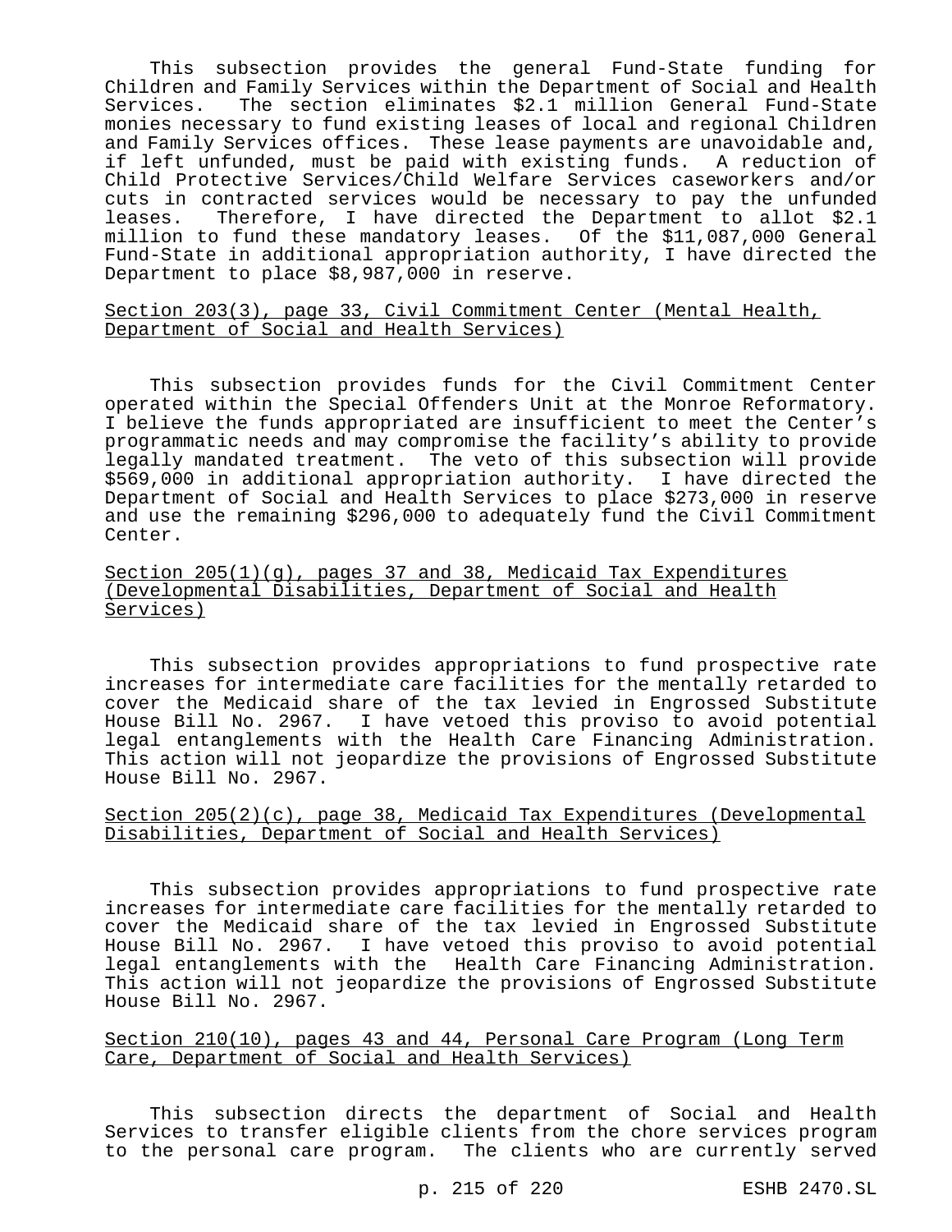This subsection provides the general Fund-State funding for Children and Family Services within the Department of Social and Health Services. The section eliminates $2.1 million General Fund-State monies necessary to fund existing leases of local and regional Children and Family Services offices. These lease payments are unavoidable and, if left unfunded, must be paid with existing funds. A reduction of Child Protective Services/Child Welfare Services caseworkers and/or cuts in contracted services would be necessary to pay the unfunded leases. Therefore, I have directed the Department to allot $2.1 million to fund these mandatory leases. Of the $11,087,000 General Fund-State in additional appropriation authority, I have directed the Department to place $8,987,000 in reserve.

Section 203(3), page 33, Civil Commitment Center (Mental Health, Department of Social and Health Services)

This subsection provides funds for the Civil Commitment Center operated within the Special Offenders Unit at the Monroe Reformatory. I believe the funds appropriated are insufficient to meet the Center's programmatic needs and may compromise the facility's ability to provide legally mandated treatment. The veto of this subsection will provide $569,000 in additional appropriation authority. I have directed the Department of Social and Health Services to place $273,000 in reserve and use the remaining $296,000 to adequately fund the Civil Commitment Center.

Section 205(1)(g), pages 37 and 38, Medicaid Tax Expenditures (Developmental Disabilities, Department of Social and Health Services)

This subsection provides appropriations to fund prospective rate increases for intermediate care facilities for the mentally retarded to cover the Medicaid share of the tax levied in Engrossed Substitute House Bill No. 2967. I have vetoed this proviso to avoid potential legal entanglements with the Health Care Financing Administration. This action will not jeopardize the provisions of Engrossed Substitute House Bill No. 2967.

Section 205(2)(c), page 38, Medicaid Tax Expenditures (Developmental Disabilities, Department of Social and Health Services)

This subsection provides appropriations to fund prospective rate increases for intermediate care facilities for the mentally retarded to cover the Medicaid share of the tax levied in Engrossed Substitute House Bill No. 2967. I have vetoed this proviso to avoid potential legal entanglements with the Health Care Financing Administration. This action will not jeopardize the provisions of Engrossed Substitute House Bill No. 2967.

Section 210(10), pages 43 and 44, Personal Care Program (Long Term Care, Department of Social and Health Services)

This subsection directs the department of Social and Health Services to transfer eligible clients from the chore services program to the personal care program. The clients who are currently served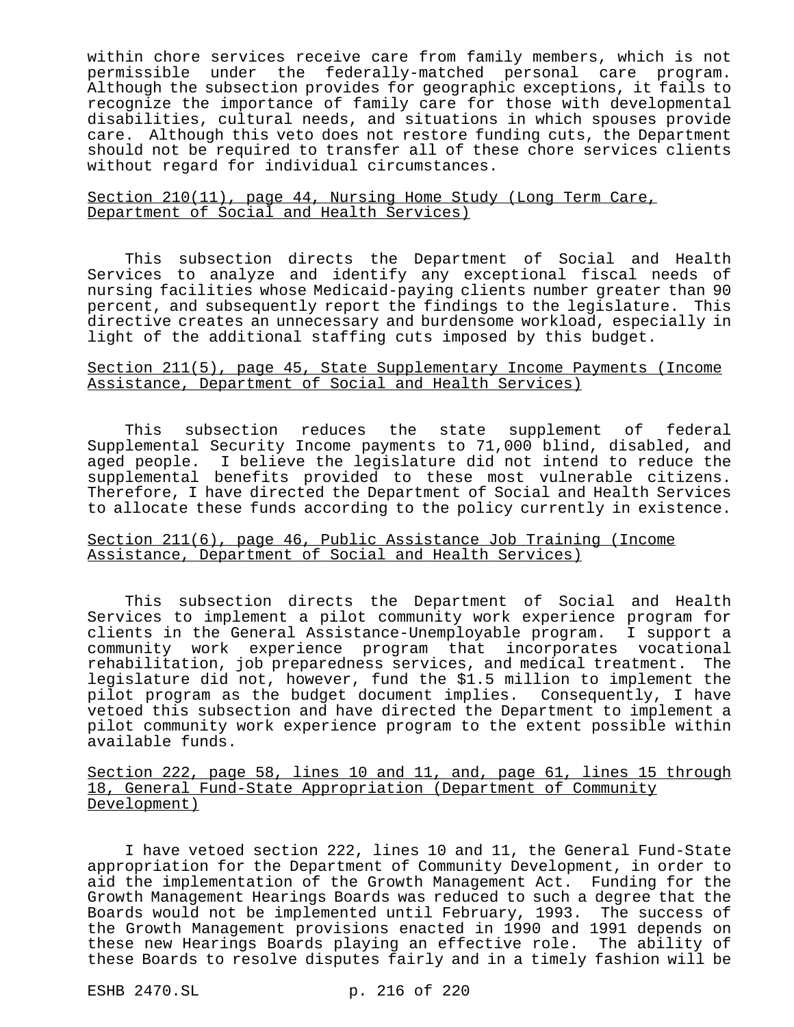within chore services receive care from family members, which is not permissible under the federally-matched personal care program. Although the subsection provides for geographic exceptions, it fails to recognize the importance of family care for those with developmental disabilities, cultural needs, and situations in which spouses provide care. Although this veto does not restore funding cuts, the Department should not be required to transfer all of these chore services clients without regard for individual circumstances.

Section 210(11), page 44, Nursing Home Study (Long Term Care, Department of Social and Health Services)

This subsection directs the Department of Social and Health Services to analyze and identify any exceptional fiscal needs of nursing facilities whose Medicaid-paying clients number greater than 90 percent, and subsequently report the findings to the legislature. This directive creates an unnecessary and burdensome workload, especially in light of the additional staffing cuts imposed by this budget.

Section 211(5), page 45, State Supplementary Income Payments (Income Assistance, Department of Social and Health Services)

This subsection reduces the state supplement of federal Supplemental Security Income payments to 71,000 blind, disabled, and aged people. I believe the legislature did not intend to reduce the supplemental benefits provided to these most vulnerable citizens. Therefore, I have directed the Department of Social and Health Services to allocate these funds according to the policy currently in existence.

Section 211(6), page 46, Public Assistance Job Training (Income Assistance, Department of Social and Health Services)

This subsection directs the Department of Social and Health Services to implement a pilot community work experience program for clients in the General Assistance-Unemployable program. I support a community work experience program that incorporates vocational rehabilitation, job preparedness services, and medical treatment. The legislature did not, however, fund the $1.5 million to implement the pilot program as the budget document implies. Consequently, I have vetoed this subsection and have directed the Department to implement a pilot community work experience program to the extent possible within available funds.

Section 222, page 58, lines 10 and 11, and, page 61, lines 15 through 18, General Fund-State Appropriation (Department of Community Development)

I have vetoed section 222, lines 10 and 11, the General Fund-State appropriation for the Department of Community Development, in order to aid the implementation of the Growth Management Act. Funding for the Growth Management Hearings Boards was reduced to such a degree that the Boards would not be implemented until February, 1993. The success of the Growth Management provisions enacted in 1990 and 1991 depends on these new Hearings Boards playing an effective role. The ability of these Boards to resolve disputes fairly and in a timely fashion will be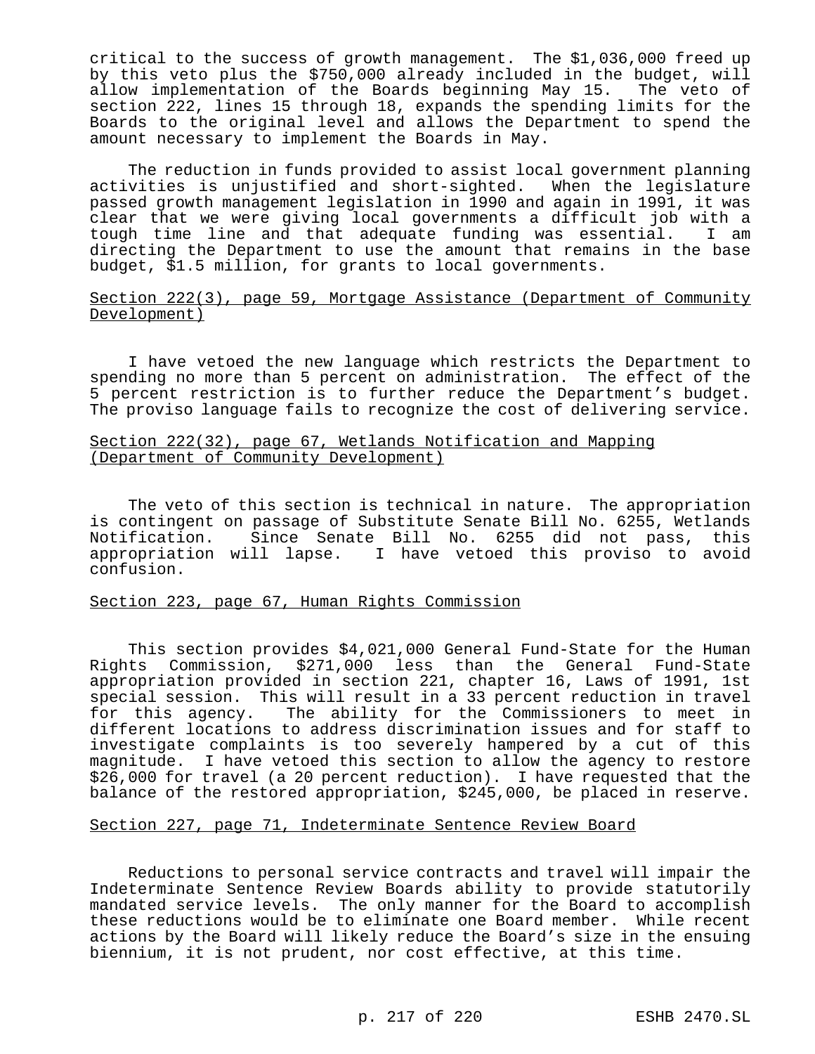critical to the success of growth management. The $1,036,000 freed up by this veto plus the $750,000 already included in the budget, will allow implementation of the Boards beginning May 15. The veto of section 222, lines 15 through 18, expands the spending limits for the Boards to the original level and allows the Department to spend the amount necessary to implement the Boards in May.

The reduction in funds provided to assist local government planning activities is unjustified and short-sighted. When the legislature passed growth management legislation in 1990 and again in 1991, it was clear that we were giving local governments a difficult job with a tough time line and that adequate funding was essential. I am directing the Department to use the amount that remains in the base budget, $1.5 million, for grants to local governments.

<u>Section 222(3), page 59, Mortgage Assistance (Department of Community Development)</u>

I have vetoed the new language which restricts the Department to spending no more than 5 percent on administration. The effect of the 5 percent restriction is to further reduce the Department's budget. The proviso language fails to recognize the cost of delivering service.

<u>Section 222(32), page 67, Wetlands Notification and Mapping (Department of Community Development)</u>

The veto of this section is technical in nature. The appropriation is contingent on passage of Substitute Senate Bill No. 6255, Wetlands Notification. Since Senate Bill No. 6255 did not pass, this appropriation will lapse. I have vetoed this proviso to avoid confusion.

<u>Section 223, page 67, Human Rights Commission</u>

This section provides $4,021,000 General Fund-State for the Human Rights Commission, $271,000 less than the General Fund-State appropriation provided in section 221, chapter 16, Laws of 1991, 1st special session. This will result in a 33 percent reduction in travel for this agency. The ability for the Commissioners to meet in different locations to address discrimination issues and for staff to investigate complaints is too severely hampered by a cut of this magnitude. I have vetoed this section to allow the agency to restore $26,000 for travel (a 20 percent reduction). I have requested that the balance of the restored appropriation, $245,000, be placed in reserve.

<u>Section 227, page 71, Indeterminate Sentence Review Board</u>

Reductions to personal service contracts and travel will impair the Indeterminate Sentence Review Boards ability to provide statutorily mandated service levels. The only manner for the Board to accomplish these reductions would be to eliminate one Board member. While recent actions by the Board will likely reduce the Board's size in the ensuing biennium, it is not prudent, nor cost effective, at this time.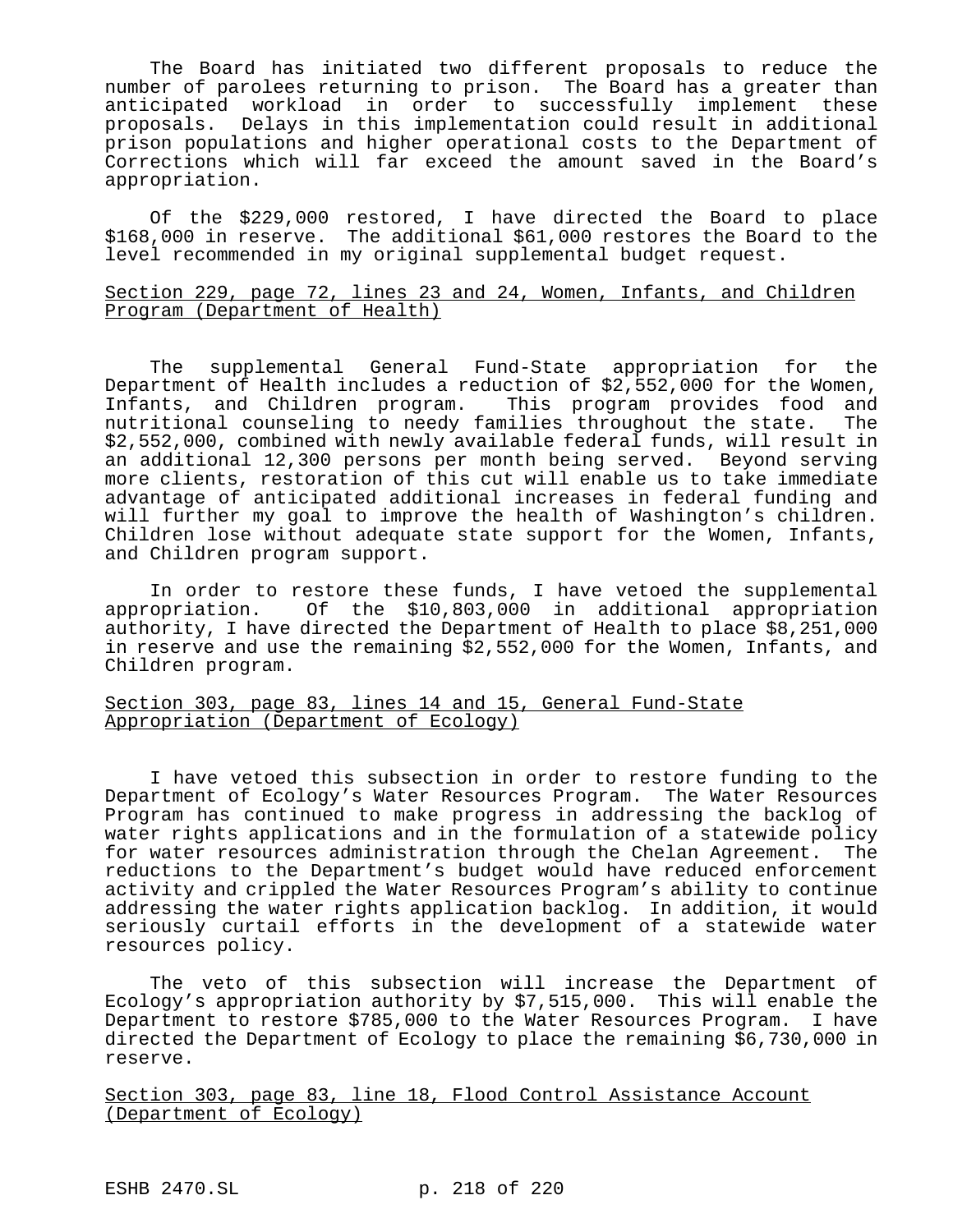The Board has initiated two different proposals to reduce the number of parolees returning to prison. The Board has a greater than anticipated workload in order to successfully implement these proposals. Delays in this implementation could result in additional prison populations and higher operational costs to the Department of Corrections which will far exceed the amount saved in the Board's appropriation.

Of the $229,000 restored, I have directed the Board to place $168,000 in reserve. The additional $61,000 restores the Board to the level recommended in my original supplemental budget request.

Section 229, page 72, lines 23 and 24, Women, Infants, and Children Program (Department of Health)

The supplemental General Fund-State appropriation for the Department of Health includes a reduction of $2,552,000 for the Women, Infants, and Children program. This program provides food and nutritional counseling to needy families throughout the state. The $2,552,000, combined with newly available federal funds, will result in an additional 12,300 persons per month being served. Beyond serving more clients, restoration of this cut will enable us to take immediate advantage of anticipated additional increases in federal funding and will further my goal to improve the health of Washington's children. Children lose without adequate state support for the Women, Infants, and Children program support.

In order to restore these funds, I have vetoed the supplemental appropriation. Of the $10,803,000 in additional appropriation authority, I have directed the Department of Health to place $8,251,000 in reserve and use the remaining $2,552,000 for the Women, Infants, and Children program.

Section 303, page 83, lines 14 and 15, General Fund-State Appropriation (Department of Ecology)

I have vetoed this subsection in order to restore funding to the Department of Ecology's Water Resources Program. The Water Resources Program has continued to make progress in addressing the backlog of water rights applications and in the formulation of a statewide policy for water resources administration through the Chelan Agreement. The reductions to the Department's budget would have reduced enforcement activity and crippled the Water Resources Program's ability to continue addressing the water rights application backlog. In addition, it would seriously curtail efforts in the development of a statewide water resources policy.

The veto of this subsection will increase the Department of Ecology's appropriation authority by $7,515,000. This will enable the Department to restore $785,000 to the Water Resources Program. I have directed the Department of Ecology to place the remaining $6,730,000 in reserve.

Section 303, page 83, line 18, Flood Control Assistance Account (Department of Ecology)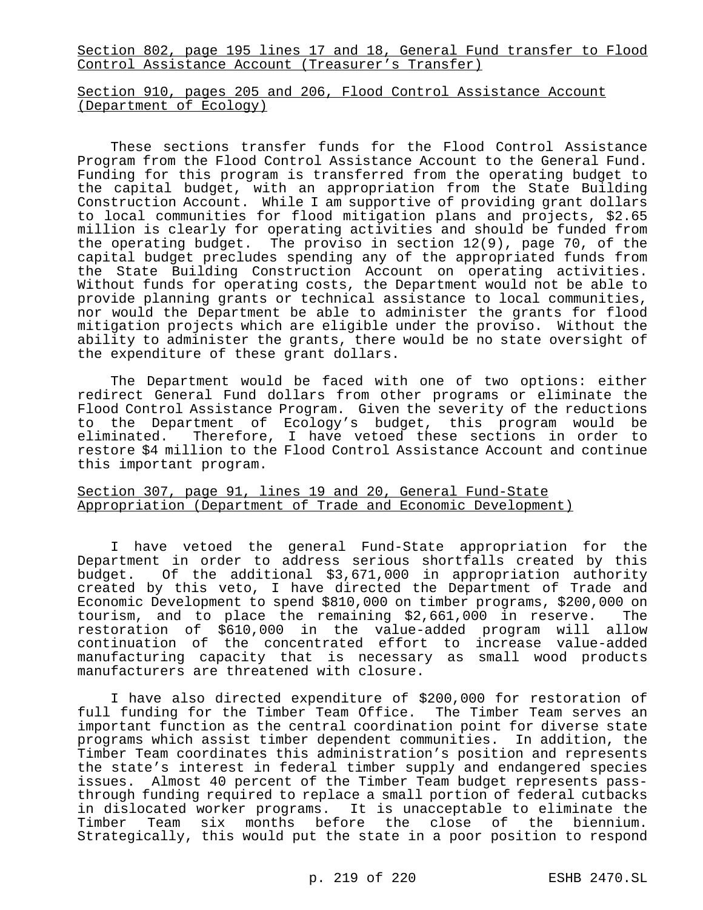Section 802, page 195 lines 17 and 18, General Fund transfer to Flood Control Assistance Account (Treasurer's Transfer)

Section 910, pages 205 and 206, Flood Control Assistance Account (Department of Ecology)

These sections transfer funds for the Flood Control Assistance Program from the Flood Control Assistance Account to the General Fund. Funding for this program is transferred from the operating budget to the capital budget, with an appropriation from the State Building Construction Account. While I am supportive of providing grant dollars to local communities for flood mitigation plans and projects, $2.65 million is clearly for operating activities and should be funded from the operating budget. The proviso in section 12(9), page 70, of the capital budget precludes spending any of the appropriated funds from the State Building Construction Account on operating activities. Without funds for operating costs, the Department would not be able to provide planning grants or technical assistance to local communities, nor would the Department be able to administer the grants for flood mitigation projects which are eligible under the proviso. Without the ability to administer the grants, there would be no state oversight of the expenditure of these grant dollars.

The Department would be faced with one of two options: either redirect General Fund dollars from other programs or eliminate the Flood Control Assistance Program. Given the severity of the reductions to the Department of Ecology's budget, this program would be eliminated. Therefore, I have vetoed these sections in order to restore $4 million to the Flood Control Assistance Account and continue this important program.

Section 307, page 91, lines 19 and 20, General Fund-State Appropriation (Department of Trade and Economic Development)

I have vetoed the general Fund-State appropriation for the Department in order to address serious shortfalls created by this budget. Of the additional $3,671,000 in appropriation authority created by this veto, I have directed the Department of Trade and Economic Development to spend $810,000 on timber programs, $200,000 on tourism, and to place the remaining $2,661,000 in reserve. The restoration of $610,000 in the value-added program will allow continuation of the concentrated effort to increase value-added manufacturing capacity that is necessary as small wood products manufacturers are threatened with closure.

I have also directed expenditure of $200,000 for restoration of full funding for the Timber Team Office. The Timber Team serves an important function as the central coordination point for diverse state programs which assist timber dependent communities. In addition, the Timber Team coordinates this administration's position and represents the state's interest in federal timber supply and endangered species issues. Almost 40 percent of the Timber Team budget represents pass-through funding required to replace a small portion of federal cutbacks in dislocated worker programs. It is unacceptable to eliminate the Timber Team six months before the close of the biennium. Strategically, this would put the state in a poor position to respond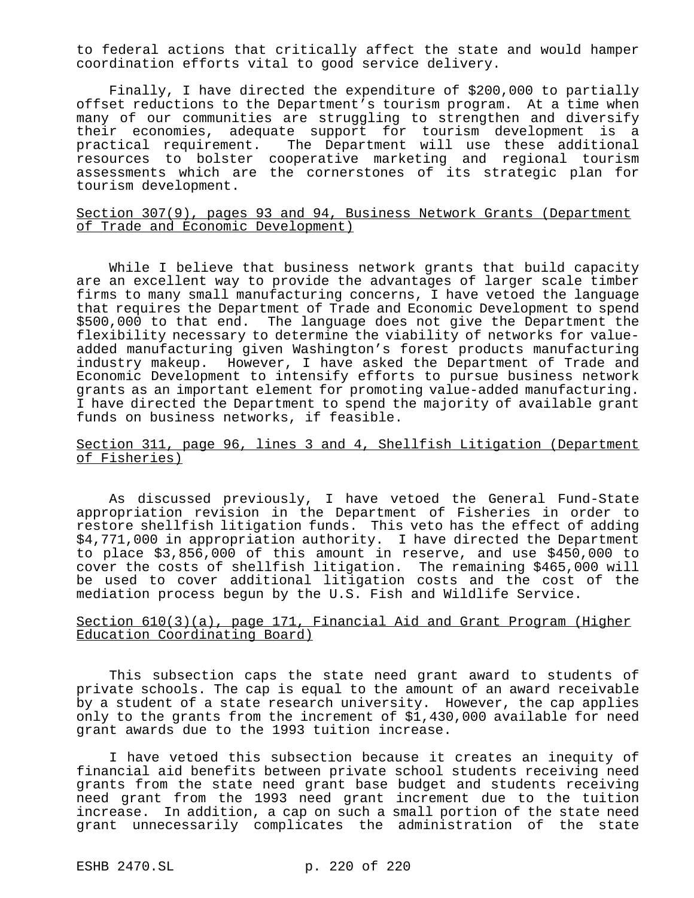to federal actions that critically affect the state and would hamper coordination efforts vital to good service delivery.

Finally, I have directed the expenditure of $200,000 to partially offset reductions to the Department's tourism program. At a time when many of our communities are struggling to strengthen and diversify their economies, adequate support for tourism development is a practical requirement. The Department will use these additional resources to bolster cooperative marketing and regional tourism assessments which are the cornerstones of its strategic plan for tourism development.

Section 307(9), pages 93 and 94, Business Network Grants (Department of Trade and Economic Development)

While I believe that business network grants that build capacity are an excellent way to provide the advantages of larger scale timber firms to many small manufacturing concerns, I have vetoed the language that requires the Department of Trade and Economic Development to spend $500,000 to that end. The language does not give the Department the flexibility necessary to determine the viability of networks for value-added manufacturing given Washington's forest products manufacturing industry makeup. However, I have asked the Department of Trade and Economic Development to intensify efforts to pursue business network grants as an important element for promoting value-added manufacturing. I have directed the Department to spend the majority of available grant funds on business networks, if feasible.

Section 311, page 96, lines 3 and 4, Shellfish Litigation (Department of Fisheries)

As discussed previously, I have vetoed the General Fund-State appropriation revision in the Department of Fisheries in order to restore shellfish litigation funds. This veto has the effect of adding $4,771,000 in appropriation authority. I have directed the Department to place $3,856,000 of this amount in reserve, and use $450,000 to cover the costs of shellfish litigation. The remaining $465,000 will be used to cover additional litigation costs and the cost of the mediation process begun by the U.S. Fish and Wildlife Service.

Section 610(3)(a), page 171, Financial Aid and Grant Program (Higher Education Coordinating Board)

This subsection caps the state need grant award to students of private schools. The cap is equal to the amount of an award receivable by a student of a state research university. However, the cap applies only to the grants from the increment of $1,430,000 available for need grant awards due to the 1993 tuition increase.

I have vetoed this subsection because it creates an inequity of financial aid benefits between private school students receiving need grants from the state need grant base budget and students receiving need grant from the 1993 need grant increment due to the tuition increase. In addition, a cap on such a small portion of the state need grant unnecessarily complicates the administration of the state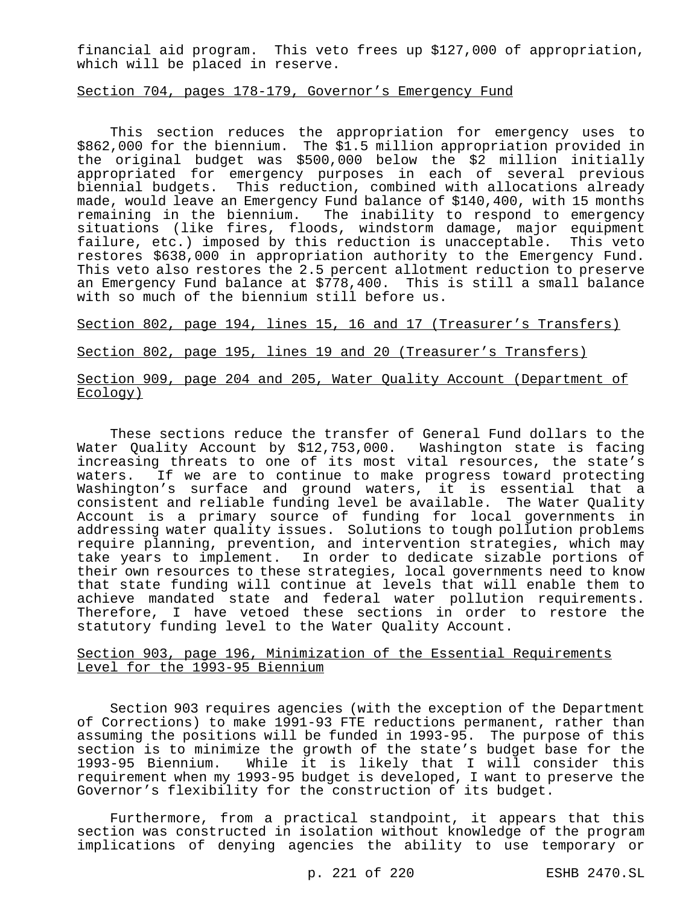financial aid program. This veto frees up $127,000 of appropriation, which will be placed in reserve.

Section 704, pages 178-179, Governor's Emergency Fund

This section reduces the appropriation for emergency uses to $862,000 for the biennium. The $1.5 million appropriation provided in the original budget was $500,000 below the $2 million initially appropriated for emergency purposes in each of several previous biennial budgets. This reduction, combined with allocations already made, would leave an Emergency Fund balance of $140,400, with 15 months remaining in the biennium. The inability to respond to emergency situations (like fires, floods, windstorm damage, major equipment failure, etc.) imposed by this reduction is unacceptable. This veto restores $638,000 in appropriation authority to the Emergency Fund. This veto also restores the 2.5 percent allotment reduction to preserve an Emergency Fund balance at $778,400. This is still a small balance with so much of the biennium still before us.

Section 802, page 194, lines 15, 16 and 17 (Treasurer's Transfers)

Section 802, page 195, lines 19 and 20 (Treasurer's Transfers)

Section 909, page 204 and 205, Water Quality Account (Department of Ecology)

These sections reduce the transfer of General Fund dollars to the Water Quality Account by $12,753,000. Washington state is facing increasing threats to one of its most vital resources, the state's waters. If we are to continue to make progress toward protecting Washington's surface and ground waters, it is essential that a consistent and reliable funding level be available. The Water Quality Account is a primary source of funding for local governments in addressing water quality issues. Solutions to tough pollution problems require planning, prevention, and intervention strategies, which may take years to implement. In order to dedicate sizable portions of their own resources to these strategies, local governments need to know that state funding will continue at levels that will enable them to achieve mandated state and federal water pollution requirements. Therefore, I have vetoed these sections in order to restore the statutory funding level to the Water Quality Account.

Section 903, page 196, Minimization of the Essential Requirements Level for the 1993-95 Biennium

Section 903 requires agencies (with the exception of the Department of Corrections) to make 1991-93 FTE reductions permanent, rather than assuming the positions will be funded in 1993-95. The purpose of this section is to minimize the growth of the state's budget base for the 1993-95 Biennium. While it is likely that I will consider this requirement when my 1993-95 budget is developed, I want to preserve the Governor's flexibility for the construction of its budget.

Furthermore, from a practical standpoint, it appears that this section was constructed in isolation without knowledge of the program implications of denying agencies the ability to use temporary or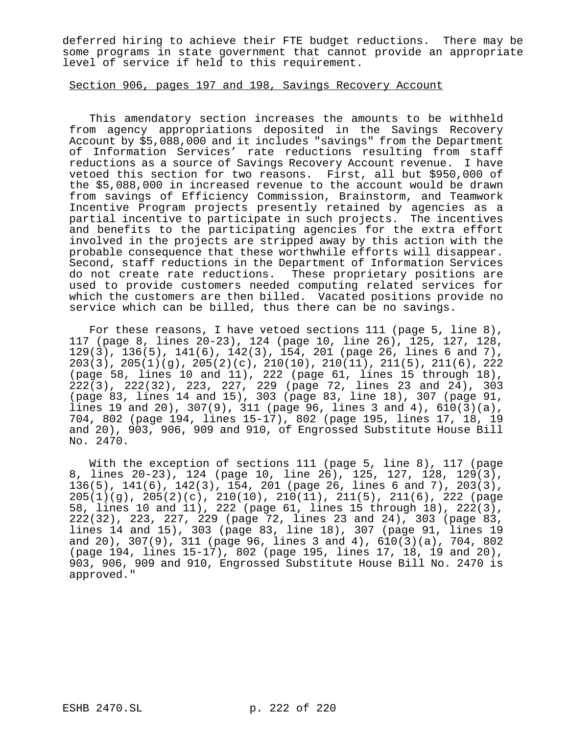deferred hiring to achieve their FTE budget reductions. There may be some programs in state government that cannot provide an appropriate level of service if held to this requirement.

Section 906, pages 197 and 198, Savings Recovery Account

This amendatory section increases the amounts to be withheld from agency appropriations deposited in the Savings Recovery Account by $5,088,000 and it includes "savings" from the Department of Information Services' rate reductions resulting from staff reductions as a source of Savings Recovery Account revenue. I have vetoed this section for two reasons. First, all but $950,000 of the $5,088,000 in increased revenue to the account would be drawn from savings of Efficiency Commission, Brainstorm, and Teamwork Incentive Program projects presently retained by agencies as a partial incentive to participate in such projects. The incentives and benefits to the participating agencies for the extra effort involved in the projects are stripped away by this action with the probable consequence that these worthwhile efforts will disappear. Second, staff reductions in the Department of Information Services do not create rate reductions. These proprietary positions are used to provide customers needed computing related services for which the customers are then billed. Vacated positions provide no service which can be billed, thus there can be no savings.

For these reasons, I have vetoed sections 111 (page 5, line 8), 117 (page 8, lines 20-23), 124 (page 10, line 26), 125, 127, 128, 129(3), 136(5), 141(6), 142(3), 154, 201 (page 26, lines 6 and 7), 203(3), 205(1)(g), 205(2)(c), 210(10), 210(11), 211(5), 211(6), 222 (page 58, lines 10 and 11), 222 (page 61, lines 15 through 18), 222(3), 222(32), 223, 227, 229 (page 72, lines 23 and 24), 303 (page 83, lines 14 and 15), 303 (page 83, line 18), 307 (page 91, lines 19 and 20), 307(9), 311 (page 96, lines 3 and 4), 610(3)(a), 704, 802 (page 194, lines 15-17), 802 (page 195, lines 17, 18, 19 and 20), 903, 906, 909 and 910, of Engrossed Substitute House Bill No. 2470.

With the exception of sections 111 (page 5, line 8), 117 (page 8, lines 20-23), 124 (page 10, line 26), 125, 127, 128, 129(3), 136(5), 141(6), 142(3), 154, 201 (page 26, lines 6 and 7), 203(3), 205(1)(g), 205(2)(c), 210(10), 210(11), 211(5), 211(6), 222 (page 58, lines 10 and 11), 222 (page 61, lines 15 through 18), 222(3), 222(32), 223, 227, 229 (page 72, lines 23 and 24), 303 (page 83, lines 14 and 15), 303 (page 83, line 18), 307 (page 91, lines 19 and 20), 307(9), 311 (page 96, lines 3 and 4), 610(3)(a), 704, 802 (page 194, lines 15-17), 802 (page 195, lines 17, 18, 19 and 20), 903, 906, 909 and 910, Engrossed Substitute House Bill No. 2470 is approved."